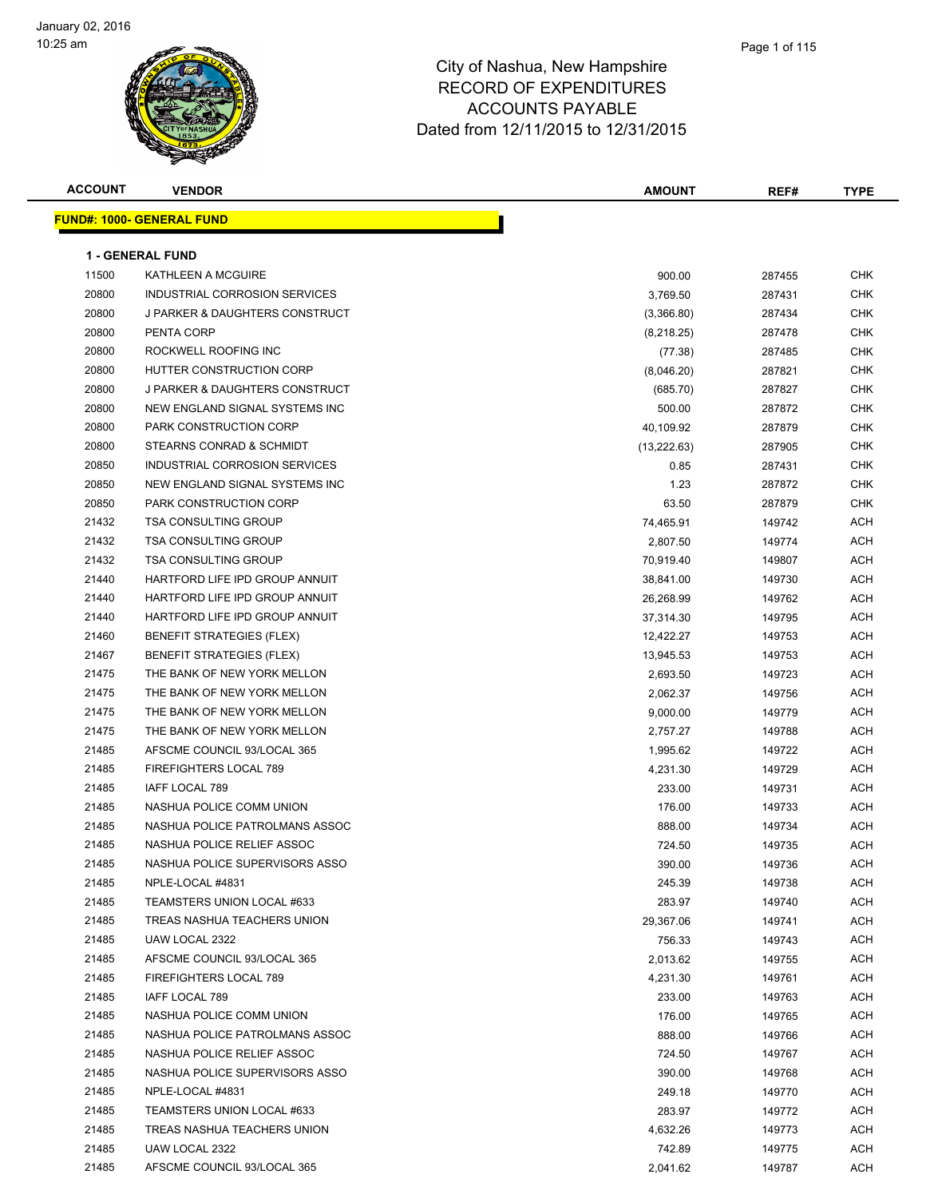# City of Nashua, New Hampshire
## RECORD OF EXPENDITURES
## ACCOUNTS PAYABLE
### Dated from 12/11/2015 to 12/31/2015

January 02, 2016
10:25 am

**FUND#: 1000- GENERAL FUND**

**1 - GENERAL FUND**

| ACCOUNT | VENDOR | AMOUNT | REF# | TYPE |
|---|---|---|---|---|
| 11500 | KATHLEEN A MCGUIRE | 900.00 | 287455 | CHK |
| 20800 | INDUSTRIAL CORROSION SERVICES | 3,769.50 | 287431 | CHK |
| 20800 | J PARKER & DAUGHTERS CONSTRUCT | (3,366.80) | 287434 | CHK |
| 20800 | PENTA CORP | (8,218.25) | 287478 | CHK |
| 20800 | ROCKWELL ROOFING INC | (77.38) | 287485 | CHK |
| 20800 | HUTTER CONSTRUCTION CORP | (8,046.20) | 287821 | CHK |
| 20800 | J PARKER & DAUGHTERS CONSTRUCT | (685.70) | 287827 | CHK |
| 20800 | NEW ENGLAND SIGNAL SYSTEMS INC | 500.00 | 287872 | CHK |
| 20800 | PARK CONSTRUCTION CORP | 40,109.92 | 287879 | CHK |
| 20800 | STEARNS CONRAD & SCHMIDT | (13,222.63) | 287905 | CHK |
| 20850 | INDUSTRIAL CORROSION SERVICES | 0.85 | 287431 | CHK |
| 20850 | NEW ENGLAND SIGNAL SYSTEMS INC | 1.23 | 287872 | CHK |
| 20850 | PARK CONSTRUCTION CORP | 63.50 | 287879 | CHK |
| 21432 | TSA CONSULTING GROUP | 74,465.91 | 149742 | ACH |
| 21432 | TSA CONSULTING GROUP | 2,807.50 | 149774 | ACH |
| 21432 | TSA CONSULTING GROUP | 70,919.40 | 149807 | ACH |
| 21440 | HARTFORD LIFE IPD GROUP ANNUIT | 38,841.00 | 149730 | ACH |
| 21440 | HARTFORD LIFE IPD GROUP ANNUIT | 26,268.99 | 149762 | ACH |
| 21440 | HARTFORD LIFE IPD GROUP ANNUIT | 37,314.30 | 149795 | ACH |
| 21460 | BENEFIT STRATEGIES (FLEX) | 12,422.27 | 149753 | ACH |
| 21467 | BENEFIT STRATEGIES (FLEX) | 13,945.53 | 149753 | ACH |
| 21475 | THE BANK OF NEW YORK MELLON | 2,693.50 | 149723 | ACH |
| 21475 | THE BANK OF NEW YORK MELLON | 2,062.37 | 149756 | ACH |
| 21475 | THE BANK OF NEW YORK MELLON | 9,000.00 | 149779 | ACH |
| 21475 | THE BANK OF NEW YORK MELLON | 2,757.27 | 149788 | ACH |
| 21485 | AFSCME COUNCIL 93/LOCAL 365 | 1,995.62 | 149722 | ACH |
| 21485 | FIREFIGHTERS LOCAL 789 | 4,231.30 | 149729 | ACH |
| 21485 | IAFF LOCAL 789 | 233.00 | 149731 | ACH |
| 21485 | NASHUA POLICE COMM UNION | 176.00 | 149733 | ACH |
| 21485 | NASHUA POLICE PATROLMANS ASSOC | 888.00 | 149734 | ACH |
| 21485 | NASHUA POLICE RELIEF ASSOC | 724.50 | 149735 | ACH |
| 21485 | NASHUA POLICE SUPERVISORS ASSO | 390.00 | 149736 | ACH |
| 21485 | NPLE-LOCAL #4831 | 245.39 | 149738 | ACH |
| 21485 | TEAMSTERS UNION LOCAL #633 | 283.97 | 149740 | ACH |
| 21485 | TREAS NASHUA TEACHERS UNION | 29,367.06 | 149741 | ACH |
| 21485 | UAW LOCAL 2322 | 756.33 | 149743 | ACH |
| 21485 | AFSCME COUNCIL 93/LOCAL 365 | 2,013.62 | 149755 | ACH |
| 21485 | FIREFIGHTERS LOCAL 789 | 4,231.30 | 149761 | ACH |
| 21485 | IAFF LOCAL 789 | 233.00 | 149763 | ACH |
| 21485 | NASHUA POLICE COMM UNION | 176.00 | 149765 | ACH |
| 21485 | NASHUA POLICE PATROLMANS ASSOC | 888.00 | 149766 | ACH |
| 21485 | NASHUA POLICE RELIEF ASSOC | 724.50 | 149767 | ACH |
| 21485 | NASHUA POLICE SUPERVISORS ASSO | 390.00 | 149768 | ACH |
| 21485 | NPLE-LOCAL #4831 | 249.18 | 149770 | ACH |
| 21485 | TEAMSTERS UNION LOCAL #633 | 283.97 | 149772 | ACH |
| 21485 | TREAS NASHUA TEACHERS UNION | 4,632.26 | 149773 | ACH |
| 21485 | UAW LOCAL 2322 | 742.89 | 149775 | ACH |
| 21485 | AFSCME COUNCIL 93/LOCAL 365 | 2,041.62 | 149787 | ACH |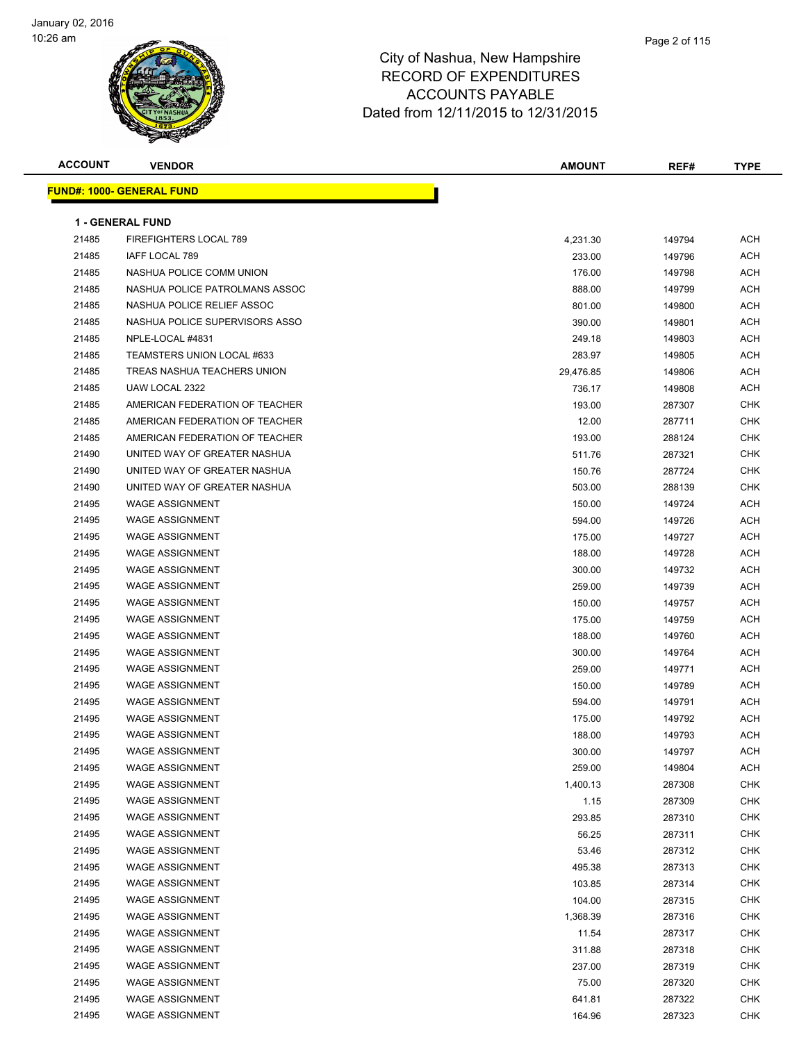# City of Nashua, New Hampshire
## RECORD OF EXPENDITURES
## ACCOUNTS PAYABLE
## Dated from 12/11/2015 to 12/31/2015

**FUND#: 1000- GENERAL FUND**

**1 - GENERAL FUND**

| ACCOUNT | VENDOR | AMOUNT | REF# | TYPE |
|---|---|---|---|---|
| 21485 | FIREFIGHTERS LOCAL 789 | 4,231.30 | 149794 | ACH |
| 21485 | IAFF LOCAL 789 | 233.00 | 149796 | ACH |
| 21485 | NASHUA POLICE COMM UNION | 176.00 | 149798 | ACH |
| 21485 | NASHUA POLICE PATROLMANS ASSOC | 888.00 | 149799 | ACH |
| 21485 | NASHUA POLICE RELIEF ASSOC | 801.00 | 149800 | ACH |
| 21485 | NASHUA POLICE SUPERVISORS ASSO | 390.00 | 149801 | ACH |
| 21485 | NPLE-LOCAL #4831 | 249.18 | 149803 | ACH |
| 21485 | TEAMSTERS UNION LOCAL #633 | 283.97 | 149805 | ACH |
| 21485 | TREAS NASHUA TEACHERS UNION | 29,476.85 | 149806 | ACH |
| 21485 | UAW LOCAL 2322 | 736.17 | 149808 | ACH |
| 21485 | AMERICAN FEDERATION OF TEACHER | 193.00 | 287307 | CHK |
| 21485 | AMERICAN FEDERATION OF TEACHER | 12.00 | 287711 | CHK |
| 21485 | AMERICAN FEDERATION OF TEACHER | 193.00 | 288124 | CHK |
| 21490 | UNITED WAY OF GREATER NASHUA | 511.76 | 287321 | CHK |
| 21490 | UNITED WAY OF GREATER NASHUA | 150.76 | 287724 | CHK |
| 21490 | UNITED WAY OF GREATER NASHUA | 503.00 | 288139 | CHK |
| 21495 | WAGE ASSIGNMENT | 150.00 | 149724 | ACH |
| 21495 | WAGE ASSIGNMENT | 594.00 | 149726 | ACH |
| 21495 | WAGE ASSIGNMENT | 175.00 | 149727 | ACH |
| 21495 | WAGE ASSIGNMENT | 188.00 | 149728 | ACH |
| 21495 | WAGE ASSIGNMENT | 300.00 | 149732 | ACH |
| 21495 | WAGE ASSIGNMENT | 259.00 | 149739 | ACH |
| 21495 | WAGE ASSIGNMENT | 150.00 | 149757 | ACH |
| 21495 | WAGE ASSIGNMENT | 175.00 | 149759 | ACH |
| 21495 | WAGE ASSIGNMENT | 188.00 | 149760 | ACH |
| 21495 | WAGE ASSIGNMENT | 300.00 | 149764 | ACH |
| 21495 | WAGE ASSIGNMENT | 259.00 | 149771 | ACH |
| 21495 | WAGE ASSIGNMENT | 150.00 | 149789 | ACH |
| 21495 | WAGE ASSIGNMENT | 594.00 | 149791 | ACH |
| 21495 | WAGE ASSIGNMENT | 175.00 | 149792 | ACH |
| 21495 | WAGE ASSIGNMENT | 188.00 | 149793 | ACH |
| 21495 | WAGE ASSIGNMENT | 300.00 | 149797 | ACH |
| 21495 | WAGE ASSIGNMENT | 259.00 | 149804 | ACH |
| 21495 | WAGE ASSIGNMENT | 1,400.13 | 287308 | CHK |
| 21495 | WAGE ASSIGNMENT | 1.15 | 287309 | CHK |
| 21495 | WAGE ASSIGNMENT | 293.85 | 287310 | CHK |
| 21495 | WAGE ASSIGNMENT | 56.25 | 287311 | CHK |
| 21495 | WAGE ASSIGNMENT | 53.46 | 287312 | CHK |
| 21495 | WAGE ASSIGNMENT | 495.38 | 287313 | CHK |
| 21495 | WAGE ASSIGNMENT | 103.85 | 287314 | CHK |
| 21495 | WAGE ASSIGNMENT | 104.00 | 287315 | CHK |
| 21495 | WAGE ASSIGNMENT | 1,368.39 | 287316 | CHK |
| 21495 | WAGE ASSIGNMENT | 11.54 | 287317 | CHK |
| 21495 | WAGE ASSIGNMENT | 311.88 | 287318 | CHK |
| 21495 | WAGE ASSIGNMENT | 237.00 | 287319 | CHK |
| 21495 | WAGE ASSIGNMENT | 75.00 | 287320 | CHK |
| 21495 | WAGE ASSIGNMENT | 641.81 | 287322 | CHK |
| 21495 | WAGE ASSIGNMENT | 164.96 | 287323 | CHK |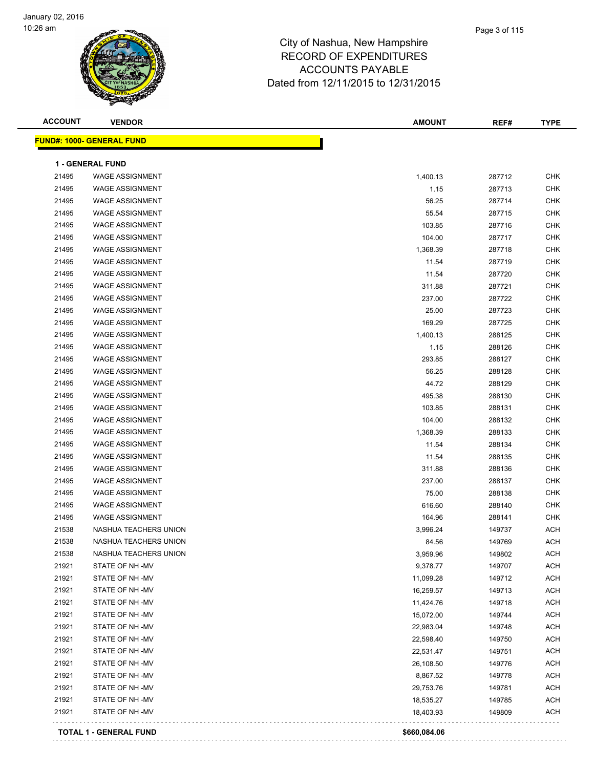# City of Nashua, New Hampshire
## RECORD OF EXPENDITURES
## ACCOUNTS PAYABLE
## Dated from 12/11/2015 to 12/31/2015

January 02, 2016
10:26 am

**FUND#: 1000- GENERAL FUND**

**1 - GENERAL FUND**

| ACCOUNT | VENDOR | AMOUNT | REF# | TYPE |
|---|---|---|---|---|
| 21495 | WAGE ASSIGNMENT | 1,400.13 | 287712 | CHK |
| 21495 | WAGE ASSIGNMENT | 1.15 | 287713 | CHK |
| 21495 | WAGE ASSIGNMENT | 56.25 | 287714 | CHK |
| 21495 | WAGE ASSIGNMENT | 55.54 | 287715 | CHK |
| 21495 | WAGE ASSIGNMENT | 103.85 | 287716 | CHK |
| 21495 | WAGE ASSIGNMENT | 104.00 | 287717 | CHK |
| 21495 | WAGE ASSIGNMENT | 1,368.39 | 287718 | CHK |
| 21495 | WAGE ASSIGNMENT | 11.54 | 287719 | CHK |
| 21495 | WAGE ASSIGNMENT | 11.54 | 287720 | CHK |
| 21495 | WAGE ASSIGNMENT | 311.88 | 287721 | CHK |
| 21495 | WAGE ASSIGNMENT | 237.00 | 287722 | CHK |
| 21495 | WAGE ASSIGNMENT | 25.00 | 287723 | CHK |
| 21495 | WAGE ASSIGNMENT | 169.29 | 287725 | CHK |
| 21495 | WAGE ASSIGNMENT | 1,400.13 | 288125 | CHK |
| 21495 | WAGE ASSIGNMENT | 1.15 | 288126 | CHK |
| 21495 | WAGE ASSIGNMENT | 293.85 | 288127 | CHK |
| 21495 | WAGE ASSIGNMENT | 56.25 | 288128 | CHK |
| 21495 | WAGE ASSIGNMENT | 44.72 | 288129 | CHK |
| 21495 | WAGE ASSIGNMENT | 495.38 | 288130 | CHK |
| 21495 | WAGE ASSIGNMENT | 103.85 | 288131 | CHK |
| 21495 | WAGE ASSIGNMENT | 104.00 | 288132 | CHK |
| 21495 | WAGE ASSIGNMENT | 1,368.39 | 288133 | CHK |
| 21495 | WAGE ASSIGNMENT | 11.54 | 288134 | CHK |
| 21495 | WAGE ASSIGNMENT | 11.54 | 288135 | CHK |
| 21495 | WAGE ASSIGNMENT | 311.88 | 288136 | CHK |
| 21495 | WAGE ASSIGNMENT | 237.00 | 288137 | CHK |
| 21495 | WAGE ASSIGNMENT | 75.00 | 288138 | CHK |
| 21495 | WAGE ASSIGNMENT | 616.60 | 288140 | CHK |
| 21495 | WAGE ASSIGNMENT | 164.96 | 288141 | CHK |
| 21538 | NASHUA TEACHERS UNION | 3,996.24 | 149737 | ACH |
| 21538 | NASHUA TEACHERS UNION | 84.56 | 149769 | ACH |
| 21538 | NASHUA TEACHERS UNION | 3,959.96 | 149802 | ACH |
| 21921 | STATE OF NH -MV | 9,378.77 | 149707 | ACH |
| 21921 | STATE OF NH -MV | 11,099.28 | 149712 | ACH |
| 21921 | STATE OF NH -MV | 16,259.57 | 149713 | ACH |
| 21921 | STATE OF NH -MV | 11,424.76 | 149718 | ACH |
| 21921 | STATE OF NH -MV | 15,072.00 | 149744 | ACH |
| 21921 | STATE OF NH -MV | 22,983.04 | 149748 | ACH |
| 21921 | STATE OF NH -MV | 22,598.40 | 149750 | ACH |
| 21921 | STATE OF NH -MV | 22,531.47 | 149751 | ACH |
| 21921 | STATE OF NH -MV | 26,108.50 | 149776 | ACH |
| 21921 | STATE OF NH -MV | 8,867.52 | 149778 | ACH |
| 21921 | STATE OF NH -MV | 29,753.76 | 149781 | ACH |
| 21921 | STATE OF NH -MV | 18,535.27 | 149785 | ACH |
| 21921 | STATE OF NH -MV | 18,403.93 | 149809 | ACH |
| **TOTAL 1 - GENERAL FUND** | | **$660,084.06** | | |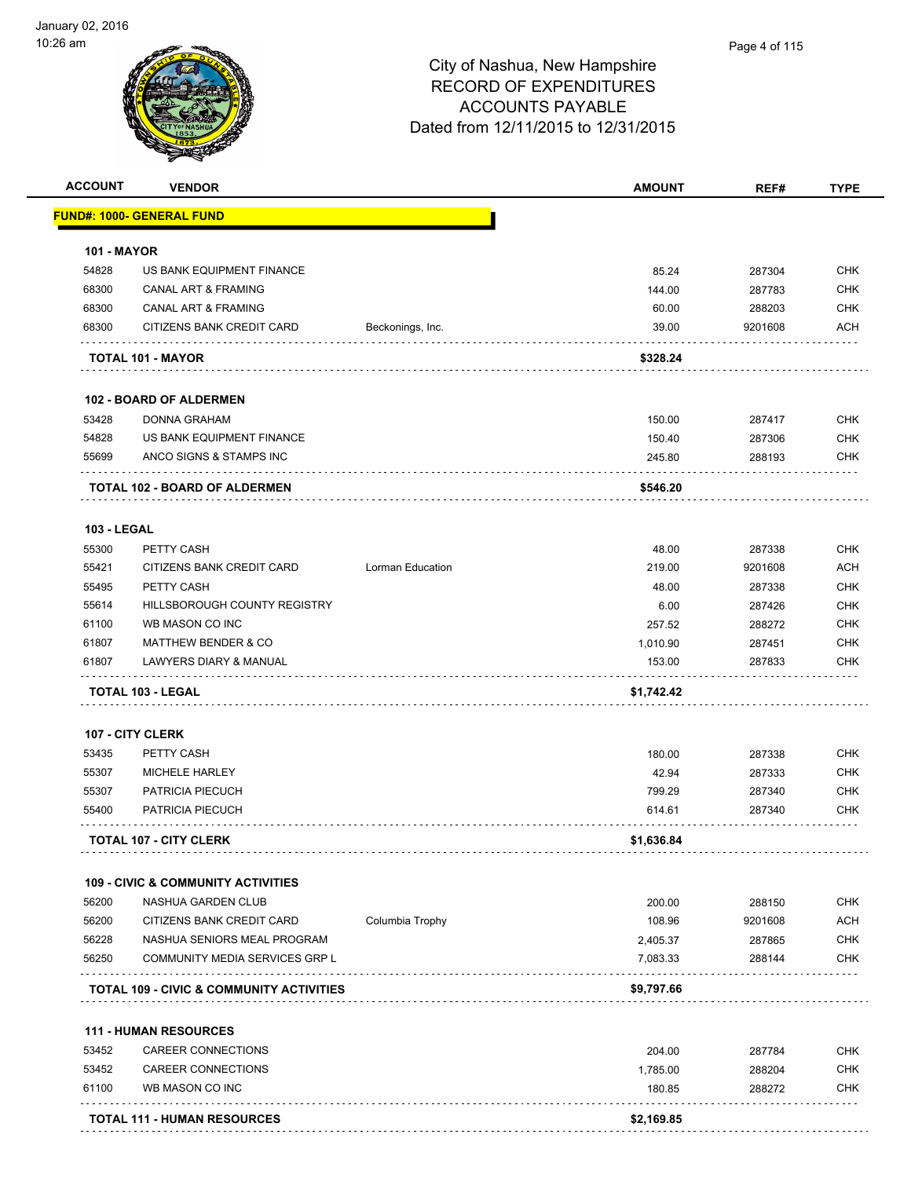# City of Nashua, New Hampshire
## RECORD OF EXPENDITURES
## ACCOUNTS PAYABLE
## Dated from 12/11/2015 to 12/31/2015

January 02, 2016
10:26 am

| ACCOUNT | VENDOR | | AMOUNT | REF# | TYPE |
|---|---|---|---|---|---|
| **FUND#: 1000- GENERAL FUND** | | | | | |
| **101 - MAYOR** | | | | | |
| 54828 | US BANK EQUIPMENT FINANCE | | 85.24 | 287304 | CHK |
| 68300 | CANAL ART & FRAMING | | 144.00 | 287783 | CHK |
| 68300 | CANAL ART & FRAMING | | 60.00 | 288203 | CHK |
| 68300 | CITIZENS BANK CREDIT CARD | Beckonings, Inc. | 39.00 | 9201608 | ACH |
| **TOTAL 101 - MAYOR** | | | **$328.24** | | |
| **102 - BOARD OF ALDERMEN** | | | | | |
| 53428 | DONNA GRAHAM | | 150.00 | 287417 | CHK |
| 54828 | US BANK EQUIPMENT FINANCE | | 150.40 | 287306 | CHK |
| 55699 | ANCO SIGNS & STAMPS INC | | 245.80 | 288193 | CHK |
| **TOTAL 102 - BOARD OF ALDERMEN** | | | **$546.20** | | |
| **103 - LEGAL** | | | | | |
| 55300 | PETTY CASH | | 48.00 | 287338 | CHK |
| 55421 | CITIZENS BANK CREDIT CARD | Lorman Education | 219.00 | 9201608 | ACH |
| 55495 | PETTY CASH | | 48.00 | 287338 | CHK |
| 55614 | HILLSBOROUGH COUNTY REGISTRY | | 6.00 | 287426 | CHK |
| 61100 | WB MASON CO INC | | 257.52 | 288272 | CHK |
| 61807 | MATTHEW BENDER & CO | | 1,010.90 | 287451 | CHK |
| 61807 | LAWYERS DIARY & MANUAL | | 153.00 | 287833 | CHK |
| **TOTAL 103 - LEGAL** | | | **$1,742.42** | | |
| **107 - CITY CLERK** | | | | | |
| 53435 | PETTY CASH | | 180.00 | 287338 | CHK |
| 55307 | MICHELE HARLEY | | 42.94 | 287333 | CHK |
| 55307 | PATRICIA PIECUCH | | 799.29 | 287340 | CHK |
| 55400 | PATRICIA PIECUCH | | 614.61 | 287340 | CHK |
| **TOTAL 107 - CITY CLERK** | | | **$1,636.84** | | |
| **109 - CIVIC & COMMUNITY ACTIVITIES** | | | | | |
| 56200 | NASHUA GARDEN CLUB | | 200.00 | 288150 | CHK |
| 56200 | CITIZENS BANK CREDIT CARD | Columbia Trophy | 108.96 | 9201608 | ACH |
| 56228 | NASHUA SENIORS MEAL PROGRAM | | 2,405.37 | 287865 | CHK |
| 56250 | COMMUNITY MEDIA SERVICES GRP L | | 7,083.33 | 288144 | CHK |
| **TOTAL 109 - CIVIC & COMMUNITY ACTIVITIES** | | | **$9,797.66** | | |
| **111 - HUMAN RESOURCES** | | | | | |
| 53452 | CAREER CONNECTIONS | | 204.00 | 287784 | CHK |
| 53452 | CAREER CONNECTIONS | | 1,785.00 | 288204 | CHK |
| 61100 | WB MASON CO INC | | 180.85 | 288272 | CHK |
| **TOTAL 111 - HUMAN RESOURCES** | | | **$2,169.85** | | |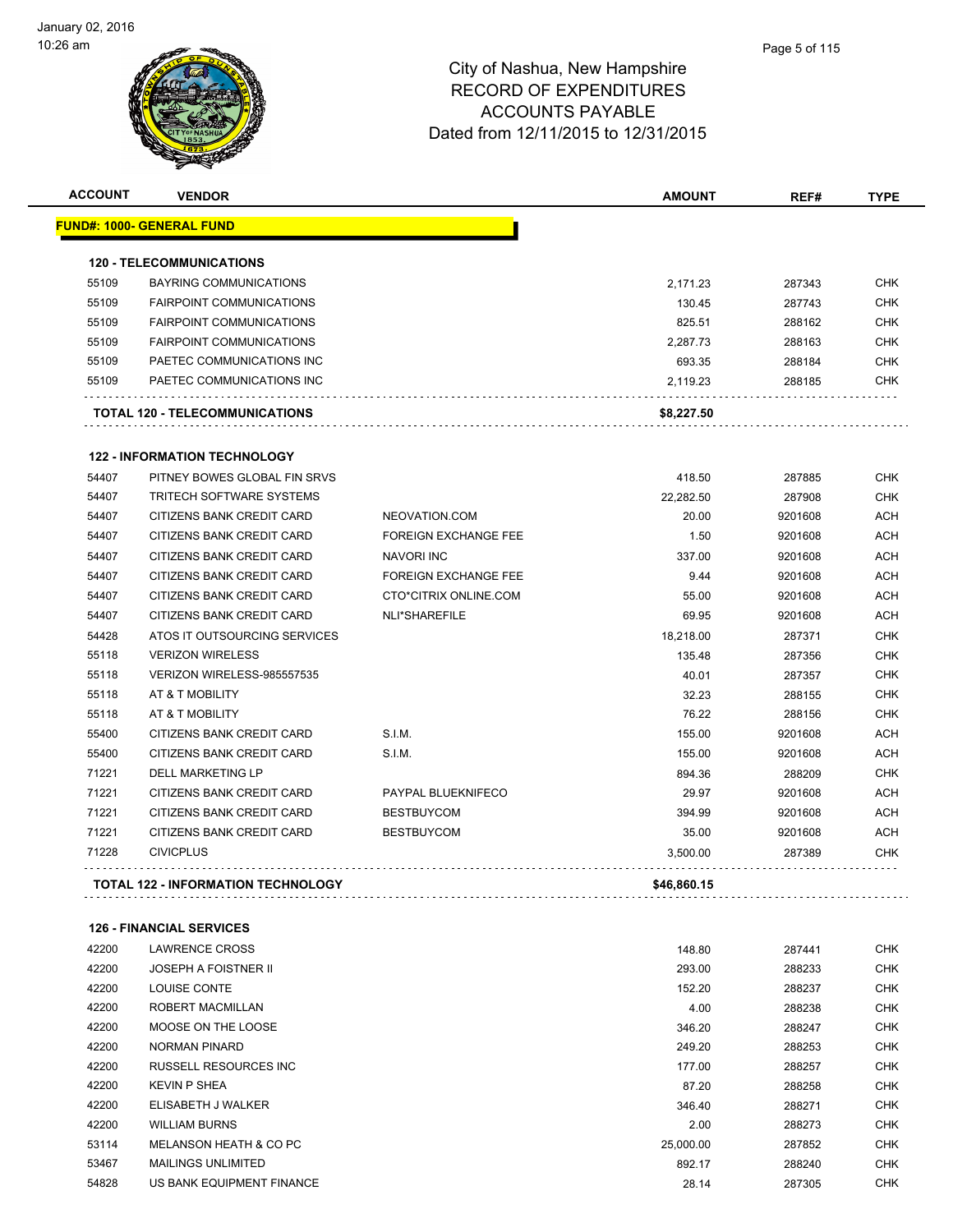# City of Nashua, New Hampshire
## RECORD OF EXPENDITURES
## ACCOUNTS PAYABLE
## Dated from 12/11/2015 to 12/31/2015

January 02, 2016
10:26 am

**FUND#: 1000- GENERAL FUND**

| ACCOUNT | VENDOR | | AMOUNT | REF# | TYPE |
|---|---|---|---|---|---|
| **120 - TELECOMMUNICATIONS** | | | | | |
| 55109 | BAYRING COMMUNICATIONS | | 2,171.23 | 287343 | CHK |
| 55109 | FAIRPOINT COMMUNICATIONS | | 130.45 | 287743 | CHK |
| 55109 | FAIRPOINT COMMUNICATIONS | | 825.51 | 288162 | CHK |
| 55109 | FAIRPOINT COMMUNICATIONS | | 2,287.73 | 288163 | CHK |
| 55109 | PAETEC COMMUNICATIONS INC | | 693.35 | 288184 | CHK |
| 55109 | PAETEC COMMUNICATIONS INC | | 2,119.23 | 288185 | CHK |
| **TOTAL 120 - TELECOMMUNICATIONS** | | | **$8,227.50** | | |
| **122 - INFORMATION TECHNOLOGY** | | | | | |
| 54407 | PITNEY BOWES GLOBAL FIN SRVS | | 418.50 | 287885 | CHK |
| 54407 | TRITECH SOFTWARE SYSTEMS | | 22,282.50 | 287908 | CHK |
| 54407 | CITIZENS BANK CREDIT CARD | NEOVATION.COM | 20.00 | 9201608 | ACH |
| 54407 | CITIZENS BANK CREDIT CARD | FOREIGN EXCHANGE FEE | 1.50 | 9201608 | ACH |
| 54407 | CITIZENS BANK CREDIT CARD | NAVORI INC | 337.00 | 9201608 | ACH |
| 54407 | CITIZENS BANK CREDIT CARD | FOREIGN EXCHANGE FEE | 9.44 | 9201608 | ACH |
| 54407 | CITIZENS BANK CREDIT CARD | CTO*CITRIX ONLINE.COM | 55.00 | 9201608 | ACH |
| 54407 | CITIZENS BANK CREDIT CARD | NLI*SHAREFILE | 69.95 | 9201608 | ACH |
| 54428 | ATOS IT OUTSOURCING SERVICES | | 18,218.00 | 287371 | CHK |
| 55118 | VERIZON WIRELESS | | 135.48 | 287356 | CHK |
| 55118 | VERIZON WIRELESS-985557535 | | 40.01 | 287357 | CHK |
| 55118 | AT & T MOBILITY | | 32.23 | 288155 | CHK |
| 55118 | AT & T MOBILITY | | 76.22 | 288156 | CHK |
| 55400 | CITIZENS BANK CREDIT CARD | S.I.M. | 155.00 | 9201608 | ACH |
| 55400 | CITIZENS BANK CREDIT CARD | S.I.M. | 155.00 | 9201608 | ACH |
| 71221 | DELL MARKETING LP | | 894.36 | 288209 | CHK |
| 71221 | CITIZENS BANK CREDIT CARD | PAYPAL BLUEKNIFECO | 29.97 | 9201608 | ACH |
| 71221 | CITIZENS BANK CREDIT CARD | BESTBUYCOM | 394.99 | 9201608 | ACH |
| 71221 | CITIZENS BANK CREDIT CARD | BESTBUYCOM | 35.00 | 9201608 | ACH |
| 71228 | CIVICPLUS | | 3,500.00 | 287389 | CHK |
| **TOTAL 122 - INFORMATION TECHNOLOGY** | | | **$46,860.15** | | |
| **126 - FINANCIAL SERVICES** | | | | | |
| 42200 | LAWRENCE CROSS | | 148.80 | 287441 | CHK |
| 42200 | JOSEPH A FOISTNER II | | 293.00 | 288233 | CHK |
| 42200 | LOUISE CONTE | | 152.20 | 288237 | CHK |
| 42200 | ROBERT MACMILLAN | | 4.00 | 288238 | CHK |
| 42200 | MOOSE ON THE LOOSE | | 346.20 | 288247 | CHK |
| 42200 | NORMAN PINARD | | 249.20 | 288253 | CHK |
| 42200 | RUSSELL RESOURCES INC | | 177.00 | 288257 | CHK |
| 42200 | KEVIN P SHEA | | 87.20 | 288258 | CHK |
| 42200 | ELISABETH J WALKER | | 346.40 | 288271 | CHK |
| 42200 | WILLIAM BURNS | | 2.00 | 288273 | CHK |
| 53114 | MELANSON HEATH & CO PC | | 25,000.00 | 287852 | CHK |
| 53467 | MAILINGS UNLIMITED | | 892.17 | 288240 | CHK |
| 54828 | US BANK EQUIPMENT FINANCE | | 28.14 | 287305 | CHK |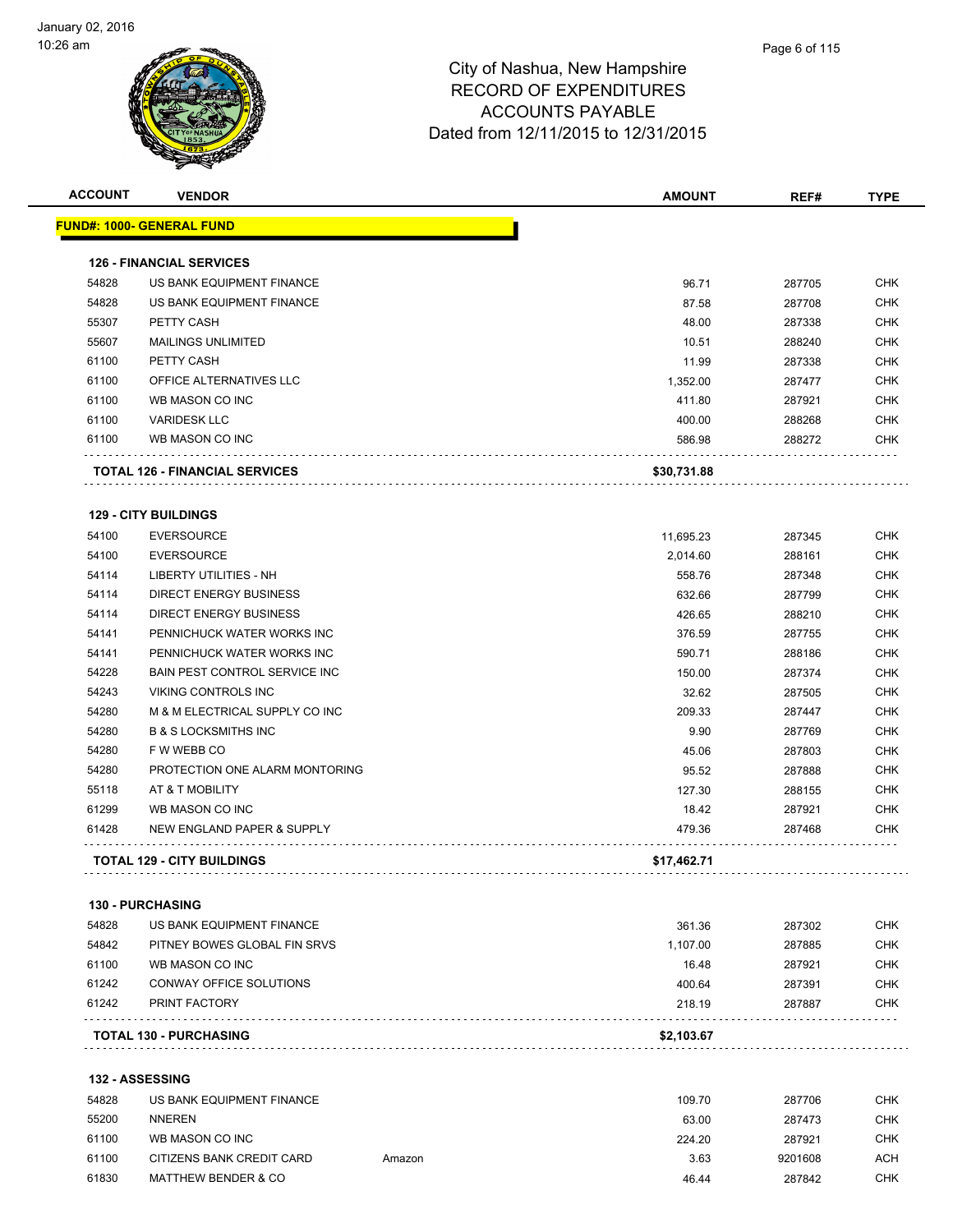# City of Nashua, New Hampshire
# RECORD OF EXPENDITURES
# ACCOUNTS PAYABLE
# Dated from 12/11/2015 to 12/31/2015

| ACCOUNT | VENDOR | | AMOUNT | REF# | TYPE |
|---|---|---|---|---|---|
| **FUND#: 1000- GENERAL FUND** | | | | | |
| **126 - FINANCIAL SERVICES** | | | | | |
| 54828 | US BANK EQUIPMENT FINANCE | | 96.71 | 287705 | CHK |
| 54828 | US BANK EQUIPMENT FINANCE | | 87.58 | 287708 | CHK |
| 55307 | PETTY CASH | | 48.00 | 287338 | CHK |
| 55607 | MAILINGS UNLIMITED | | 10.51 | 288240 | CHK |
| 61100 | PETTY CASH | | 11.99 | 287338 | CHK |
| 61100 | OFFICE ALTERNATIVES LLC | | 1,352.00 | 287477 | CHK |
| 61100 | WB MASON CO INC | | 411.80 | 287921 | CHK |
| 61100 | VARIDESK LLC | | 400.00 | 288268 | CHK |
| 61100 | WB MASON CO INC | | 586.98 | 288272 | CHK |
| **TOTAL 126 - FINANCIAL SERVICES** | | | **$30,731.88** | | |
| **129 - CITY BUILDINGS** | | | | | |
| 54100 | EVERSOURCE | | 11,695.23 | 287345 | CHK |
| 54100 | EVERSOURCE | | 2,014.60 | 288161 | CHK |
| 54114 | LIBERTY UTILITIES - NH | | 558.76 | 287348 | CHK |
| 54114 | DIRECT ENERGY BUSINESS | | 632.66 | 287799 | CHK |
| 54114 | DIRECT ENERGY BUSINESS | | 426.65 | 288210 | CHK |
| 54141 | PENNICHUCK WATER WORKS INC | | 376.59 | 287755 | CHK |
| 54141 | PENNICHUCK WATER WORKS INC | | 590.71 | 288186 | CHK |
| 54228 | BAIN PEST CONTROL SERVICE INC | | 150.00 | 287374 | CHK |
| 54243 | VIKING CONTROLS INC | | 32.62 | 287505 | CHK |
| 54280 | M & M ELECTRICAL SUPPLY CO INC | | 209.33 | 287447 | CHK |
| 54280 | B & S LOCKSMITHS INC | | 9.90 | 287769 | CHK |
| 54280 | F W WEBB CO | | 45.06 | 287803 | CHK |
| 54280 | PROTECTION ONE ALARM MONTORING | | 95.52 | 287888 | CHK |
| 55118 | AT & T MOBILITY | | 127.30 | 288155 | CHK |
| 61299 | WB MASON CO INC | | 18.42 | 287921 | CHK |
| 61428 | NEW ENGLAND PAPER & SUPPLY | | 479.36 | 287468 | CHK |
| **TOTAL 129 - CITY BUILDINGS** | | | **$17,462.71** | | |
| **130 - PURCHASING** | | | | | |
| 54828 | US BANK EQUIPMENT FINANCE | | 361.36 | 287302 | CHK |
| 54842 | PITNEY BOWES GLOBAL FIN SRVS | | 1,107.00 | 287885 | CHK |
| 61100 | WB MASON CO INC | | 16.48 | 287921 | CHK |
| 61242 | CONWAY OFFICE SOLUTIONS | | 400.64 | 287391 | CHK |
| 61242 | PRINT FACTORY | | 218.19 | 287887 | CHK |
| **TOTAL 130 - PURCHASING** | | | **$2,103.67** | | |
| **132 - ASSESSING** | | | | | |
| 54828 | US BANK EQUIPMENT FINANCE | | 109.70 | 287706 | CHK |
| 55200 | NNEREN | | 63.00 | 287473 | CHK |
| 61100 | WB MASON CO INC | | 224.20 | 287921 | CHK |
| 61100 | CITIZENS BANK CREDIT CARD | Amazon | 3.63 | 9201608 | ACH |
| 61830 | MATTHEW BENDER & CO | | 46.44 | 287842 | CHK |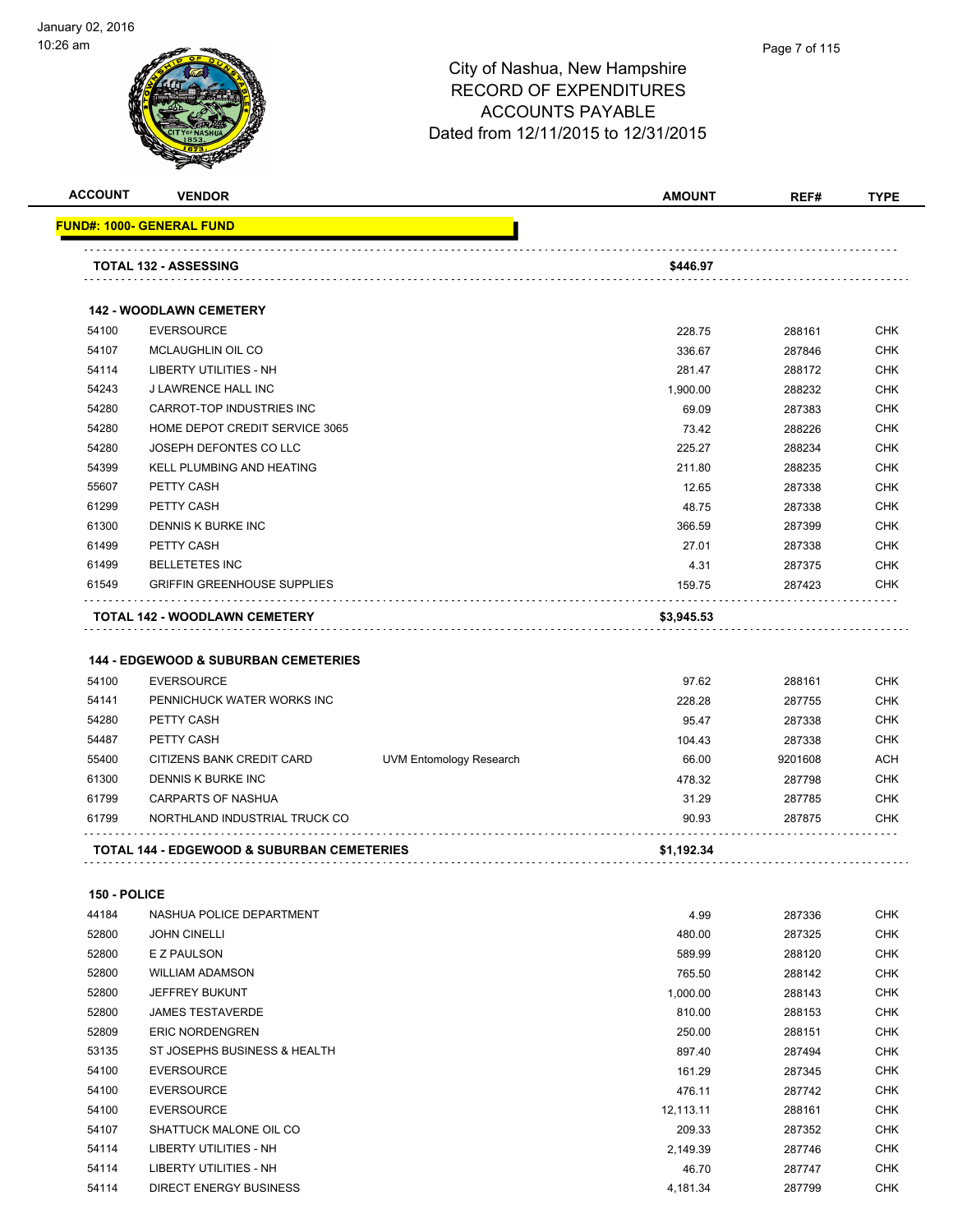# City of Nashua, New Hampshire
## RECORD OF EXPENDITURES
## ACCOUNTS PAYABLE
## Dated from 12/11/2015 to 12/31/2015

| ACCOUNT | VENDOR | | AMOUNT | REF# | TYPE |
|---|---|---|---|---|---|
| **FUND#: 1000- GENERAL FUND** | | | | | |
| | **TOTAL 132 - ASSESSING** | | **$446.97** | | |
| | **142 - WOODLAWN CEMETERY** | | | | |
| 54100 | EVERSOURCE | | 228.75 | 288161 | CHK |
| 54107 | MCLAUGHLIN OIL CO | | 336.67 | 287846 | CHK |
| 54114 | LIBERTY UTILITIES - NH | | 281.47 | 288172 | CHK |
| 54243 | J LAWRENCE HALL INC | | 1,900.00 | 288232 | CHK |
| 54280 | CARROT-TOP INDUSTRIES INC | | 69.09 | 287383 | CHK |
| 54280 | HOME DEPOT CREDIT SERVICE 3065 | | 73.42 | 288226 | CHK |
| 54280 | JOSEPH DEFONTES CO LLC | | 225.27 | 288234 | CHK |
| 54399 | KELL PLUMBING AND HEATING | | 211.80 | 288235 | CHK |
| 55607 | PETTY CASH | | 12.65 | 287338 | CHK |
| 61299 | PETTY CASH | | 48.75 | 287338 | CHK |
| 61300 | DENNIS K BURKE INC | | 366.59 | 287399 | CHK |
| 61499 | PETTY CASH | | 27.01 | 287338 | CHK |
| 61499 | BELLETETES INC | | 4.31 | 287375 | CHK |
| 61549 | GRIFFIN GREENHOUSE SUPPLIES | | 159.75 | 287423 | CHK |
| | **TOTAL 142 - WOODLAWN CEMETERY** | | **$3,945.53** | | |
| | **144 - EDGEWOOD & SUBURBAN CEMETERIES** | | | | |
| 54100 | EVERSOURCE | | 97.62 | 288161 | CHK |
| 54141 | PENNICHUCK WATER WORKS INC | | 228.28 | 287755 | CHK |
| 54280 | PETTY CASH | | 95.47 | 287338 | CHK |
| 54487 | PETTY CASH | | 104.43 | 287338 | CHK |
| 55400 | CITIZENS BANK CREDIT CARD | UVM Entomology Research | 66.00 | 9201608 | ACH |
| 61300 | DENNIS K BURKE INC | | 478.32 | 287798 | CHK |
| 61799 | CARPARTS OF NASHUA | | 31.29 | 287785 | CHK |
| 61799 | NORTHLAND INDUSTRIAL TRUCK CO | | 90.93 | 287875 | CHK |
| | **TOTAL 144 - EDGEWOOD & SUBURBAN CEMETERIES** | | **$1,192.34** | | |
| **150 - POLICE** | | | | | |
| 44184 | NASHUA POLICE DEPARTMENT | | 4.99 | 287336 | CHK |
| 52800 | JOHN CINELLI | | 480.00 | 287325 | CHK |
| 52800 | E Z PAULSON | | 589.99 | 288120 | CHK |
| 52800 | WILLIAM ADAMSON | | 765.50 | 288142 | CHK |
| 52800 | JEFFREY BUKUNT | | 1,000.00 | 288143 | CHK |
| 52800 | JAMES TESTAVERDE | | 810.00 | 288153 | CHK |
| 52809 | ERIC NORDENGREN | | 250.00 | 288151 | CHK |
| 53135 | ST JOSEPHS BUSINESS & HEALTH | | 897.40 | 287494 | CHK |
| 54100 | EVERSOURCE | | 161.29 | 287345 | CHK |
| 54100 | EVERSOURCE | | 476.11 | 287742 | CHK |
| 54100 | EVERSOURCE | | 12,113.11 | 288161 | CHK |
| 54107 | SHATTUCK MALONE OIL CO | | 209.33 | 287352 | CHK |
| 54114 | LIBERTY UTILITIES - NH | | 2,149.39 | 287746 | CHK |
| 54114 | LIBERTY UTILITIES - NH | | 46.70 | 287747 | CHK |
| 54114 | DIRECT ENERGY BUSINESS | | 4,181.34 | 287799 | CHK |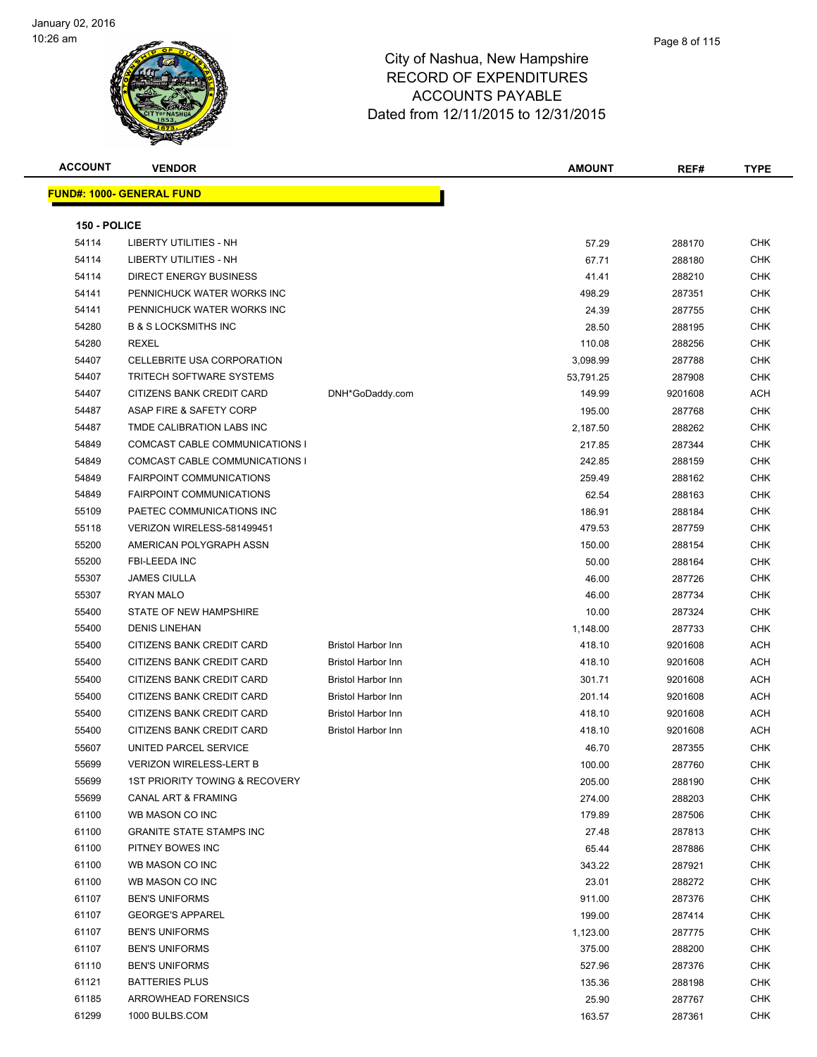# City of Nashua, New Hampshire
## RECORD OF EXPENDITURES
## ACCOUNTS PAYABLE
## Dated from 12/11/2015 to 12/31/2015

| ACCOUNT | VENDOR | | AMOUNT | REF# | TYPE |
|---|---|---|---|---|---|
| **FUND#: 1000- GENERAL FUND** | | | | | |
| **150 - POLICE** | | | | | |
| 54114 | LIBERTY UTILITIES - NH | | 57.29 | 288170 | CHK |
| 54114 | LIBERTY UTILITIES - NH | | 67.71 | 288180 | CHK |
| 54114 | DIRECT ENERGY BUSINESS | | 41.41 | 288210 | CHK |
| 54141 | PENNICHUCK WATER WORKS INC | | 498.29 | 287351 | CHK |
| 54141 | PENNICHUCK WATER WORKS INC | | 24.39 | 287755 | CHK |
| 54280 | B & S LOCKSMITHS INC | | 28.50 | 288195 | CHK |
| 54280 | REXEL | | 110.08 | 288256 | CHK |
| 54407 | CELLEBRITE USA CORPORATION | | 3,098.99 | 287788 | CHK |
| 54407 | TRITECH SOFTWARE SYSTEMS | | 53,791.25 | 287908 | CHK |
| 54407 | CITIZENS BANK CREDIT CARD | DNH*GoDaddy.com | 149.99 | 9201608 | ACH |
| 54487 | ASAP FIRE & SAFETY CORP | | 195.00 | 287768 | CHK |
| 54487 | TMDE CALIBRATION LABS INC | | 2,187.50 | 288262 | CHK |
| 54849 | COMCAST CABLE COMMUNICATIONS I | | 217.85 | 287344 | CHK |
| 54849 | COMCAST CABLE COMMUNICATIONS I | | 242.85 | 288159 | CHK |
| 54849 | FAIRPOINT COMMUNICATIONS | | 259.49 | 288162 | CHK |
| 54849 | FAIRPOINT COMMUNICATIONS | | 62.54 | 288163 | CHK |
| 55109 | PAETEC COMMUNICATIONS INC | | 186.91 | 288184 | CHK |
| 55118 | VERIZON WIRELESS-581499451 | | 479.53 | 287759 | CHK |
| 55200 | AMERICAN POLYGRAPH ASSN | | 150.00 | 288154 | CHK |
| 55200 | FBI-LEEDA INC | | 50.00 | 288164 | CHK |
| 55307 | JAMES CIULLA | | 46.00 | 287726 | CHK |
| 55307 | RYAN MALO | | 46.00 | 287734 | CHK |
| 55400 | STATE OF NEW HAMPSHIRE | | 10.00 | 287324 | CHK |
| 55400 | DENIS LINEHAN | | 1,148.00 | 287733 | CHK |
| 55400 | CITIZENS BANK CREDIT CARD | Bristol Harbor Inn | 418.10 | 9201608 | ACH |
| 55400 | CITIZENS BANK CREDIT CARD | Bristol Harbor Inn | 418.10 | 9201608 | ACH |
| 55400 | CITIZENS BANK CREDIT CARD | Bristol Harbor Inn | 301.71 | 9201608 | ACH |
| 55400 | CITIZENS BANK CREDIT CARD | Bristol Harbor Inn | 201.14 | 9201608 | ACH |
| 55400 | CITIZENS BANK CREDIT CARD | Bristol Harbor Inn | 418.10 | 9201608 | ACH |
| 55400 | CITIZENS BANK CREDIT CARD | Bristol Harbor Inn | 418.10 | 9201608 | ACH |
| 55607 | UNITED PARCEL SERVICE | | 46.70 | 287355 | CHK |
| 55699 | VERIZON WIRELESS-LERT B | | 100.00 | 287760 | CHK |
| 55699 | 1ST PRIORITY TOWING & RECOVERY | | 205.00 | 288190 | CHK |
| 55699 | CANAL ART & FRAMING | | 274.00 | 288203 | CHK |
| 61100 | WB MASON CO INC | | 179.89 | 287506 | CHK |
| 61100 | GRANITE STATE STAMPS INC | | 27.48 | 287813 | CHK |
| 61100 | PITNEY BOWES INC | | 65.44 | 287886 | CHK |
| 61100 | WB MASON CO INC | | 343.22 | 287921 | CHK |
| 61100 | WB MASON CO INC | | 23.01 | 288272 | CHK |
| 61107 | BEN'S UNIFORMS | | 911.00 | 287376 | CHK |
| 61107 | GEORGE'S APPAREL | | 199.00 | 287414 | CHK |
| 61107 | BEN'S UNIFORMS | | 1,123.00 | 287775 | CHK |
| 61107 | BEN'S UNIFORMS | | 375.00 | 288200 | CHK |
| 61110 | BEN'S UNIFORMS | | 527.96 | 287376 | CHK |
| 61121 | BATTERIES PLUS | | 135.36 | 288198 | CHK |
| 61185 | ARROWHEAD FORENSICS | | 25.90 | 287767 | CHK |
| 61299 | 1000 BULBS.COM | | 163.57 | 287361 | CHK |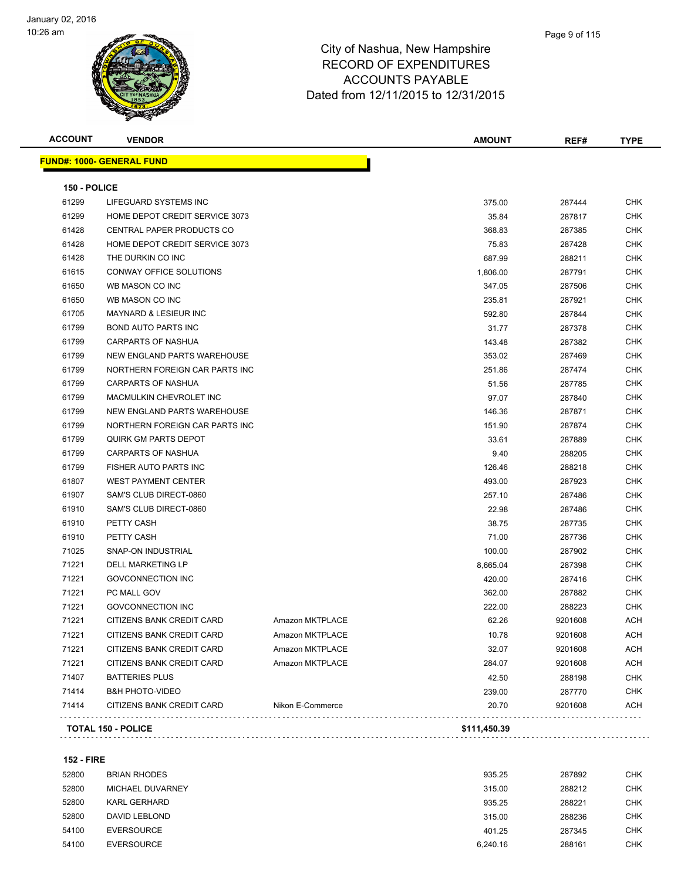# City of Nashua, New Hampshire
## RECORD OF EXPENDITURES
## ACCOUNTS PAYABLE
## Dated from 12/11/2015 to 12/31/2015

| ACCOUNT | VENDOR | | AMOUNT | REF# | TYPE |
|---|---|---|---|---|---|
| **FUND#: 1000- GENERAL FUND** | | | | | |
| **150 - POLICE** | | | | | |
| 61299 | LIFEGUARD SYSTEMS INC | | 375.00 | 287444 | CHK |
| 61299 | HOME DEPOT CREDIT SERVICE 3073 | | 35.84 | 287817 | CHK |
| 61428 | CENTRAL PAPER PRODUCTS CO | | 368.83 | 287385 | CHK |
| 61428 | HOME DEPOT CREDIT SERVICE 3073 | | 75.83 | 287428 | CHK |
| 61428 | THE DURKIN CO INC | | 687.99 | 288211 | CHK |
| 61615 | CONWAY OFFICE SOLUTIONS | | 1,806.00 | 287791 | CHK |
| 61650 | WB MASON CO INC | | 347.05 | 287506 | CHK |
| 61650 | WB MASON CO INC | | 235.81 | 287921 | CHK |
| 61705 | MAYNARD & LESIEUR INC | | 592.80 | 287844 | CHK |
| 61799 | BOND AUTO PARTS INC | | 31.77 | 287378 | CHK |
| 61799 | CARPARTS OF NASHUA | | 143.48 | 287382 | CHK |
| 61799 | NEW ENGLAND PARTS WAREHOUSE | | 353.02 | 287469 | CHK |
| 61799 | NORTHERN FOREIGN CAR PARTS INC | | 251.86 | 287474 | CHK |
| 61799 | CARPARTS OF NASHUA | | 51.56 | 287785 | CHK |
| 61799 | MACMULKIN CHEVROLET INC | | 97.07 | 287840 | CHK |
| 61799 | NEW ENGLAND PARTS WAREHOUSE | | 146.36 | 287871 | CHK |
| 61799 | NORTHERN FOREIGN CAR PARTS INC | | 151.90 | 287874 | CHK |
| 61799 | QUIRK GM PARTS DEPOT | | 33.61 | 287889 | CHK |
| 61799 | CARPARTS OF NASHUA | | 9.40 | 288205 | CHK |
| 61799 | FISHER AUTO PARTS INC | | 126.46 | 288218 | CHK |
| 61807 | WEST PAYMENT CENTER | | 493.00 | 287923 | CHK |
| 61907 | SAM'S CLUB DIRECT-0860 | | 257.10 | 287486 | CHK |
| 61910 | SAM'S CLUB DIRECT-0860 | | 22.98 | 287486 | CHK |
| 61910 | PETTY CASH | | 38.75 | 287735 | CHK |
| 61910 | PETTY CASH | | 71.00 | 287736 | CHK |
| 71025 | SNAP-ON INDUSTRIAL | | 100.00 | 287902 | CHK |
| 71221 | DELL MARKETING LP | | 8,665.04 | 287398 | CHK |
| 71221 | GOVCONNECTION INC | | 420.00 | 287416 | CHK |
| 71221 | PC MALL GOV | | 362.00 | 287882 | CHK |
| 71221 | GOVCONNECTION INC | | 222.00 | 288223 | CHK |
| 71221 | CITIZENS BANK CREDIT CARD | Amazon MKTPLACE | 62.26 | 9201608 | ACH |
| 71221 | CITIZENS BANK CREDIT CARD | Amazon MKTPLACE | 10.78 | 9201608 | ACH |
| 71221 | CITIZENS BANK CREDIT CARD | Amazon MKTPLACE | 32.07 | 9201608 | ACH |
| 71221 | CITIZENS BANK CREDIT CARD | Amazon MKTPLACE | 284.07 | 9201608 | ACH |
| 71407 | BATTERIES PLUS | | 42.50 | 288198 | CHK |
| 71414 | B&H PHOTO-VIDEO | | 239.00 | 287770 | CHK |
| 71414 | CITIZENS BANK CREDIT CARD | Nikon E-Commerce | 20.70 | 9201608 | ACH |
| **TOTAL 150 - POLICE** | | | **$111,450.39** | | |
| **152 - FIRE** | | | | | |
| 52800 | BRIAN RHODES | | 935.25 | 287892 | CHK |
| 52800 | MICHAEL DUVARNEY | | 315.00 | 288212 | CHK |
| 52800 | KARL GERHARD | | 935.25 | 288221 | CHK |
| 52800 | DAVID LEBLOND | | 315.00 | 288236 | CHK |
| 54100 | EVERSOURCE | | 401.25 | 287345 | CHK |
| 54100 | EVERSOURCE | | 6,240.16 | 288161 | CHK |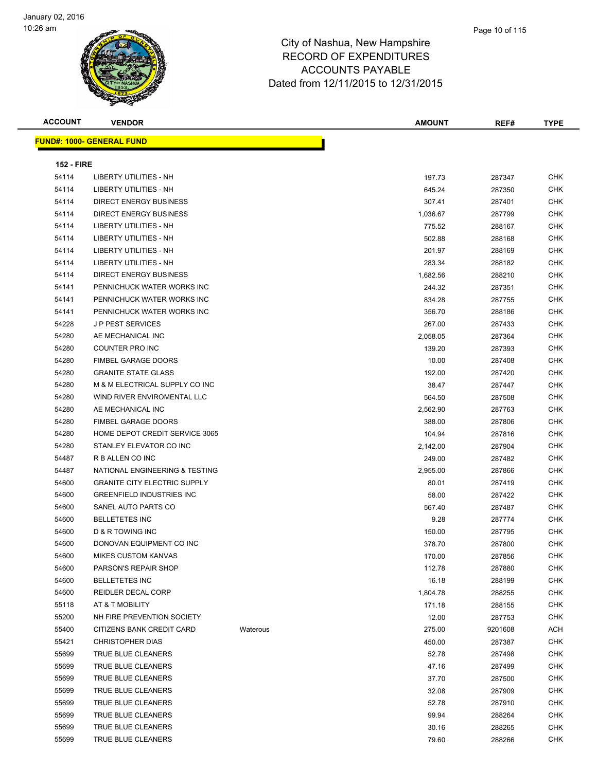City of Nashua, New Hampshire
RECORD OF EXPENDITURES
ACCOUNTS PAYABLE
Dated from 12/11/2015 to 12/31/2015

January 02, 2016
10:26 am

| ACCOUNT | VENDOR | | AMOUNT | REF# | TYPE |
|---|---|---|---|---|---|
| **FUND#: 1000- GENERAL FUND** | | | | | |
| **152 - FIRE** | | | | | |
| 54114 | LIBERTY UTILITIES - NH | | 197.73 | 287347 | CHK |
| 54114 | LIBERTY UTILITIES - NH | | 645.24 | 287350 | CHK |
| 54114 | DIRECT ENERGY BUSINESS | | 307.41 | 287401 | CHK |
| 54114 | DIRECT ENERGY BUSINESS | | 1,036.67 | 287799 | CHK |
| 54114 | LIBERTY UTILITIES - NH | | 775.52 | 288167 | CHK |
| 54114 | LIBERTY UTILITIES - NH | | 502.88 | 288168 | CHK |
| 54114 | LIBERTY UTILITIES - NH | | 201.97 | 288169 | CHK |
| 54114 | LIBERTY UTILITIES - NH | | 283.34 | 288182 | CHK |
| 54114 | DIRECT ENERGY BUSINESS | | 1,682.56 | 288210 | CHK |
| 54141 | PENNICHUCK WATER WORKS INC | | 244.32 | 287351 | CHK |
| 54141 | PENNICHUCK WATER WORKS INC | | 834.28 | 287755 | CHK |
| 54141 | PENNICHUCK WATER WORKS INC | | 356.70 | 288186 | CHK |
| 54228 | J P PEST SERVICES | | 267.00 | 287433 | CHK |
| 54280 | AE MECHANICAL INC | | 2,058.05 | 287364 | CHK |
| 54280 | COUNTER PRO INC | | 139.20 | 287393 | CHK |
| 54280 | FIMBEL GARAGE DOORS | | 10.00 | 287408 | CHK |
| 54280 | GRANITE STATE GLASS | | 192.00 | 287420 | CHK |
| 54280 | M & M ELECTRICAL SUPPLY CO INC | | 38.47 | 287447 | CHK |
| 54280 | WIND RIVER ENVIROMENTAL LLC | | 564.50 | 287508 | CHK |
| 54280 | AE MECHANICAL INC | | 2,562.90 | 287763 | CHK |
| 54280 | FIMBEL GARAGE DOORS | | 388.00 | 287806 | CHK |
| 54280 | HOME DEPOT CREDIT SERVICE 3065 | | 104.94 | 287816 | CHK |
| 54280 | STANLEY ELEVATOR CO INC | | 2,142.00 | 287904 | CHK |
| 54487 | R B ALLEN CO INC | | 249.00 | 287482 | CHK |
| 54487 | NATIONAL ENGINEERING & TESTING | | 2,955.00 | 287866 | CHK |
| 54600 | GRANITE CITY ELECTRIC SUPPLY | | 80.01 | 287419 | CHK |
| 54600 | GREENFIELD INDUSTRIES INC | | 58.00 | 287422 | CHK |
| 54600 | SANEL AUTO PARTS CO | | 567.40 | 287487 | CHK |
| 54600 | BELLETETES INC | | 9.28 | 287774 | CHK |
| 54600 | D & R TOWING INC | | 150.00 | 287795 | CHK |
| 54600 | DONOVAN EQUIPMENT CO INC | | 378.70 | 287800 | CHK |
| 54600 | MIKES CUSTOM KANVAS | | 170.00 | 287856 | CHK |
| 54600 | PARSON'S REPAIR SHOP | | 112.78 | 287880 | CHK |
| 54600 | BELLETETES INC | | 16.18 | 288199 | CHK |
| 54600 | REIDLER DECAL CORP | | 1,804.78 | 288255 | CHK |
| 55118 | AT & T MOBILITY | | 171.18 | 288155 | CHK |
| 55200 | NH FIRE PREVENTION SOCIETY | | 12.00 | 287753 | CHK |
| 55400 | CITIZENS BANK CREDIT CARD | Waterous | 275.00 | 9201608 | ACH |
| 55421 | CHRISTOPHER DIAS | | 450.00 | 287387 | CHK |
| 55699 | TRUE BLUE CLEANERS | | 52.78 | 287498 | CHK |
| 55699 | TRUE BLUE CLEANERS | | 47.16 | 287499 | CHK |
| 55699 | TRUE BLUE CLEANERS | | 37.70 | 287500 | CHK |
| 55699 | TRUE BLUE CLEANERS | | 32.08 | 287909 | CHK |
| 55699 | TRUE BLUE CLEANERS | | 52.78 | 287910 | CHK |
| 55699 | TRUE BLUE CLEANERS | | 99.94 | 288264 | CHK |
| 55699 | TRUE BLUE CLEANERS | | 30.16 | 288265 | CHK |
| 55699 | TRUE BLUE CLEANERS | | 79.60 | 288266 | CHK |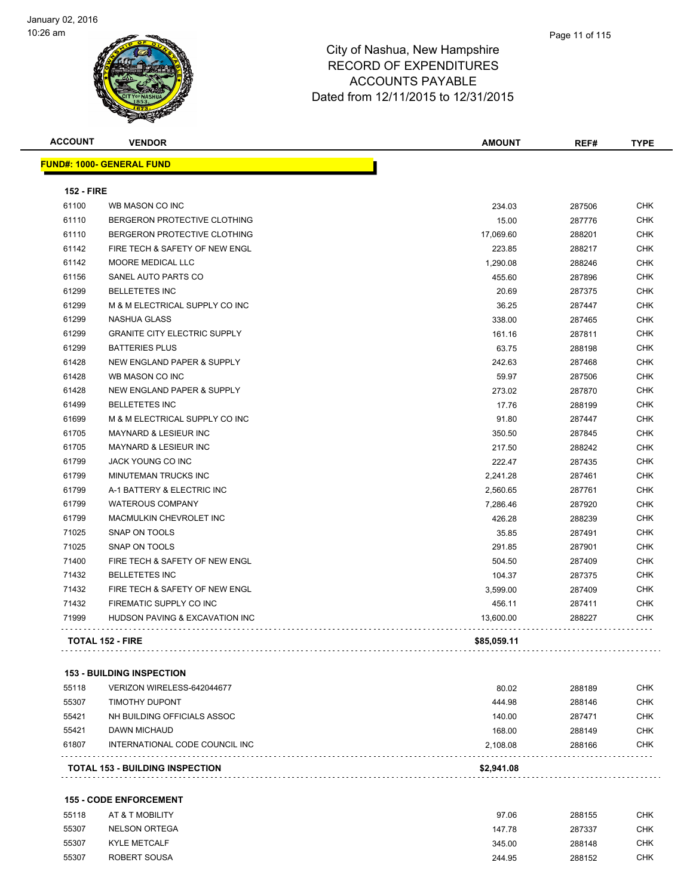# City of Nashua, New Hampshire
# RECORD OF EXPENDITURES
# ACCOUNTS PAYABLE
# Dated from 12/11/2015 to 12/31/2015

| ACCOUNT | VENDOR | AMOUNT | REF# | TYPE |
|---|---|---|---|---|
| **FUND#: 1000- GENERAL FUND** | | | | |
| **152 - FIRE** | | | | |
| 61100 | WB MASON CO INC | 234.03 | 287506 | CHK |
| 61110 | BERGERON PROTECTIVE CLOTHING | 15.00 | 287776 | CHK |
| 61110 | BERGERON PROTECTIVE CLOTHING | 17,069.60 | 288201 | CHK |
| 61142 | FIRE TECH & SAFETY OF NEW ENGL | 223.85 | 288217 | CHK |
| 61142 | MOORE MEDICAL LLC | 1,290.08 | 288246 | CHK |
| 61156 | SANEL AUTO PARTS CO | 455.60 | 287896 | CHK |
| 61299 | BELLETETES INC | 20.69 | 287375 | CHK |
| 61299 | M & M ELECTRICAL SUPPLY CO INC | 36.25 | 287447 | CHK |
| 61299 | NASHUA GLASS | 338.00 | 287465 | CHK |
| 61299 | GRANITE CITY ELECTRIC SUPPLY | 161.16 | 287811 | CHK |
| 61299 | BATTERIES PLUS | 63.75 | 288198 | CHK |
| 61428 | NEW ENGLAND PAPER & SUPPLY | 242.63 | 287468 | CHK |
| 61428 | WB MASON CO INC | 59.97 | 287506 | CHK |
| 61428 | NEW ENGLAND PAPER & SUPPLY | 273.02 | 287870 | CHK |
| 61499 | BELLETETES INC | 17.76 | 288199 | CHK |
| 61699 | M & M ELECTRICAL SUPPLY CO INC | 91.80 | 287447 | CHK |
| 61705 | MAYNARD & LESIEUR INC | 350.50 | 287845 | CHK |
| 61705 | MAYNARD & LESIEUR INC | 217.50 | 288242 | CHK |
| 61799 | JACK YOUNG CO INC | 222.47 | 287435 | CHK |
| 61799 | MINUTEMAN TRUCKS INC | 2,241.28 | 287461 | CHK |
| 61799 | A-1 BATTERY & ELECTRIC INC | 2,560.65 | 287761 | CHK |
| 61799 | WATEROUS COMPANY | 7,286.46 | 287920 | CHK |
| 61799 | MACMULKIN CHEVROLET INC | 426.28 | 288239 | CHK |
| 71025 | SNAP ON TOOLS | 35.85 | 287491 | CHK |
| 71025 | SNAP ON TOOLS | 291.85 | 287901 | CHK |
| 71400 | FIRE TECH & SAFETY OF NEW ENGL | 504.50 | 287409 | CHK |
| 71432 | BELLETETES INC | 104.37 | 287375 | CHK |
| 71432 | FIRE TECH & SAFETY OF NEW ENGL | 3,599.00 | 287409 | CHK |
| 71432 | FIREMATIC SUPPLY CO INC | 456.11 | 287411 | CHK |
| 71999 | HUDSON PAVING & EXCAVATION INC | 13,600.00 | 288227 | CHK |
| **TOTAL 152 - FIRE** | | **$85,059.11** | | |
| **153 - BUILDING INSPECTION** | | | | |
| 55118 | VERIZON WIRELESS-642044677 | 80.02 | 288189 | CHK |
| 55307 | TIMOTHY DUPONT | 444.98 | 288146 | CHK |
| 55421 | NH BUILDING OFFICIALS ASSOC | 140.00 | 287471 | CHK |
| 55421 | DAWN MICHAUD | 168.00 | 288149 | CHK |
| 61807 | INTERNATIONAL CODE COUNCIL INC | 2,108.08 | 288166 | CHK |
| **TOTAL 153 - BUILDING INSPECTION** | | **$2,941.08** | | |
| **155 - CODE ENFORCEMENT** | | | | |
| 55118 | AT & T MOBILITY | 97.06 | 288155 | CHK |
| 55307 | NELSON ORTEGA | 147.78 | 287337 | CHK |
| 55307 | KYLE METCALF | 345.00 | 288148 | CHK |
| 55307 | ROBERT SOUSA | 244.95 | 288152 | CHK |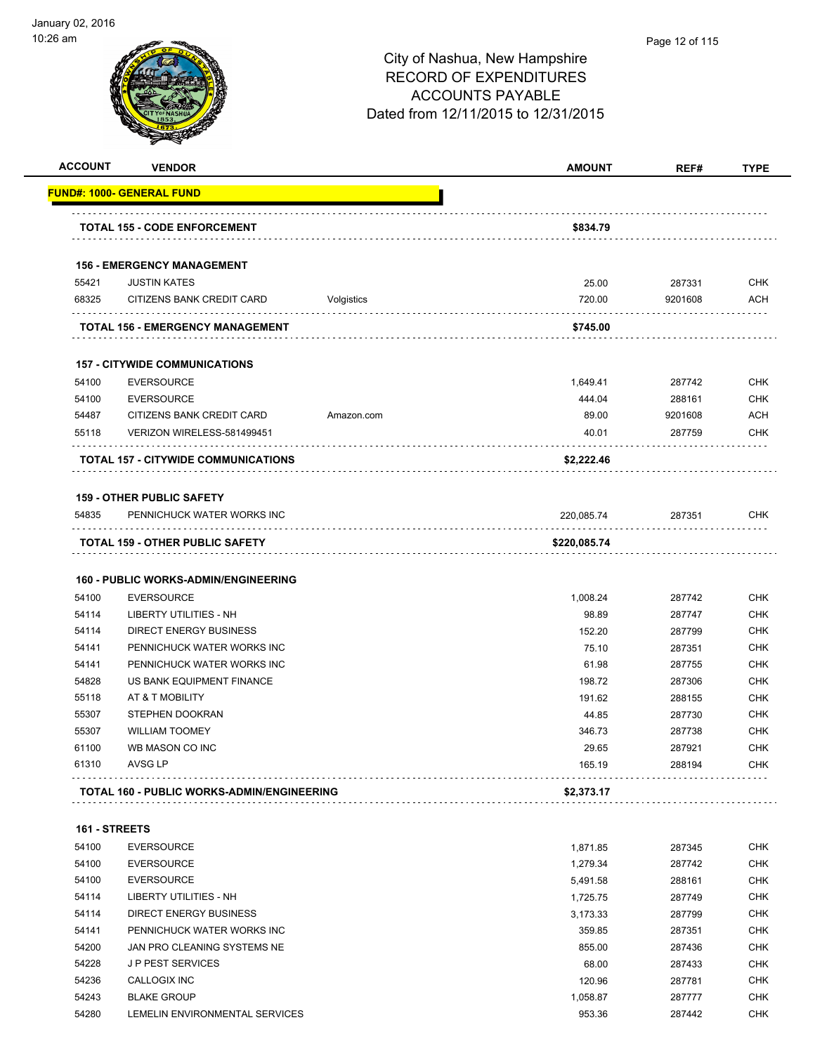January 02, 2016
10:26 am

# City of Nashua, New Hampshire
## RECORD OF EXPENDITURES
## ACCOUNTS PAYABLE
## Dated from 12/11/2015 to 12/31/2015

| ACCOUNT | VENDOR | | AMOUNT | REF# | TYPE |
|---|---|---|---|---|---|
| **FUND#: 1000- GENERAL FUND** | | | | | |
| **TOTAL 155 - CODE ENFORCEMENT** | | | **$834.79** | | |
| **156 - EMERGENCY MANAGEMENT** | | | | | |
| 55421 | JUSTIN KATES | | 25.00 | 287331 | CHK |
| 68325 | CITIZENS BANK CREDIT CARD | Volgistics | 720.00 | 9201608 | ACH |
| **TOTAL 156 - EMERGENCY MANAGEMENT** | | | **$745.00** | | |
| **157 - CITYWIDE COMMUNICATIONS** | | | | | |
| 54100 | EVERSOURCE | | 1,649.41 | 287742 | CHK |
| 54100 | EVERSOURCE | | 444.04 | 288161 | CHK |
| 54487 | CITIZENS BANK CREDIT CARD | Amazon.com | 89.00 | 9201608 | ACH |
| 55118 | VERIZON WIRELESS-581499451 | | 40.01 | 287759 | CHK |
| **TOTAL 157 - CITYWIDE COMMUNICATIONS** | | | **$2,222.46** | | |
| **159 - OTHER PUBLIC SAFETY** | | | | | |
| 54835 | PENNICHUCK WATER WORKS INC | | 220,085.74 | 287351 | CHK |
| **TOTAL 159 - OTHER PUBLIC SAFETY** | | | **$220,085.74** | | |
| **160 - PUBLIC WORKS-ADMIN/ENGINEERING** | | | | | |
| 54100 | EVERSOURCE | | 1,008.24 | 287742 | CHK |
| 54114 | LIBERTY UTILITIES - NH | | 98.89 | 287747 | CHK |
| 54114 | DIRECT ENERGY BUSINESS | | 152.20 | 287799 | CHK |
| 54141 | PENNICHUCK WATER WORKS INC | | 75.10 | 287351 | CHK |
| 54141 | PENNICHUCK WATER WORKS INC | | 61.98 | 287755 | CHK |
| 54828 | US BANK EQUIPMENT FINANCE | | 198.72 | 287306 | CHK |
| 55118 | AT & T MOBILITY | | 191.62 | 288155 | CHK |
| 55307 | STEPHEN DOOKRAN | | 44.85 | 287730 | CHK |
| 55307 | WILLIAM TOOMEY | | 346.73 | 287738 | CHK |
| 61100 | WB MASON CO INC | | 29.65 | 287921 | CHK |
| 61310 | AVSG LP | | 165.19 | 288194 | CHK |
| **TOTAL 160 - PUBLIC WORKS-ADMIN/ENGINEERING** | | | **$2,373.17** | | |
| **161 - STREETS** | | | | | |
| 54100 | EVERSOURCE | | 1,871.85 | 287345 | CHK |
| 54100 | EVERSOURCE | | 1,279.34 | 287742 | CHK |
| 54100 | EVERSOURCE | | 5,491.58 | 288161 | CHK |
| 54114 | LIBERTY UTILITIES - NH | | 1,725.75 | 287749 | CHK |
| 54114 | DIRECT ENERGY BUSINESS | | 3,173.33 | 287799 | CHK |
| 54141 | PENNICHUCK WATER WORKS INC | | 359.85 | 287351 | CHK |
| 54200 | JAN PRO CLEANING SYSTEMS NE | | 855.00 | 287436 | CHK |
| 54228 | J P PEST SERVICES | | 68.00 | 287433 | CHK |
| 54236 | CALLOGIX INC | | 120.96 | 287781 | CHK |
| 54243 | BLAKE GROUP | | 1,058.87 | 287777 | CHK |
| 54280 | LEMELIN ENVIRONMENTAL SERVICES | | 953.36 | 287442 | CHK |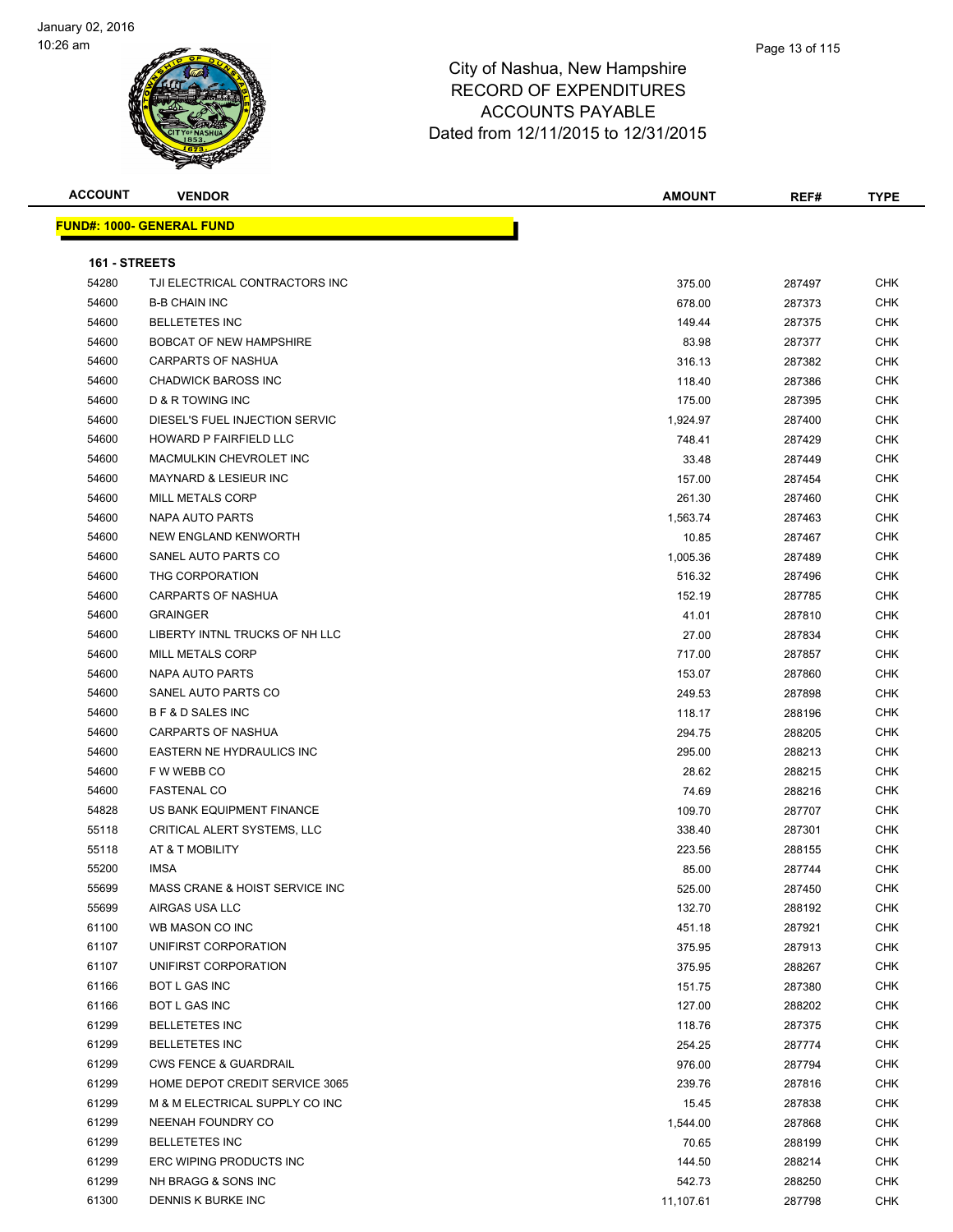# City of Nashua, New Hampshire
## RECORD OF EXPENDITURES
## ACCOUNTS PAYABLE
## Dated from 12/11/2015 to 12/31/2015

| ACCOUNT | VENDOR | AMOUNT | REF# | TYPE |
|---|---|---|---|---|

**FUND#: 1000- GENERAL FUND**

**161 - STREETS**

| ACCOUNT | VENDOR | AMOUNT | REF# | TYPE |
|---|---|---|---|---|
| 54280 | TJI ELECTRICAL CONTRACTORS INC | 375.00 | 287497 | CHK |
| 54600 | B-B CHAIN INC | 678.00 | 287373 | CHK |
| 54600 | BELLETETES INC | 149.44 | 287375 | CHK |
| 54600 | BOBCAT OF NEW HAMPSHIRE | 83.98 | 287377 | CHK |
| 54600 | CARPARTS OF NASHUA | 316.13 | 287382 | CHK |
| 54600 | CHADWICK BAROSS INC | 118.40 | 287386 | CHK |
| 54600 | D & R TOWING INC | 175.00 | 287395 | CHK |
| 54600 | DIESEL'S FUEL INJECTION SERVIC | 1,924.97 | 287400 | CHK |
| 54600 | HOWARD P FAIRFIELD LLC | 748.41 | 287429 | CHK |
| 54600 | MACMULKIN CHEVROLET INC | 33.48 | 287449 | CHK |
| 54600 | MAYNARD & LESIEUR INC | 157.00 | 287454 | CHK |
| 54600 | MILL METALS CORP | 261.30 | 287460 | CHK |
| 54600 | NAPA AUTO PARTS | 1,563.74 | 287463 | CHK |
| 54600 | NEW ENGLAND KENWORTH | 10.85 | 287467 | CHK |
| 54600 | SANEL AUTO PARTS CO | 1,005.36 | 287489 | CHK |
| 54600 | THG CORPORATION | 516.32 | 287496 | CHK |
| 54600 | CARPARTS OF NASHUA | 152.19 | 287785 | CHK |
| 54600 | GRAINGER | 41.01 | 287810 | CHK |
| 54600 | LIBERTY INTNL TRUCKS OF NH LLC | 27.00 | 287834 | CHK |
| 54600 | MILL METALS CORP | 717.00 | 287857 | CHK |
| 54600 | NAPA AUTO PARTS | 153.07 | 287860 | CHK |
| 54600 | SANEL AUTO PARTS CO | 249.53 | 287898 | CHK |
| 54600 | B F & D SALES INC | 118.17 | 288196 | CHK |
| 54600 | CARPARTS OF NASHUA | 294.75 | 288205 | CHK |
| 54600 | EASTERN NE HYDRAULICS INC | 295.00 | 288213 | CHK |
| 54600 | F W WEBB CO | 28.62 | 288215 | CHK |
| 54600 | FASTENAL CO | 74.69 | 288216 | CHK |
| 54828 | US BANK EQUIPMENT FINANCE | 109.70 | 287707 | CHK |
| 55118 | CRITICAL ALERT SYSTEMS, LLC | 338.40 | 287301 | CHK |
| 55118 | AT & T MOBILITY | 223.56 | 288155 | CHK |
| 55200 | IMSA | 85.00 | 287744 | CHK |
| 55699 | MASS CRANE & HOIST SERVICE INC | 525.00 | 287450 | CHK |
| 55699 | AIRGAS USA LLC | 132.70 | 288192 | CHK |
| 61100 | WB MASON CO INC | 451.18 | 287921 | CHK |
| 61107 | UNIFIRST CORPORATION | 375.95 | 287913 | CHK |
| 61107 | UNIFIRST CORPORATION | 375.95 | 288267 | CHK |
| 61166 | BOT L GAS INC | 151.75 | 287380 | CHK |
| 61166 | BOT L GAS INC | 127.00 | 288202 | CHK |
| 61299 | BELLETETES INC | 118.76 | 287375 | CHK |
| 61299 | BELLETETES INC | 254.25 | 287774 | CHK |
| 61299 | CWS FENCE & GUARDRAIL | 976.00 | 287794 | CHK |
| 61299 | HOME DEPOT CREDIT SERVICE 3065 | 239.76 | 287816 | CHK |
| 61299 | M & M ELECTRICAL SUPPLY CO INC | 15.45 | 287838 | CHK |
| 61299 | NEENAH FOUNDRY CO | 1,544.00 | 287868 | CHK |
| 61299 | BELLETETES INC | 70.65 | 288199 | CHK |
| 61299 | ERC WIPING PRODUCTS INC | 144.50 | 288214 | CHK |
| 61299 | NH BRAGG & SONS INC | 542.73 | 288250 | CHK |
| 61300 | DENNIS K BURKE INC | 11,107.61 | 287798 | CHK |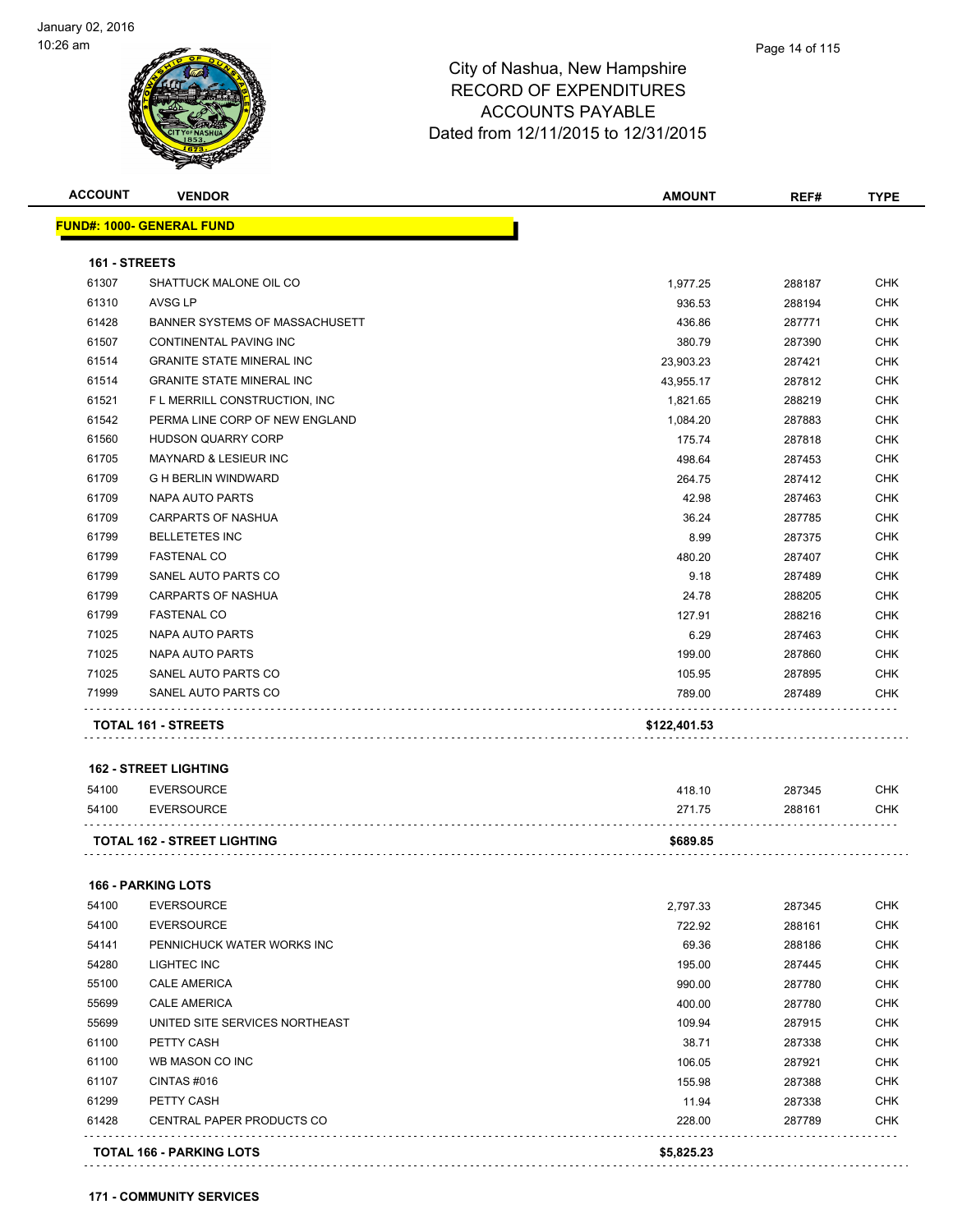January 02, 2016
10:26 am

# City of Nashua, New Hampshire
## RECORD OF EXPENDITURES
## ACCOUNTS PAYABLE
## Dated from 12/11/2015 to 12/31/2015

| ACCOUNT | VENDOR | AMOUNT | REF# | TYPE |
|---|---|---|---|---|
| **FUND#: 1000- GENERAL FUND** | | | | |
| **161 - STREETS** | | | | |
| 61307 | SHATTUCK MALONE OIL CO | 1,977.25 | 288187 | CHK |
| 61310 | AVSG LP | 936.53 | 288194 | CHK |
| 61428 | BANNER SYSTEMS OF MASSACHUSETT | 436.86 | 287771 | CHK |
| 61507 | CONTINENTAL PAVING INC | 380.79 | 287390 | CHK |
| 61514 | GRANITE STATE MINERAL INC | 23,903.23 | 287421 | CHK |
| 61514 | GRANITE STATE MINERAL INC | 43,955.17 | 287812 | CHK |
| 61521 | F L MERRILL CONSTRUCTION, INC | 1,821.65 | 288219 | CHK |
| 61542 | PERMA LINE CORP OF NEW ENGLAND | 1,084.20 | 287883 | CHK |
| 61560 | HUDSON QUARRY CORP | 175.74 | 287818 | CHK |
| 61705 | MAYNARD & LESIEUR INC | 498.64 | 287453 | CHK |
| 61709 | G H BERLIN WINDWARD | 264.75 | 287412 | CHK |
| 61709 | NAPA AUTO PARTS | 42.98 | 287463 | CHK |
| 61709 | CARPARTS OF NASHUA | 36.24 | 287785 | CHK |
| 61799 | BELLETETES INC | 8.99 | 287375 | CHK |
| 61799 | FASTENAL CO | 480.20 | 287407 | CHK |
| 61799 | SANEL AUTO PARTS CO | 9.18 | 287489 | CHK |
| 61799 | CARPARTS OF NASHUA | 24.78 | 288205 | CHK |
| 61799 | FASTENAL CO | 127.91 | 288216 | CHK |
| 71025 | NAPA AUTO PARTS | 6.29 | 287463 | CHK |
| 71025 | NAPA AUTO PARTS | 199.00 | 287860 | CHK |
| 71025 | SANEL AUTO PARTS CO | 105.95 | 287895 | CHK |
| 71999 | SANEL AUTO PARTS CO | 789.00 | 287489 | CHK |
| **TOTAL 161 - STREETS** | | **$122,401.53** | | |
| **162 - STREET LIGHTING** | | | | |
| 54100 | EVERSOURCE | 418.10 | 287345 | CHK |
| 54100 | EVERSOURCE | 271.75 | 288161 | CHK |
| **TOTAL 162 - STREET LIGHTING** | | **$689.85** | | |
| **166 - PARKING LOTS** | | | | |
| 54100 | EVERSOURCE | 2,797.33 | 287345 | CHK |
| 54100 | EVERSOURCE | 722.92 | 288161 | CHK |
| 54141 | PENNICHUCK WATER WORKS INC | 69.36 | 288186 | CHK |
| 54280 | LIGHTEC INC | 195.00 | 287445 | CHK |
| 55100 | CALE AMERICA | 990.00 | 287780 | CHK |
| 55699 | CALE AMERICA | 400.00 | 287780 | CHK |
| 55699 | UNITED SITE SERVICES NORTHEAST | 109.94 | 287915 | CHK |
| 61100 | PETTY CASH | 38.71 | 287338 | CHK |
| 61100 | WB MASON CO INC | 106.05 | 287921 | CHK |
| 61107 | CINTAS #016 | 155.98 | 287388 | CHK |
| 61299 | PETTY CASH | 11.94 | 287338 | CHK |
| 61428 | CENTRAL PAPER PRODUCTS CO | 228.00 | 287789 | CHK |
| **TOTAL 166 - PARKING LOTS** | | **$5,825.23** | | |

**171 - COMMUNITY SERVICES**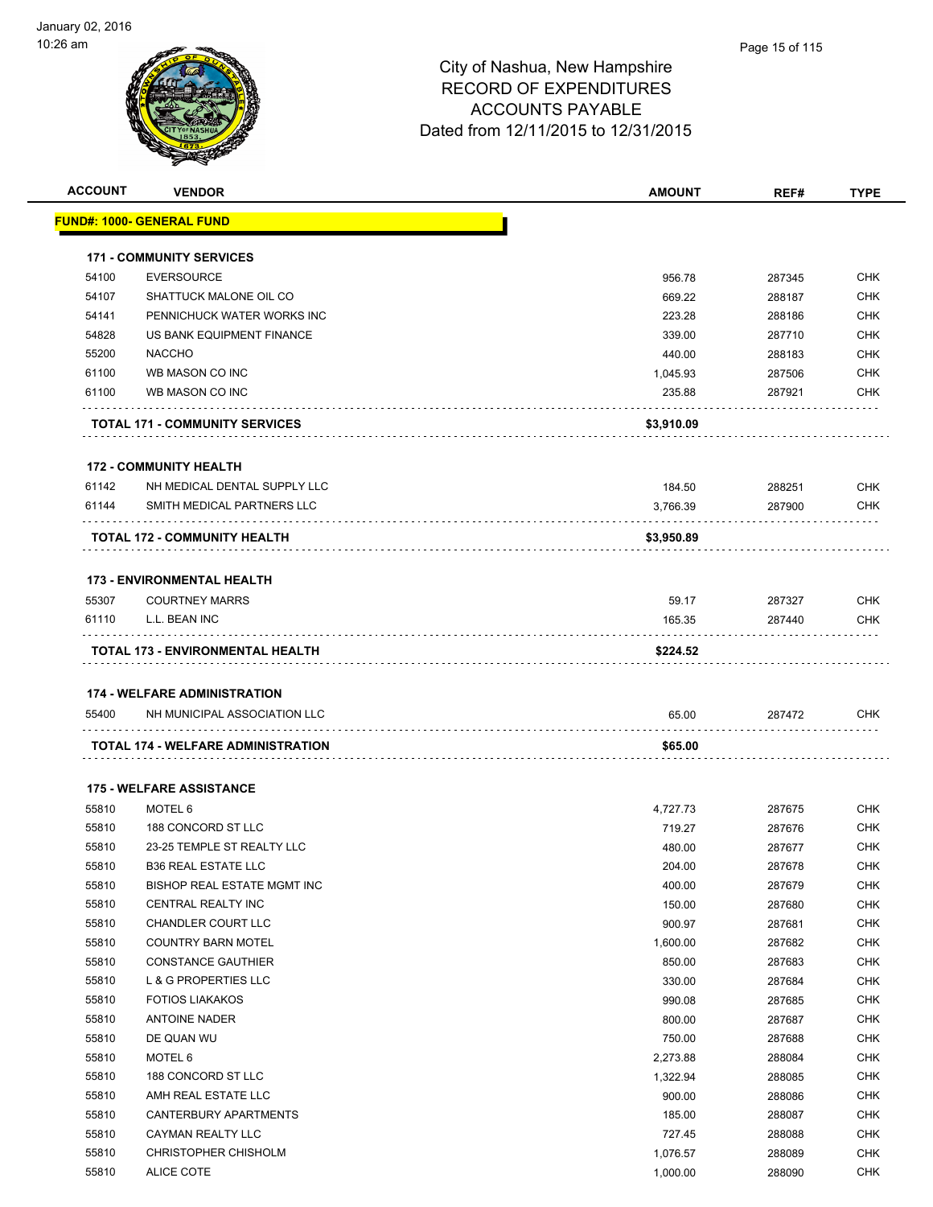# City of Nashua, New Hampshire
# RECORD OF EXPENDITURES
# ACCOUNTS PAYABLE
# Dated from 12/11/2015 to 12/31/2015

| ACCOUNT | VENDOR | AMOUNT | REF# | TYPE |
|---|---|---|---|---|
| **FUND#: 1000- GENERAL FUND** | | | | |
| **171 - COMMUNITY SERVICES** | | | | |
| 54100 | EVERSOURCE | 956.78 | 287345 | CHK |
| 54107 | SHATTUCK MALONE OIL CO | 669.22 | 288187 | CHK |
| 54141 | PENNICHUCK WATER WORKS INC | 223.28 | 288186 | CHK |
| 54828 | US BANK EQUIPMENT FINANCE | 339.00 | 287710 | CHK |
| 55200 | NACCHO | 440.00 | 288183 | CHK |
| 61100 | WB MASON CO INC | 1,045.93 | 287506 | CHK |
| 61100 | WB MASON CO INC | 235.88 | 287921 | CHK |
| | **TOTAL 171 - COMMUNITY SERVICES** | **$3,910.09** | | |
| **172 - COMMUNITY HEALTH** | | | | |
| 61142 | NH MEDICAL DENTAL SUPPLY LLC | 184.50 | 288251 | CHK |
| 61144 | SMITH MEDICAL PARTNERS LLC | 3,766.39 | 287900 | CHK |
| | **TOTAL 172 - COMMUNITY HEALTH** | **$3,950.89** | | |
| **173 - ENVIRONMENTAL HEALTH** | | | | |
| 55307 | COURTNEY MARRS | 59.17 | 287327 | CHK |
| 61110 | L.L. BEAN INC | 165.35 | 287440 | CHK |
| | **TOTAL 173 - ENVIRONMENTAL HEALTH** | **$224.52** | | |
| **174 - WELFARE ADMINISTRATION** | | | | |
| 55400 | NH MUNICIPAL ASSOCIATION LLC | 65.00 | 287472 | CHK |
| | **TOTAL 174 - WELFARE ADMINISTRATION** | **$65.00** | | |
| **175 - WELFARE ASSISTANCE** | | | | |
| 55810 | MOTEL 6 | 4,727.73 | 287675 | CHK |
| 55810 | 188 CONCORD ST LLC | 719.27 | 287676 | CHK |
| 55810 | 23-25 TEMPLE ST REALTY LLC | 480.00 | 287677 | CHK |
| 55810 | B36 REAL ESTATE LLC | 204.00 | 287678 | CHK |
| 55810 | BISHOP REAL ESTATE MGMT INC | 400.00 | 287679 | CHK |
| 55810 | CENTRAL REALTY INC | 150.00 | 287680 | CHK |
| 55810 | CHANDLER COURT LLC | 900.97 | 287681 | CHK |
| 55810 | COUNTRY BARN MOTEL | 1,600.00 | 287682 | CHK |
| 55810 | CONSTANCE GAUTHIER | 850.00 | 287683 | CHK |
| 55810 | L & G PROPERTIES LLC | 330.00 | 287684 | CHK |
| 55810 | FOTIOS LIAKAKOS | 990.08 | 287685 | CHK |
| 55810 | ANTOINE NADER | 800.00 | 287687 | CHK |
| 55810 | DE QUAN WU | 750.00 | 287688 | CHK |
| 55810 | MOTEL 6 | 2,273.88 | 288084 | CHK |
| 55810 | 188 CONCORD ST LLC | 1,322.94 | 288085 | CHK |
| 55810 | AMH REAL ESTATE LLC | 900.00 | 288086 | CHK |
| 55810 | CANTERBURY APARTMENTS | 185.00 | 288087 | CHK |
| 55810 | CAYMAN REALTY LLC | 727.45 | 288088 | CHK |
| 55810 | CHRISTOPHER CHISHOLM | 1,076.57 | 288089 | CHK |
| 55810 | ALICE COTE | 1,000.00 | 288090 | CHK |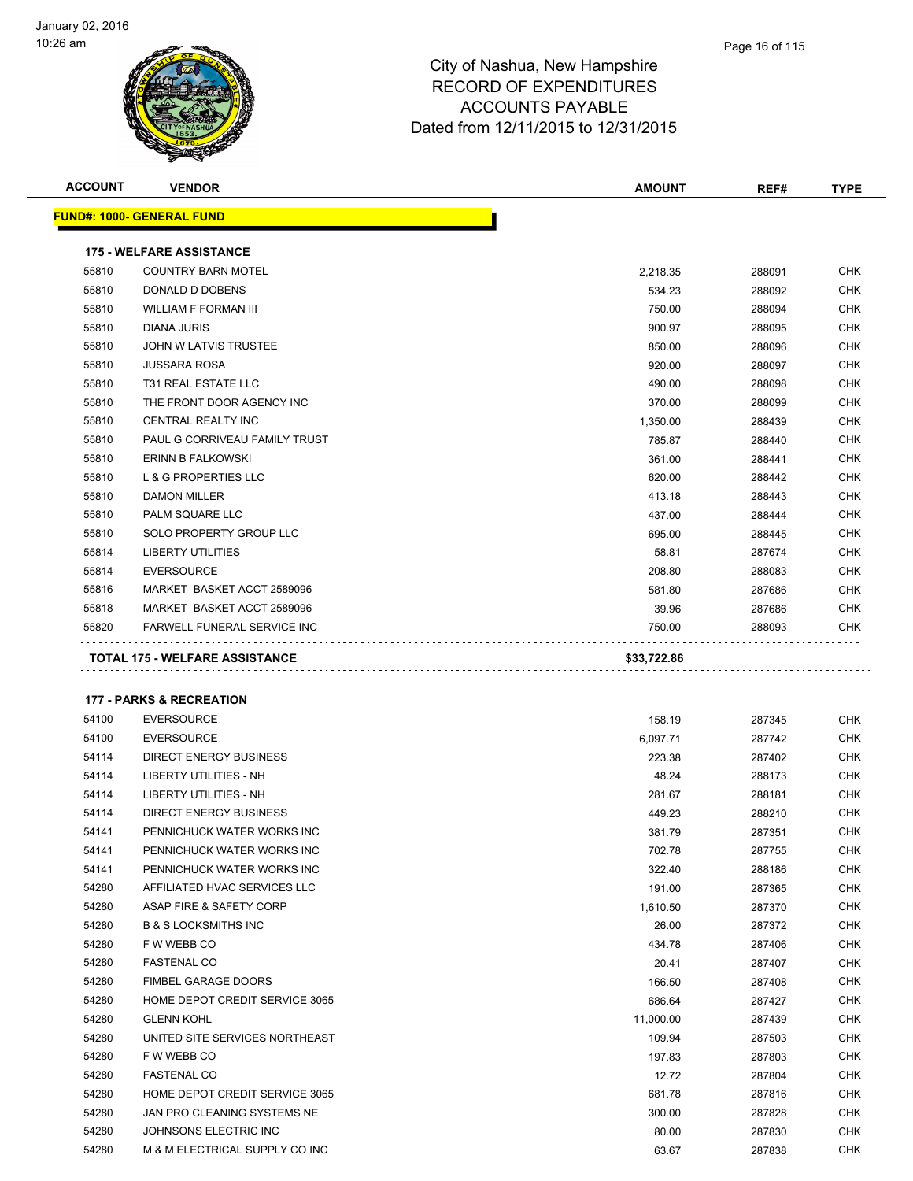City of Nashua, New Hampshire
RECORD OF EXPENDITURES
ACCOUNTS PAYABLE
Dated from 12/11/2015 to 12/31/2015

| ACCOUNT | VENDOR | AMOUNT | REF# | TYPE |
|---|---|---|---|---|

**FUND#: 1000- GENERAL FUND**

**175 - WELFARE ASSISTANCE**

| ACCOUNT | VENDOR | AMOUNT | REF# | TYPE |
|---|---|---|---|---|
| 55810 | COUNTRY BARN MOTEL | 2,218.35 | 288091 | CHK |
| 55810 | DONALD D DOBENS | 534.23 | 288092 | CHK |
| 55810 | WILLIAM F FORMAN III | 750.00 | 288094 | CHK |
| 55810 | DIANA JURIS | 900.97 | 288095 | CHK |
| 55810 | JOHN W LATVIS TRUSTEE | 850.00 | 288096 | CHK |
| 55810 | JUSSARA ROSA | 920.00 | 288097 | CHK |
| 55810 | T31 REAL ESTATE LLC | 490.00 | 288098 | CHK |
| 55810 | THE FRONT DOOR AGENCY INC | 370.00 | 288099 | CHK |
| 55810 | CENTRAL REALTY INC | 1,350.00 | 288439 | CHK |
| 55810 | PAUL G CORRIVEAU FAMILY TRUST | 785.87 | 288440 | CHK |
| 55810 | ERINN B FALKOWSKI | 361.00 | 288441 | CHK |
| 55810 | L & G PROPERTIES LLC | 620.00 | 288442 | CHK |
| 55810 | DAMON MILLER | 413.18 | 288443 | CHK |
| 55810 | PALM SQUARE LLC | 437.00 | 288444 | CHK |
| 55810 | SOLO PROPERTY GROUP LLC | 695.00 | 288445 | CHK |
| 55814 | LIBERTY UTILITIES | 58.81 | 287674 | CHK |
| 55814 | EVERSOURCE | 208.80 | 288083 | CHK |
| 55816 | MARKET BASKET ACCT 2589096 | 581.80 | 287686 | CHK |
| 55818 | MARKET BASKET ACCT 2589096 | 39.96 | 287686 | CHK |
| 55820 | FARWELL FUNERAL SERVICE INC | 750.00 | 288093 | CHK |

**TOTAL 175 - WELFARE ASSISTANCE** **$33,722.86**

**177 - PARKS & RECREATION**

| ACCOUNT | VENDOR | AMOUNT | REF# | TYPE |
|---|---|---|---|---|
| 54100 | EVERSOURCE | 158.19 | 287345 | CHK |
| 54100 | EVERSOURCE | 6,097.71 | 287742 | CHK |
| 54114 | DIRECT ENERGY BUSINESS | 223.38 | 287402 | CHK |
| 54114 | LIBERTY UTILITIES - NH | 48.24 | 288173 | CHK |
| 54114 | LIBERTY UTILITIES - NH | 281.67 | 288181 | CHK |
| 54114 | DIRECT ENERGY BUSINESS | 449.23 | 288210 | CHK |
| 54141 | PENNICHUCK WATER WORKS INC | 381.79 | 287351 | CHK |
| 54141 | PENNICHUCK WATER WORKS INC | 702.78 | 287755 | CHK |
| 54141 | PENNICHUCK WATER WORKS INC | 322.40 | 288186 | CHK |
| 54280 | AFFILIATED HVAC SERVICES LLC | 191.00 | 287365 | CHK |
| 54280 | ASAP FIRE & SAFETY CORP | 1,610.50 | 287370 | CHK |
| 54280 | B & S LOCKSMITHS INC | 26.00 | 287372 | CHK |
| 54280 | F W WEBB CO | 434.78 | 287406 | CHK |
| 54280 | FASTENAL CO | 20.41 | 287407 | CHK |
| 54280 | FIMBEL GARAGE DOORS | 166.50 | 287408 | CHK |
| 54280 | HOME DEPOT CREDIT SERVICE 3065 | 686.64 | 287427 | CHK |
| 54280 | GLENN KOHL | 11,000.00 | 287439 | CHK |
| 54280 | UNITED SITE SERVICES NORTHEAST | 109.94 | 287503 | CHK |
| 54280 | F W WEBB CO | 197.83 | 287803 | CHK |
| 54280 | FASTENAL CO | 12.72 | 287804 | CHK |
| 54280 | HOME DEPOT CREDIT SERVICE 3065 | 681.78 | 287816 | CHK |
| 54280 | JAN PRO CLEANING SYSTEMS NE | 300.00 | 287828 | CHK |
| 54280 | JOHNSONS ELECTRIC INC | 80.00 | 287830 | CHK |
| 54280 | M & M ELECTRICAL SUPPLY CO INC | 63.67 | 287838 | CHK |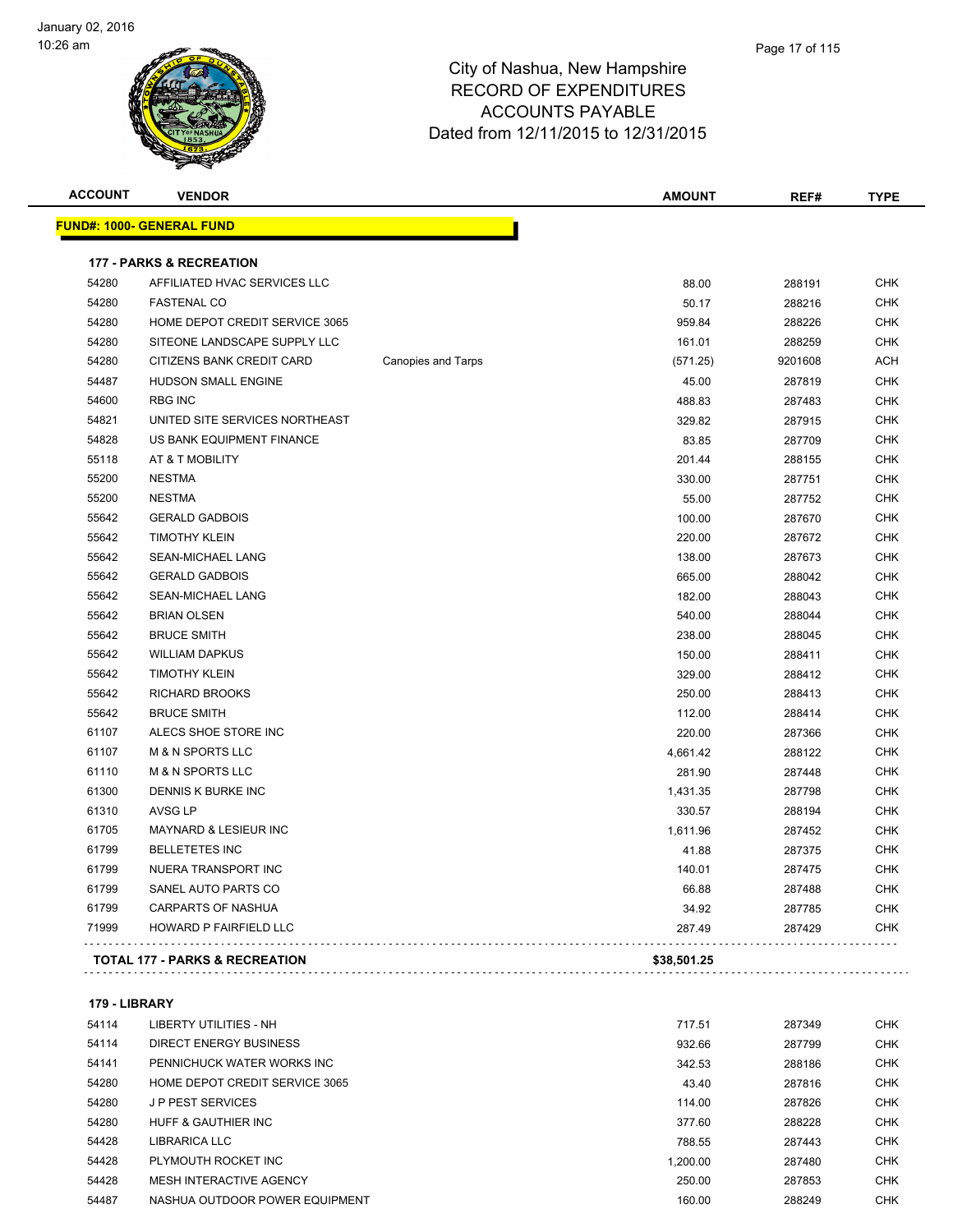City of Nashua, New Hampshire
RECORD OF EXPENDITURES
ACCOUNTS PAYABLE
Dated from 12/11/2015 to 12/31/2015

January 02, 2016
10:26 am

| ACCOUNT | VENDOR | | AMOUNT | REF# | TYPE |
|---|---|---|---|---|---|
| **FUND#: 1000- GENERAL FUND** | | | | | |
| **177 - PARKS & RECREATION** | | | | | |
| 54280 | AFFILIATED HVAC SERVICES LLC | | 88.00 | 288191 | CHK |
| 54280 | FASTENAL CO | | 50.17 | 288216 | CHK |
| 54280 | HOME DEPOT CREDIT SERVICE 3065 | | 959.84 | 288226 | CHK |
| 54280 | SITEONE LANDSCAPE SUPPLY LLC | | 161.01 | 288259 | CHK |
| 54280 | CITIZENS BANK CREDIT CARD | Canopies and Tarps | (571.25) | 9201608 | ACH |
| 54487 | HUDSON SMALL ENGINE | | 45.00 | 287819 | CHK |
| 54600 | RBG INC | | 488.83 | 287483 | CHK |
| 54821 | UNITED SITE SERVICES NORTHEAST | | 329.82 | 287915 | CHK |
| 54828 | US BANK EQUIPMENT FINANCE | | 83.85 | 287709 | CHK |
| 55118 | AT & T MOBILITY | | 201.44 | 288155 | CHK |
| 55200 | NESTMA | | 330.00 | 287751 | CHK |
| 55200 | NESTMA | | 55.00 | 287752 | CHK |
| 55642 | GERALD GADBOIS | | 100.00 | 287670 | CHK |
| 55642 | TIMOTHY KLEIN | | 220.00 | 287672 | CHK |
| 55642 | SEAN-MICHAEL LANG | | 138.00 | 287673 | CHK |
| 55642 | GERALD GADBOIS | | 665.00 | 288042 | CHK |
| 55642 | SEAN-MICHAEL LANG | | 182.00 | 288043 | CHK |
| 55642 | BRIAN OLSEN | | 540.00 | 288044 | CHK |
| 55642 | BRUCE SMITH | | 238.00 | 288045 | CHK |
| 55642 | WILLIAM DAPKUS | | 150.00 | 288411 | CHK |
| 55642 | TIMOTHY KLEIN | | 329.00 | 288412 | CHK |
| 55642 | RICHARD BROOKS | | 250.00 | 288413 | CHK |
| 55642 | BRUCE SMITH | | 112.00 | 288414 | CHK |
| 61107 | ALECS SHOE STORE INC | | 220.00 | 287366 | CHK |
| 61107 | M & N SPORTS LLC | | 4,661.42 | 288122 | CHK |
| 61110 | M & N SPORTS LLC | | 281.90 | 287448 | CHK |
| 61300 | DENNIS K BURKE INC | | 1,431.35 | 287798 | CHK |
| 61310 | AVSG LP | | 330.57 | 288194 | CHK |
| 61705 | MAYNARD & LESIEUR INC | | 1,611.96 | 287452 | CHK |
| 61799 | BELLETETES INC | | 41.88 | 287375 | CHK |
| 61799 | NUERA TRANSPORT INC | | 140.01 | 287475 | CHK |
| 61799 | SANEL AUTO PARTS CO | | 66.88 | 287488 | CHK |
| 61799 | CARPARTS OF NASHUA | | 34.92 | 287785 | CHK |
| 71999 | HOWARD P FAIRFIELD LLC | | 287.49 | 287429 | CHK |
| **TOTAL 177 - PARKS & RECREATION** | | | **$38,501.25** | | |
| **179 - LIBRARY** | | | | | |
| 54114 | LIBERTY UTILITIES - NH | | 717.51 | 287349 | CHK |
| 54114 | DIRECT ENERGY BUSINESS | | 932.66 | 287799 | CHK |
| 54141 | PENNICHUCK WATER WORKS INC | | 342.53 | 288186 | CHK |
| 54280 | HOME DEPOT CREDIT SERVICE 3065 | | 43.40 | 287816 | CHK |
| 54280 | J P PEST SERVICES | | 114.00 | 287826 | CHK |
| 54280 | HUFF & GAUTHIER INC | | 377.60 | 288228 | CHK |
| 54428 | LIBRARICA LLC | | 788.55 | 287443 | CHK |
| 54428 | PLYMOUTH ROCKET INC | | 1,200.00 | 287480 | CHK |
| 54428 | MESH INTERACTIVE AGENCY | | 250.00 | 287853 | CHK |
| 54487 | NASHUA OUTDOOR POWER EQUIPMENT | | 160.00 | 288249 | CHK |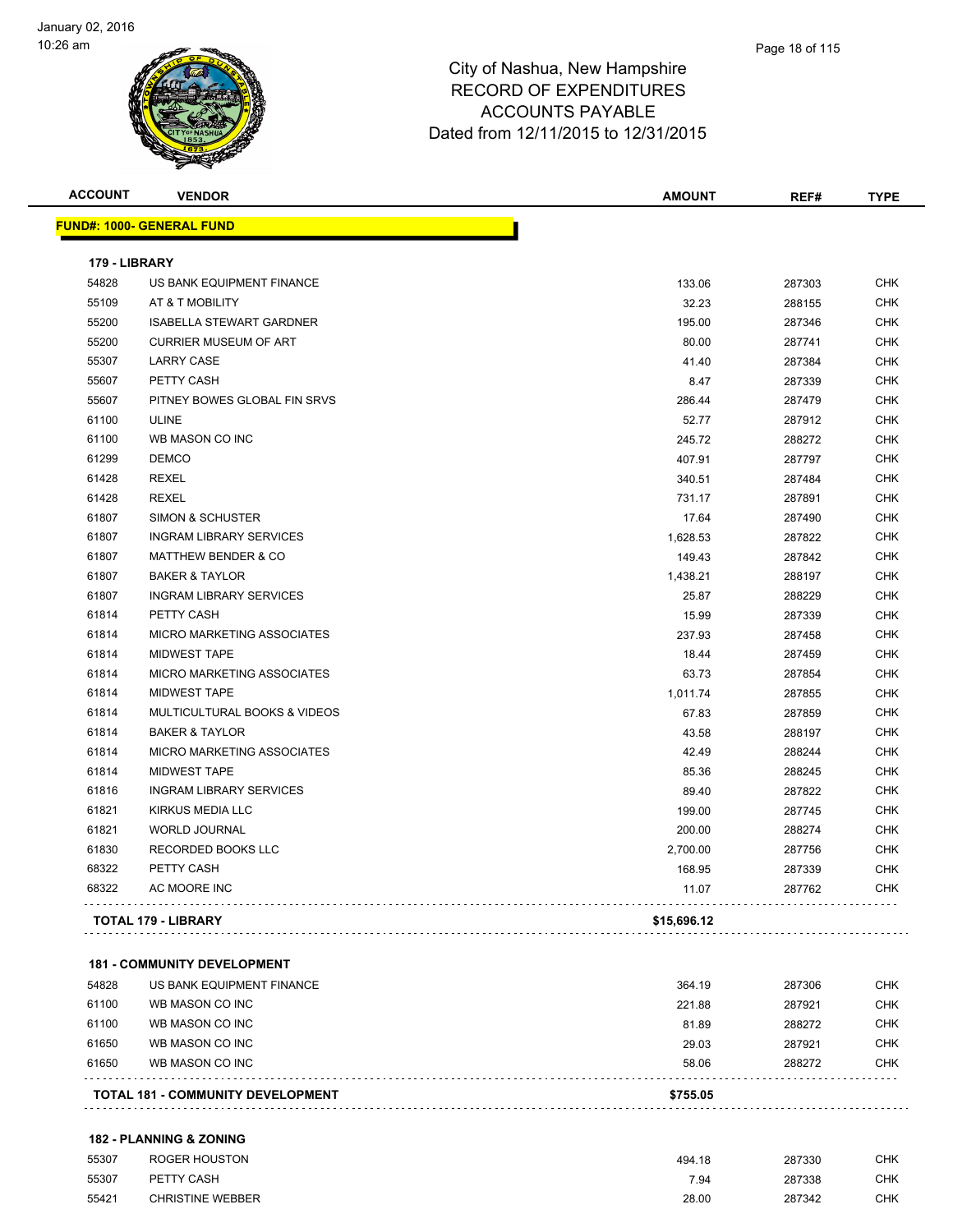# City of Nashua, New Hampshire
## RECORD OF EXPENDITURES
## ACCOUNTS PAYABLE
## Dated from 12/11/2015 to 12/31/2015

| ACCOUNT | VENDOR | AMOUNT | REF# | TYPE |
|---|---|---|---|---|
| **FUND#: 1000- GENERAL FUND** | | | | |
| **179 - LIBRARY** | | | | |
| 54828 | US BANK EQUIPMENT FINANCE | 133.06 | 287303 | CHK |
| 55109 | AT & T MOBILITY | 32.23 | 288155 | CHK |
| 55200 | ISABELLA STEWART GARDNER | 195.00 | 287346 | CHK |
| 55200 | CURRIER MUSEUM OF ART | 80.00 | 287741 | CHK |
| 55307 | LARRY CASE | 41.40 | 287384 | CHK |
| 55607 | PETTY CASH | 8.47 | 287339 | CHK |
| 55607 | PITNEY BOWES GLOBAL FIN SRVS | 286.44 | 287479 | CHK |
| 61100 | ULINE | 52.77 | 287912 | CHK |
| 61100 | WB MASON CO INC | 245.72 | 288272 | CHK |
| 61299 | DEMCO | 407.91 | 287797 | CHK |
| 61428 | REXEL | 340.51 | 287484 | CHK |
| 61428 | REXEL | 731.17 | 287891 | CHK |
| 61807 | SIMON & SCHUSTER | 17.64 | 287490 | CHK |
| 61807 | INGRAM LIBRARY SERVICES | 1,628.53 | 287822 | CHK |
| 61807 | MATTHEW BENDER & CO | 149.43 | 287842 | CHK |
| 61807 | BAKER & TAYLOR | 1,438.21 | 288197 | CHK |
| 61807 | INGRAM LIBRARY SERVICES | 25.87 | 288229 | CHK |
| 61814 | PETTY CASH | 15.99 | 287339 | CHK |
| 61814 | MICRO MARKETING ASSOCIATES | 237.93 | 287458 | CHK |
| 61814 | MIDWEST TAPE | 18.44 | 287459 | CHK |
| 61814 | MICRO MARKETING ASSOCIATES | 63.73 | 287854 | CHK |
| 61814 | MIDWEST TAPE | 1,011.74 | 287855 | CHK |
| 61814 | MULTICULTURAL BOOKS & VIDEOS | 67.83 | 287859 | CHK |
| 61814 | BAKER & TAYLOR | 43.58 | 288197 | CHK |
| 61814 | MICRO MARKETING ASSOCIATES | 42.49 | 288244 | CHK |
| 61814 | MIDWEST TAPE | 85.36 | 288245 | CHK |
| 61816 | INGRAM LIBRARY SERVICES | 89.40 | 287822 | CHK |
| 61821 | KIRKUS MEDIA LLC | 199.00 | 287745 | CHK |
| 61821 | WORLD JOURNAL | 200.00 | 288274 | CHK |
| 61830 | RECORDED BOOKS LLC | 2,700.00 | 287756 | CHK |
| 68322 | PETTY CASH | 168.95 | 287339 | CHK |
| 68322 | AC MOORE INC | 11.07 | 287762 | CHK |
| **TOTAL 179 - LIBRARY** | | **$15,696.12** | | |
| **181 - COMMUNITY DEVELOPMENT** | | | | |
| 54828 | US BANK EQUIPMENT FINANCE | 364.19 | 287306 | CHK |
| 61100 | WB MASON CO INC | 221.88 | 287921 | CHK |
| 61100 | WB MASON CO INC | 81.89 | 288272 | CHK |
| 61650 | WB MASON CO INC | 29.03 | 287921 | CHK |
| 61650 | WB MASON CO INC | 58.06 | 288272 | CHK |
| **TOTAL 181 - COMMUNITY DEVELOPMENT** | | **$755.05** | | |
| **182 - PLANNING & ZONING** | | | | |
| 55307 | ROGER HOUSTON | 494.18 | 287330 | CHK |
| 55307 | PETTY CASH | 7.94 | 287338 | CHK |
| 55421 | CHRISTINE WEBBER | 28.00 | 287342 | CHK |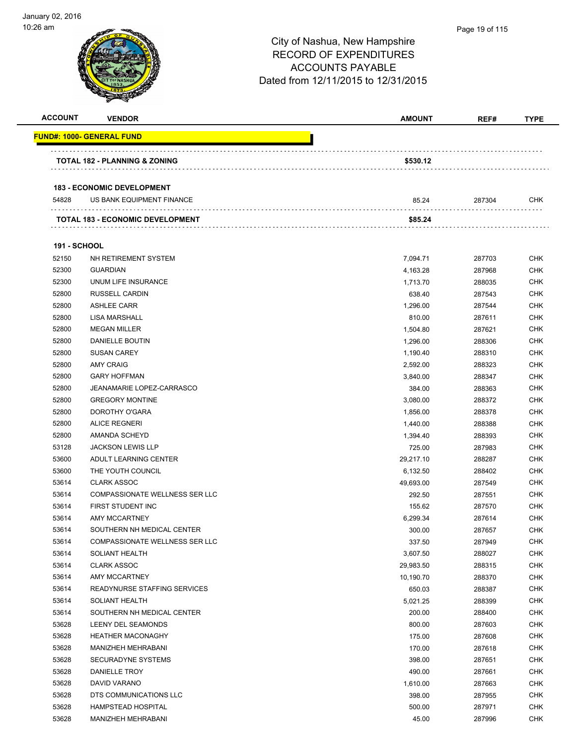City of Nashua, New Hampshire
RECORD OF EXPENDITURES
ACCOUNTS PAYABLE
Dated from 12/11/2015 to 12/31/2015

| ACCOUNT | VENDOR | AMOUNT | REF# | TYPE |
|---|---|---|---|---|
| **FUND#: 1000- GENERAL FUND** | | | | |
| | **TOTAL 182 - PLANNING & ZONING** | **$530.12** | | |
| | **183 - ECONOMIC DEVELOPMENT** | | | |
| 54828 | US BANK EQUIPMENT FINANCE | 85.24 | 287304 | CHK |
| | **TOTAL 183 - ECONOMIC DEVELOPMENT** | **$85.24** | | |
| **191 - SCHOOL** | | | | |
| 52150 | NH RETIREMENT SYSTEM | 7,094.71 | 287703 | CHK |
| 52300 | GUARDIAN | 4,163.28 | 287968 | CHK |
| 52300 | UNUM LIFE INSURANCE | 1,713.70 | 288035 | CHK |
| 52800 | RUSSELL CARDIN | 638.40 | 287543 | CHK |
| 52800 | ASHLEE CARR | 1,296.00 | 287544 | CHK |
| 52800 | LISA MARSHALL | 810.00 | 287611 | CHK |
| 52800 | MEGAN MILLER | 1,504.80 | 287621 | CHK |
| 52800 | DANIELLE BOUTIN | 1,296.00 | 288306 | CHK |
| 52800 | SUSAN CAREY | 1,190.40 | 288310 | CHK |
| 52800 | AMY CRAIG | 2,592.00 | 288323 | CHK |
| 52800 | GARY HOFFMAN | 3,840.00 | 288347 | CHK |
| 52800 | JEANAMARIE LOPEZ-CARRASCO | 384.00 | 288363 | CHK |
| 52800 | GREGORY MONTINE | 3,080.00 | 288372 | CHK |
| 52800 | DOROTHY O'GARA | 1,856.00 | 288378 | CHK |
| 52800 | ALICE REGNERI | 1,440.00 | 288388 | CHK |
| 52800 | AMANDA SCHEYD | 1,394.40 | 288393 | CHK |
| 53128 | JACKSON LEWIS LLP | 725.00 | 287983 | CHK |
| 53600 | ADULT LEARNING CENTER | 29,217.10 | 288287 | CHK |
| 53600 | THE YOUTH COUNCIL | 6,132.50 | 288402 | CHK |
| 53614 | CLARK ASSOC | 49,693.00 | 287549 | CHK |
| 53614 | COMPASSIONATE WELLNESS SER LLC | 292.50 | 287551 | CHK |
| 53614 | FIRST STUDENT INC | 155.62 | 287570 | CHK |
| 53614 | AMY MCCARTNEY | 6,299.34 | 287614 | CHK |
| 53614 | SOUTHERN NH MEDICAL CENTER | 300.00 | 287657 | CHK |
| 53614 | COMPASSIONATE WELLNESS SER LLC | 337.50 | 287949 | CHK |
| 53614 | SOLIANT HEALTH | 3,607.50 | 288027 | CHK |
| 53614 | CLARK ASSOC | 29,983.50 | 288315 | CHK |
| 53614 | AMY MCCARTNEY | 10,190.70 | 288370 | CHK |
| 53614 | READYNURSE STAFFING SERVICES | 650.03 | 288387 | CHK |
| 53614 | SOLIANT HEALTH | 5,021.25 | 288399 | CHK |
| 53614 | SOUTHERN NH MEDICAL CENTER | 200.00 | 288400 | CHK |
| 53628 | LEENY DEL SEAMONDS | 800.00 | 287603 | CHK |
| 53628 | HEATHER MACONAGHY | 175.00 | 287608 | CHK |
| 53628 | MANIZHEH MEHRABANI | 170.00 | 287618 | CHK |
| 53628 | SECURADYNE SYSTEMS | 398.00 | 287651 | CHK |
| 53628 | DANIELLE TROY | 490.00 | 287661 | CHK |
| 53628 | DAVID VARANO | 1,610.00 | 287663 | CHK |
| 53628 | DTS COMMUNICATIONS LLC | 398.00 | 287955 | CHK |
| 53628 | HAMPSTEAD HOSPITAL | 500.00 | 287971 | CHK |
| 53628 | MANIZHEH MEHRABANI | 45.00 | 287996 | CHK |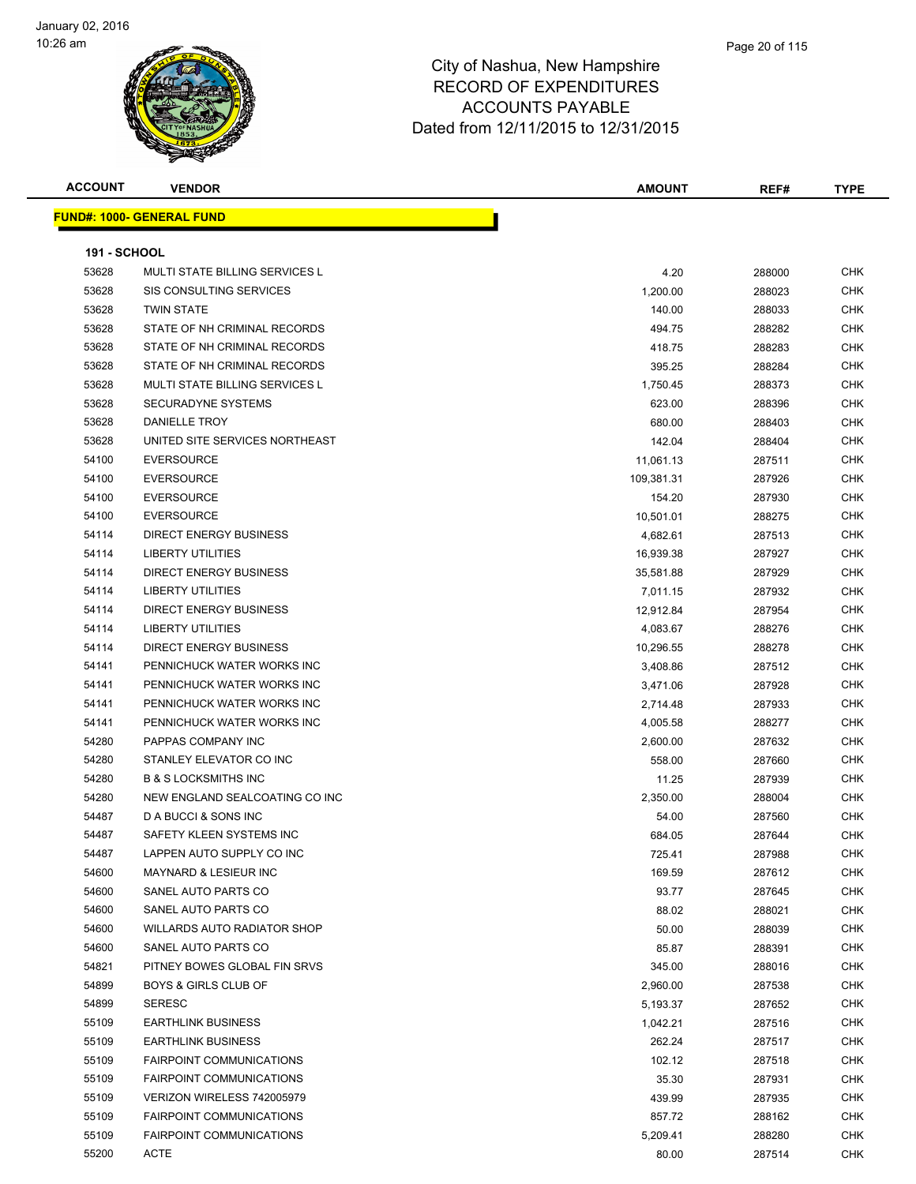# City of Nashua, New Hampshire
## RECORD OF EXPENDITURES
## ACCOUNTS PAYABLE
## Dated from 12/11/2015 to 12/31/2015

**FUND#: 1000- GENERAL FUND**

**191 - SCHOOL**

| ACCOUNT | VENDOR | AMOUNT | REF# | TYPE |
|---|---|---|---|---|
| 53628 | MULTI STATE BILLING SERVICES L | 4.20 | 288000 | CHK |
| 53628 | SIS CONSULTING SERVICES | 1,200.00 | 288023 | CHK |
| 53628 | TWIN STATE | 140.00 | 288033 | CHK |
| 53628 | STATE OF NH CRIMINAL RECORDS | 494.75 | 288282 | CHK |
| 53628 | STATE OF NH CRIMINAL RECORDS | 418.75 | 288283 | CHK |
| 53628 | STATE OF NH CRIMINAL RECORDS | 395.25 | 288284 | CHK |
| 53628 | MULTI STATE BILLING SERVICES L | 1,750.45 | 288373 | CHK |
| 53628 | SECURADYNE SYSTEMS | 623.00 | 288396 | CHK |
| 53628 | DANIELLE TROY | 680.00 | 288403 | CHK |
| 53628 | UNITED SITE SERVICES NORTHEAST | 142.04 | 288404 | CHK |
| 54100 | EVERSOURCE | 11,061.13 | 287511 | CHK |
| 54100 | EVERSOURCE | 109,381.31 | 287926 | CHK |
| 54100 | EVERSOURCE | 154.20 | 287930 | CHK |
| 54100 | EVERSOURCE | 10,501.01 | 288275 | CHK |
| 54114 | DIRECT ENERGY BUSINESS | 4,682.61 | 287513 | CHK |
| 54114 | LIBERTY UTILITIES | 16,939.38 | 287927 | CHK |
| 54114 | DIRECT ENERGY BUSINESS | 35,581.88 | 287929 | CHK |
| 54114 | LIBERTY UTILITIES | 7,011.15 | 287932 | CHK |
| 54114 | DIRECT ENERGY BUSINESS | 12,912.84 | 287954 | CHK |
| 54114 | LIBERTY UTILITIES | 4,083.67 | 288276 | CHK |
| 54114 | DIRECT ENERGY BUSINESS | 10,296.55 | 288278 | CHK |
| 54141 | PENNICHUCK WATER WORKS INC | 3,408.86 | 287512 | CHK |
| 54141 | PENNICHUCK WATER WORKS INC | 3,471.06 | 287928 | CHK |
| 54141 | PENNICHUCK WATER WORKS INC | 2,714.48 | 287933 | CHK |
| 54141 | PENNICHUCK WATER WORKS INC | 4,005.58 | 288277 | CHK |
| 54280 | PAPPAS COMPANY INC | 2,600.00 | 287632 | CHK |
| 54280 | STANLEY ELEVATOR CO INC | 558.00 | 287660 | CHK |
| 54280 | B & S LOCKSMITHS INC | 11.25 | 287939 | CHK |
| 54280 | NEW ENGLAND SEALCOATING CO INC | 2,350.00 | 288004 | CHK |
| 54487 | D A BUCCI & SONS INC | 54.00 | 287560 | CHK |
| 54487 | SAFETY KLEEN SYSTEMS INC | 684.05 | 287644 | CHK |
| 54487 | LAPPEN AUTO SUPPLY CO INC | 725.41 | 287988 | CHK |
| 54600 | MAYNARD & LESIEUR INC | 169.59 | 287612 | CHK |
| 54600 | SANEL AUTO PARTS CO | 93.77 | 287645 | CHK |
| 54600 | SANEL AUTO PARTS CO | 88.02 | 288021 | CHK |
| 54600 | WILLARDS AUTO RADIATOR SHOP | 50.00 | 288039 | CHK |
| 54600 | SANEL AUTO PARTS CO | 85.87 | 288391 | CHK |
| 54821 | PITNEY BOWES GLOBAL FIN SRVS | 345.00 | 288016 | CHK |
| 54899 | BOYS & GIRLS CLUB OF | 2,960.00 | 287538 | CHK |
| 54899 | SERESC | 5,193.37 | 287652 | CHK |
| 55109 | EARTHLINK BUSINESS | 1,042.21 | 287516 | CHK |
| 55109 | EARTHLINK BUSINESS | 262.24 | 287517 | CHK |
| 55109 | FAIRPOINT COMMUNICATIONS | 102.12 | 287518 | CHK |
| 55109 | FAIRPOINT COMMUNICATIONS | 35.30 | 287931 | CHK |
| 55109 | VERIZON WIRELESS 742005979 | 439.99 | 287935 | CHK |
| 55109 | FAIRPOINT COMMUNICATIONS | 857.72 | 288162 | CHK |
| 55109 | FAIRPOINT COMMUNICATIONS | 5,209.41 | 288280 | CHK |
| 55200 | ACTE | 80.00 | 287514 | CHK |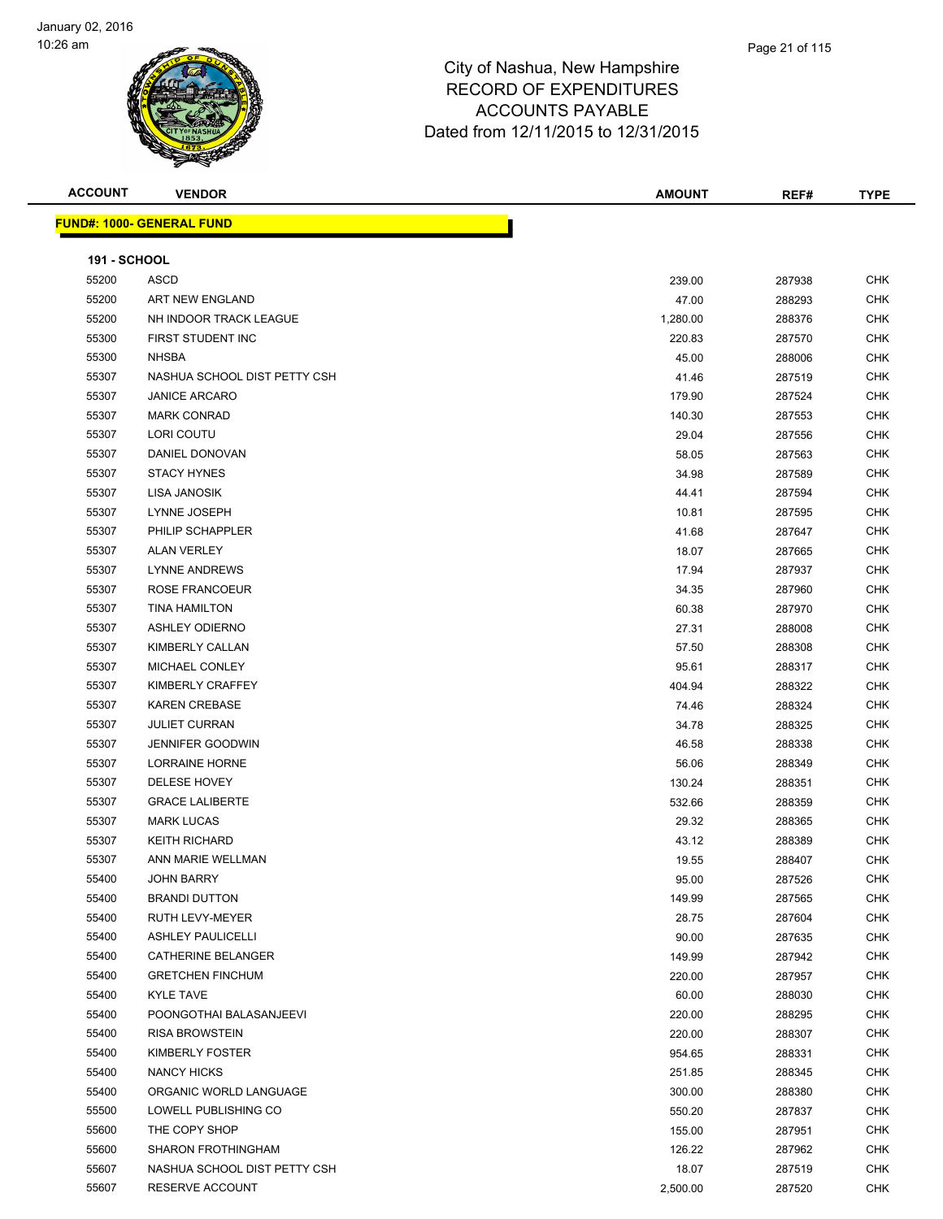# City of Nashua, New Hampshire
## RECORD OF EXPENDITURES
## ACCOUNTS PAYABLE
### Dated from 12/11/2015 to 12/31/2015

**FUND#: 1000- GENERAL FUND**

**191 - SCHOOL**

| ACCOUNT | VENDOR | AMOUNT | REF# | TYPE |
|---|---|---|---|---|
| 55200 | ASCD | 239.00 | 287938 | CHK |
| 55200 | ART NEW ENGLAND | 47.00 | 288293 | CHK |
| 55200 | NH INDOOR TRACK LEAGUE | 1,280.00 | 288376 | CHK |
| 55300 | FIRST STUDENT INC | 220.83 | 287570 | CHK |
| 55300 | NHSBA | 45.00 | 288006 | CHK |
| 55307 | NASHUA SCHOOL DIST PETTY CSH | 41.46 | 287519 | CHK |
| 55307 | JANICE ARCARO | 179.90 | 287524 | CHK |
| 55307 | MARK CONRAD | 140.30 | 287553 | CHK |
| 55307 | LORI COUTU | 29.04 | 287556 | CHK |
| 55307 | DANIEL DONOVAN | 58.05 | 287563 | CHK |
| 55307 | STACY HYNES | 34.98 | 287589 | CHK |
| 55307 | LISA JANOSIK | 44.41 | 287594 | CHK |
| 55307 | LYNNE JOSEPH | 10.81 | 287595 | CHK |
| 55307 | PHILIP SCHAPPLER | 41.68 | 287647 | CHK |
| 55307 | ALAN VERLEY | 18.07 | 287665 | CHK |
| 55307 | LYNNE ANDREWS | 17.94 | 287937 | CHK |
| 55307 | ROSE FRANCOEUR | 34.35 | 287960 | CHK |
| 55307 | TINA HAMILTON | 60.38 | 287970 | CHK |
| 55307 | ASHLEY ODIERNO | 27.31 | 288008 | CHK |
| 55307 | KIMBERLY CALLAN | 57.50 | 288308 | CHK |
| 55307 | MICHAEL CONLEY | 95.61 | 288317 | CHK |
| 55307 | KIMBERLY CRAFFEY | 404.94 | 288322 | CHK |
| 55307 | KAREN CREBASE | 74.46 | 288324 | CHK |
| 55307 | JULIET CURRAN | 34.78 | 288325 | CHK |
| 55307 | JENNIFER GOODWIN | 46.58 | 288338 | CHK |
| 55307 | LORRAINE HORNE | 56.06 | 288349 | CHK |
| 55307 | DELESE HOVEY | 130.24 | 288351 | CHK |
| 55307 | GRACE LALIBERTE | 532.66 | 288359 | CHK |
| 55307 | MARK LUCAS | 29.32 | 288365 | CHK |
| 55307 | KEITH RICHARD | 43.12 | 288389 | CHK |
| 55307 | ANN MARIE WELLMAN | 19.55 | 288407 | CHK |
| 55400 | JOHN BARRY | 95.00 | 287526 | CHK |
| 55400 | BRANDI DUTTON | 149.99 | 287565 | CHK |
| 55400 | RUTH LEVY-MEYER | 28.75 | 287604 | CHK |
| 55400 | ASHLEY PAULICELLI | 90.00 | 287635 | CHK |
| 55400 | CATHERINE BELANGER | 149.99 | 287942 | CHK |
| 55400 | GRETCHEN FINCHUM | 220.00 | 287957 | CHK |
| 55400 | KYLE TAVE | 60.00 | 288030 | CHK |
| 55400 | POONGOTHAI BALASANJEEVI | 220.00 | 288295 | CHK |
| 55400 | RISA BROWSTEIN | 220.00 | 288307 | CHK |
| 55400 | KIMBERLY FOSTER | 954.65 | 288331 | CHK |
| 55400 | NANCY HICKS | 251.85 | 288345 | CHK |
| 55400 | ORGANIC WORLD LANGUAGE | 300.00 | 288380 | CHK |
| 55500 | LOWELL PUBLISHING CO | 550.20 | 287837 | CHK |
| 55600 | THE COPY SHOP | 155.00 | 287951 | CHK |
| 55600 | SHARON FROTHINGHAM | 126.22 | 287962 | CHK |
| 55607 | NASHUA SCHOOL DIST PETTY CSH | 18.07 | 287519 | CHK |
| 55607 | RESERVE ACCOUNT | 2,500.00 | 287520 | CHK |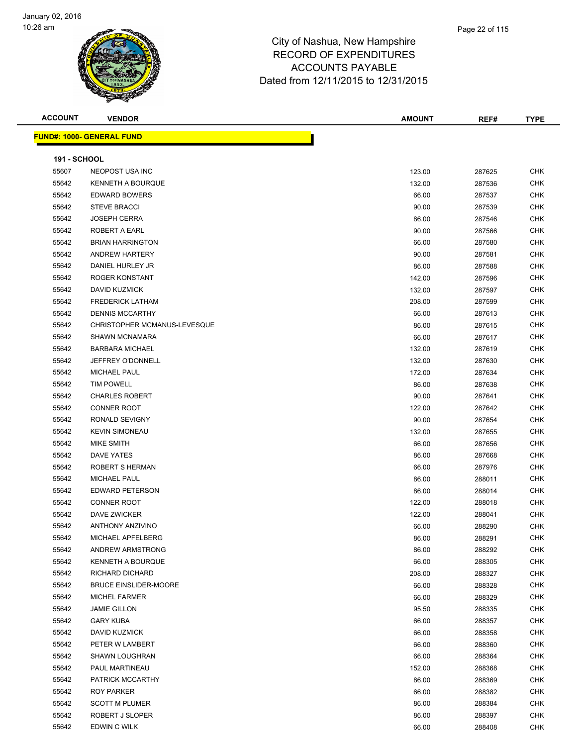# City of Nashua, New Hampshire
## RECORD OF EXPENDITURES
## ACCOUNTS PAYABLE
## Dated from 12/11/2015 to 12/31/2015

| ACCOUNT | VENDOR | AMOUNT | REF# | TYPE |
|---|---|---|---|---|

**FUND#: 1000- GENERAL FUND**

**191 - SCHOOL**

| ACCOUNT | VENDOR | AMOUNT | REF# | TYPE |
|---|---|---|---|---|
| 55607 | NEOPOST USA INC | 123.00 | 287625 | CHK |
| 55642 | KENNETH A BOURQUE | 132.00 | 287536 | CHK |
| 55642 | EDWARD BOWERS | 66.00 | 287537 | CHK |
| 55642 | STEVE BRACCI | 90.00 | 287539 | CHK |
| 55642 | JOSEPH CERRA | 86.00 | 287546 | CHK |
| 55642 | ROBERT A EARL | 90.00 | 287566 | CHK |
| 55642 | BRIAN HARRINGTON | 66.00 | 287580 | CHK |
| 55642 | ANDREW HARTERY | 90.00 | 287581 | CHK |
| 55642 | DANIEL HURLEY JR | 86.00 | 287588 | CHK |
| 55642 | ROGER KONSTANT | 142.00 | 287596 | CHK |
| 55642 | DAVID KUZMICK | 132.00 | 287597 | CHK |
| 55642 | FREDERICK LATHAM | 208.00 | 287599 | CHK |
| 55642 | DENNIS MCCARTHY | 66.00 | 287613 | CHK |
| 55642 | CHRISTOPHER MCMANUS-LEVESQUE | 86.00 | 287615 | CHK |
| 55642 | SHAWN MCNAMARA | 66.00 | 287617 | CHK |
| 55642 | BARBARA MICHAEL | 132.00 | 287619 | CHK |
| 55642 | JEFFREY O'DONNELL | 132.00 | 287630 | CHK |
| 55642 | MICHAEL PAUL | 172.00 | 287634 | CHK |
| 55642 | TIM POWELL | 86.00 | 287638 | CHK |
| 55642 | CHARLES ROBERT | 90.00 | 287641 | CHK |
| 55642 | CONNER ROOT | 122.00 | 287642 | CHK |
| 55642 | RONALD SEVIGNY | 90.00 | 287654 | CHK |
| 55642 | KEVIN SIMONEAU | 132.00 | 287655 | CHK |
| 55642 | MIKE SMITH | 66.00 | 287656 | CHK |
| 55642 | DAVE YATES | 86.00 | 287668 | CHK |
| 55642 | ROBERT S HERMAN | 66.00 | 287976 | CHK |
| 55642 | MICHAEL PAUL | 86.00 | 288011 | CHK |
| 55642 | EDWARD PETERSON | 86.00 | 288014 | CHK |
| 55642 | CONNER ROOT | 122.00 | 288018 | CHK |
| 55642 | DAVE ZWICKER | 122.00 | 288041 | CHK |
| 55642 | ANTHONY ANZIVINO | 66.00 | 288290 | CHK |
| 55642 | MICHAEL APFELBERG | 86.00 | 288291 | CHK |
| 55642 | ANDREW ARMSTRONG | 86.00 | 288292 | CHK |
| 55642 | KENNETH A BOURQUE | 66.00 | 288305 | CHK |
| 55642 | RICHARD DICHARD | 208.00 | 288327 | CHK |
| 55642 | BRUCE EINSLIDER-MOORE | 66.00 | 288328 | CHK |
| 55642 | MICHEL FARMER | 66.00 | 288329 | CHK |
| 55642 | JAMIE GILLON | 95.50 | 288335 | CHK |
| 55642 | GARY KUBA | 66.00 | 288357 | CHK |
| 55642 | DAVID KUZMICK | 66.00 | 288358 | CHK |
| 55642 | PETER W LAMBERT | 66.00 | 288360 | CHK |
| 55642 | SHAWN LOUGHRAN | 66.00 | 288364 | CHK |
| 55642 | PAUL MARTINEAU | 152.00 | 288368 | CHK |
| 55642 | PATRICK MCCARTHY | 86.00 | 288369 | CHK |
| 55642 | ROY PARKER | 66.00 | 288382 | CHK |
| 55642 | SCOTT M PLUMER | 86.00 | 288384 | CHK |
| 55642 | ROBERT J SLOPER | 86.00 | 288397 | CHK |
| 55642 | EDWIN C WILK | 66.00 | 288408 | CHK |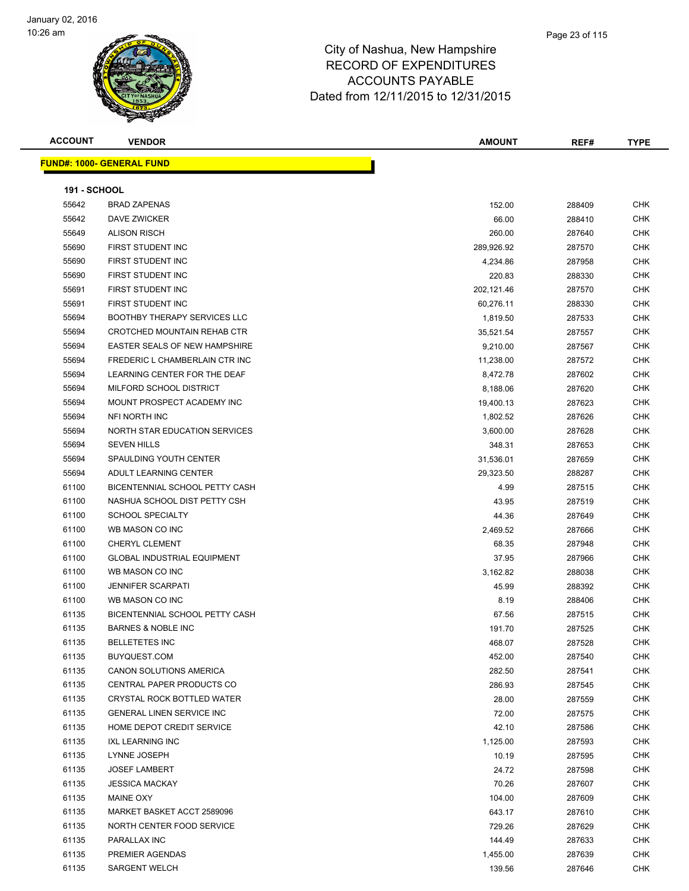City of Nashua, New Hampshire
RECORD OF EXPENDITURES
ACCOUNTS PAYABLE
Dated from 12/11/2015 to 12/31/2015

**FUND#: 1000- GENERAL FUND**

**191 - SCHOOL**

| ACCOUNT | VENDOR | AMOUNT | REF# | TYPE |
|---|---|---|---|---|
| 55642 | BRAD ZAPENAS | 152.00 | 288409 | CHK |
| 55642 | DAVE ZWICKER | 66.00 | 288410 | CHK |
| 55649 | ALISON RISCH | 260.00 | 287640 | CHK |
| 55690 | FIRST STUDENT INC | 289,926.92 | 287570 | CHK |
| 55690 | FIRST STUDENT INC | 4,234.86 | 287958 | CHK |
| 55690 | FIRST STUDENT INC | 220.83 | 288330 | CHK |
| 55691 | FIRST STUDENT INC | 202,121.46 | 287570 | CHK |
| 55691 | FIRST STUDENT INC | 60,276.11 | 288330 | CHK |
| 55694 | BOOTHBY THERAPY SERVICES LLC | 1,819.50 | 287533 | CHK |
| 55694 | CROTCHED MOUNTAIN REHAB CTR | 35,521.54 | 287557 | CHK |
| 55694 | EASTER SEALS OF NEW HAMPSHIRE | 9,210.00 | 287567 | CHK |
| 55694 | FREDERIC L CHAMBERLAIN CTR INC | 11,238.00 | 287572 | CHK |
| 55694 | LEARNING CENTER FOR THE DEAF | 8,472.78 | 287602 | CHK |
| 55694 | MILFORD SCHOOL DISTRICT | 8,188.06 | 287620 | CHK |
| 55694 | MOUNT PROSPECT ACADEMY INC | 19,400.13 | 287623 | CHK |
| 55694 | NFI NORTH INC | 1,802.52 | 287626 | CHK |
| 55694 | NORTH STAR EDUCATION SERVICES | 3,600.00 | 287628 | CHK |
| 55694 | SEVEN HILLS | 348.31 | 287653 | CHK |
| 55694 | SPAULDING YOUTH CENTER | 31,536.01 | 287659 | CHK |
| 55694 | ADULT LEARNING CENTER | 29,323.50 | 288287 | CHK |
| 61100 | BICENTENNIAL SCHOOL PETTY CASH | 4.99 | 287515 | CHK |
| 61100 | NASHUA SCHOOL DIST PETTY CSH | 43.95 | 287519 | CHK |
| 61100 | SCHOOL SPECIALTY | 44.36 | 287649 | CHK |
| 61100 | WB MASON CO INC | 2,469.52 | 287666 | CHK |
| 61100 | CHERYL CLEMENT | 68.35 | 287948 | CHK |
| 61100 | GLOBAL INDUSTRIAL EQUIPMENT | 37.95 | 287966 | CHK |
| 61100 | WB MASON CO INC | 3,162.82 | 288038 | CHK |
| 61100 | JENNIFER SCARPATI | 45.99 | 288392 | CHK |
| 61100 | WB MASON CO INC | 8.19 | 288406 | CHK |
| 61135 | BICENTENNIAL SCHOOL PETTY CASH | 67.56 | 287515 | CHK |
| 61135 | BARNES & NOBLE INC | 191.70 | 287525 | CHK |
| 61135 | BELLETETES INC | 468.07 | 287528 | CHK |
| 61135 | BUYQUEST.COM | 452.00 | 287540 | CHK |
| 61135 | CANON SOLUTIONS AMERICA | 282.50 | 287541 | CHK |
| 61135 | CENTRAL PAPER PRODUCTS CO | 286.93 | 287545 | CHK |
| 61135 | CRYSTAL ROCK BOTTLED WATER | 28.00 | 287559 | CHK |
| 61135 | GENERAL LINEN SERVICE INC | 72.00 | 287575 | CHK |
| 61135 | HOME DEPOT CREDIT SERVICE | 42.10 | 287586 | CHK |
| 61135 | IXL LEARNING INC | 1,125.00 | 287593 | CHK |
| 61135 | LYNNE JOSEPH | 10.19 | 287595 | CHK |
| 61135 | JOSEF LAMBERT | 24.72 | 287598 | CHK |
| 61135 | JESSICA MACKAY | 70.26 | 287607 | CHK |
| 61135 | MAINE OXY | 104.00 | 287609 | CHK |
| 61135 | MARKET BASKET ACCT 2589096 | 643.17 | 287610 | CHK |
| 61135 | NORTH CENTER FOOD SERVICE | 729.26 | 287629 | CHK |
| 61135 | PARALLAX INC | 144.49 | 287633 | CHK |
| 61135 | PREMIER AGENDAS | 1,455.00 | 287639 | CHK |
| 61135 | SARGENT WELCH | 139.56 | 287646 | CHK |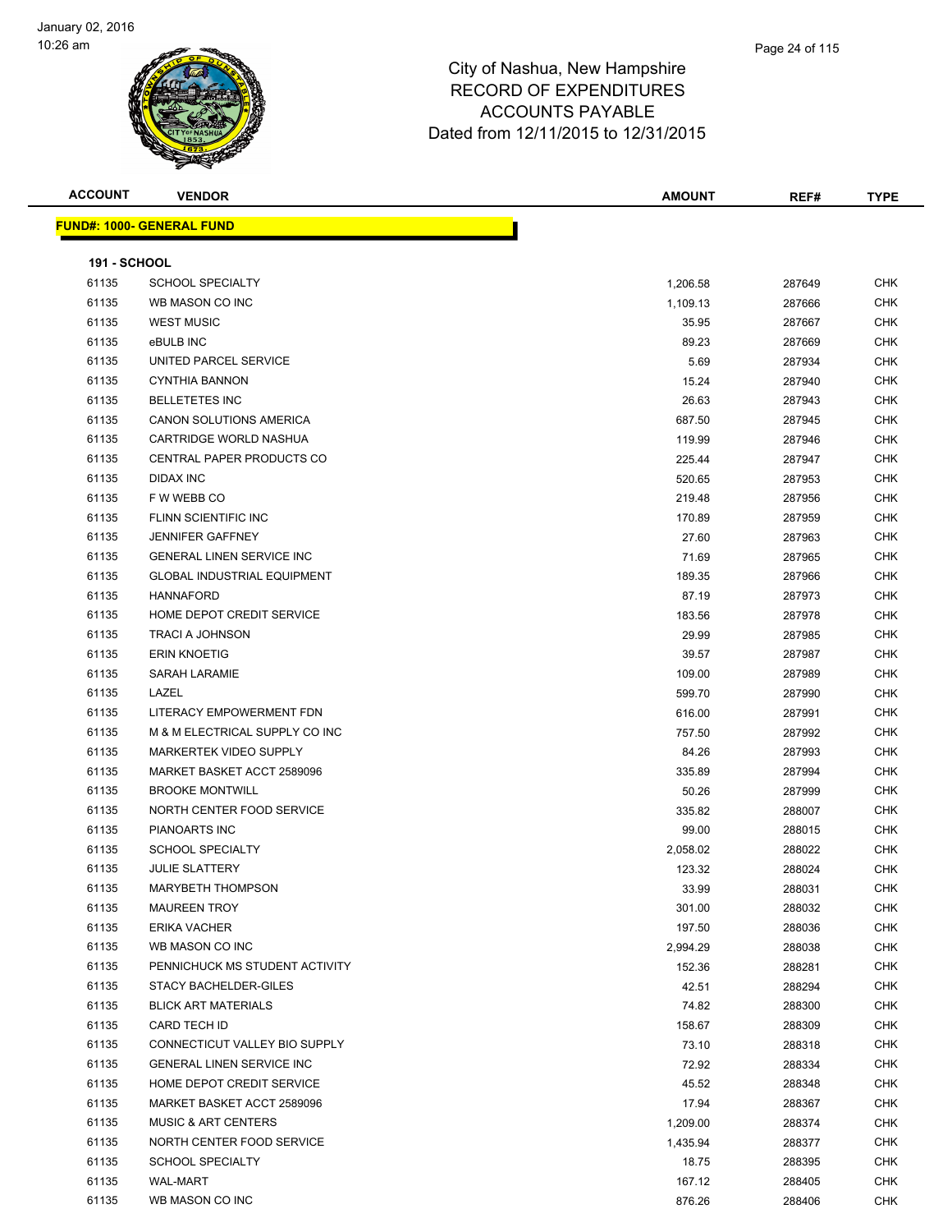# City of Nashua, New Hampshire
## RECORD OF EXPENDITURES
## ACCOUNTS PAYABLE
## Dated from 12/11/2015 to 12/31/2015

**FUND#: 1000- GENERAL FUND**

**191 - SCHOOL**

| ACCOUNT | VENDOR | AMOUNT | REF# | TYPE |
|---|---|---|---|---|
| 61135 | SCHOOL SPECIALTY | 1,206.58 | 287649 | CHK |
| 61135 | WB MASON CO INC | 1,109.13 | 287666 | CHK |
| 61135 | WEST MUSIC | 35.95 | 287667 | CHK |
| 61135 | eBULB INC | 89.23 | 287669 | CHK |
| 61135 | UNITED PARCEL SERVICE | 5.69 | 287934 | CHK |
| 61135 | CYNTHIA BANNON | 15.24 | 287940 | CHK |
| 61135 | BELLETETES INC | 26.63 | 287943 | CHK |
| 61135 | CANON SOLUTIONS AMERICA | 687.50 | 287945 | CHK |
| 61135 | CARTRIDGE WORLD NASHUA | 119.99 | 287946 | CHK |
| 61135 | CENTRAL PAPER PRODUCTS CO | 225.44 | 287947 | CHK |
| 61135 | DIDAX INC | 520.65 | 287953 | CHK |
| 61135 | F W WEBB CO | 219.48 | 287956 | CHK |
| 61135 | FLINN SCIENTIFIC INC | 170.89 | 287959 | CHK |
| 61135 | JENNIFER GAFFNEY | 27.60 | 287963 | CHK |
| 61135 | GENERAL LINEN SERVICE INC | 71.69 | 287965 | CHK |
| 61135 | GLOBAL INDUSTRIAL EQUIPMENT | 189.35 | 287966 | CHK |
| 61135 | HANNAFORD | 87.19 | 287973 | CHK |
| 61135 | HOME DEPOT CREDIT SERVICE | 183.56 | 287978 | CHK |
| 61135 | TRACI A JOHNSON | 29.99 | 287985 | CHK |
| 61135 | ERIN KNOETIG | 39.57 | 287987 | CHK |
| 61135 | SARAH LARAMIE | 109.00 | 287989 | CHK |
| 61135 | LAZEL | 599.70 | 287990 | CHK |
| 61135 | LITERACY EMPOWERMENT FDN | 616.00 | 287991 | CHK |
| 61135 | M & M ELECTRICAL SUPPLY CO INC | 757.50 | 287992 | CHK |
| 61135 | MARKERTEK VIDEO SUPPLY | 84.26 | 287993 | CHK |
| 61135 | MARKET BASKET ACCT 2589096 | 335.89 | 287994 | CHK |
| 61135 | BROOKE MONTWILL | 50.26 | 287999 | CHK |
| 61135 | NORTH CENTER FOOD SERVICE | 335.82 | 288007 | CHK |
| 61135 | PIANOARTS INC | 99.00 | 288015 | CHK |
| 61135 | SCHOOL SPECIALTY | 2,058.02 | 288022 | CHK |
| 61135 | JULIE SLATTERY | 123.32 | 288024 | CHK |
| 61135 | MARYBETH THOMPSON | 33.99 | 288031 | CHK |
| 61135 | MAUREEN TROY | 301.00 | 288032 | CHK |
| 61135 | ERIKA VACHER | 197.50 | 288036 | CHK |
| 61135 | WB MASON CO INC | 2,994.29 | 288038 | CHK |
| 61135 | PENNICHUCK MS STUDENT ACTIVITY | 152.36 | 288281 | CHK |
| 61135 | STACY BACHELDER-GILES | 42.51 | 288294 | CHK |
| 61135 | BLICK ART MATERIALS | 74.82 | 288300 | CHK |
| 61135 | CARD TECH ID | 158.67 | 288309 | CHK |
| 61135 | CONNECTICUT VALLEY BIO SUPPLY | 73.10 | 288318 | CHK |
| 61135 | GENERAL LINEN SERVICE INC | 72.92 | 288334 | CHK |
| 61135 | HOME DEPOT CREDIT SERVICE | 45.52 | 288348 | CHK |
| 61135 | MARKET BASKET ACCT 2589096 | 17.94 | 288367 | CHK |
| 61135 | MUSIC & ART CENTERS | 1,209.00 | 288374 | CHK |
| 61135 | NORTH CENTER FOOD SERVICE | 1,435.94 | 288377 | CHK |
| 61135 | SCHOOL SPECIALTY | 18.75 | 288395 | CHK |
| 61135 | WAL-MART | 167.12 | 288405 | CHK |
| 61135 | WB MASON CO INC | 876.26 | 288406 | CHK |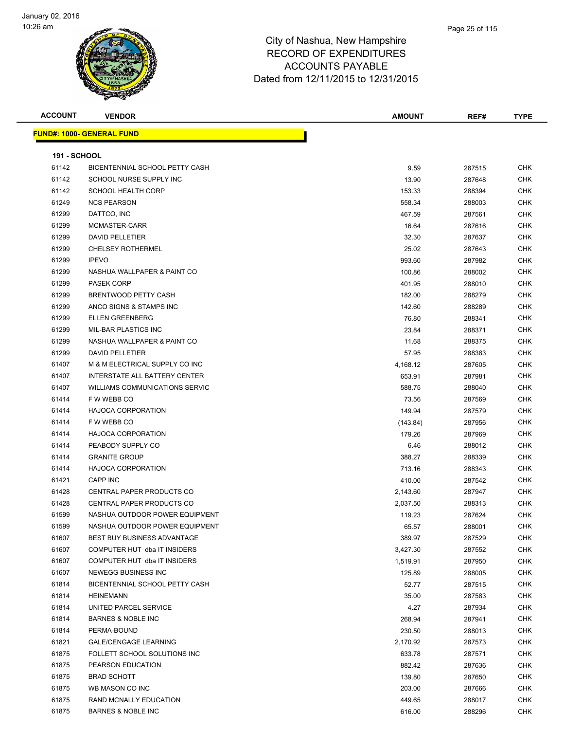# City of Nashua, New Hampshire
## RECORD OF EXPENDITURES
## ACCOUNTS PAYABLE
### Dated from 12/11/2015 to 12/31/2015

January 02, 2016
10:26 am

| ACCOUNT | VENDOR | AMOUNT | REF# | TYPE |
|---|---|---|---|---|

**FUND#: 1000- GENERAL FUND**

**191 - SCHOOL**

| ACCOUNT | VENDOR | AMOUNT | REF# | TYPE |
|---|---|---|---|---|
| 61142 | BICENTENNIAL SCHOOL PETTY CASH | 9.59 | 287515 | CHK |
| 61142 | SCHOOL NURSE SUPPLY INC | 13.90 | 287648 | CHK |
| 61142 | SCHOOL HEALTH CORP | 153.33 | 288394 | CHK |
| 61249 | NCS PEARSON | 558.34 | 288003 | CHK |
| 61299 | DATTCO, INC | 467.59 | 287561 | CHK |
| 61299 | MCMASTER-CARR | 16.64 | 287616 | CHK |
| 61299 | DAVID PELLETIER | 32.30 | 287637 | CHK |
| 61299 | CHELSEY ROTHERMEL | 25.02 | 287643 | CHK |
| 61299 | IPEVO | 993.60 | 287982 | CHK |
| 61299 | NASHUA WALLPAPER & PAINT CO | 100.86 | 288002 | CHK |
| 61299 | PASEK CORP | 401.95 | 288010 | CHK |
| 61299 | BRENTWOOD PETTY CASH | 182.00 | 288279 | CHK |
| 61299 | ANCO SIGNS & STAMPS INC | 142.60 | 288289 | CHK |
| 61299 | ELLEN GREENBERG | 76.80 | 288341 | CHK |
| 61299 | MIL-BAR PLASTICS INC | 23.84 | 288371 | CHK |
| 61299 | NASHUA WALLPAPER & PAINT CO | 11.68 | 288375 | CHK |
| 61299 | DAVID PELLETIER | 57.95 | 288383 | CHK |
| 61407 | M & M ELECTRICAL SUPPLY CO INC | 4,168.12 | 287605 | CHK |
| 61407 | INTERSTATE ALL BATTERY CENTER | 653.91 | 287981 | CHK |
| 61407 | WILLIAMS COMMUNICATIONS SERVIC | 588.75 | 288040 | CHK |
| 61414 | F W WEBB CO | 73.56 | 287569 | CHK |
| 61414 | HAJOCA CORPORATION | 149.94 | 287579 | CHK |
| 61414 | F W WEBB CO | (143.84) | 287956 | CHK |
| 61414 | HAJOCA CORPORATION | 179.26 | 287969 | CHK |
| 61414 | PEABODY SUPPLY CO | 6.46 | 288012 | CHK |
| 61414 | GRANITE GROUP | 388.27 | 288339 | CHK |
| 61414 | HAJOCA CORPORATION | 713.16 | 288343 | CHK |
| 61421 | CAPP INC | 410.00 | 287542 | CHK |
| 61428 | CENTRAL PAPER PRODUCTS CO | 2,143.60 | 287947 | CHK |
| 61428 | CENTRAL PAPER PRODUCTS CO | 2,037.50 | 288313 | CHK |
| 61599 | NASHUA OUTDOOR POWER EQUIPMENT | 119.23 | 287624 | CHK |
| 61599 | NASHUA OUTDOOR POWER EQUIPMENT | 65.57 | 288001 | CHK |
| 61607 | BEST BUY BUSINESS ADVANTAGE | 389.97 | 287529 | CHK |
| 61607 | COMPUTER HUT dba IT INSIDERS | 3,427.30 | 287552 | CHK |
| 61607 | COMPUTER HUT dba IT INSIDERS | 1,519.91 | 287950 | CHK |
| 61607 | NEWEGG BUSINESS INC | 125.89 | 288005 | CHK |
| 61814 | BICENTENNIAL SCHOOL PETTY CASH | 52.77 | 287515 | CHK |
| 61814 | HEINEMANN | 35.00 | 287583 | CHK |
| 61814 | UNITED PARCEL SERVICE | 4.27 | 287934 | CHK |
| 61814 | BARNES & NOBLE INC | 268.94 | 287941 | CHK |
| 61814 | PERMA-BOUND | 230.50 | 288013 | CHK |
| 61821 | GALE/CENGAGE LEARNING | 2,170.92 | 287573 | CHK |
| 61875 | FOLLETT SCHOOL SOLUTIONS INC | 633.78 | 287571 | CHK |
| 61875 | PEARSON EDUCATION | 882.42 | 287636 | CHK |
| 61875 | BRAD SCHOTT | 139.80 | 287650 | CHK |
| 61875 | WB MASON CO INC | 203.00 | 287666 | CHK |
| 61875 | RAND MCNALLY EDUCATION | 449.65 | 288017 | CHK |
| 61875 | BARNES & NOBLE INC | 616.00 | 288296 | CHK |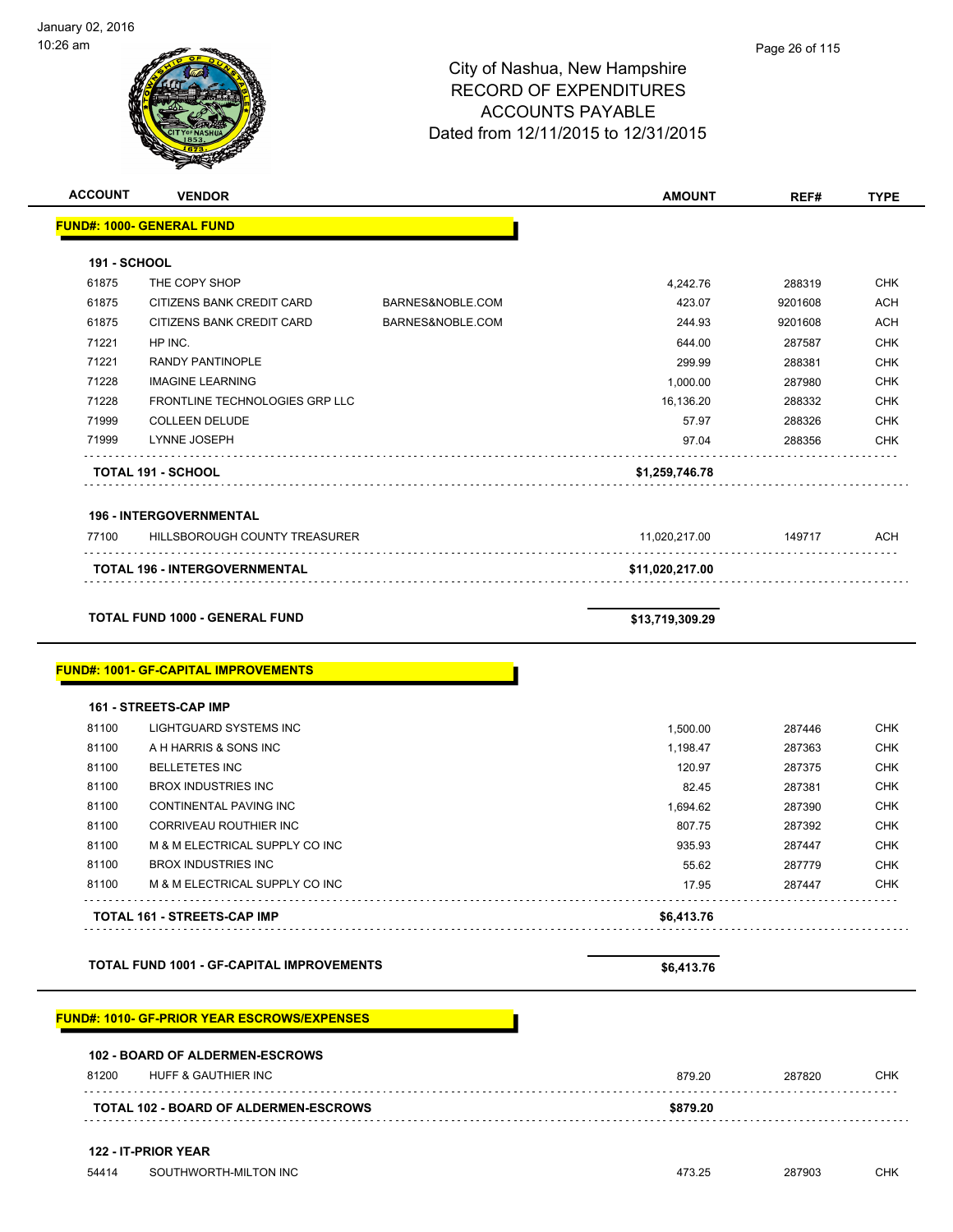City of Nashua, New Hampshire
RECORD OF EXPENDITURES
ACCOUNTS PAYABLE
Dated from 12/11/2015 to 12/31/2015

| ACCOUNT | VENDOR | | AMOUNT | REF# | TYPE |
|---|---|---|---|---|---|
| **FUND#: 1000- GENERAL FUND** | | | | | |
| **191 - SCHOOL** | | | | | |
| 61875 | THE COPY SHOP | | 4,242.76 | 288319 | CHK |
| 61875 | CITIZENS BANK CREDIT CARD | BARNES&NOBLE.COM | 423.07 | 9201608 | ACH |
| 61875 | CITIZENS BANK CREDIT CARD | BARNES&NOBLE.COM | 244.93 | 9201608 | ACH |
| 71221 | HP INC. | | 644.00 | 287587 | CHK |
| 71221 | RANDY PANTINOPLE | | 299.99 | 288381 | CHK |
| 71228 | IMAGINE LEARNING | | 1,000.00 | 287980 | CHK |
| 71228 | FRONTLINE TECHNOLOGIES GRP LLC | | 16,136.20 | 288332 | CHK |
| 71999 | COLLEEN DELUDE | | 57.97 | 288326 | CHK |
| 71999 | LYNNE JOSEPH | | 97.04 | 288356 | CHK |
| | **TOTAL 191 - SCHOOL** | | **$1,259,746.78** | | |
| **196 - INTERGOVERNMENTAL** | | | | | |
| 77100 | HILLSBOROUGH COUNTY TREASURER | | 11,020,217.00 | 149717 | ACH |
| | **TOTAL 196 - INTERGOVERNMENTAL** | | **$11,020,217.00** | | |
| | **TOTAL FUND 1000 - GENERAL FUND** | | **$13,719,309.29** | | |
| **FUND#: 1001- GF-CAPITAL IMPROVEMENTS** | | | | | |
| **161 - STREETS-CAP IMP** | | | | | |
| 81100 | LIGHTGUARD SYSTEMS INC | | 1,500.00 | 287446 | CHK |
| 81100 | A H HARRIS & SONS INC | | 1,198.47 | 287363 | CHK |
| 81100 | BELLETETES INC | | 120.97 | 287375 | CHK |
| 81100 | BROX INDUSTRIES INC | | 82.45 | 287381 | CHK |
| 81100 | CONTINENTAL PAVING INC | | 1,694.62 | 287390 | CHK |
| 81100 | CORRIVEAU ROUTHIER INC | | 807.75 | 287392 | CHK |
| 81100 | M & M ELECTRICAL SUPPLY CO INC | | 935.93 | 287447 | CHK |
| 81100 | BROX INDUSTRIES INC | | 55.62 | 287779 | CHK |
| 81100 | M & M ELECTRICAL SUPPLY CO INC | | 17.95 | 287447 | CHK |
| | **TOTAL 161 - STREETS-CAP IMP** | | **$6,413.76** | | |
| | **TOTAL FUND 1001 - GF-CAPITAL IMPROVEMENTS** | | **$6,413.76** | | |
| **FUND#: 1010- GF-PRIOR YEAR ESCROWS/EXPENSES** | | | | | |
| **102 - BOARD OF ALDERMEN-ESCROWS** | | | | | |
| 81200 | HUFF & GAUTHIER INC | | 879.20 | 287820 | CHK |
| | **TOTAL 102 - BOARD OF ALDERMEN-ESCROWS** | | **$879.20** | | |
| **122 - IT-PRIOR YEAR** | | | | | |
| 54414 | SOUTHWORTH-MILTON INC | | 473.25 | 287903 | CHK |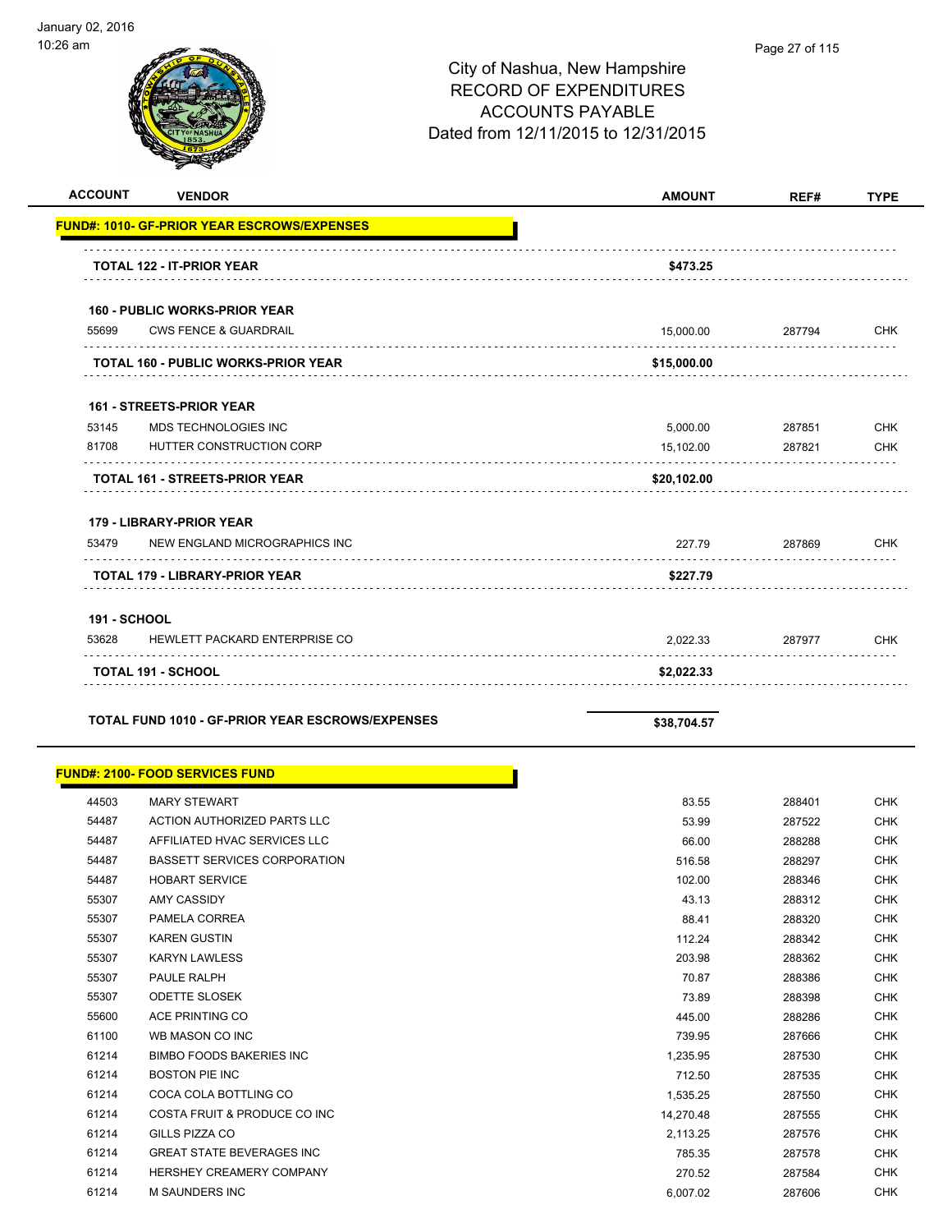City of Nashua, New Hampshire
RECORD OF EXPENDITURES
ACCOUNTS PAYABLE
Dated from 12/11/2015 to 12/31/2015

| ACCOUNT | VENDOR | AMOUNT | REF# | TYPE |
|---|---|---|---|---|
| **FUND#: 1010- GF-PRIOR YEAR ESCROWS/EXPENSES** | | | | |
| | **TOTAL 122 - IT-PRIOR YEAR** | **$473.25** | | |
| **160 - PUBLIC WORKS-PRIOR YEAR** | | | | |
| 55699 | CWS FENCE & GUARDRAIL | 15,000.00 | 287794 | CHK |
| | **TOTAL 160 - PUBLIC WORKS-PRIOR YEAR** | **$15,000.00** | | |
| **161 - STREETS-PRIOR YEAR** | | | | |
| 53145 | MDS TECHNOLOGIES INC | 5,000.00 | 287851 | CHK |
| 81708 | HUTTER CONSTRUCTION CORP | 15,102.00 | 287821 | CHK |
| | **TOTAL 161 - STREETS-PRIOR YEAR** | **$20,102.00** | | |
| **179 - LIBRARY-PRIOR YEAR** | | | | |
| 53479 | NEW ENGLAND MICROGRAPHICS INC | 227.79 | 287869 | CHK |
| | **TOTAL 179 - LIBRARY-PRIOR YEAR** | **$227.79** | | |
| **191 - SCHOOL** | | | | |
| 53628 | HEWLETT PACKARD ENTERPRISE CO | 2,022.33 | 287977 | CHK |
| | **TOTAL 191 - SCHOOL** | **$2,022.33** | | |
| | **TOTAL FUND 1010 - GF-PRIOR YEAR ESCROWS/EXPENSES** | **$38,704.57** | | |
| **FUND#: 2100- FOOD SERVICES FUND** | | | | |
| 44503 | MARY STEWART | 83.55 | 288401 | CHK |
| 54487 | ACTION AUTHORIZED PARTS LLC | 53.99 | 287522 | CHK |
| 54487 | AFFILIATED HVAC SERVICES LLC | 66.00 | 288288 | CHK |
| 54487 | BASSETT SERVICES CORPORATION | 516.58 | 288297 | CHK |
| 54487 | HOBART SERVICE | 102.00 | 288346 | CHK |
| 55307 | AMY CASSIDY | 43.13 | 288312 | CHK |
| 55307 | PAMELA CORREA | 88.41 | 288320 | CHK |
| 55307 | KAREN GUSTIN | 112.24 | 288342 | CHK |
| 55307 | KARYN LAWLESS | 203.98 | 288362 | CHK |
| 55307 | PAULE RALPH | 70.87 | 288386 | CHK |
| 55307 | ODETTE SLOSEK | 73.89 | 288398 | CHK |
| 55600 | ACE PRINTING CO | 445.00 | 288286 | CHK |
| 61100 | WB MASON CO INC | 739.95 | 287666 | CHK |
| 61214 | BIMBO FOODS BAKERIES INC | 1,235.95 | 287530 | CHK |
| 61214 | BOSTON PIE INC | 712.50 | 287535 | CHK |
| 61214 | COCA COLA BOTTLING CO | 1,535.25 | 287550 | CHK |
| 61214 | COSTA FRUIT & PRODUCE CO INC | 14,270.48 | 287555 | CHK |
| 61214 | GILLS PIZZA CO | 2,113.25 | 287576 | CHK |
| 61214 | GREAT STATE BEVERAGES INC | 785.35 | 287578 | CHK |
| 61214 | HERSHEY CREAMERY COMPANY | 270.52 | 287584 | CHK |
| 61214 | M SAUNDERS INC | 6,007.02 | 287606 | CHK |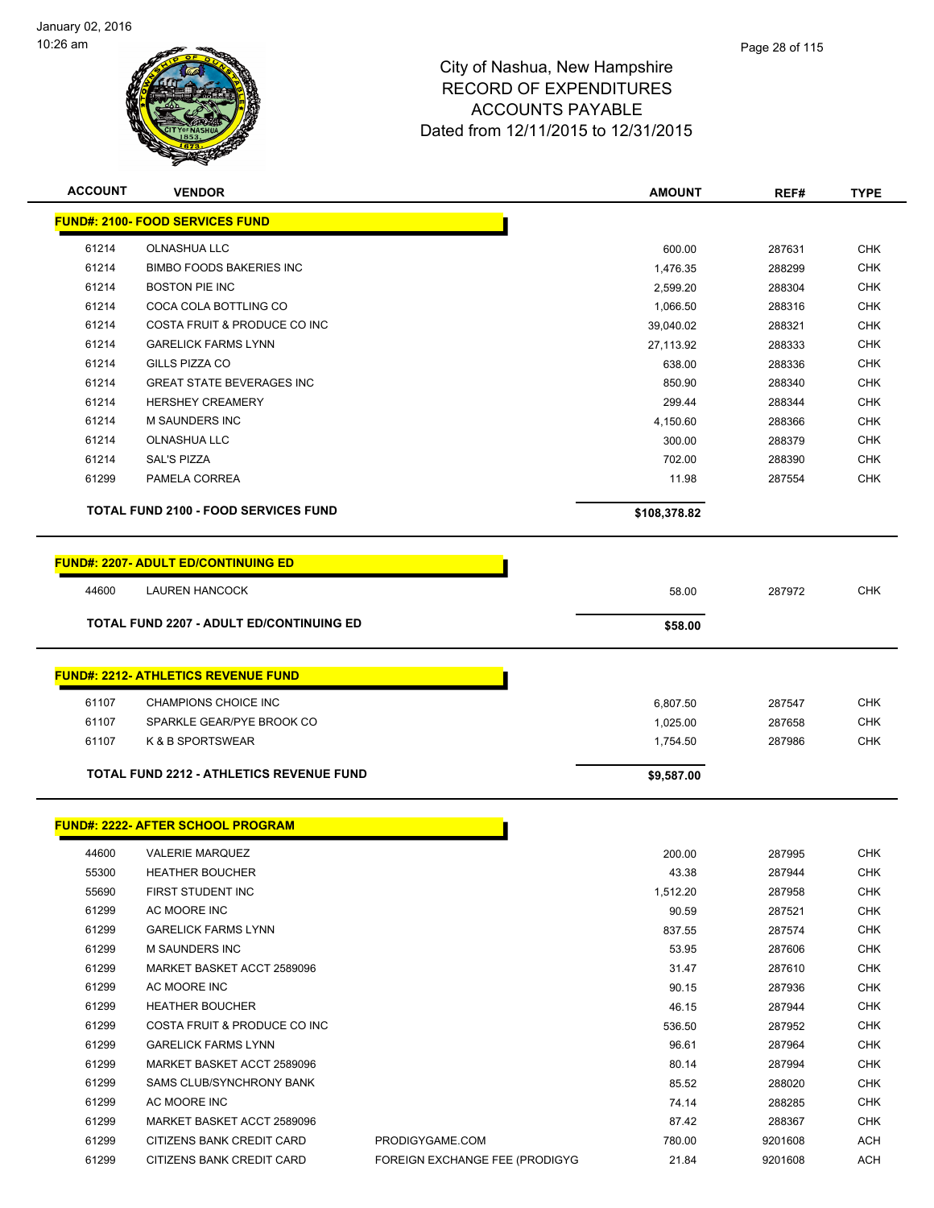# City of Nashua, New Hampshire
## RECORD OF EXPENDITURES
## ACCOUNTS PAYABLE
## Dated from 12/11/2015 to 12/31/2015

| ACCOUNT | VENDOR | | AMOUNT | REF# | TYPE |
|---|---|---|---|---|---|
| **FUND#: 2100- FOOD SERVICES FUND** | | | | | |
| 61214 | OLNASHUA LLC | | 600.00 | 287631 | CHK |
| 61214 | BIMBO FOODS BAKERIES INC | | 1,476.35 | 288299 | CHK |
| 61214 | BOSTON PIE INC | | 2,599.20 | 288304 | CHK |
| 61214 | COCA COLA BOTTLING CO | | 1,066.50 | 288316 | CHK |
| 61214 | COSTA FRUIT & PRODUCE CO INC | | 39,040.02 | 288321 | CHK |
| 61214 | GARELICK FARMS LYNN | | 27,113.92 | 288333 | CHK |
| 61214 | GILLS PIZZA CO | | 638.00 | 288336 | CHK |
| 61214 | GREAT STATE BEVERAGES INC | | 850.90 | 288340 | CHK |
| 61214 | HERSHEY CREAMERY | | 299.44 | 288344 | CHK |
| 61214 | M SAUNDERS INC | | 4,150.60 | 288366 | CHK |
| 61214 | OLNASHUA LLC | | 300.00 | 288379 | CHK |
| 61214 | SAL'S PIZZA | | 702.00 | 288390 | CHK |
| 61299 | PAMELA CORREA | | 11.98 | 287554 | CHK |
| | **TOTAL FUND 2100 - FOOD SERVICES FUND** | | **$108,378.82** | | |
| **FUND#: 2207- ADULT ED/CONTINUING ED** | | | | | |
| 44600 | LAUREN HANCOCK | | 58.00 | 287972 | CHK |
| | **TOTAL FUND 2207 - ADULT ED/CONTINUING ED** | | **$58.00** | | |
| **FUND#: 2212- ATHLETICS REVENUE FUND** | | | | | |
| 61107 | CHAMPIONS CHOICE INC | | 6,807.50 | 287547 | CHK |
| 61107 | SPARKLE GEAR/PYE BROOK CO | | 1,025.00 | 287658 | CHK |
| 61107 | K & B SPORTSWEAR | | 1,754.50 | 287986 | CHK |
| | **TOTAL FUND 2212 - ATHLETICS REVENUE FUND** | | **$9,587.00** | | |
| **FUND#: 2222- AFTER SCHOOL PROGRAM** | | | | | |
| 44600 | VALERIE MARQUEZ | | 200.00 | 287995 | CHK |
| 55300 | HEATHER BOUCHER | | 43.38 | 287944 | CHK |
| 55690 | FIRST STUDENT INC | | 1,512.20 | 287958 | CHK |
| 61299 | AC MOORE INC | | 90.59 | 287521 | CHK |
| 61299 | GARELICK FARMS LYNN | | 837.55 | 287574 | CHK |
| 61299 | M SAUNDERS INC | | 53.95 | 287606 | CHK |
| 61299 | MARKET BASKET ACCT 2589096 | | 31.47 | 287610 | CHK |
| 61299 | AC MOORE INC | | 90.15 | 287936 | CHK |
| 61299 | HEATHER BOUCHER | | 46.15 | 287944 | CHK |
| 61299 | COSTA FRUIT & PRODUCE CO INC | | 536.50 | 287952 | CHK |
| 61299 | GARELICK FARMS LYNN | | 96.61 | 287964 | CHK |
| 61299 | MARKET BASKET ACCT 2589096 | | 80.14 | 287994 | CHK |
| 61299 | SAMS CLUB/SYNCHRONY BANK | | 85.52 | 288020 | CHK |
| 61299 | AC MOORE INC | | 74.14 | 288285 | CHK |
| 61299 | MARKET BASKET ACCT 2589096 | | 87.42 | 288367 | CHK |
| 61299 | CITIZENS BANK CREDIT CARD | PRODIGYGAME.COM | 780.00 | 9201608 | ACH |
| 61299 | CITIZENS BANK CREDIT CARD | FOREIGN EXCHANGE FEE (PRODIGYG | 21.84 | 9201608 | ACH |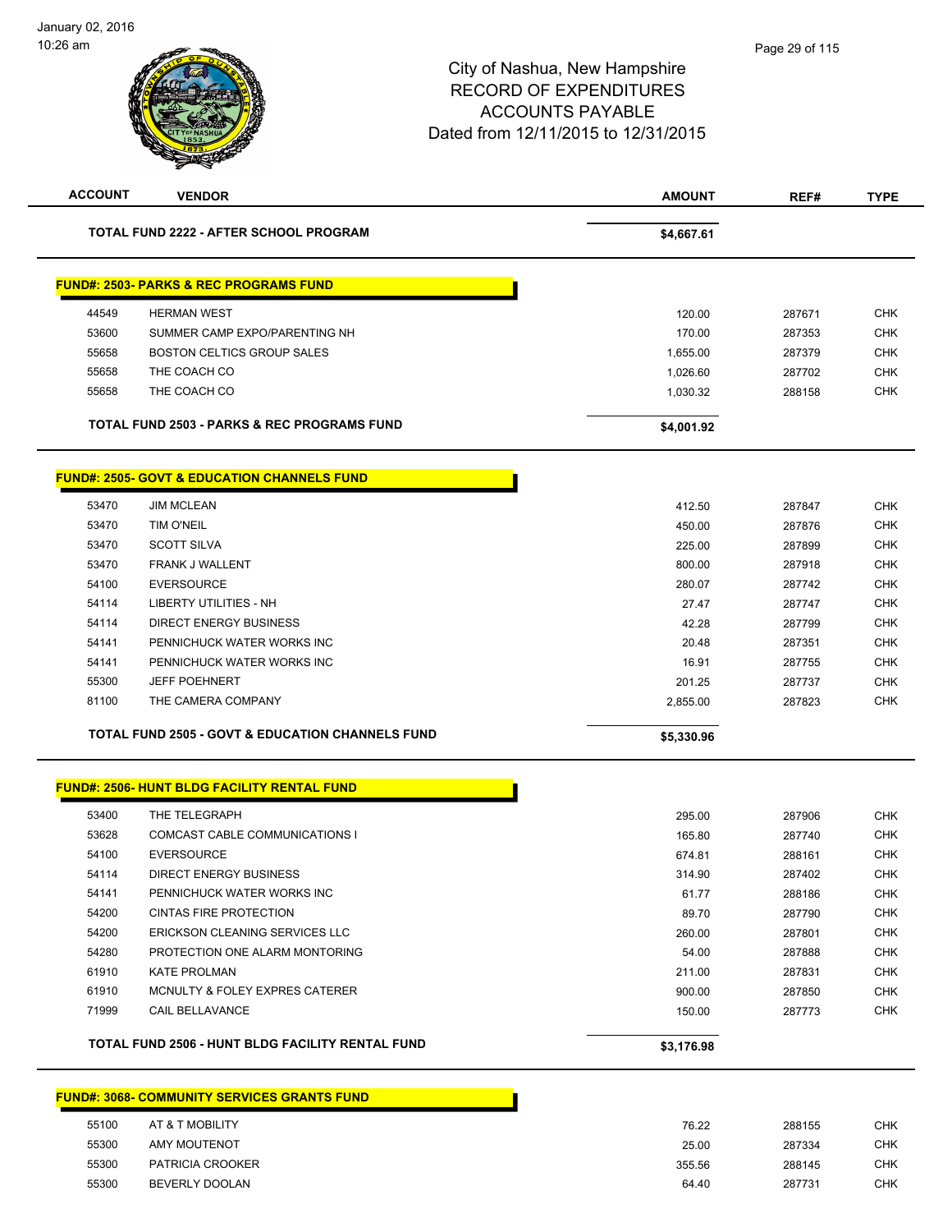City of Nashua, New Hampshire
RECORD OF EXPENDITURES
ACCOUNTS PAYABLE
Dated from 12/11/2015 to 12/31/2015

| ACCOUNT | VENDOR | AMOUNT | REF# | TYPE |
|---|---|---|---|---|
| | **TOTAL FUND 2222 - AFTER SCHOOL PROGRAM** | **$4,667.61** | | |

**FUND#: 2503- PARKS & REC PROGRAMS FUND**

| ACCOUNT | VENDOR | AMOUNT | REF# | TYPE |
|---|---|---|---|---|
| 44549 | HERMAN WEST | 120.00 | 287671 | CHK |
| 53600 | SUMMER CAMP EXPO/PARENTING NH | 170.00 | 287353 | CHK |
| 55658 | BOSTON CELTICS GROUP SALES | 1,655.00 | 287379 | CHK |
| 55658 | THE COACH CO | 1,026.60 | 287702 | CHK |
| 55658 | THE COACH CO | 1,030.32 | 288158 | CHK |
| | **TOTAL FUND 2503 - PARKS & REC PROGRAMS FUND** | **$4,001.92** | | |

**FUND#: 2505- GOVT & EDUCATION CHANNELS FUND**

| ACCOUNT | VENDOR | AMOUNT | REF# | TYPE |
|---|---|---|---|---|
| 53470 | JIM MCLEAN | 412.50 | 287847 | CHK |
| 53470 | TIM O'NEIL | 450.00 | 287876 | CHK |
| 53470 | SCOTT SILVA | 225.00 | 287899 | CHK |
| 53470 | FRANK J WALLENT | 800.00 | 287918 | CHK |
| 54100 | EVERSOURCE | 280.07 | 287742 | CHK |
| 54114 | LIBERTY UTILITIES - NH | 27.47 | 287747 | CHK |
| 54114 | DIRECT ENERGY BUSINESS | 42.28 | 287799 | CHK |
| 54141 | PENNICHUCK WATER WORKS INC | 20.48 | 287351 | CHK |
| 54141 | PENNICHUCK WATER WORKS INC | 16.91 | 287755 | CHK |
| 55300 | JEFF POEHNERT | 201.25 | 287737 | CHK |
| 81100 | THE CAMERA COMPANY | 2,855.00 | 287823 | CHK |
| | **TOTAL FUND 2505 - GOVT & EDUCATION CHANNELS FUND** | **$5,330.96** | | |

**FUND#: 2506- HUNT BLDG FACILITY RENTAL FUND**

| ACCOUNT | VENDOR | AMOUNT | REF# | TYPE |
|---|---|---|---|---|
| 53400 | THE TELEGRAPH | 295.00 | 287906 | CHK |
| 53628 | COMCAST CABLE COMMUNICATIONS I | 165.80 | 287740 | CHK |
| 54100 | EVERSOURCE | 674.81 | 288161 | CHK |
| 54114 | DIRECT ENERGY BUSINESS | 314.90 | 287402 | CHK |
| 54141 | PENNICHUCK WATER WORKS INC | 61.77 | 288186 | CHK |
| 54200 | CINTAS FIRE PROTECTION | 89.70 | 287790 | CHK |
| 54200 | ERICKSON CLEANING SERVICES LLC | 260.00 | 287801 | CHK |
| 54280 | PROTECTION ONE ALARM MONTORING | 54.00 | 287888 | CHK |
| 61910 | KATE PROLMAN | 211.00 | 287831 | CHK |
| 61910 | MCNULTY & FOLEY EXPRES CATERER | 900.00 | 287850 | CHK |
| 71999 | CAIL BELLAVANCE | 150.00 | 287773 | CHK |
| | **TOTAL FUND 2506 - HUNT BLDG FACILITY RENTAL FUND** | **$3,176.98** | | |

**FUND#: 3068- COMMUNITY SERVICES GRANTS FUND**

| ACCOUNT | VENDOR | AMOUNT | REF# | TYPE |
|---|---|---|---|---|
| 55100 | AT & T MOBILITY | 76.22 | 288155 | CHK |
| 55300 | AMY MOUTENOT | 25.00 | 287334 | CHK |
| 55300 | PATRICIA CROOKER | 355.56 | 288145 | CHK |
| 55300 | BEVERLY DOOLAN | 64.40 | 287731 | CHK |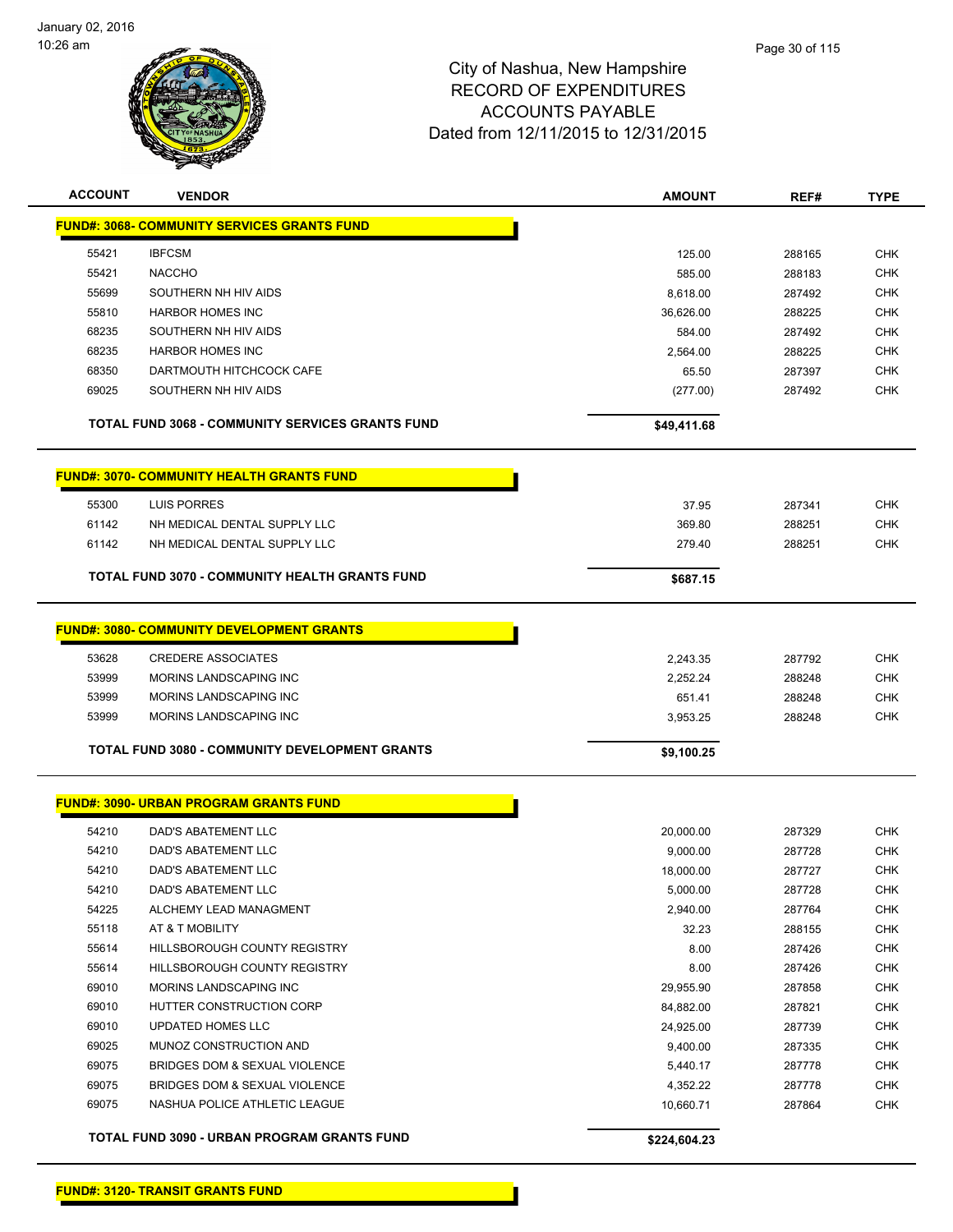City of Nashua, New Hampshire
RECORD OF EXPENDITURES
ACCOUNTS PAYABLE
Dated from 12/11/2015 to 12/31/2015

| ACCOUNT | VENDOR | AMOUNT | REF# | TYPE |
|---|---|---|---|---|
| **FUND#: 3068- COMMUNITY SERVICES GRANTS FUND** | | | | |
| 55421 | IBFCSM | 125.00 | 288165 | CHK |
| 55421 | NACCHO | 585.00 | 288183 | CHK |
| 55699 | SOUTHERN NH HIV AIDS | 8,618.00 | 287492 | CHK |
| 55810 | HARBOR HOMES INC | 36,626.00 | 288225 | CHK |
| 68235 | SOUTHERN NH HIV AIDS | 584.00 | 287492 | CHK |
| 68235 | HARBOR HOMES INC | 2,564.00 | 288225 | CHK |
| 68350 | DARTMOUTH HITCHCOCK CAFE | 65.50 | 287397 | CHK |
| 69025 | SOUTHERN NH HIV AIDS | (277.00) | 287492 | CHK |
| | **TOTAL FUND 3068 - COMMUNITY SERVICES GRANTS FUND** | **$49,411.68** | | |
| **FUND#: 3070- COMMUNITY HEALTH GRANTS FUND** | | | | |
| 55300 | LUIS PORRES | 37.95 | 287341 | CHK |
| 61142 | NH MEDICAL DENTAL SUPPLY LLC | 369.80 | 288251 | CHK |
| 61142 | NH MEDICAL DENTAL SUPPLY LLC | 279.40 | 288251 | CHK |
| | **TOTAL FUND 3070 - COMMUNITY HEALTH GRANTS FUND** | **$687.15** | | |
| **FUND#: 3080- COMMUNITY DEVELOPMENT GRANTS** | | | | |
| 53628 | CREDERE ASSOCIATES | 2,243.35 | 287792 | CHK |
| 53999 | MORINS LANDSCAPING INC | 2,252.24 | 288248 | CHK |
| 53999 | MORINS LANDSCAPING INC | 651.41 | 288248 | CHK |
| 53999 | MORINS LANDSCAPING INC | 3,953.25 | 288248 | CHK |
| | **TOTAL FUND 3080 - COMMUNITY DEVELOPMENT GRANTS** | **$9,100.25** | | |
| **FUND#: 3090- URBAN PROGRAM GRANTS FUND** | | | | |
| 54210 | DAD'S ABATEMENT LLC | 20,000.00 | 287329 | CHK |
| 54210 | DAD'S ABATEMENT LLC | 9,000.00 | 287728 | CHK |
| 54210 | DAD'S ABATEMENT LLC | 18,000.00 | 287727 | CHK |
| 54210 | DAD'S ABATEMENT LLC | 5,000.00 | 287728 | CHK |
| 54225 | ALCHEMY LEAD MANAGMENT | 2,940.00 | 287764 | CHK |
| 55118 | AT & T MOBILITY | 32.23 | 288155 | CHK |
| 55614 | HILLSBOROUGH COUNTY REGISTRY | 8.00 | 287426 | CHK |
| 55614 | HILLSBOROUGH COUNTY REGISTRY | 8.00 | 287426 | CHK |
| 69010 | MORINS LANDSCAPING INC | 29,955.90 | 287858 | CHK |
| 69010 | HUTTER CONSTRUCTION CORP | 84,882.00 | 287821 | CHK |
| 69010 | UPDATED HOMES LLC | 24,925.00 | 287739 | CHK |
| 69025 | MUNOZ CONSTRUCTION AND | 9,400.00 | 287335 | CHK |
| 69075 | BRIDGES DOM & SEXUAL VIOLENCE | 5,440.17 | 287778 | CHK |
| 69075 | BRIDGES DOM & SEXUAL VIOLENCE | 4,352.22 | 287778 | CHK |
| 69075 | NASHUA POLICE ATHLETIC LEAGUE | 10,660.71 | 287864 | CHK |
| | **TOTAL FUND 3090 - URBAN PROGRAM GRANTS FUND** | **$224,604.23** | | |
| **FUND#: 3120- TRANSIT GRANTS FUND** | | | | |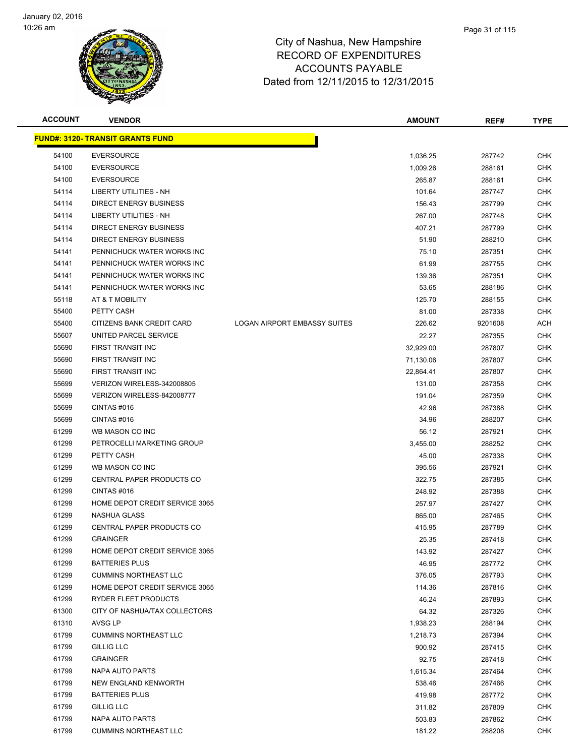January 02, 2016
10:26 am

# City of Nashua, New Hampshire
## RECORD OF EXPENDITURES
## ACCOUNTS PAYABLE
## Dated from 12/11/2015 to 12/31/2015

**FUND#: 3120- TRANSIT GRANTS FUND**

| ACCOUNT | VENDOR | | AMOUNT | REF# | TYPE |
|---|---|---|---|---|---|
| 54100 | EVERSOURCE | | 1,036.25 | 287742 | CHK |
| 54100 | EVERSOURCE | | 1,009.26 | 288161 | CHK |
| 54100 | EVERSOURCE | | 265.87 | 288161 | CHK |
| 54114 | LIBERTY UTILITIES - NH | | 101.64 | 287747 | CHK |
| 54114 | DIRECT ENERGY BUSINESS | | 156.43 | 287799 | CHK |
| 54114 | LIBERTY UTILITIES - NH | | 267.00 | 287748 | CHK |
| 54114 | DIRECT ENERGY BUSINESS | | 407.21 | 287799 | CHK |
| 54114 | DIRECT ENERGY BUSINESS | | 51.90 | 288210 | CHK |
| 54141 | PENNICHUCK WATER WORKS INC | | 75.10 | 287351 | CHK |
| 54141 | PENNICHUCK WATER WORKS INC | | 61.99 | 287755 | CHK |
| 54141 | PENNICHUCK WATER WORKS INC | | 139.36 | 287351 | CHK |
| 54141 | PENNICHUCK WATER WORKS INC | | 53.65 | 288186 | CHK |
| 55118 | AT & T MOBILITY | | 125.70 | 288155 | CHK |
| 55400 | PETTY CASH | | 81.00 | 287338 | CHK |
| 55400 | CITIZENS BANK CREDIT CARD | LOGAN AIRPORT EMBASSY SUITES | 226.62 | 9201608 | ACH |
| 55607 | UNITED PARCEL SERVICE | | 22.27 | 287355 | CHK |
| 55690 | FIRST TRANSIT INC | | 32,929.00 | 287807 | CHK |
| 55690 | FIRST TRANSIT INC | | 71,130.06 | 287807 | CHK |
| 55690 | FIRST TRANSIT INC | | 22,864.41 | 287807 | CHK |
| 55699 | VERIZON WIRELESS-342008805 | | 131.00 | 287358 | CHK |
| 55699 | VERIZON WIRELESS-842008777 | | 191.04 | 287359 | CHK |
| 55699 | CINTAS #016 | | 42.96 | 287388 | CHK |
| 55699 | CINTAS #016 | | 34.96 | 288207 | CHK |
| 61299 | WB MASON CO INC | | 56.12 | 287921 | CHK |
| 61299 | PETROCELLI MARKETING GROUP | | 3,455.00 | 288252 | CHK |
| 61299 | PETTY CASH | | 45.00 | 287338 | CHK |
| 61299 | WB MASON CO INC | | 395.56 | 287921 | CHK |
| 61299 | CENTRAL PAPER PRODUCTS CO | | 322.75 | 287385 | CHK |
| 61299 | CINTAS #016 | | 248.92 | 287388 | CHK |
| 61299 | HOME DEPOT CREDIT SERVICE 3065 | | 257.97 | 287427 | CHK |
| 61299 | NASHUA GLASS | | 865.00 | 287465 | CHK |
| 61299 | CENTRAL PAPER PRODUCTS CO | | 415.95 | 287789 | CHK |
| 61299 | GRAINGER | | 25.35 | 287418 | CHK |
| 61299 | HOME DEPOT CREDIT SERVICE 3065 | | 143.92 | 287427 | CHK |
| 61299 | BATTERIES PLUS | | 46.95 | 287772 | CHK |
| 61299 | CUMMINS NORTHEAST LLC | | 376.05 | 287793 | CHK |
| 61299 | HOME DEPOT CREDIT SERVICE 3065 | | 114.36 | 287816 | CHK |
| 61299 | RYDER FLEET PRODUCTS | | 46.24 | 287893 | CHK |
| 61300 | CITY OF NASHUA/TAX COLLECTORS | | 64.32 | 287326 | CHK |
| 61310 | AVSG LP | | 1,938.23 | 288194 | CHK |
| 61799 | CUMMINS NORTHEAST LLC | | 1,218.73 | 287394 | CHK |
| 61799 | GILLIG LLC | | 900.92 | 287415 | CHK |
| 61799 | GRAINGER | | 92.75 | 287418 | CHK |
| 61799 | NAPA AUTO PARTS | | 1,615.34 | 287464 | CHK |
| 61799 | NEW ENGLAND KENWORTH | | 538.46 | 287466 | CHK |
| 61799 | BATTERIES PLUS | | 419.98 | 287772 | CHK |
| 61799 | GILLIG LLC | | 311.82 | 287809 | CHK |
| 61799 | NAPA AUTO PARTS | | 503.83 | 287862 | CHK |
| 61799 | CUMMINS NORTHEAST LLC | | 181.22 | 288208 | CHK |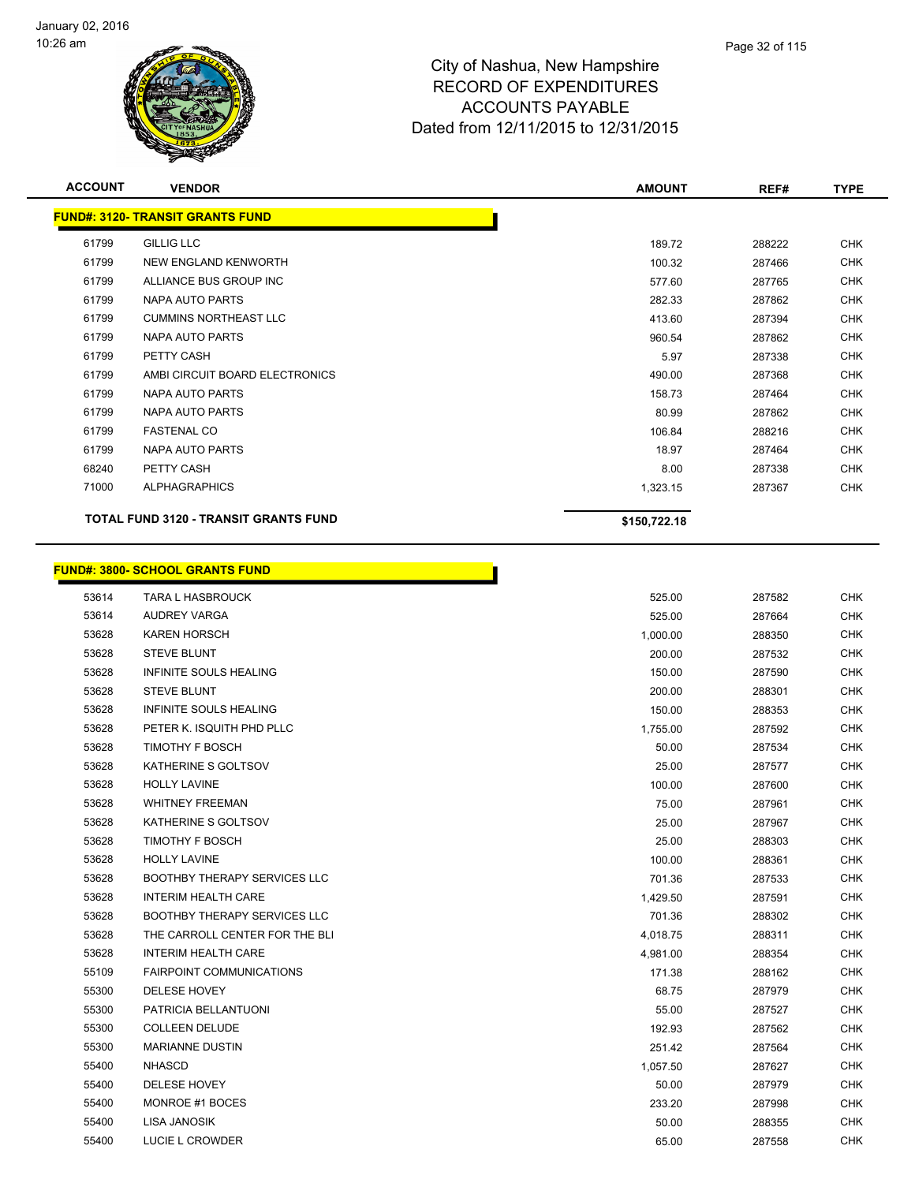# City of Nashua, New Hampshire
## RECORD OF EXPENDITURES
## ACCOUNTS PAYABLE
## Dated from 12/11/2015 to 12/31/2015

| ACCOUNT | VENDOR | AMOUNT | REF# | TYPE |
|---|---|---|---|---|
| **FUND#: 3120- TRANSIT GRANTS FUND** | | | | |
| 61799 | GILLIG LLC | 189.72 | 288222 | CHK |
| 61799 | NEW ENGLAND KENWORTH | 100.32 | 287466 | CHK |
| 61799 | ALLIANCE BUS GROUP INC | 577.60 | 287765 | CHK |
| 61799 | NAPA AUTO PARTS | 282.33 | 287862 | CHK |
| 61799 | CUMMINS NORTHEAST LLC | 413.60 | 287394 | CHK |
| 61799 | NAPA AUTO PARTS | 960.54 | 287862 | CHK |
| 61799 | PETTY CASH | 5.97 | 287338 | CHK |
| 61799 | AMBI CIRCUIT BOARD ELECTRONICS | 490.00 | 287368 | CHK |
| 61799 | NAPA AUTO PARTS | 158.73 | 287464 | CHK |
| 61799 | NAPA AUTO PARTS | 80.99 | 287862 | CHK |
| 61799 | FASTENAL CO | 106.84 | 288216 | CHK |
| 61799 | NAPA AUTO PARTS | 18.97 | 287464 | CHK |
| 68240 | PETTY CASH | 8.00 | 287338 | CHK |
| 71000 | ALPHAGRAPHICS | 1,323.15 | 287367 | CHK |
| **TOTAL FUND 3120 - TRANSIT GRANTS FUND** | | **$150,722.18** | | |

| ACCOUNT | VENDOR | AMOUNT | REF# | TYPE |
|---|---|---|---|---|
| **FUND#: 3800- SCHOOL GRANTS FUND** | | | | |
| 53614 | TARA L HASBROUCK | 525.00 | 287582 | CHK |
| 53614 | AUDREY VARGA | 525.00 | 287664 | CHK |
| 53628 | KAREN HORSCH | 1,000.00 | 288350 | CHK |
| 53628 | STEVE BLUNT | 200.00 | 287532 | CHK |
| 53628 | INFINITE SOULS HEALING | 150.00 | 287590 | CHK |
| 53628 | STEVE BLUNT | 200.00 | 288301 | CHK |
| 53628 | INFINITE SOULS HEALING | 150.00 | 288353 | CHK |
| 53628 | PETER K. ISQUITH PHD PLLC | 1,755.00 | 287592 | CHK |
| 53628 | TIMOTHY F BOSCH | 50.00 | 287534 | CHK |
| 53628 | KATHERINE S GOLTSOV | 25.00 | 287577 | CHK |
| 53628 | HOLLY LAVINE | 100.00 | 287600 | CHK |
| 53628 | WHITNEY FREEMAN | 75.00 | 287961 | CHK |
| 53628 | KATHERINE S GOLTSOV | 25.00 | 287967 | CHK |
| 53628 | TIMOTHY F BOSCH | 25.00 | 288303 | CHK |
| 53628 | HOLLY LAVINE | 100.00 | 288361 | CHK |
| 53628 | BOOTHBY THERAPY SERVICES LLC | 701.36 | 287533 | CHK |
| 53628 | INTERIM HEALTH CARE | 1,429.50 | 287591 | CHK |
| 53628 | BOOTHBY THERAPY SERVICES LLC | 701.36 | 288302 | CHK |
| 53628 | THE CARROLL CENTER FOR THE BLI | 4,018.75 | 288311 | CHK |
| 53628 | INTERIM HEALTH CARE | 4,981.00 | 288354 | CHK |
| 55109 | FAIRPOINT COMMUNICATIONS | 171.38 | 288162 | CHK |
| 55300 | DELESE HOVEY | 68.75 | 287979 | CHK |
| 55300 | PATRICIA BELLANTUONI | 55.00 | 287527 | CHK |
| 55300 | COLLEEN DELUDE | 192.93 | 287562 | CHK |
| 55300 | MARIANNE DUSTIN | 251.42 | 287564 | CHK |
| 55400 | NHASCD | 1,057.50 | 287627 | CHK |
| 55400 | DELESE HOVEY | 50.00 | 287979 | CHK |
| 55400 | MONROE #1 BOCES | 233.20 | 287998 | CHK |
| 55400 | LISA JANOSIK | 50.00 | 288355 | CHK |
| 55400 | LUCIE L CROWDER | 65.00 | 287558 | CHK |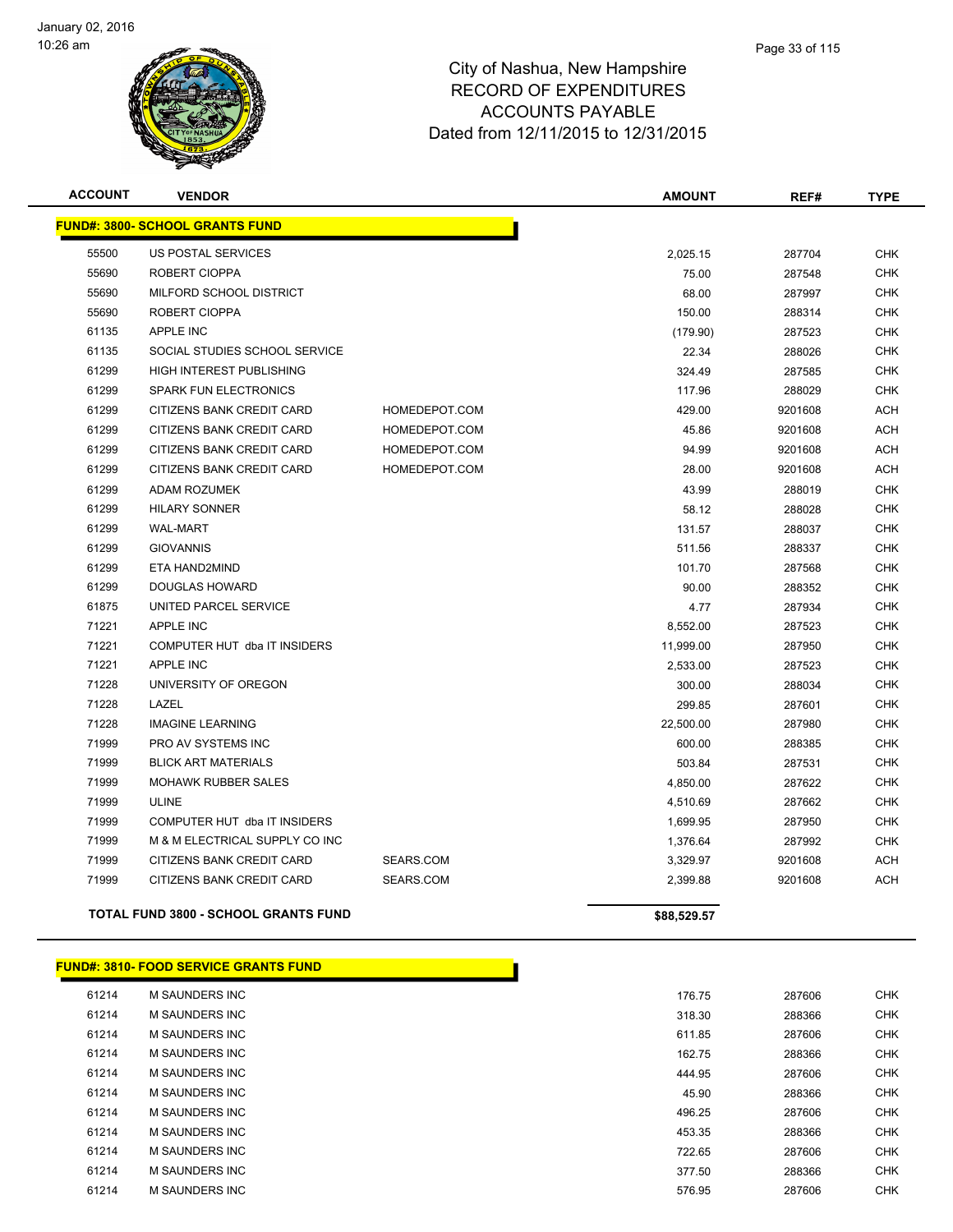# City of Nashua, New Hampshire
## RECORD OF EXPENDITURES
## ACCOUNTS PAYABLE
## Dated from 12/11/2015 to 12/31/2015

### FUND#: 3800- SCHOOL GRANTS FUND

| ACCOUNT | VENDOR | | AMOUNT | REF# | TYPE |
|---|---|---|---|---|---|
| 55500 | US POSTAL SERVICES | | 2,025.15 | 287704 | CHK |
| 55690 | ROBERT CIOPPA | | 75.00 | 287548 | CHK |
| 55690 | MILFORD SCHOOL DISTRICT | | 68.00 | 287997 | CHK |
| 55690 | ROBERT CIOPPA | | 150.00 | 288314 | CHK |
| 61135 | APPLE INC | | (179.90) | 287523 | CHK |
| 61135 | SOCIAL STUDIES SCHOOL SERVICE | | 22.34 | 288026 | CHK |
| 61299 | HIGH INTEREST PUBLISHING | | 324.49 | 287585 | CHK |
| 61299 | SPARK FUN ELECTRONICS | | 117.96 | 288029 | CHK |
| 61299 | CITIZENS BANK CREDIT CARD | HOMEDEPOT.COM | 429.00 | 9201608 | ACH |
| 61299 | CITIZENS BANK CREDIT CARD | HOMEDEPOT.COM | 45.86 | 9201608 | ACH |
| 61299 | CITIZENS BANK CREDIT CARD | HOMEDEPOT.COM | 94.99 | 9201608 | ACH |
| 61299 | CITIZENS BANK CREDIT CARD | HOMEDEPOT.COM | 28.00 | 9201608 | ACH |
| 61299 | ADAM ROZUMEK | | 43.99 | 288019 | CHK |
| 61299 | HILARY SONNER | | 58.12 | 288028 | CHK |
| 61299 | WAL-MART | | 131.57 | 288037 | CHK |
| 61299 | GIOVANNIS | | 511.56 | 288337 | CHK |
| 61299 | ETA HAND2MIND | | 101.70 | 287568 | CHK |
| 61299 | DOUGLAS HOWARD | | 90.00 | 288352 | CHK |
| 61875 | UNITED PARCEL SERVICE | | 4.77 | 287934 | CHK |
| 71221 | APPLE INC | | 8,552.00 | 287523 | CHK |
| 71221 | COMPUTER HUT dba IT INSIDERS | | 11,999.00 | 287950 | CHK |
| 71221 | APPLE INC | | 2,533.00 | 287523 | CHK |
| 71228 | UNIVERSITY OF OREGON | | 300.00 | 288034 | CHK |
| 71228 | LAZEL | | 299.85 | 287601 | CHK |
| 71228 | IMAGINE LEARNING | | 22,500.00 | 287980 | CHK |
| 71999 | PRO AV SYSTEMS INC | | 600.00 | 288385 | CHK |
| 71999 | BLICK ART MATERIALS | | 503.84 | 287531 | CHK |
| 71999 | MOHAWK RUBBER SALES | | 4,850.00 | 287622 | CHK |
| 71999 | ULINE | | 4,510.69 | 287662 | CHK |
| 71999 | COMPUTER HUT dba IT INSIDERS | | 1,699.95 | 287950 | CHK |
| 71999 | M & M ELECTRICAL SUPPLY CO INC | | 1,376.64 | 287992 | CHK |
| 71999 | CITIZENS BANK CREDIT CARD | SEARS.COM | 3,329.97 | 9201608 | ACH |
| 71999 | CITIZENS BANK CREDIT CARD | SEARS.COM | 2,399.88 | 9201608 | ACH |

**TOTAL FUND 3800 - SCHOOL GRANTS FUND** **$88,529.57**

### FUND#: 3810- FOOD SERVICE GRANTS FUND

| ACCOUNT | VENDOR | | AMOUNT | REF# | TYPE |
|---|---|---|---|---|---|
| 61214 | M SAUNDERS INC | | 176.75 | 287606 | CHK |
| 61214 | M SAUNDERS INC | | 318.30 | 288366 | CHK |
| 61214 | M SAUNDERS INC | | 611.85 | 287606 | CHK |
| 61214 | M SAUNDERS INC | | 162.75 | 288366 | CHK |
| 61214 | M SAUNDERS INC | | 444.95 | 287606 | CHK |
| 61214 | M SAUNDERS INC | | 45.90 | 288366 | CHK |
| 61214 | M SAUNDERS INC | | 496.25 | 287606 | CHK |
| 61214 | M SAUNDERS INC | | 453.35 | 288366 | CHK |
| 61214 | M SAUNDERS INC | | 722.65 | 287606 | CHK |
| 61214 | M SAUNDERS INC | | 377.50 | 288366 | CHK |
| 61214 | M SAUNDERS INC | | 576.95 | 287606 | CHK |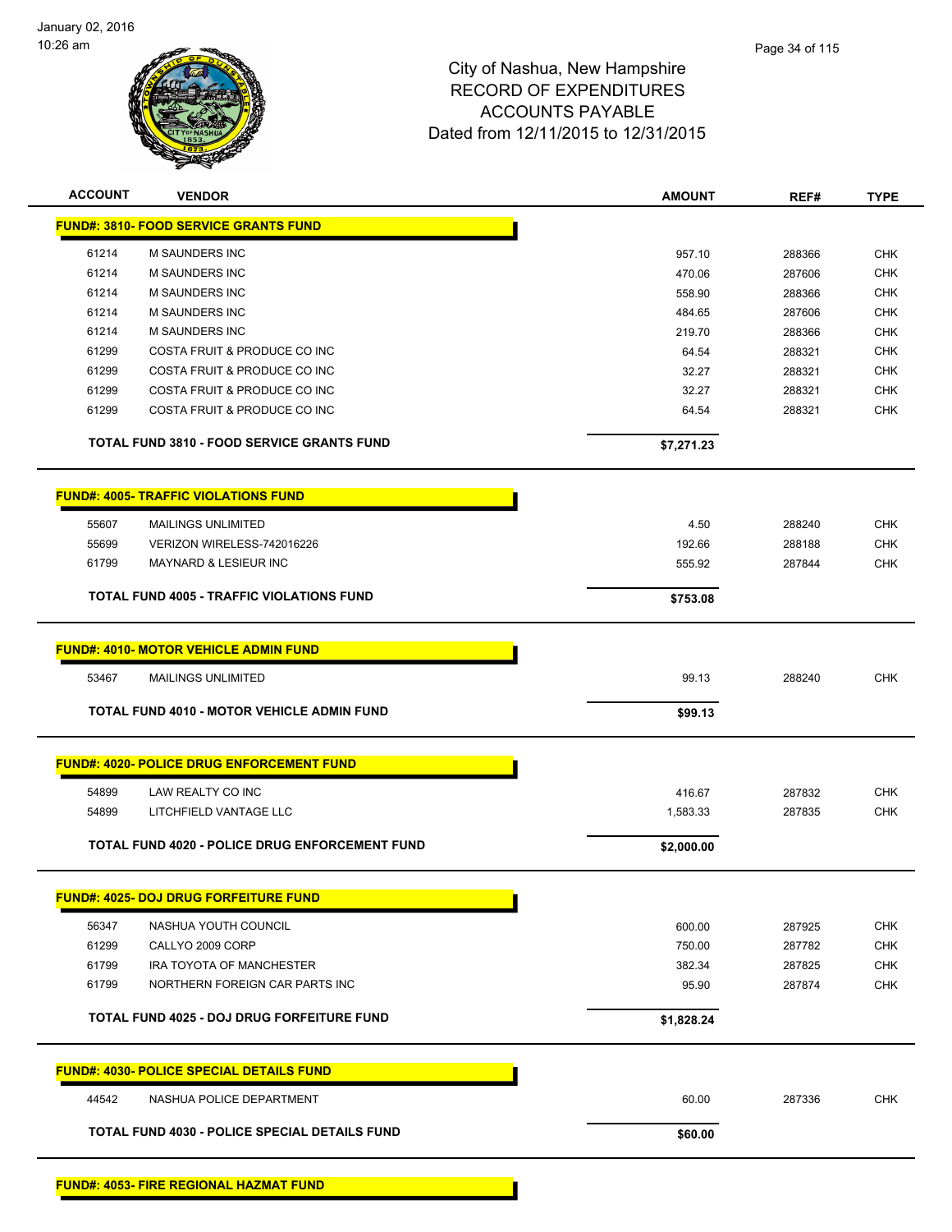City of Nashua, New Hampshire
RECORD OF EXPENDITURES
ACCOUNTS PAYABLE
Dated from 12/11/2015 to 12/31/2015

| ACCOUNT | VENDOR | AMOUNT | REF# | TYPE |
|---|---|---|---|---|
| **FUND#: 3810- FOOD SERVICE GRANTS FUND** | | | | |
| 61214 | M SAUNDERS INC | 957.10 | 288366 | CHK |
| 61214 | M SAUNDERS INC | 470.06 | 287606 | CHK |
| 61214 | M SAUNDERS INC | 558.90 | 288366 | CHK |
| 61214 | M SAUNDERS INC | 484.65 | 287606 | CHK |
| 61214 | M SAUNDERS INC | 219.70 | 288366 | CHK |
| 61299 | COSTA FRUIT & PRODUCE CO INC | 64.54 | 288321 | CHK |
| 61299 | COSTA FRUIT & PRODUCE CO INC | 32.27 | 288321 | CHK |
| 61299 | COSTA FRUIT & PRODUCE CO INC | 32.27 | 288321 | CHK |
| 61299 | COSTA FRUIT & PRODUCE CO INC | 64.54 | 288321 | CHK |
| | **TOTAL FUND 3810 - FOOD SERVICE GRANTS FUND** | **$7,271.23** | | |
| **FUND#: 4005- TRAFFIC VIOLATIONS FUND** | | | | |
| 55607 | MAILINGS UNLIMITED | 4.50 | 288240 | CHK |
| 55699 | VERIZON WIRELESS-742016226 | 192.66 | 288188 | CHK |
| 61799 | MAYNARD & LESIEUR INC | 555.92 | 287844 | CHK |
| | **TOTAL FUND 4005 - TRAFFIC VIOLATIONS FUND** | **$753.08** | | |
| **FUND#: 4010- MOTOR VEHICLE ADMIN FUND** | | | | |
| 53467 | MAILINGS UNLIMITED | 99.13 | 288240 | CHK |
| | **TOTAL FUND 4010 - MOTOR VEHICLE ADMIN FUND** | **$99.13** | | |
| **FUND#: 4020- POLICE DRUG ENFORCEMENT FUND** | | | | |
| 54899 | LAW REALTY CO INC | 416.67 | 287832 | CHK |
| 54899 | LITCHFIELD VANTAGE LLC | 1,583.33 | 287835 | CHK |
| | **TOTAL FUND 4020 - POLICE DRUG ENFORCEMENT FUND** | **$2,000.00** | | |
| **FUND#: 4025- DOJ DRUG FORFEITURE FUND** | | | | |
| 56347 | NASHUA YOUTH COUNCIL | 600.00 | 287925 | CHK |
| 61299 | CALLYO 2009 CORP | 750.00 | 287782 | CHK |
| 61799 | IRA TOYOTA OF MANCHESTER | 382.34 | 287825 | CHK |
| 61799 | NORTHERN FOREIGN CAR PARTS INC | 95.90 | 287874 | CHK |
| | **TOTAL FUND 4025 - DOJ DRUG FORFEITURE FUND** | **$1,828.24** | | |
| **FUND#: 4030- POLICE SPECIAL DETAILS FUND** | | | | |
| 44542 | NASHUA POLICE DEPARTMENT | 60.00 | 287336 | CHK |
| | **TOTAL FUND 4030 - POLICE SPECIAL DETAILS FUND** | **$60.00** | | |
| **FUND#: 4053- FIRE REGIONAL HAZMAT FUND** | | | | |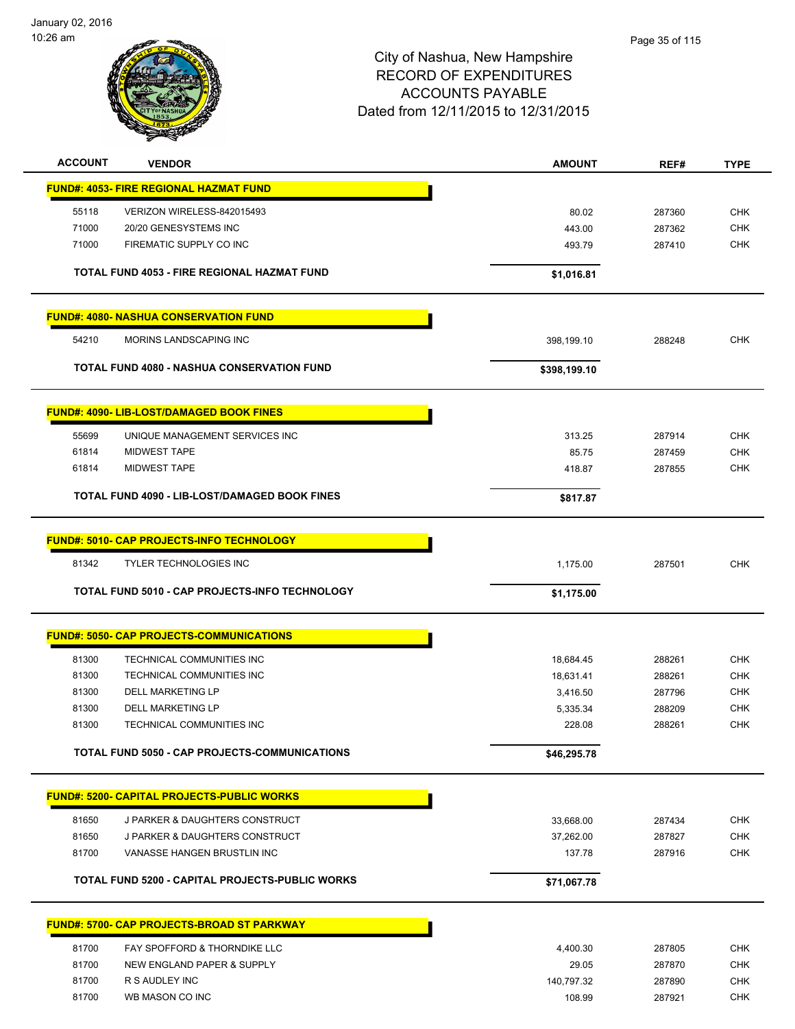January 02, 2016
10:26 am

# City of Nashua, New Hampshire
## RECORD OF EXPENDITURES
## ACCOUNTS PAYABLE
## Dated from 12/11/2015 to 12/31/2015

| ACCOUNT | VENDOR | AMOUNT | REF# | TYPE |
|---|---|---|---|---|
| **FUND#: 4053- FIRE REGIONAL HAZMAT FUND** | | | | |
| 55118 | VERIZON WIRELESS-842015493 | 80.02 | 287360 | CHK |
| 71000 | 20/20 GENESYSTEMS INC | 443.00 | 287362 | CHK |
| 71000 | FIREMATIC SUPPLY CO INC | 493.79 | 287410 | CHK |
| | **TOTAL FUND 4053 - FIRE REGIONAL HAZMAT FUND** | **$1,016.81** | | |
| **FUND#: 4080- NASHUA CONSERVATION FUND** | | | | |
| 54210 | MORINS LANDSCAPING INC | 398,199.10 | 288248 | CHK |
| | **TOTAL FUND 4080 - NASHUA CONSERVATION FUND** | **$398,199.10** | | |
| **FUND#: 4090- LIB-LOST/DAMAGED BOOK FINES** | | | | |
| 55699 | UNIQUE MANAGEMENT SERVICES INC | 313.25 | 287914 | CHK |
| 61814 | MIDWEST TAPE | 85.75 | 287459 | CHK |
| 61814 | MIDWEST TAPE | 418.87 | 287855 | CHK |
| | **TOTAL FUND 4090 - LIB-LOST/DAMAGED BOOK FINES** | **$817.87** | | |
| **FUND#: 5010- CAP PROJECTS-INFO TECHNOLOGY** | | | | |
| 81342 | TYLER TECHNOLOGIES INC | 1,175.00 | 287501 | CHK |
| | **TOTAL FUND 5010 - CAP PROJECTS-INFO TECHNOLOGY** | **$1,175.00** | | |
| **FUND#: 5050- CAP PROJECTS-COMMUNICATIONS** | | | | |
| 81300 | TECHNICAL COMMUNITIES INC | 18,684.45 | 288261 | CHK |
| 81300 | TECHNICAL COMMUNITIES INC | 18,631.41 | 288261 | CHK |
| 81300 | DELL MARKETING LP | 3,416.50 | 287796 | CHK |
| 81300 | DELL MARKETING LP | 5,335.34 | 288209 | CHK |
| 81300 | TECHNICAL COMMUNITIES INC | 228.08 | 288261 | CHK |
| | **TOTAL FUND 5050 - CAP PROJECTS-COMMUNICATIONS** | **$46,295.78** | | |
| **FUND#: 5200- CAPITAL PROJECTS-PUBLIC WORKS** | | | | |
| 81650 | J PARKER & DAUGHTERS CONSTRUCT | 33,668.00 | 287434 | CHK |
| 81650 | J PARKER & DAUGHTERS CONSTRUCT | 37,262.00 | 287827 | CHK |
| 81700 | VANASSE HANGEN BRUSTLIN INC | 137.78 | 287916 | CHK |
| | **TOTAL FUND 5200 - CAPITAL PROJECTS-PUBLIC WORKS** | **$71,067.78** | | |
| **FUND#: 5700- CAP PROJECTS-BROAD ST PARKWAY** | | | | |
| 81700 | FAY SPOFFORD & THORNDIKE LLC | 4,400.30 | 287805 | CHK |
| 81700 | NEW ENGLAND PAPER & SUPPLY | 29.05 | 287870 | CHK |
| 81700 | R S AUDLEY INC | 140,797.32 | 287890 | CHK |
| 81700 | WB MASON CO INC | 108.99 | 287921 | CHK |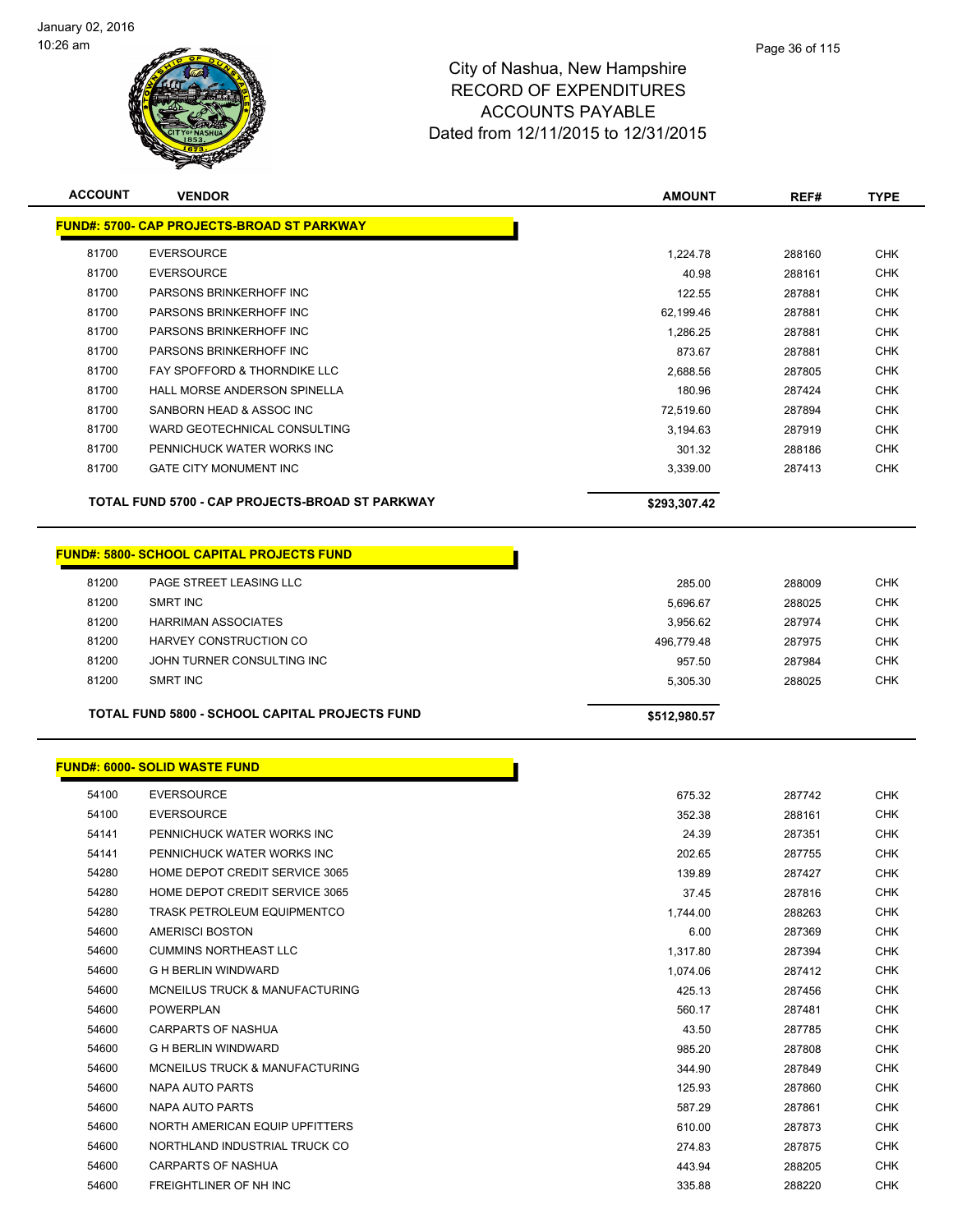# City of Nashua, New Hampshire
# RECORD OF EXPENDITURES
# ACCOUNTS PAYABLE
# Dated from 12/11/2015 to 12/31/2015

| ACCOUNT | VENDOR | AMOUNT | REF# | TYPE |
|---|---|---|---|---|
| **FUND#: 5700- CAP PROJECTS-BROAD ST PARKWAY** | | | | |
| 81700 | EVERSOURCE | 1,224.78 | 288160 | CHK |
| 81700 | EVERSOURCE | 40.98 | 288161 | CHK |
| 81700 | PARSONS BRINKERHOFF INC | 122.55 | 287881 | CHK |
| 81700 | PARSONS BRINKERHOFF INC | 62,199.46 | 287881 | CHK |
| 81700 | PARSONS BRINKERHOFF INC | 1,286.25 | 287881 | CHK |
| 81700 | PARSONS BRINKERHOFF INC | 873.67 | 287881 | CHK |
| 81700 | FAY SPOFFORD & THORNDIKE LLC | 2,688.56 | 287805 | CHK |
| 81700 | HALL MORSE ANDERSON SPINELLA | 180.96 | 287424 | CHK |
| 81700 | SANBORN HEAD & ASSOC INC | 72,519.60 | 287894 | CHK |
| 81700 | WARD GEOTECHNICAL CONSULTING | 3,194.63 | 287919 | CHK |
| 81700 | PENNICHUCK WATER WORKS INC | 301.32 | 288186 | CHK |
| 81700 | GATE CITY MONUMENT INC | 3,339.00 | 287413 | CHK |
| | **TOTAL FUND 5700 - CAP PROJECTS-BROAD ST PARKWAY** | **$293,307.42** | | |
| **FUND#: 5800- SCHOOL CAPITAL PROJECTS FUND** | | | | |
| 81200 | PAGE STREET LEASING LLC | 285.00 | 288009 | CHK |
| 81200 | SMRT INC | 5,696.67 | 288025 | CHK |
| 81200 | HARRIMAN ASSOCIATES | 3,956.62 | 287974 | CHK |
| 81200 | HARVEY CONSTRUCTION CO | 496,779.48 | 287975 | CHK |
| 81200 | JOHN TURNER CONSULTING INC | 957.50 | 287984 | CHK |
| 81200 | SMRT INC | 5,305.30 | 288025 | CHK |
| | **TOTAL FUND 5800 - SCHOOL CAPITAL PROJECTS FUND** | **$512,980.57** | | |
| **FUND#: 6000- SOLID WASTE FUND** | | | | |
| 54100 | EVERSOURCE | 675.32 | 287742 | CHK |
| 54100 | EVERSOURCE | 352.38 | 288161 | CHK |
| 54141 | PENNICHUCK WATER WORKS INC | 24.39 | 287351 | CHK |
| 54141 | PENNICHUCK WATER WORKS INC | 202.65 | 287755 | CHK |
| 54280 | HOME DEPOT CREDIT SERVICE 3065 | 139.89 | 287427 | CHK |
| 54280 | HOME DEPOT CREDIT SERVICE 3065 | 37.45 | 287816 | CHK |
| 54280 | TRASK PETROLEUM EQUIPMENTCO | 1,744.00 | 288263 | CHK |
| 54600 | AMERISCI BOSTON | 6.00 | 287369 | CHK |
| 54600 | CUMMINS NORTHEAST LLC | 1,317.80 | 287394 | CHK |
| 54600 | G H BERLIN WINDWARD | 1,074.06 | 287412 | CHK |
| 54600 | MCNEILUS TRUCK & MANUFACTURING | 425.13 | 287456 | CHK |
| 54600 | POWERPLAN | 560.17 | 287481 | CHK |
| 54600 | CARPARTS OF NASHUA | 43.50 | 287785 | CHK |
| 54600 | G H BERLIN WINDWARD | 985.20 | 287808 | CHK |
| 54600 | MCNEILUS TRUCK & MANUFACTURING | 344.90 | 287849 | CHK |
| 54600 | NAPA AUTO PARTS | 125.93 | 287860 | CHK |
| 54600 | NAPA AUTO PARTS | 587.29 | 287861 | CHK |
| 54600 | NORTH AMERICAN EQUIP UPFITTERS | 610.00 | 287873 | CHK |
| 54600 | NORTHLAND INDUSTRIAL TRUCK CO | 274.83 | 287875 | CHK |
| 54600 | CARPARTS OF NASHUA | 443.94 | 288205 | CHK |
| 54600 | FREIGHTLINER OF NH INC | 335.88 | 288220 | CHK |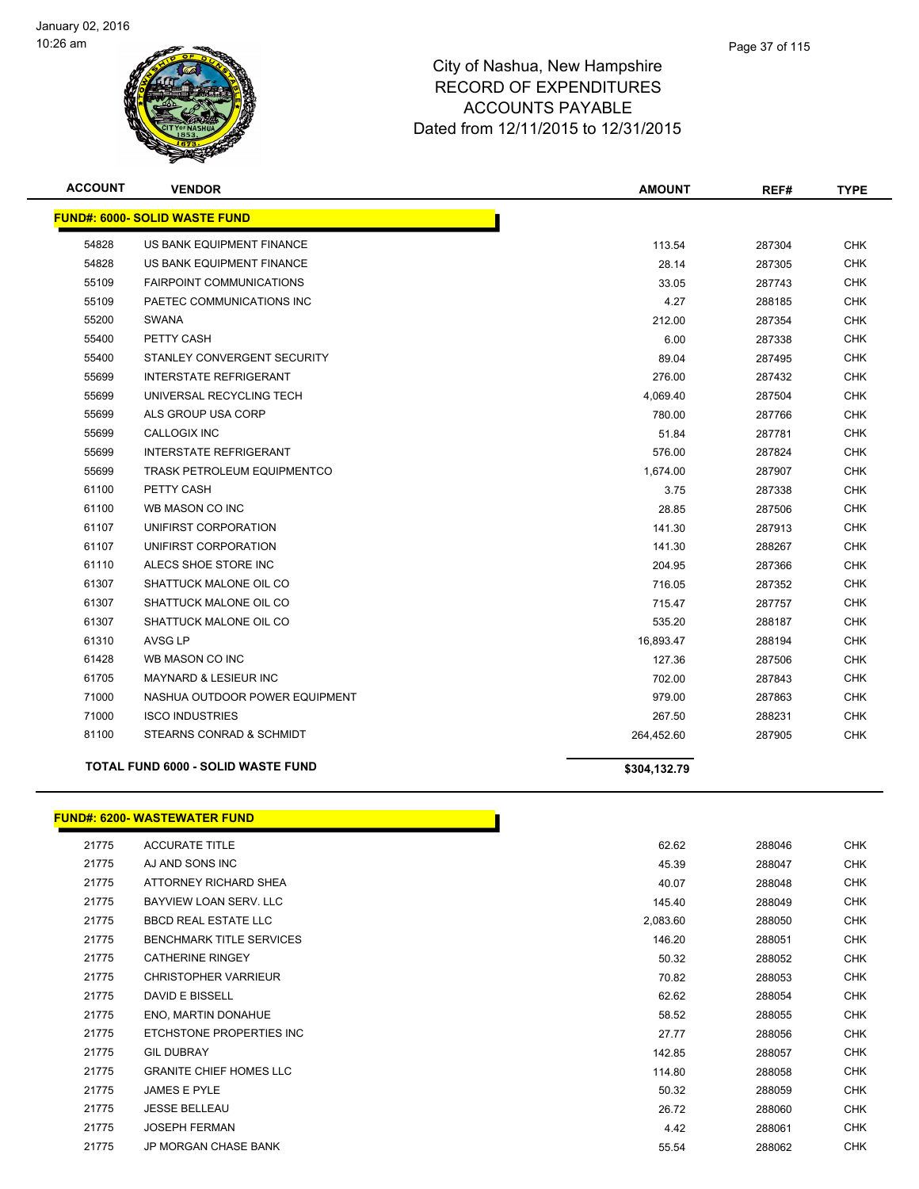# City of Nashua, New Hampshire
## RECORD OF EXPENDITURES
## ACCOUNTS PAYABLE
## Dated from 12/11/2015 to 12/31/2015

January 02, 2016
10:26 am

| ACCOUNT | VENDOR | AMOUNT | REF# | TYPE |
|---|---|---|---|---|
| **FUND#: 6000- SOLID WASTE FUND** | | | | |
| 54828 | US BANK EQUIPMENT FINANCE | 113.54 | 287304 | CHK |
| 54828 | US BANK EQUIPMENT FINANCE | 28.14 | 287305 | CHK |
| 55109 | FAIRPOINT COMMUNICATIONS | 33.05 | 287743 | CHK |
| 55109 | PAETEC COMMUNICATIONS INC | 4.27 | 288185 | CHK |
| 55200 | SWANA | 212.00 | 287354 | CHK |
| 55400 | PETTY CASH | 6.00 | 287338 | CHK |
| 55400 | STANLEY CONVERGENT SECURITY | 89.04 | 287495 | CHK |
| 55699 | INTERSTATE REFRIGERANT | 276.00 | 287432 | CHK |
| 55699 | UNIVERSAL RECYCLING TECH | 4,069.40 | 287504 | CHK |
| 55699 | ALS GROUP USA CORP | 780.00 | 287766 | CHK |
| 55699 | CALLOGIX INC | 51.84 | 287781 | CHK |
| 55699 | INTERSTATE REFRIGERANT | 576.00 | 287824 | CHK |
| 55699 | TRASK PETROLEUM EQUIPMENTCO | 1,674.00 | 287907 | CHK |
| 61100 | PETTY CASH | 3.75 | 287338 | CHK |
| 61100 | WB MASON CO INC | 28.85 | 287506 | CHK |
| 61107 | UNIFIRST CORPORATION | 141.30 | 287913 | CHK |
| 61107 | UNIFIRST CORPORATION | 141.30 | 288267 | CHK |
| 61110 | ALECS SHOE STORE INC | 204.95 | 287366 | CHK |
| 61307 | SHATTUCK MALONE OIL CO | 716.05 | 287352 | CHK |
| 61307 | SHATTUCK MALONE OIL CO | 715.47 | 287757 | CHK |
| 61307 | SHATTUCK MALONE OIL CO | 535.20 | 288187 | CHK |
| 61310 | AVSG LP | 16,893.47 | 288194 | CHK |
| 61428 | WB MASON CO INC | 127.36 | 287506 | CHK |
| 61705 | MAYNARD & LESIEUR INC | 702.00 | 287843 | CHK |
| 71000 | NASHUA OUTDOOR POWER EQUIPMENT | 979.00 | 287863 | CHK |
| 71000 | ISCO INDUSTRIES | 267.50 | 288231 | CHK |
| 81100 | STEARNS CONRAD & SCHMIDT | 264,452.60 | 287905 | CHK |
| **TOTAL FUND 6000 - SOLID WASTE FUND** | | **$304,132.79** | | |

| ACCOUNT | VENDOR | AMOUNT | REF# | TYPE |
|---|---|---|---|---|
| **FUND#: 6200- WASTEWATER FUND** | | | | |
| 21775 | ACCURATE TITLE | 62.62 | 288046 | CHK |
| 21775 | AJ AND SONS INC | 45.39 | 288047 | CHK |
| 21775 | ATTORNEY RICHARD SHEA | 40.07 | 288048 | CHK |
| 21775 | BAYVIEW LOAN SERV. LLC | 145.40 | 288049 | CHK |
| 21775 | BBCD REAL ESTATE LLC | 2,083.60 | 288050 | CHK |
| 21775 | BENCHMARK TITLE SERVICES | 146.20 | 288051 | CHK |
| 21775 | CATHERINE RINGEY | 50.32 | 288052 | CHK |
| 21775 | CHRISTOPHER VARRIEUR | 70.82 | 288053 | CHK |
| 21775 | DAVID E BISSELL | 62.62 | 288054 | CHK |
| 21775 | ENO, MARTIN DONAHUE | 58.52 | 288055 | CHK |
| 21775 | ETCHSTONE PROPERTIES INC | 27.77 | 288056 | CHK |
| 21775 | GIL DUBRAY | 142.85 | 288057 | CHK |
| 21775 | GRANITE CHIEF HOMES LLC | 114.80 | 288058 | CHK |
| 21775 | JAMES E PYLE | 50.32 | 288059 | CHK |
| 21775 | JESSE BELLEAU | 26.72 | 288060 | CHK |
| 21775 | JOSEPH FERMAN | 4.42 | 288061 | CHK |
| 21775 | JP MORGAN CHASE BANK | 55.54 | 288062 | CHK |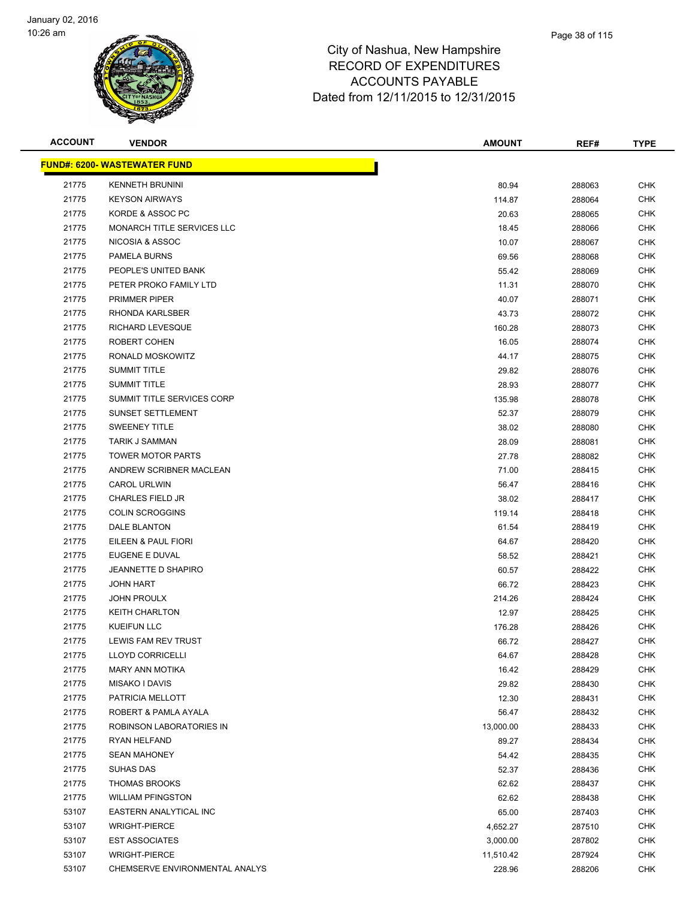City of Nashua, New Hampshire
RECORD OF EXPENDITURES
ACCOUNTS PAYABLE
Dated from 12/11/2015 to 12/31/2015

| ACCOUNT | VENDOR | AMOUNT | REF# | TYPE |
|---|---|---|---|---|
| **FUND#: 6200- WASTEWATER FUND** | | | | |
| 21775 | KENNETH BRUNINI | 80.94 | 288063 | CHK |
| 21775 | KEYSON AIRWAYS | 114.87 | 288064 | CHK |
| 21775 | KORDE & ASSOC PC | 20.63 | 288065 | CHK |
| 21775 | MONARCH TITLE SERVICES LLC | 18.45 | 288066 | CHK |
| 21775 | NICOSIA & ASSOC | 10.07 | 288067 | CHK |
| 21775 | PAMELA BURNS | 69.56 | 288068 | CHK |
| 21775 | PEOPLE'S UNITED BANK | 55.42 | 288069 | CHK |
| 21775 | PETER PROKO FAMILY LTD | 11.31 | 288070 | CHK |
| 21775 | PRIMMER PIPER | 40.07 | 288071 | CHK |
| 21775 | RHONDA KARLSBER | 43.73 | 288072 | CHK |
| 21775 | RICHARD LEVESQUE | 160.28 | 288073 | CHK |
| 21775 | ROBERT COHEN | 16.05 | 288074 | CHK |
| 21775 | RONALD MOSKOWITZ | 44.17 | 288075 | CHK |
| 21775 | SUMMIT TITLE | 29.82 | 288076 | CHK |
| 21775 | SUMMIT TITLE | 28.93 | 288077 | CHK |
| 21775 | SUMMIT TITLE SERVICES CORP | 135.98 | 288078 | CHK |
| 21775 | SUNSET SETTLEMENT | 52.37 | 288079 | CHK |
| 21775 | SWEENEY TITLE | 38.02 | 288080 | CHK |
| 21775 | TARIK J SAMMAN | 28.09 | 288081 | CHK |
| 21775 | TOWER MOTOR PARTS | 27.78 | 288082 | CHK |
| 21775 | ANDREW SCRIBNER MACLEAN | 71.00 | 288415 | CHK |
| 21775 | CAROL URLWIN | 56.47 | 288416 | CHK |
| 21775 | CHARLES FIELD JR | 38.02 | 288417 | CHK |
| 21775 | COLIN SCROGGINS | 119.14 | 288418 | CHK |
| 21775 | DALE BLANTON | 61.54 | 288419 | CHK |
| 21775 | EILEEN & PAUL FIORI | 64.67 | 288420 | CHK |
| 21775 | EUGENE E DUVAL | 58.52 | 288421 | CHK |
| 21775 | JEANNETTE D SHAPIRO | 60.57 | 288422 | CHK |
| 21775 | JOHN HART | 66.72 | 288423 | CHK |
| 21775 | JOHN PROULX | 214.26 | 288424 | CHK |
| 21775 | KEITH CHARLTON | 12.97 | 288425 | CHK |
| 21775 | KUEIFUN LLC | 176.28 | 288426 | CHK |
| 21775 | LEWIS FAM REV TRUST | 66.72 | 288427 | CHK |
| 21775 | LLOYD CORRICELLI | 64.67 | 288428 | CHK |
| 21775 | MARY ANN MOTIKA | 16.42 | 288429 | CHK |
| 21775 | MISAKO I DAVIS | 29.82 | 288430 | CHK |
| 21775 | PATRICIA MELLOTT | 12.30 | 288431 | CHK |
| 21775 | ROBERT & PAMLA AYALA | 56.47 | 288432 | CHK |
| 21775 | ROBINSON LABORATORIES IN | 13,000.00 | 288433 | CHK |
| 21775 | RYAN HELFAND | 89.27 | 288434 | CHK |
| 21775 | SEAN MAHONEY | 54.42 | 288435 | CHK |
| 21775 | SUHAS DAS | 52.37 | 288436 | CHK |
| 21775 | THOMAS BROOKS | 62.62 | 288437 | CHK |
| 21775 | WILLIAM PFINGSTON | 62.62 | 288438 | CHK |
| 53107 | EASTERN ANALYTICAL INC | 65.00 | 287403 | CHK |
| 53107 | WRIGHT-PIERCE | 4,652.27 | 287510 | CHK |
| 53107 | EST ASSOCIATES | 3,000.00 | 287802 | CHK |
| 53107 | WRIGHT-PIERCE | 11,510.42 | 287924 | CHK |
| 53107 | CHEMSERVE ENVIRONMENTAL ANALYS | 228.96 | 288206 | CHK |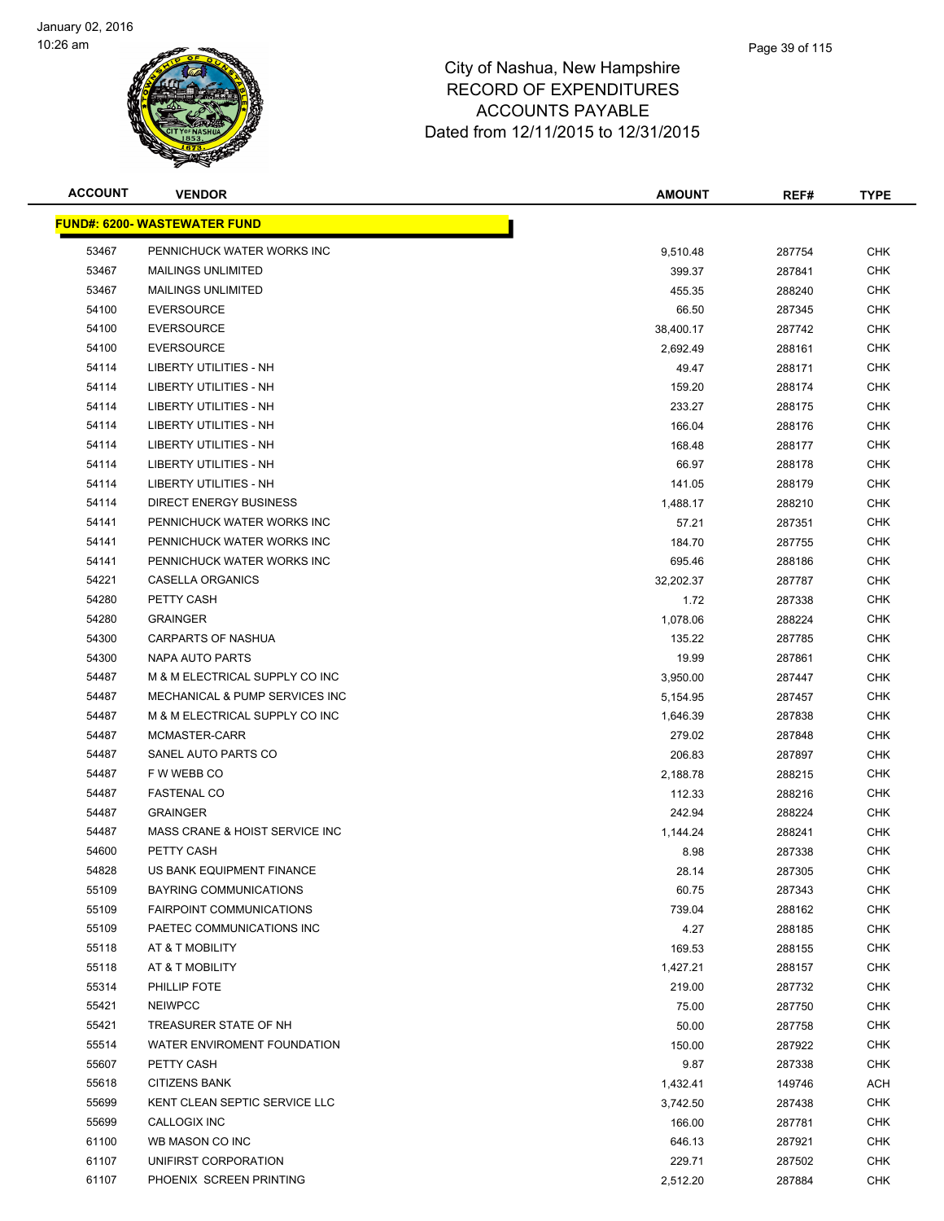# City of Nashua, New Hampshire
## RECORD OF EXPENDITURES
## ACCOUNTS PAYABLE
## Dated from 12/11/2015 to 12/31/2015

| ACCOUNT | VENDOR | AMOUNT | REF# | TYPE |
|---|---|---|---|---|
| **FUND#: 6200- WASTEWATER FUND** | | | | |
| 53467 | PENNICHUCK WATER WORKS INC | 9,510.48 | 287754 | CHK |
| 53467 | MAILINGS UNLIMITED | 399.37 | 287841 | CHK |
| 53467 | MAILINGS UNLIMITED | 455.35 | 288240 | CHK |
| 54100 | EVERSOURCE | 66.50 | 287345 | CHK |
| 54100 | EVERSOURCE | 38,400.17 | 287742 | CHK |
| 54100 | EVERSOURCE | 2,692.49 | 288161 | CHK |
| 54114 | LIBERTY UTILITIES - NH | 49.47 | 288171 | CHK |
| 54114 | LIBERTY UTILITIES - NH | 159.20 | 288174 | CHK |
| 54114 | LIBERTY UTILITIES - NH | 233.27 | 288175 | CHK |
| 54114 | LIBERTY UTILITIES - NH | 166.04 | 288176 | CHK |
| 54114 | LIBERTY UTILITIES - NH | 168.48 | 288177 | CHK |
| 54114 | LIBERTY UTILITIES - NH | 66.97 | 288178 | CHK |
| 54114 | LIBERTY UTILITIES - NH | 141.05 | 288179 | CHK |
| 54114 | DIRECT ENERGY BUSINESS | 1,488.17 | 288210 | CHK |
| 54141 | PENNICHUCK WATER WORKS INC | 57.21 | 287351 | CHK |
| 54141 | PENNICHUCK WATER WORKS INC | 184.70 | 287755 | CHK |
| 54141 | PENNICHUCK WATER WORKS INC | 695.46 | 288186 | CHK |
| 54221 | CASELLA ORGANICS | 32,202.37 | 287787 | CHK |
| 54280 | PETTY CASH | 1.72 | 287338 | CHK |
| 54280 | GRAINGER | 1,078.06 | 288224 | CHK |
| 54300 | CARPARTS OF NASHUA | 135.22 | 287785 | CHK |
| 54300 | NAPA AUTO PARTS | 19.99 | 287861 | CHK |
| 54487 | M & M ELECTRICAL SUPPLY CO INC | 3,950.00 | 287447 | CHK |
| 54487 | MECHANICAL & PUMP SERVICES INC | 5,154.95 | 287457 | CHK |
| 54487 | M & M ELECTRICAL SUPPLY CO INC | 1,646.39 | 287838 | CHK |
| 54487 | MCMASTER-CARR | 279.02 | 287848 | CHK |
| 54487 | SANEL AUTO PARTS CO | 206.83 | 287897 | CHK |
| 54487 | F W WEBB CO | 2,188.78 | 288215 | CHK |
| 54487 | FASTENAL CO | 112.33 | 288216 | CHK |
| 54487 | GRAINGER | 242.94 | 288224 | CHK |
| 54487 | MASS CRANE & HOIST SERVICE INC | 1,144.24 | 288241 | CHK |
| 54600 | PETTY CASH | 8.98 | 287338 | CHK |
| 54828 | US BANK EQUIPMENT FINANCE | 28.14 | 287305 | CHK |
| 55109 | BAYRING COMMUNICATIONS | 60.75 | 287343 | CHK |
| 55109 | FAIRPOINT COMMUNICATIONS | 739.04 | 288162 | CHK |
| 55109 | PAETEC COMMUNICATIONS INC | 4.27 | 288185 | CHK |
| 55118 | AT & T MOBILITY | 169.53 | 288155 | CHK |
| 55118 | AT & T MOBILITY | 1,427.21 | 288157 | CHK |
| 55314 | PHILLIP FOTE | 219.00 | 287732 | CHK |
| 55421 | NEIWPCC | 75.00 | 287750 | CHK |
| 55421 | TREASURER STATE OF NH | 50.00 | 287758 | CHK |
| 55514 | WATER ENVIROMENT FOUNDATION | 150.00 | 287922 | CHK |
| 55607 | PETTY CASH | 9.87 | 287338 | CHK |
| 55618 | CITIZENS BANK | 1,432.41 | 149746 | ACH |
| 55699 | KENT CLEAN SEPTIC SERVICE LLC | 3,742.50 | 287438 | CHK |
| 55699 | CALLOGIX INC | 166.00 | 287781 | CHK |
| 61100 | WB MASON CO INC | 646.13 | 287921 | CHK |
| 61107 | UNIFIRST CORPORATION | 229.71 | 287502 | CHK |
| 61107 | PHOENIX SCREEN PRINTING | 2,512.20 | 287884 | CHK |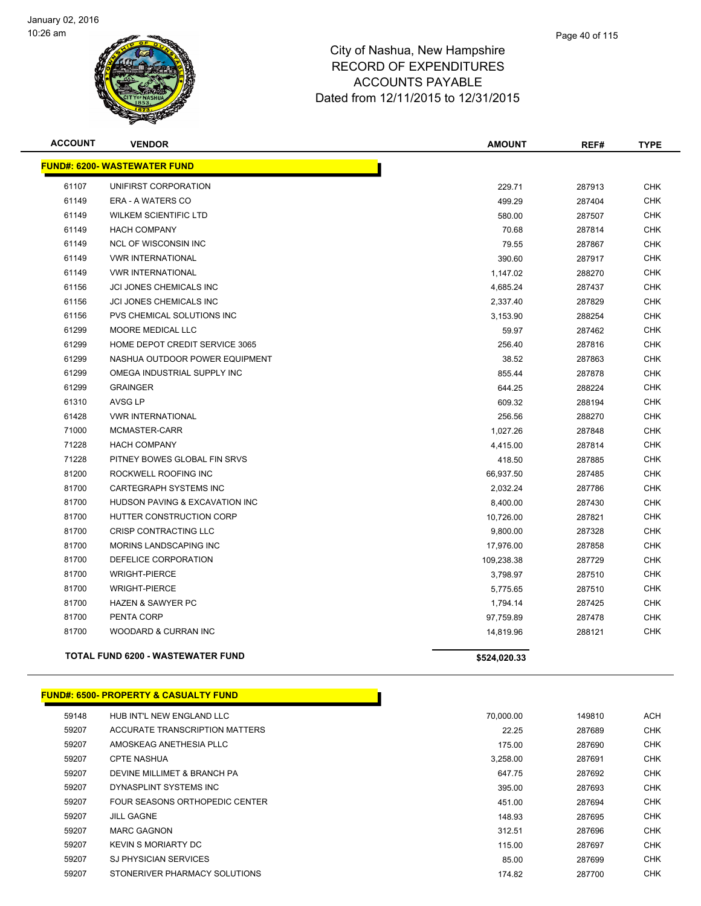City of Nashua, New Hampshire
RECORD OF EXPENDITURES
ACCOUNTS PAYABLE
Dated from 12/11/2015 to 12/31/2015

| ACCOUNT | VENDOR | AMOUNT | REF# | TYPE |
|---|---|---|---|---|
| **FUND#: 6200- WASTEWATER FUND** | | | | |
| 61107 | UNIFIRST CORPORATION | 229.71 | 287913 | CHK |
| 61149 | ERA - A WATERS CO | 499.29 | 287404 | CHK |
| 61149 | WILKEM SCIENTIFIC LTD | 580.00 | 287507 | CHK |
| 61149 | HACH COMPANY | 70.68 | 287814 | CHK |
| 61149 | NCL OF WISCONSIN INC | 79.55 | 287867 | CHK |
| 61149 | VWR INTERNATIONAL | 390.60 | 287917 | CHK |
| 61149 | VWR INTERNATIONAL | 1,147.02 | 288270 | CHK |
| 61156 | JCI JONES CHEMICALS INC | 4,685.24 | 287437 | CHK |
| 61156 | JCI JONES CHEMICALS INC | 2,337.40 | 287829 | CHK |
| 61156 | PVS CHEMICAL SOLUTIONS INC | 3,153.90 | 288254 | CHK |
| 61299 | MOORE MEDICAL LLC | 59.97 | 287462 | CHK |
| 61299 | HOME DEPOT CREDIT SERVICE 3065 | 256.40 | 287816 | CHK |
| 61299 | NASHUA OUTDOOR POWER EQUIPMENT | 38.52 | 287863 | CHK |
| 61299 | OMEGA INDUSTRIAL SUPPLY INC | 855.44 | 287878 | CHK |
| 61299 | GRAINGER | 644.25 | 288224 | CHK |
| 61310 | AVSG LP | 609.32 | 288194 | CHK |
| 61428 | VWR INTERNATIONAL | 256.56 | 288270 | CHK |
| 71000 | MCMASTER-CARR | 1,027.26 | 287848 | CHK |
| 71228 | HACH COMPANY | 4,415.00 | 287814 | CHK |
| 71228 | PITNEY BOWES GLOBAL FIN SRVS | 418.50 | 287885 | CHK |
| 81200 | ROCKWELL ROOFING INC | 66,937.50 | 287485 | CHK |
| 81700 | CARTEGRAPH SYSTEMS INC | 2,032.24 | 287786 | CHK |
| 81700 | HUDSON PAVING & EXCAVATION INC | 8,400.00 | 287430 | CHK |
| 81700 | HUTTER CONSTRUCTION CORP | 10,726.00 | 287821 | CHK |
| 81700 | CRISP CONTRACTING LLC | 9,800.00 | 287328 | CHK |
| 81700 | MORINS LANDSCAPING INC | 17,976.00 | 287858 | CHK |
| 81700 | DEFELICE CORPORATION | 109,238.38 | 287729 | CHK |
| 81700 | WRIGHT-PIERCE | 3,798.97 | 287510 | CHK |
| 81700 | WRIGHT-PIERCE | 5,775.65 | 287510 | CHK |
| 81700 | HAZEN & SAWYER PC | 1,794.14 | 287425 | CHK |
| 81700 | PENTA CORP | 97,759.89 | 287478 | CHK |
| 81700 | WOODARD & CURRAN INC | 14,819.96 | 288121 | CHK |
| **TOTAL FUND 6200 - WASTEWATER FUND** | | **$524,020.33** | | |
| **FUND#: 6500- PROPERTY & CASUALTY FUND** | | | | |
| 59148 | HUB INT'L NEW ENGLAND LLC | 70,000.00 | 149810 | ACH |
| 59207 | ACCURATE TRANSCRIPTION MATTERS | 22.25 | 287689 | CHK |
| 59207 | AMOSKEAG ANETHESIA PLLC | 175.00 | 287690 | CHK |
| 59207 | CPTE NASHUA | 3,258.00 | 287691 | CHK |
| 59207 | DEVINE MILLIMET & BRANCH PA | 647.75 | 287692 | CHK |
| 59207 | DYNASPLINT SYSTEMS INC | 395.00 | 287693 | CHK |
| 59207 | FOUR SEASONS ORTHOPEDIC CENTER | 451.00 | 287694 | CHK |
| 59207 | JILL GAGNE | 148.93 | 287695 | CHK |
| 59207 | MARC GAGNON | 312.51 | 287696 | CHK |
| 59207 | KEVIN S MORIARTY DC | 115.00 | 287697 | CHK |
| 59207 | SJ PHYSICIAN SERVICES | 85.00 | 287699 | CHK |
| 59207 | STONERIVER PHARMACY SOLUTIONS | 174.82 | 287700 | CHK |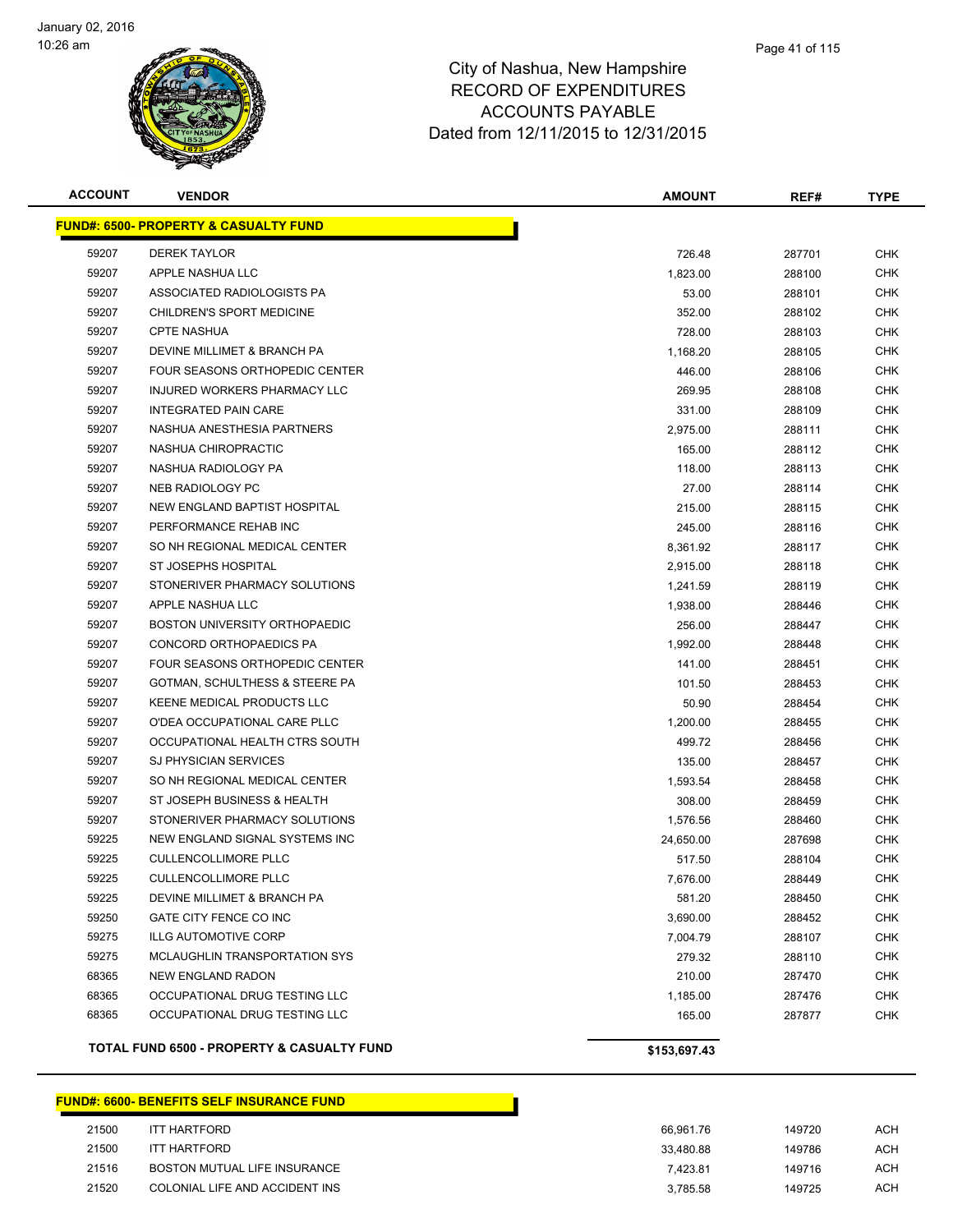# City of Nashua, New Hampshire
# RECORD OF EXPENDITURES
# ACCOUNTS PAYABLE
# Dated from 12/11/2015 to 12/31/2015

| ACCOUNT | VENDOR | AMOUNT | REF# | TYPE |
|---|---|---|---|---|
| **FUND#: 6500- PROPERTY & CASUALTY FUND** | | | | |
| 59207 | DEREK TAYLOR | 726.48 | 287701 | CHK |
| 59207 | APPLE NASHUA LLC | 1,823.00 | 288100 | CHK |
| 59207 | ASSOCIATED RADIOLOGISTS PA | 53.00 | 288101 | CHK |
| 59207 | CHILDREN'S SPORT MEDICINE | 352.00 | 288102 | CHK |
| 59207 | CPTE NASHUA | 728.00 | 288103 | CHK |
| 59207 | DEVINE MILLIMET & BRANCH PA | 1,168.20 | 288105 | CHK |
| 59207 | FOUR SEASONS ORTHOPEDIC CENTER | 446.00 | 288106 | CHK |
| 59207 | INJURED WORKERS PHARMACY LLC | 269.95 | 288108 | CHK |
| 59207 | INTEGRATED PAIN CARE | 331.00 | 288109 | CHK |
| 59207 | NASHUA ANESTHESIA PARTNERS | 2,975.00 | 288111 | CHK |
| 59207 | NASHUA CHIROPRACTIC | 165.00 | 288112 | CHK |
| 59207 | NASHUA RADIOLOGY PA | 118.00 | 288113 | CHK |
| 59207 | NEB RADIOLOGY PC | 27.00 | 288114 | CHK |
| 59207 | NEW ENGLAND BAPTIST HOSPITAL | 215.00 | 288115 | CHK |
| 59207 | PERFORMANCE REHAB INC | 245.00 | 288116 | CHK |
| 59207 | SO NH REGIONAL MEDICAL CENTER | 8,361.92 | 288117 | CHK |
| 59207 | ST JOSEPHS HOSPITAL | 2,915.00 | 288118 | CHK |
| 59207 | STONERIVER PHARMACY SOLUTIONS | 1,241.59 | 288119 | CHK |
| 59207 | APPLE NASHUA LLC | 1,938.00 | 288446 | CHK |
| 59207 | BOSTON UNIVERSITY ORTHOPAEDIC | 256.00 | 288447 | CHK |
| 59207 | CONCORD ORTHOPAEDICS PA | 1,992.00 | 288448 | CHK |
| 59207 | FOUR SEASONS ORTHOPEDIC CENTER | 141.00 | 288451 | CHK |
| 59207 | GOTMAN, SCHULTHESS & STEERE PA | 101.50 | 288453 | CHK |
| 59207 | KEENE MEDICAL PRODUCTS LLC | 50.90 | 288454 | CHK |
| 59207 | O'DEA OCCUPATIONAL CARE PLLC | 1,200.00 | 288455 | CHK |
| 59207 | OCCUPATIONAL HEALTH CTRS SOUTH | 499.72 | 288456 | CHK |
| 59207 | SJ PHYSICIAN SERVICES | 135.00 | 288457 | CHK |
| 59207 | SO NH REGIONAL MEDICAL CENTER | 1,593.54 | 288458 | CHK |
| 59207 | ST JOSEPH BUSINESS & HEALTH | 308.00 | 288459 | CHK |
| 59207 | STONERIVER PHARMACY SOLUTIONS | 1,576.56 | 288460 | CHK |
| 59225 | NEW ENGLAND SIGNAL SYSTEMS INC | 24,650.00 | 287698 | CHK |
| 59225 | CULLENCOLLIMORE PLLC | 517.50 | 288104 | CHK |
| 59225 | CULLENCOLLIMORE PLLC | 7,676.00 | 288449 | CHK |
| 59225 | DEVINE MILLIMET & BRANCH PA | 581.20 | 288450 | CHK |
| 59250 | GATE CITY FENCE CO INC | 3,690.00 | 288452 | CHK |
| 59275 | ILLG AUTOMOTIVE CORP | 7,004.79 | 288107 | CHK |
| 59275 | MCLAUGHLIN TRANSPORTATION SYS | 279.32 | 288110 | CHK |
| 68365 | NEW ENGLAND RADON | 210.00 | 287470 | CHK |
| 68365 | OCCUPATIONAL DRUG TESTING LLC | 1,185.00 | 287476 | CHK |
| 68365 | OCCUPATIONAL DRUG TESTING LLC | 165.00 | 287877 | CHK |
| **TOTAL FUND 6500 - PROPERTY & CASUALTY FUND** | | **$153,697.43** | | |

| ACCOUNT | VENDOR | AMOUNT | REF# | TYPE |
|---|---|---|---|---|
| **FUND#: 6600- BENEFITS SELF INSURANCE FUND** | | | | |
| 21500 | ITT HARTFORD | 66,961.76 | 149720 | ACH |
| 21500 | ITT HARTFORD | 33,480.88 | 149786 | ACH |
| 21516 | BOSTON MUTUAL LIFE INSURANCE | 7,423.81 | 149716 | ACH |
| 21520 | COLONIAL LIFE AND ACCIDENT INS | 3,785.58 | 149725 | ACH |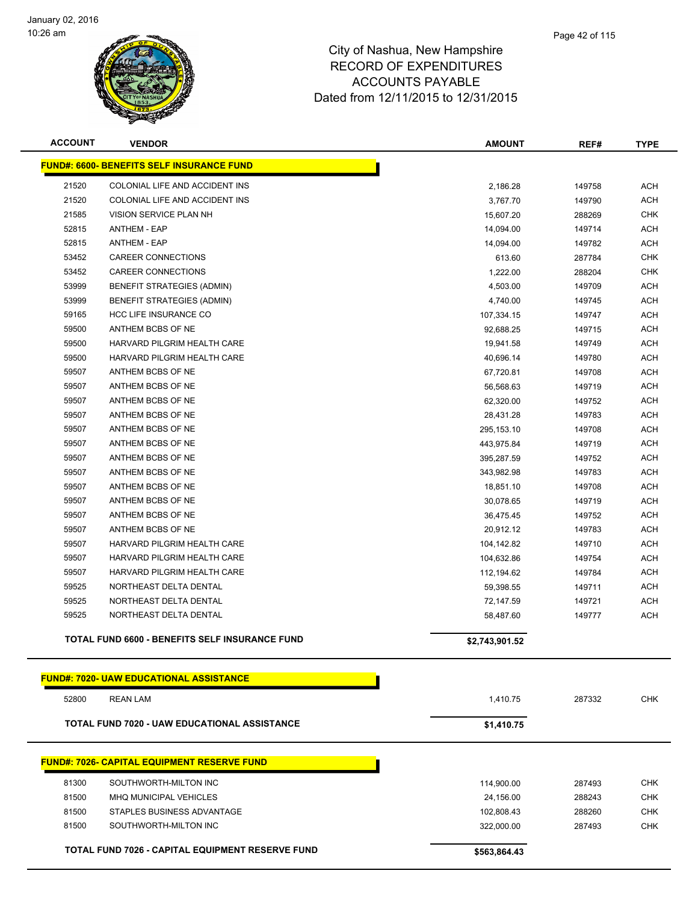# City of Nashua, New Hampshire
## RECORD OF EXPENDITURES
## ACCOUNTS PAYABLE
## Dated from 12/11/2015 to 12/31/2015

| ACCOUNT | VENDOR | AMOUNT | REF# | TYPE |
|---|---|---|---|---|
| **FUND#: 6600- BENEFITS SELF INSURANCE FUND** | | | | |
| 21520 | COLONIAL LIFE AND ACCIDENT INS | 2,186.28 | 149758 | ACH |
| 21520 | COLONIAL LIFE AND ACCIDENT INS | 3,767.70 | 149790 | ACH |
| 21585 | VISION SERVICE PLAN NH | 15,607.20 | 288269 | CHK |
| 52815 | ANTHEM - EAP | 14,094.00 | 149714 | ACH |
| 52815 | ANTHEM - EAP | 14,094.00 | 149782 | ACH |
| 53452 | CAREER CONNECTIONS | 613.60 | 287784 | CHK |
| 53452 | CAREER CONNECTIONS | 1,222.00 | 288204 | CHK |
| 53999 | BENEFIT STRATEGIES (ADMIN) | 4,503.00 | 149709 | ACH |
| 53999 | BENEFIT STRATEGIES (ADMIN) | 4,740.00 | 149745 | ACH |
| 59165 | HCC LIFE INSURANCE CO | 107,334.15 | 149747 | ACH |
| 59500 | ANTHEM BCBS OF NE | 92,688.25 | 149715 | ACH |
| 59500 | HARVARD PILGRIM HEALTH CARE | 19,941.58 | 149749 | ACH |
| 59500 | HARVARD PILGRIM HEALTH CARE | 40,696.14 | 149780 | ACH |
| 59507 | ANTHEM BCBS OF NE | 67,720.81 | 149708 | ACH |
| 59507 | ANTHEM BCBS OF NE | 56,568.63 | 149719 | ACH |
| 59507 | ANTHEM BCBS OF NE | 62,320.00 | 149752 | ACH |
| 59507 | ANTHEM BCBS OF NE | 28,431.28 | 149783 | ACH |
| 59507 | ANTHEM BCBS OF NE | 295,153.10 | 149708 | ACH |
| 59507 | ANTHEM BCBS OF NE | 443,975.84 | 149719 | ACH |
| 59507 | ANTHEM BCBS OF NE | 395,287.59 | 149752 | ACH |
| 59507 | ANTHEM BCBS OF NE | 343,982.98 | 149783 | ACH |
| 59507 | ANTHEM BCBS OF NE | 18,851.10 | 149708 | ACH |
| 59507 | ANTHEM BCBS OF NE | 30,078.65 | 149719 | ACH |
| 59507 | ANTHEM BCBS OF NE | 36,475.45 | 149752 | ACH |
| 59507 | ANTHEM BCBS OF NE | 20,912.12 | 149783 | ACH |
| 59507 | HARVARD PILGRIM HEALTH CARE | 104,142.82 | 149710 | ACH |
| 59507 | HARVARD PILGRIM HEALTH CARE | 104,632.86 | 149754 | ACH |
| 59507 | HARVARD PILGRIM HEALTH CARE | 112,194.62 | 149784 | ACH |
| 59525 | NORTHEAST DELTA DENTAL | 59,398.55 | 149711 | ACH |
| 59525 | NORTHEAST DELTA DENTAL | 72,147.59 | 149721 | ACH |
| 59525 | NORTHEAST DELTA DENTAL | 58,487.60 | 149777 | ACH |
| **TOTAL FUND 6600 - BENEFITS SELF INSURANCE FUND** | | **$2,743,901.52** | | |
| **FUND#: 7020- UAW EDUCATIONAL ASSISTANCE** | | | | |
| 52800 | REAN LAM | 1,410.75 | 287332 | CHK |
| **TOTAL FUND 7020 - UAW EDUCATIONAL ASSISTANCE** | | **$1,410.75** | | |
| **FUND#: 7026- CAPITAL EQUIPMENT RESERVE FUND** | | | | |
| 81300 | SOUTHWORTH-MILTON INC | 114,900.00 | 287493 | CHK |
| 81500 | MHQ MUNICIPAL VEHICLES | 24,156.00 | 288243 | CHK |
| 81500 | STAPLES BUSINESS ADVANTAGE | 102,808.43 | 288260 | CHK |
| 81500 | SOUTHWORTH-MILTON INC | 322,000.00 | 287493 | CHK |
| **TOTAL FUND 7026 - CAPITAL EQUIPMENT RESERVE FUND** | | **$563,864.43** | | |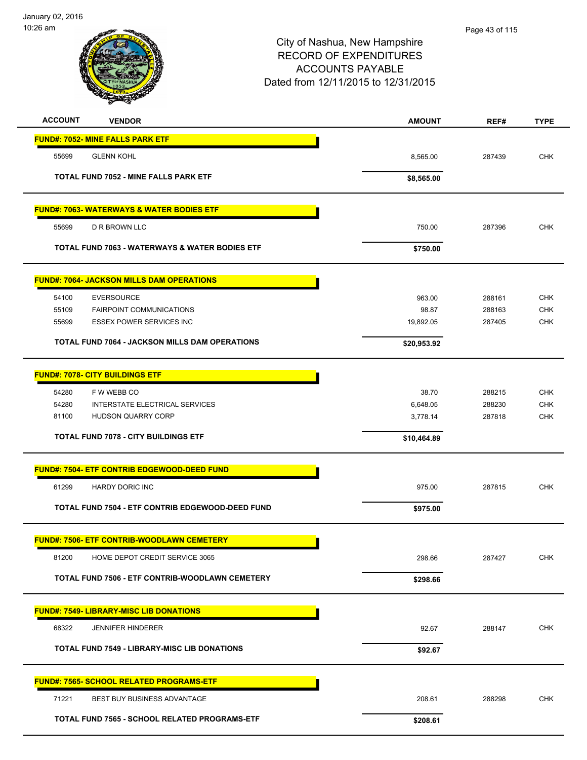City of Nashua, New Hampshire
RECORD OF EXPENDITURES
ACCOUNTS PAYABLE
Dated from 12/11/2015 to 12/31/2015

| ACCOUNT | VENDOR | AMOUNT | REF# | TYPE |
|---|---|---|---|---|
| **FUND#: 7052- MINE FALLS PARK ETF** | | | | |
| 55699 | GLENN KOHL | 8,565.00 | 287439 | CHK |
| | **TOTAL FUND 7052 - MINE FALLS PARK ETF** | **$8,565.00** | | |
| **FUND#: 7063- WATERWAYS & WATER BODIES ETF** | | | | |
| 55699 | D R BROWN LLC | 750.00 | 287396 | CHK |
| | **TOTAL FUND 7063 - WATERWAYS & WATER BODIES ETF** | **$750.00** | | |
| **FUND#: 7064- JACKSON MILLS DAM OPERATIONS** | | | | |
| 54100 | EVERSOURCE | 963.00 | 288161 | CHK |
| 55109 | FAIRPOINT COMMUNICATIONS | 98.87 | 288163 | CHK |
| 55699 | ESSEX POWER SERVICES INC | 19,892.05 | 287405 | CHK |
| | **TOTAL FUND 7064 - JACKSON MILLS DAM OPERATIONS** | **$20,953.92** | | |
| **FUND#: 7078- CITY BUILDINGS ETF** | | | | |
| 54280 | F W WEBB CO | 38.70 | 288215 | CHK |
| 54280 | INTERSTATE ELECTRICAL SERVICES | 6,648.05 | 288230 | CHK |
| 81100 | HUDSON QUARRY CORP | 3,778.14 | 287818 | CHK |
| | **TOTAL FUND 7078 - CITY BUILDINGS ETF** | **$10,464.89** | | |
| **FUND#: 7504- ETF CONTRIB EDGEWOOD-DEED FUND** | | | | |
| 61299 | HARDY DORIC INC | 975.00 | 287815 | CHK |
| | **TOTAL FUND 7504 - ETF CONTRIB EDGEWOOD-DEED FUND** | **$975.00** | | |
| **FUND#: 7506- ETF CONTRIB-WOODLAWN CEMETERY** | | | | |
| 81200 | HOME DEPOT CREDIT SERVICE 3065 | 298.66 | 287427 | CHK |
| | **TOTAL FUND 7506 - ETF CONTRIB-WOODLAWN CEMETERY** | **$298.66** | | |
| **FUND#: 7549- LIBRARY-MISC LIB DONATIONS** | | | | |
| 68322 | JENNIFER HINDERER | 92.67 | 288147 | CHK |
| | **TOTAL FUND 7549 - LIBRARY-MISC LIB DONATIONS** | **$92.67** | | |
| **FUND#: 7565- SCHOOL RELATED PROGRAMS-ETF** | | | | |
| 71221 | BEST BUY BUSINESS ADVANTAGE | 208.61 | 288298 | CHK |
| | **TOTAL FUND 7565 - SCHOOL RELATED PROGRAMS-ETF** | **$208.61** | | |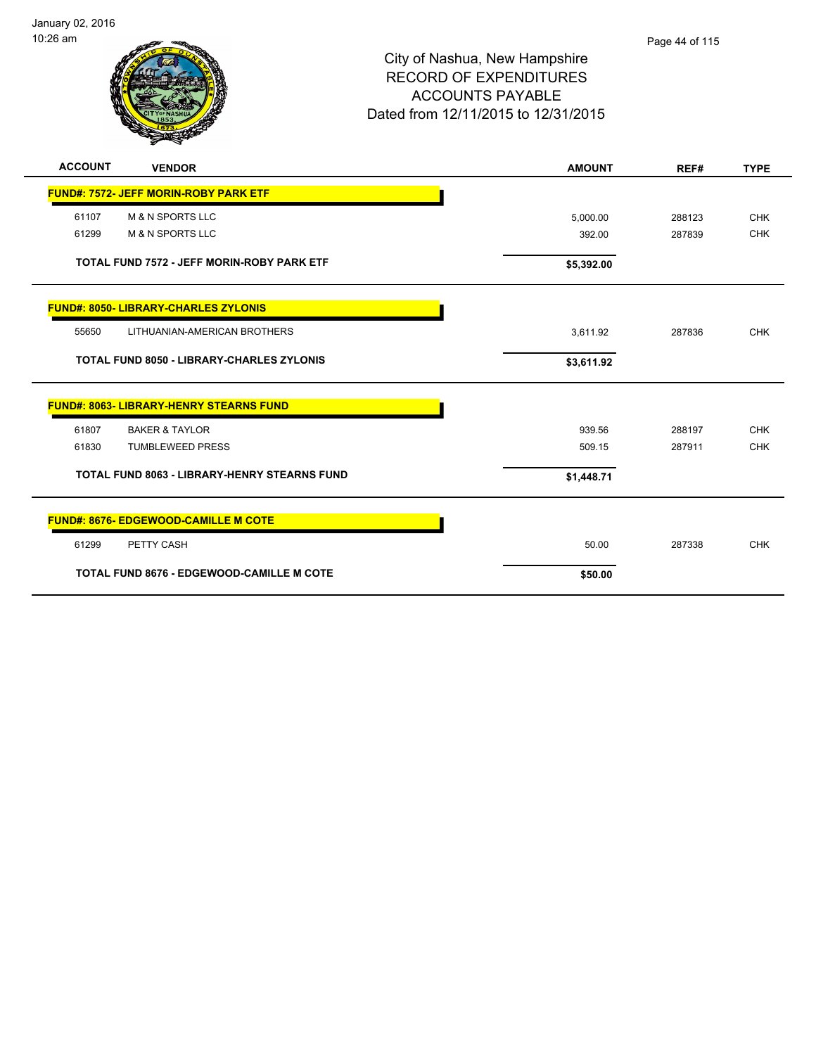City of Nashua, New Hampshire
RECORD OF EXPENDITURES
ACCOUNTS PAYABLE
Dated from 12/11/2015 to 12/31/2015

| ACCOUNT | VENDOR | AMOUNT | REF# | TYPE |
|---|---|---|---|---|
| **FUND#: 7572- JEFF MORIN-ROBY PARK ETF** | | | | |
| 61107 | M & N SPORTS LLC | 5,000.00 | 288123 | CHK |
| 61299 | M & N SPORTS LLC | 392.00 | 287839 | CHK |
| | **TOTAL FUND 7572 - JEFF MORIN-ROBY PARK ETF** | **$5,392.00** | | |
| **FUND#: 8050- LIBRARY-CHARLES ZYLONIS** | | | | |
| 55650 | LITHUANIAN-AMERICAN BROTHERS | 3,611.92 | 287836 | CHK |
| | **TOTAL FUND 8050 - LIBRARY-CHARLES ZYLONIS** | **$3,611.92** | | |
| **FUND#: 8063- LIBRARY-HENRY STEARNS FUND** | | | | |
| 61807 | BAKER & TAYLOR | 939.56 | 288197 | CHK |
| 61830 | TUMBLEWEED PRESS | 509.15 | 287911 | CHK |
| | **TOTAL FUND 8063 - LIBRARY-HENRY STEARNS FUND** | **$1,448.71** | | |
| **FUND#: 8676- EDGEWOOD-CAMILLE M COTE** | | | | |
| 61299 | PETTY CASH | 50.00 | 287338 | CHK |
| | **TOTAL FUND 8676 - EDGEWOOD-CAMILLE M COTE** | **$50.00** | | |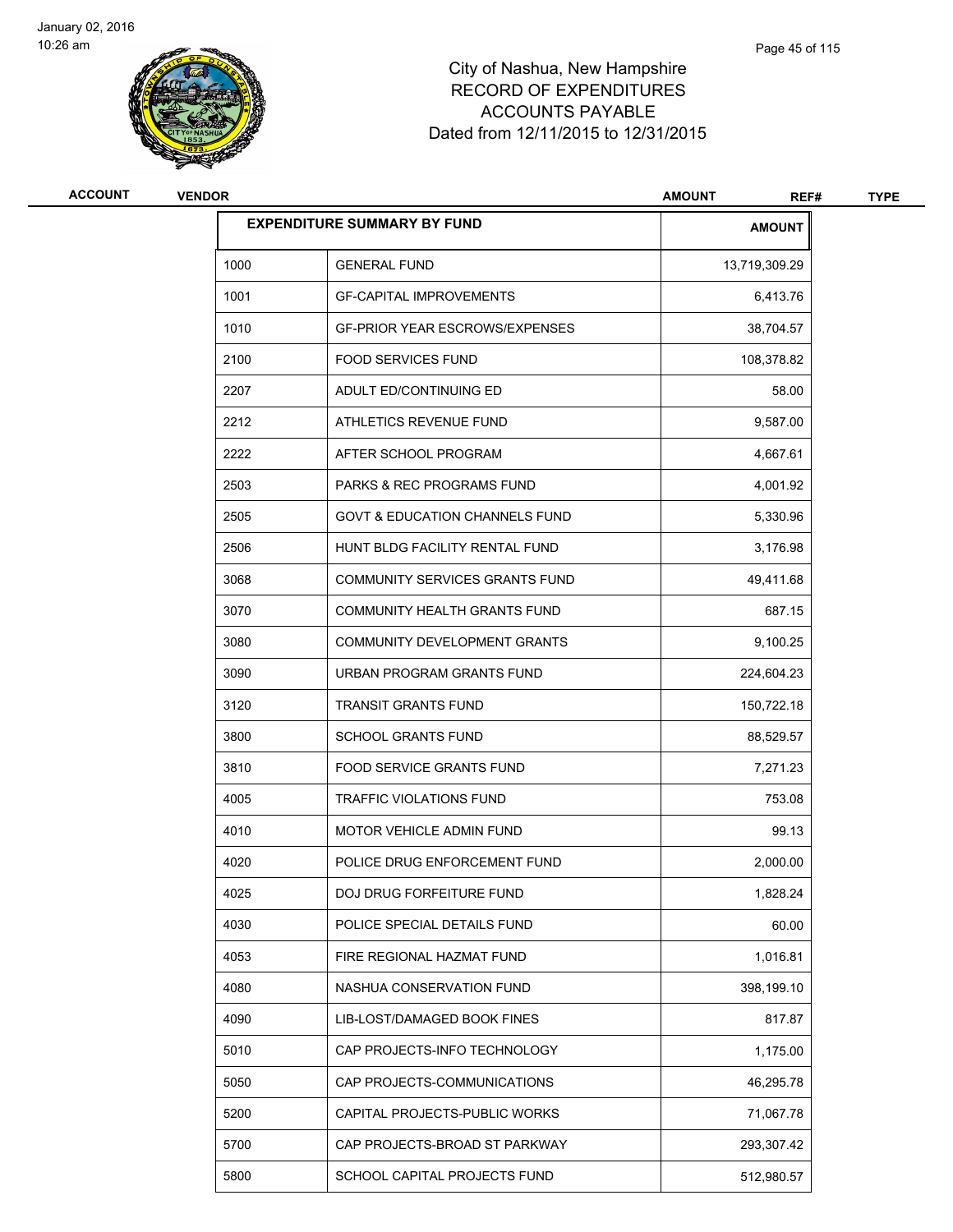City of Nashua, New Hampshire
RECORD OF EXPENDITURES
ACCOUNTS PAYABLE
Dated from 12/11/2015 to 12/31/2015

| ACCOUNT | VENDOR | AMOUNT | REF# | TYPE |
|---|---|---|---|---|

| EXPENDITURE SUMMARY BY FUND | | AMOUNT |
|---|---|---|
| 1000 | GENERAL FUND | 13,719,309.29 |
| 1001 | GF-CAPITAL IMPROVEMENTS | 6,413.76 |
| 1010 | GF-PRIOR YEAR ESCROWS/EXPENSES | 38,704.57 |
| 2100 | FOOD SERVICES FUND | 108,378.82 |
| 2207 | ADULT ED/CONTINUING ED | 58.00 |
| 2212 | ATHLETICS REVENUE FUND | 9,587.00 |
| 2222 | AFTER SCHOOL PROGRAM | 4,667.61 |
| 2503 | PARKS & REC PROGRAMS FUND | 4,001.92 |
| 2505 | GOVT & EDUCATION CHANNELS FUND | 5,330.96 |
| 2506 | HUNT BLDG FACILITY RENTAL FUND | 3,176.98 |
| 3068 | COMMUNITY SERVICES GRANTS FUND | 49,411.68 |
| 3070 | COMMUNITY HEALTH GRANTS FUND | 687.15 |
| 3080 | COMMUNITY DEVELOPMENT GRANTS | 9,100.25 |
| 3090 | URBAN PROGRAM GRANTS FUND | 224,604.23 |
| 3120 | TRANSIT GRANTS FUND | 150,722.18 |
| 3800 | SCHOOL GRANTS FUND | 88,529.57 |
| 3810 | FOOD SERVICE GRANTS FUND | 7,271.23 |
| 4005 | TRAFFIC VIOLATIONS FUND | 753.08 |
| 4010 | MOTOR VEHICLE ADMIN FUND | 99.13 |
| 4020 | POLICE DRUG ENFORCEMENT FUND | 2,000.00 |
| 4025 | DOJ DRUG FORFEITURE FUND | 1,828.24 |
| 4030 | POLICE SPECIAL DETAILS FUND | 60.00 |
| 4053 | FIRE REGIONAL HAZMAT FUND | 1,016.81 |
| 4080 | NASHUA CONSERVATION FUND | 398,199.10 |
| 4090 | LIB-LOST/DAMAGED BOOK FINES | 817.87 |
| 5010 | CAP PROJECTS-INFO TECHNOLOGY | 1,175.00 |
| 5050 | CAP PROJECTS-COMMUNICATIONS | 46,295.78 |
| 5200 | CAPITAL PROJECTS-PUBLIC WORKS | 71,067.78 |
| 5700 | CAP PROJECTS-BROAD ST PARKWAY | 293,307.42 |
| 5800 | SCHOOL CAPITAL PROJECTS FUND | 512,980.57 |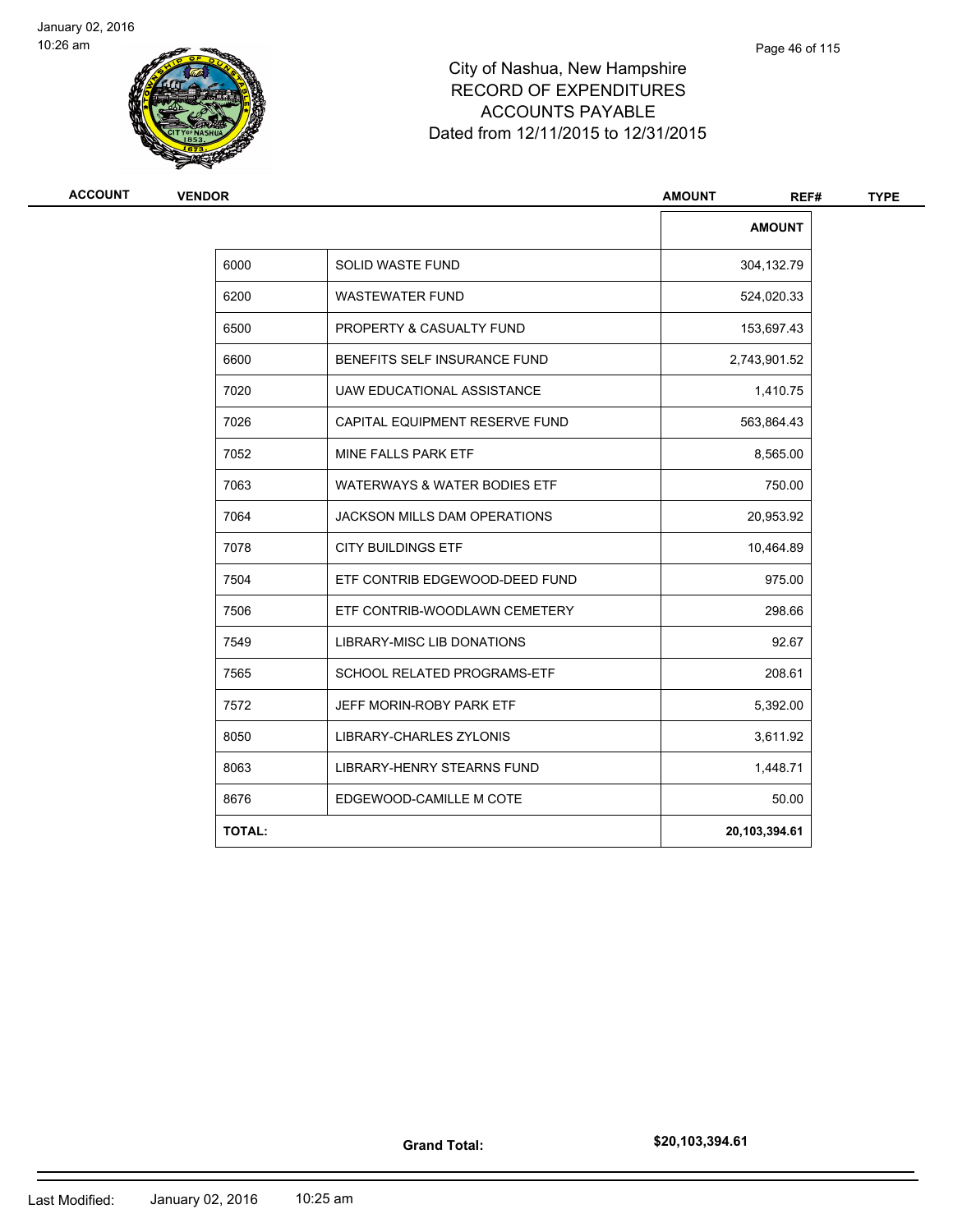# City of Nashua, New Hampshire
## RECORD OF EXPENDITURES
## ACCOUNTS PAYABLE
## Dated from 12/11/2015 to 12/31/2015

| ACCOUNT | VENDOR | AMOUNT | REF# | TYPE |
|---|---|---|---|---|

| | | AMOUNT |
|---|---|---|
| 6000 | SOLID WASTE FUND | 304,132.79 |
| 6200 | WASTEWATER FUND | 524,020.33 |
| 6500 | PROPERTY & CASUALTY FUND | 153,697.43 |
| 6600 | BENEFITS SELF INSURANCE FUND | 2,743,901.52 |
| 7020 | UAW EDUCATIONAL ASSISTANCE | 1,410.75 |
| 7026 | CAPITAL EQUIPMENT RESERVE FUND | 563,864.43 |
| 7052 | MINE FALLS PARK ETF | 8,565.00 |
| 7063 | WATERWAYS & WATER BODIES ETF | 750.00 |
| 7064 | JACKSON MILLS DAM OPERATIONS | 20,953.92 |
| 7078 | CITY BUILDINGS ETF | 10,464.89 |
| 7504 | ETF CONTRIB EDGEWOOD-DEED FUND | 975.00 |
| 7506 | ETF CONTRIB-WOODLAWN CEMETERY | 298.66 |
| 7549 | LIBRARY-MISC LIB DONATIONS | 92.67 |
| 7565 | SCHOOL RELATED PROGRAMS-ETF | 208.61 |
| 7572 | JEFF MORIN-ROBY PARK ETF | 5,392.00 |
| 8050 | LIBRARY-CHARLES ZYLONIS | 3,611.92 |
| 8063 | LIBRARY-HENRY STEARNS FUND | 1,448.71 |
| 8676 | EDGEWOOD-CAMILLE M COTE | 50.00 |
| **TOTAL:** | | **20,103,394.61** |

**Grand Total:** **$20,103,394.61**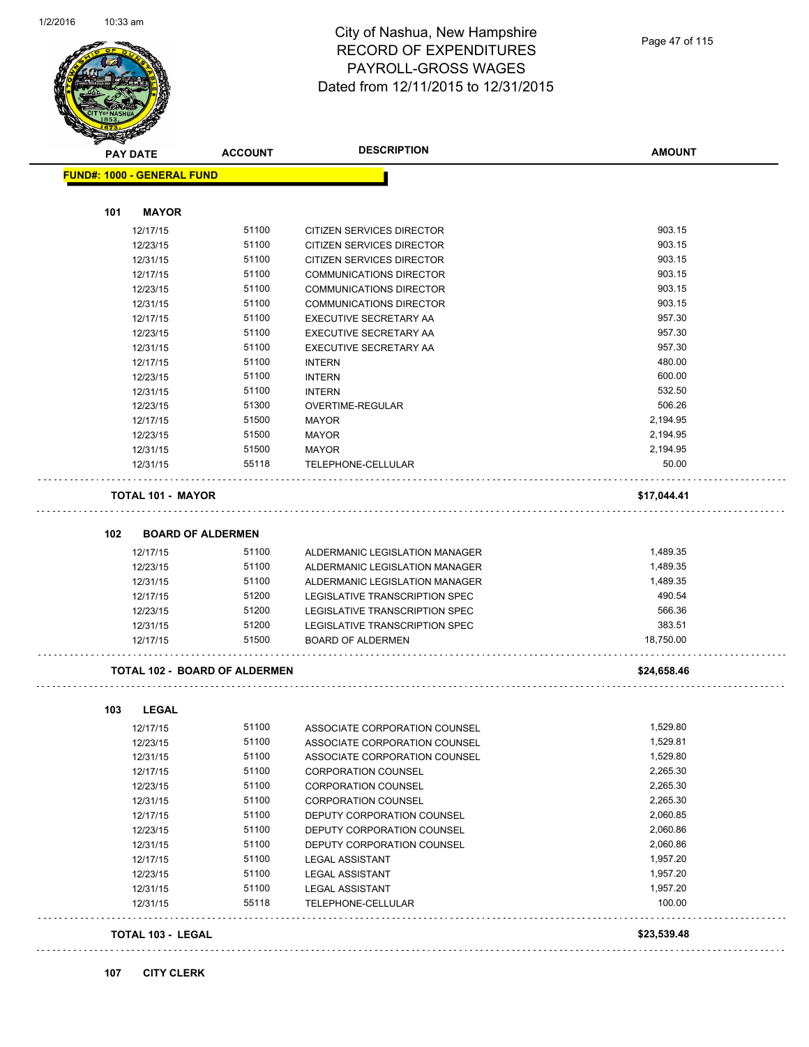# City of Nashua, New Hampshire
## RECORD OF EXPENDITURES
## PAYROLL-GROSS WAGES
## Dated from 12/11/2015 to 12/31/2015

| PAY DATE | ACCOUNT | DESCRIPTION | AMOUNT |
|---|---|---|---|

**FUND#: 1000 - GENERAL FUND**

### 101 MAYOR

| PAY DATE | ACCOUNT | DESCRIPTION | AMOUNT |
|---|---|---|---|
| 12/17/15 | 51100 | CITIZEN SERVICES DIRECTOR | 903.15 |
| 12/23/15 | 51100 | CITIZEN SERVICES DIRECTOR | 903.15 |
| 12/31/15 | 51100 | CITIZEN SERVICES DIRECTOR | 903.15 |
| 12/17/15 | 51100 | COMMUNICATIONS DIRECTOR | 903.15 |
| 12/23/15 | 51100 | COMMUNICATIONS DIRECTOR | 903.15 |
| 12/31/15 | 51100 | COMMUNICATIONS DIRECTOR | 903.15 |
| 12/17/15 | 51100 | EXECUTIVE SECRETARY AA | 957.30 |
| 12/23/15 | 51100 | EXECUTIVE SECRETARY AA | 957.30 |
| 12/31/15 | 51100 | EXECUTIVE SECRETARY AA | 957.30 |
| 12/17/15 | 51100 | INTERN | 480.00 |
| 12/23/15 | 51100 | INTERN | 600.00 |
| 12/31/15 | 51100 | INTERN | 532.50 |
| 12/23/15 | 51300 | OVERTIME-REGULAR | 506.26 |
| 12/17/15 | 51500 | MAYOR | 2,194.95 |
| 12/23/15 | 51500 | MAYOR | 2,194.95 |
| 12/31/15 | 51500 | MAYOR | 2,194.95 |
| 12/31/15 | 55118 | TELEPHONE-CELLULAR | 50.00 |

**TOTAL 101 - MAYOR** **$17,044.41**

### 102 BOARD OF ALDERMEN

| PAY DATE | ACCOUNT | DESCRIPTION | AMOUNT |
|---|---|---|---|
| 12/17/15 | 51100 | ALDERMANIC LEGISLATION MANAGER | 1,489.35 |
| 12/23/15 | 51100 | ALDERMANIC LEGISLATION MANAGER | 1,489.35 |
| 12/31/15 | 51100 | ALDERMANIC LEGISLATION MANAGER | 1,489.35 |
| 12/17/15 | 51200 | LEGISLATIVE TRANSCRIPTION SPEC | 490.54 |
| 12/23/15 | 51200 | LEGISLATIVE TRANSCRIPTION SPEC | 566.36 |
| 12/31/15 | 51200 | LEGISLATIVE TRANSCRIPTION SPEC | 383.51 |
| 12/17/15 | 51500 | BOARD OF ALDERMEN | 18,750.00 |

**TOTAL 102 - BOARD OF ALDERMEN** **$24,658.46**

### 103 LEGAL

| PAY DATE | ACCOUNT | DESCRIPTION | AMOUNT |
|---|---|---|---|
| 12/17/15 | 51100 | ASSOCIATE CORPORATION COUNSEL | 1,529.80 |
| 12/23/15 | 51100 | ASSOCIATE CORPORATION COUNSEL | 1,529.81 |
| 12/31/15 | 51100 | ASSOCIATE CORPORATION COUNSEL | 1,529.80 |
| 12/17/15 | 51100 | CORPORATION COUNSEL | 2,265.30 |
| 12/23/15 | 51100 | CORPORATION COUNSEL | 2,265.30 |
| 12/31/15 | 51100 | CORPORATION COUNSEL | 2,265.30 |
| 12/17/15 | 51100 | DEPUTY CORPORATION COUNSEL | 2,060.85 |
| 12/23/15 | 51100 | DEPUTY CORPORATION COUNSEL | 2,060.86 |
| 12/31/15 | 51100 | DEPUTY CORPORATION COUNSEL | 2,060.86 |
| 12/17/15 | 51100 | LEGAL ASSISTANT | 1,957.20 |
| 12/23/15 | 51100 | LEGAL ASSISTANT | 1,957.20 |
| 12/31/15 | 51100 | LEGAL ASSISTANT | 1,957.20 |
| 12/31/15 | 55118 | TELEPHONE-CELLULAR | 100.00 |

**TOTAL 103 - LEGAL** **$23,539.48**

### 107 CITY CLERK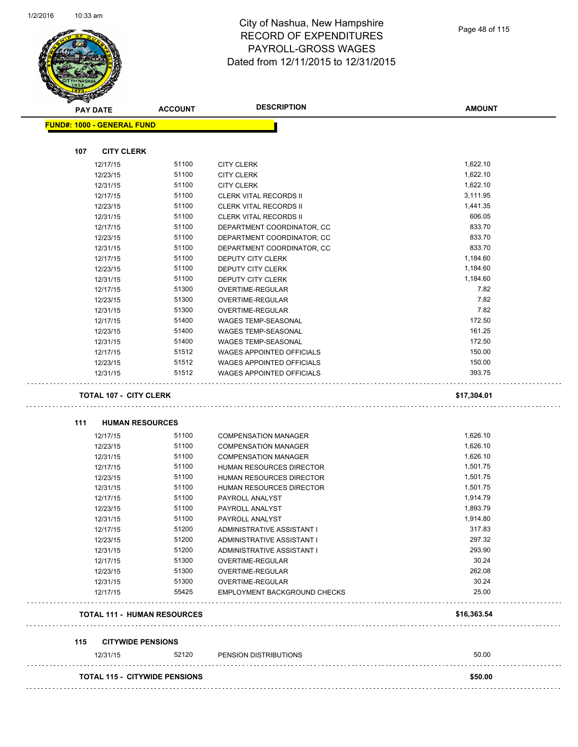# City of Nashua, New Hampshire
## RECORD OF EXPENDITURES
## PAYROLL-GROSS WAGES
## Dated from 12/11/2015 to 12/31/2015

| PAY DATE | ACCOUNT | DESCRIPTION | AMOUNT |
|---|---|---|---|
| **FUND#: 1000 - GENERAL FUND** | | | |
| **107 CITY CLERK** | | | |
| 12/17/15 | 51100 | CITY CLERK | 1,622.10 |
| 12/23/15 | 51100 | CITY CLERK | 1,622.10 |
| 12/31/15 | 51100 | CITY CLERK | 1,622.10 |
| 12/17/15 | 51100 | CLERK VITAL RECORDS II | 3,111.95 |
| 12/23/15 | 51100 | CLERK VITAL RECORDS II | 1,441.35 |
| 12/31/15 | 51100 | CLERK VITAL RECORDS II | 606.05 |
| 12/17/15 | 51100 | DEPARTMENT COORDINATOR, CC | 833.70 |
| 12/23/15 | 51100 | DEPARTMENT COORDINATOR, CC | 833.70 |
| 12/31/15 | 51100 | DEPARTMENT COORDINATOR, CC | 833.70 |
| 12/17/15 | 51100 | DEPUTY CITY CLERK | 1,184.60 |
| 12/23/15 | 51100 | DEPUTY CITY CLERK | 1,184.60 |
| 12/31/15 | 51100 | DEPUTY CITY CLERK | 1,184.60 |
| 12/17/15 | 51300 | OVERTIME-REGULAR | 7.82 |
| 12/23/15 | 51300 | OVERTIME-REGULAR | 7.82 |
| 12/31/15 | 51300 | OVERTIME-REGULAR | 7.82 |
| 12/17/15 | 51400 | WAGES TEMP-SEASONAL | 172.50 |
| 12/23/15 | 51400 | WAGES TEMP-SEASONAL | 161.25 |
| 12/31/15 | 51400 | WAGES TEMP-SEASONAL | 172.50 |
| 12/17/15 | 51512 | WAGES APPOINTED OFFICIALS | 150.00 |
| 12/23/15 | 51512 | WAGES APPOINTED OFFICIALS | 150.00 |
| 12/31/15 | 51512 | WAGES APPOINTED OFFICIALS | 393.75 |
| **TOTAL 107 - CITY CLERK** | | | **$17,304.01** |
| **111 HUMAN RESOURCES** | | | |
| 12/17/15 | 51100 | COMPENSATION MANAGER | 1,626.10 |
| 12/23/15 | 51100 | COMPENSATION MANAGER | 1,626.10 |
| 12/31/15 | 51100 | COMPENSATION MANAGER | 1,626.10 |
| 12/17/15 | 51100 | HUMAN RESOURCES DIRECTOR | 1,501.75 |
| 12/23/15 | 51100 | HUMAN RESOURCES DIRECTOR | 1,501.75 |
| 12/31/15 | 51100 | HUMAN RESOURCES DIRECTOR | 1,501.75 |
| 12/17/15 | 51100 | PAYROLL ANALYST | 1,914.79 |
| 12/23/15 | 51100 | PAYROLL ANALYST | 1,893.79 |
| 12/31/15 | 51100 | PAYROLL ANALYST | 1,914.80 |
| 12/17/15 | 51200 | ADMINISTRATIVE ASSISTANT I | 317.83 |
| 12/23/15 | 51200 | ADMINISTRATIVE ASSISTANT I | 297.32 |
| 12/31/15 | 51200 | ADMINISTRATIVE ASSISTANT I | 293.90 |
| 12/17/15 | 51300 | OVERTIME-REGULAR | 30.24 |
| 12/23/15 | 51300 | OVERTIME-REGULAR | 262.08 |
| 12/31/15 | 51300 | OVERTIME-REGULAR | 30.24 |
| 12/17/15 | 55425 | EMPLOYMENT BACKGROUND CHECKS | 25.00 |
| **TOTAL 111 - HUMAN RESOURCES** | | | **$16,363.54** |
| **115 CITYWIDE PENSIONS** | | | |
| 12/31/15 | 52120 | PENSION DISTRIBUTIONS | 50.00 |
| **TOTAL 115 - CITYWIDE PENSIONS** | | | **$50.00** |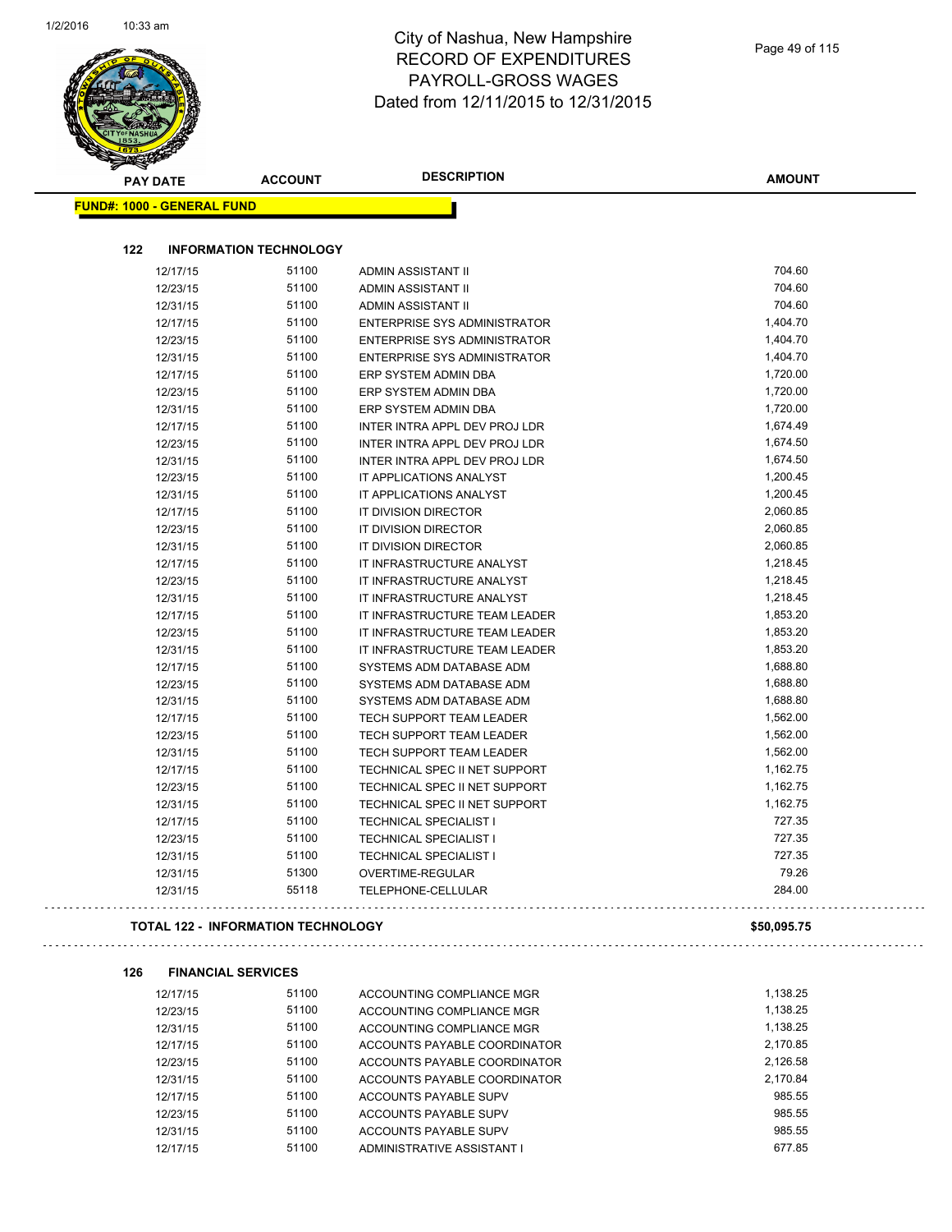# City of Nashua, New Hampshire
## RECORD OF EXPENDITURES
## PAYROLL-GROSS WAGES
## Dated from 12/11/2015 to 12/31/2015

**FUND#: 1000 - GENERAL FUND**

### 122 INFORMATION TECHNOLOGY

| PAY DATE | ACCOUNT | DESCRIPTION | AMOUNT |
|---|---|---|---|
| 12/17/15 | 51100 | ADMIN ASSISTANT II | 704.60 |
| 12/23/15 | 51100 | ADMIN ASSISTANT II | 704.60 |
| 12/31/15 | 51100 | ADMIN ASSISTANT II | 704.60 |
| 12/17/15 | 51100 | ENTERPRISE SYS ADMINISTRATOR | 1,404.70 |
| 12/23/15 | 51100 | ENTERPRISE SYS ADMINISTRATOR | 1,404.70 |
| 12/31/15 | 51100 | ENTERPRISE SYS ADMINISTRATOR | 1,404.70 |
| 12/17/15 | 51100 | ERP SYSTEM ADMIN DBA | 1,720.00 |
| 12/23/15 | 51100 | ERP SYSTEM ADMIN DBA | 1,720.00 |
| 12/31/15 | 51100 | ERP SYSTEM ADMIN DBA | 1,720.00 |
| 12/17/15 | 51100 | INTER INTRA APPL DEV PROJ LDR | 1,674.49 |
| 12/23/15 | 51100 | INTER INTRA APPL DEV PROJ LDR | 1,674.50 |
| 12/31/15 | 51100 | INTER INTRA APPL DEV PROJ LDR | 1,674.50 |
| 12/23/15 | 51100 | IT APPLICATIONS ANALYST | 1,200.45 |
| 12/31/15 | 51100 | IT APPLICATIONS ANALYST | 1,200.45 |
| 12/17/15 | 51100 | IT DIVISION DIRECTOR | 2,060.85 |
| 12/23/15 | 51100 | IT DIVISION DIRECTOR | 2,060.85 |
| 12/31/15 | 51100 | IT DIVISION DIRECTOR | 2,060.85 |
| 12/17/15 | 51100 | IT INFRASTRUCTURE ANALYST | 1,218.45 |
| 12/23/15 | 51100 | IT INFRASTRUCTURE ANALYST | 1,218.45 |
| 12/31/15 | 51100 | IT INFRASTRUCTURE ANALYST | 1,218.45 |
| 12/17/15 | 51100 | IT INFRASTRUCTURE TEAM LEADER | 1,853.20 |
| 12/23/15 | 51100 | IT INFRASTRUCTURE TEAM LEADER | 1,853.20 |
| 12/31/15 | 51100 | IT INFRASTRUCTURE TEAM LEADER | 1,853.20 |
| 12/17/15 | 51100 | SYSTEMS ADM DATABASE ADM | 1,688.80 |
| 12/23/15 | 51100 | SYSTEMS ADM DATABASE ADM | 1,688.80 |
| 12/31/15 | 51100 | SYSTEMS ADM DATABASE ADM | 1,688.80 |
| 12/17/15 | 51100 | TECH SUPPORT TEAM LEADER | 1,562.00 |
| 12/23/15 | 51100 | TECH SUPPORT TEAM LEADER | 1,562.00 |
| 12/31/15 | 51100 | TECH SUPPORT TEAM LEADER | 1,562.00 |
| 12/17/15 | 51100 | TECHNICAL SPEC II NET SUPPORT | 1,162.75 |
| 12/23/15 | 51100 | TECHNICAL SPEC II NET SUPPORT | 1,162.75 |
| 12/31/15 | 51100 | TECHNICAL SPEC II NET SUPPORT | 1,162.75 |
| 12/17/15 | 51100 | TECHNICAL SPECIALIST I | 727.35 |
| 12/23/15 | 51100 | TECHNICAL SPECIALIST I | 727.35 |
| 12/31/15 | 51100 | TECHNICAL SPECIALIST I | 727.35 |
| 12/31/15 | 51300 | OVERTIME-REGULAR | 79.26 |
| 12/31/15 | 55118 | TELEPHONE-CELLULAR | 284.00 |

**TOTAL 122 - INFORMATION TECHNOLOGY** **$50,095.75**

### 126 FINANCIAL SERVICES

| PAY DATE | ACCOUNT | DESCRIPTION | AMOUNT |
|---|---|---|---|
| 12/17/15 | 51100 | ACCOUNTING COMPLIANCE MGR | 1,138.25 |
| 12/23/15 | 51100 | ACCOUNTING COMPLIANCE MGR | 1,138.25 |
| 12/31/15 | 51100 | ACCOUNTING COMPLIANCE MGR | 1,138.25 |
| 12/17/15 | 51100 | ACCOUNTS PAYABLE COORDINATOR | 2,170.85 |
| 12/23/15 | 51100 | ACCOUNTS PAYABLE COORDINATOR | 2,126.58 |
| 12/31/15 | 51100 | ACCOUNTS PAYABLE COORDINATOR | 2,170.84 |
| 12/17/15 | 51100 | ACCOUNTS PAYABLE SUPV | 985.55 |
| 12/23/15 | 51100 | ACCOUNTS PAYABLE SUPV | 985.55 |
| 12/31/15 | 51100 | ACCOUNTS PAYABLE SUPV | 985.55 |
| 12/17/15 | 51100 | ADMINISTRATIVE ASSISTANT I | 677.85 |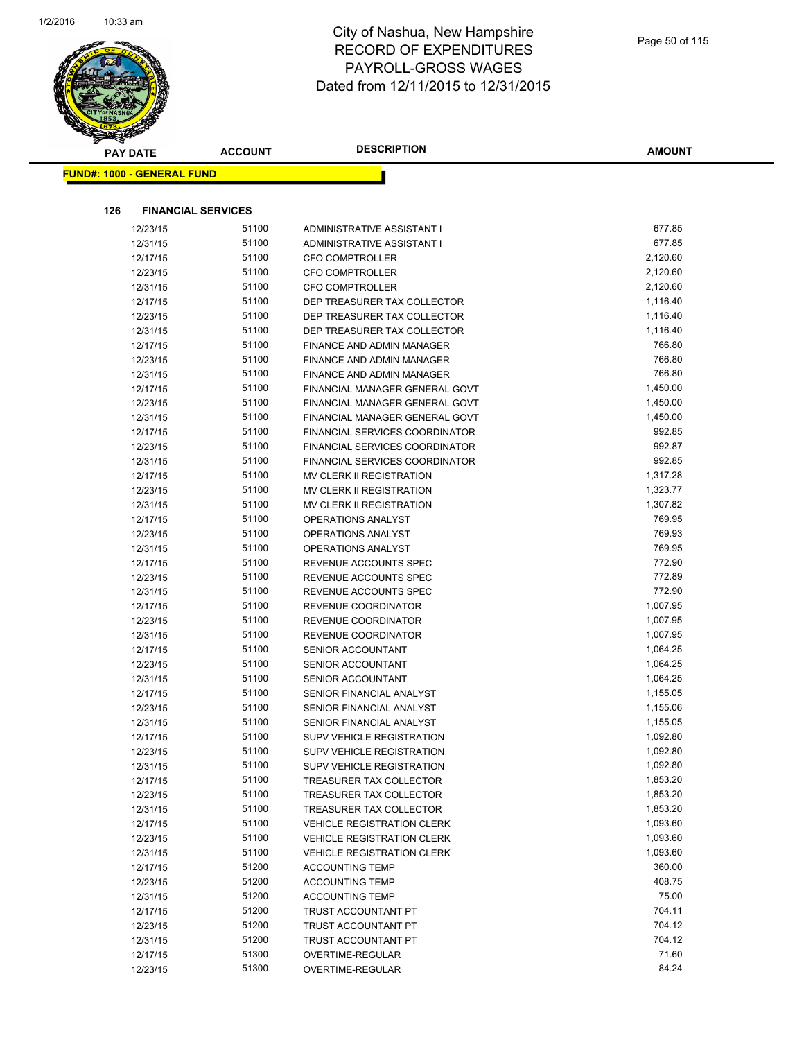# City of Nashua, New Hampshire
## RECORD OF EXPENDITURES
## PAYROLL-GROSS WAGES
## Dated from 12/11/2015 to 12/31/2015

**FUND#: 1000 - GENERAL FUND**

**126 FINANCIAL SERVICES**

| PAY DATE | ACCOUNT | DESCRIPTION | AMOUNT |
|---|---|---|---|
| 12/23/15 | 51100 | ADMINISTRATIVE ASSISTANT I | 677.85 |
| 12/31/15 | 51100 | ADMINISTRATIVE ASSISTANT I | 677.85 |
| 12/17/15 | 51100 | CFO COMPTROLLER | 2,120.60 |
| 12/23/15 | 51100 | CFO COMPTROLLER | 2,120.60 |
| 12/31/15 | 51100 | CFO COMPTROLLER | 2,120.60 |
| 12/17/15 | 51100 | DEP TREASURER TAX COLLECTOR | 1,116.40 |
| 12/23/15 | 51100 | DEP TREASURER TAX COLLECTOR | 1,116.40 |
| 12/31/15 | 51100 | DEP TREASURER TAX COLLECTOR | 1,116.40 |
| 12/17/15 | 51100 | FINANCE AND ADMIN MANAGER | 766.80 |
| 12/23/15 | 51100 | FINANCE AND ADMIN MANAGER | 766.80 |
| 12/31/15 | 51100 | FINANCE AND ADMIN MANAGER | 766.80 |
| 12/17/15 | 51100 | FINANCIAL MANAGER GENERAL GOVT | 1,450.00 |
| 12/23/15 | 51100 | FINANCIAL MANAGER GENERAL GOVT | 1,450.00 |
| 12/31/15 | 51100 | FINANCIAL MANAGER GENERAL GOVT | 1,450.00 |
| 12/17/15 | 51100 | FINANCIAL SERVICES COORDINATOR | 992.85 |
| 12/23/15 | 51100 | FINANCIAL SERVICES COORDINATOR | 992.87 |
| 12/31/15 | 51100 | FINANCIAL SERVICES COORDINATOR | 992.85 |
| 12/17/15 | 51100 | MV CLERK II REGISTRATION | 1,317.28 |
| 12/23/15 | 51100 | MV CLERK II REGISTRATION | 1,323.77 |
| 12/31/15 | 51100 | MV CLERK II REGISTRATION | 1,307.82 |
| 12/17/15 | 51100 | OPERATIONS ANALYST | 769.95 |
| 12/23/15 | 51100 | OPERATIONS ANALYST | 769.93 |
| 12/31/15 | 51100 | OPERATIONS ANALYST | 769.95 |
| 12/17/15 | 51100 | REVENUE ACCOUNTS SPEC | 772.90 |
| 12/23/15 | 51100 | REVENUE ACCOUNTS SPEC | 772.89 |
| 12/31/15 | 51100 | REVENUE ACCOUNTS SPEC | 772.90 |
| 12/17/15 | 51100 | REVENUE COORDINATOR | 1,007.95 |
| 12/23/15 | 51100 | REVENUE COORDINATOR | 1,007.95 |
| 12/31/15 | 51100 | REVENUE COORDINATOR | 1,007.95 |
| 12/17/15 | 51100 | SENIOR ACCOUNTANT | 1,064.25 |
| 12/23/15 | 51100 | SENIOR ACCOUNTANT | 1,064.25 |
| 12/31/15 | 51100 | SENIOR ACCOUNTANT | 1,064.25 |
| 12/17/15 | 51100 | SENIOR FINANCIAL ANALYST | 1,155.05 |
| 12/23/15 | 51100 | SENIOR FINANCIAL ANALYST | 1,155.06 |
| 12/31/15 | 51100 | SENIOR FINANCIAL ANALYST | 1,155.05 |
| 12/17/15 | 51100 | SUPV VEHICLE REGISTRATION | 1,092.80 |
| 12/23/15 | 51100 | SUPV VEHICLE REGISTRATION | 1,092.80 |
| 12/31/15 | 51100 | SUPV VEHICLE REGISTRATION | 1,092.80 |
| 12/17/15 | 51100 | TREASURER TAX COLLECTOR | 1,853.20 |
| 12/23/15 | 51100 | TREASURER TAX COLLECTOR | 1,853.20 |
| 12/31/15 | 51100 | TREASURER TAX COLLECTOR | 1,853.20 |
| 12/17/15 | 51100 | VEHICLE REGISTRATION CLERK | 1,093.60 |
| 12/23/15 | 51100 | VEHICLE REGISTRATION CLERK | 1,093.60 |
| 12/31/15 | 51100 | VEHICLE REGISTRATION CLERK | 1,093.60 |
| 12/17/15 | 51200 | ACCOUNTING TEMP | 360.00 |
| 12/23/15 | 51200 | ACCOUNTING TEMP | 408.75 |
| 12/31/15 | 51200 | ACCOUNTING TEMP | 75.00 |
| 12/17/15 | 51200 | TRUST ACCOUNTANT PT | 704.11 |
| 12/23/15 | 51200 | TRUST ACCOUNTANT PT | 704.12 |
| 12/31/15 | 51200 | TRUST ACCOUNTANT PT | 704.12 |
| 12/17/15 | 51300 | OVERTIME-REGULAR | 71.60 |
| 12/23/15 | 51300 | OVERTIME-REGULAR | 84.24 |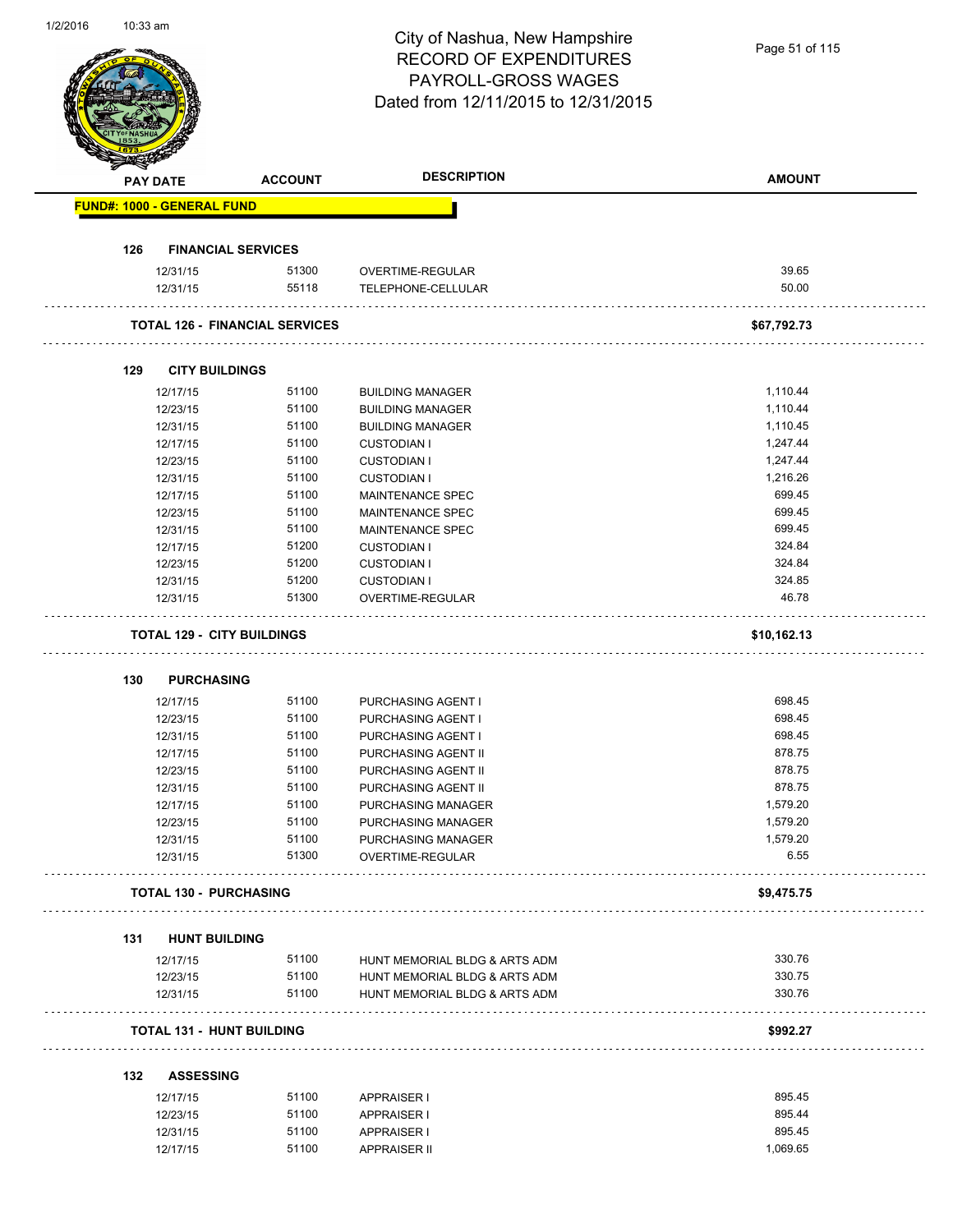# City of Nashua, New Hampshire
## RECORD OF EXPENDITURES
## PAYROLL-GROSS WAGES
## Dated from 12/11/2015 to 12/31/2015

| PAY DATE | ACCOUNT | DESCRIPTION | AMOUNT |
|---|---|---|---|
| **FUND#: 1000 - GENERAL FUND** | | | |
| **126 FINANCIAL SERVICES** | | | |
| 12/31/15 | 51300 | OVERTIME-REGULAR | 39.65 |
| 12/31/15 | 55118 | TELEPHONE-CELLULAR | 50.00 |
| **TOTAL 126 - FINANCIAL SERVICES** | | | **$67,792.73** |
| **129 CITY BUILDINGS** | | | |
| 12/17/15 | 51100 | BUILDING MANAGER | 1,110.44 |
| 12/23/15 | 51100 | BUILDING MANAGER | 1,110.44 |
| 12/31/15 | 51100 | BUILDING MANAGER | 1,110.45 |
| 12/17/15 | 51100 | CUSTODIAN I | 1,247.44 |
| 12/23/15 | 51100 | CUSTODIAN I | 1,247.44 |
| 12/31/15 | 51100 | CUSTODIAN I | 1,216.26 |
| 12/17/15 | 51100 | MAINTENANCE SPEC | 699.45 |
| 12/23/15 | 51100 | MAINTENANCE SPEC | 699.45 |
| 12/31/15 | 51100 | MAINTENANCE SPEC | 699.45 |
| 12/17/15 | 51200 | CUSTODIAN I | 324.84 |
| 12/23/15 | 51200 | CUSTODIAN I | 324.84 |
| 12/31/15 | 51200 | CUSTODIAN I | 324.85 |
| 12/31/15 | 51300 | OVERTIME-REGULAR | 46.78 |
| **TOTAL 129 - CITY BUILDINGS** | | | **$10,162.13** |
| **130 PURCHASING** | | | |
| 12/17/15 | 51100 | PURCHASING AGENT I | 698.45 |
| 12/23/15 | 51100 | PURCHASING AGENT I | 698.45 |
| 12/31/15 | 51100 | PURCHASING AGENT I | 698.45 |
| 12/17/15 | 51100 | PURCHASING AGENT II | 878.75 |
| 12/23/15 | 51100 | PURCHASING AGENT II | 878.75 |
| 12/31/15 | 51100 | PURCHASING AGENT II | 878.75 |
| 12/17/15 | 51100 | PURCHASING MANAGER | 1,579.20 |
| 12/23/15 | 51100 | PURCHASING MANAGER | 1,579.20 |
| 12/31/15 | 51100 | PURCHASING MANAGER | 1,579.20 |
| 12/31/15 | 51300 | OVERTIME-REGULAR | 6.55 |
| **TOTAL 130 - PURCHASING** | | | **$9,475.75** |
| **131 HUNT BUILDING** | | | |
| 12/17/15 | 51100 | HUNT MEMORIAL BLDG & ARTS ADM | 330.76 |
| 12/23/15 | 51100 | HUNT MEMORIAL BLDG & ARTS ADM | 330.75 |
| 12/31/15 | 51100 | HUNT MEMORIAL BLDG & ARTS ADM | 330.76 |
| **TOTAL 131 - HUNT BUILDING** | | | **$992.27** |
| **132 ASSESSING** | | | |
| 12/17/15 | 51100 | APPRAISER I | 895.45 |
| 12/23/15 | 51100 | APPRAISER I | 895.44 |
| 12/31/15 | 51100 | APPRAISER I | 895.45 |
| 12/17/15 | 51100 | APPRAISER II | 1,069.65 |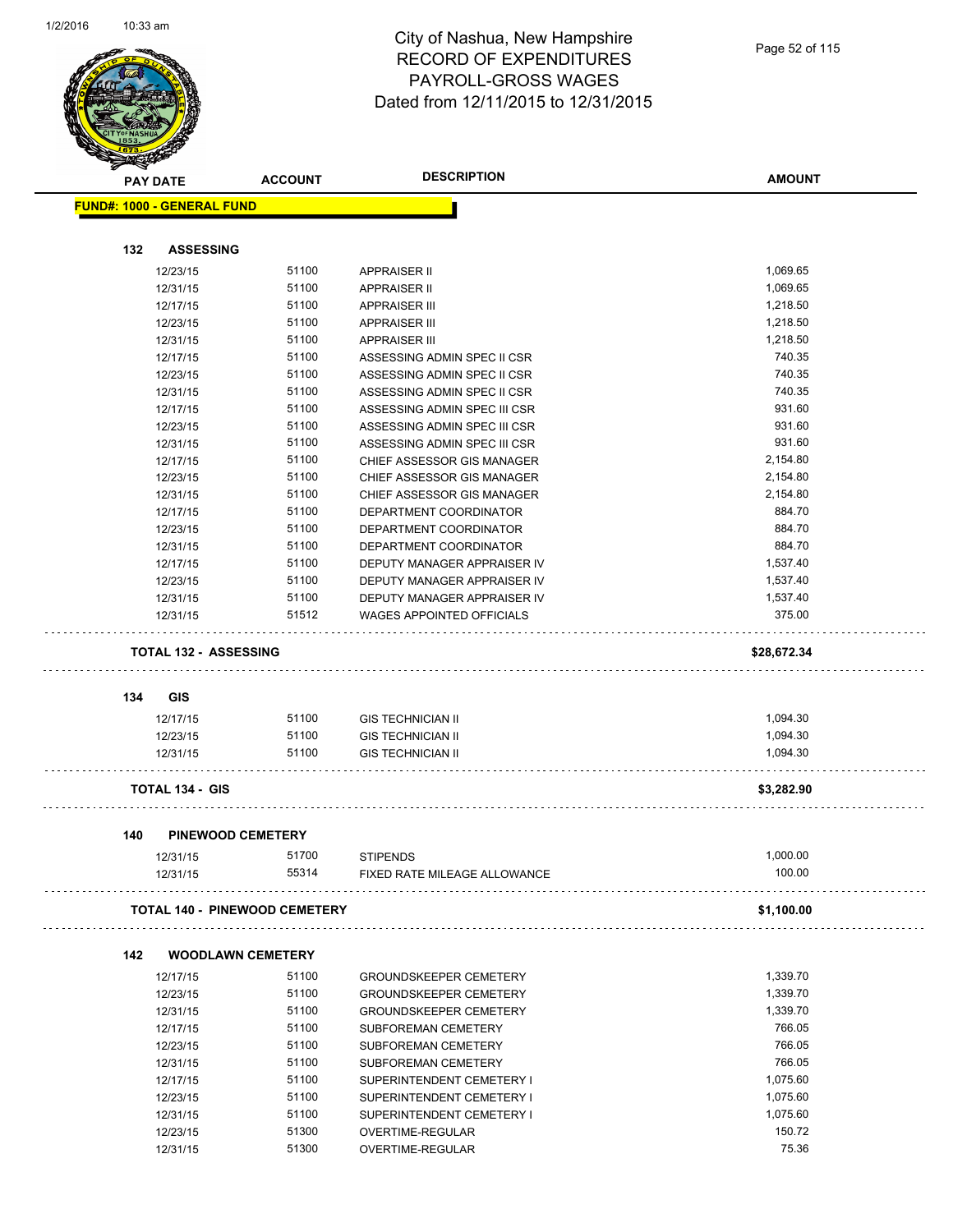# City of Nashua, New Hampshire
## RECORD OF EXPENDITURES
## PAYROLL-GROSS WAGES
## Dated from 12/11/2015 to 12/31/2015

**FUND#: 1000 - GENERAL FUND**

| PAY DATE | ACCOUNT | DESCRIPTION | AMOUNT |
|---|---|---|---|
| **132 ASSESSING** | | | |
| 12/23/15 | 51100 | APPRAISER II | 1,069.65 |
| 12/31/15 | 51100 | APPRAISER II | 1,069.65 |
| 12/17/15 | 51100 | APPRAISER III | 1,218.50 |
| 12/23/15 | 51100 | APPRAISER III | 1,218.50 |
| 12/31/15 | 51100 | APPRAISER III | 1,218.50 |
| 12/17/15 | 51100 | ASSESSING ADMIN SPEC II CSR | 740.35 |
| 12/23/15 | 51100 | ASSESSING ADMIN SPEC II CSR | 740.35 |
| 12/31/15 | 51100 | ASSESSING ADMIN SPEC II CSR | 740.35 |
| 12/17/15 | 51100 | ASSESSING ADMIN SPEC III CSR | 931.60 |
| 12/23/15 | 51100 | ASSESSING ADMIN SPEC III CSR | 931.60 |
| 12/31/15 | 51100 | ASSESSING ADMIN SPEC III CSR | 931.60 |
| 12/17/15 | 51100 | CHIEF ASSESSOR GIS MANAGER | 2,154.80 |
| 12/23/15 | 51100 | CHIEF ASSESSOR GIS MANAGER | 2,154.80 |
| 12/31/15 | 51100 | CHIEF ASSESSOR GIS MANAGER | 2,154.80 |
| 12/17/15 | 51100 | DEPARTMENT COORDINATOR | 884.70 |
| 12/23/15 | 51100 | DEPARTMENT COORDINATOR | 884.70 |
| 12/31/15 | 51100 | DEPARTMENT COORDINATOR | 884.70 |
| 12/17/15 | 51100 | DEPUTY MANAGER APPRAISER IV | 1,537.40 |
| 12/23/15 | 51100 | DEPUTY MANAGER APPRAISER IV | 1,537.40 |
| 12/31/15 | 51100 | DEPUTY MANAGER APPRAISER IV | 1,537.40 |
| 12/31/15 | 51512 | WAGES APPOINTED OFFICIALS | 375.00 |
| **TOTAL 132 - ASSESSING** | | | **$28,672.34** |
| **134 GIS** | | | |
| 12/17/15 | 51100 | GIS TECHNICIAN II | 1,094.30 |
| 12/23/15 | 51100 | GIS TECHNICIAN II | 1,094.30 |
| 12/31/15 | 51100 | GIS TECHNICIAN II | 1,094.30 |
| **TOTAL 134 - GIS** | | | **$3,282.90** |
| **140 PINEWOOD CEMETERY** | | | |
| 12/31/15 | 51700 | STIPENDS | 1,000.00 |
| 12/31/15 | 55314 | FIXED RATE MILEAGE ALLOWANCE | 100.00 |
| **TOTAL 140 - PINEWOOD CEMETERY** | | | **$1,100.00** |
| **142 WOODLAWN CEMETERY** | | | |
| 12/17/15 | 51100 | GROUNDSKEEPER CEMETERY | 1,339.70 |
| 12/23/15 | 51100 | GROUNDSKEEPER CEMETERY | 1,339.70 |
| 12/31/15 | 51100 | GROUNDSKEEPER CEMETERY | 1,339.70 |
| 12/17/15 | 51100 | SUBFOREMAN CEMETERY | 766.05 |
| 12/23/15 | 51100 | SUBFOREMAN CEMETERY | 766.05 |
| 12/31/15 | 51100 | SUBFOREMAN CEMETERY | 766.05 |
| 12/17/15 | 51100 | SUPERINTENDENT CEMETERY I | 1,075.60 |
| 12/23/15 | 51100 | SUPERINTENDENT CEMETERY I | 1,075.60 |
| 12/31/15 | 51100 | SUPERINTENDENT CEMETERY I | 1,075.60 |
| 12/23/15 | 51300 | OVERTIME-REGULAR | 150.72 |
| 12/31/15 | 51300 | OVERTIME-REGULAR | 75.36 |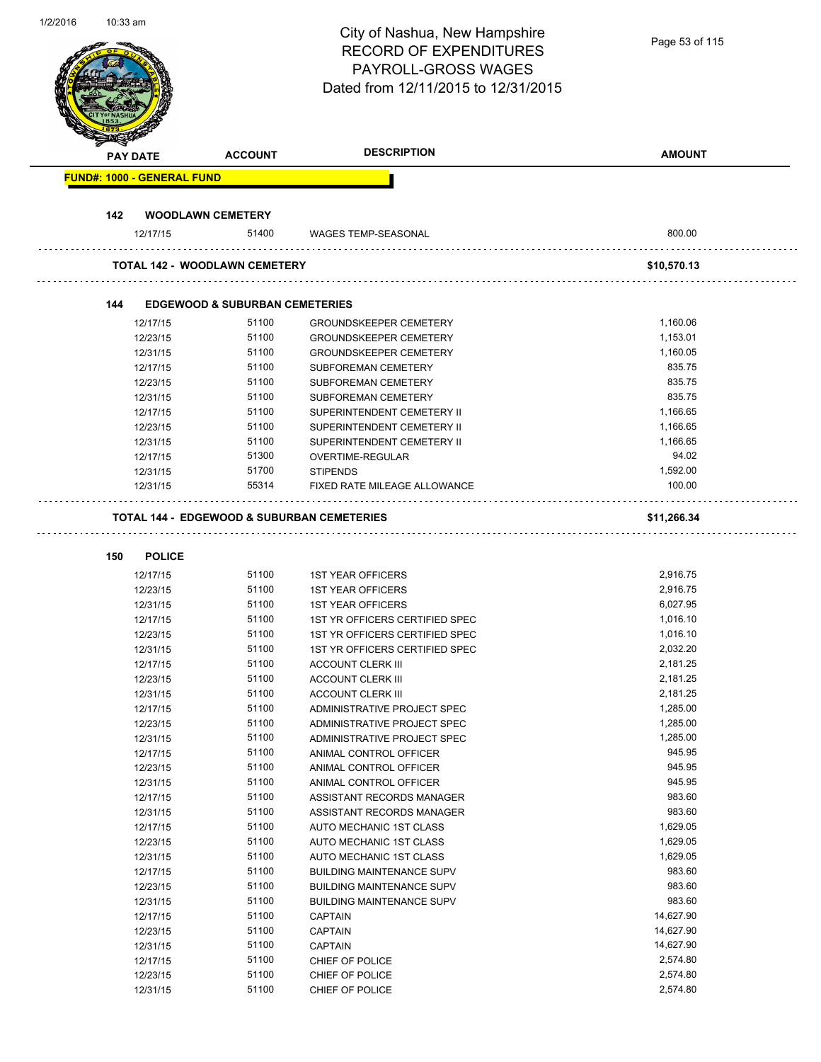# City of Nashua, New Hampshire
# RECORD OF EXPENDITURES
# PAYROLL-GROSS WAGES
# Dated from 12/11/2015 to 12/31/2015

| PAY DATE | ACCOUNT | DESCRIPTION | AMOUNT |
|---|---|---|---|
| **FUND#: 1000 - GENERAL FUND** | | | |
| **142 WOODLAWN CEMETERY** | | | |
| 12/17/15 | 51400 | WAGES TEMP-SEASONAL | 800.00 |
| **TOTAL 142 - WOODLAWN CEMETERY** | | | **$10,570.13** |
| **144 EDGEWOOD & SUBURBAN CEMETERIES** | | | |
| 12/17/15 | 51100 | GROUNDSKEEPER CEMETERY | 1,160.06 |
| 12/23/15 | 51100 | GROUNDSKEEPER CEMETERY | 1,153.01 |
| 12/31/15 | 51100 | GROUNDSKEEPER CEMETERY | 1,160.05 |
| 12/17/15 | 51100 | SUBFOREMAN CEMETERY | 835.75 |
| 12/23/15 | 51100 | SUBFOREMAN CEMETERY | 835.75 |
| 12/31/15 | 51100 | SUBFOREMAN CEMETERY | 835.75 |
| 12/17/15 | 51100 | SUPERINTENDENT CEMETERY II | 1,166.65 |
| 12/23/15 | 51100 | SUPERINTENDENT CEMETERY II | 1,166.65 |
| 12/31/15 | 51100 | SUPERINTENDENT CEMETERY II | 1,166.65 |
| 12/17/15 | 51300 | OVERTIME-REGULAR | 94.02 |
| 12/31/15 | 51700 | STIPENDS | 1,592.00 |
| 12/31/15 | 55314 | FIXED RATE MILEAGE ALLOWANCE | 100.00 |
| **TOTAL 144 - EDGEWOOD & SUBURBAN CEMETERIES** | | | **$11,266.34** |
| **150 POLICE** | | | |
| 12/17/15 | 51100 | 1ST YEAR OFFICERS | 2,916.75 |
| 12/23/15 | 51100 | 1ST YEAR OFFICERS | 2,916.75 |
| 12/31/15 | 51100 | 1ST YEAR OFFICERS | 6,027.95 |
| 12/17/15 | 51100 | 1ST YR OFFICERS CERTIFIED SPEC | 1,016.10 |
| 12/23/15 | 51100 | 1ST YR OFFICERS CERTIFIED SPEC | 1,016.10 |
| 12/31/15 | 51100 | 1ST YR OFFICERS CERTIFIED SPEC | 2,032.20 |
| 12/17/15 | 51100 | ACCOUNT CLERK III | 2,181.25 |
| 12/23/15 | 51100 | ACCOUNT CLERK III | 2,181.25 |
| 12/31/15 | 51100 | ACCOUNT CLERK III | 2,181.25 |
| 12/17/15 | 51100 | ADMINISTRATIVE PROJECT SPEC | 1,285.00 |
| 12/23/15 | 51100 | ADMINISTRATIVE PROJECT SPEC | 1,285.00 |
| 12/31/15 | 51100 | ADMINISTRATIVE PROJECT SPEC | 1,285.00 |
| 12/17/15 | 51100 | ANIMAL CONTROL OFFICER | 945.95 |
| 12/23/15 | 51100 | ANIMAL CONTROL OFFICER | 945.95 |
| 12/31/15 | 51100 | ANIMAL CONTROL OFFICER | 945.95 |
| 12/17/15 | 51100 | ASSISTANT RECORDS MANAGER | 983.60 |
| 12/31/15 | 51100 | ASSISTANT RECORDS MANAGER | 983.60 |
| 12/17/15 | 51100 | AUTO MECHANIC 1ST CLASS | 1,629.05 |
| 12/23/15 | 51100 | AUTO MECHANIC 1ST CLASS | 1,629.05 |
| 12/31/15 | 51100 | AUTO MECHANIC 1ST CLASS | 1,629.05 |
| 12/17/15 | 51100 | BUILDING MAINTENANCE SUPV | 983.60 |
| 12/23/15 | 51100 | BUILDING MAINTENANCE SUPV | 983.60 |
| 12/31/15 | 51100 | BUILDING MAINTENANCE SUPV | 983.60 |
| 12/17/15 | 51100 | CAPTAIN | 14,627.90 |
| 12/23/15 | 51100 | CAPTAIN | 14,627.90 |
| 12/31/15 | 51100 | CAPTAIN | 14,627.90 |
| 12/17/15 | 51100 | CHIEF OF POLICE | 2,574.80 |
| 12/23/15 | 51100 | CHIEF OF POLICE | 2,574.80 |
| 12/31/15 | 51100 | CHIEF OF POLICE | 2,574.80 |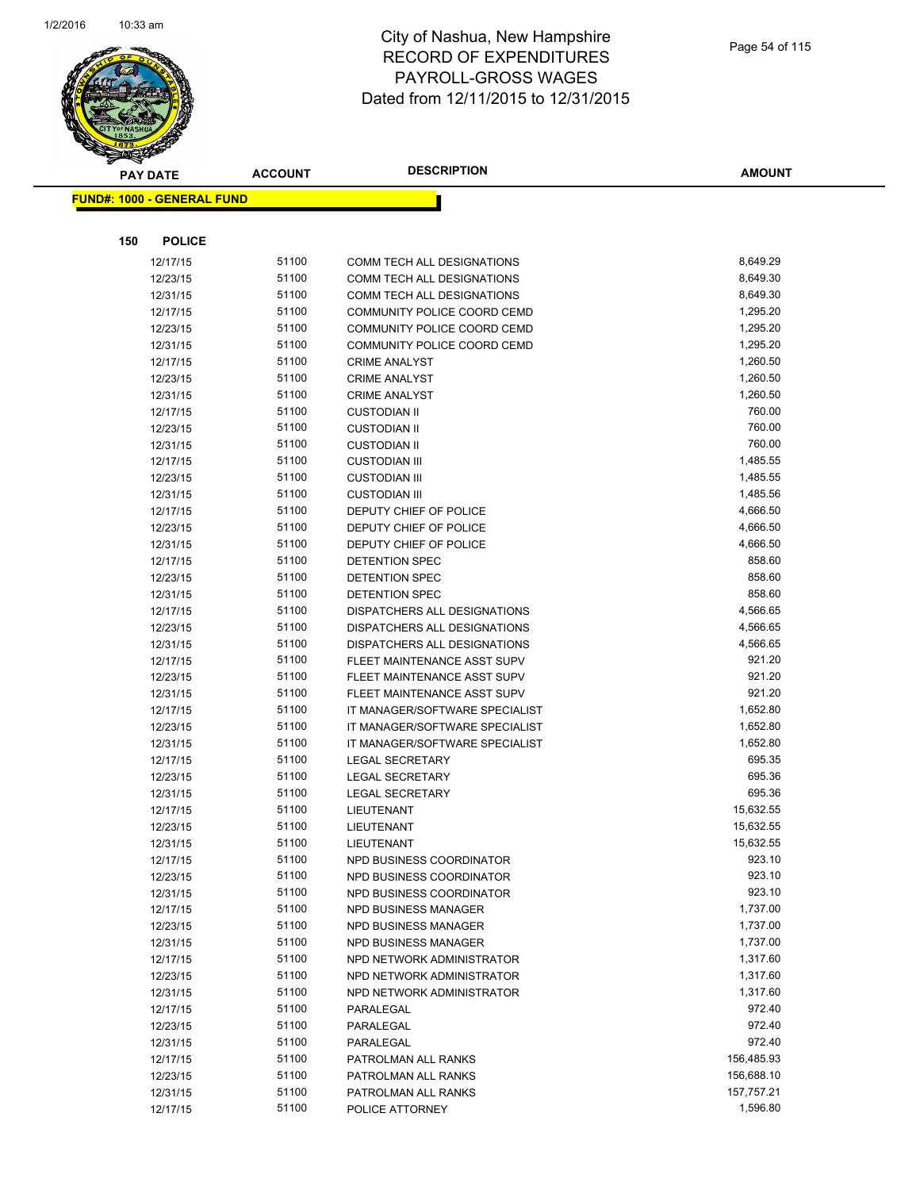# City of Nashua, New Hampshire
## RECORD OF EXPENDITURES
## PAYROLL-GROSS WAGES
## Dated from 12/11/2015 to 12/31/2015

**FUND#: 1000 - GENERAL FUND**

**150 POLICE**

| PAY DATE | ACCOUNT | DESCRIPTION | AMOUNT |
|---|---|---|---|
| 12/17/15 | 51100 | COMM TECH ALL DESIGNATIONS | 8,649.29 |
| 12/23/15 | 51100 | COMM TECH ALL DESIGNATIONS | 8,649.30 |
| 12/31/15 | 51100 | COMM TECH ALL DESIGNATIONS | 8,649.30 |
| 12/17/15 | 51100 | COMMUNITY POLICE COORD CEMD | 1,295.20 |
| 12/23/15 | 51100 | COMMUNITY POLICE COORD CEMD | 1,295.20 |
| 12/31/15 | 51100 | COMMUNITY POLICE COORD CEMD | 1,295.20 |
| 12/17/15 | 51100 | CRIME ANALYST | 1,260.50 |
| 12/23/15 | 51100 | CRIME ANALYST | 1,260.50 |
| 12/31/15 | 51100 | CRIME ANALYST | 1,260.50 |
| 12/17/15 | 51100 | CUSTODIAN II | 760.00 |
| 12/23/15 | 51100 | CUSTODIAN II | 760.00 |
| 12/31/15 | 51100 | CUSTODIAN II | 760.00 |
| 12/17/15 | 51100 | CUSTODIAN III | 1,485.55 |
| 12/23/15 | 51100 | CUSTODIAN III | 1,485.55 |
| 12/31/15 | 51100 | CUSTODIAN III | 1,485.56 |
| 12/17/15 | 51100 | DEPUTY CHIEF OF POLICE | 4,666.50 |
| 12/23/15 | 51100 | DEPUTY CHIEF OF POLICE | 4,666.50 |
| 12/31/15 | 51100 | DEPUTY CHIEF OF POLICE | 4,666.50 |
| 12/17/15 | 51100 | DETENTION SPEC | 858.60 |
| 12/23/15 | 51100 | DETENTION SPEC | 858.60 |
| 12/31/15 | 51100 | DETENTION SPEC | 858.60 |
| 12/17/15 | 51100 | DISPATCHERS ALL DESIGNATIONS | 4,566.65 |
| 12/23/15 | 51100 | DISPATCHERS ALL DESIGNATIONS | 4,566.65 |
| 12/31/15 | 51100 | DISPATCHERS ALL DESIGNATIONS | 4,566.65 |
| 12/17/15 | 51100 | FLEET MAINTENANCE ASST SUPV | 921.20 |
| 12/23/15 | 51100 | FLEET MAINTENANCE ASST SUPV | 921.20 |
| 12/31/15 | 51100 | FLEET MAINTENANCE ASST SUPV | 921.20 |
| 12/17/15 | 51100 | IT MANAGER/SOFTWARE SPECIALIST | 1,652.80 |
| 12/23/15 | 51100 | IT MANAGER/SOFTWARE SPECIALIST | 1,652.80 |
| 12/31/15 | 51100 | IT MANAGER/SOFTWARE SPECIALIST | 1,652.80 |
| 12/17/15 | 51100 | LEGAL SECRETARY | 695.35 |
| 12/23/15 | 51100 | LEGAL SECRETARY | 695.36 |
| 12/31/15 | 51100 | LEGAL SECRETARY | 695.36 |
| 12/17/15 | 51100 | LIEUTENANT | 15,632.55 |
| 12/23/15 | 51100 | LIEUTENANT | 15,632.55 |
| 12/31/15 | 51100 | LIEUTENANT | 15,632.55 |
| 12/17/15 | 51100 | NPD BUSINESS COORDINATOR | 923.10 |
| 12/23/15 | 51100 | NPD BUSINESS COORDINATOR | 923.10 |
| 12/31/15 | 51100 | NPD BUSINESS COORDINATOR | 923.10 |
| 12/17/15 | 51100 | NPD BUSINESS MANAGER | 1,737.00 |
| 12/23/15 | 51100 | NPD BUSINESS MANAGER | 1,737.00 |
| 12/31/15 | 51100 | NPD BUSINESS MANAGER | 1,737.00 |
| 12/17/15 | 51100 | NPD NETWORK ADMINISTRATOR | 1,317.60 |
| 12/23/15 | 51100 | NPD NETWORK ADMINISTRATOR | 1,317.60 |
| 12/31/15 | 51100 | NPD NETWORK ADMINISTRATOR | 1,317.60 |
| 12/17/15 | 51100 | PARALEGAL | 972.40 |
| 12/23/15 | 51100 | PARALEGAL | 972.40 |
| 12/31/15 | 51100 | PARALEGAL | 972.40 |
| 12/17/15 | 51100 | PATROLMAN ALL RANKS | 156,485.93 |
| 12/23/15 | 51100 | PATROLMAN ALL RANKS | 156,688.10 |
| 12/31/15 | 51100 | PATROLMAN ALL RANKS | 157,757.21 |
| 12/17/15 | 51100 | POLICE ATTORNEY | 1,596.80 |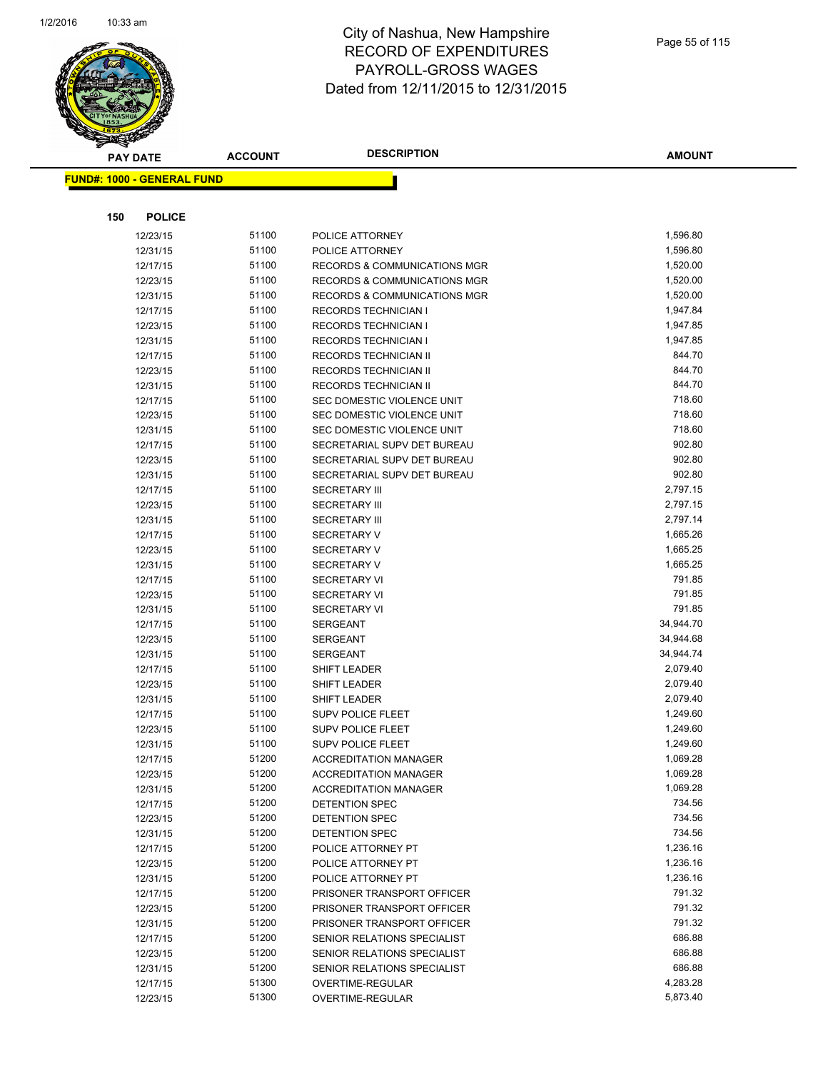# City of Nashua, New Hampshire
# RECORD OF EXPENDITURES
# PAYROLL-GROSS WAGES
# Dated from 12/11/2015 to 12/31/2015

| PAY DATE | ACCOUNT | DESCRIPTION | AMOUNT |
|---|---|---|---|

**FUND#: 1000 - GENERAL FUND**

**150 POLICE**

| PAY DATE | ACCOUNT | DESCRIPTION | AMOUNT |
|---|---|---|---|
| 12/23/15 | 51100 | POLICE ATTORNEY | 1,596.80 |
| 12/31/15 | 51100 | POLICE ATTORNEY | 1,596.80 |
| 12/17/15 | 51100 | RECORDS & COMMUNICATIONS MGR | 1,520.00 |
| 12/23/15 | 51100 | RECORDS & COMMUNICATIONS MGR | 1,520.00 |
| 12/31/15 | 51100 | RECORDS & COMMUNICATIONS MGR | 1,520.00 |
| 12/17/15 | 51100 | RECORDS TECHNICIAN I | 1,947.84 |
| 12/23/15 | 51100 | RECORDS TECHNICIAN I | 1,947.85 |
| 12/31/15 | 51100 | RECORDS TECHNICIAN I | 1,947.85 |
| 12/17/15 | 51100 | RECORDS TECHNICIAN II | 844.70 |
| 12/23/15 | 51100 | RECORDS TECHNICIAN II | 844.70 |
| 12/31/15 | 51100 | RECORDS TECHNICIAN II | 844.70 |
| 12/17/15 | 51100 | SEC DOMESTIC VIOLENCE UNIT | 718.60 |
| 12/23/15 | 51100 | SEC DOMESTIC VIOLENCE UNIT | 718.60 |
| 12/31/15 | 51100 | SEC DOMESTIC VIOLENCE UNIT | 718.60 |
| 12/17/15 | 51100 | SECRETARIAL SUPV DET BUREAU | 902.80 |
| 12/23/15 | 51100 | SECRETARIAL SUPV DET BUREAU | 902.80 |
| 12/31/15 | 51100 | SECRETARIAL SUPV DET BUREAU | 902.80 |
| 12/17/15 | 51100 | SECRETARY III | 2,797.15 |
| 12/23/15 | 51100 | SECRETARY III | 2,797.15 |
| 12/31/15 | 51100 | SECRETARY III | 2,797.14 |
| 12/17/15 | 51100 | SECRETARY V | 1,665.26 |
| 12/23/15 | 51100 | SECRETARY V | 1,665.25 |
| 12/31/15 | 51100 | SECRETARY V | 1,665.25 |
| 12/17/15 | 51100 | SECRETARY VI | 791.85 |
| 12/23/15 | 51100 | SECRETARY VI | 791.85 |
| 12/31/15 | 51100 | SECRETARY VI | 791.85 |
| 12/17/15 | 51100 | SERGEANT | 34,944.70 |
| 12/23/15 | 51100 | SERGEANT | 34,944.68 |
| 12/31/15 | 51100 | SERGEANT | 34,944.74 |
| 12/17/15 | 51100 | SHIFT LEADER | 2,079.40 |
| 12/23/15 | 51100 | SHIFT LEADER | 2,079.40 |
| 12/31/15 | 51100 | SHIFT LEADER | 2,079.40 |
| 12/17/15 | 51100 | SUPV POLICE FLEET | 1,249.60 |
| 12/23/15 | 51100 | SUPV POLICE FLEET | 1,249.60 |
| 12/31/15 | 51100 | SUPV POLICE FLEET | 1,249.60 |
| 12/17/15 | 51200 | ACCREDITATION MANAGER | 1,069.28 |
| 12/23/15 | 51200 | ACCREDITATION MANAGER | 1,069.28 |
| 12/31/15 | 51200 | ACCREDITATION MANAGER | 1,069.28 |
| 12/17/15 | 51200 | DETENTION SPEC | 734.56 |
| 12/23/15 | 51200 | DETENTION SPEC | 734.56 |
| 12/31/15 | 51200 | DETENTION SPEC | 734.56 |
| 12/17/15 | 51200 | POLICE ATTORNEY PT | 1,236.16 |
| 12/23/15 | 51200 | POLICE ATTORNEY PT | 1,236.16 |
| 12/31/15 | 51200 | POLICE ATTORNEY PT | 1,236.16 |
| 12/17/15 | 51200 | PRISONER TRANSPORT OFFICER | 791.32 |
| 12/23/15 | 51200 | PRISONER TRANSPORT OFFICER | 791.32 |
| 12/31/15 | 51200 | PRISONER TRANSPORT OFFICER | 791.32 |
| 12/17/15 | 51200 | SENIOR RELATIONS SPECIALIST | 686.88 |
| 12/23/15 | 51200 | SENIOR RELATIONS SPECIALIST | 686.88 |
| 12/31/15 | 51200 | SENIOR RELATIONS SPECIALIST | 686.88 |
| 12/17/15 | 51300 | OVERTIME-REGULAR | 4,283.28 |
| 12/23/15 | 51300 | OVERTIME-REGULAR | 5,873.40 |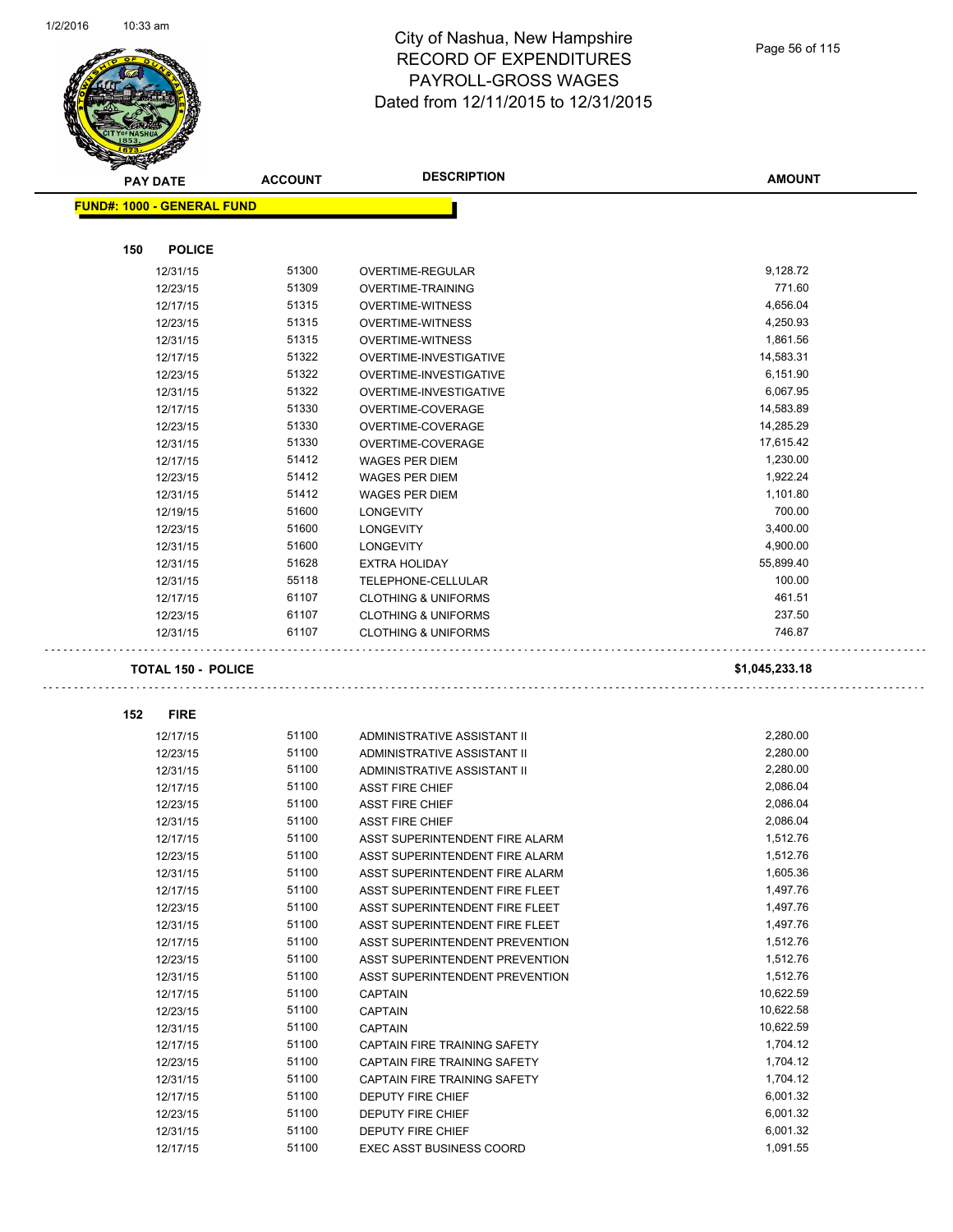# City of Nashua, New Hampshire
# RECORD OF EXPENDITURES
# PAYROLL-GROSS WAGES
# Dated from 12/11/2015 to 12/31/2015

**FUND#: 1000 - GENERAL FUND**

### 150 POLICE

| PAY DATE | ACCOUNT | DESCRIPTION | AMOUNT |
|---|---|---|---|
| 12/31/15 | 51300 | OVERTIME-REGULAR | 9,128.72 |
| 12/23/15 | 51309 | OVERTIME-TRAINING | 771.60 |
| 12/17/15 | 51315 | OVERTIME-WITNESS | 4,656.04 |
| 12/23/15 | 51315 | OVERTIME-WITNESS | 4,250.93 |
| 12/31/15 | 51315 | OVERTIME-WITNESS | 1,861.56 |
| 12/17/15 | 51322 | OVERTIME-INVESTIGATIVE | 14,583.31 |
| 12/23/15 | 51322 | OVERTIME-INVESTIGATIVE | 6,151.90 |
| 12/31/15 | 51322 | OVERTIME-INVESTIGATIVE | 6,067.95 |
| 12/17/15 | 51330 | OVERTIME-COVERAGE | 14,583.89 |
| 12/23/15 | 51330 | OVERTIME-COVERAGE | 14,285.29 |
| 12/31/15 | 51330 | OVERTIME-COVERAGE | 17,615.42 |
| 12/17/15 | 51412 | WAGES PER DIEM | 1,230.00 |
| 12/23/15 | 51412 | WAGES PER DIEM | 1,922.24 |
| 12/31/15 | 51412 | WAGES PER DIEM | 1,101.80 |
| 12/19/15 | 51600 | LONGEVITY | 700.00 |
| 12/23/15 | 51600 | LONGEVITY | 3,400.00 |
| 12/31/15 | 51600 | LONGEVITY | 4,900.00 |
| 12/31/15 | 51628 | EXTRA HOLIDAY | 55,899.40 |
| 12/31/15 | 55118 | TELEPHONE-CELLULAR | 100.00 |
| 12/17/15 | 61107 | CLOTHING & UNIFORMS | 461.51 |
| 12/23/15 | 61107 | CLOTHING & UNIFORMS | 237.50 |
| 12/31/15 | 61107 | CLOTHING & UNIFORMS | 746.87 |

**TOTAL 150 - POLICE** **$1,045,233.18**

### 152 FIRE

| PAY DATE | ACCOUNT | DESCRIPTION | AMOUNT |
|---|---|---|---|
| 12/17/15 | 51100 | ADMINISTRATIVE ASSISTANT II | 2,280.00 |
| 12/23/15 | 51100 | ADMINISTRATIVE ASSISTANT II | 2,280.00 |
| 12/31/15 | 51100 | ADMINISTRATIVE ASSISTANT II | 2,280.00 |
| 12/17/15 | 51100 | ASST FIRE CHIEF | 2,086.04 |
| 12/23/15 | 51100 | ASST FIRE CHIEF | 2,086.04 |
| 12/31/15 | 51100 | ASST FIRE CHIEF | 2,086.04 |
| 12/17/15 | 51100 | ASST SUPERINTENDENT FIRE ALARM | 1,512.76 |
| 12/23/15 | 51100 | ASST SUPERINTENDENT FIRE ALARM | 1,512.76 |
| 12/31/15 | 51100 | ASST SUPERINTENDENT FIRE ALARM | 1,605.36 |
| 12/17/15 | 51100 | ASST SUPERINTENDENT FIRE FLEET | 1,497.76 |
| 12/23/15 | 51100 | ASST SUPERINTENDENT FIRE FLEET | 1,497.76 |
| 12/31/15 | 51100 | ASST SUPERINTENDENT FIRE FLEET | 1,497.76 |
| 12/17/15 | 51100 | ASST SUPERINTENDENT PREVENTION | 1,512.76 |
| 12/23/15 | 51100 | ASST SUPERINTENDENT PREVENTION | 1,512.76 |
| 12/31/15 | 51100 | ASST SUPERINTENDENT PREVENTION | 1,512.76 |
| 12/17/15 | 51100 | CAPTAIN | 10,622.59 |
| 12/23/15 | 51100 | CAPTAIN | 10,622.58 |
| 12/31/15 | 51100 | CAPTAIN | 10,622.59 |
| 12/17/15 | 51100 | CAPTAIN FIRE TRAINING SAFETY | 1,704.12 |
| 12/23/15 | 51100 | CAPTAIN FIRE TRAINING SAFETY | 1,704.12 |
| 12/31/15 | 51100 | CAPTAIN FIRE TRAINING SAFETY | 1,704.12 |
| 12/17/15 | 51100 | DEPUTY FIRE CHIEF | 6,001.32 |
| 12/23/15 | 51100 | DEPUTY FIRE CHIEF | 6,001.32 |
| 12/31/15 | 51100 | DEPUTY FIRE CHIEF | 6,001.32 |
| 12/17/15 | 51100 | EXEC ASST BUSINESS COORD | 1,091.55 |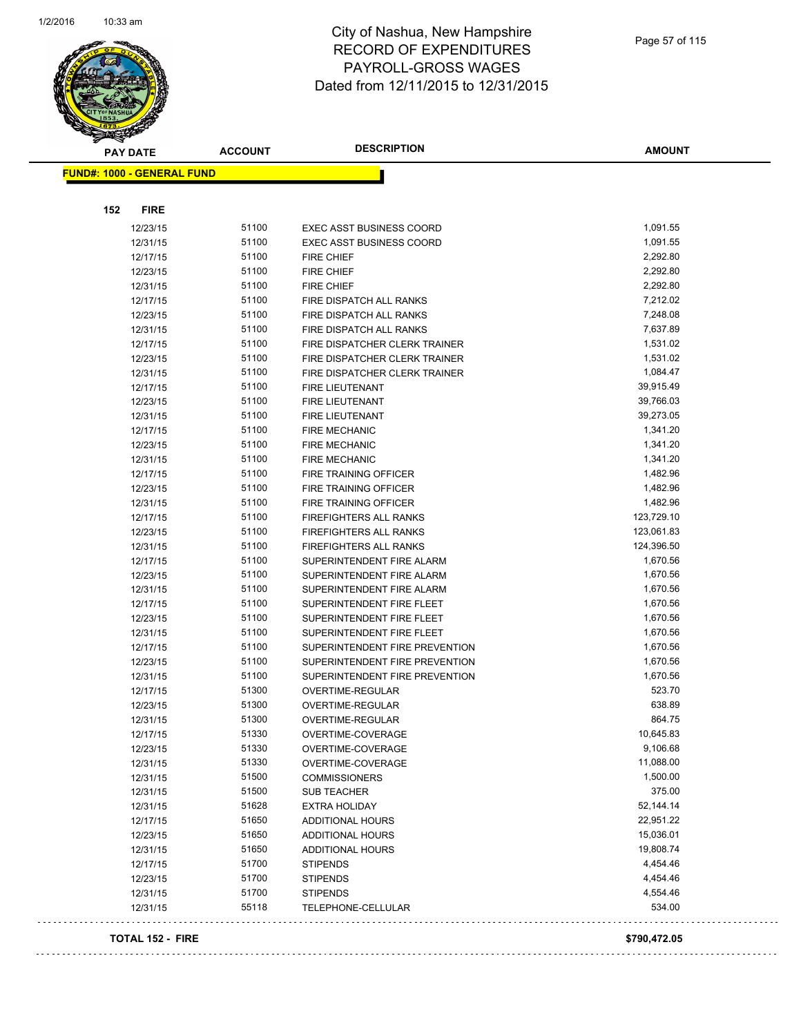# City of Nashua, New Hampshire
## RECORD OF EXPENDITURES
## PAYROLL-GROSS WAGES
## Dated from 12/11/2015 to 12/31/2015

**FUND#: 1000 - GENERAL FUND**

**152 FIRE**

| PAY DATE | ACCOUNT | DESCRIPTION | AMOUNT |
|---|---|---|---|
| 12/23/15 | 51100 | EXEC ASST BUSINESS COORD | 1,091.55 |
| 12/31/15 | 51100 | EXEC ASST BUSINESS COORD | 1,091.55 |
| 12/17/15 | 51100 | FIRE CHIEF | 2,292.80 |
| 12/23/15 | 51100 | FIRE CHIEF | 2,292.80 |
| 12/31/15 | 51100 | FIRE CHIEF | 2,292.80 |
| 12/17/15 | 51100 | FIRE DISPATCH ALL RANKS | 7,212.02 |
| 12/23/15 | 51100 | FIRE DISPATCH ALL RANKS | 7,248.08 |
| 12/31/15 | 51100 | FIRE DISPATCH ALL RANKS | 7,637.89 |
| 12/17/15 | 51100 | FIRE DISPATCHER CLERK TRAINER | 1,531.02 |
| 12/23/15 | 51100 | FIRE DISPATCHER CLERK TRAINER | 1,531.02 |
| 12/31/15 | 51100 | FIRE DISPATCHER CLERK TRAINER | 1,084.47 |
| 12/17/15 | 51100 | FIRE LIEUTENANT | 39,915.49 |
| 12/23/15 | 51100 | FIRE LIEUTENANT | 39,766.03 |
| 12/31/15 | 51100 | FIRE LIEUTENANT | 39,273.05 |
| 12/17/15 | 51100 | FIRE MECHANIC | 1,341.20 |
| 12/23/15 | 51100 | FIRE MECHANIC | 1,341.20 |
| 12/31/15 | 51100 | FIRE MECHANIC | 1,341.20 |
| 12/17/15 | 51100 | FIRE TRAINING OFFICER | 1,482.96 |
| 12/23/15 | 51100 | FIRE TRAINING OFFICER | 1,482.96 |
| 12/31/15 | 51100 | FIRE TRAINING OFFICER | 1,482.96 |
| 12/17/15 | 51100 | FIREFIGHTERS ALL RANKS | 123,729.10 |
| 12/23/15 | 51100 | FIREFIGHTERS ALL RANKS | 123,061.83 |
| 12/31/15 | 51100 | FIREFIGHTERS ALL RANKS | 124,396.50 |
| 12/17/15 | 51100 | SUPERINTENDENT FIRE ALARM | 1,670.56 |
| 12/23/15 | 51100 | SUPERINTENDENT FIRE ALARM | 1,670.56 |
| 12/31/15 | 51100 | SUPERINTENDENT FIRE ALARM | 1,670.56 |
| 12/17/15 | 51100 | SUPERINTENDENT FIRE FLEET | 1,670.56 |
| 12/23/15 | 51100 | SUPERINTENDENT FIRE FLEET | 1,670.56 |
| 12/31/15 | 51100 | SUPERINTENDENT FIRE FLEET | 1,670.56 |
| 12/17/15 | 51100 | SUPERINTENDENT FIRE PREVENTION | 1,670.56 |
| 12/23/15 | 51100 | SUPERINTENDENT FIRE PREVENTION | 1,670.56 |
| 12/31/15 | 51100 | SUPERINTENDENT FIRE PREVENTION | 1,670.56 |
| 12/17/15 | 51300 | OVERTIME-REGULAR | 523.70 |
| 12/23/15 | 51300 | OVERTIME-REGULAR | 638.89 |
| 12/31/15 | 51300 | OVERTIME-REGULAR | 864.75 |
| 12/17/15 | 51330 | OVERTIME-COVERAGE | 10,645.83 |
| 12/23/15 | 51330 | OVERTIME-COVERAGE | 9,106.68 |
| 12/31/15 | 51330 | OVERTIME-COVERAGE | 11,088.00 |
| 12/31/15 | 51500 | COMMISSIONERS | 1,500.00 |
| 12/31/15 | 51500 | SUB TEACHER | 375.00 |
| 12/31/15 | 51628 | EXTRA HOLIDAY | 52,144.14 |
| 12/17/15 | 51650 | ADDITIONAL HOURS | 22,951.22 |
| 12/23/15 | 51650 | ADDITIONAL HOURS | 15,036.01 |
| 12/31/15 | 51650 | ADDITIONAL HOURS | 19,808.74 |
| 12/17/15 | 51700 | STIPENDS | 4,454.46 |
| 12/23/15 | 51700 | STIPENDS | 4,454.46 |
| 12/31/15 | 51700 | STIPENDS | 4,554.46 |
| 12/31/15 | 55118 | TELEPHONE-CELLULAR | 534.00 |

**TOTAL 152 - FIRE** **$790,472.05**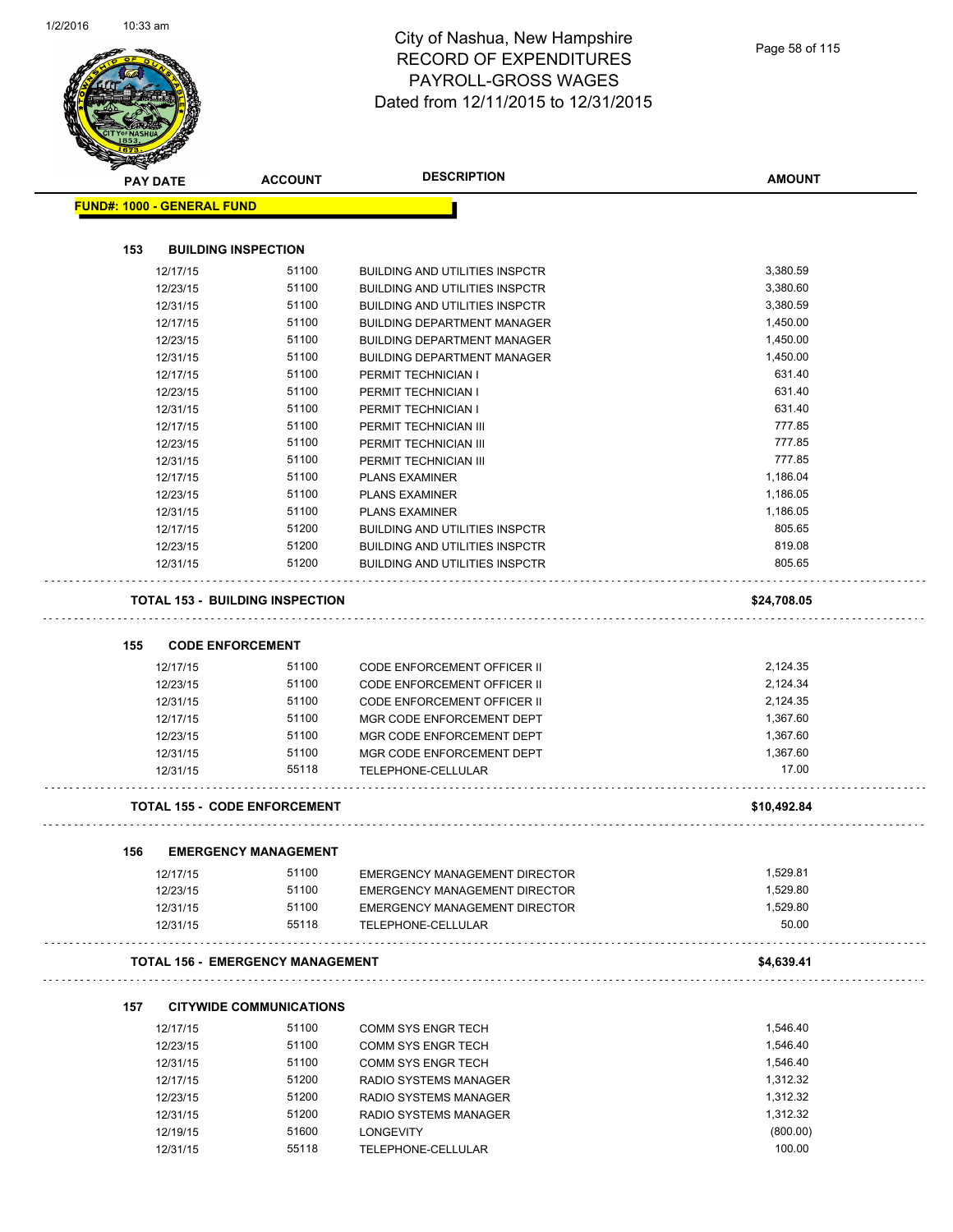# City of Nashua, New Hampshire
## RECORD OF EXPENDITURES
## PAYROLL-GROSS WAGES
## Dated from 12/11/2015 to 12/31/2015

| PAY DATE | ACCOUNT | DESCRIPTION | AMOUNT |
|---|---|---|---|

**FUND#: 1000 - GENERAL FUND**

### 153 BUILDING INSPECTION

| PAY DATE | ACCOUNT | DESCRIPTION | AMOUNT |
|---|---|---|---|
| 12/17/15 | 51100 | BUILDING AND UTILITIES INSPCTR | 3,380.59 |
| 12/23/15 | 51100 | BUILDING AND UTILITIES INSPCTR | 3,380.60 |
| 12/31/15 | 51100 | BUILDING AND UTILITIES INSPCTR | 3,380.59 |
| 12/17/15 | 51100 | BUILDING DEPARTMENT MANAGER | 1,450.00 |
| 12/23/15 | 51100 | BUILDING DEPARTMENT MANAGER | 1,450.00 |
| 12/31/15 | 51100 | BUILDING DEPARTMENT MANAGER | 1,450.00 |
| 12/17/15 | 51100 | PERMIT TECHNICIAN I | 631.40 |
| 12/23/15 | 51100 | PERMIT TECHNICIAN I | 631.40 |
| 12/31/15 | 51100 | PERMIT TECHNICIAN I | 631.40 |
| 12/17/15 | 51100 | PERMIT TECHNICIAN III | 777.85 |
| 12/23/15 | 51100 | PERMIT TECHNICIAN III | 777.85 |
| 12/31/15 | 51100 | PERMIT TECHNICIAN III | 777.85 |
| 12/17/15 | 51100 | PLANS EXAMINER | 1,186.04 |
| 12/23/15 | 51100 | PLANS EXAMINER | 1,186.05 |
| 12/31/15 | 51100 | PLANS EXAMINER | 1,186.05 |
| 12/17/15 | 51200 | BUILDING AND UTILITIES INSPCTR | 805.65 |
| 12/23/15 | 51200 | BUILDING AND UTILITIES INSPCTR | 819.08 |
| 12/31/15 | 51200 | BUILDING AND UTILITIES INSPCTR | 805.65 |

**TOTAL 153 - BUILDING INSPECTION** **$24,708.05**

### 155 CODE ENFORCEMENT

| PAY DATE | ACCOUNT | DESCRIPTION | AMOUNT |
|---|---|---|---|
| 12/17/15 | 51100 | CODE ENFORCEMENT OFFICER II | 2,124.35 |
| 12/23/15 | 51100 | CODE ENFORCEMENT OFFICER II | 2,124.34 |
| 12/31/15 | 51100 | CODE ENFORCEMENT OFFICER II | 2,124.35 |
| 12/17/15 | 51100 | MGR CODE ENFORCEMENT DEPT | 1,367.60 |
| 12/23/15 | 51100 | MGR CODE ENFORCEMENT DEPT | 1,367.60 |
| 12/31/15 | 51100 | MGR CODE ENFORCEMENT DEPT | 1,367.60 |
| 12/31/15 | 55118 | TELEPHONE-CELLULAR | 17.00 |

**TOTAL 155 - CODE ENFORCEMENT** **$10,492.84**

### 156 EMERGENCY MANAGEMENT

| PAY DATE | ACCOUNT | DESCRIPTION | AMOUNT |
|---|---|---|---|
| 12/17/15 | 51100 | EMERGENCY MANAGEMENT DIRECTOR | 1,529.81 |
| 12/23/15 | 51100 | EMERGENCY MANAGEMENT DIRECTOR | 1,529.80 |
| 12/31/15 | 51100 | EMERGENCY MANAGEMENT DIRECTOR | 1,529.80 |
| 12/31/15 | 55118 | TELEPHONE-CELLULAR | 50.00 |

**TOTAL 156 - EMERGENCY MANAGEMENT** **$4,639.41**

### 157 CITYWIDE COMMUNICATIONS

| PAY DATE | ACCOUNT | DESCRIPTION | AMOUNT |
|---|---|---|---|
| 12/17/15 | 51100 | COMM SYS ENGR TECH | 1,546.40 |
| 12/23/15 | 51100 | COMM SYS ENGR TECH | 1,546.40 |
| 12/31/15 | 51100 | COMM SYS ENGR TECH | 1,546.40 |
| 12/17/15 | 51200 | RADIO SYSTEMS MANAGER | 1,312.32 |
| 12/23/15 | 51200 | RADIO SYSTEMS MANAGER | 1,312.32 |
| 12/31/15 | 51200 | RADIO SYSTEMS MANAGER | 1,312.32 |
| 12/19/15 | 51600 | LONGEVITY | (800.00) |
| 12/31/15 | 55118 | TELEPHONE-CELLULAR | 100.00 |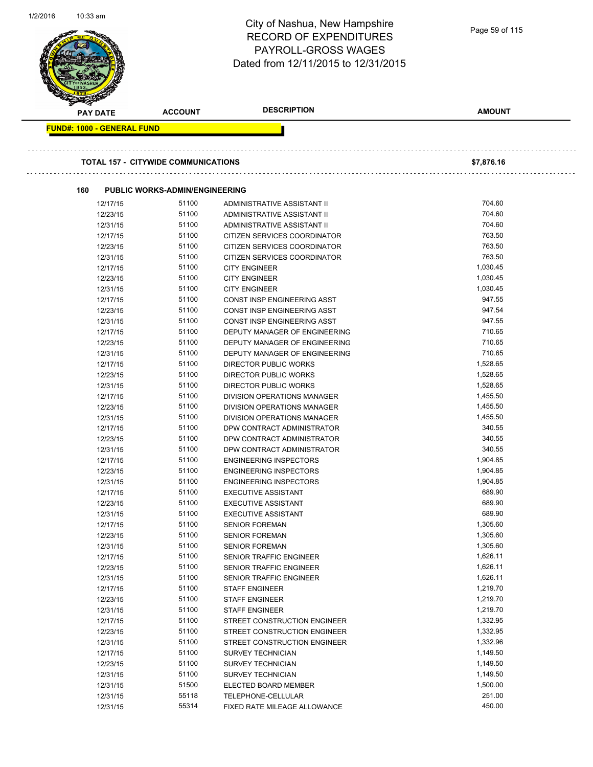# City of Nashua, New Hampshire
# RECORD OF EXPENDITURES
# PAYROLL-GROSS WAGES
# Dated from 12/11/2015 to 12/31/2015

| PAY DATE | ACCOUNT | DESCRIPTION | AMOUNT |
|---|---|---|---|

**FUND#: 1000 - GENERAL FUND**

**TOTAL 157 - CITYWIDE COMMUNICATIONS** **$7,876.16**

**160 PUBLIC WORKS-ADMIN/ENGINEERING**

| PAY DATE | ACCOUNT | DESCRIPTION | AMOUNT |
|---|---|---|---|
| 12/17/15 | 51100 | ADMINISTRATIVE ASSISTANT II | 704.60 |
| 12/23/15 | 51100 | ADMINISTRATIVE ASSISTANT II | 704.60 |
| 12/31/15 | 51100 | ADMINISTRATIVE ASSISTANT II | 704.60 |
| 12/17/15 | 51100 | CITIZEN SERVICES COORDINATOR | 763.50 |
| 12/23/15 | 51100 | CITIZEN SERVICES COORDINATOR | 763.50 |
| 12/31/15 | 51100 | CITIZEN SERVICES COORDINATOR | 763.50 |
| 12/17/15 | 51100 | CITY ENGINEER | 1,030.45 |
| 12/23/15 | 51100 | CITY ENGINEER | 1,030.45 |
| 12/31/15 | 51100 | CITY ENGINEER | 1,030.45 |
| 12/17/15 | 51100 | CONST INSP ENGINEERING ASST | 947.55 |
| 12/23/15 | 51100 | CONST INSP ENGINEERING ASST | 947.54 |
| 12/31/15 | 51100 | CONST INSP ENGINEERING ASST | 947.55 |
| 12/17/15 | 51100 | DEPUTY MANAGER OF ENGINEERING | 710.65 |
| 12/23/15 | 51100 | DEPUTY MANAGER OF ENGINEERING | 710.65 |
| 12/31/15 | 51100 | DEPUTY MANAGER OF ENGINEERING | 710.65 |
| 12/17/15 | 51100 | DIRECTOR PUBLIC WORKS | 1,528.65 |
| 12/23/15 | 51100 | DIRECTOR PUBLIC WORKS | 1,528.65 |
| 12/31/15 | 51100 | DIRECTOR PUBLIC WORKS | 1,528.65 |
| 12/17/15 | 51100 | DIVISION OPERATIONS MANAGER | 1,455.50 |
| 12/23/15 | 51100 | DIVISION OPERATIONS MANAGER | 1,455.50 |
| 12/31/15 | 51100 | DIVISION OPERATIONS MANAGER | 1,455.50 |
| 12/17/15 | 51100 | DPW CONTRACT ADMINISTRATOR | 340.55 |
| 12/23/15 | 51100 | DPW CONTRACT ADMINISTRATOR | 340.55 |
| 12/31/15 | 51100 | DPW CONTRACT ADMINISTRATOR | 340.55 |
| 12/17/15 | 51100 | ENGINEERING INSPECTORS | 1,904.85 |
| 12/23/15 | 51100 | ENGINEERING INSPECTORS | 1,904.85 |
| 12/31/15 | 51100 | ENGINEERING INSPECTORS | 1,904.85 |
| 12/17/15 | 51100 | EXECUTIVE ASSISTANT | 689.90 |
| 12/23/15 | 51100 | EXECUTIVE ASSISTANT | 689.90 |
| 12/31/15 | 51100 | EXECUTIVE ASSISTANT | 689.90 |
| 12/17/15 | 51100 | SENIOR FOREMAN | 1,305.60 |
| 12/23/15 | 51100 | SENIOR FOREMAN | 1,305.60 |
| 12/31/15 | 51100 | SENIOR FOREMAN | 1,305.60 |
| 12/17/15 | 51100 | SENIOR TRAFFIC ENGINEER | 1,626.11 |
| 12/23/15 | 51100 | SENIOR TRAFFIC ENGINEER | 1,626.11 |
| 12/31/15 | 51100 | SENIOR TRAFFIC ENGINEER | 1,626.11 |
| 12/17/15 | 51100 | STAFF ENGINEER | 1,219.70 |
| 12/23/15 | 51100 | STAFF ENGINEER | 1,219.70 |
| 12/31/15 | 51100 | STAFF ENGINEER | 1,219.70 |
| 12/17/15 | 51100 | STREET CONSTRUCTION ENGINEER | 1,332.95 |
| 12/23/15 | 51100 | STREET CONSTRUCTION ENGINEER | 1,332.95 |
| 12/31/15 | 51100 | STREET CONSTRUCTION ENGINEER | 1,332.96 |
| 12/17/15 | 51100 | SURVEY TECHNICIAN | 1,149.50 |
| 12/23/15 | 51100 | SURVEY TECHNICIAN | 1,149.50 |
| 12/31/15 | 51100 | SURVEY TECHNICIAN | 1,149.50 |
| 12/31/15 | 51500 | ELECTED BOARD MEMBER | 1,500.00 |
| 12/31/15 | 55118 | TELEPHONE-CELLULAR | 251.00 |
| 12/31/15 | 55314 | FIXED RATE MILEAGE ALLOWANCE | 450.00 |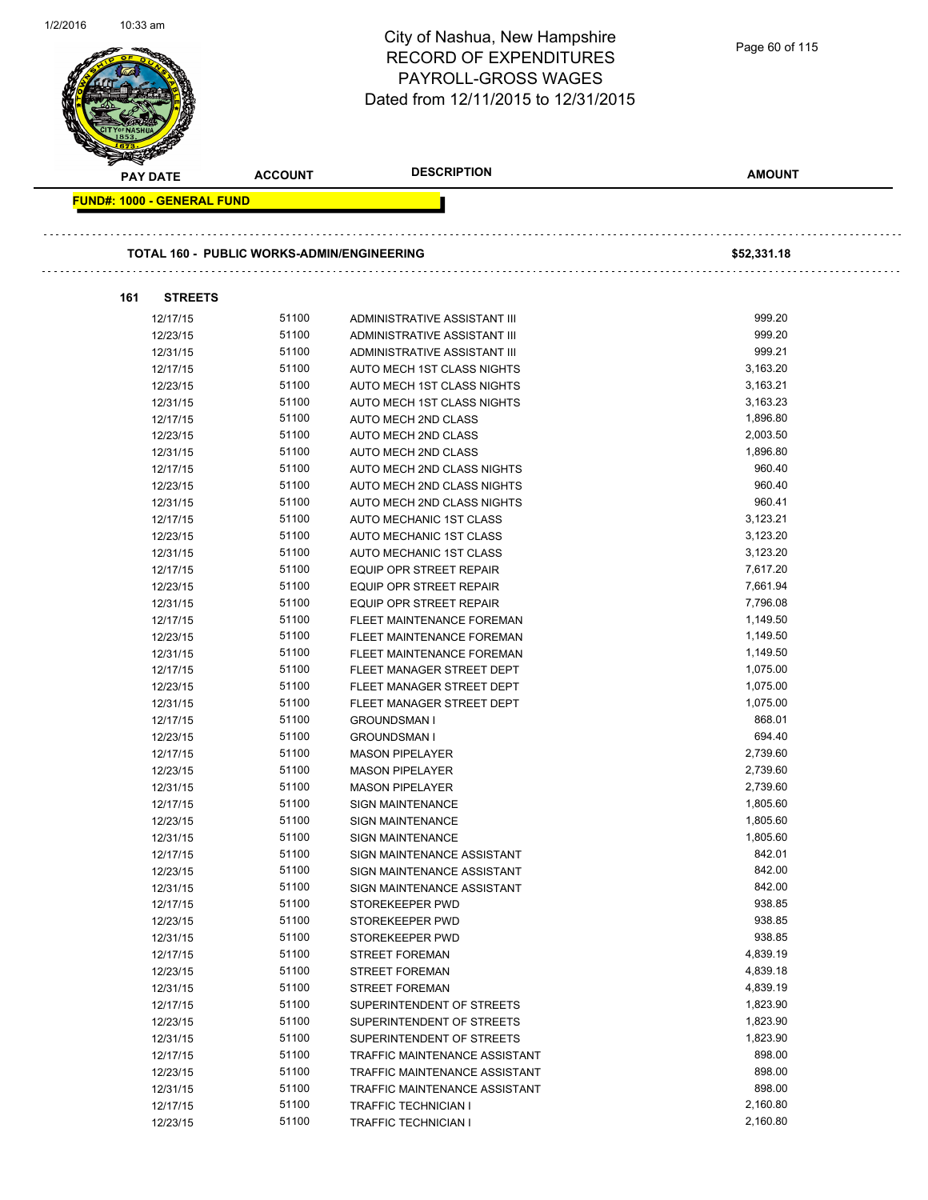# City of Nashua, New Hampshire
## RECORD OF EXPENDITURES
## PAYROLL-GROSS WAGES
## Dated from 12/11/2015 to 12/31/2015

| PAY DATE | ACCOUNT | DESCRIPTION | AMOUNT |
|---|---|---|---|

**FUND#: 1000 - GENERAL FUND**

**TOTAL 160 - PUBLIC WORKS-ADMIN/ENGINEERING** **$52,331.18**

**161 STREETS**

| PAY DATE | ACCOUNT | DESCRIPTION | AMOUNT |
|---|---|---|---|
| 12/17/15 | 51100 | ADMINISTRATIVE ASSISTANT III | 999.20 |
| 12/23/15 | 51100 | ADMINISTRATIVE ASSISTANT III | 999.20 |
| 12/31/15 | 51100 | ADMINISTRATIVE ASSISTANT III | 999.21 |
| 12/17/15 | 51100 | AUTO MECH 1ST CLASS NIGHTS | 3,163.20 |
| 12/23/15 | 51100 | AUTO MECH 1ST CLASS NIGHTS | 3,163.21 |
| 12/31/15 | 51100 | AUTO MECH 1ST CLASS NIGHTS | 3,163.23 |
| 12/17/15 | 51100 | AUTO MECH 2ND CLASS | 1,896.80 |
| 12/23/15 | 51100 | AUTO MECH 2ND CLASS | 2,003.50 |
| 12/31/15 | 51100 | AUTO MECH 2ND CLASS | 1,896.80 |
| 12/17/15 | 51100 | AUTO MECH 2ND CLASS NIGHTS | 960.40 |
| 12/23/15 | 51100 | AUTO MECH 2ND CLASS NIGHTS | 960.40 |
| 12/31/15 | 51100 | AUTO MECH 2ND CLASS NIGHTS | 960.41 |
| 12/17/15 | 51100 | AUTO MECHANIC 1ST CLASS | 3,123.21 |
| 12/23/15 | 51100 | AUTO MECHANIC 1ST CLASS | 3,123.20 |
| 12/31/15 | 51100 | AUTO MECHANIC 1ST CLASS | 3,123.20 |
| 12/17/15 | 51100 | EQUIP OPR STREET REPAIR | 7,617.20 |
| 12/23/15 | 51100 | EQUIP OPR STREET REPAIR | 7,661.94 |
| 12/31/15 | 51100 | EQUIP OPR STREET REPAIR | 7,796.08 |
| 12/17/15 | 51100 | FLEET MAINTENANCE FOREMAN | 1,149.50 |
| 12/23/15 | 51100 | FLEET MAINTENANCE FOREMAN | 1,149.50 |
| 12/31/15 | 51100 | FLEET MAINTENANCE FOREMAN | 1,149.50 |
| 12/17/15 | 51100 | FLEET MANAGER STREET DEPT | 1,075.00 |
| 12/23/15 | 51100 | FLEET MANAGER STREET DEPT | 1,075.00 |
| 12/31/15 | 51100 | FLEET MANAGER STREET DEPT | 1,075.00 |
| 12/17/15 | 51100 | GROUNDSMAN I | 868.01 |
| 12/23/15 | 51100 | GROUNDSMAN I | 694.40 |
| 12/17/15 | 51100 | MASON PIPELAYER | 2,739.60 |
| 12/23/15 | 51100 | MASON PIPELAYER | 2,739.60 |
| 12/31/15 | 51100 | MASON PIPELAYER | 2,739.60 |
| 12/17/15 | 51100 | SIGN MAINTENANCE | 1,805.60 |
| 12/23/15 | 51100 | SIGN MAINTENANCE | 1,805.60 |
| 12/31/15 | 51100 | SIGN MAINTENANCE | 1,805.60 |
| 12/17/15 | 51100 | SIGN MAINTENANCE ASSISTANT | 842.01 |
| 12/23/15 | 51100 | SIGN MAINTENANCE ASSISTANT | 842.00 |
| 12/31/15 | 51100 | SIGN MAINTENANCE ASSISTANT | 842.00 |
| 12/17/15 | 51100 | STOREKEEPER PWD | 938.85 |
| 12/23/15 | 51100 | STOREKEEPER PWD | 938.85 |
| 12/31/15 | 51100 | STOREKEEPER PWD | 938.85 |
| 12/17/15 | 51100 | STREET FOREMAN | 4,839.19 |
| 12/23/15 | 51100 | STREET FOREMAN | 4,839.18 |
| 12/31/15 | 51100 | STREET FOREMAN | 4,839.19 |
| 12/17/15 | 51100 | SUPERINTENDENT OF STREETS | 1,823.90 |
| 12/23/15 | 51100 | SUPERINTENDENT OF STREETS | 1,823.90 |
| 12/31/15 | 51100 | SUPERINTENDENT OF STREETS | 1,823.90 |
| 12/17/15 | 51100 | TRAFFIC MAINTENANCE ASSISTANT | 898.00 |
| 12/23/15 | 51100 | TRAFFIC MAINTENANCE ASSISTANT | 898.00 |
| 12/31/15 | 51100 | TRAFFIC MAINTENANCE ASSISTANT | 898.00 |
| 12/17/15 | 51100 | TRAFFIC TECHNICIAN I | 2,160.80 |
| 12/23/15 | 51100 | TRAFFIC TECHNICIAN I | 2,160.80 |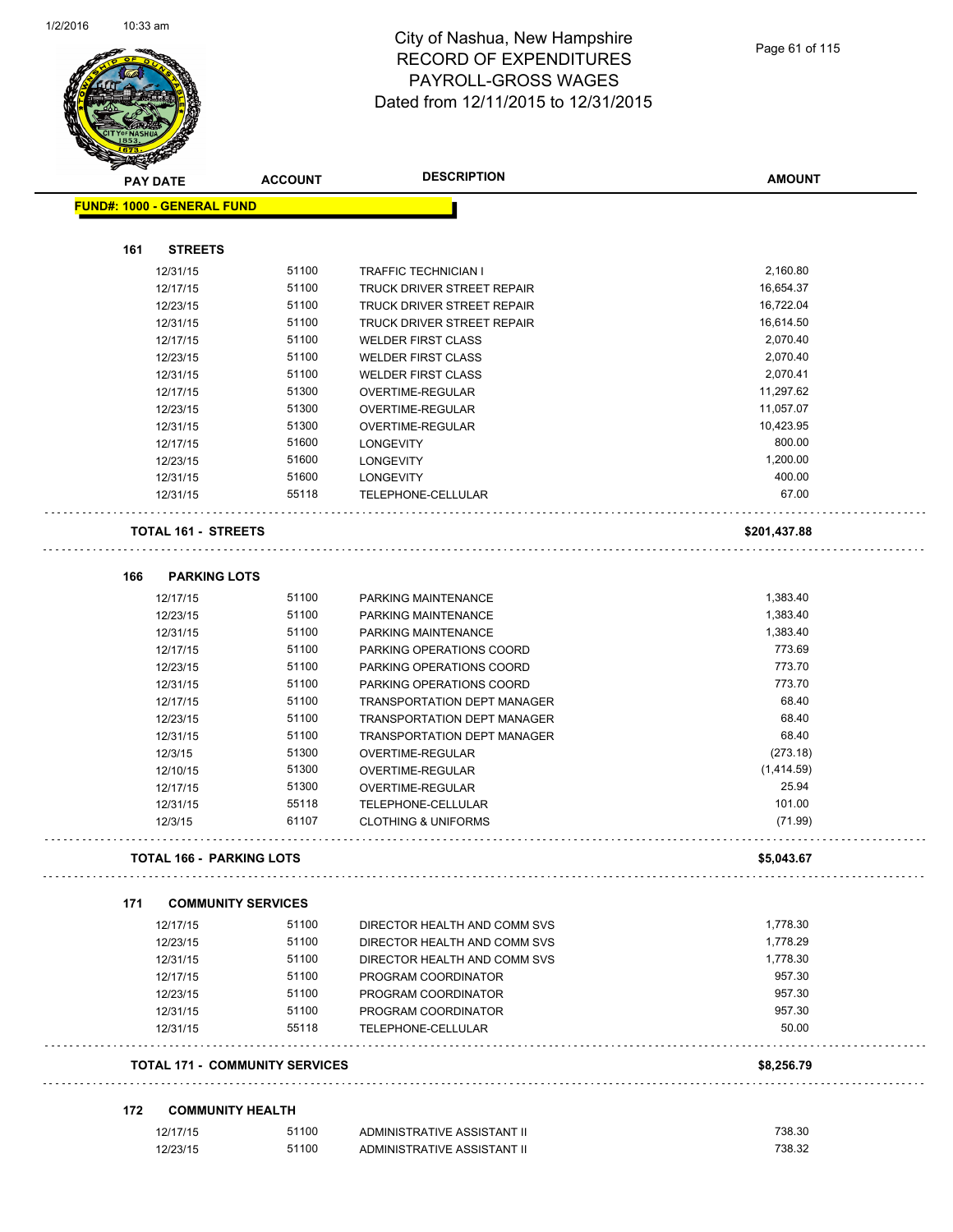# City of Nashua, New Hampshire
# RECORD OF EXPENDITURES
# PAYROLL-GROSS WAGES
# Dated from 12/11/2015 to 12/31/2015

| PAY DATE | ACCOUNT | DESCRIPTION | AMOUNT |
|---|---|---|---|
| **FUND#: 1000 - GENERAL FUND** | | | |
| **161 STREETS** | | | |
| 12/31/15 | 51100 | TRAFFIC TECHNICIAN I | 2,160.80 |
| 12/17/15 | 51100 | TRUCK DRIVER STREET REPAIR | 16,654.37 |
| 12/23/15 | 51100 | TRUCK DRIVER STREET REPAIR | 16,722.04 |
| 12/31/15 | 51100 | TRUCK DRIVER STREET REPAIR | 16,614.50 |
| 12/17/15 | 51100 | WELDER FIRST CLASS | 2,070.40 |
| 12/23/15 | 51100 | WELDER FIRST CLASS | 2,070.40 |
| 12/31/15 | 51100 | WELDER FIRST CLASS | 2,070.41 |
| 12/17/15 | 51300 | OVERTIME-REGULAR | 11,297.62 |
| 12/23/15 | 51300 | OVERTIME-REGULAR | 11,057.07 |
| 12/31/15 | 51300 | OVERTIME-REGULAR | 10,423.95 |
| 12/17/15 | 51600 | LONGEVITY | 800.00 |
| 12/23/15 | 51600 | LONGEVITY | 1,200.00 |
| 12/31/15 | 51600 | LONGEVITY | 400.00 |
| 12/31/15 | 55118 | TELEPHONE-CELLULAR | 67.00 |
| **TOTAL 161 - STREETS** | | | **$201,437.88** |
| **166 PARKING LOTS** | | | |
| 12/17/15 | 51100 | PARKING MAINTENANCE | 1,383.40 |
| 12/23/15 | 51100 | PARKING MAINTENANCE | 1,383.40 |
| 12/31/15 | 51100 | PARKING MAINTENANCE | 1,383.40 |
| 12/17/15 | 51100 | PARKING OPERATIONS COORD | 773.69 |
| 12/23/15 | 51100 | PARKING OPERATIONS COORD | 773.70 |
| 12/31/15 | 51100 | PARKING OPERATIONS COORD | 773.70 |
| 12/17/15 | 51100 | TRANSPORTATION DEPT MANAGER | 68.40 |
| 12/23/15 | 51100 | TRANSPORTATION DEPT MANAGER | 68.40 |
| 12/31/15 | 51100 | TRANSPORTATION DEPT MANAGER | 68.40 |
| 12/3/15 | 51300 | OVERTIME-REGULAR | (273.18) |
| 12/10/15 | 51300 | OVERTIME-REGULAR | (1,414.59) |
| 12/17/15 | 51300 | OVERTIME-REGULAR | 25.94 |
| 12/31/15 | 55118 | TELEPHONE-CELLULAR | 101.00 |
| 12/3/15 | 61107 | CLOTHING & UNIFORMS | (71.99) |
| **TOTAL 166 - PARKING LOTS** | | | **$5,043.67** |
| **171 COMMUNITY SERVICES** | | | |
| 12/17/15 | 51100 | DIRECTOR HEALTH AND COMM SVS | 1,778.30 |
| 12/23/15 | 51100 | DIRECTOR HEALTH AND COMM SVS | 1,778.29 |
| 12/31/15 | 51100 | DIRECTOR HEALTH AND COMM SVS | 1,778.30 |
| 12/17/15 | 51100 | PROGRAM COORDINATOR | 957.30 |
| 12/23/15 | 51100 | PROGRAM COORDINATOR | 957.30 |
| 12/31/15 | 51100 | PROGRAM COORDINATOR | 957.30 |
| 12/31/15 | 55118 | TELEPHONE-CELLULAR | 50.00 |
| **TOTAL 171 - COMMUNITY SERVICES** | | | **$8,256.79** |
| **172 COMMUNITY HEALTH** | | | |
| 12/17/15 | 51100 | ADMINISTRATIVE ASSISTANT II | 738.30 |
| 12/23/15 | 51100 | ADMINISTRATIVE ASSISTANT II | 738.32 |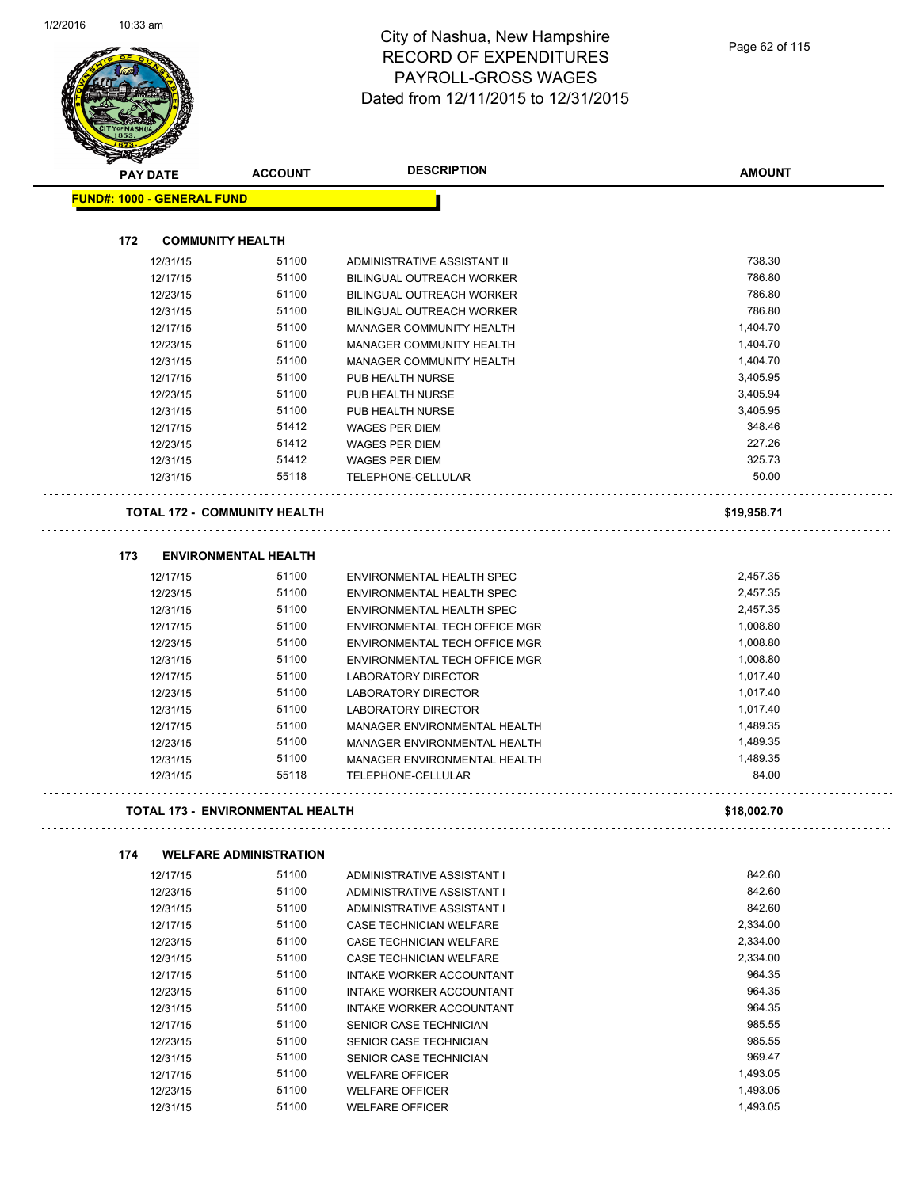# City of Nashua, New Hampshire
## RECORD OF EXPENDITURES
## PAYROLL-GROSS WAGES
## Dated from 12/11/2015 to 12/31/2015

**FUND#: 1000 - GENERAL FUND**

### 172 COMMUNITY HEALTH

| PAY DATE | ACCOUNT | DESCRIPTION | AMOUNT |
|---|---|---|---|
| 12/31/15 | 51100 | ADMINISTRATIVE ASSISTANT II | 738.30 |
| 12/17/15 | 51100 | BILINGUAL OUTREACH WORKER | 786.80 |
| 12/23/15 | 51100 | BILINGUAL OUTREACH WORKER | 786.80 |
| 12/31/15 | 51100 | BILINGUAL OUTREACH WORKER | 786.80 |
| 12/17/15 | 51100 | MANAGER COMMUNITY HEALTH | 1,404.70 |
| 12/23/15 | 51100 | MANAGER COMMUNITY HEALTH | 1,404.70 |
| 12/31/15 | 51100 | MANAGER COMMUNITY HEALTH | 1,404.70 |
| 12/17/15 | 51100 | PUB HEALTH NURSE | 3,405.95 |
| 12/23/15 | 51100 | PUB HEALTH NURSE | 3,405.94 |
| 12/31/15 | 51100 | PUB HEALTH NURSE | 3,405.95 |
| 12/17/15 | 51412 | WAGES PER DIEM | 348.46 |
| 12/23/15 | 51412 | WAGES PER DIEM | 227.26 |
| 12/31/15 | 51412 | WAGES PER DIEM | 325.73 |
| 12/31/15 | 55118 | TELEPHONE-CELLULAR | 50.00 |
| **TOTAL 172 - COMMUNITY HEALTH** | | | **$19,958.71** |

### 173 ENVIRONMENTAL HEALTH

| PAY DATE | ACCOUNT | DESCRIPTION | AMOUNT |
|---|---|---|---|
| 12/17/15 | 51100 | ENVIRONMENTAL HEALTH SPEC | 2,457.35 |
| 12/23/15 | 51100 | ENVIRONMENTAL HEALTH SPEC | 2,457.35 |
| 12/31/15 | 51100 | ENVIRONMENTAL HEALTH SPEC | 2,457.35 |
| 12/17/15 | 51100 | ENVIRONMENTAL TECH OFFICE MGR | 1,008.80 |
| 12/23/15 | 51100 | ENVIRONMENTAL TECH OFFICE MGR | 1,008.80 |
| 12/31/15 | 51100 | ENVIRONMENTAL TECH OFFICE MGR | 1,008.80 |
| 12/17/15 | 51100 | LABORATORY DIRECTOR | 1,017.40 |
| 12/23/15 | 51100 | LABORATORY DIRECTOR | 1,017.40 |
| 12/31/15 | 51100 | LABORATORY DIRECTOR | 1,017.40 |
| 12/17/15 | 51100 | MANAGER ENVIRONMENTAL HEALTH | 1,489.35 |
| 12/23/15 | 51100 | MANAGER ENVIRONMENTAL HEALTH | 1,489.35 |
| 12/31/15 | 51100 | MANAGER ENVIRONMENTAL HEALTH | 1,489.35 |
| 12/31/15 | 55118 | TELEPHONE-CELLULAR | 84.00 |
| **TOTAL 173 - ENVIRONMENTAL HEALTH** | | | **$18,002.70** |

### 174 WELFARE ADMINISTRATION

| PAY DATE | ACCOUNT | DESCRIPTION | AMOUNT |
|---|---|---|---|
| 12/17/15 | 51100 | ADMINISTRATIVE ASSISTANT I | 842.60 |
| 12/23/15 | 51100 | ADMINISTRATIVE ASSISTANT I | 842.60 |
| 12/31/15 | 51100 | ADMINISTRATIVE ASSISTANT I | 842.60 |
| 12/17/15 | 51100 | CASE TECHNICIAN WELFARE | 2,334.00 |
| 12/23/15 | 51100 | CASE TECHNICIAN WELFARE | 2,334.00 |
| 12/31/15 | 51100 | CASE TECHNICIAN WELFARE | 2,334.00 |
| 12/17/15 | 51100 | INTAKE WORKER ACCOUNTANT | 964.35 |
| 12/23/15 | 51100 | INTAKE WORKER ACCOUNTANT | 964.35 |
| 12/31/15 | 51100 | INTAKE WORKER ACCOUNTANT | 964.35 |
| 12/17/15 | 51100 | SENIOR CASE TECHNICIAN | 985.55 |
| 12/23/15 | 51100 | SENIOR CASE TECHNICIAN | 985.55 |
| 12/31/15 | 51100 | SENIOR CASE TECHNICIAN | 969.47 |
| 12/17/15 | 51100 | WELFARE OFFICER | 1,493.05 |
| 12/23/15 | 51100 | WELFARE OFFICER | 1,493.05 |
| 12/31/15 | 51100 | WELFARE OFFICER | 1,493.05 |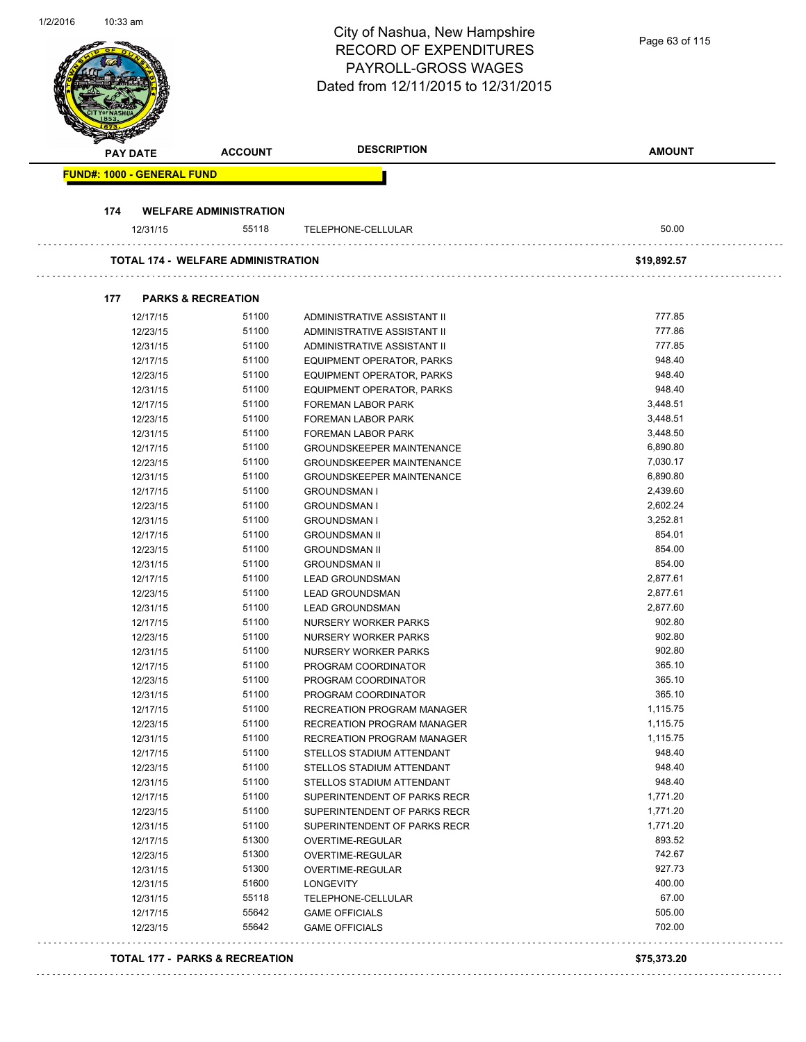# City of Nashua, New Hampshire
## RECORD OF EXPENDITURES
## PAYROLL-GROSS WAGES
## Dated from 12/11/2015 to 12/31/2015

| PAY DATE | ACCOUNT | DESCRIPTION | AMOUNT |
|---|---|---|---|
| **FUND#: 1000 - GENERAL FUND** | | | |
| **174 WELFARE ADMINISTRATION** | | | |
| 12/31/15 | 55118 | TELEPHONE-CELLULAR | 50.00 |
| **TOTAL 174 - WELFARE ADMINISTRATION** | | | **$19,892.57** |
| **177 PARKS & RECREATION** | | | |
| 12/17/15 | 51100 | ADMINISTRATIVE ASSISTANT II | 777.85 |
| 12/23/15 | 51100 | ADMINISTRATIVE ASSISTANT II | 777.86 |
| 12/31/15 | 51100 | ADMINISTRATIVE ASSISTANT II | 777.85 |
| 12/17/15 | 51100 | EQUIPMENT OPERATOR, PARKS | 948.40 |
| 12/23/15 | 51100 | EQUIPMENT OPERATOR, PARKS | 948.40 |
| 12/31/15 | 51100 | EQUIPMENT OPERATOR, PARKS | 948.40 |
| 12/17/15 | 51100 | FOREMAN LABOR PARK | 3,448.51 |
| 12/23/15 | 51100 | FOREMAN LABOR PARK | 3,448.51 |
| 12/31/15 | 51100 | FOREMAN LABOR PARK | 3,448.50 |
| 12/17/15 | 51100 | GROUNDSKEEPER MAINTENANCE | 6,890.80 |
| 12/23/15 | 51100 | GROUNDSKEEPER MAINTENANCE | 7,030.17 |
| 12/31/15 | 51100 | GROUNDSKEEPER MAINTENANCE | 6,890.80 |
| 12/17/15 | 51100 | GROUNDSMAN I | 2,439.60 |
| 12/23/15 | 51100 | GROUNDSMAN I | 2,602.24 |
| 12/31/15 | 51100 | GROUNDSMAN I | 3,252.81 |
| 12/17/15 | 51100 | GROUNDSMAN II | 854.01 |
| 12/23/15 | 51100 | GROUNDSMAN II | 854.00 |
| 12/31/15 | 51100 | GROUNDSMAN II | 854.00 |
| 12/17/15 | 51100 | LEAD GROUNDSMAN | 2,877.61 |
| 12/23/15 | 51100 | LEAD GROUNDSMAN | 2,877.61 |
| 12/31/15 | 51100 | LEAD GROUNDSMAN | 2,877.60 |
| 12/17/15 | 51100 | NURSERY WORKER PARKS | 902.80 |
| 12/23/15 | 51100 | NURSERY WORKER PARKS | 902.80 |
| 12/31/15 | 51100 | NURSERY WORKER PARKS | 902.80 |
| 12/17/15 | 51100 | PROGRAM COORDINATOR | 365.10 |
| 12/23/15 | 51100 | PROGRAM COORDINATOR | 365.10 |
| 12/31/15 | 51100 | PROGRAM COORDINATOR | 365.10 |
| 12/17/15 | 51100 | RECREATION PROGRAM MANAGER | 1,115.75 |
| 12/23/15 | 51100 | RECREATION PROGRAM MANAGER | 1,115.75 |
| 12/31/15 | 51100 | RECREATION PROGRAM MANAGER | 1,115.75 |
| 12/17/15 | 51100 | STELLOS STADIUM ATTENDANT | 948.40 |
| 12/23/15 | 51100 | STELLOS STADIUM ATTENDANT | 948.40 |
| 12/31/15 | 51100 | STELLOS STADIUM ATTENDANT | 948.40 |
| 12/17/15 | 51100 | SUPERINTENDENT OF PARKS RECR | 1,771.20 |
| 12/23/15 | 51100 | SUPERINTENDENT OF PARKS RECR | 1,771.20 |
| 12/31/15 | 51100 | SUPERINTENDENT OF PARKS RECR | 1,771.20 |
| 12/17/15 | 51300 | OVERTIME-REGULAR | 893.52 |
| 12/23/15 | 51300 | OVERTIME-REGULAR | 742.67 |
| 12/31/15 | 51300 | OVERTIME-REGULAR | 927.73 |
| 12/31/15 | 51600 | LONGEVITY | 400.00 |
| 12/31/15 | 55118 | TELEPHONE-CELLULAR | 67.00 |
| 12/17/15 | 55642 | GAME OFFICIALS | 505.00 |
| 12/23/15 | 55642 | GAME OFFICIALS | 702.00 |
| **TOTAL 177 - PARKS & RECREATION** | | | **$75,373.20** |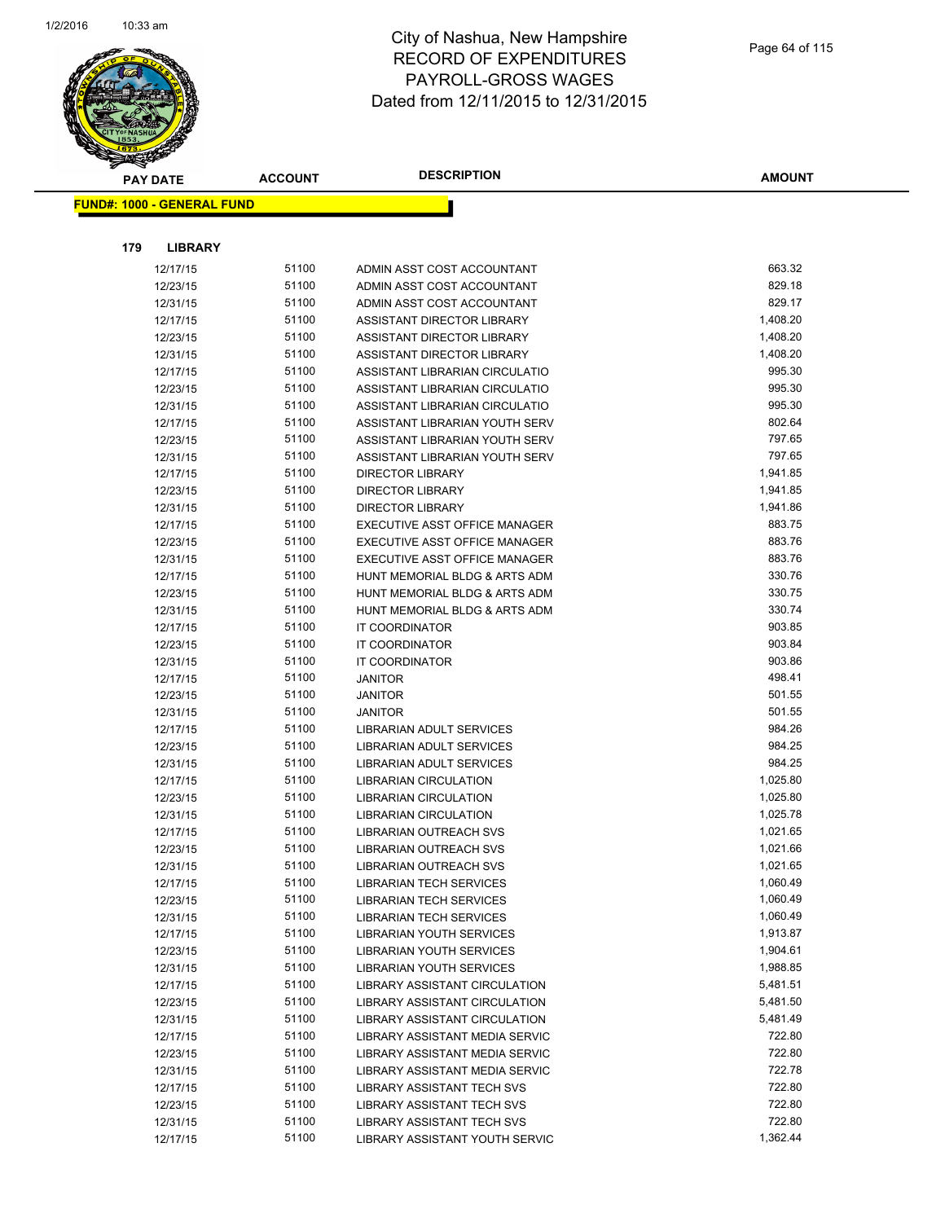# City of Nashua, New Hampshire
# RECORD OF EXPENDITURES
# PAYROLL-GROSS WAGES
# Dated from 12/11/2015 to 12/31/2015

**FUND#: 1000 - GENERAL FUND**

**179 LIBRARY**

| PAY DATE | ACCOUNT | DESCRIPTION | AMOUNT |
|---|---|---|---|
| 12/17/15 | 51100 | ADMIN ASST COST ACCOUNTANT | 663.32 |
| 12/23/15 | 51100 | ADMIN ASST COST ACCOUNTANT | 829.18 |
| 12/31/15 | 51100 | ADMIN ASST COST ACCOUNTANT | 829.17 |
| 12/17/15 | 51100 | ASSISTANT DIRECTOR LIBRARY | 1,408.20 |
| 12/23/15 | 51100 | ASSISTANT DIRECTOR LIBRARY | 1,408.20 |
| 12/31/15 | 51100 | ASSISTANT DIRECTOR LIBRARY | 1,408.20 |
| 12/17/15 | 51100 | ASSISTANT LIBRARIAN CIRCULATIO | 995.30 |
| 12/23/15 | 51100 | ASSISTANT LIBRARIAN CIRCULATIO | 995.30 |
| 12/31/15 | 51100 | ASSISTANT LIBRARIAN CIRCULATIO | 995.30 |
| 12/17/15 | 51100 | ASSISTANT LIBRARIAN YOUTH SERV | 802.64 |
| 12/23/15 | 51100 | ASSISTANT LIBRARIAN YOUTH SERV | 797.65 |
| 12/31/15 | 51100 | ASSISTANT LIBRARIAN YOUTH SERV | 797.65 |
| 12/17/15 | 51100 | DIRECTOR LIBRARY | 1,941.85 |
| 12/23/15 | 51100 | DIRECTOR LIBRARY | 1,941.85 |
| 12/31/15 | 51100 | DIRECTOR LIBRARY | 1,941.86 |
| 12/17/15 | 51100 | EXECUTIVE ASST OFFICE MANAGER | 883.75 |
| 12/23/15 | 51100 | EXECUTIVE ASST OFFICE MANAGER | 883.76 |
| 12/31/15 | 51100 | EXECUTIVE ASST OFFICE MANAGER | 883.76 |
| 12/17/15 | 51100 | HUNT MEMORIAL BLDG & ARTS ADM | 330.76 |
| 12/23/15 | 51100 | HUNT MEMORIAL BLDG & ARTS ADM | 330.75 |
| 12/31/15 | 51100 | HUNT MEMORIAL BLDG & ARTS ADM | 330.74 |
| 12/17/15 | 51100 | IT COORDINATOR | 903.85 |
| 12/23/15 | 51100 | IT COORDINATOR | 903.84 |
| 12/31/15 | 51100 | IT COORDINATOR | 903.86 |
| 12/17/15 | 51100 | JANITOR | 498.41 |
| 12/23/15 | 51100 | JANITOR | 501.55 |
| 12/31/15 | 51100 | JANITOR | 501.55 |
| 12/17/15 | 51100 | LIBRARIAN ADULT SERVICES | 984.26 |
| 12/23/15 | 51100 | LIBRARIAN ADULT SERVICES | 984.25 |
| 12/31/15 | 51100 | LIBRARIAN ADULT SERVICES | 984.25 |
| 12/17/15 | 51100 | LIBRARIAN CIRCULATION | 1,025.80 |
| 12/23/15 | 51100 | LIBRARIAN CIRCULATION | 1,025.80 |
| 12/31/15 | 51100 | LIBRARIAN CIRCULATION | 1,025.78 |
| 12/17/15 | 51100 | LIBRARIAN OUTREACH SVS | 1,021.65 |
| 12/23/15 | 51100 | LIBRARIAN OUTREACH SVS | 1,021.66 |
| 12/31/15 | 51100 | LIBRARIAN OUTREACH SVS | 1,021.65 |
| 12/17/15 | 51100 | LIBRARIAN TECH SERVICES | 1,060.49 |
| 12/23/15 | 51100 | LIBRARIAN TECH SERVICES | 1,060.49 |
| 12/31/15 | 51100 | LIBRARIAN TECH SERVICES | 1,060.49 |
| 12/17/15 | 51100 | LIBRARIAN YOUTH SERVICES | 1,913.87 |
| 12/23/15 | 51100 | LIBRARIAN YOUTH SERVICES | 1,904.61 |
| 12/31/15 | 51100 | LIBRARIAN YOUTH SERVICES | 1,988.85 |
| 12/17/15 | 51100 | LIBRARY ASSISTANT CIRCULATION | 5,481.51 |
| 12/23/15 | 51100 | LIBRARY ASSISTANT CIRCULATION | 5,481.50 |
| 12/31/15 | 51100 | LIBRARY ASSISTANT CIRCULATION | 5,481.49 |
| 12/17/15 | 51100 | LIBRARY ASSISTANT MEDIA SERVIC | 722.80 |
| 12/23/15 | 51100 | LIBRARY ASSISTANT MEDIA SERVIC | 722.80 |
| 12/31/15 | 51100 | LIBRARY ASSISTANT MEDIA SERVIC | 722.78 |
| 12/17/15 | 51100 | LIBRARY ASSISTANT TECH SVS | 722.80 |
| 12/23/15 | 51100 | LIBRARY ASSISTANT TECH SVS | 722.80 |
| 12/31/15 | 51100 | LIBRARY ASSISTANT TECH SVS | 722.80 |
| 12/17/15 | 51100 | LIBRARY ASSISTANT YOUTH SERVIC | 1,362.44 |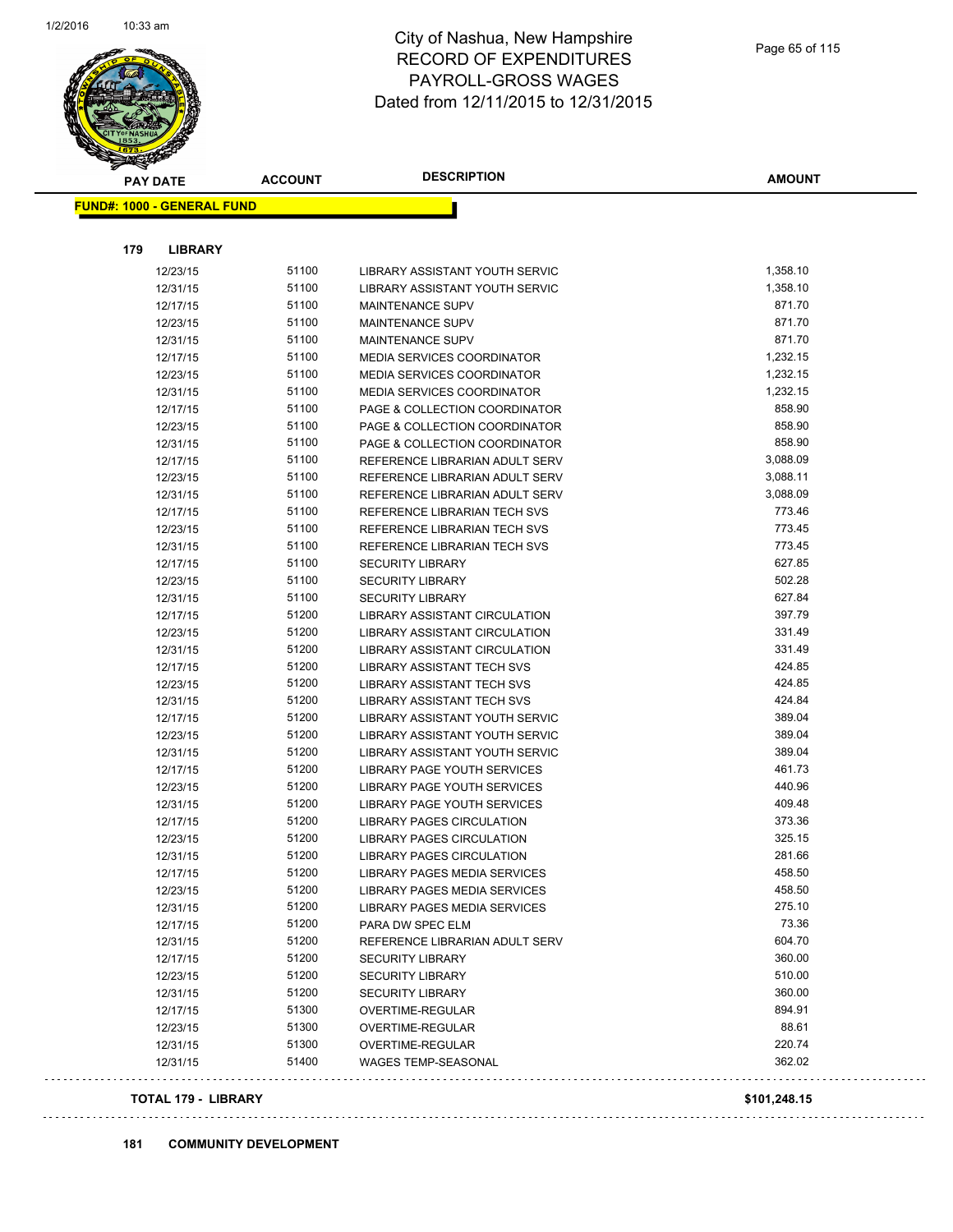# City of Nashua, New Hampshire
# RECORD OF EXPENDITURES
# PAYROLL-GROSS WAGES
# Dated from 12/11/2015 to 12/31/2015

**FUND#: 1000 - GENERAL FUND**

**179 LIBRARY**

| PAY DATE | ACCOUNT | DESCRIPTION | AMOUNT |
|---|---|---|---|
| 12/23/15 | 51100 | LIBRARY ASSISTANT YOUTH SERVIC | 1,358.10 |
| 12/31/15 | 51100 | LIBRARY ASSISTANT YOUTH SERVIC | 1,358.10 |
| 12/17/15 | 51100 | MAINTENANCE SUPV | 871.70 |
| 12/23/15 | 51100 | MAINTENANCE SUPV | 871.70 |
| 12/31/15 | 51100 | MAINTENANCE SUPV | 871.70 |
| 12/17/15 | 51100 | MEDIA SERVICES COORDINATOR | 1,232.15 |
| 12/23/15 | 51100 | MEDIA SERVICES COORDINATOR | 1,232.15 |
| 12/31/15 | 51100 | MEDIA SERVICES COORDINATOR | 1,232.15 |
| 12/17/15 | 51100 | PAGE & COLLECTION COORDINATOR | 858.90 |
| 12/23/15 | 51100 | PAGE & COLLECTION COORDINATOR | 858.90 |
| 12/31/15 | 51100 | PAGE & COLLECTION COORDINATOR | 858.90 |
| 12/17/15 | 51100 | REFERENCE LIBRARIAN ADULT SERV | 3,088.09 |
| 12/23/15 | 51100 | REFERENCE LIBRARIAN ADULT SERV | 3,088.11 |
| 12/31/15 | 51100 | REFERENCE LIBRARIAN ADULT SERV | 3,088.09 |
| 12/17/15 | 51100 | REFERENCE LIBRARIAN TECH SVS | 773.46 |
| 12/23/15 | 51100 | REFERENCE LIBRARIAN TECH SVS | 773.45 |
| 12/31/15 | 51100 | REFERENCE LIBRARIAN TECH SVS | 773.45 |
| 12/17/15 | 51100 | SECURITY LIBRARY | 627.85 |
| 12/23/15 | 51100 | SECURITY LIBRARY | 502.28 |
| 12/31/15 | 51100 | SECURITY LIBRARY | 627.84 |
| 12/17/15 | 51200 | LIBRARY ASSISTANT CIRCULATION | 397.79 |
| 12/23/15 | 51200 | LIBRARY ASSISTANT CIRCULATION | 331.49 |
| 12/31/15 | 51200 | LIBRARY ASSISTANT CIRCULATION | 331.49 |
| 12/17/15 | 51200 | LIBRARY ASSISTANT TECH SVS | 424.85 |
| 12/23/15 | 51200 | LIBRARY ASSISTANT TECH SVS | 424.85 |
| 12/31/15 | 51200 | LIBRARY ASSISTANT TECH SVS | 424.84 |
| 12/17/15 | 51200 | LIBRARY ASSISTANT YOUTH SERVIC | 389.04 |
| 12/23/15 | 51200 | LIBRARY ASSISTANT YOUTH SERVIC | 389.04 |
| 12/31/15 | 51200 | LIBRARY ASSISTANT YOUTH SERVIC | 389.04 |
| 12/17/15 | 51200 | LIBRARY PAGE YOUTH SERVICES | 461.73 |
| 12/23/15 | 51200 | LIBRARY PAGE YOUTH SERVICES | 440.96 |
| 12/31/15 | 51200 | LIBRARY PAGE YOUTH SERVICES | 409.48 |
| 12/17/15 | 51200 | LIBRARY PAGES CIRCULATION | 373.36 |
| 12/23/15 | 51200 | LIBRARY PAGES CIRCULATION | 325.15 |
| 12/31/15 | 51200 | LIBRARY PAGES CIRCULATION | 281.66 |
| 12/17/15 | 51200 | LIBRARY PAGES MEDIA SERVICES | 458.50 |
| 12/23/15 | 51200 | LIBRARY PAGES MEDIA SERVICES | 458.50 |
| 12/31/15 | 51200 | LIBRARY PAGES MEDIA SERVICES | 275.10 |
| 12/17/15 | 51200 | PARA DW SPEC ELM | 73.36 |
| 12/31/15 | 51200 | REFERENCE LIBRARIAN ADULT SERV | 604.70 |
| 12/17/15 | 51200 | SECURITY LIBRARY | 360.00 |
| 12/23/15 | 51200 | SECURITY LIBRARY | 510.00 |
| 12/31/15 | 51200 | SECURITY LIBRARY | 360.00 |
| 12/17/15 | 51300 | OVERTIME-REGULAR | 894.91 |
| 12/23/15 | 51300 | OVERTIME-REGULAR | 88.61 |
| 12/31/15 | 51300 | OVERTIME-REGULAR | 220.74 |
| 12/31/15 | 51400 | WAGES TEMP-SEASONAL | 362.02 |

**TOTAL 179 - LIBRARY** **$101,248.15**

**181 COMMUNITY DEVELOPMENT**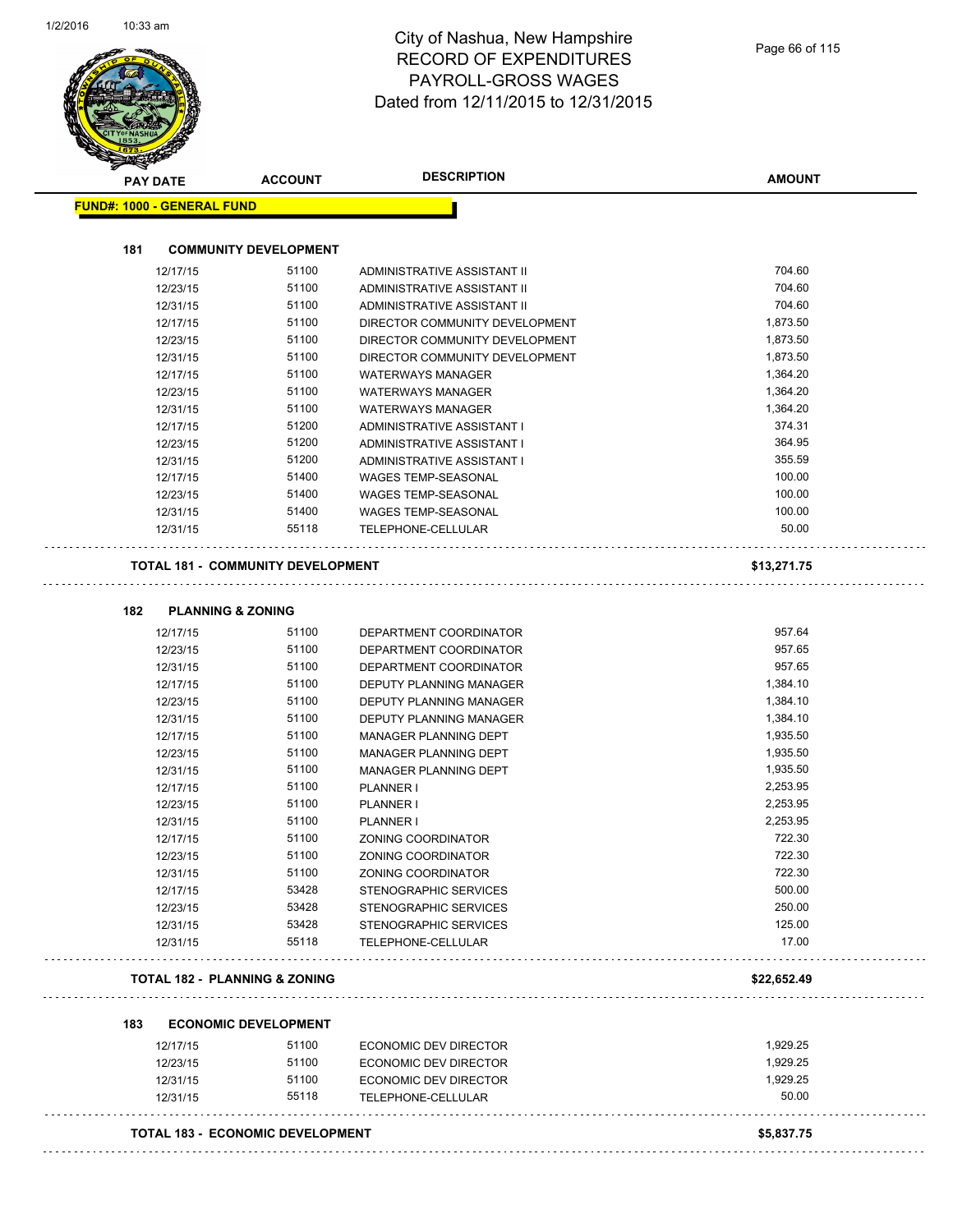# City of Nashua, New Hampshire
## RECORD OF EXPENDITURES
## PAYROLL-GROSS WAGES
### Dated from 12/11/2015 to 12/31/2015

**FUND#: 1000 - GENERAL FUND**

### 181 COMMUNITY DEVELOPMENT

| PAY DATE | ACCOUNT | DESCRIPTION | AMOUNT |
|---|---|---|---|
| 12/17/15 | 51100 | ADMINISTRATIVE ASSISTANT II | 704.60 |
| 12/23/15 | 51100 | ADMINISTRATIVE ASSISTANT II | 704.60 |
| 12/31/15 | 51100 | ADMINISTRATIVE ASSISTANT II | 704.60 |
| 12/17/15 | 51100 | DIRECTOR COMMUNITY DEVELOPMENT | 1,873.50 |
| 12/23/15 | 51100 | DIRECTOR COMMUNITY DEVELOPMENT | 1,873.50 |
| 12/31/15 | 51100 | DIRECTOR COMMUNITY DEVELOPMENT | 1,873.50 |
| 12/17/15 | 51100 | WATERWAYS MANAGER | 1,364.20 |
| 12/23/15 | 51100 | WATERWAYS MANAGER | 1,364.20 |
| 12/31/15 | 51100 | WATERWAYS MANAGER | 1,364.20 |
| 12/17/15 | 51200 | ADMINISTRATIVE ASSISTANT I | 374.31 |
| 12/23/15 | 51200 | ADMINISTRATIVE ASSISTANT I | 364.95 |
| 12/31/15 | 51200 | ADMINISTRATIVE ASSISTANT I | 355.59 |
| 12/17/15 | 51400 | WAGES TEMP-SEASONAL | 100.00 |
| 12/23/15 | 51400 | WAGES TEMP-SEASONAL | 100.00 |
| 12/31/15 | 51400 | WAGES TEMP-SEASONAL | 100.00 |
| 12/31/15 | 55118 | TELEPHONE-CELLULAR | 50.00 |

**TOTAL 181 - COMMUNITY DEVELOPMENT** **$13,271.75**

### 182 PLANNING & ZONING

| PAY DATE | ACCOUNT | DESCRIPTION | AMOUNT |
|---|---|---|---|
| 12/17/15 | 51100 | DEPARTMENT COORDINATOR | 957.64 |
| 12/23/15 | 51100 | DEPARTMENT COORDINATOR | 957.65 |
| 12/31/15 | 51100 | DEPARTMENT COORDINATOR | 957.65 |
| 12/17/15 | 51100 | DEPUTY PLANNING MANAGER | 1,384.10 |
| 12/23/15 | 51100 | DEPUTY PLANNING MANAGER | 1,384.10 |
| 12/31/15 | 51100 | DEPUTY PLANNING MANAGER | 1,384.10 |
| 12/17/15 | 51100 | MANAGER PLANNING DEPT | 1,935.50 |
| 12/23/15 | 51100 | MANAGER PLANNING DEPT | 1,935.50 |
| 12/31/15 | 51100 | MANAGER PLANNING DEPT | 1,935.50 |
| 12/17/15 | 51100 | PLANNER I | 2,253.95 |
| 12/23/15 | 51100 | PLANNER I | 2,253.95 |
| 12/31/15 | 51100 | PLANNER I | 2,253.95 |
| 12/17/15 | 51100 | ZONING COORDINATOR | 722.30 |
| 12/23/15 | 51100 | ZONING COORDINATOR | 722.30 |
| 12/31/15 | 51100 | ZONING COORDINATOR | 722.30 |
| 12/17/15 | 53428 | STENOGRAPHIC SERVICES | 500.00 |
| 12/23/15 | 53428 | STENOGRAPHIC SERVICES | 250.00 |
| 12/31/15 | 53428 | STENOGRAPHIC SERVICES | 125.00 |
| 12/31/15 | 55118 | TELEPHONE-CELLULAR | 17.00 |

**TOTAL 182 - PLANNING & ZONING** **$22,652.49**

### 183 ECONOMIC DEVELOPMENT

| PAY DATE | ACCOUNT | DESCRIPTION | AMOUNT |
|---|---|---|---|
| 12/17/15 | 51100 | ECONOMIC DEV DIRECTOR | 1,929.25 |
| 12/23/15 | 51100 | ECONOMIC DEV DIRECTOR | 1,929.25 |
| 12/31/15 | 51100 | ECONOMIC DEV DIRECTOR | 1,929.25 |
| 12/31/15 | 55118 | TELEPHONE-CELLULAR | 50.00 |

**TOTAL 183 - ECONOMIC DEVELOPMENT** **$5,837.75**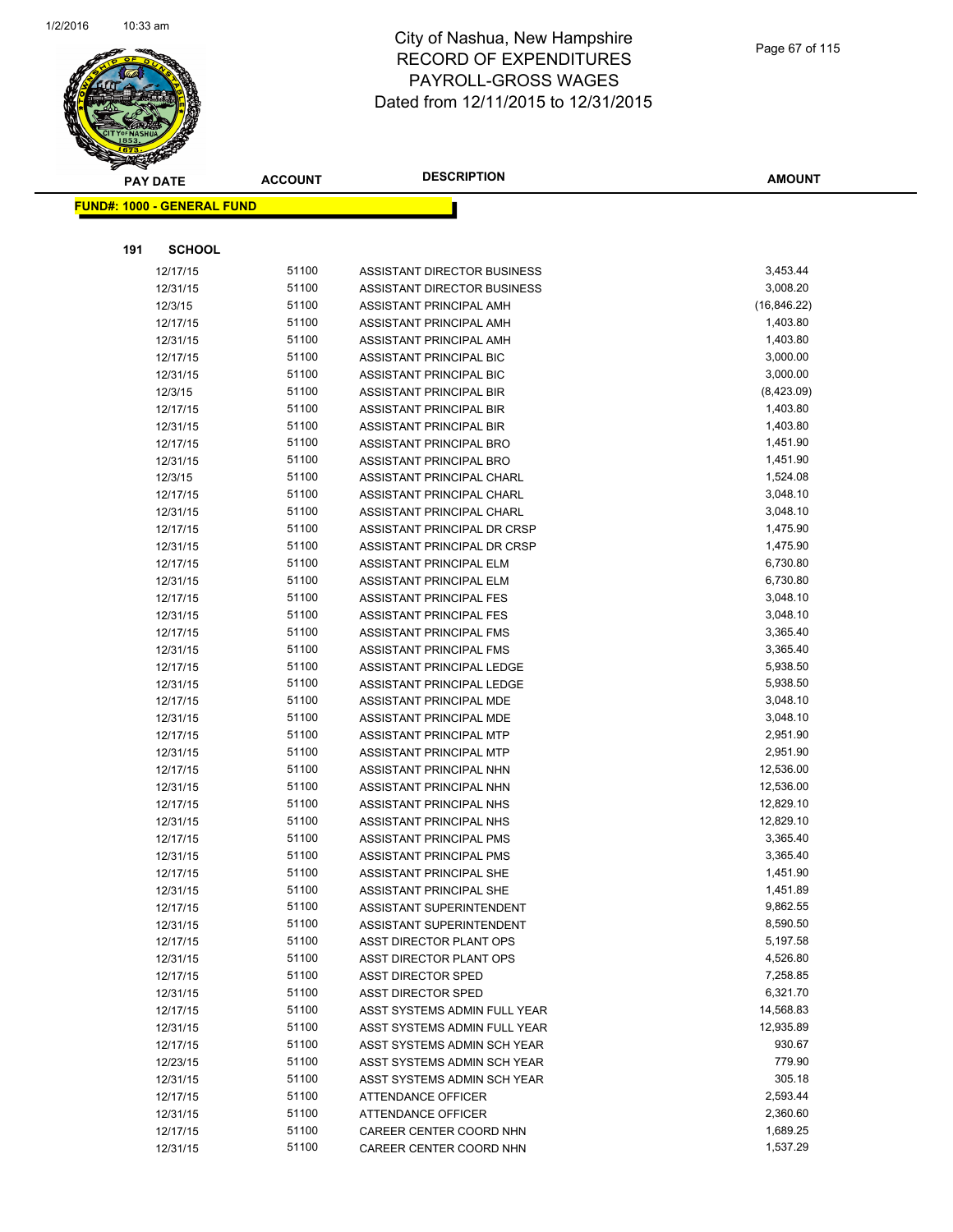# City of Nashua, New Hampshire
## RECORD OF EXPENDITURES
## PAYROLL-GROSS WAGES
## Dated from 12/11/2015 to 12/31/2015

**FUND#: 1000 - GENERAL FUND**

**191 SCHOOL**

| PAY DATE | ACCOUNT | DESCRIPTION | AMOUNT |
|---|---|---|---|
| 12/17/15 | 51100 | ASSISTANT DIRECTOR BUSINESS | 3,453.44 |
| 12/31/15 | 51100 | ASSISTANT DIRECTOR BUSINESS | 3,008.20 |
| 12/3/15 | 51100 | ASSISTANT PRINCIPAL AMH | (16,846.22) |
| 12/17/15 | 51100 | ASSISTANT PRINCIPAL AMH | 1,403.80 |
| 12/31/15 | 51100 | ASSISTANT PRINCIPAL AMH | 1,403.80 |
| 12/17/15 | 51100 | ASSISTANT PRINCIPAL BIC | 3,000.00 |
| 12/31/15 | 51100 | ASSISTANT PRINCIPAL BIC | 3,000.00 |
| 12/3/15 | 51100 | ASSISTANT PRINCIPAL BIR | (8,423.09) |
| 12/17/15 | 51100 | ASSISTANT PRINCIPAL BIR | 1,403.80 |
| 12/31/15 | 51100 | ASSISTANT PRINCIPAL BIR | 1,403.80 |
| 12/17/15 | 51100 | ASSISTANT PRINCIPAL BRO | 1,451.90 |
| 12/31/15 | 51100 | ASSISTANT PRINCIPAL BRO | 1,451.90 |
| 12/3/15 | 51100 | ASSISTANT PRINCIPAL CHARL | 1,524.08 |
| 12/17/15 | 51100 | ASSISTANT PRINCIPAL CHARL | 3,048.10 |
| 12/31/15 | 51100 | ASSISTANT PRINCIPAL CHARL | 3,048.10 |
| 12/17/15 | 51100 | ASSISTANT PRINCIPAL DR CRSP | 1,475.90 |
| 12/31/15 | 51100 | ASSISTANT PRINCIPAL DR CRSP | 1,475.90 |
| 12/17/15 | 51100 | ASSISTANT PRINCIPAL ELM | 6,730.80 |
| 12/31/15 | 51100 | ASSISTANT PRINCIPAL ELM | 6,730.80 |
| 12/17/15 | 51100 | ASSISTANT PRINCIPAL FES | 3,048.10 |
| 12/31/15 | 51100 | ASSISTANT PRINCIPAL FES | 3,048.10 |
| 12/17/15 | 51100 | ASSISTANT PRINCIPAL FMS | 3,365.40 |
| 12/31/15 | 51100 | ASSISTANT PRINCIPAL FMS | 3,365.40 |
| 12/17/15 | 51100 | ASSISTANT PRINCIPAL LEDGE | 5,938.50 |
| 12/31/15 | 51100 | ASSISTANT PRINCIPAL LEDGE | 5,938.50 |
| 12/17/15 | 51100 | ASSISTANT PRINCIPAL MDE | 3,048.10 |
| 12/31/15 | 51100 | ASSISTANT PRINCIPAL MDE | 3,048.10 |
| 12/17/15 | 51100 | ASSISTANT PRINCIPAL MTP | 2,951.90 |
| 12/31/15 | 51100 | ASSISTANT PRINCIPAL MTP | 2,951.90 |
| 12/17/15 | 51100 | ASSISTANT PRINCIPAL NHN | 12,536.00 |
| 12/31/15 | 51100 | ASSISTANT PRINCIPAL NHN | 12,536.00 |
| 12/17/15 | 51100 | ASSISTANT PRINCIPAL NHS | 12,829.10 |
| 12/31/15 | 51100 | ASSISTANT PRINCIPAL NHS | 12,829.10 |
| 12/17/15 | 51100 | ASSISTANT PRINCIPAL PMS | 3,365.40 |
| 12/31/15 | 51100 | ASSISTANT PRINCIPAL PMS | 3,365.40 |
| 12/17/15 | 51100 | ASSISTANT PRINCIPAL SHE | 1,451.90 |
| 12/31/15 | 51100 | ASSISTANT PRINCIPAL SHE | 1,451.89 |
| 12/17/15 | 51100 | ASSISTANT SUPERINTENDENT | 9,862.55 |
| 12/31/15 | 51100 | ASSISTANT SUPERINTENDENT | 8,590.50 |
| 12/17/15 | 51100 | ASST DIRECTOR PLANT OPS | 5,197.58 |
| 12/31/15 | 51100 | ASST DIRECTOR PLANT OPS | 4,526.80 |
| 12/17/15 | 51100 | ASST DIRECTOR SPED | 7,258.85 |
| 12/31/15 | 51100 | ASST DIRECTOR SPED | 6,321.70 |
| 12/17/15 | 51100 | ASST SYSTEMS ADMIN FULL YEAR | 14,568.83 |
| 12/31/15 | 51100 | ASST SYSTEMS ADMIN FULL YEAR | 12,935.89 |
| 12/17/15 | 51100 | ASST SYSTEMS ADMIN SCH YEAR | 930.67 |
| 12/23/15 | 51100 | ASST SYSTEMS ADMIN SCH YEAR | 779.90 |
| 12/31/15 | 51100 | ASST SYSTEMS ADMIN SCH YEAR | 305.18 |
| 12/17/15 | 51100 | ATTENDANCE OFFICER | 2,593.44 |
| 12/31/15 | 51100 | ATTENDANCE OFFICER | 2,360.60 |
| 12/17/15 | 51100 | CAREER CENTER COORD NHN | 1,689.25 |
| 12/31/15 | 51100 | CAREER CENTER COORD NHN | 1,537.29 |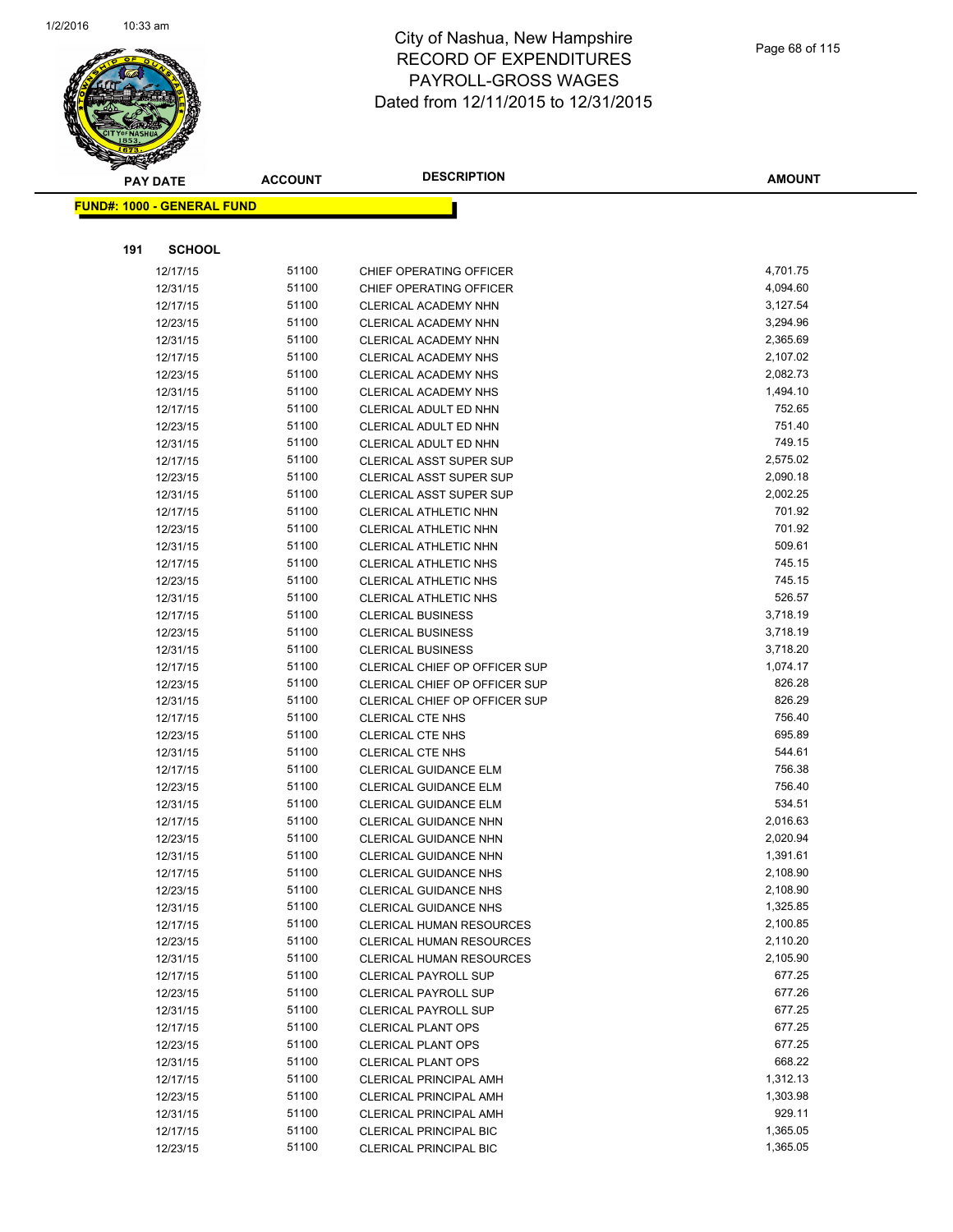# City of Nashua, New Hampshire
## RECORD OF EXPENDITURES
## PAYROLL-GROSS WAGES
## Dated from 12/11/2015 to 12/31/2015

**FUND#: 1000 - GENERAL FUND**

**191 SCHOOL**

| PAY DATE | ACCOUNT | DESCRIPTION | AMOUNT |
|---|---|---|---|
| 12/17/15 | 51100 | CHIEF OPERATING OFFICER | 4,701.75 |
| 12/31/15 | 51100 | CHIEF OPERATING OFFICER | 4,094.60 |
| 12/17/15 | 51100 | CLERICAL ACADEMY NHN | 3,127.54 |
| 12/23/15 | 51100 | CLERICAL ACADEMY NHN | 3,294.96 |
| 12/31/15 | 51100 | CLERICAL ACADEMY NHN | 2,365.69 |
| 12/17/15 | 51100 | CLERICAL ACADEMY NHS | 2,107.02 |
| 12/23/15 | 51100 | CLERICAL ACADEMY NHS | 2,082.73 |
| 12/31/15 | 51100 | CLERICAL ACADEMY NHS | 1,494.10 |
| 12/17/15 | 51100 | CLERICAL ADULT ED NHN | 752.65 |
| 12/23/15 | 51100 | CLERICAL ADULT ED NHN | 751.40 |
| 12/31/15 | 51100 | CLERICAL ADULT ED NHN | 749.15 |
| 12/17/15 | 51100 | CLERICAL ASST SUPER SUP | 2,575.02 |
| 12/23/15 | 51100 | CLERICAL ASST SUPER SUP | 2,090.18 |
| 12/31/15 | 51100 | CLERICAL ASST SUPER SUP | 2,002.25 |
| 12/17/15 | 51100 | CLERICAL ATHLETIC NHN | 701.92 |
| 12/23/15 | 51100 | CLERICAL ATHLETIC NHN | 701.92 |
| 12/31/15 | 51100 | CLERICAL ATHLETIC NHN | 509.61 |
| 12/17/15 | 51100 | CLERICAL ATHLETIC NHS | 745.15 |
| 12/23/15 | 51100 | CLERICAL ATHLETIC NHS | 745.15 |
| 12/31/15 | 51100 | CLERICAL ATHLETIC NHS | 526.57 |
| 12/17/15 | 51100 | CLERICAL BUSINESS | 3,718.19 |
| 12/23/15 | 51100 | CLERICAL BUSINESS | 3,718.19 |
| 12/31/15 | 51100 | CLERICAL BUSINESS | 3,718.20 |
| 12/17/15 | 51100 | CLERICAL CHIEF OP OFFICER SUP | 1,074.17 |
| 12/23/15 | 51100 | CLERICAL CHIEF OP OFFICER SUP | 826.28 |
| 12/31/15 | 51100 | CLERICAL CHIEF OP OFFICER SUP | 826.29 |
| 12/17/15 | 51100 | CLERICAL CTE NHS | 756.40 |
| 12/23/15 | 51100 | CLERICAL CTE NHS | 695.89 |
| 12/31/15 | 51100 | CLERICAL CTE NHS | 544.61 |
| 12/17/15 | 51100 | CLERICAL GUIDANCE ELM | 756.38 |
| 12/23/15 | 51100 | CLERICAL GUIDANCE ELM | 756.40 |
| 12/31/15 | 51100 | CLERICAL GUIDANCE ELM | 534.51 |
| 12/17/15 | 51100 | CLERICAL GUIDANCE NHN | 2,016.63 |
| 12/23/15 | 51100 | CLERICAL GUIDANCE NHN | 2,020.94 |
| 12/31/15 | 51100 | CLERICAL GUIDANCE NHN | 1,391.61 |
| 12/17/15 | 51100 | CLERICAL GUIDANCE NHS | 2,108.90 |
| 12/23/15 | 51100 | CLERICAL GUIDANCE NHS | 2,108.90 |
| 12/31/15 | 51100 | CLERICAL GUIDANCE NHS | 1,325.85 |
| 12/17/15 | 51100 | CLERICAL HUMAN RESOURCES | 2,100.85 |
| 12/23/15 | 51100 | CLERICAL HUMAN RESOURCES | 2,110.20 |
| 12/31/15 | 51100 | CLERICAL HUMAN RESOURCES | 2,105.90 |
| 12/17/15 | 51100 | CLERICAL PAYROLL SUP | 677.25 |
| 12/23/15 | 51100 | CLERICAL PAYROLL SUP | 677.26 |
| 12/31/15 | 51100 | CLERICAL PAYROLL SUP | 677.25 |
| 12/17/15 | 51100 | CLERICAL PLANT OPS | 677.25 |
| 12/23/15 | 51100 | CLERICAL PLANT OPS | 677.25 |
| 12/31/15 | 51100 | CLERICAL PLANT OPS | 668.22 |
| 12/17/15 | 51100 | CLERICAL PRINCIPAL AMH | 1,312.13 |
| 12/23/15 | 51100 | CLERICAL PRINCIPAL AMH | 1,303.98 |
| 12/31/15 | 51100 | CLERICAL PRINCIPAL AMH | 929.11 |
| 12/17/15 | 51100 | CLERICAL PRINCIPAL BIC | 1,365.05 |
| 12/23/15 | 51100 | CLERICAL PRINCIPAL BIC | 1,365.05 |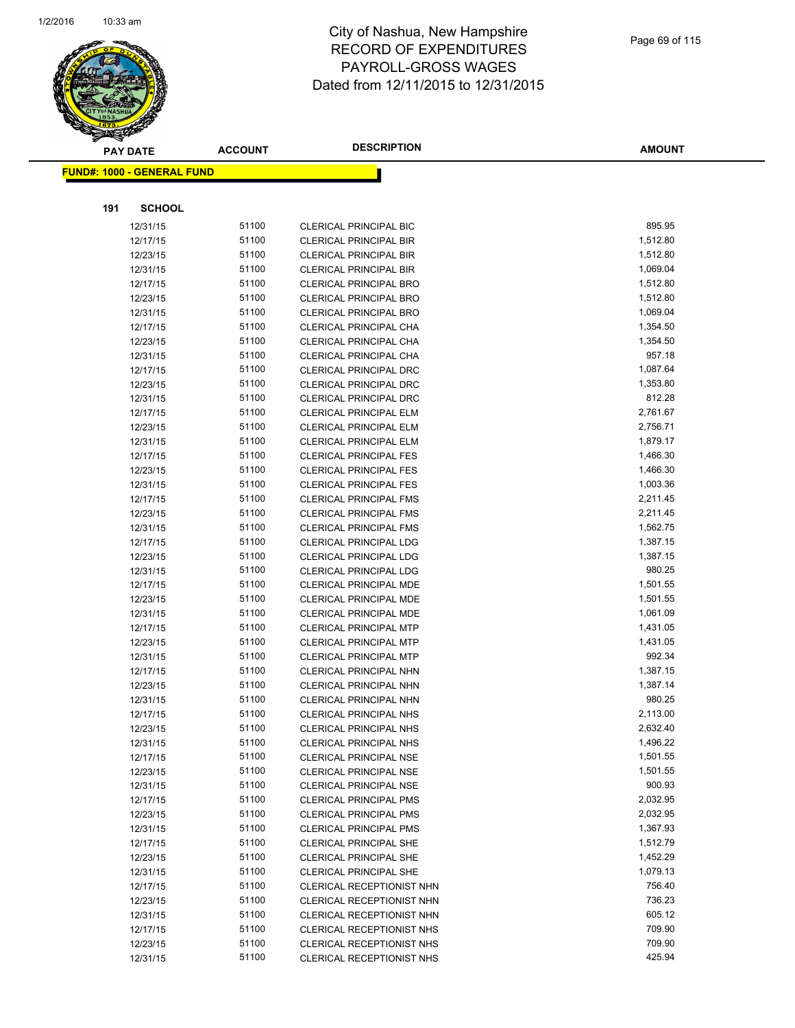# City of Nashua, New Hampshire
# RECORD OF EXPENDITURES
# PAYROLL-GROSS WAGES
# Dated from 12/11/2015 to 12/31/2015

**FUND#: 1000 - GENERAL FUND**

**191 SCHOOL**

| PAY DATE | ACCOUNT | DESCRIPTION | AMOUNT |
|---|---|---|---|
| 12/31/15 | 51100 | CLERICAL PRINCIPAL BIC | 895.95 |
| 12/17/15 | 51100 | CLERICAL PRINCIPAL BIR | 1,512.80 |
| 12/23/15 | 51100 | CLERICAL PRINCIPAL BIR | 1,512.80 |
| 12/31/15 | 51100 | CLERICAL PRINCIPAL BIR | 1,069.04 |
| 12/17/15 | 51100 | CLERICAL PRINCIPAL BRO | 1,512.80 |
| 12/23/15 | 51100 | CLERICAL PRINCIPAL BRO | 1,512.80 |
| 12/31/15 | 51100 | CLERICAL PRINCIPAL BRO | 1,069.04 |
| 12/17/15 | 51100 | CLERICAL PRINCIPAL CHA | 1,354.50 |
| 12/23/15 | 51100 | CLERICAL PRINCIPAL CHA | 1,354.50 |
| 12/31/15 | 51100 | CLERICAL PRINCIPAL CHA | 957.18 |
| 12/17/15 | 51100 | CLERICAL PRINCIPAL DRC | 1,087.64 |
| 12/23/15 | 51100 | CLERICAL PRINCIPAL DRC | 1,353.80 |
| 12/31/15 | 51100 | CLERICAL PRINCIPAL DRC | 812.28 |
| 12/17/15 | 51100 | CLERICAL PRINCIPAL ELM | 2,761.67 |
| 12/23/15 | 51100 | CLERICAL PRINCIPAL ELM | 2,756.71 |
| 12/31/15 | 51100 | CLERICAL PRINCIPAL ELM | 1,879.17 |
| 12/17/15 | 51100 | CLERICAL PRINCIPAL FES | 1,466.30 |
| 12/23/15 | 51100 | CLERICAL PRINCIPAL FES | 1,466.30 |
| 12/31/15 | 51100 | CLERICAL PRINCIPAL FES | 1,003.36 |
| 12/17/15 | 51100 | CLERICAL PRINCIPAL FMS | 2,211.45 |
| 12/23/15 | 51100 | CLERICAL PRINCIPAL FMS | 2,211.45 |
| 12/31/15 | 51100 | CLERICAL PRINCIPAL FMS | 1,562.75 |
| 12/17/15 | 51100 | CLERICAL PRINCIPAL LDG | 1,387.15 |
| 12/23/15 | 51100 | CLERICAL PRINCIPAL LDG | 1,387.15 |
| 12/31/15 | 51100 | CLERICAL PRINCIPAL LDG | 980.25 |
| 12/17/15 | 51100 | CLERICAL PRINCIPAL MDE | 1,501.55 |
| 12/23/15 | 51100 | CLERICAL PRINCIPAL MDE | 1,501.55 |
| 12/31/15 | 51100 | CLERICAL PRINCIPAL MDE | 1,061.09 |
| 12/17/15 | 51100 | CLERICAL PRINCIPAL MTP | 1,431.05 |
| 12/23/15 | 51100 | CLERICAL PRINCIPAL MTP | 1,431.05 |
| 12/31/15 | 51100 | CLERICAL PRINCIPAL MTP | 992.34 |
| 12/17/15 | 51100 | CLERICAL PRINCIPAL NHN | 1,387.15 |
| 12/23/15 | 51100 | CLERICAL PRINCIPAL NHN | 1,387.14 |
| 12/31/15 | 51100 | CLERICAL PRINCIPAL NHN | 980.25 |
| 12/17/15 | 51100 | CLERICAL PRINCIPAL NHS | 2,113.00 |
| 12/23/15 | 51100 | CLERICAL PRINCIPAL NHS | 2,632.40 |
| 12/31/15 | 51100 | CLERICAL PRINCIPAL NHS | 1,496.22 |
| 12/17/15 | 51100 | CLERICAL PRINCIPAL NSE | 1,501.55 |
| 12/23/15 | 51100 | CLERICAL PRINCIPAL NSE | 1,501.55 |
| 12/31/15 | 51100 | CLERICAL PRINCIPAL NSE | 900.93 |
| 12/17/15 | 51100 | CLERICAL PRINCIPAL PMS | 2,032.95 |
| 12/23/15 | 51100 | CLERICAL PRINCIPAL PMS | 2,032.95 |
| 12/31/15 | 51100 | CLERICAL PRINCIPAL PMS | 1,367.93 |
| 12/17/15 | 51100 | CLERICAL PRINCIPAL SHE | 1,512.79 |
| 12/23/15 | 51100 | CLERICAL PRINCIPAL SHE | 1,452.29 |
| 12/31/15 | 51100 | CLERICAL PRINCIPAL SHE | 1,079.13 |
| 12/17/15 | 51100 | CLERICAL RECEPTIONIST NHN | 756.40 |
| 12/23/15 | 51100 | CLERICAL RECEPTIONIST NHN | 736.23 |
| 12/31/15 | 51100 | CLERICAL RECEPTIONIST NHN | 605.12 |
| 12/17/15 | 51100 | CLERICAL RECEPTIONIST NHS | 709.90 |
| 12/23/15 | 51100 | CLERICAL RECEPTIONIST NHS | 709.90 |
| 12/31/15 | 51100 | CLERICAL RECEPTIONIST NHS | 425.94 |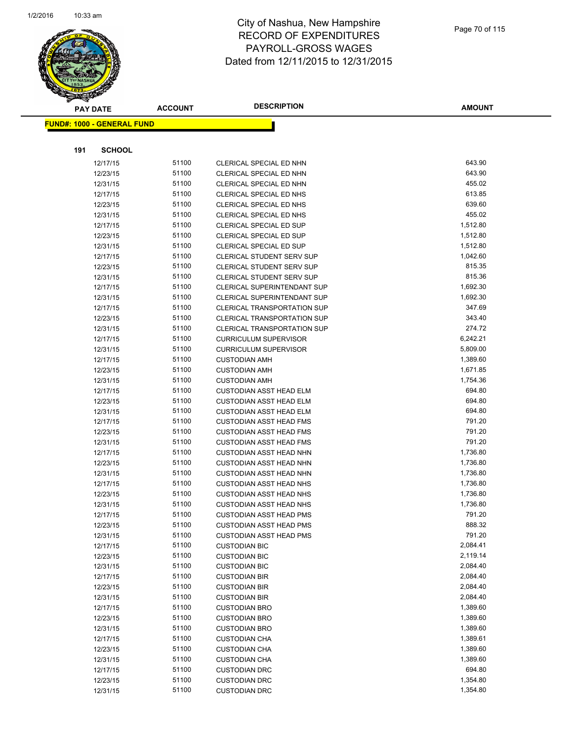# City of Nashua, New Hampshire
# RECORD OF EXPENDITURES
# PAYROLL-GROSS WAGES
# Dated from 12/11/2015 to 12/31/2015

**FUND#: 1000 - GENERAL FUND**

**191 SCHOOL**

| PAY DATE | ACCOUNT | DESCRIPTION | AMOUNT |
|---|---|---|---|
| 12/17/15 | 51100 | CLERICAL SPECIAL ED NHN | 643.90 |
| 12/23/15 | 51100 | CLERICAL SPECIAL ED NHN | 643.90 |
| 12/31/15 | 51100 | CLERICAL SPECIAL ED NHN | 455.02 |
| 12/17/15 | 51100 | CLERICAL SPECIAL ED NHS | 613.85 |
| 12/23/15 | 51100 | CLERICAL SPECIAL ED NHS | 639.60 |
| 12/31/15 | 51100 | CLERICAL SPECIAL ED NHS | 455.02 |
| 12/17/15 | 51100 | CLERICAL SPECIAL ED SUP | 1,512.80 |
| 12/23/15 | 51100 | CLERICAL SPECIAL ED SUP | 1,512.80 |
| 12/31/15 | 51100 | CLERICAL SPECIAL ED SUP | 1,512.80 |
| 12/17/15 | 51100 | CLERICAL STUDENT SERV SUP | 1,042.60 |
| 12/23/15 | 51100 | CLERICAL STUDENT SERV SUP | 815.35 |
| 12/31/15 | 51100 | CLERICAL STUDENT SERV SUP | 815.36 |
| 12/17/15 | 51100 | CLERICAL SUPERINTENDANT SUP | 1,692.30 |
| 12/31/15 | 51100 | CLERICAL SUPERINTENDANT SUP | 1,692.30 |
| 12/17/15 | 51100 | CLERICAL TRANSPORTATION SUP | 347.69 |
| 12/23/15 | 51100 | CLERICAL TRANSPORTATION SUP | 343.40 |
| 12/31/15 | 51100 | CLERICAL TRANSPORTATION SUP | 274.72 |
| 12/17/15 | 51100 | CURRICULUM SUPERVISOR | 6,242.21 |
| 12/31/15 | 51100 | CURRICULUM SUPERVISOR | 5,809.00 |
| 12/17/15 | 51100 | CUSTODIAN AMH | 1,389.60 |
| 12/23/15 | 51100 | CUSTODIAN AMH | 1,671.85 |
| 12/31/15 | 51100 | CUSTODIAN AMH | 1,754.36 |
| 12/17/15 | 51100 | CUSTODIAN ASST HEAD ELM | 694.80 |
| 12/23/15 | 51100 | CUSTODIAN ASST HEAD ELM | 694.80 |
| 12/31/15 | 51100 | CUSTODIAN ASST HEAD ELM | 694.80 |
| 12/17/15 | 51100 | CUSTODIAN ASST HEAD FMS | 791.20 |
| 12/23/15 | 51100 | CUSTODIAN ASST HEAD FMS | 791.20 |
| 12/31/15 | 51100 | CUSTODIAN ASST HEAD FMS | 791.20 |
| 12/17/15 | 51100 | CUSTODIAN ASST HEAD NHN | 1,736.80 |
| 12/23/15 | 51100 | CUSTODIAN ASST HEAD NHN | 1,736.80 |
| 12/31/15 | 51100 | CUSTODIAN ASST HEAD NHN | 1,736.80 |
| 12/17/15 | 51100 | CUSTODIAN ASST HEAD NHS | 1,736.80 |
| 12/23/15 | 51100 | CUSTODIAN ASST HEAD NHS | 1,736.80 |
| 12/31/15 | 51100 | CUSTODIAN ASST HEAD NHS | 1,736.80 |
| 12/17/15 | 51100 | CUSTODIAN ASST HEAD PMS | 791.20 |
| 12/23/15 | 51100 | CUSTODIAN ASST HEAD PMS | 888.32 |
| 12/31/15 | 51100 | CUSTODIAN ASST HEAD PMS | 791.20 |
| 12/17/15 | 51100 | CUSTODIAN BIC | 2,084.41 |
| 12/23/15 | 51100 | CUSTODIAN BIC | 2,119.14 |
| 12/31/15 | 51100 | CUSTODIAN BIC | 2,084.40 |
| 12/17/15 | 51100 | CUSTODIAN BIR | 2,084.40 |
| 12/23/15 | 51100 | CUSTODIAN BIR | 2,084.40 |
| 12/31/15 | 51100 | CUSTODIAN BIR | 2,084.40 |
| 12/17/15 | 51100 | CUSTODIAN BRO | 1,389.60 |
| 12/23/15 | 51100 | CUSTODIAN BRO | 1,389.60 |
| 12/31/15 | 51100 | CUSTODIAN BRO | 1,389.60 |
| 12/17/15 | 51100 | CUSTODIAN CHA | 1,389.61 |
| 12/23/15 | 51100 | CUSTODIAN CHA | 1,389.60 |
| 12/31/15 | 51100 | CUSTODIAN CHA | 1,389.60 |
| 12/17/15 | 51100 | CUSTODIAN DRC | 694.80 |
| 12/23/15 | 51100 | CUSTODIAN DRC | 1,354.80 |
| 12/31/15 | 51100 | CUSTODIAN DRC | 1,354.80 |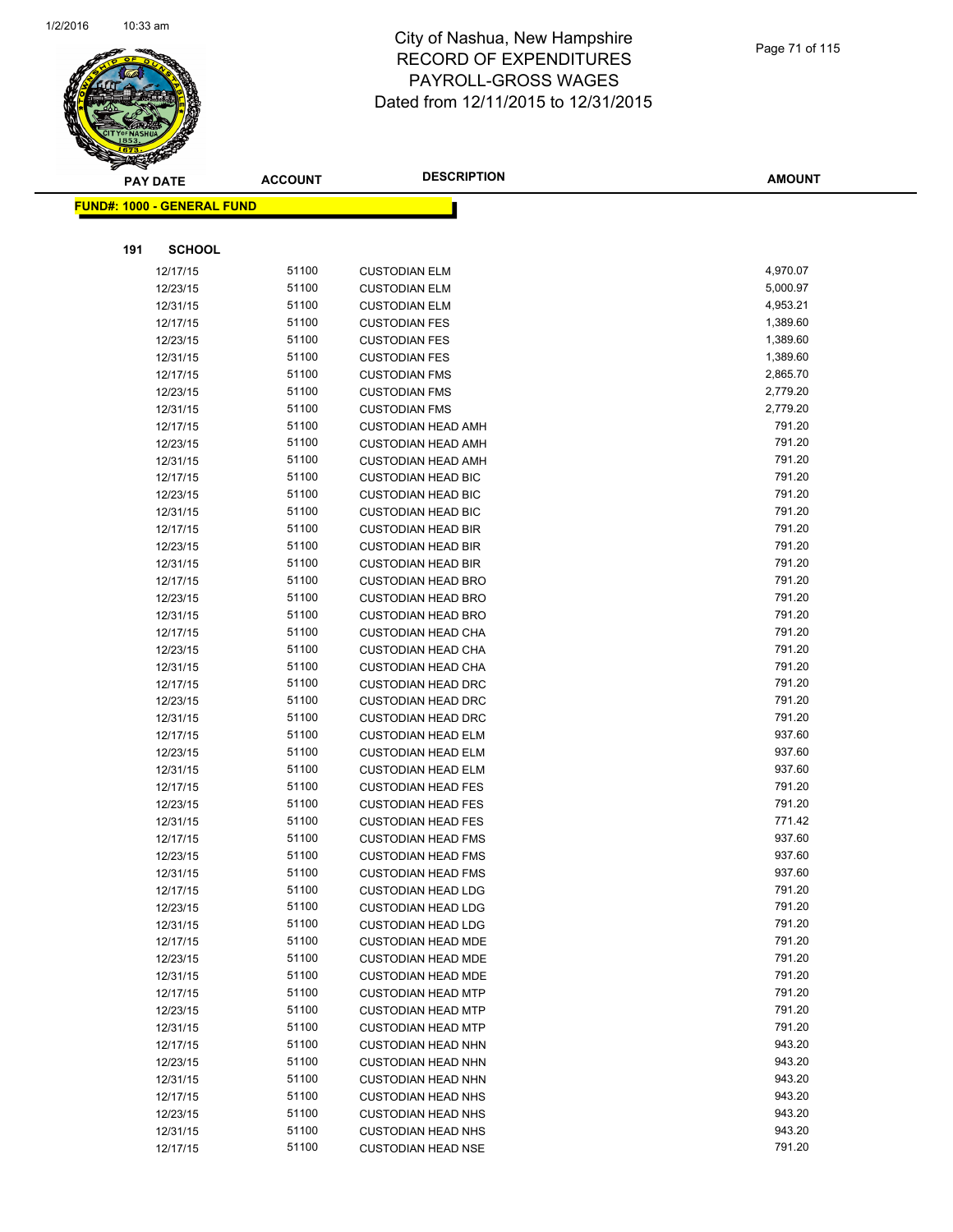# City of Nashua, New Hampshire
# RECORD OF EXPENDITURES
# PAYROLL-GROSS WAGES
# Dated from 12/11/2015 to 12/31/2015

**FUND#: 1000 - GENERAL FUND**

**191 SCHOOL**

| PAY DATE | ACCOUNT | DESCRIPTION | AMOUNT |
|---|---|---|---|
| 12/17/15 | 51100 | CUSTODIAN ELM | 4,970.07 |
| 12/23/15 | 51100 | CUSTODIAN ELM | 5,000.97 |
| 12/31/15 | 51100 | CUSTODIAN ELM | 4,953.21 |
| 12/17/15 | 51100 | CUSTODIAN FES | 1,389.60 |
| 12/23/15 | 51100 | CUSTODIAN FES | 1,389.60 |
| 12/31/15 | 51100 | CUSTODIAN FES | 1,389.60 |
| 12/17/15 | 51100 | CUSTODIAN FMS | 2,865.70 |
| 12/23/15 | 51100 | CUSTODIAN FMS | 2,779.20 |
| 12/31/15 | 51100 | CUSTODIAN FMS | 2,779.20 |
| 12/17/15 | 51100 | CUSTODIAN HEAD AMH | 791.20 |
| 12/23/15 | 51100 | CUSTODIAN HEAD AMH | 791.20 |
| 12/31/15 | 51100 | CUSTODIAN HEAD AMH | 791.20 |
| 12/17/15 | 51100 | CUSTODIAN HEAD BIC | 791.20 |
| 12/23/15 | 51100 | CUSTODIAN HEAD BIC | 791.20 |
| 12/31/15 | 51100 | CUSTODIAN HEAD BIC | 791.20 |
| 12/17/15 | 51100 | CUSTODIAN HEAD BIR | 791.20 |
| 12/23/15 | 51100 | CUSTODIAN HEAD BIR | 791.20 |
| 12/31/15 | 51100 | CUSTODIAN HEAD BIR | 791.20 |
| 12/17/15 | 51100 | CUSTODIAN HEAD BRO | 791.20 |
| 12/23/15 | 51100 | CUSTODIAN HEAD BRO | 791.20 |
| 12/31/15 | 51100 | CUSTODIAN HEAD BRO | 791.20 |
| 12/17/15 | 51100 | CUSTODIAN HEAD CHA | 791.20 |
| 12/23/15 | 51100 | CUSTODIAN HEAD CHA | 791.20 |
| 12/31/15 | 51100 | CUSTODIAN HEAD CHA | 791.20 |
| 12/17/15 | 51100 | CUSTODIAN HEAD DRC | 791.20 |
| 12/23/15 | 51100 | CUSTODIAN HEAD DRC | 791.20 |
| 12/31/15 | 51100 | CUSTODIAN HEAD DRC | 791.20 |
| 12/17/15 | 51100 | CUSTODIAN HEAD ELM | 937.60 |
| 12/23/15 | 51100 | CUSTODIAN HEAD ELM | 937.60 |
| 12/31/15 | 51100 | CUSTODIAN HEAD ELM | 937.60 |
| 12/17/15 | 51100 | CUSTODIAN HEAD FES | 791.20 |
| 12/23/15 | 51100 | CUSTODIAN HEAD FES | 791.20 |
| 12/31/15 | 51100 | CUSTODIAN HEAD FES | 771.42 |
| 12/17/15 | 51100 | CUSTODIAN HEAD FMS | 937.60 |
| 12/23/15 | 51100 | CUSTODIAN HEAD FMS | 937.60 |
| 12/31/15 | 51100 | CUSTODIAN HEAD FMS | 937.60 |
| 12/17/15 | 51100 | CUSTODIAN HEAD LDG | 791.20 |
| 12/23/15 | 51100 | CUSTODIAN HEAD LDG | 791.20 |
| 12/31/15 | 51100 | CUSTODIAN HEAD LDG | 791.20 |
| 12/17/15 | 51100 | CUSTODIAN HEAD MDE | 791.20 |
| 12/23/15 | 51100 | CUSTODIAN HEAD MDE | 791.20 |
| 12/31/15 | 51100 | CUSTODIAN HEAD MDE | 791.20 |
| 12/17/15 | 51100 | CUSTODIAN HEAD MTP | 791.20 |
| 12/23/15 | 51100 | CUSTODIAN HEAD MTP | 791.20 |
| 12/31/15 | 51100 | CUSTODIAN HEAD MTP | 791.20 |
| 12/17/15 | 51100 | CUSTODIAN HEAD NHN | 943.20 |
| 12/23/15 | 51100 | CUSTODIAN HEAD NHN | 943.20 |
| 12/31/15 | 51100 | CUSTODIAN HEAD NHN | 943.20 |
| 12/17/15 | 51100 | CUSTODIAN HEAD NHS | 943.20 |
| 12/23/15 | 51100 | CUSTODIAN HEAD NHS | 943.20 |
| 12/31/15 | 51100 | CUSTODIAN HEAD NHS | 943.20 |
| 12/17/15 | 51100 | CUSTODIAN HEAD NSE | 791.20 |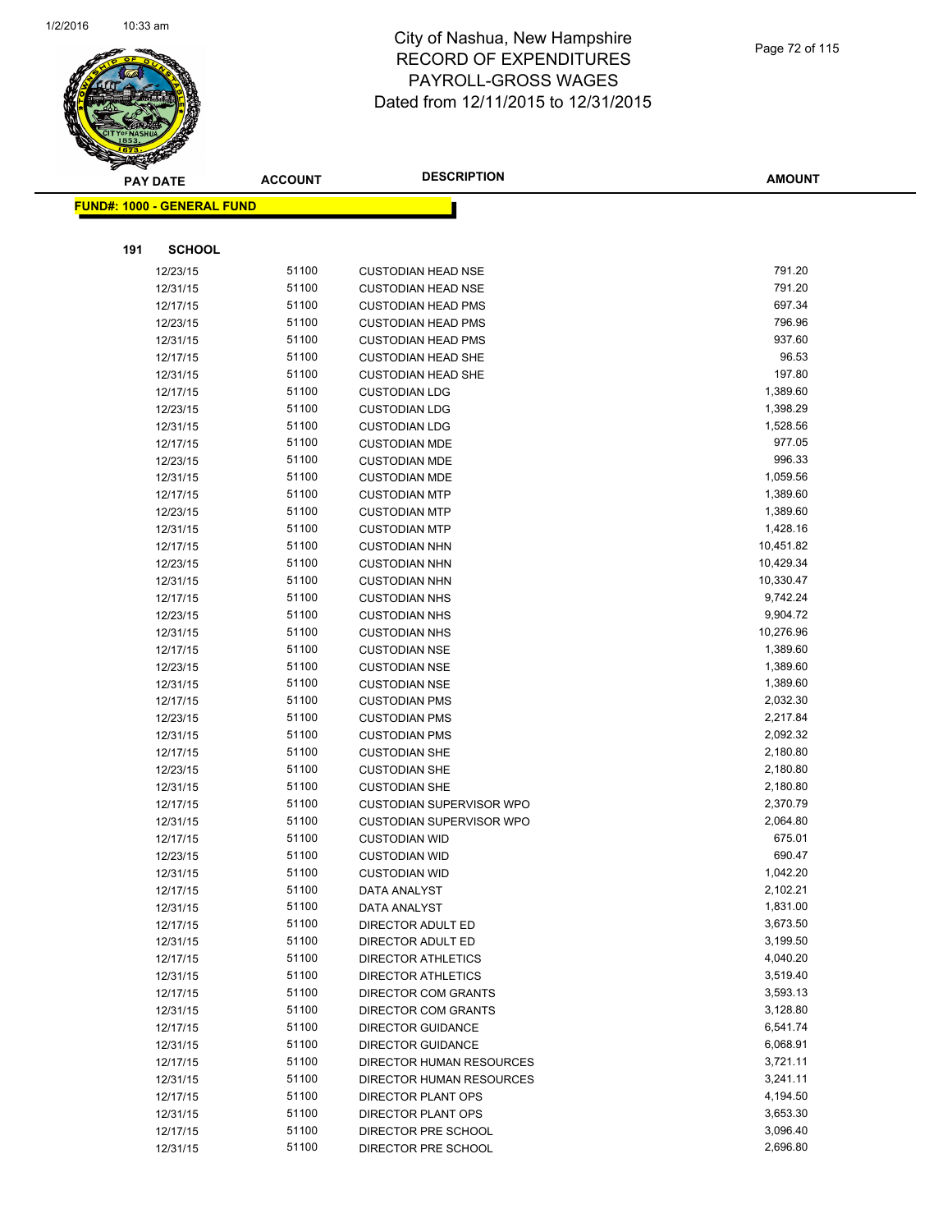# City of Nashua, New Hampshire
# RECORD OF EXPENDITURES
# PAYROLL-GROSS WAGES
# Dated from 12/11/2015 to 12/31/2015

| PAY DATE | ACCOUNT | DESCRIPTION | AMOUNT |
|---|---|---|---|

**FUND#: 1000 - GENERAL FUND**

**191 SCHOOL**

| PAY DATE | ACCOUNT | DESCRIPTION | AMOUNT |
|---|---|---|---|
| 12/23/15 | 51100 | CUSTODIAN HEAD NSE | 791.20 |
| 12/31/15 | 51100 | CUSTODIAN HEAD NSE | 791.20 |
| 12/17/15 | 51100 | CUSTODIAN HEAD PMS | 697.34 |
| 12/23/15 | 51100 | CUSTODIAN HEAD PMS | 796.96 |
| 12/31/15 | 51100 | CUSTODIAN HEAD PMS | 937.60 |
| 12/17/15 | 51100 | CUSTODIAN HEAD SHE | 96.53 |
| 12/31/15 | 51100 | CUSTODIAN HEAD SHE | 197.80 |
| 12/17/15 | 51100 | CUSTODIAN LDG | 1,389.60 |
| 12/23/15 | 51100 | CUSTODIAN LDG | 1,398.29 |
| 12/31/15 | 51100 | CUSTODIAN LDG | 1,528.56 |
| 12/17/15 | 51100 | CUSTODIAN MDE | 977.05 |
| 12/23/15 | 51100 | CUSTODIAN MDE | 996.33 |
| 12/31/15 | 51100 | CUSTODIAN MDE | 1,059.56 |
| 12/17/15 | 51100 | CUSTODIAN MTP | 1,389.60 |
| 12/23/15 | 51100 | CUSTODIAN MTP | 1,389.60 |
| 12/31/15 | 51100 | CUSTODIAN MTP | 1,428.16 |
| 12/17/15 | 51100 | CUSTODIAN NHN | 10,451.82 |
| 12/23/15 | 51100 | CUSTODIAN NHN | 10,429.34 |
| 12/31/15 | 51100 | CUSTODIAN NHN | 10,330.47 |
| 12/17/15 | 51100 | CUSTODIAN NHS | 9,742.24 |
| 12/23/15 | 51100 | CUSTODIAN NHS | 9,904.72 |
| 12/31/15 | 51100 | CUSTODIAN NHS | 10,276.96 |
| 12/17/15 | 51100 | CUSTODIAN NSE | 1,389.60 |
| 12/23/15 | 51100 | CUSTODIAN NSE | 1,389.60 |
| 12/31/15 | 51100 | CUSTODIAN NSE | 1,389.60 |
| 12/17/15 | 51100 | CUSTODIAN PMS | 2,032.30 |
| 12/23/15 | 51100 | CUSTODIAN PMS | 2,217.84 |
| 12/31/15 | 51100 | CUSTODIAN PMS | 2,092.32 |
| 12/17/15 | 51100 | CUSTODIAN SHE | 2,180.80 |
| 12/23/15 | 51100 | CUSTODIAN SHE | 2,180.80 |
| 12/31/15 | 51100 | CUSTODIAN SHE | 2,180.80 |
| 12/17/15 | 51100 | CUSTODIAN SUPERVISOR WPO | 2,370.79 |
| 12/31/15 | 51100 | CUSTODIAN SUPERVISOR WPO | 2,064.80 |
| 12/17/15 | 51100 | CUSTODIAN WID | 675.01 |
| 12/23/15 | 51100 | CUSTODIAN WID | 690.47 |
| 12/31/15 | 51100 | CUSTODIAN WID | 1,042.20 |
| 12/17/15 | 51100 | DATA ANALYST | 2,102.21 |
| 12/31/15 | 51100 | DATA ANALYST | 1,831.00 |
| 12/17/15 | 51100 | DIRECTOR ADULT ED | 3,673.50 |
| 12/31/15 | 51100 | DIRECTOR ADULT ED | 3,199.50 |
| 12/17/15 | 51100 | DIRECTOR ATHLETICS | 4,040.20 |
| 12/31/15 | 51100 | DIRECTOR ATHLETICS | 3,519.40 |
| 12/17/15 | 51100 | DIRECTOR COM GRANTS | 3,593.13 |
| 12/31/15 | 51100 | DIRECTOR COM GRANTS | 3,128.80 |
| 12/17/15 | 51100 | DIRECTOR GUIDANCE | 6,541.74 |
| 12/31/15 | 51100 | DIRECTOR GUIDANCE | 6,068.91 |
| 12/17/15 | 51100 | DIRECTOR HUMAN RESOURCES | 3,721.11 |
| 12/31/15 | 51100 | DIRECTOR HUMAN RESOURCES | 3,241.11 |
| 12/17/15 | 51100 | DIRECTOR PLANT OPS | 4,194.50 |
| 12/31/15 | 51100 | DIRECTOR PLANT OPS | 3,653.30 |
| 12/17/15 | 51100 | DIRECTOR PRE SCHOOL | 3,096.40 |
| 12/31/15 | 51100 | DIRECTOR PRE SCHOOL | 2,696.80 |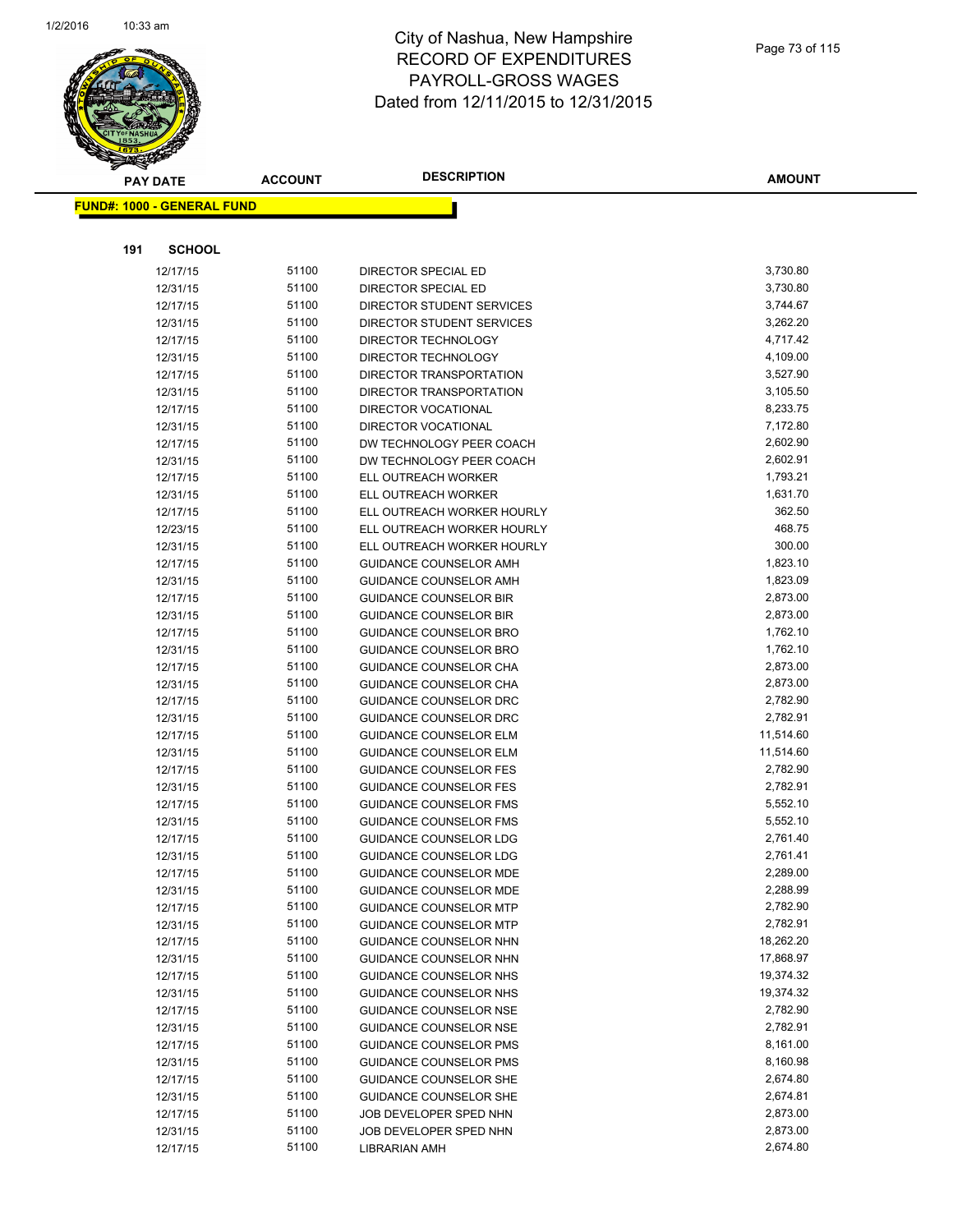# City of Nashua, New Hampshire
## RECORD OF EXPENDITURES
## PAYROLL-GROSS WAGES
## Dated from 12/11/2015 to 12/31/2015

| PAY DATE | ACCOUNT | DESCRIPTION | AMOUNT |
|---|---|---|---|

**FUND#: 1000 - GENERAL FUND**

**191 SCHOOL**

| PAY DATE | ACCOUNT | DESCRIPTION | AMOUNT |
|---|---|---|---|
| 12/17/15 | 51100 | DIRECTOR SPECIAL ED | 3,730.80 |
| 12/31/15 | 51100 | DIRECTOR SPECIAL ED | 3,730.80 |
| 12/17/15 | 51100 | DIRECTOR STUDENT SERVICES | 3,744.67 |
| 12/31/15 | 51100 | DIRECTOR STUDENT SERVICES | 3,262.20 |
| 12/17/15 | 51100 | DIRECTOR TECHNOLOGY | 4,717.42 |
| 12/31/15 | 51100 | DIRECTOR TECHNOLOGY | 4,109.00 |
| 12/17/15 | 51100 | DIRECTOR TRANSPORTATION | 3,527.90 |
| 12/31/15 | 51100 | DIRECTOR TRANSPORTATION | 3,105.50 |
| 12/17/15 | 51100 | DIRECTOR VOCATIONAL | 8,233.75 |
| 12/31/15 | 51100 | DIRECTOR VOCATIONAL | 7,172.80 |
| 12/17/15 | 51100 | DW TECHNOLOGY PEER COACH | 2,602.90 |
| 12/31/15 | 51100 | DW TECHNOLOGY PEER COACH | 2,602.91 |
| 12/17/15 | 51100 | ELL OUTREACH WORKER | 1,793.21 |
| 12/31/15 | 51100 | ELL OUTREACH WORKER | 1,631.70 |
| 12/17/15 | 51100 | ELL OUTREACH WORKER HOURLY | 362.50 |
| 12/23/15 | 51100 | ELL OUTREACH WORKER HOURLY | 468.75 |
| 12/31/15 | 51100 | ELL OUTREACH WORKER HOURLY | 300.00 |
| 12/17/15 | 51100 | GUIDANCE COUNSELOR AMH | 1,823.10 |
| 12/31/15 | 51100 | GUIDANCE COUNSELOR AMH | 1,823.09 |
| 12/17/15 | 51100 | GUIDANCE COUNSELOR BIR | 2,873.00 |
| 12/31/15 | 51100 | GUIDANCE COUNSELOR BIR | 2,873.00 |
| 12/17/15 | 51100 | GUIDANCE COUNSELOR BRO | 1,762.10 |
| 12/31/15 | 51100 | GUIDANCE COUNSELOR BRO | 1,762.10 |
| 12/17/15 | 51100 | GUIDANCE COUNSELOR CHA | 2,873.00 |
| 12/31/15 | 51100 | GUIDANCE COUNSELOR CHA | 2,873.00 |
| 12/17/15 | 51100 | GUIDANCE COUNSELOR DRC | 2,782.90 |
| 12/31/15 | 51100 | GUIDANCE COUNSELOR DRC | 2,782.91 |
| 12/17/15 | 51100 | GUIDANCE COUNSELOR ELM | 11,514.60 |
| 12/31/15 | 51100 | GUIDANCE COUNSELOR ELM | 11,514.60 |
| 12/17/15 | 51100 | GUIDANCE COUNSELOR FES | 2,782.90 |
| 12/31/15 | 51100 | GUIDANCE COUNSELOR FES | 2,782.91 |
| 12/17/15 | 51100 | GUIDANCE COUNSELOR FMS | 5,552.10 |
| 12/31/15 | 51100 | GUIDANCE COUNSELOR FMS | 5,552.10 |
| 12/17/15 | 51100 | GUIDANCE COUNSELOR LDG | 2,761.40 |
| 12/31/15 | 51100 | GUIDANCE COUNSELOR LDG | 2,761.41 |
| 12/17/15 | 51100 | GUIDANCE COUNSELOR MDE | 2,289.00 |
| 12/31/15 | 51100 | GUIDANCE COUNSELOR MDE | 2,288.99 |
| 12/17/15 | 51100 | GUIDANCE COUNSELOR MTP | 2,782.90 |
| 12/31/15 | 51100 | GUIDANCE COUNSELOR MTP | 2,782.91 |
| 12/17/15 | 51100 | GUIDANCE COUNSELOR NHN | 18,262.20 |
| 12/31/15 | 51100 | GUIDANCE COUNSELOR NHN | 17,868.97 |
| 12/17/15 | 51100 | GUIDANCE COUNSELOR NHS | 19,374.32 |
| 12/31/15 | 51100 | GUIDANCE COUNSELOR NHS | 19,374.32 |
| 12/17/15 | 51100 | GUIDANCE COUNSELOR NSE | 2,782.90 |
| 12/31/15 | 51100 | GUIDANCE COUNSELOR NSE | 2,782.91 |
| 12/17/15 | 51100 | GUIDANCE COUNSELOR PMS | 8,161.00 |
| 12/31/15 | 51100 | GUIDANCE COUNSELOR PMS | 8,160.98 |
| 12/17/15 | 51100 | GUIDANCE COUNSELOR SHE | 2,674.80 |
| 12/31/15 | 51100 | GUIDANCE COUNSELOR SHE | 2,674.81 |
| 12/17/15 | 51100 | JOB DEVELOPER SPED NHN | 2,873.00 |
| 12/31/15 | 51100 | JOB DEVELOPER SPED NHN | 2,873.00 |
| 12/17/15 | 51100 | LIBRARIAN AMH | 2,674.80 |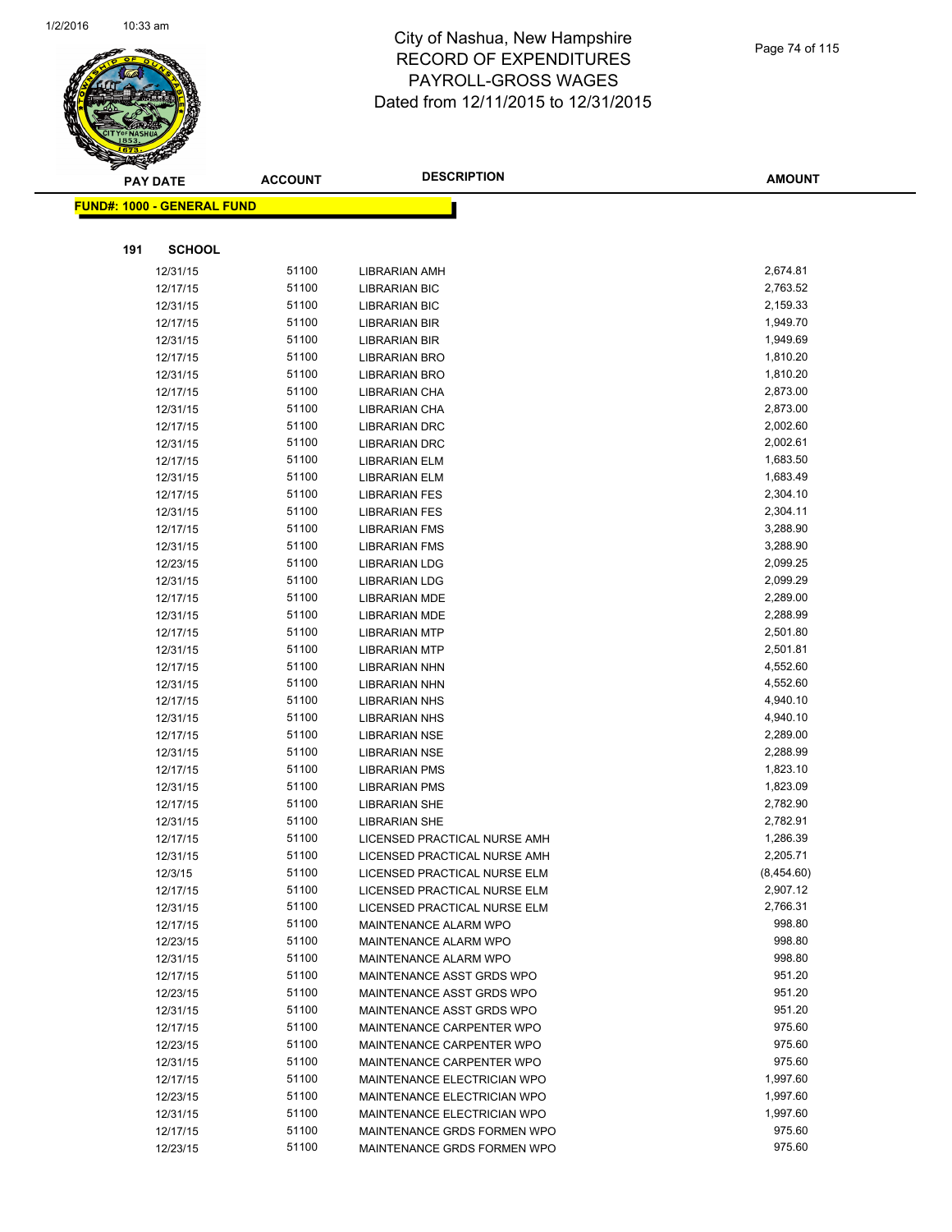# City of Nashua, New Hampshire
## RECORD OF EXPENDITURES
## PAYROLL-GROSS WAGES
## Dated from 12/11/2015 to 12/31/2015

**FUND#: 1000 - GENERAL FUND**

**191 SCHOOL**

| PAY DATE | ACCOUNT | DESCRIPTION | AMOUNT |
|---|---|---|---|
| 12/31/15 | 51100 | LIBRARIAN AMH | 2,674.81 |
| 12/17/15 | 51100 | LIBRARIAN BIC | 2,763.52 |
| 12/31/15 | 51100 | LIBRARIAN BIC | 2,159.33 |
| 12/17/15 | 51100 | LIBRARIAN BIR | 1,949.70 |
| 12/31/15 | 51100 | LIBRARIAN BIR | 1,949.69 |
| 12/17/15 | 51100 | LIBRARIAN BRO | 1,810.20 |
| 12/31/15 | 51100 | LIBRARIAN BRO | 1,810.20 |
| 12/17/15 | 51100 | LIBRARIAN CHA | 2,873.00 |
| 12/31/15 | 51100 | LIBRARIAN CHA | 2,873.00 |
| 12/17/15 | 51100 | LIBRARIAN DRC | 2,002.60 |
| 12/31/15 | 51100 | LIBRARIAN DRC | 2,002.61 |
| 12/17/15 | 51100 | LIBRARIAN ELM | 1,683.50 |
| 12/31/15 | 51100 | LIBRARIAN ELM | 1,683.49 |
| 12/17/15 | 51100 | LIBRARIAN FES | 2,304.10 |
| 12/31/15 | 51100 | LIBRARIAN FES | 2,304.11 |
| 12/17/15 | 51100 | LIBRARIAN FMS | 3,288.90 |
| 12/31/15 | 51100 | LIBRARIAN FMS | 3,288.90 |
| 12/23/15 | 51100 | LIBRARIAN LDG | 2,099.25 |
| 12/31/15 | 51100 | LIBRARIAN LDG | 2,099.29 |
| 12/17/15 | 51100 | LIBRARIAN MDE | 2,289.00 |
| 12/31/15 | 51100 | LIBRARIAN MDE | 2,288.99 |
| 12/17/15 | 51100 | LIBRARIAN MTP | 2,501.80 |
| 12/31/15 | 51100 | LIBRARIAN MTP | 2,501.81 |
| 12/17/15 | 51100 | LIBRARIAN NHN | 4,552.60 |
| 12/31/15 | 51100 | LIBRARIAN NHN | 4,552.60 |
| 12/17/15 | 51100 | LIBRARIAN NHS | 4,940.10 |
| 12/31/15 | 51100 | LIBRARIAN NHS | 4,940.10 |
| 12/17/15 | 51100 | LIBRARIAN NSE | 2,289.00 |
| 12/31/15 | 51100 | LIBRARIAN NSE | 2,288.99 |
| 12/17/15 | 51100 | LIBRARIAN PMS | 1,823.10 |
| 12/31/15 | 51100 | LIBRARIAN PMS | 1,823.09 |
| 12/17/15 | 51100 | LIBRARIAN SHE | 2,782.90 |
| 12/31/15 | 51100 | LIBRARIAN SHE | 2,782.91 |
| 12/17/15 | 51100 | LICENSED PRACTICAL NURSE AMH | 1,286.39 |
| 12/31/15 | 51100 | LICENSED PRACTICAL NURSE AMH | 2,205.71 |
| 12/3/15 | 51100 | LICENSED PRACTICAL NURSE ELM | (8,454.60) |
| 12/17/15 | 51100 | LICENSED PRACTICAL NURSE ELM | 2,907.12 |
| 12/31/15 | 51100 | LICENSED PRACTICAL NURSE ELM | 2,766.31 |
| 12/17/15 | 51100 | MAINTENANCE ALARM WPO | 998.80 |
| 12/23/15 | 51100 | MAINTENANCE ALARM WPO | 998.80 |
| 12/31/15 | 51100 | MAINTENANCE ALARM WPO | 998.80 |
| 12/17/15 | 51100 | MAINTENANCE ASST GRDS WPO | 951.20 |
| 12/23/15 | 51100 | MAINTENANCE ASST GRDS WPO | 951.20 |
| 12/31/15 | 51100 | MAINTENANCE ASST GRDS WPO | 951.20 |
| 12/17/15 | 51100 | MAINTENANCE CARPENTER WPO | 975.60 |
| 12/23/15 | 51100 | MAINTENANCE CARPENTER WPO | 975.60 |
| 12/31/15 | 51100 | MAINTENANCE CARPENTER WPO | 975.60 |
| 12/17/15 | 51100 | MAINTENANCE ELECTRICIAN WPO | 1,997.60 |
| 12/23/15 | 51100 | MAINTENANCE ELECTRICIAN WPO | 1,997.60 |
| 12/31/15 | 51100 | MAINTENANCE ELECTRICIAN WPO | 1,997.60 |
| 12/17/15 | 51100 | MAINTENANCE GRDS FORMEN WPO | 975.60 |
| 12/23/15 | 51100 | MAINTENANCE GRDS FORMEN WPO | 975.60 |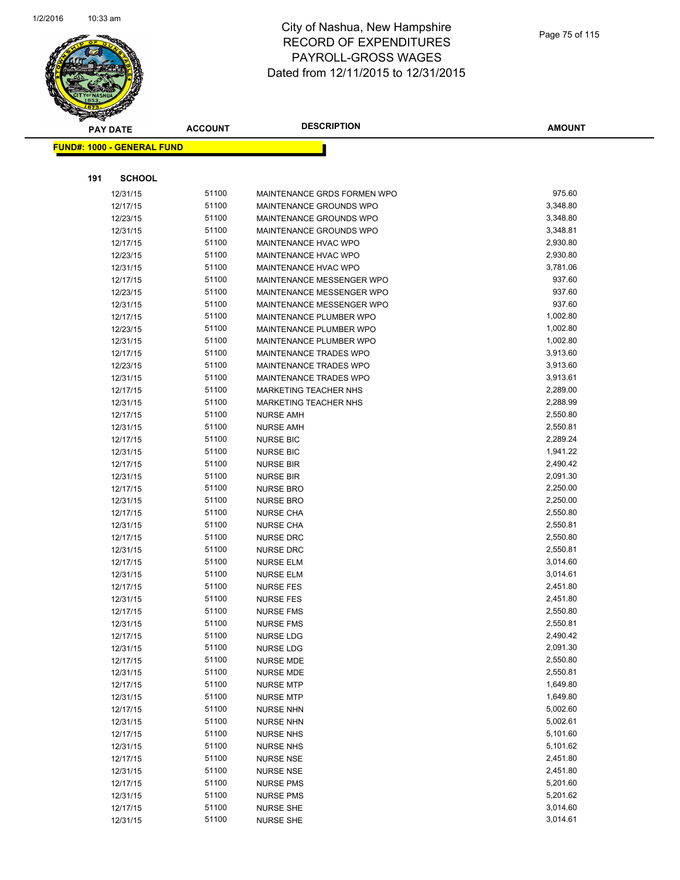# City of Nashua, New Hampshire
# RECORD OF EXPENDITURES
# PAYROLL-GROSS WAGES
# Dated from 12/11/2015 to 12/31/2015

**FUND#: 1000 - GENERAL FUND**

**191 SCHOOL**

| PAY DATE | ACCOUNT | DESCRIPTION | AMOUNT |
|---|---|---|---|
| 12/31/15 | 51100 | MAINTENANCE GRDS FORMEN WPO | 975.60 |
| 12/17/15 | 51100 | MAINTENANCE GROUNDS WPO | 3,348.80 |
| 12/23/15 | 51100 | MAINTENANCE GROUNDS WPO | 3,348.80 |
| 12/31/15 | 51100 | MAINTENANCE GROUNDS WPO | 3,348.81 |
| 12/17/15 | 51100 | MAINTENANCE HVAC WPO | 2,930.80 |
| 12/23/15 | 51100 | MAINTENANCE HVAC WPO | 2,930.80 |
| 12/31/15 | 51100 | MAINTENANCE HVAC WPO | 3,781.06 |
| 12/17/15 | 51100 | MAINTENANCE MESSENGER WPO | 937.60 |
| 12/23/15 | 51100 | MAINTENANCE MESSENGER WPO | 937.60 |
| 12/31/15 | 51100 | MAINTENANCE MESSENGER WPO | 937.60 |
| 12/17/15 | 51100 | MAINTENANCE PLUMBER WPO | 1,002.80 |
| 12/23/15 | 51100 | MAINTENANCE PLUMBER WPO | 1,002.80 |
| 12/31/15 | 51100 | MAINTENANCE PLUMBER WPO | 1,002.80 |
| 12/17/15 | 51100 | MAINTENANCE TRADES WPO | 3,913.60 |
| 12/23/15 | 51100 | MAINTENANCE TRADES WPO | 3,913.60 |
| 12/31/15 | 51100 | MAINTENANCE TRADES WPO | 3,913.61 |
| 12/17/15 | 51100 | MARKETING TEACHER NHS | 2,289.00 |
| 12/31/15 | 51100 | MARKETING TEACHER NHS | 2,288.99 |
| 12/17/15 | 51100 | NURSE AMH | 2,550.80 |
| 12/31/15 | 51100 | NURSE AMH | 2,550.81 |
| 12/17/15 | 51100 | NURSE BIC | 2,289.24 |
| 12/31/15 | 51100 | NURSE BIC | 1,941.22 |
| 12/17/15 | 51100 | NURSE BIR | 2,490.42 |
| 12/31/15 | 51100 | NURSE BIR | 2,091.30 |
| 12/17/15 | 51100 | NURSE BRO | 2,250.00 |
| 12/31/15 | 51100 | NURSE BRO | 2,250.00 |
| 12/17/15 | 51100 | NURSE CHA | 2,550.80 |
| 12/31/15 | 51100 | NURSE CHA | 2,550.81 |
| 12/17/15 | 51100 | NURSE DRC | 2,550.80 |
| 12/31/15 | 51100 | NURSE DRC | 2,550.81 |
| 12/17/15 | 51100 | NURSE ELM | 3,014.60 |
| 12/31/15 | 51100 | NURSE ELM | 3,014.61 |
| 12/17/15 | 51100 | NURSE FES | 2,451.80 |
| 12/31/15 | 51100 | NURSE FES | 2,451.80 |
| 12/17/15 | 51100 | NURSE FMS | 2,550.80 |
| 12/31/15 | 51100 | NURSE FMS | 2,550.81 |
| 12/17/15 | 51100 | NURSE LDG | 2,490.42 |
| 12/31/15 | 51100 | NURSE LDG | 2,091.30 |
| 12/17/15 | 51100 | NURSE MDE | 2,550.80 |
| 12/31/15 | 51100 | NURSE MDE | 2,550.81 |
| 12/17/15 | 51100 | NURSE MTP | 1,649.80 |
| 12/31/15 | 51100 | NURSE MTP | 1,649.80 |
| 12/17/15 | 51100 | NURSE NHN | 5,002.60 |
| 12/31/15 | 51100 | NURSE NHN | 5,002.61 |
| 12/17/15 | 51100 | NURSE NHS | 5,101.60 |
| 12/31/15 | 51100 | NURSE NHS | 5,101.62 |
| 12/17/15 | 51100 | NURSE NSE | 2,451.80 |
| 12/31/15 | 51100 | NURSE NSE | 2,451.80 |
| 12/17/15 | 51100 | NURSE PMS | 5,201.60 |
| 12/31/15 | 51100 | NURSE PMS | 5,201.62 |
| 12/17/15 | 51100 | NURSE SHE | 3,014.60 |
| 12/31/15 | 51100 | NURSE SHE | 3,014.61 |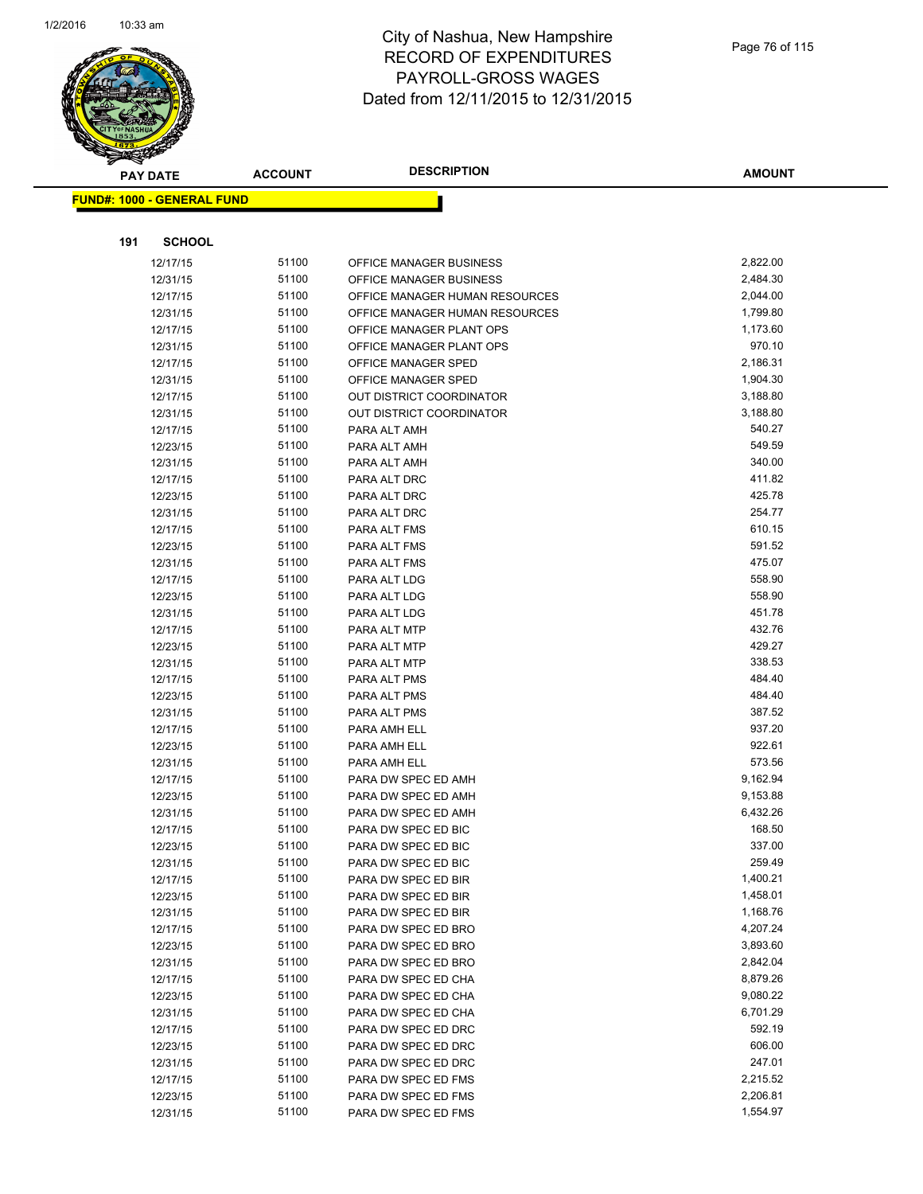# City of Nashua, New Hampshire
## RECORD OF EXPENDITURES
## PAYROLL-GROSS WAGES
## Dated from 12/11/2015 to 12/31/2015

**FUND#: 1000 - GENERAL FUND**

**191 SCHOOL**

| PAY DATE | ACCOUNT | DESCRIPTION | AMOUNT |
|---|---|---|---|
| 12/17/15 | 51100 | OFFICE MANAGER BUSINESS | 2,822.00 |
| 12/31/15 | 51100 | OFFICE MANAGER BUSINESS | 2,484.30 |
| 12/17/15 | 51100 | OFFICE MANAGER HUMAN RESOURCES | 2,044.00 |
| 12/31/15 | 51100 | OFFICE MANAGER HUMAN RESOURCES | 1,799.80 |
| 12/17/15 | 51100 | OFFICE MANAGER PLANT OPS | 1,173.60 |
| 12/31/15 | 51100 | OFFICE MANAGER PLANT OPS | 970.10 |
| 12/17/15 | 51100 | OFFICE MANAGER SPED | 2,186.31 |
| 12/31/15 | 51100 | OFFICE MANAGER SPED | 1,904.30 |
| 12/17/15 | 51100 | OUT DISTRICT COORDINATOR | 3,188.80 |
| 12/31/15 | 51100 | OUT DISTRICT COORDINATOR | 3,188.80 |
| 12/17/15 | 51100 | PARA ALT AMH | 540.27 |
| 12/23/15 | 51100 | PARA ALT AMH | 549.59 |
| 12/31/15 | 51100 | PARA ALT AMH | 340.00 |
| 12/17/15 | 51100 | PARA ALT DRC | 411.82 |
| 12/23/15 | 51100 | PARA ALT DRC | 425.78 |
| 12/31/15 | 51100 | PARA ALT DRC | 254.77 |
| 12/17/15 | 51100 | PARA ALT FMS | 610.15 |
| 12/23/15 | 51100 | PARA ALT FMS | 591.52 |
| 12/31/15 | 51100 | PARA ALT FMS | 475.07 |
| 12/17/15 | 51100 | PARA ALT LDG | 558.90 |
| 12/23/15 | 51100 | PARA ALT LDG | 558.90 |
| 12/31/15 | 51100 | PARA ALT LDG | 451.78 |
| 12/17/15 | 51100 | PARA ALT MTP | 432.76 |
| 12/23/15 | 51100 | PARA ALT MTP | 429.27 |
| 12/31/15 | 51100 | PARA ALT MTP | 338.53 |
| 12/17/15 | 51100 | PARA ALT PMS | 484.40 |
| 12/23/15 | 51100 | PARA ALT PMS | 484.40 |
| 12/31/15 | 51100 | PARA ALT PMS | 387.52 |
| 12/17/15 | 51100 | PARA AMH ELL | 937.20 |
| 12/23/15 | 51100 | PARA AMH ELL | 922.61 |
| 12/31/15 | 51100 | PARA AMH ELL | 573.56 |
| 12/17/15 | 51100 | PARA DW SPEC ED AMH | 9,162.94 |
| 12/23/15 | 51100 | PARA DW SPEC ED AMH | 9,153.88 |
| 12/31/15 | 51100 | PARA DW SPEC ED AMH | 6,432.26 |
| 12/17/15 | 51100 | PARA DW SPEC ED BIC | 168.50 |
| 12/23/15 | 51100 | PARA DW SPEC ED BIC | 337.00 |
| 12/31/15 | 51100 | PARA DW SPEC ED BIC | 259.49 |
| 12/17/15 | 51100 | PARA DW SPEC ED BIR | 1,400.21 |
| 12/23/15 | 51100 | PARA DW SPEC ED BIR | 1,458.01 |
| 12/31/15 | 51100 | PARA DW SPEC ED BIR | 1,168.76 |
| 12/17/15 | 51100 | PARA DW SPEC ED BRO | 4,207.24 |
| 12/23/15 | 51100 | PARA DW SPEC ED BRO | 3,893.60 |
| 12/31/15 | 51100 | PARA DW SPEC ED BRO | 2,842.04 |
| 12/17/15 | 51100 | PARA DW SPEC ED CHA | 8,879.26 |
| 12/23/15 | 51100 | PARA DW SPEC ED CHA | 9,080.22 |
| 12/31/15 | 51100 | PARA DW SPEC ED CHA | 6,701.29 |
| 12/17/15 | 51100 | PARA DW SPEC ED DRC | 592.19 |
| 12/23/15 | 51100 | PARA DW SPEC ED DRC | 606.00 |
| 12/31/15 | 51100 | PARA DW SPEC ED DRC | 247.01 |
| 12/17/15 | 51100 | PARA DW SPEC ED FMS | 2,215.52 |
| 12/23/15 | 51100 | PARA DW SPEC ED FMS | 2,206.81 |
| 12/31/15 | 51100 | PARA DW SPEC ED FMS | 1,554.97 |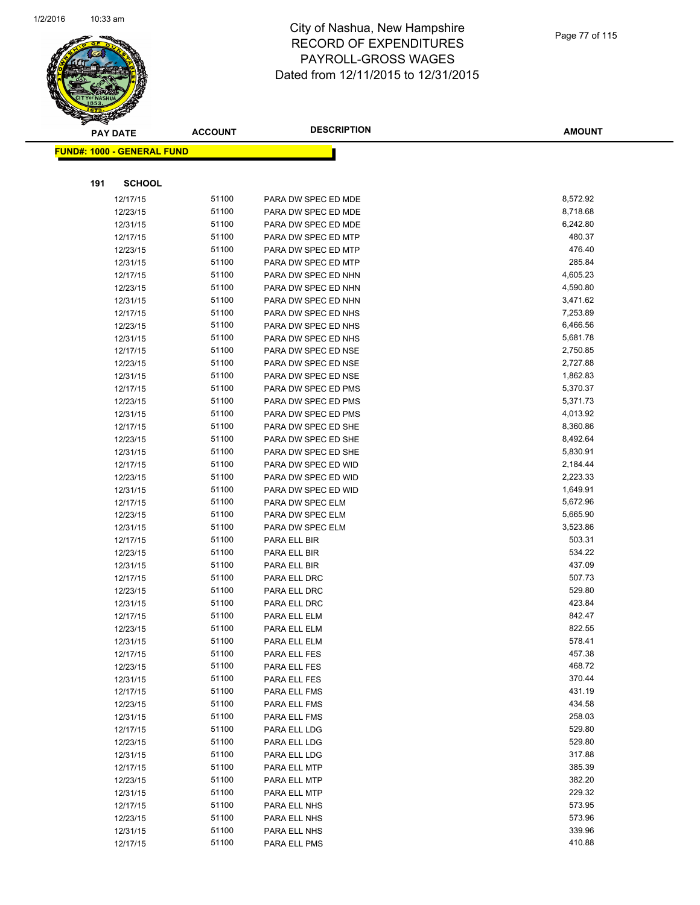# City of Nashua, New Hampshire
## RECORD OF EXPENDITURES
## PAYROLL-GROSS WAGES
## Dated from 12/11/2015 to 12/31/2015

**FUND#: 1000 - GENERAL FUND**

**191 SCHOOL**

| PAY DATE | ACCOUNT | DESCRIPTION | AMOUNT |
|---|---|---|---|
| 12/17/15 | 51100 | PARA DW SPEC ED MDE | 8,572.92 |
| 12/23/15 | 51100 | PARA DW SPEC ED MDE | 8,718.68 |
| 12/31/15 | 51100 | PARA DW SPEC ED MDE | 6,242.80 |
| 12/17/15 | 51100 | PARA DW SPEC ED MTP | 480.37 |
| 12/23/15 | 51100 | PARA DW SPEC ED MTP | 476.40 |
| 12/31/15 | 51100 | PARA DW SPEC ED MTP | 285.84 |
| 12/17/15 | 51100 | PARA DW SPEC ED NHN | 4,605.23 |
| 12/23/15 | 51100 | PARA DW SPEC ED NHN | 4,590.80 |
| 12/31/15 | 51100 | PARA DW SPEC ED NHN | 3,471.62 |
| 12/17/15 | 51100 | PARA DW SPEC ED NHS | 7,253.89 |
| 12/23/15 | 51100 | PARA DW SPEC ED NHS | 6,466.56 |
| 12/31/15 | 51100 | PARA DW SPEC ED NHS | 5,681.78 |
| 12/17/15 | 51100 | PARA DW SPEC ED NSE | 2,750.85 |
| 12/23/15 | 51100 | PARA DW SPEC ED NSE | 2,727.88 |
| 12/31/15 | 51100 | PARA DW SPEC ED NSE | 1,862.83 |
| 12/17/15 | 51100 | PARA DW SPEC ED PMS | 5,370.37 |
| 12/23/15 | 51100 | PARA DW SPEC ED PMS | 5,371.73 |
| 12/31/15 | 51100 | PARA DW SPEC ED PMS | 4,013.92 |
| 12/17/15 | 51100 | PARA DW SPEC ED SHE | 8,360.86 |
| 12/23/15 | 51100 | PARA DW SPEC ED SHE | 8,492.64 |
| 12/31/15 | 51100 | PARA DW SPEC ED SHE | 5,830.91 |
| 12/17/15 | 51100 | PARA DW SPEC ED WID | 2,184.44 |
| 12/23/15 | 51100 | PARA DW SPEC ED WID | 2,223.33 |
| 12/31/15 | 51100 | PARA DW SPEC ED WID | 1,649.91 |
| 12/17/15 | 51100 | PARA DW SPEC ELM | 5,672.96 |
| 12/23/15 | 51100 | PARA DW SPEC ELM | 5,665.90 |
| 12/31/15 | 51100 | PARA DW SPEC ELM | 3,523.86 |
| 12/17/15 | 51100 | PARA ELL BIR | 503.31 |
| 12/23/15 | 51100 | PARA ELL BIR | 534.22 |
| 12/31/15 | 51100 | PARA ELL BIR | 437.09 |
| 12/17/15 | 51100 | PARA ELL DRC | 507.73 |
| 12/23/15 | 51100 | PARA ELL DRC | 529.80 |
| 12/31/15 | 51100 | PARA ELL DRC | 423.84 |
| 12/17/15 | 51100 | PARA ELL ELM | 842.47 |
| 12/23/15 | 51100 | PARA ELL ELM | 822.55 |
| 12/31/15 | 51100 | PARA ELL ELM | 578.41 |
| 12/17/15 | 51100 | PARA ELL FES | 457.38 |
| 12/23/15 | 51100 | PARA ELL FES | 468.72 |
| 12/31/15 | 51100 | PARA ELL FES | 370.44 |
| 12/17/15 | 51100 | PARA ELL FMS | 431.19 |
| 12/23/15 | 51100 | PARA ELL FMS | 434.58 |
| 12/31/15 | 51100 | PARA ELL FMS | 258.03 |
| 12/17/15 | 51100 | PARA ELL LDG | 529.80 |
| 12/23/15 | 51100 | PARA ELL LDG | 529.80 |
| 12/31/15 | 51100 | PARA ELL LDG | 317.88 |
| 12/17/15 | 51100 | PARA ELL MTP | 385.39 |
| 12/23/15 | 51100 | PARA ELL MTP | 382.20 |
| 12/31/15 | 51100 | PARA ELL MTP | 229.32 |
| 12/17/15 | 51100 | PARA ELL NHS | 573.95 |
| 12/23/15 | 51100 | PARA ELL NHS | 573.96 |
| 12/31/15 | 51100 | PARA ELL NHS | 339.96 |
| 12/17/15 | 51100 | PARA ELL PMS | 410.88 |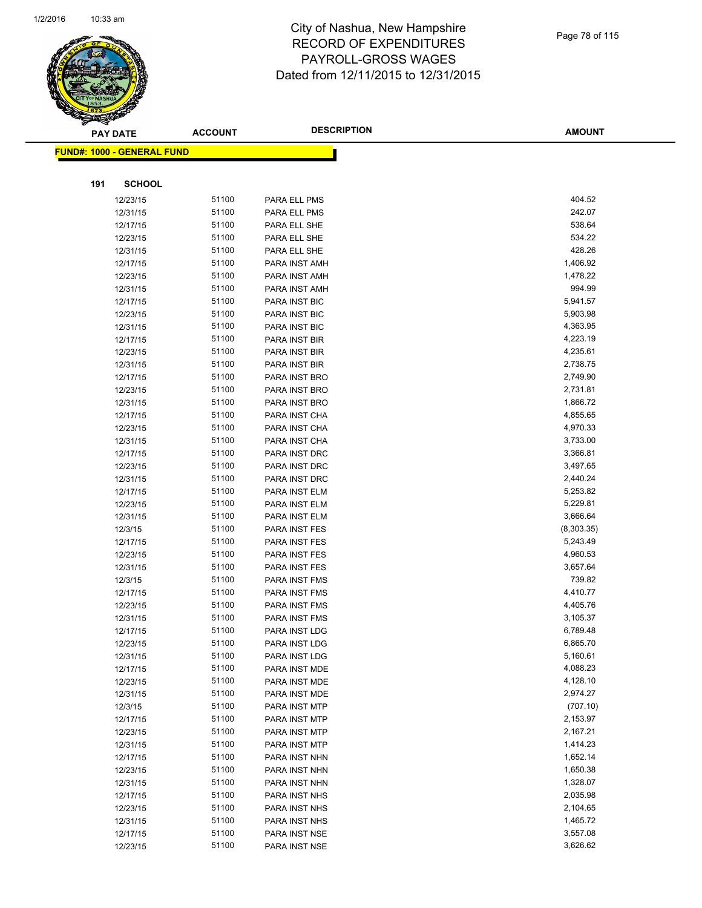# City of Nashua, New Hampshire
## RECORD OF EXPENDITURES
## PAYROLL-GROSS WAGES
## Dated from 12/11/2015 to 12/31/2015

**FUND#: 1000 - GENERAL FUND**

**191 SCHOOL**

| PAY DATE | ACCOUNT | DESCRIPTION | AMOUNT |
|---|---|---|---|
| 12/23/15 | 51100 | PARA ELL PMS | 404.52 |
| 12/31/15 | 51100 | PARA ELL PMS | 242.07 |
| 12/17/15 | 51100 | PARA ELL SHE | 538.64 |
| 12/23/15 | 51100 | PARA ELL SHE | 534.22 |
| 12/31/15 | 51100 | PARA ELL SHE | 428.26 |
| 12/17/15 | 51100 | PARA INST AMH | 1,406.92 |
| 12/23/15 | 51100 | PARA INST AMH | 1,478.22 |
| 12/31/15 | 51100 | PARA INST AMH | 994.99 |
| 12/17/15 | 51100 | PARA INST BIC | 5,941.57 |
| 12/23/15 | 51100 | PARA INST BIC | 5,903.98 |
| 12/31/15 | 51100 | PARA INST BIC | 4,363.95 |
| 12/17/15 | 51100 | PARA INST BIR | 4,223.19 |
| 12/23/15 | 51100 | PARA INST BIR | 4,235.61 |
| 12/31/15 | 51100 | PARA INST BIR | 2,738.75 |
| 12/17/15 | 51100 | PARA INST BRO | 2,749.90 |
| 12/23/15 | 51100 | PARA INST BRO | 2,731.81 |
| 12/31/15 | 51100 | PARA INST BRO | 1,866.72 |
| 12/17/15 | 51100 | PARA INST CHA | 4,855.65 |
| 12/23/15 | 51100 | PARA INST CHA | 4,970.33 |
| 12/31/15 | 51100 | PARA INST CHA | 3,733.00 |
| 12/17/15 | 51100 | PARA INST DRC | 3,366.81 |
| 12/23/15 | 51100 | PARA INST DRC | 3,497.65 |
| 12/31/15 | 51100 | PARA INST DRC | 2,440.24 |
| 12/17/15 | 51100 | PARA INST ELM | 5,253.82 |
| 12/23/15 | 51100 | PARA INST ELM | 5,229.81 |
| 12/31/15 | 51100 | PARA INST ELM | 3,666.64 |
| 12/3/15 | 51100 | PARA INST FES | (8,303.35) |
| 12/17/15 | 51100 | PARA INST FES | 5,243.49 |
| 12/23/15 | 51100 | PARA INST FES | 4,960.53 |
| 12/31/15 | 51100 | PARA INST FES | 3,657.64 |
| 12/3/15 | 51100 | PARA INST FMS | 739.82 |
| 12/17/15 | 51100 | PARA INST FMS | 4,410.77 |
| 12/23/15 | 51100 | PARA INST FMS | 4,405.76 |
| 12/31/15 | 51100 | PARA INST FMS | 3,105.37 |
| 12/17/15 | 51100 | PARA INST LDG | 6,789.48 |
| 12/23/15 | 51100 | PARA INST LDG | 6,865.70 |
| 12/31/15 | 51100 | PARA INST LDG | 5,160.61 |
| 12/17/15 | 51100 | PARA INST MDE | 4,088.23 |
| 12/23/15 | 51100 | PARA INST MDE | 4,128.10 |
| 12/31/15 | 51100 | PARA INST MDE | 2,974.27 |
| 12/3/15 | 51100 | PARA INST MTP | (707.10) |
| 12/17/15 | 51100 | PARA INST MTP | 2,153.97 |
| 12/23/15 | 51100 | PARA INST MTP | 2,167.21 |
| 12/31/15 | 51100 | PARA INST MTP | 1,414.23 |
| 12/17/15 | 51100 | PARA INST NHN | 1,652.14 |
| 12/23/15 | 51100 | PARA INST NHN | 1,650.38 |
| 12/31/15 | 51100 | PARA INST NHN | 1,328.07 |
| 12/17/15 | 51100 | PARA INST NHS | 2,035.98 |
| 12/23/15 | 51100 | PARA INST NHS | 2,104.65 |
| 12/31/15 | 51100 | PARA INST NHS | 1,465.72 |
| 12/17/15 | 51100 | PARA INST NSE | 3,557.08 |
| 12/23/15 | 51100 | PARA INST NSE | 3,626.62 |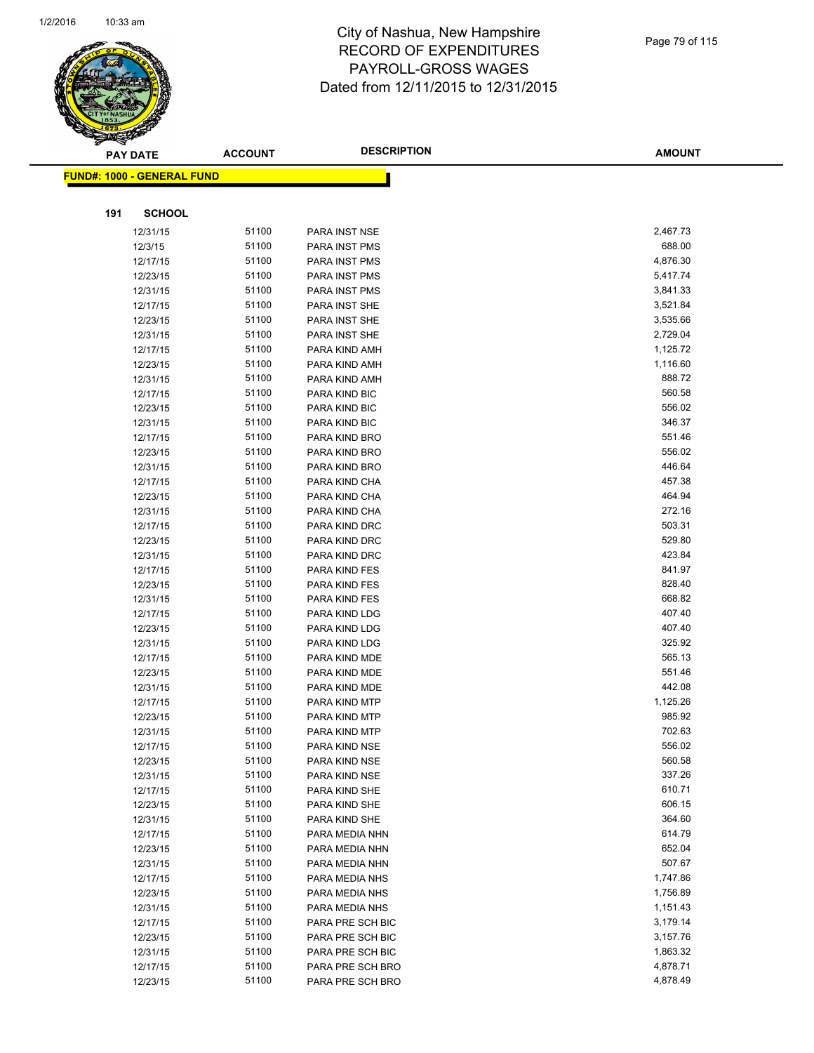# City of Nashua, New Hampshire
## RECORD OF EXPENDITURES
## PAYROLL-GROSS WAGES
## Dated from 12/11/2015 to 12/31/2015

**FUND#: 1000 - GENERAL FUND**

**191 SCHOOL**

| PAY DATE | ACCOUNT | DESCRIPTION | AMOUNT |
|---|---|---|---|
| 12/31/15 | 51100 | PARA INST NSE | 2,467.73 |
| 12/3/15 | 51100 | PARA INST PMS | 688.00 |
| 12/17/15 | 51100 | PARA INST PMS | 4,876.30 |
| 12/23/15 | 51100 | PARA INST PMS | 5,417.74 |
| 12/31/15 | 51100 | PARA INST PMS | 3,841.33 |
| 12/17/15 | 51100 | PARA INST SHE | 3,521.84 |
| 12/23/15 | 51100 | PARA INST SHE | 3,535.66 |
| 12/31/15 | 51100 | PARA INST SHE | 2,729.04 |
| 12/17/15 | 51100 | PARA KIND AMH | 1,125.72 |
| 12/23/15 | 51100 | PARA KIND AMH | 1,116.60 |
| 12/31/15 | 51100 | PARA KIND AMH | 888.72 |
| 12/17/15 | 51100 | PARA KIND BIC | 560.58 |
| 12/23/15 | 51100 | PARA KIND BIC | 556.02 |
| 12/31/15 | 51100 | PARA KIND BIC | 346.37 |
| 12/17/15 | 51100 | PARA KIND BRO | 551.46 |
| 12/23/15 | 51100 | PARA KIND BRO | 556.02 |
| 12/31/15 | 51100 | PARA KIND BRO | 446.64 |
| 12/17/15 | 51100 | PARA KIND CHA | 457.38 |
| 12/23/15 | 51100 | PARA KIND CHA | 464.94 |
| 12/31/15 | 51100 | PARA KIND CHA | 272.16 |
| 12/17/15 | 51100 | PARA KIND DRC | 503.31 |
| 12/23/15 | 51100 | PARA KIND DRC | 529.80 |
| 12/31/15 | 51100 | PARA KIND DRC | 423.84 |
| 12/17/15 | 51100 | PARA KIND FES | 841.97 |
| 12/23/15 | 51100 | PARA KIND FES | 828.40 |
| 12/31/15 | 51100 | PARA KIND FES | 668.82 |
| 12/17/15 | 51100 | PARA KIND LDG | 407.40 |
| 12/23/15 | 51100 | PARA KIND LDG | 407.40 |
| 12/31/15 | 51100 | PARA KIND LDG | 325.92 |
| 12/17/15 | 51100 | PARA KIND MDE | 565.13 |
| 12/23/15 | 51100 | PARA KIND MDE | 551.46 |
| 12/31/15 | 51100 | PARA KIND MDE | 442.08 |
| 12/17/15 | 51100 | PARA KIND MTP | 1,125.26 |
| 12/23/15 | 51100 | PARA KIND MTP | 985.92 |
| 12/31/15 | 51100 | PARA KIND MTP | 702.63 |
| 12/17/15 | 51100 | PARA KIND NSE | 556.02 |
| 12/23/15 | 51100 | PARA KIND NSE | 560.58 |
| 12/31/15 | 51100 | PARA KIND NSE | 337.26 |
| 12/17/15 | 51100 | PARA KIND SHE | 610.71 |
| 12/23/15 | 51100 | PARA KIND SHE | 606.15 |
| 12/31/15 | 51100 | PARA KIND SHE | 364.60 |
| 12/17/15 | 51100 | PARA MEDIA NHN | 614.79 |
| 12/23/15 | 51100 | PARA MEDIA NHN | 652.04 |
| 12/31/15 | 51100 | PARA MEDIA NHN | 507.67 |
| 12/17/15 | 51100 | PARA MEDIA NHS | 1,747.86 |
| 12/23/15 | 51100 | PARA MEDIA NHS | 1,756.89 |
| 12/31/15 | 51100 | PARA MEDIA NHS | 1,151.43 |
| 12/17/15 | 51100 | PARA PRE SCH BIC | 3,179.14 |
| 12/23/15 | 51100 | PARA PRE SCH BIC | 3,157.76 |
| 12/31/15 | 51100 | PARA PRE SCH BIC | 1,863.32 |
| 12/17/15 | 51100 | PARA PRE SCH BRO | 4,878.71 |
| 12/23/15 | 51100 | PARA PRE SCH BRO | 4,878.49 |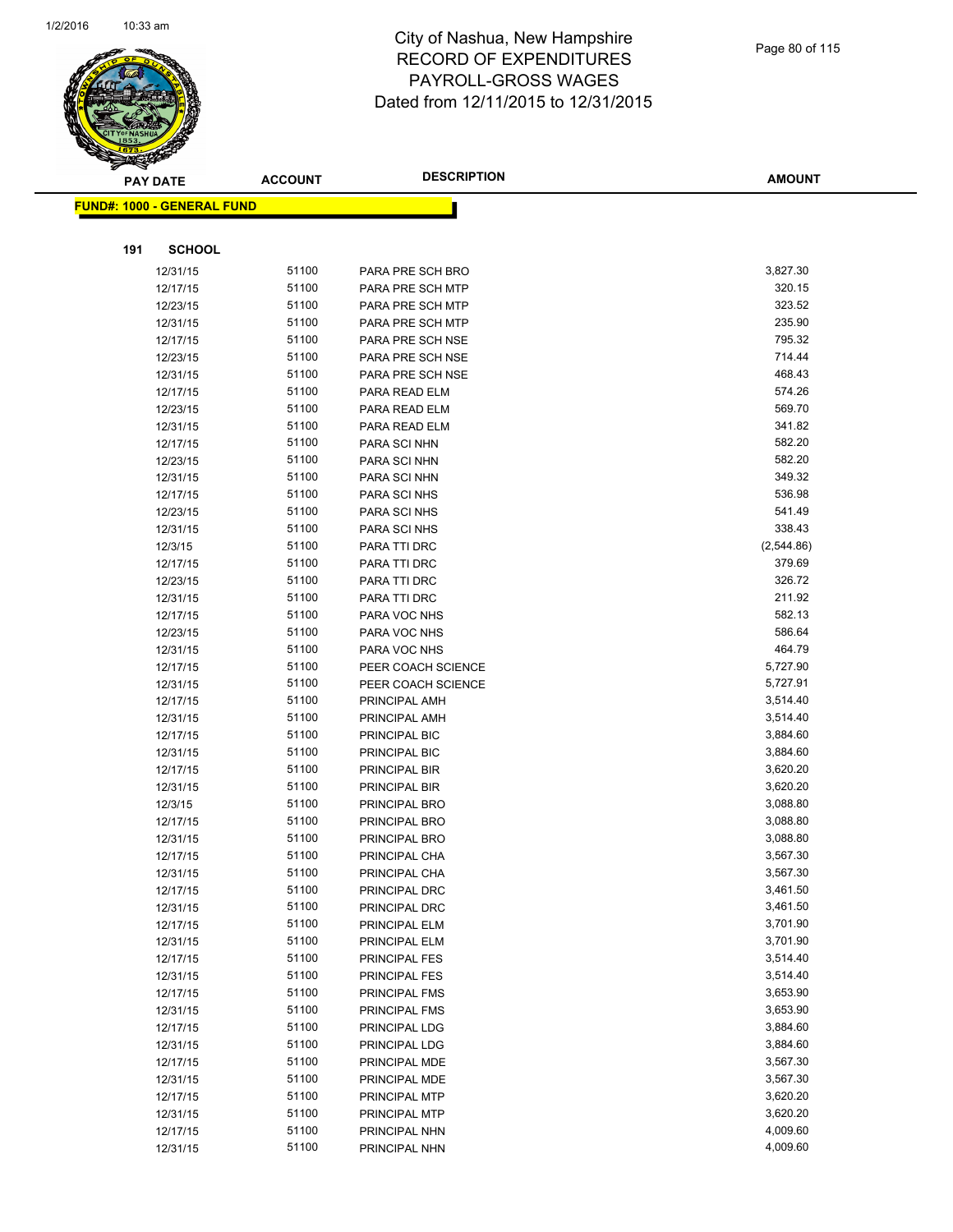# City of Nashua, New Hampshire
# RECORD OF EXPENDITURES
# PAYROLL-GROSS WAGES
# Dated from 12/11/2015 to 12/31/2015

**FUND#: 1000 - GENERAL FUND**

**191 SCHOOL**

| PAY DATE | ACCOUNT | DESCRIPTION | AMOUNT |
|---|---|---|---|
| 12/31/15 | 51100 | PARA PRE SCH BRO | 3,827.30 |
| 12/17/15 | 51100 | PARA PRE SCH MTP | 320.15 |
| 12/23/15 | 51100 | PARA PRE SCH MTP | 323.52 |
| 12/31/15 | 51100 | PARA PRE SCH MTP | 235.90 |
| 12/17/15 | 51100 | PARA PRE SCH NSE | 795.32 |
| 12/23/15 | 51100 | PARA PRE SCH NSE | 714.44 |
| 12/31/15 | 51100 | PARA PRE SCH NSE | 468.43 |
| 12/17/15 | 51100 | PARA READ ELM | 574.26 |
| 12/23/15 | 51100 | PARA READ ELM | 569.70 |
| 12/31/15 | 51100 | PARA READ ELM | 341.82 |
| 12/17/15 | 51100 | PARA SCI NHN | 582.20 |
| 12/23/15 | 51100 | PARA SCI NHN | 582.20 |
| 12/31/15 | 51100 | PARA SCI NHN | 349.32 |
| 12/17/15 | 51100 | PARA SCI NHS | 536.98 |
| 12/23/15 | 51100 | PARA SCI NHS | 541.49 |
| 12/31/15 | 51100 | PARA SCI NHS | 338.43 |
| 12/3/15 | 51100 | PARA TTI DRC | (2,544.86) |
| 12/17/15 | 51100 | PARA TTI DRC | 379.69 |
| 12/23/15 | 51100 | PARA TTI DRC | 326.72 |
| 12/31/15 | 51100 | PARA TTI DRC | 211.92 |
| 12/17/15 | 51100 | PARA VOC NHS | 582.13 |
| 12/23/15 | 51100 | PARA VOC NHS | 586.64 |
| 12/31/15 | 51100 | PARA VOC NHS | 464.79 |
| 12/17/15 | 51100 | PEER COACH SCIENCE | 5,727.90 |
| 12/31/15 | 51100 | PEER COACH SCIENCE | 5,727.91 |
| 12/17/15 | 51100 | PRINCIPAL AMH | 3,514.40 |
| 12/31/15 | 51100 | PRINCIPAL AMH | 3,514.40 |
| 12/17/15 | 51100 | PRINCIPAL BIC | 3,884.60 |
| 12/31/15 | 51100 | PRINCIPAL BIC | 3,884.60 |
| 12/17/15 | 51100 | PRINCIPAL BIR | 3,620.20 |
| 12/31/15 | 51100 | PRINCIPAL BIR | 3,620.20 |
| 12/3/15 | 51100 | PRINCIPAL BRO | 3,088.80 |
| 12/17/15 | 51100 | PRINCIPAL BRO | 3,088.80 |
| 12/31/15 | 51100 | PRINCIPAL BRO | 3,088.80 |
| 12/17/15 | 51100 | PRINCIPAL CHA | 3,567.30 |
| 12/31/15 | 51100 | PRINCIPAL CHA | 3,567.30 |
| 12/17/15 | 51100 | PRINCIPAL DRC | 3,461.50 |
| 12/31/15 | 51100 | PRINCIPAL DRC | 3,461.50 |
| 12/17/15 | 51100 | PRINCIPAL ELM | 3,701.90 |
| 12/31/15 | 51100 | PRINCIPAL ELM | 3,701.90 |
| 12/17/15 | 51100 | PRINCIPAL FES | 3,514.40 |
| 12/31/15 | 51100 | PRINCIPAL FES | 3,514.40 |
| 12/17/15 | 51100 | PRINCIPAL FMS | 3,653.90 |
| 12/31/15 | 51100 | PRINCIPAL FMS | 3,653.90 |
| 12/17/15 | 51100 | PRINCIPAL LDG | 3,884.60 |
| 12/31/15 | 51100 | PRINCIPAL LDG | 3,884.60 |
| 12/17/15 | 51100 | PRINCIPAL MDE | 3,567.30 |
| 12/31/15 | 51100 | PRINCIPAL MDE | 3,567.30 |
| 12/17/15 | 51100 | PRINCIPAL MTP | 3,620.20 |
| 12/31/15 | 51100 | PRINCIPAL MTP | 3,620.20 |
| 12/17/15 | 51100 | PRINCIPAL NHN | 4,009.60 |
| 12/31/15 | 51100 | PRINCIPAL NHN | 4,009.60 |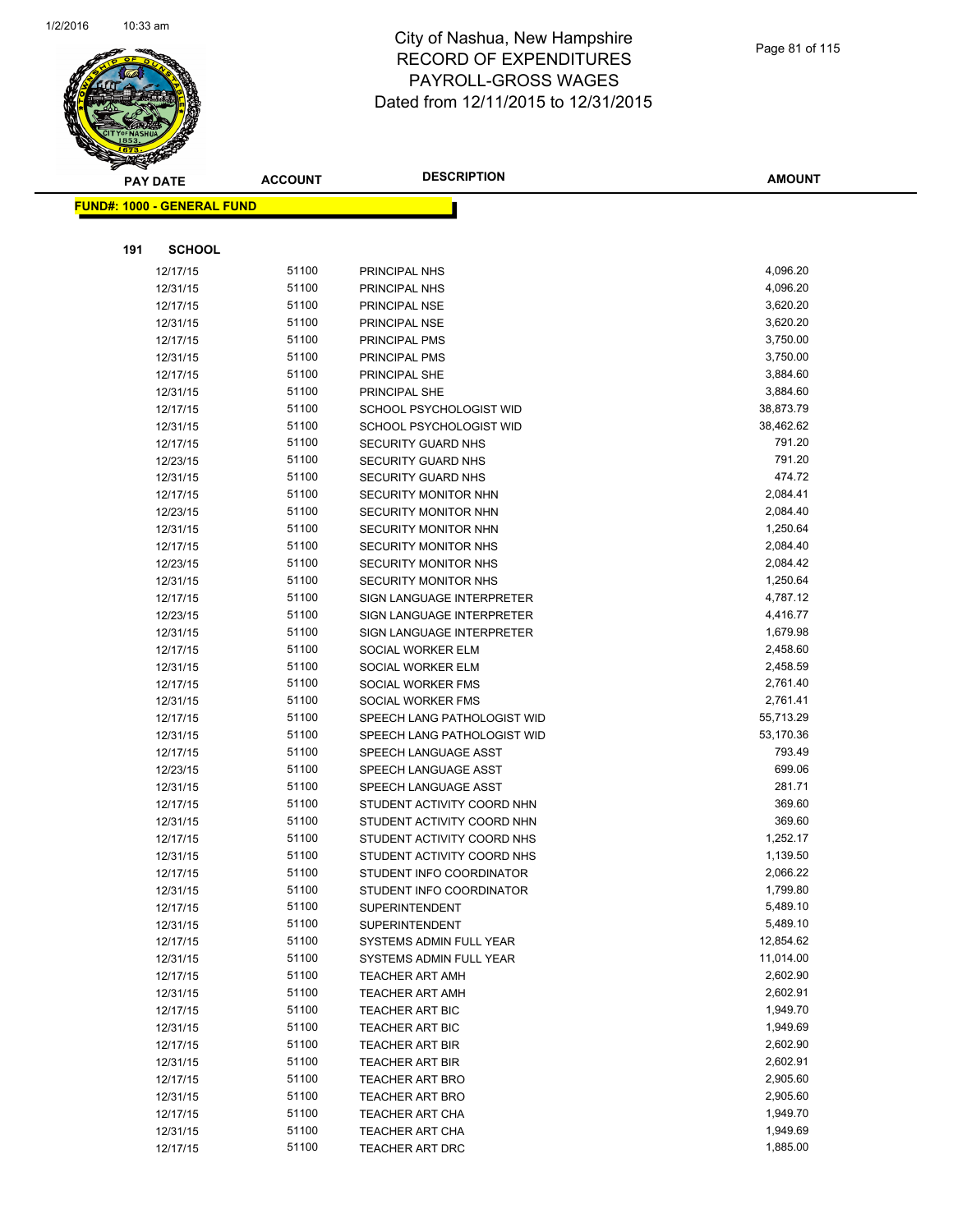# City of Nashua, New Hampshire
## RECORD OF EXPENDITURES
## PAYROLL-GROSS WAGES
## Dated from 12/11/2015 to 12/31/2015

**FUND#: 1000 - GENERAL FUND**

**191 SCHOOL**

| PAY DATE | ACCOUNT | DESCRIPTION | AMOUNT |
|---|---|---|---|
| 12/17/15 | 51100 | PRINCIPAL NHS | 4,096.20 |
| 12/31/15 | 51100 | PRINCIPAL NHS | 4,096.20 |
| 12/17/15 | 51100 | PRINCIPAL NSE | 3,620.20 |
| 12/31/15 | 51100 | PRINCIPAL NSE | 3,620.20 |
| 12/17/15 | 51100 | PRINCIPAL PMS | 3,750.00 |
| 12/31/15 | 51100 | PRINCIPAL PMS | 3,750.00 |
| 12/17/15 | 51100 | PRINCIPAL SHE | 3,884.60 |
| 12/31/15 | 51100 | PRINCIPAL SHE | 3,884.60 |
| 12/17/15 | 51100 | SCHOOL PSYCHOLOGIST WID | 38,873.79 |
| 12/31/15 | 51100 | SCHOOL PSYCHOLOGIST WID | 38,462.62 |
| 12/17/15 | 51100 | SECURITY GUARD NHS | 791.20 |
| 12/23/15 | 51100 | SECURITY GUARD NHS | 791.20 |
| 12/31/15 | 51100 | SECURITY GUARD NHS | 474.72 |
| 12/17/15 | 51100 | SECURITY MONITOR NHN | 2,084.41 |
| 12/23/15 | 51100 | SECURITY MONITOR NHN | 2,084.40 |
| 12/31/15 | 51100 | SECURITY MONITOR NHN | 1,250.64 |
| 12/17/15 | 51100 | SECURITY MONITOR NHS | 2,084.40 |
| 12/23/15 | 51100 | SECURITY MONITOR NHS | 2,084.42 |
| 12/31/15 | 51100 | SECURITY MONITOR NHS | 1,250.64 |
| 12/17/15 | 51100 | SIGN LANGUAGE INTERPRETER | 4,787.12 |
| 12/23/15 | 51100 | SIGN LANGUAGE INTERPRETER | 4,416.77 |
| 12/31/15 | 51100 | SIGN LANGUAGE INTERPRETER | 1,679.98 |
| 12/17/15 | 51100 | SOCIAL WORKER ELM | 2,458.60 |
| 12/31/15 | 51100 | SOCIAL WORKER ELM | 2,458.59 |
| 12/17/15 | 51100 | SOCIAL WORKER FMS | 2,761.40 |
| 12/31/15 | 51100 | SOCIAL WORKER FMS | 2,761.41 |
| 12/17/15 | 51100 | SPEECH LANG PATHOLOGIST WID | 55,713.29 |
| 12/31/15 | 51100 | SPEECH LANG PATHOLOGIST WID | 53,170.36 |
| 12/17/15 | 51100 | SPEECH LANGUAGE ASST | 793.49 |
| 12/23/15 | 51100 | SPEECH LANGUAGE ASST | 699.06 |
| 12/31/15 | 51100 | SPEECH LANGUAGE ASST | 281.71 |
| 12/17/15 | 51100 | STUDENT ACTIVITY COORD NHN | 369.60 |
| 12/31/15 | 51100 | STUDENT ACTIVITY COORD NHN | 369.60 |
| 12/17/15 | 51100 | STUDENT ACTIVITY COORD NHS | 1,252.17 |
| 12/31/15 | 51100 | STUDENT ACTIVITY COORD NHS | 1,139.50 |
| 12/17/15 | 51100 | STUDENT INFO COORDINATOR | 2,066.22 |
| 12/31/15 | 51100 | STUDENT INFO COORDINATOR | 1,799.80 |
| 12/17/15 | 51100 | SUPERINTENDENT | 5,489.10 |
| 12/31/15 | 51100 | SUPERINTENDENT | 5,489.10 |
| 12/17/15 | 51100 | SYSTEMS ADMIN FULL YEAR | 12,854.62 |
| 12/31/15 | 51100 | SYSTEMS ADMIN FULL YEAR | 11,014.00 |
| 12/17/15 | 51100 | TEACHER ART AMH | 2,602.90 |
| 12/31/15 | 51100 | TEACHER ART AMH | 2,602.91 |
| 12/17/15 | 51100 | TEACHER ART BIC | 1,949.70 |
| 12/31/15 | 51100 | TEACHER ART BIC | 1,949.69 |
| 12/17/15 | 51100 | TEACHER ART BIR | 2,602.90 |
| 12/31/15 | 51100 | TEACHER ART BIR | 2,602.91 |
| 12/17/15 | 51100 | TEACHER ART BRO | 2,905.60 |
| 12/31/15 | 51100 | TEACHER ART BRO | 2,905.60 |
| 12/17/15 | 51100 | TEACHER ART CHA | 1,949.70 |
| 12/31/15 | 51100 | TEACHER ART CHA | 1,949.69 |
| 12/17/15 | 51100 | TEACHER ART DRC | 1,885.00 |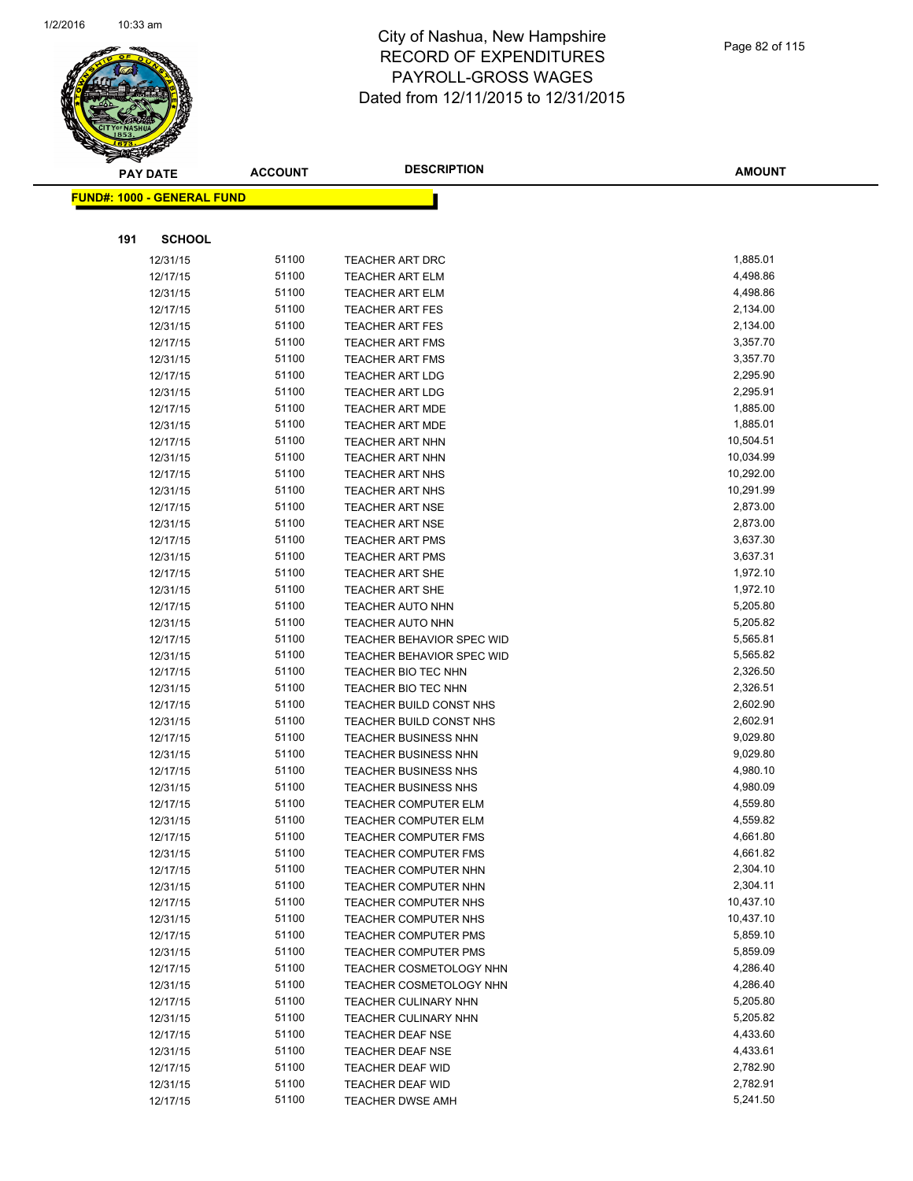# City of Nashua, New Hampshire
## RECORD OF EXPENDITURES
## PAYROLL-GROSS WAGES
## Dated from 12/11/2015 to 12/31/2015

**FUND#: 1000 - GENERAL FUND**

**191 SCHOOL**

| PAY DATE | ACCOUNT | DESCRIPTION | AMOUNT |
|---|---|---|---|
| 12/31/15 | 51100 | TEACHER ART DRC | 1,885.01 |
| 12/17/15 | 51100 | TEACHER ART ELM | 4,498.86 |
| 12/31/15 | 51100 | TEACHER ART ELM | 4,498.86 |
| 12/17/15 | 51100 | TEACHER ART FES | 2,134.00 |
| 12/31/15 | 51100 | TEACHER ART FES | 2,134.00 |
| 12/17/15 | 51100 | TEACHER ART FMS | 3,357.70 |
| 12/31/15 | 51100 | TEACHER ART FMS | 3,357.70 |
| 12/17/15 | 51100 | TEACHER ART LDG | 2,295.90 |
| 12/31/15 | 51100 | TEACHER ART LDG | 2,295.91 |
| 12/17/15 | 51100 | TEACHER ART MDE | 1,885.00 |
| 12/31/15 | 51100 | TEACHER ART MDE | 1,885.01 |
| 12/17/15 | 51100 | TEACHER ART NHN | 10,504.51 |
| 12/31/15 | 51100 | TEACHER ART NHN | 10,034.99 |
| 12/17/15 | 51100 | TEACHER ART NHS | 10,292.00 |
| 12/31/15 | 51100 | TEACHER ART NHS | 10,291.99 |
| 12/17/15 | 51100 | TEACHER ART NSE | 2,873.00 |
| 12/31/15 | 51100 | TEACHER ART NSE | 2,873.00 |
| 12/17/15 | 51100 | TEACHER ART PMS | 3,637.30 |
| 12/31/15 | 51100 | TEACHER ART PMS | 3,637.31 |
| 12/17/15 | 51100 | TEACHER ART SHE | 1,972.10 |
| 12/31/15 | 51100 | TEACHER ART SHE | 1,972.10 |
| 12/17/15 | 51100 | TEACHER AUTO NHN | 5,205.80 |
| 12/31/15 | 51100 | TEACHER AUTO NHN | 5,205.82 |
| 12/17/15 | 51100 | TEACHER BEHAVIOR SPEC WID | 5,565.81 |
| 12/31/15 | 51100 | TEACHER BEHAVIOR SPEC WID | 5,565.82 |
| 12/17/15 | 51100 | TEACHER BIO TEC NHN | 2,326.50 |
| 12/31/15 | 51100 | TEACHER BIO TEC NHN | 2,326.51 |
| 12/17/15 | 51100 | TEACHER BUILD CONST NHS | 2,602.90 |
| 12/31/15 | 51100 | TEACHER BUILD CONST NHS | 2,602.91 |
| 12/17/15 | 51100 | TEACHER BUSINESS NHN | 9,029.80 |
| 12/31/15 | 51100 | TEACHER BUSINESS NHN | 9,029.80 |
| 12/17/15 | 51100 | TEACHER BUSINESS NHS | 4,980.10 |
| 12/31/15 | 51100 | TEACHER BUSINESS NHS | 4,980.09 |
| 12/17/15 | 51100 | TEACHER COMPUTER ELM | 4,559.80 |
| 12/31/15 | 51100 | TEACHER COMPUTER ELM | 4,559.82 |
| 12/17/15 | 51100 | TEACHER COMPUTER FMS | 4,661.80 |
| 12/31/15 | 51100 | TEACHER COMPUTER FMS | 4,661.82 |
| 12/17/15 | 51100 | TEACHER COMPUTER NHN | 2,304.10 |
| 12/31/15 | 51100 | TEACHER COMPUTER NHN | 2,304.11 |
| 12/17/15 | 51100 | TEACHER COMPUTER NHS | 10,437.10 |
| 12/31/15 | 51100 | TEACHER COMPUTER NHS | 10,437.10 |
| 12/17/15 | 51100 | TEACHER COMPUTER PMS | 5,859.10 |
| 12/31/15 | 51100 | TEACHER COMPUTER PMS | 5,859.09 |
| 12/17/15 | 51100 | TEACHER COSMETOLOGY NHN | 4,286.40 |
| 12/31/15 | 51100 | TEACHER COSMETOLOGY NHN | 4,286.40 |
| 12/17/15 | 51100 | TEACHER CULINARY NHN | 5,205.80 |
| 12/31/15 | 51100 | TEACHER CULINARY NHN | 5,205.82 |
| 12/17/15 | 51100 | TEACHER DEAF NSE | 4,433.60 |
| 12/31/15 | 51100 | TEACHER DEAF NSE | 4,433.61 |
| 12/17/15 | 51100 | TEACHER DEAF WID | 2,782.90 |
| 12/31/15 | 51100 | TEACHER DEAF WID | 2,782.91 |
| 12/17/15 | 51100 | TEACHER DWSE AMH | 5,241.50 |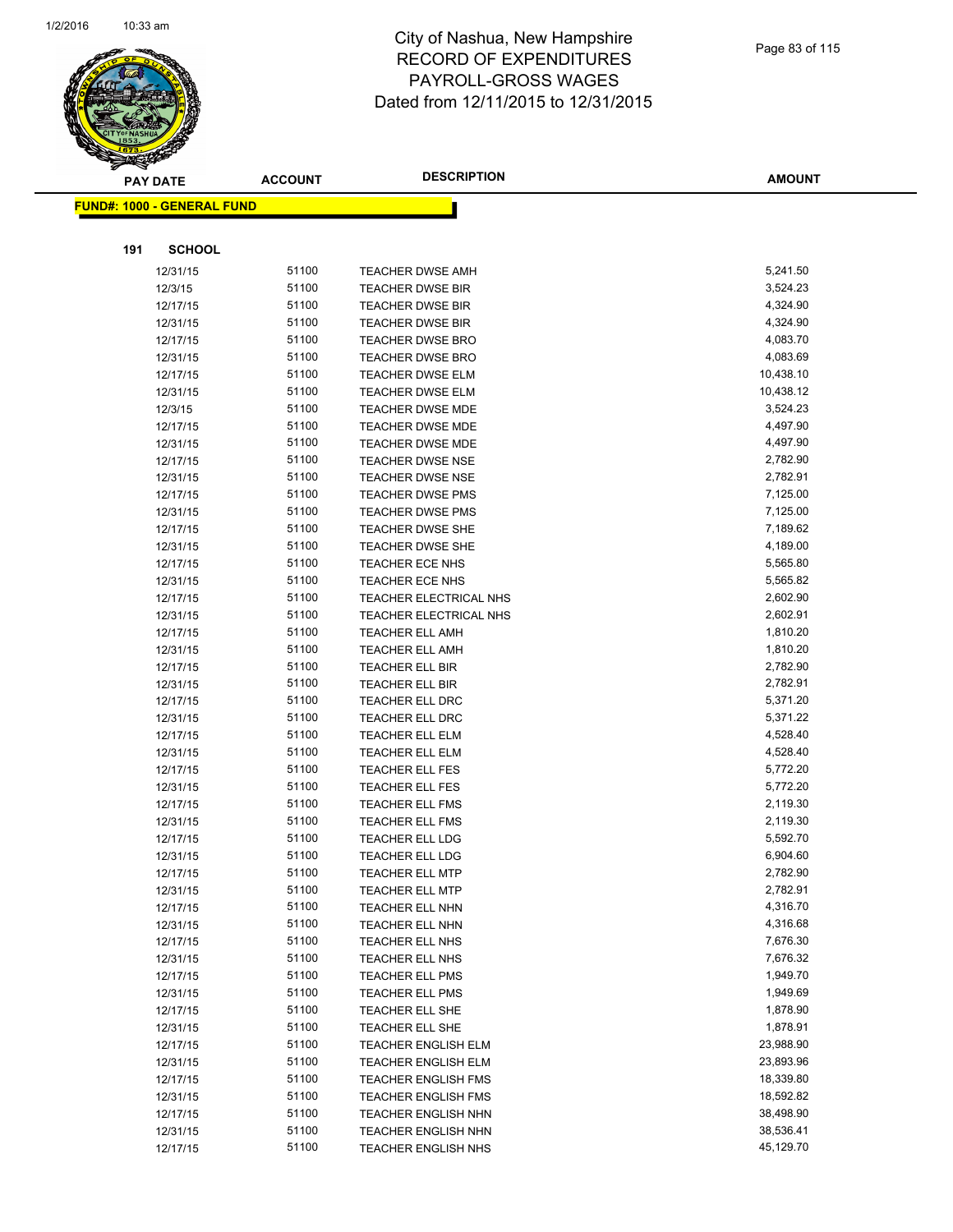# City of Nashua, New Hampshire
# RECORD OF EXPENDITURES
# PAYROLL-GROSS WAGES
# Dated from 12/11/2015 to 12/31/2015

**FUND#: 1000 - GENERAL FUND**

**191 SCHOOL**

| PAY DATE | ACCOUNT | DESCRIPTION | AMOUNT |
|---|---|---|---|
| 12/31/15 | 51100 | TEACHER DWSE AMH | 5,241.50 |
| 12/3/15 | 51100 | TEACHER DWSE BIR | 3,524.23 |
| 12/17/15 | 51100 | TEACHER DWSE BIR | 4,324.90 |
| 12/31/15 | 51100 | TEACHER DWSE BIR | 4,324.90 |
| 12/17/15 | 51100 | TEACHER DWSE BRO | 4,083.70 |
| 12/31/15 | 51100 | TEACHER DWSE BRO | 4,083.69 |
| 12/17/15 | 51100 | TEACHER DWSE ELM | 10,438.10 |
| 12/31/15 | 51100 | TEACHER DWSE ELM | 10,438.12 |
| 12/3/15 | 51100 | TEACHER DWSE MDE | 3,524.23 |
| 12/17/15 | 51100 | TEACHER DWSE MDE | 4,497.90 |
| 12/31/15 | 51100 | TEACHER DWSE MDE | 4,497.90 |
| 12/17/15 | 51100 | TEACHER DWSE NSE | 2,782.90 |
| 12/31/15 | 51100 | TEACHER DWSE NSE | 2,782.91 |
| 12/17/15 | 51100 | TEACHER DWSE PMS | 7,125.00 |
| 12/31/15 | 51100 | TEACHER DWSE PMS | 7,125.00 |
| 12/17/15 | 51100 | TEACHER DWSE SHE | 7,189.62 |
| 12/31/15 | 51100 | TEACHER DWSE SHE | 4,189.00 |
| 12/17/15 | 51100 | TEACHER ECE NHS | 5,565.80 |
| 12/31/15 | 51100 | TEACHER ECE NHS | 5,565.82 |
| 12/17/15 | 51100 | TEACHER ELECTRICAL NHS | 2,602.90 |
| 12/31/15 | 51100 | TEACHER ELECTRICAL NHS | 2,602.91 |
| 12/17/15 | 51100 | TEACHER ELL AMH | 1,810.20 |
| 12/31/15 | 51100 | TEACHER ELL AMH | 1,810.20 |
| 12/17/15 | 51100 | TEACHER ELL BIR | 2,782.90 |
| 12/31/15 | 51100 | TEACHER ELL BIR | 2,782.91 |
| 12/17/15 | 51100 | TEACHER ELL DRC | 5,371.20 |
| 12/31/15 | 51100 | TEACHER ELL DRC | 5,371.22 |
| 12/17/15 | 51100 | TEACHER ELL ELM | 4,528.40 |
| 12/31/15 | 51100 | TEACHER ELL ELM | 4,528.40 |
| 12/17/15 | 51100 | TEACHER ELL FES | 5,772.20 |
| 12/31/15 | 51100 | TEACHER ELL FES | 5,772.20 |
| 12/17/15 | 51100 | TEACHER ELL FMS | 2,119.30 |
| 12/31/15 | 51100 | TEACHER ELL FMS | 2,119.30 |
| 12/17/15 | 51100 | TEACHER ELL LDG | 5,592.70 |
| 12/31/15 | 51100 | TEACHER ELL LDG | 6,904.60 |
| 12/17/15 | 51100 | TEACHER ELL MTP | 2,782.90 |
| 12/31/15 | 51100 | TEACHER ELL MTP | 2,782.91 |
| 12/17/15 | 51100 | TEACHER ELL NHN | 4,316.70 |
| 12/31/15 | 51100 | TEACHER ELL NHN | 4,316.68 |
| 12/17/15 | 51100 | TEACHER ELL NHS | 7,676.30 |
| 12/31/15 | 51100 | TEACHER ELL NHS | 7,676.32 |
| 12/17/15 | 51100 | TEACHER ELL PMS | 1,949.70 |
| 12/31/15 | 51100 | TEACHER ELL PMS | 1,949.69 |
| 12/17/15 | 51100 | TEACHER ELL SHE | 1,878.90 |
| 12/31/15 | 51100 | TEACHER ELL SHE | 1,878.91 |
| 12/17/15 | 51100 | TEACHER ENGLISH ELM | 23,988.90 |
| 12/31/15 | 51100 | TEACHER ENGLISH ELM | 23,893.96 |
| 12/17/15 | 51100 | TEACHER ENGLISH FMS | 18,339.80 |
| 12/31/15 | 51100 | TEACHER ENGLISH FMS | 18,592.82 |
| 12/17/15 | 51100 | TEACHER ENGLISH NHN | 38,498.90 |
| 12/31/15 | 51100 | TEACHER ENGLISH NHN | 38,536.41 |
| 12/17/15 | 51100 | TEACHER ENGLISH NHS | 45,129.70 |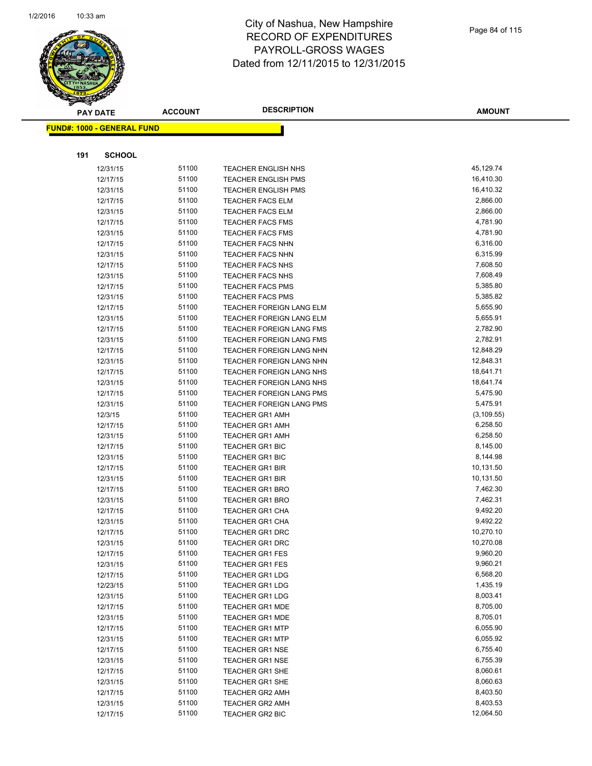# City of Nashua, New Hampshire
## RECORD OF EXPENDITURES
## PAYROLL-GROSS WAGES
## Dated from 12/11/2015 to 12/31/2015

**FUND#: 1000 - GENERAL FUND**

**191 SCHOOL**

| PAY DATE | ACCOUNT | DESCRIPTION | AMOUNT |
|---|---|---|---|
| 12/31/15 | 51100 | TEACHER ENGLISH NHS | 45,129.74 |
| 12/17/15 | 51100 | TEACHER ENGLISH PMS | 16,410.30 |
| 12/31/15 | 51100 | TEACHER ENGLISH PMS | 16,410.32 |
| 12/17/15 | 51100 | TEACHER FACS ELM | 2,866.00 |
| 12/31/15 | 51100 | TEACHER FACS ELM | 2,866.00 |
| 12/17/15 | 51100 | TEACHER FACS FMS | 4,781.90 |
| 12/31/15 | 51100 | TEACHER FACS FMS | 4,781.90 |
| 12/17/15 | 51100 | TEACHER FACS NHN | 6,316.00 |
| 12/31/15 | 51100 | TEACHER FACS NHN | 6,315.99 |
| 12/17/15 | 51100 | TEACHER FACS NHS | 7,608.50 |
| 12/31/15 | 51100 | TEACHER FACS NHS | 7,608.49 |
| 12/17/15 | 51100 | TEACHER FACS PMS | 5,385.80 |
| 12/31/15 | 51100 | TEACHER FACS PMS | 5,385.82 |
| 12/17/15 | 51100 | TEACHER FOREIGN LANG ELM | 5,655.90 |
| 12/31/15 | 51100 | TEACHER FOREIGN LANG ELM | 5,655.91 |
| 12/17/15 | 51100 | TEACHER FOREIGN LANG FMS | 2,782.90 |
| 12/31/15 | 51100 | TEACHER FOREIGN LANG FMS | 2,782.91 |
| 12/17/15 | 51100 | TEACHER FOREIGN LANG NHN | 12,848.29 |
| 12/31/15 | 51100 | TEACHER FOREIGN LANG NHN | 12,848.31 |
| 12/17/15 | 51100 | TEACHER FOREIGN LANG NHS | 18,641.71 |
| 12/31/15 | 51100 | TEACHER FOREIGN LANG NHS | 18,641.74 |
| 12/17/15 | 51100 | TEACHER FOREIGN LANG PMS | 5,475.90 |
| 12/31/15 | 51100 | TEACHER FOREIGN LANG PMS | 5,475.91 |
| 12/3/15 | 51100 | TEACHER GR1 AMH | (3,109.55) |
| 12/17/15 | 51100 | TEACHER GR1 AMH | 6,258.50 |
| 12/31/15 | 51100 | TEACHER GR1 AMH | 6,258.50 |
| 12/17/15 | 51100 | TEACHER GR1 BIC | 8,145.00 |
| 12/31/15 | 51100 | TEACHER GR1 BIC | 8,144.98 |
| 12/17/15 | 51100 | TEACHER GR1 BIR | 10,131.50 |
| 12/31/15 | 51100 | TEACHER GR1 BIR | 10,131.50 |
| 12/17/15 | 51100 | TEACHER GR1 BRO | 7,462.30 |
| 12/31/15 | 51100 | TEACHER GR1 BRO | 7,462.31 |
| 12/17/15 | 51100 | TEACHER GR1 CHA | 9,492.20 |
| 12/31/15 | 51100 | TEACHER GR1 CHA | 9,492.22 |
| 12/17/15 | 51100 | TEACHER GR1 DRC | 10,270.10 |
| 12/31/15 | 51100 | TEACHER GR1 DRC | 10,270.08 |
| 12/17/15 | 51100 | TEACHER GR1 FES | 9,960.20 |
| 12/31/15 | 51100 | TEACHER GR1 FES | 9,960.21 |
| 12/17/15 | 51100 | TEACHER GR1 LDG | 6,568.20 |
| 12/23/15 | 51100 | TEACHER GR1 LDG | 1,435.19 |
| 12/31/15 | 51100 | TEACHER GR1 LDG | 8,003.41 |
| 12/17/15 | 51100 | TEACHER GR1 MDE | 8,705.00 |
| 12/31/15 | 51100 | TEACHER GR1 MDE | 8,705.01 |
| 12/17/15 | 51100 | TEACHER GR1 MTP | 6,055.90 |
| 12/31/15 | 51100 | TEACHER GR1 MTP | 6,055.92 |
| 12/17/15 | 51100 | TEACHER GR1 NSE | 6,755.40 |
| 12/31/15 | 51100 | TEACHER GR1 NSE | 6,755.39 |
| 12/17/15 | 51100 | TEACHER GR1 SHE | 8,060.61 |
| 12/31/15 | 51100 | TEACHER GR1 SHE | 8,060.63 |
| 12/17/15 | 51100 | TEACHER GR2 AMH | 8,403.50 |
| 12/31/15 | 51100 | TEACHER GR2 AMH | 8,403.53 |
| 12/17/15 | 51100 | TEACHER GR2 BIC | 12,064.50 |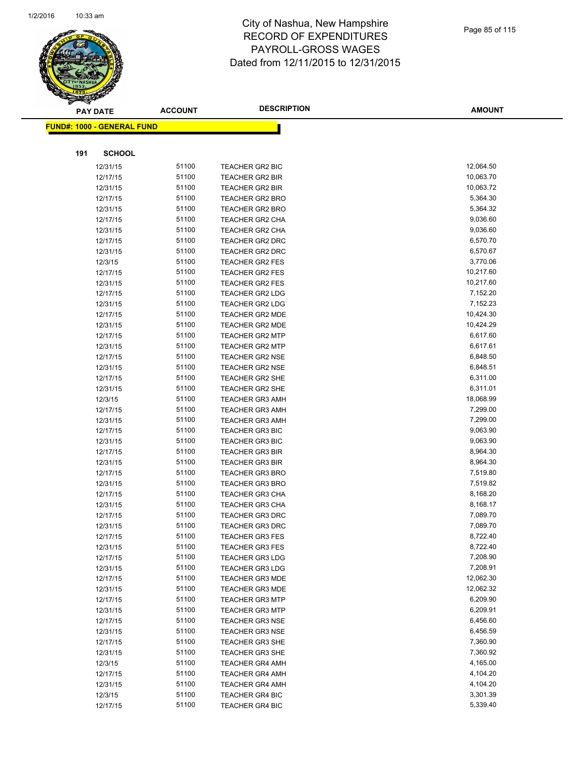# City of Nashua, New Hampshire
# RECORD OF EXPENDITURES
# PAYROLL-GROSS WAGES
# Dated from 12/11/2015 to 12/31/2015

**FUND#: 1000 - GENERAL FUND**

**191 SCHOOL**

| PAY DATE | ACCOUNT | DESCRIPTION | AMOUNT |
|---|---|---|---|
| 12/31/15 | 51100 | TEACHER GR2 BIC | 12,064.50 |
| 12/17/15 | 51100 | TEACHER GR2 BIR | 10,063.70 |
| 12/31/15 | 51100 | TEACHER GR2 BIR | 10,063.72 |
| 12/17/15 | 51100 | TEACHER GR2 BRO | 5,364.30 |
| 12/31/15 | 51100 | TEACHER GR2 BRO | 5,364.32 |
| 12/17/15 | 51100 | TEACHER GR2 CHA | 9,036.60 |
| 12/31/15 | 51100 | TEACHER GR2 CHA | 9,036.60 |
| 12/17/15 | 51100 | TEACHER GR2 DRC | 6,570.70 |
| 12/31/15 | 51100 | TEACHER GR2 DRC | 6,570.67 |
| 12/3/15 | 51100 | TEACHER GR2 FES | 3,770.06 |
| 12/17/15 | 51100 | TEACHER GR2 FES | 10,217.60 |
| 12/31/15 | 51100 | TEACHER GR2 FES | 10,217.60 |
| 12/17/15 | 51100 | TEACHER GR2 LDG | 7,152.20 |
| 12/31/15 | 51100 | TEACHER GR2 LDG | 7,152.23 |
| 12/17/15 | 51100 | TEACHER GR2 MDE | 10,424.30 |
| 12/31/15 | 51100 | TEACHER GR2 MDE | 10,424.29 |
| 12/17/15 | 51100 | TEACHER GR2 MTP | 6,617.60 |
| 12/31/15 | 51100 | TEACHER GR2 MTP | 6,617.61 |
| 12/17/15 | 51100 | TEACHER GR2 NSE | 6,848.50 |
| 12/31/15 | 51100 | TEACHER GR2 NSE | 6,848.51 |
| 12/17/15 | 51100 | TEACHER GR2 SHE | 6,311.00 |
| 12/31/15 | 51100 | TEACHER GR2 SHE | 6,311.01 |
| 12/3/15 | 51100 | TEACHER GR3 AMH | 18,068.99 |
| 12/17/15 | 51100 | TEACHER GR3 AMH | 7,299.00 |
| 12/31/15 | 51100 | TEACHER GR3 AMH | 7,299.00 |
| 12/17/15 | 51100 | TEACHER GR3 BIC | 9,063.90 |
| 12/31/15 | 51100 | TEACHER GR3 BIC | 9,063.90 |
| 12/17/15 | 51100 | TEACHER GR3 BIR | 8,964.30 |
| 12/31/15 | 51100 | TEACHER GR3 BIR | 8,964.30 |
| 12/17/15 | 51100 | TEACHER GR3 BRO | 7,519.80 |
| 12/31/15 | 51100 | TEACHER GR3 BRO | 7,519.82 |
| 12/17/15 | 51100 | TEACHER GR3 CHA | 8,168.20 |
| 12/31/15 | 51100 | TEACHER GR3 CHA | 8,168.17 |
| 12/17/15 | 51100 | TEACHER GR3 DRC | 7,089.70 |
| 12/31/15 | 51100 | TEACHER GR3 DRC | 7,089.70 |
| 12/17/15 | 51100 | TEACHER GR3 FES | 8,722.40 |
| 12/31/15 | 51100 | TEACHER GR3 FES | 8,722.40 |
| 12/17/15 | 51100 | TEACHER GR3 LDG | 7,208.90 |
| 12/31/15 | 51100 | TEACHER GR3 LDG | 7,208.91 |
| 12/17/15 | 51100 | TEACHER GR3 MDE | 12,062.30 |
| 12/31/15 | 51100 | TEACHER GR3 MDE | 12,062.32 |
| 12/17/15 | 51100 | TEACHER GR3 MTP | 6,209.90 |
| 12/31/15 | 51100 | TEACHER GR3 MTP | 6,209.91 |
| 12/17/15 | 51100 | TEACHER GR3 NSE | 6,456.60 |
| 12/31/15 | 51100 | TEACHER GR3 NSE | 6,456.59 |
| 12/17/15 | 51100 | TEACHER GR3 SHE | 7,360.90 |
| 12/31/15 | 51100 | TEACHER GR3 SHE | 7,360.92 |
| 12/3/15 | 51100 | TEACHER GR4 AMH | 4,165.00 |
| 12/17/15 | 51100 | TEACHER GR4 AMH | 4,104.20 |
| 12/31/15 | 51100 | TEACHER GR4 AMH | 4,104.20 |
| 12/3/15 | 51100 | TEACHER GR4 BIC | 3,301.39 |
| 12/17/15 | 51100 | TEACHER GR4 BIC | 5,339.40 |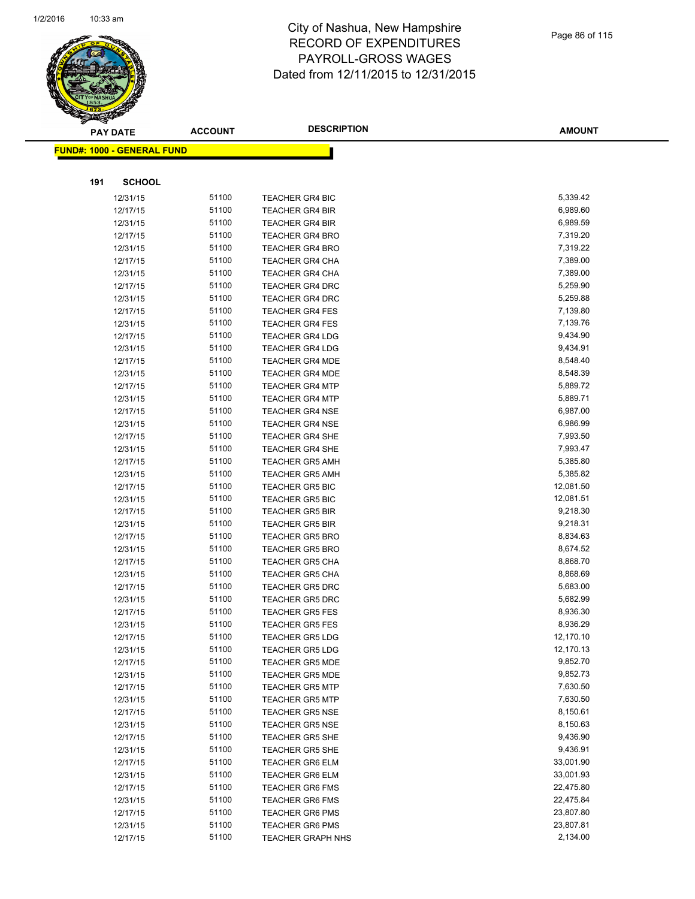# City of Nashua, New Hampshire
# RECORD OF EXPENDITURES
# PAYROLL-GROSS WAGES
# Dated from 12/11/2015 to 12/31/2015

**FUND#: 1000 - GENERAL FUND**

**191 SCHOOL**

| PAY DATE | ACCOUNT | DESCRIPTION | AMOUNT |
|---|---|---|---|
| 12/31/15 | 51100 | TEACHER GR4 BIC | 5,339.42 |
| 12/17/15 | 51100 | TEACHER GR4 BIR | 6,989.60 |
| 12/31/15 | 51100 | TEACHER GR4 BIR | 6,989.59 |
| 12/17/15 | 51100 | TEACHER GR4 BRO | 7,319.20 |
| 12/31/15 | 51100 | TEACHER GR4 BRO | 7,319.22 |
| 12/17/15 | 51100 | TEACHER GR4 CHA | 7,389.00 |
| 12/31/15 | 51100 | TEACHER GR4 CHA | 7,389.00 |
| 12/17/15 | 51100 | TEACHER GR4 DRC | 5,259.90 |
| 12/31/15 | 51100 | TEACHER GR4 DRC | 5,259.88 |
| 12/17/15 | 51100 | TEACHER GR4 FES | 7,139.80 |
| 12/31/15 | 51100 | TEACHER GR4 FES | 7,139.76 |
| 12/17/15 | 51100 | TEACHER GR4 LDG | 9,434.90 |
| 12/31/15 | 51100 | TEACHER GR4 LDG | 9,434.91 |
| 12/17/15 | 51100 | TEACHER GR4 MDE | 8,548.40 |
| 12/31/15 | 51100 | TEACHER GR4 MDE | 8,548.39 |
| 12/17/15 | 51100 | TEACHER GR4 MTP | 5,889.72 |
| 12/31/15 | 51100 | TEACHER GR4 MTP | 5,889.71 |
| 12/17/15 | 51100 | TEACHER GR4 NSE | 6,987.00 |
| 12/31/15 | 51100 | TEACHER GR4 NSE | 6,986.99 |
| 12/17/15 | 51100 | TEACHER GR4 SHE | 7,993.50 |
| 12/31/15 | 51100 | TEACHER GR4 SHE | 7,993.47 |
| 12/17/15 | 51100 | TEACHER GR5 AMH | 5,385.80 |
| 12/31/15 | 51100 | TEACHER GR5 AMH | 5,385.82 |
| 12/17/15 | 51100 | TEACHER GR5 BIC | 12,081.50 |
| 12/31/15 | 51100 | TEACHER GR5 BIC | 12,081.51 |
| 12/17/15 | 51100 | TEACHER GR5 BIR | 9,218.30 |
| 12/31/15 | 51100 | TEACHER GR5 BIR | 9,218.31 |
| 12/17/15 | 51100 | TEACHER GR5 BRO | 8,834.63 |
| 12/31/15 | 51100 | TEACHER GR5 BRO | 8,674.52 |
| 12/17/15 | 51100 | TEACHER GR5 CHA | 8,868.70 |
| 12/31/15 | 51100 | TEACHER GR5 CHA | 8,868.69 |
| 12/17/15 | 51100 | TEACHER GR5 DRC | 5,683.00 |
| 12/31/15 | 51100 | TEACHER GR5 DRC | 5,682.99 |
| 12/17/15 | 51100 | TEACHER GR5 FES | 8,936.30 |
| 12/31/15 | 51100 | TEACHER GR5 FES | 8,936.29 |
| 12/17/15 | 51100 | TEACHER GR5 LDG | 12,170.10 |
| 12/31/15 | 51100 | TEACHER GR5 LDG | 12,170.13 |
| 12/17/15 | 51100 | TEACHER GR5 MDE | 9,852.70 |
| 12/31/15 | 51100 | TEACHER GR5 MDE | 9,852.73 |
| 12/17/15 | 51100 | TEACHER GR5 MTP | 7,630.50 |
| 12/31/15 | 51100 | TEACHER GR5 MTP | 7,630.50 |
| 12/17/15 | 51100 | TEACHER GR5 NSE | 8,150.61 |
| 12/31/15 | 51100 | TEACHER GR5 NSE | 8,150.63 |
| 12/17/15 | 51100 | TEACHER GR5 SHE | 9,436.90 |
| 12/31/15 | 51100 | TEACHER GR5 SHE | 9,436.91 |
| 12/17/15 | 51100 | TEACHER GR6 ELM | 33,001.90 |
| 12/31/15 | 51100 | TEACHER GR6 ELM | 33,001.93 |
| 12/17/15 | 51100 | TEACHER GR6 FMS | 22,475.80 |
| 12/31/15 | 51100 | TEACHER GR6 FMS | 22,475.84 |
| 12/17/15 | 51100 | TEACHER GR6 PMS | 23,807.80 |
| 12/31/15 | 51100 | TEACHER GR6 PMS | 23,807.81 |
| 12/17/15 | 51100 | TEACHER GRAPH NHS | 2,134.00 |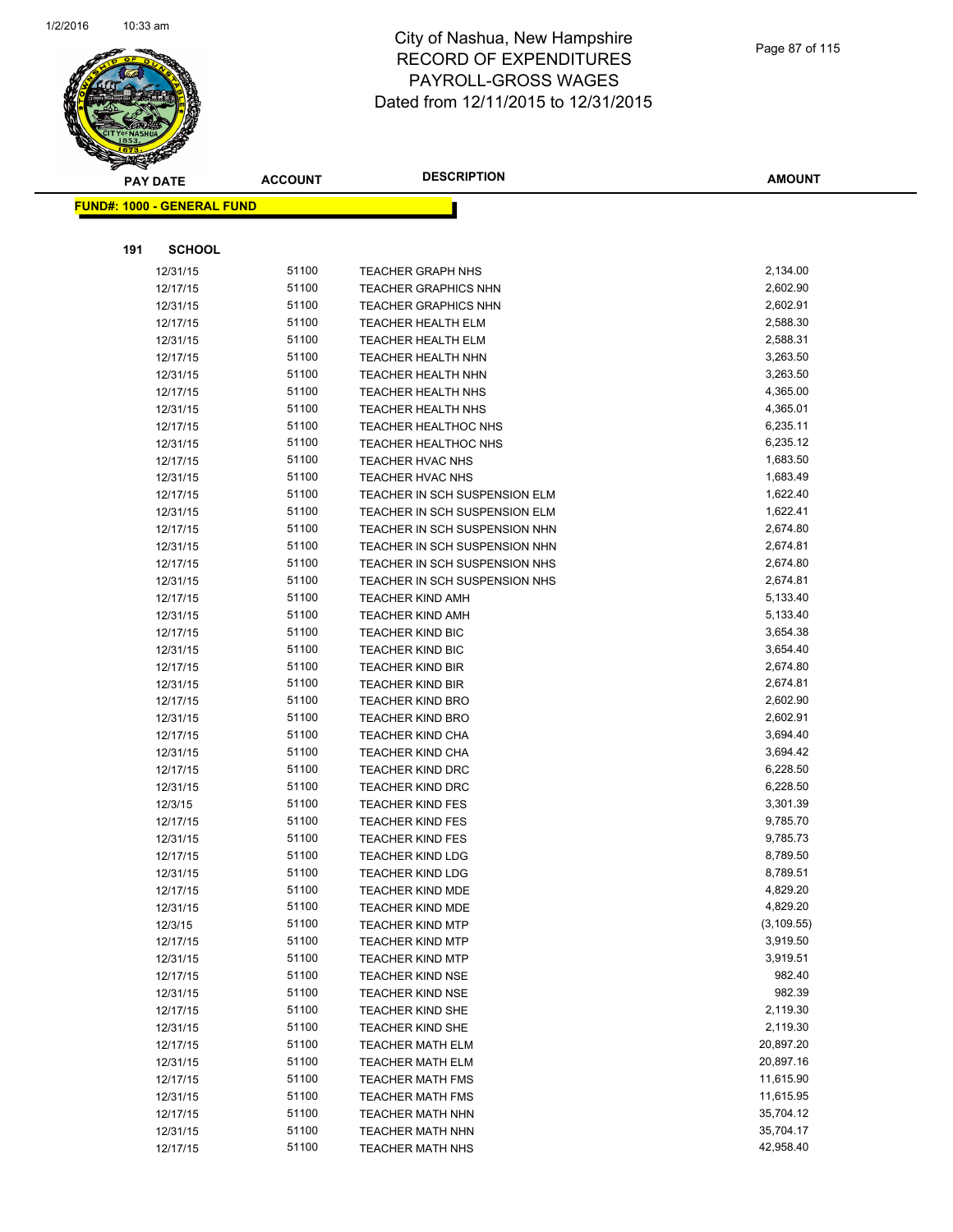# City of Nashua, New Hampshire
# RECORD OF EXPENDITURES
# PAYROLL-GROSS WAGES
# Dated from 12/11/2015 to 12/31/2015

| PAY DATE | ACCOUNT | DESCRIPTION | AMOUNT |
|---|---|---|---|

**FUND#: 1000 - GENERAL FUND**

**191 SCHOOL**

| PAY DATE | ACCOUNT | DESCRIPTION | AMOUNT |
|---|---|---|---|
| 12/31/15 | 51100 | TEACHER GRAPH NHS | 2,134.00 |
| 12/17/15 | 51100 | TEACHER GRAPHICS NHN | 2,602.90 |
| 12/31/15 | 51100 | TEACHER GRAPHICS NHN | 2,602.91 |
| 12/17/15 | 51100 | TEACHER HEALTH ELM | 2,588.30 |
| 12/31/15 | 51100 | TEACHER HEALTH ELM | 2,588.31 |
| 12/17/15 | 51100 | TEACHER HEALTH NHN | 3,263.50 |
| 12/31/15 | 51100 | TEACHER HEALTH NHN | 3,263.50 |
| 12/17/15 | 51100 | TEACHER HEALTH NHS | 4,365.00 |
| 12/31/15 | 51100 | TEACHER HEALTH NHS | 4,365.01 |
| 12/17/15 | 51100 | TEACHER HEALTHOC NHS | 6,235.11 |
| 12/31/15 | 51100 | TEACHER HEALTHOC NHS | 6,235.12 |
| 12/17/15 | 51100 | TEACHER HVAC NHS | 1,683.50 |
| 12/31/15 | 51100 | TEACHER HVAC NHS | 1,683.49 |
| 12/17/15 | 51100 | TEACHER IN SCH SUSPENSION ELM | 1,622.40 |
| 12/31/15 | 51100 | TEACHER IN SCH SUSPENSION ELM | 1,622.41 |
| 12/17/15 | 51100 | TEACHER IN SCH SUSPENSION NHN | 2,674.80 |
| 12/31/15 | 51100 | TEACHER IN SCH SUSPENSION NHN | 2,674.81 |
| 12/17/15 | 51100 | TEACHER IN SCH SUSPENSION NHS | 2,674.80 |
| 12/31/15 | 51100 | TEACHER IN SCH SUSPENSION NHS | 2,674.81 |
| 12/17/15 | 51100 | TEACHER KIND AMH | 5,133.40 |
| 12/31/15 | 51100 | TEACHER KIND AMH | 5,133.40 |
| 12/17/15 | 51100 | TEACHER KIND BIC | 3,654.38 |
| 12/31/15 | 51100 | TEACHER KIND BIC | 3,654.40 |
| 12/17/15 | 51100 | TEACHER KIND BIR | 2,674.80 |
| 12/31/15 | 51100 | TEACHER KIND BIR | 2,674.81 |
| 12/17/15 | 51100 | TEACHER KIND BRO | 2,602.90 |
| 12/31/15 | 51100 | TEACHER KIND BRO | 2,602.91 |
| 12/17/15 | 51100 | TEACHER KIND CHA | 3,694.40 |
| 12/31/15 | 51100 | TEACHER KIND CHA | 3,694.42 |
| 12/17/15 | 51100 | TEACHER KIND DRC | 6,228.50 |
| 12/31/15 | 51100 | TEACHER KIND DRC | 6,228.50 |
| 12/3/15 | 51100 | TEACHER KIND FES | 3,301.39 |
| 12/17/15 | 51100 | TEACHER KIND FES | 9,785.70 |
| 12/31/15 | 51100 | TEACHER KIND FES | 9,785.73 |
| 12/17/15 | 51100 | TEACHER KIND LDG | 8,789.50 |
| 12/31/15 | 51100 | TEACHER KIND LDG | 8,789.51 |
| 12/17/15 | 51100 | TEACHER KIND MDE | 4,829.20 |
| 12/31/15 | 51100 | TEACHER KIND MDE | 4,829.20 |
| 12/3/15 | 51100 | TEACHER KIND MTP | (3,109.55) |
| 12/17/15 | 51100 | TEACHER KIND MTP | 3,919.50 |
| 12/31/15 | 51100 | TEACHER KIND MTP | 3,919.51 |
| 12/17/15 | 51100 | TEACHER KIND NSE | 982.40 |
| 12/31/15 | 51100 | TEACHER KIND NSE | 982.39 |
| 12/17/15 | 51100 | TEACHER KIND SHE | 2,119.30 |
| 12/31/15 | 51100 | TEACHER KIND SHE | 2,119.30 |
| 12/17/15 | 51100 | TEACHER MATH ELM | 20,897.20 |
| 12/31/15 | 51100 | TEACHER MATH ELM | 20,897.16 |
| 12/17/15 | 51100 | TEACHER MATH FMS | 11,615.90 |
| 12/31/15 | 51100 | TEACHER MATH FMS | 11,615.95 |
| 12/17/15 | 51100 | TEACHER MATH NHN | 35,704.12 |
| 12/31/15 | 51100 | TEACHER MATH NHN | 35,704.17 |
| 12/17/15 | 51100 | TEACHER MATH NHS | 42,958.40 |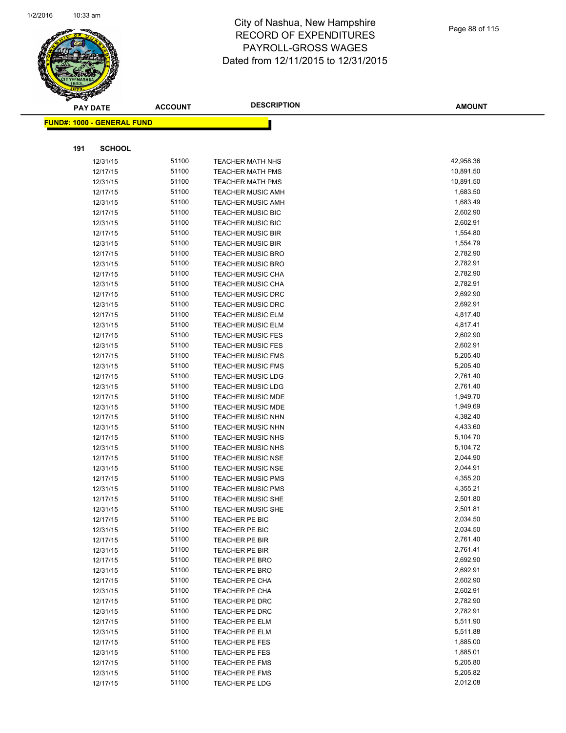# City of Nashua, New Hampshire
# RECORD OF EXPENDITURES
# PAYROLL-GROSS WAGES
# Dated from 12/11/2015 to 12/31/2015

**FUND#: 1000 - GENERAL FUND**

**191 SCHOOL**

| PAY DATE | ACCOUNT | DESCRIPTION | AMOUNT |
|---|---|---|---|
| 12/31/15 | 51100 | TEACHER MATH NHS | 42,958.36 |
| 12/17/15 | 51100 | TEACHER MATH PMS | 10,891.50 |
| 12/31/15 | 51100 | TEACHER MATH PMS | 10,891.50 |
| 12/17/15 | 51100 | TEACHER MUSIC AMH | 1,683.50 |
| 12/31/15 | 51100 | TEACHER MUSIC AMH | 1,683.49 |
| 12/17/15 | 51100 | TEACHER MUSIC BIC | 2,602.90 |
| 12/31/15 | 51100 | TEACHER MUSIC BIC | 2,602.91 |
| 12/17/15 | 51100 | TEACHER MUSIC BIR | 1,554.80 |
| 12/31/15 | 51100 | TEACHER MUSIC BIR | 1,554.79 |
| 12/17/15 | 51100 | TEACHER MUSIC BRO | 2,782.90 |
| 12/31/15 | 51100 | TEACHER MUSIC BRO | 2,782.91 |
| 12/17/15 | 51100 | TEACHER MUSIC CHA | 2,782.90 |
| 12/31/15 | 51100 | TEACHER MUSIC CHA | 2,782.91 |
| 12/17/15 | 51100 | TEACHER MUSIC DRC | 2,692.90 |
| 12/31/15 | 51100 | TEACHER MUSIC DRC | 2,692.91 |
| 12/17/15 | 51100 | TEACHER MUSIC ELM | 4,817.40 |
| 12/31/15 | 51100 | TEACHER MUSIC ELM | 4,817.41 |
| 12/17/15 | 51100 | TEACHER MUSIC FES | 2,602.90 |
| 12/31/15 | 51100 | TEACHER MUSIC FES | 2,602.91 |
| 12/17/15 | 51100 | TEACHER MUSIC FMS | 5,205.40 |
| 12/31/15 | 51100 | TEACHER MUSIC FMS | 5,205.40 |
| 12/17/15 | 51100 | TEACHER MUSIC LDG | 2,761.40 |
| 12/31/15 | 51100 | TEACHER MUSIC LDG | 2,761.40 |
| 12/17/15 | 51100 | TEACHER MUSIC MDE | 1,949.70 |
| 12/31/15 | 51100 | TEACHER MUSIC MDE | 1,949.69 |
| 12/17/15 | 51100 | TEACHER MUSIC NHN | 4,382.40 |
| 12/31/15 | 51100 | TEACHER MUSIC NHN | 4,433.60 |
| 12/17/15 | 51100 | TEACHER MUSIC NHS | 5,104.70 |
| 12/31/15 | 51100 | TEACHER MUSIC NHS | 5,104.72 |
| 12/17/15 | 51100 | TEACHER MUSIC NSE | 2,044.90 |
| 12/31/15 | 51100 | TEACHER MUSIC NSE | 2,044.91 |
| 12/17/15 | 51100 | TEACHER MUSIC PMS | 4,355.20 |
| 12/31/15 | 51100 | TEACHER MUSIC PMS | 4,355.21 |
| 12/17/15 | 51100 | TEACHER MUSIC SHE | 2,501.80 |
| 12/31/15 | 51100 | TEACHER MUSIC SHE | 2,501.81 |
| 12/17/15 | 51100 | TEACHER PE BIC | 2,034.50 |
| 12/31/15 | 51100 | TEACHER PE BIC | 2,034.50 |
| 12/17/15 | 51100 | TEACHER PE BIR | 2,761.40 |
| 12/31/15 | 51100 | TEACHER PE BIR | 2,761.41 |
| 12/17/15 | 51100 | TEACHER PE BRO | 2,692.90 |
| 12/31/15 | 51100 | TEACHER PE BRO | 2,692.91 |
| 12/17/15 | 51100 | TEACHER PE CHA | 2,602.90 |
| 12/31/15 | 51100 | TEACHER PE CHA | 2,602.91 |
| 12/17/15 | 51100 | TEACHER PE DRC | 2,782.90 |
| 12/31/15 | 51100 | TEACHER PE DRC | 2,782.91 |
| 12/17/15 | 51100 | TEACHER PE ELM | 5,511.90 |
| 12/31/15 | 51100 | TEACHER PE ELM | 5,511.88 |
| 12/17/15 | 51100 | TEACHER PE FES | 1,885.00 |
| 12/31/15 | 51100 | TEACHER PE FES | 1,885.01 |
| 12/17/15 | 51100 | TEACHER PE FMS | 5,205.80 |
| 12/31/15 | 51100 | TEACHER PE FMS | 5,205.82 |
| 12/17/15 | 51100 | TEACHER PE LDG | 2,012.08 |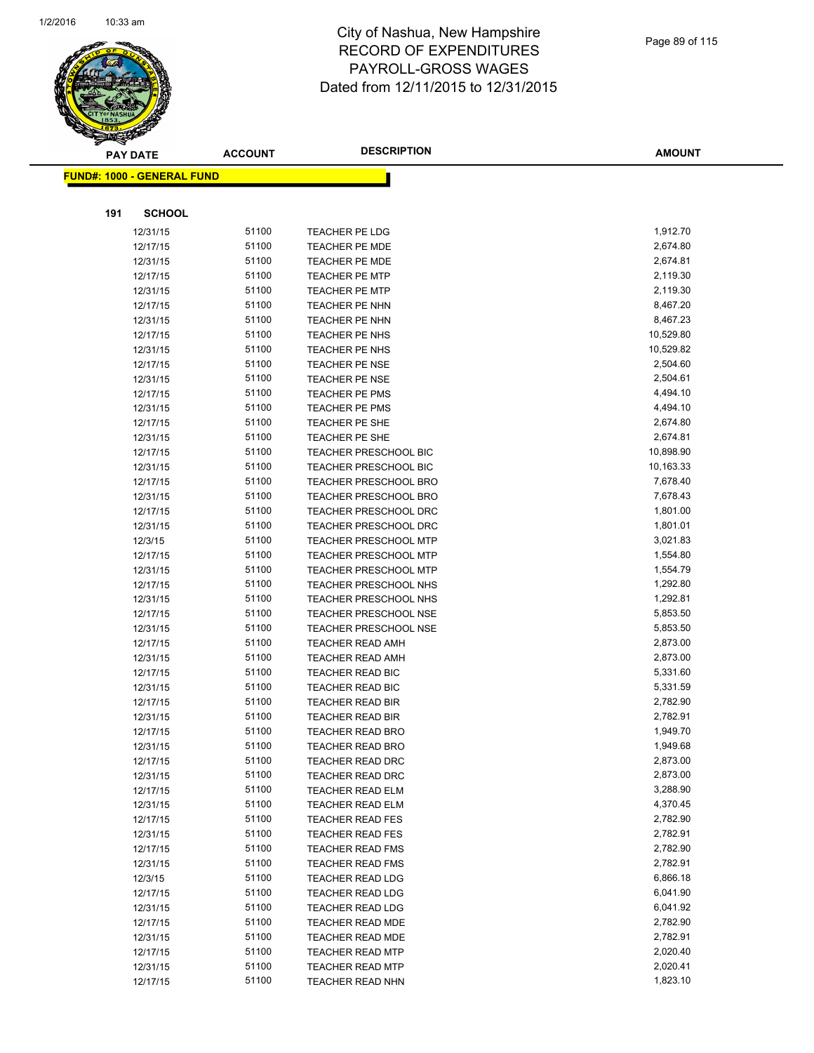# City of Nashua, New Hampshire
# RECORD OF EXPENDITURES
# PAYROLL-GROSS WAGES
# Dated from 12/11/2015 to 12/31/2015

**FUND#: 1000 - GENERAL FUND**

**191 SCHOOL**

| PAY DATE | ACCOUNT | DESCRIPTION | AMOUNT |
|---|---|---|---|
| 12/31/15 | 51100 | TEACHER PE LDG | 1,912.70 |
| 12/17/15 | 51100 | TEACHER PE MDE | 2,674.80 |
| 12/31/15 | 51100 | TEACHER PE MDE | 2,674.81 |
| 12/17/15 | 51100 | TEACHER PE MTP | 2,119.30 |
| 12/31/15 | 51100 | TEACHER PE MTP | 2,119.30 |
| 12/17/15 | 51100 | TEACHER PE NHN | 8,467.20 |
| 12/31/15 | 51100 | TEACHER PE NHN | 8,467.23 |
| 12/17/15 | 51100 | TEACHER PE NHS | 10,529.80 |
| 12/31/15 | 51100 | TEACHER PE NHS | 10,529.82 |
| 12/17/15 | 51100 | TEACHER PE NSE | 2,504.60 |
| 12/31/15 | 51100 | TEACHER PE NSE | 2,504.61 |
| 12/17/15 | 51100 | TEACHER PE PMS | 4,494.10 |
| 12/31/15 | 51100 | TEACHER PE PMS | 4,494.10 |
| 12/17/15 | 51100 | TEACHER PE SHE | 2,674.80 |
| 12/31/15 | 51100 | TEACHER PE SHE | 2,674.81 |
| 12/17/15 | 51100 | TEACHER PRESCHOOL BIC | 10,898.90 |
| 12/31/15 | 51100 | TEACHER PRESCHOOL BIC | 10,163.33 |
| 12/17/15 | 51100 | TEACHER PRESCHOOL BRO | 7,678.40 |
| 12/31/15 | 51100 | TEACHER PRESCHOOL BRO | 7,678.43 |
| 12/17/15 | 51100 | TEACHER PRESCHOOL DRC | 1,801.00 |
| 12/31/15 | 51100 | TEACHER PRESCHOOL DRC | 1,801.01 |
| 12/3/15 | 51100 | TEACHER PRESCHOOL MTP | 3,021.83 |
| 12/17/15 | 51100 | TEACHER PRESCHOOL MTP | 1,554.80 |
| 12/31/15 | 51100 | TEACHER PRESCHOOL MTP | 1,554.79 |
| 12/17/15 | 51100 | TEACHER PRESCHOOL NHS | 1,292.80 |
| 12/31/15 | 51100 | TEACHER PRESCHOOL NHS | 1,292.81 |
| 12/17/15 | 51100 | TEACHER PRESCHOOL NSE | 5,853.50 |
| 12/31/15 | 51100 | TEACHER PRESCHOOL NSE | 5,853.50 |
| 12/17/15 | 51100 | TEACHER READ AMH | 2,873.00 |
| 12/31/15 | 51100 | TEACHER READ AMH | 2,873.00 |
| 12/17/15 | 51100 | TEACHER READ BIC | 5,331.60 |
| 12/31/15 | 51100 | TEACHER READ BIC | 5,331.59 |
| 12/17/15 | 51100 | TEACHER READ BIR | 2,782.90 |
| 12/31/15 | 51100 | TEACHER READ BIR | 2,782.91 |
| 12/17/15 | 51100 | TEACHER READ BRO | 1,949.70 |
| 12/31/15 | 51100 | TEACHER READ BRO | 1,949.68 |
| 12/17/15 | 51100 | TEACHER READ DRC | 2,873.00 |
| 12/31/15 | 51100 | TEACHER READ DRC | 2,873.00 |
| 12/17/15 | 51100 | TEACHER READ ELM | 3,288.90 |
| 12/31/15 | 51100 | TEACHER READ ELM | 4,370.45 |
| 12/17/15 | 51100 | TEACHER READ FES | 2,782.90 |
| 12/31/15 | 51100 | TEACHER READ FES | 2,782.91 |
| 12/17/15 | 51100 | TEACHER READ FMS | 2,782.90 |
| 12/31/15 | 51100 | TEACHER READ FMS | 2,782.91 |
| 12/3/15 | 51100 | TEACHER READ LDG | 6,866.18 |
| 12/17/15 | 51100 | TEACHER READ LDG | 6,041.90 |
| 12/31/15 | 51100 | TEACHER READ LDG | 6,041.92 |
| 12/17/15 | 51100 | TEACHER READ MDE | 2,782.90 |
| 12/31/15 | 51100 | TEACHER READ MDE | 2,782.91 |
| 12/17/15 | 51100 | TEACHER READ MTP | 2,020.40 |
| 12/31/15 | 51100 | TEACHER READ MTP | 2,020.41 |
| 12/17/15 | 51100 | TEACHER READ NHN | 1,823.10 |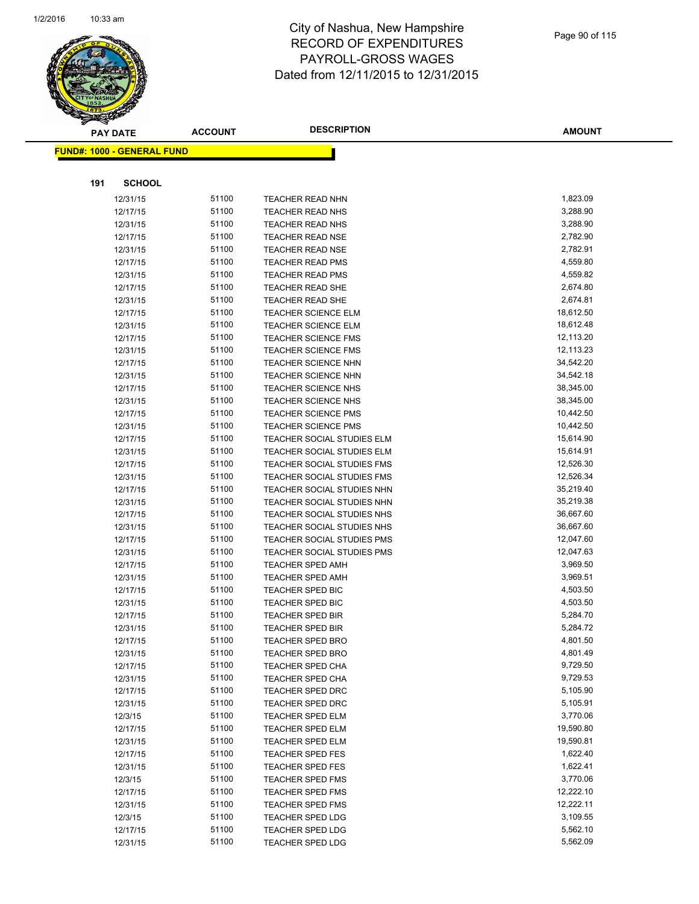# City of Nashua, New Hampshire
## RECORD OF EXPENDITURES
## PAYROLL-GROSS WAGES
## Dated from 12/11/2015 to 12/31/2015

**FUND#: 1000 - GENERAL FUND**

**191 SCHOOL**

| PAY DATE | ACCOUNT | DESCRIPTION | AMOUNT |
|---|---|---|---|
| 12/31/15 | 51100 | TEACHER READ NHN | 1,823.09 |
| 12/17/15 | 51100 | TEACHER READ NHS | 3,288.90 |
| 12/31/15 | 51100 | TEACHER READ NHS | 3,288.90 |
| 12/17/15 | 51100 | TEACHER READ NSE | 2,782.90 |
| 12/31/15 | 51100 | TEACHER READ NSE | 2,782.91 |
| 12/17/15 | 51100 | TEACHER READ PMS | 4,559.80 |
| 12/31/15 | 51100 | TEACHER READ PMS | 4,559.82 |
| 12/17/15 | 51100 | TEACHER READ SHE | 2,674.80 |
| 12/31/15 | 51100 | TEACHER READ SHE | 2,674.81 |
| 12/17/15 | 51100 | TEACHER SCIENCE ELM | 18,612.50 |
| 12/31/15 | 51100 | TEACHER SCIENCE ELM | 18,612.48 |
| 12/17/15 | 51100 | TEACHER SCIENCE FMS | 12,113.20 |
| 12/31/15 | 51100 | TEACHER SCIENCE FMS | 12,113.23 |
| 12/17/15 | 51100 | TEACHER SCIENCE NHN | 34,542.20 |
| 12/31/15 | 51100 | TEACHER SCIENCE NHN | 34,542.18 |
| 12/17/15 | 51100 | TEACHER SCIENCE NHS | 38,345.00 |
| 12/31/15 | 51100 | TEACHER SCIENCE NHS | 38,345.00 |
| 12/17/15 | 51100 | TEACHER SCIENCE PMS | 10,442.50 |
| 12/31/15 | 51100 | TEACHER SCIENCE PMS | 10,442.50 |
| 12/17/15 | 51100 | TEACHER SOCIAL STUDIES ELM | 15,614.90 |
| 12/31/15 | 51100 | TEACHER SOCIAL STUDIES ELM | 15,614.91 |
| 12/17/15 | 51100 | TEACHER SOCIAL STUDIES FMS | 12,526.30 |
| 12/31/15 | 51100 | TEACHER SOCIAL STUDIES FMS | 12,526.34 |
| 12/17/15 | 51100 | TEACHER SOCIAL STUDIES NHN | 35,219.40 |
| 12/31/15 | 51100 | TEACHER SOCIAL STUDIES NHN | 35,219.38 |
| 12/17/15 | 51100 | TEACHER SOCIAL STUDIES NHS | 36,667.60 |
| 12/31/15 | 51100 | TEACHER SOCIAL STUDIES NHS | 36,667.60 |
| 12/17/15 | 51100 | TEACHER SOCIAL STUDIES PMS | 12,047.60 |
| 12/31/15 | 51100 | TEACHER SOCIAL STUDIES PMS | 12,047.63 |
| 12/17/15 | 51100 | TEACHER SPED AMH | 3,969.50 |
| 12/31/15 | 51100 | TEACHER SPED AMH | 3,969.51 |
| 12/17/15 | 51100 | TEACHER SPED BIC | 4,503.50 |
| 12/31/15 | 51100 | TEACHER SPED BIC | 4,503.50 |
| 12/17/15 | 51100 | TEACHER SPED BIR | 5,284.70 |
| 12/31/15 | 51100 | TEACHER SPED BIR | 5,284.72 |
| 12/17/15 | 51100 | TEACHER SPED BRO | 4,801.50 |
| 12/31/15 | 51100 | TEACHER SPED BRO | 4,801.49 |
| 12/17/15 | 51100 | TEACHER SPED CHA | 9,729.50 |
| 12/31/15 | 51100 | TEACHER SPED CHA | 9,729.53 |
| 12/17/15 | 51100 | TEACHER SPED DRC | 5,105.90 |
| 12/31/15 | 51100 | TEACHER SPED DRC | 5,105.91 |
| 12/3/15 | 51100 | TEACHER SPED ELM | 3,770.06 |
| 12/17/15 | 51100 | TEACHER SPED ELM | 19,590.80 |
| 12/31/15 | 51100 | TEACHER SPED ELM | 19,590.81 |
| 12/17/15 | 51100 | TEACHER SPED FES | 1,622.40 |
| 12/31/15 | 51100 | TEACHER SPED FES | 1,622.41 |
| 12/3/15 | 51100 | TEACHER SPED FMS | 3,770.06 |
| 12/17/15 | 51100 | TEACHER SPED FMS | 12,222.10 |
| 12/31/15 | 51100 | TEACHER SPED FMS | 12,222.11 |
| 12/3/15 | 51100 | TEACHER SPED LDG | 3,109.55 |
| 12/17/15 | 51100 | TEACHER SPED LDG | 5,562.10 |
| 12/31/15 | 51100 | TEACHER SPED LDG | 5,562.09 |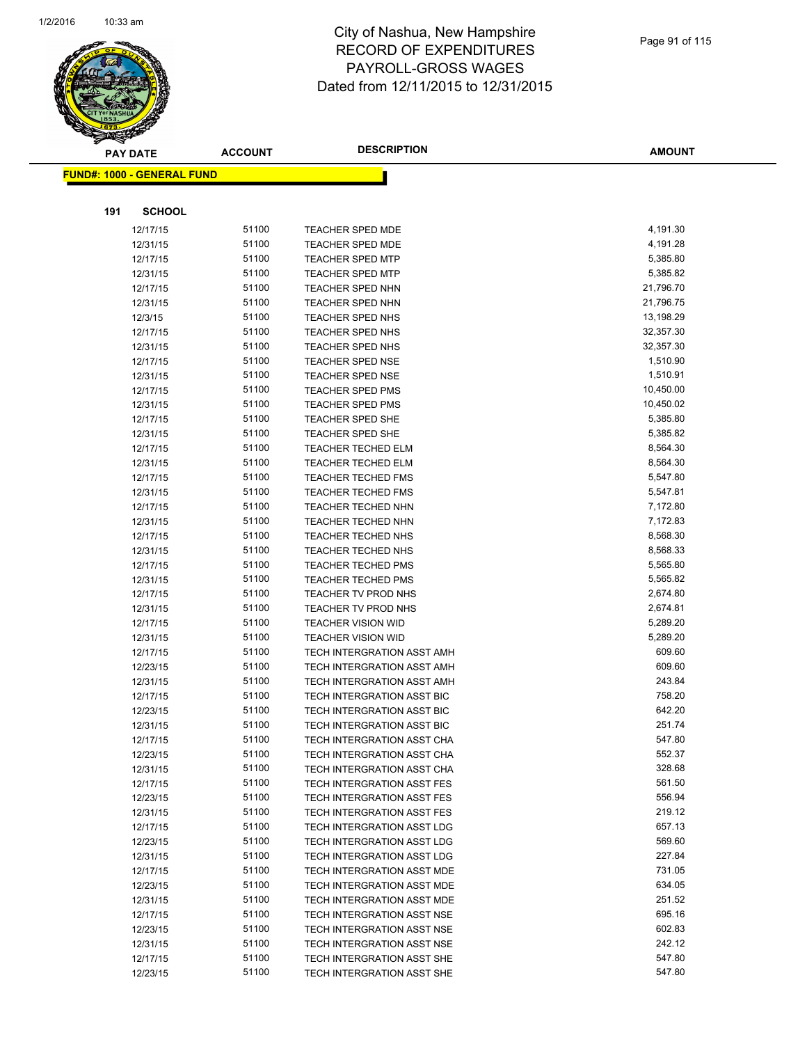# City of Nashua, New Hampshire
# RECORD OF EXPENDITURES
# PAYROLL-GROSS WAGES
# Dated from 12/11/2015 to 12/31/2015

**FUND#: 1000 - GENERAL FUND**

**191 SCHOOL**

| PAY DATE | ACCOUNT | DESCRIPTION | AMOUNT |
|---|---|---|---|
| 12/17/15 | 51100 | TEACHER SPED MDE | 4,191.30 |
| 12/31/15 | 51100 | TEACHER SPED MDE | 4,191.28 |
| 12/17/15 | 51100 | TEACHER SPED MTP | 5,385.80 |
| 12/31/15 | 51100 | TEACHER SPED MTP | 5,385.82 |
| 12/17/15 | 51100 | TEACHER SPED NHN | 21,796.70 |
| 12/31/15 | 51100 | TEACHER SPED NHN | 21,796.75 |
| 12/3/15 | 51100 | TEACHER SPED NHS | 13,198.29 |
| 12/17/15 | 51100 | TEACHER SPED NHS | 32,357.30 |
| 12/31/15 | 51100 | TEACHER SPED NHS | 32,357.30 |
| 12/17/15 | 51100 | TEACHER SPED NSE | 1,510.90 |
| 12/31/15 | 51100 | TEACHER SPED NSE | 1,510.91 |
| 12/17/15 | 51100 | TEACHER SPED PMS | 10,450.00 |
| 12/31/15 | 51100 | TEACHER SPED PMS | 10,450.02 |
| 12/17/15 | 51100 | TEACHER SPED SHE | 5,385.80 |
| 12/31/15 | 51100 | TEACHER SPED SHE | 5,385.82 |
| 12/17/15 | 51100 | TEACHER TECHED ELM | 8,564.30 |
| 12/31/15 | 51100 | TEACHER TECHED ELM | 8,564.30 |
| 12/17/15 | 51100 | TEACHER TECHED FMS | 5,547.80 |
| 12/31/15 | 51100 | TEACHER TECHED FMS | 5,547.81 |
| 12/17/15 | 51100 | TEACHER TECHED NHN | 7,172.80 |
| 12/31/15 | 51100 | TEACHER TECHED NHN | 7,172.83 |
| 12/17/15 | 51100 | TEACHER TECHED NHS | 8,568.30 |
| 12/31/15 | 51100 | TEACHER TECHED NHS | 8,568.33 |
| 12/17/15 | 51100 | TEACHER TECHED PMS | 5,565.80 |
| 12/31/15 | 51100 | TEACHER TECHED PMS | 5,565.82 |
| 12/17/15 | 51100 | TEACHER TV PROD NHS | 2,674.80 |
| 12/31/15 | 51100 | TEACHER TV PROD NHS | 2,674.81 |
| 12/17/15 | 51100 | TEACHER VISION WID | 5,289.20 |
| 12/31/15 | 51100 | TEACHER VISION WID | 5,289.20 |
| 12/17/15 | 51100 | TECH INTERGRATION ASST AMH | 609.60 |
| 12/23/15 | 51100 | TECH INTERGRATION ASST AMH | 609.60 |
| 12/31/15 | 51100 | TECH INTERGRATION ASST AMH | 243.84 |
| 12/17/15 | 51100 | TECH INTERGRATION ASST BIC | 758.20 |
| 12/23/15 | 51100 | TECH INTERGRATION ASST BIC | 642.20 |
| 12/31/15 | 51100 | TECH INTERGRATION ASST BIC | 251.74 |
| 12/17/15 | 51100 | TECH INTERGRATION ASST CHA | 547.80 |
| 12/23/15 | 51100 | TECH INTERGRATION ASST CHA | 552.37 |
| 12/31/15 | 51100 | TECH INTERGRATION ASST CHA | 328.68 |
| 12/17/15 | 51100 | TECH INTERGRATION ASST FES | 561.50 |
| 12/23/15 | 51100 | TECH INTERGRATION ASST FES | 556.94 |
| 12/31/15 | 51100 | TECH INTERGRATION ASST FES | 219.12 |
| 12/17/15 | 51100 | TECH INTERGRATION ASST LDG | 657.13 |
| 12/23/15 | 51100 | TECH INTERGRATION ASST LDG | 569.60 |
| 12/31/15 | 51100 | TECH INTERGRATION ASST LDG | 227.84 |
| 12/17/15 | 51100 | TECH INTERGRATION ASST MDE | 731.05 |
| 12/23/15 | 51100 | TECH INTERGRATION ASST MDE | 634.05 |
| 12/31/15 | 51100 | TECH INTERGRATION ASST MDE | 251.52 |
| 12/17/15 | 51100 | TECH INTERGRATION ASST NSE | 695.16 |
| 12/23/15 | 51100 | TECH INTERGRATION ASST NSE | 602.83 |
| 12/31/15 | 51100 | TECH INTERGRATION ASST NSE | 242.12 |
| 12/17/15 | 51100 | TECH INTERGRATION ASST SHE | 547.80 |
| 12/23/15 | 51100 | TECH INTERGRATION ASST SHE | 547.80 |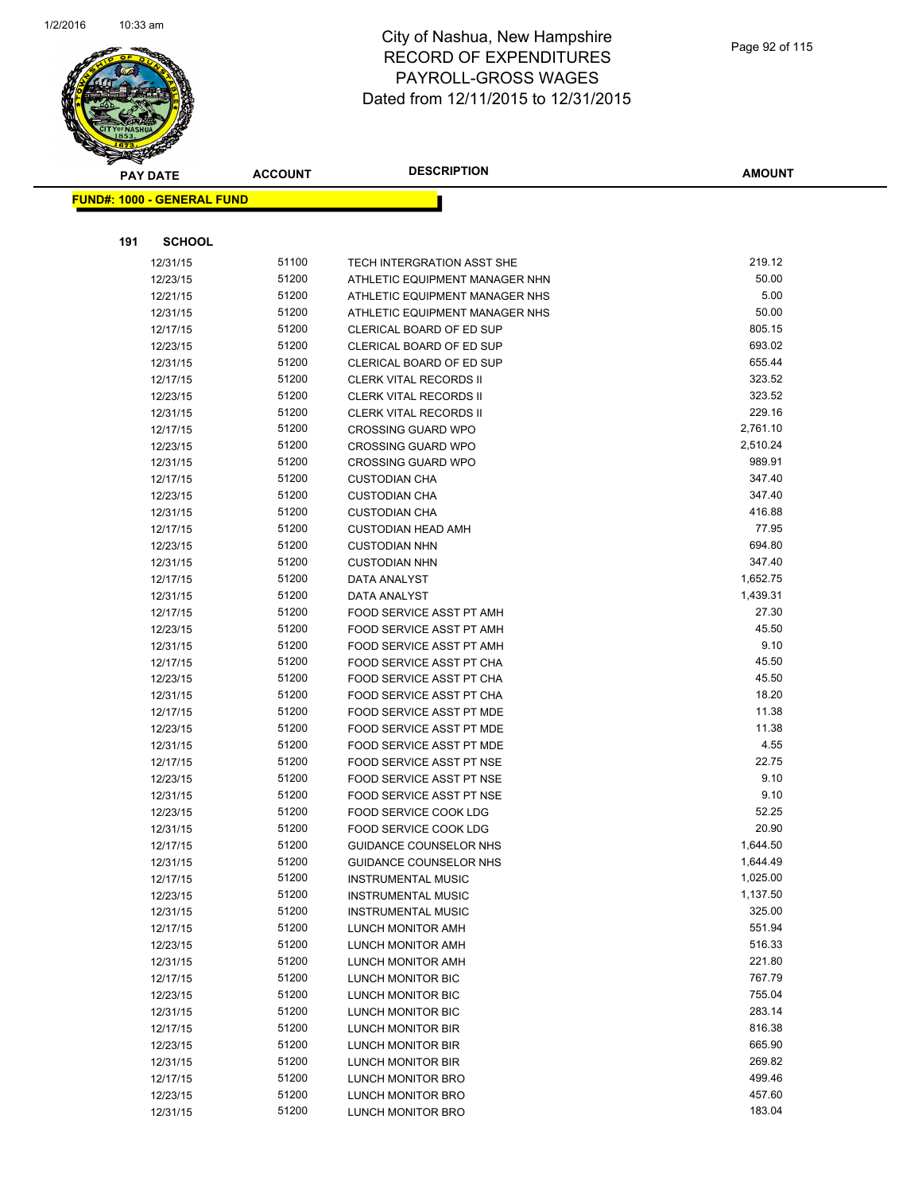# City of Nashua, New Hampshire
# RECORD OF EXPENDITURES
# PAYROLL-GROSS WAGES
# Dated from 12/11/2015 to 12/31/2015

**FUND#: 1000 - GENERAL FUND**

**191 SCHOOL**

| PAY DATE | ACCOUNT | DESCRIPTION | AMOUNT |
|---|---|---|---|
| 12/31/15 | 51100 | TECH INTERGRATION ASST SHE | 219.12 |
| 12/23/15 | 51200 | ATHLETIC EQUIPMENT MANAGER NHN | 50.00 |
| 12/21/15 | 51200 | ATHLETIC EQUIPMENT MANAGER NHS | 5.00 |
| 12/31/15 | 51200 | ATHLETIC EQUIPMENT MANAGER NHS | 50.00 |
| 12/17/15 | 51200 | CLERICAL BOARD OF ED SUP | 805.15 |
| 12/23/15 | 51200 | CLERICAL BOARD OF ED SUP | 693.02 |
| 12/31/15 | 51200 | CLERICAL BOARD OF ED SUP | 655.44 |
| 12/17/15 | 51200 | CLERK VITAL RECORDS II | 323.52 |
| 12/23/15 | 51200 | CLERK VITAL RECORDS II | 323.52 |
| 12/31/15 | 51200 | CLERK VITAL RECORDS II | 229.16 |
| 12/17/15 | 51200 | CROSSING GUARD WPO | 2,761.10 |
| 12/23/15 | 51200 | CROSSING GUARD WPO | 2,510.24 |
| 12/31/15 | 51200 | CROSSING GUARD WPO | 989.91 |
| 12/17/15 | 51200 | CUSTODIAN CHA | 347.40 |
| 12/23/15 | 51200 | CUSTODIAN CHA | 347.40 |
| 12/31/15 | 51200 | CUSTODIAN CHA | 416.88 |
| 12/17/15 | 51200 | CUSTODIAN HEAD AMH | 77.95 |
| 12/23/15 | 51200 | CUSTODIAN NHN | 694.80 |
| 12/31/15 | 51200 | CUSTODIAN NHN | 347.40 |
| 12/17/15 | 51200 | DATA ANALYST | 1,652.75 |
| 12/31/15 | 51200 | DATA ANALYST | 1,439.31 |
| 12/17/15 | 51200 | FOOD SERVICE ASST PT AMH | 27.30 |
| 12/23/15 | 51200 | FOOD SERVICE ASST PT AMH | 45.50 |
| 12/31/15 | 51200 | FOOD SERVICE ASST PT AMH | 9.10 |
| 12/17/15 | 51200 | FOOD SERVICE ASST PT CHA | 45.50 |
| 12/23/15 | 51200 | FOOD SERVICE ASST PT CHA | 45.50 |
| 12/31/15 | 51200 | FOOD SERVICE ASST PT CHA | 18.20 |
| 12/17/15 | 51200 | FOOD SERVICE ASST PT MDE | 11.38 |
| 12/23/15 | 51200 | FOOD SERVICE ASST PT MDE | 11.38 |
| 12/31/15 | 51200 | FOOD SERVICE ASST PT MDE | 4.55 |
| 12/17/15 | 51200 | FOOD SERVICE ASST PT NSE | 22.75 |
| 12/23/15 | 51200 | FOOD SERVICE ASST PT NSE | 9.10 |
| 12/31/15 | 51200 | FOOD SERVICE ASST PT NSE | 9.10 |
| 12/23/15 | 51200 | FOOD SERVICE COOK LDG | 52.25 |
| 12/31/15 | 51200 | FOOD SERVICE COOK LDG | 20.90 |
| 12/17/15 | 51200 | GUIDANCE COUNSELOR NHS | 1,644.50 |
| 12/31/15 | 51200 | GUIDANCE COUNSELOR NHS | 1,644.49 |
| 12/17/15 | 51200 | INSTRUMENTAL MUSIC | 1,025.00 |
| 12/23/15 | 51200 | INSTRUMENTAL MUSIC | 1,137.50 |
| 12/31/15 | 51200 | INSTRUMENTAL MUSIC | 325.00 |
| 12/17/15 | 51200 | LUNCH MONITOR AMH | 551.94 |
| 12/23/15 | 51200 | LUNCH MONITOR AMH | 516.33 |
| 12/31/15 | 51200 | LUNCH MONITOR AMH | 221.80 |
| 12/17/15 | 51200 | LUNCH MONITOR BIC | 767.79 |
| 12/23/15 | 51200 | LUNCH MONITOR BIC | 755.04 |
| 12/31/15 | 51200 | LUNCH MONITOR BIC | 283.14 |
| 12/17/15 | 51200 | LUNCH MONITOR BIR | 816.38 |
| 12/23/15 | 51200 | LUNCH MONITOR BIR | 665.90 |
| 12/31/15 | 51200 | LUNCH MONITOR BIR | 269.82 |
| 12/17/15 | 51200 | LUNCH MONITOR BRO | 499.46 |
| 12/23/15 | 51200 | LUNCH MONITOR BRO | 457.60 |
| 12/31/15 | 51200 | LUNCH MONITOR BRO | 183.04 |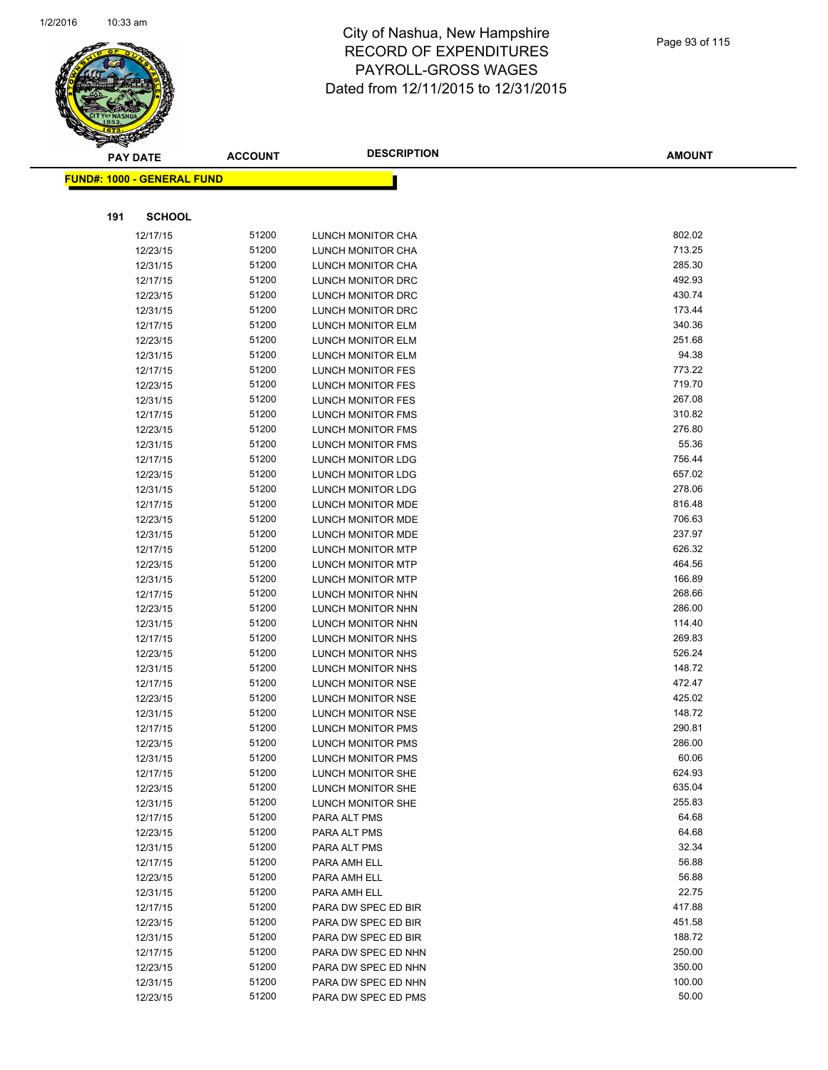# City of Nashua, New Hampshire
# RECORD OF EXPENDITURES
# PAYROLL-GROSS WAGES
# Dated from 12/11/2015 to 12/31/2015

| PAY DATE | ACCOUNT | DESCRIPTION | AMOUNT |
|---|---|---|---|

**FUND#: 1000 - GENERAL FUND**

**191 SCHOOL**

| PAY DATE | ACCOUNT | DESCRIPTION | AMOUNT |
|---|---|---|---|
| 12/17/15 | 51200 | LUNCH MONITOR CHA | 802.02 |
| 12/23/15 | 51200 | LUNCH MONITOR CHA | 713.25 |
| 12/31/15 | 51200 | LUNCH MONITOR CHA | 285.30 |
| 12/17/15 | 51200 | LUNCH MONITOR DRC | 492.93 |
| 12/23/15 | 51200 | LUNCH MONITOR DRC | 430.74 |
| 12/31/15 | 51200 | LUNCH MONITOR DRC | 173.44 |
| 12/17/15 | 51200 | LUNCH MONITOR ELM | 340.36 |
| 12/23/15 | 51200 | LUNCH MONITOR ELM | 251.68 |
| 12/31/15 | 51200 | LUNCH MONITOR ELM | 94.38 |
| 12/17/15 | 51200 | LUNCH MONITOR FES | 773.22 |
| 12/23/15 | 51200 | LUNCH MONITOR FES | 719.70 |
| 12/31/15 | 51200 | LUNCH MONITOR FES | 267.08 |
| 12/17/15 | 51200 | LUNCH MONITOR FMS | 310.82 |
| 12/23/15 | 51200 | LUNCH MONITOR FMS | 276.80 |
| 12/31/15 | 51200 | LUNCH MONITOR FMS | 55.36 |
| 12/17/15 | 51200 | LUNCH MONITOR LDG | 756.44 |
| 12/23/15 | 51200 | LUNCH MONITOR LDG | 657.02 |
| 12/31/15 | 51200 | LUNCH MONITOR LDG | 278.06 |
| 12/17/15 | 51200 | LUNCH MONITOR MDE | 816.48 |
| 12/23/15 | 51200 | LUNCH MONITOR MDE | 706.63 |
| 12/31/15 | 51200 | LUNCH MONITOR MDE | 237.97 |
| 12/17/15 | 51200 | LUNCH MONITOR MTP | 626.32 |
| 12/23/15 | 51200 | LUNCH MONITOR MTP | 464.56 |
| 12/31/15 | 51200 | LUNCH MONITOR MTP | 166.89 |
| 12/17/15 | 51200 | LUNCH MONITOR NHN | 268.66 |
| 12/23/15 | 51200 | LUNCH MONITOR NHN | 286.00 |
| 12/31/15 | 51200 | LUNCH MONITOR NHN | 114.40 |
| 12/17/15 | 51200 | LUNCH MONITOR NHS | 269.83 |
| 12/23/15 | 51200 | LUNCH MONITOR NHS | 526.24 |
| 12/31/15 | 51200 | LUNCH MONITOR NHS | 148.72 |
| 12/17/15 | 51200 | LUNCH MONITOR NSE | 472.47 |
| 12/23/15 | 51200 | LUNCH MONITOR NSE | 425.02 |
| 12/31/15 | 51200 | LUNCH MONITOR NSE | 148.72 |
| 12/17/15 | 51200 | LUNCH MONITOR PMS | 290.81 |
| 12/23/15 | 51200 | LUNCH MONITOR PMS | 286.00 |
| 12/31/15 | 51200 | LUNCH MONITOR PMS | 60.06 |
| 12/17/15 | 51200 | LUNCH MONITOR SHE | 624.93 |
| 12/23/15 | 51200 | LUNCH MONITOR SHE | 635.04 |
| 12/31/15 | 51200 | LUNCH MONITOR SHE | 255.83 |
| 12/17/15 | 51200 | PARA ALT PMS | 64.68 |
| 12/23/15 | 51200 | PARA ALT PMS | 64.68 |
| 12/31/15 | 51200 | PARA ALT PMS | 32.34 |
| 12/17/15 | 51200 | PARA AMH ELL | 56.88 |
| 12/23/15 | 51200 | PARA AMH ELL | 56.88 |
| 12/31/15 | 51200 | PARA AMH ELL | 22.75 |
| 12/17/15 | 51200 | PARA DW SPEC ED BIR | 417.88 |
| 12/23/15 | 51200 | PARA DW SPEC ED BIR | 451.58 |
| 12/31/15 | 51200 | PARA DW SPEC ED BIR | 188.72 |
| 12/17/15 | 51200 | PARA DW SPEC ED NHN | 250.00 |
| 12/23/15 | 51200 | PARA DW SPEC ED NHN | 350.00 |
| 12/31/15 | 51200 | PARA DW SPEC ED NHN | 100.00 |
| 12/23/15 | 51200 | PARA DW SPEC ED PMS | 50.00 |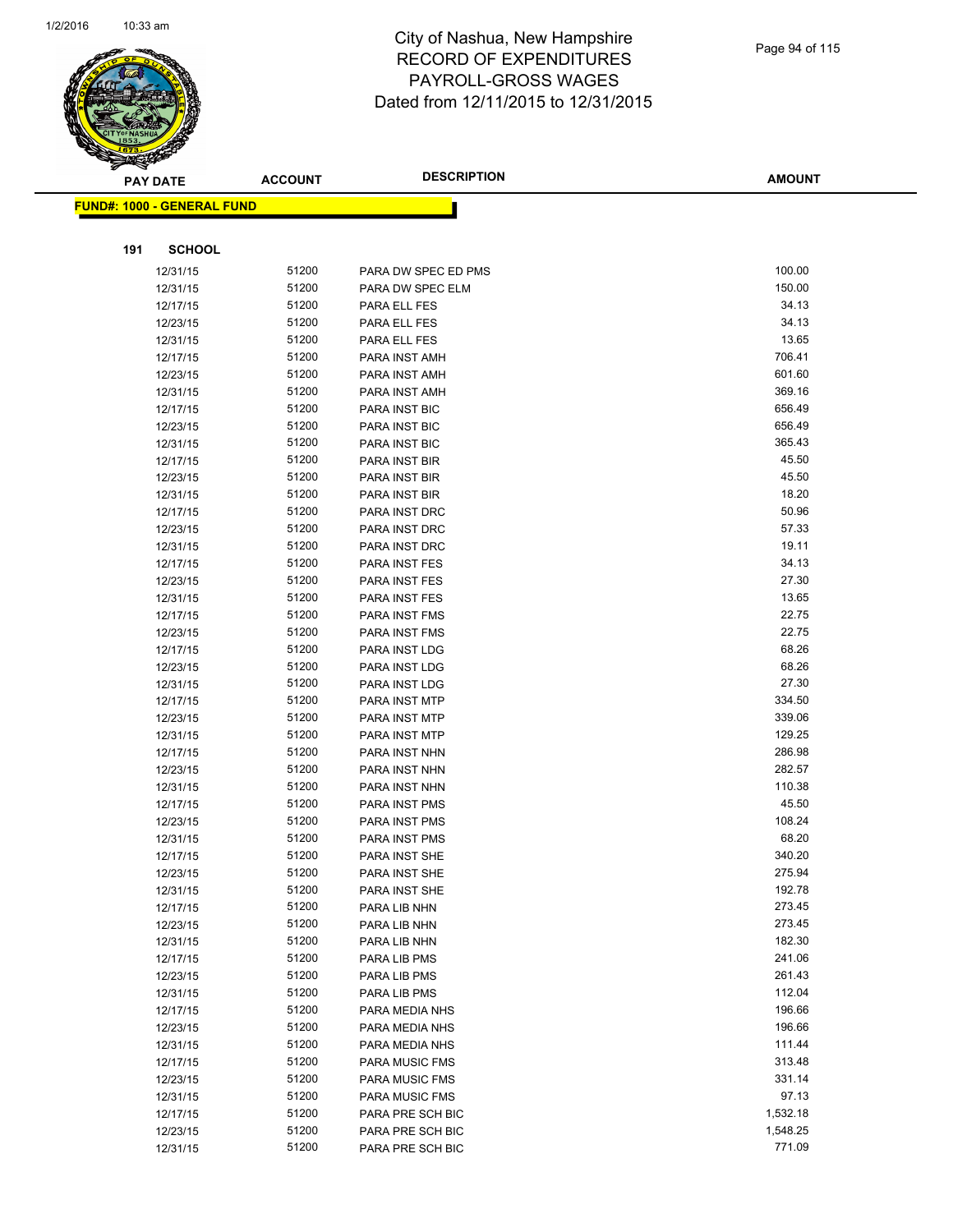# City of Nashua, New Hampshire
## RECORD OF EXPENDITURES
## PAYROLL-GROSS WAGES
## Dated from 12/11/2015 to 12/31/2015

**FUND#: 1000 - GENERAL FUND**

**191 SCHOOL**

| PAY DATE | ACCOUNT | DESCRIPTION | AMOUNT |
|---|---|---|---|
| 12/31/15 | 51200 | PARA DW SPEC ED PMS | 100.00 |
| 12/31/15 | 51200 | PARA DW SPEC ELM | 150.00 |
| 12/17/15 | 51200 | PARA ELL FES | 34.13 |
| 12/23/15 | 51200 | PARA ELL FES | 34.13 |
| 12/31/15 | 51200 | PARA ELL FES | 13.65 |
| 12/17/15 | 51200 | PARA INST AMH | 706.41 |
| 12/23/15 | 51200 | PARA INST AMH | 601.60 |
| 12/31/15 | 51200 | PARA INST AMH | 369.16 |
| 12/17/15 | 51200 | PARA INST BIC | 656.49 |
| 12/23/15 | 51200 | PARA INST BIC | 656.49 |
| 12/31/15 | 51200 | PARA INST BIC | 365.43 |
| 12/17/15 | 51200 | PARA INST BIR | 45.50 |
| 12/23/15 | 51200 | PARA INST BIR | 45.50 |
| 12/31/15 | 51200 | PARA INST BIR | 18.20 |
| 12/17/15 | 51200 | PARA INST DRC | 50.96 |
| 12/23/15 | 51200 | PARA INST DRC | 57.33 |
| 12/31/15 | 51200 | PARA INST DRC | 19.11 |
| 12/17/15 | 51200 | PARA INST FES | 34.13 |
| 12/23/15 | 51200 | PARA INST FES | 27.30 |
| 12/31/15 | 51200 | PARA INST FES | 13.65 |
| 12/17/15 | 51200 | PARA INST FMS | 22.75 |
| 12/23/15 | 51200 | PARA INST FMS | 22.75 |
| 12/17/15 | 51200 | PARA INST LDG | 68.26 |
| 12/23/15 | 51200 | PARA INST LDG | 68.26 |
| 12/31/15 | 51200 | PARA INST LDG | 27.30 |
| 12/17/15 | 51200 | PARA INST MTP | 334.50 |
| 12/23/15 | 51200 | PARA INST MTP | 339.06 |
| 12/31/15 | 51200 | PARA INST MTP | 129.25 |
| 12/17/15 | 51200 | PARA INST NHN | 286.98 |
| 12/23/15 | 51200 | PARA INST NHN | 282.57 |
| 12/31/15 | 51200 | PARA INST NHN | 110.38 |
| 12/17/15 | 51200 | PARA INST PMS | 45.50 |
| 12/23/15 | 51200 | PARA INST PMS | 108.24 |
| 12/31/15 | 51200 | PARA INST PMS | 68.20 |
| 12/17/15 | 51200 | PARA INST SHE | 340.20 |
| 12/23/15 | 51200 | PARA INST SHE | 275.94 |
| 12/31/15 | 51200 | PARA INST SHE | 192.78 |
| 12/17/15 | 51200 | PARA LIB NHN | 273.45 |
| 12/23/15 | 51200 | PARA LIB NHN | 273.45 |
| 12/31/15 | 51200 | PARA LIB NHN | 182.30 |
| 12/17/15 | 51200 | PARA LIB PMS | 241.06 |
| 12/23/15 | 51200 | PARA LIB PMS | 261.43 |
| 12/31/15 | 51200 | PARA LIB PMS | 112.04 |
| 12/17/15 | 51200 | PARA MEDIA NHS | 196.66 |
| 12/23/15 | 51200 | PARA MEDIA NHS | 196.66 |
| 12/31/15 | 51200 | PARA MEDIA NHS | 111.44 |
| 12/17/15 | 51200 | PARA MUSIC FMS | 313.48 |
| 12/23/15 | 51200 | PARA MUSIC FMS | 331.14 |
| 12/31/15 | 51200 | PARA MUSIC FMS | 97.13 |
| 12/17/15 | 51200 | PARA PRE SCH BIC | 1,532.18 |
| 12/23/15 | 51200 | PARA PRE SCH BIC | 1,548.25 |
| 12/31/15 | 51200 | PARA PRE SCH BIC | 771.09 |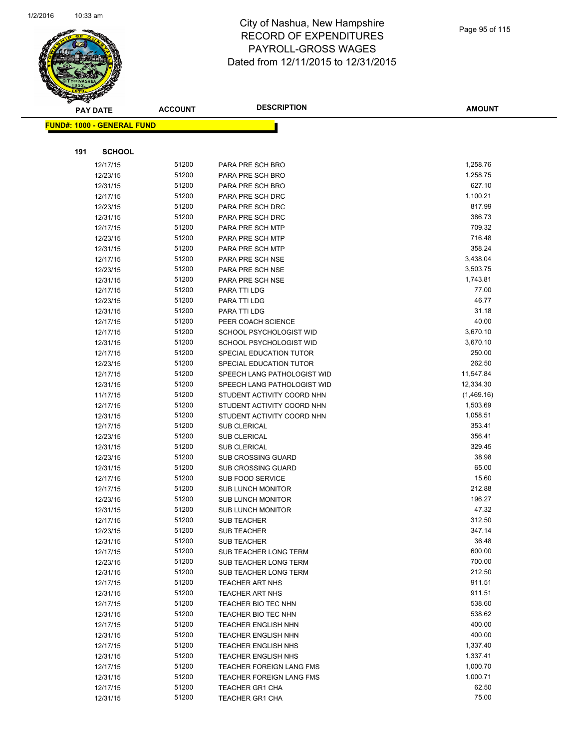# City of Nashua, New Hampshire
## RECORD OF EXPENDITURES
## PAYROLL-GROSS WAGES
## Dated from 12/11/2015 to 12/31/2015

**FUND#: 1000 - GENERAL FUND**

**191 SCHOOL**

| PAY DATE | ACCOUNT | DESCRIPTION | AMOUNT |
|---|---|---|---|
| 12/17/15 | 51200 | PARA PRE SCH BRO | 1,258.76 |
| 12/23/15 | 51200 | PARA PRE SCH BRO | 1,258.75 |
| 12/31/15 | 51200 | PARA PRE SCH BRO | 627.10 |
| 12/17/15 | 51200 | PARA PRE SCH DRC | 1,100.21 |
| 12/23/15 | 51200 | PARA PRE SCH DRC | 817.99 |
| 12/31/15 | 51200 | PARA PRE SCH DRC | 386.73 |
| 12/17/15 | 51200 | PARA PRE SCH MTP | 709.32 |
| 12/23/15 | 51200 | PARA PRE SCH MTP | 716.48 |
| 12/31/15 | 51200 | PARA PRE SCH MTP | 358.24 |
| 12/17/15 | 51200 | PARA PRE SCH NSE | 3,438.04 |
| 12/23/15 | 51200 | PARA PRE SCH NSE | 3,503.75 |
| 12/31/15 | 51200 | PARA PRE SCH NSE | 1,743.81 |
| 12/17/15 | 51200 | PARA TTI LDG | 77.00 |
| 12/23/15 | 51200 | PARA TTI LDG | 46.77 |
| 12/31/15 | 51200 | PARA TTI LDG | 31.18 |
| 12/17/15 | 51200 | PEER COACH SCIENCE | 40.00 |
| 12/17/15 | 51200 | SCHOOL PSYCHOLOGIST WID | 3,670.10 |
| 12/31/15 | 51200 | SCHOOL PSYCHOLOGIST WID | 3,670.10 |
| 12/17/15 | 51200 | SPECIAL EDUCATION TUTOR | 250.00 |
| 12/23/15 | 51200 | SPECIAL EDUCATION TUTOR | 262.50 |
| 12/17/15 | 51200 | SPEECH LANG PATHOLOGIST WID | 11,547.84 |
| 12/31/15 | 51200 | SPEECH LANG PATHOLOGIST WID | 12,334.30 |
| 11/17/15 | 51200 | STUDENT ACTIVITY COORD NHN | (1,469.16) |
| 12/17/15 | 51200 | STUDENT ACTIVITY COORD NHN | 1,503.69 |
| 12/31/15 | 51200 | STUDENT ACTIVITY COORD NHN | 1,058.51 |
| 12/17/15 | 51200 | SUB CLERICAL | 353.41 |
| 12/23/15 | 51200 | SUB CLERICAL | 356.41 |
| 12/31/15 | 51200 | SUB CLERICAL | 329.45 |
| 12/23/15 | 51200 | SUB CROSSING GUARD | 38.98 |
| 12/31/15 | 51200 | SUB CROSSING GUARD | 65.00 |
| 12/17/15 | 51200 | SUB FOOD SERVICE | 15.60 |
| 12/17/15 | 51200 | SUB LUNCH MONITOR | 212.88 |
| 12/23/15 | 51200 | SUB LUNCH MONITOR | 196.27 |
| 12/31/15 | 51200 | SUB LUNCH MONITOR | 47.32 |
| 12/17/15 | 51200 | SUB TEACHER | 312.50 |
| 12/23/15 | 51200 | SUB TEACHER | 347.14 |
| 12/31/15 | 51200 | SUB TEACHER | 36.48 |
| 12/17/15 | 51200 | SUB TEACHER LONG TERM | 600.00 |
| 12/23/15 | 51200 | SUB TEACHER LONG TERM | 700.00 |
| 12/31/15 | 51200 | SUB TEACHER LONG TERM | 212.50 |
| 12/17/15 | 51200 | TEACHER ART NHS | 911.51 |
| 12/31/15 | 51200 | TEACHER ART NHS | 911.51 |
| 12/17/15 | 51200 | TEACHER BIO TEC NHN | 538.60 |
| 12/31/15 | 51200 | TEACHER BIO TEC NHN | 538.62 |
| 12/17/15 | 51200 | TEACHER ENGLISH NHN | 400.00 |
| 12/31/15 | 51200 | TEACHER ENGLISH NHN | 400.00 |
| 12/17/15 | 51200 | TEACHER ENGLISH NHS | 1,337.40 |
| 12/31/15 | 51200 | TEACHER ENGLISH NHS | 1,337.41 |
| 12/17/15 | 51200 | TEACHER FOREIGN LANG FMS | 1,000.70 |
| 12/31/15 | 51200 | TEACHER FOREIGN LANG FMS | 1,000.71 |
| 12/17/15 | 51200 | TEACHER GR1 CHA | 62.50 |
| 12/31/15 | 51200 | TEACHER GR1 CHA | 75.00 |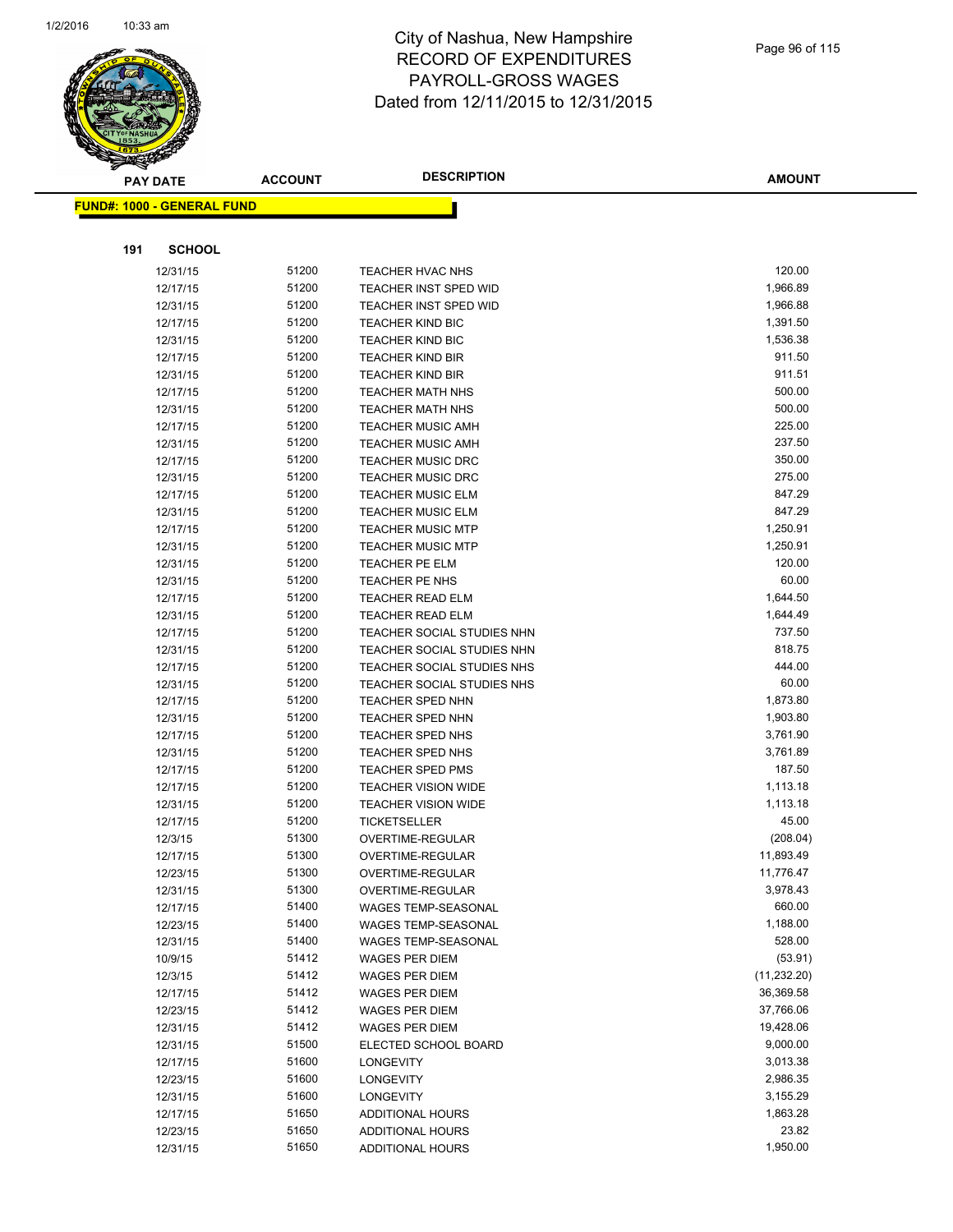# City of Nashua, New Hampshire
# RECORD OF EXPENDITURES
# PAYROLL-GROSS WAGES
# Dated from 12/11/2015 to 12/31/2015

**FUND#: 1000 - GENERAL FUND**

**191 SCHOOL**

| PAY DATE | ACCOUNT | DESCRIPTION | AMOUNT |
|---|---|---|---|
| 12/31/15 | 51200 | TEACHER HVAC NHS | 120.00 |
| 12/17/15 | 51200 | TEACHER INST SPED WID | 1,966.89 |
| 12/31/15 | 51200 | TEACHER INST SPED WID | 1,966.88 |
| 12/17/15 | 51200 | TEACHER KIND BIC | 1,391.50 |
| 12/31/15 | 51200 | TEACHER KIND BIC | 1,536.38 |
| 12/17/15 | 51200 | TEACHER KIND BIR | 911.50 |
| 12/31/15 | 51200 | TEACHER KIND BIR | 911.51 |
| 12/17/15 | 51200 | TEACHER MATH NHS | 500.00 |
| 12/31/15 | 51200 | TEACHER MATH NHS | 500.00 |
| 12/17/15 | 51200 | TEACHER MUSIC AMH | 225.00 |
| 12/31/15 | 51200 | TEACHER MUSIC AMH | 237.50 |
| 12/17/15 | 51200 | TEACHER MUSIC DRC | 350.00 |
| 12/31/15 | 51200 | TEACHER MUSIC DRC | 275.00 |
| 12/17/15 | 51200 | TEACHER MUSIC ELM | 847.29 |
| 12/31/15 | 51200 | TEACHER MUSIC ELM | 847.29 |
| 12/17/15 | 51200 | TEACHER MUSIC MTP | 1,250.91 |
| 12/31/15 | 51200 | TEACHER MUSIC MTP | 1,250.91 |
| 12/31/15 | 51200 | TEACHER PE ELM | 120.00 |
| 12/31/15 | 51200 | TEACHER PE NHS | 60.00 |
| 12/17/15 | 51200 | TEACHER READ ELM | 1,644.50 |
| 12/31/15 | 51200 | TEACHER READ ELM | 1,644.49 |
| 12/17/15 | 51200 | TEACHER SOCIAL STUDIES NHN | 737.50 |
| 12/31/15 | 51200 | TEACHER SOCIAL STUDIES NHN | 818.75 |
| 12/17/15 | 51200 | TEACHER SOCIAL STUDIES NHS | 444.00 |
| 12/31/15 | 51200 | TEACHER SOCIAL STUDIES NHS | 60.00 |
| 12/17/15 | 51200 | TEACHER SPED NHN | 1,873.80 |
| 12/31/15 | 51200 | TEACHER SPED NHN | 1,903.80 |
| 12/17/15 | 51200 | TEACHER SPED NHS | 3,761.90 |
| 12/31/15 | 51200 | TEACHER SPED NHS | 3,761.89 |
| 12/17/15 | 51200 | TEACHER SPED PMS | 187.50 |
| 12/17/15 | 51200 | TEACHER VISION WIDE | 1,113.18 |
| 12/31/15 | 51200 | TEACHER VISION WIDE | 1,113.18 |
| 12/17/15 | 51200 | TICKETSELLER | 45.00 |
| 12/3/15 | 51300 | OVERTIME-REGULAR | (208.04) |
| 12/17/15 | 51300 | OVERTIME-REGULAR | 11,893.49 |
| 12/23/15 | 51300 | OVERTIME-REGULAR | 11,776.47 |
| 12/31/15 | 51300 | OVERTIME-REGULAR | 3,978.43 |
| 12/17/15 | 51400 | WAGES TEMP-SEASONAL | 660.00 |
| 12/23/15 | 51400 | WAGES TEMP-SEASONAL | 1,188.00 |
| 12/31/15 | 51400 | WAGES TEMP-SEASONAL | 528.00 |
| 10/9/15 | 51412 | WAGES PER DIEM | (53.91) |
| 12/3/15 | 51412 | WAGES PER DIEM | (11,232.20) |
| 12/17/15 | 51412 | WAGES PER DIEM | 36,369.58 |
| 12/23/15 | 51412 | WAGES PER DIEM | 37,766.06 |
| 12/31/15 | 51412 | WAGES PER DIEM | 19,428.06 |
| 12/31/15 | 51500 | ELECTED SCHOOL BOARD | 9,000.00 |
| 12/17/15 | 51600 | LONGEVITY | 3,013.38 |
| 12/23/15 | 51600 | LONGEVITY | 2,986.35 |
| 12/31/15 | 51600 | LONGEVITY | 3,155.29 |
| 12/17/15 | 51650 | ADDITIONAL HOURS | 1,863.28 |
| 12/23/15 | 51650 | ADDITIONAL HOURS | 23.82 |
| 12/31/15 | 51650 | ADDITIONAL HOURS | 1,950.00 |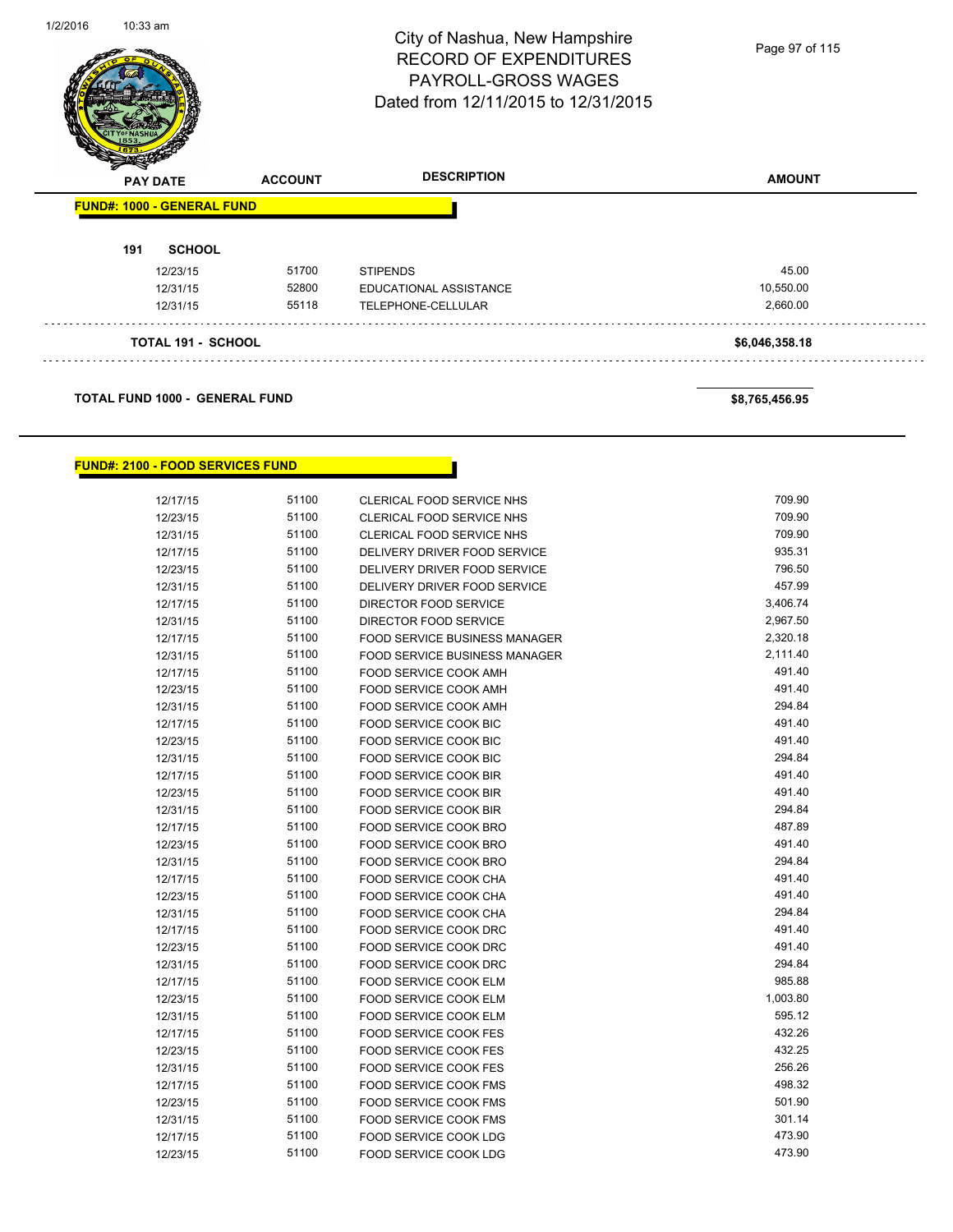# City of Nashua, New Hampshire
# RECORD OF EXPENDITURES
# PAYROLL-GROSS WAGES
# Dated from 12/11/2015 to 12/31/2015

| PAY DATE | ACCOUNT | DESCRIPTION | AMOUNT |
|---|---|---|---|

**FUND#: 1000 - GENERAL FUND**

**191 SCHOOL**

| PAY DATE | ACCOUNT | DESCRIPTION | AMOUNT |
|---|---|---|---|
| 12/23/15 | 51700 | STIPENDS | 45.00 |
| 12/31/15 | 52800 | EDUCATIONAL ASSISTANCE | 10,550.00 |
| 12/31/15 | 55118 | TELEPHONE-CELLULAR | 2,660.00 |

**TOTAL 191 - SCHOOL** **$6,046,358.18**

**TOTAL FUND 1000 - GENERAL FUND** **$8,765,456.95**

**FUND#: 2100 - FOOD SERVICES FUND**

| PAY DATE | ACCOUNT | DESCRIPTION | AMOUNT |
|---|---|---|---|
| 12/17/15 | 51100 | CLERICAL FOOD SERVICE NHS | 709.90 |
| 12/23/15 | 51100 | CLERICAL FOOD SERVICE NHS | 709.90 |
| 12/31/15 | 51100 | CLERICAL FOOD SERVICE NHS | 709.90 |
| 12/17/15 | 51100 | DELIVERY DRIVER FOOD SERVICE | 935.31 |
| 12/23/15 | 51100 | DELIVERY DRIVER FOOD SERVICE | 796.50 |
| 12/31/15 | 51100 | DELIVERY DRIVER FOOD SERVICE | 457.99 |
| 12/17/15 | 51100 | DIRECTOR FOOD SERVICE | 3,406.74 |
| 12/31/15 | 51100 | DIRECTOR FOOD SERVICE | 2,967.50 |
| 12/17/15 | 51100 | FOOD SERVICE BUSINESS MANAGER | 2,320.18 |
| 12/31/15 | 51100 | FOOD SERVICE BUSINESS MANAGER | 2,111.40 |
| 12/17/15 | 51100 | FOOD SERVICE COOK AMH | 491.40 |
| 12/23/15 | 51100 | FOOD SERVICE COOK AMH | 491.40 |
| 12/31/15 | 51100 | FOOD SERVICE COOK AMH | 294.84 |
| 12/17/15 | 51100 | FOOD SERVICE COOK BIC | 491.40 |
| 12/23/15 | 51100 | FOOD SERVICE COOK BIC | 491.40 |
| 12/31/15 | 51100 | FOOD SERVICE COOK BIC | 294.84 |
| 12/17/15 | 51100 | FOOD SERVICE COOK BIR | 491.40 |
| 12/23/15 | 51100 | FOOD SERVICE COOK BIR | 491.40 |
| 12/31/15 | 51100 | FOOD SERVICE COOK BIR | 294.84 |
| 12/17/15 | 51100 | FOOD SERVICE COOK BRO | 487.89 |
| 12/23/15 | 51100 | FOOD SERVICE COOK BRO | 491.40 |
| 12/31/15 | 51100 | FOOD SERVICE COOK BRO | 294.84 |
| 12/17/15 | 51100 | FOOD SERVICE COOK CHA | 491.40 |
| 12/23/15 | 51100 | FOOD SERVICE COOK CHA | 491.40 |
| 12/31/15 | 51100 | FOOD SERVICE COOK CHA | 294.84 |
| 12/17/15 | 51100 | FOOD SERVICE COOK DRC | 491.40 |
| 12/23/15 | 51100 | FOOD SERVICE COOK DRC | 491.40 |
| 12/31/15 | 51100 | FOOD SERVICE COOK DRC | 294.84 |
| 12/17/15 | 51100 | FOOD SERVICE COOK ELM | 985.88 |
| 12/23/15 | 51100 | FOOD SERVICE COOK ELM | 1,003.80 |
| 12/31/15 | 51100 | FOOD SERVICE COOK ELM | 595.12 |
| 12/17/15 | 51100 | FOOD SERVICE COOK FES | 432.26 |
| 12/23/15 | 51100 | FOOD SERVICE COOK FES | 432.25 |
| 12/31/15 | 51100 | FOOD SERVICE COOK FES | 256.26 |
| 12/17/15 | 51100 | FOOD SERVICE COOK FMS | 498.32 |
| 12/23/15 | 51100 | FOOD SERVICE COOK FMS | 501.90 |
| 12/31/15 | 51100 | FOOD SERVICE COOK FMS | 301.14 |
| 12/17/15 | 51100 | FOOD SERVICE COOK LDG | 473.90 |
| 12/23/15 | 51100 | FOOD SERVICE COOK LDG | 473.90 |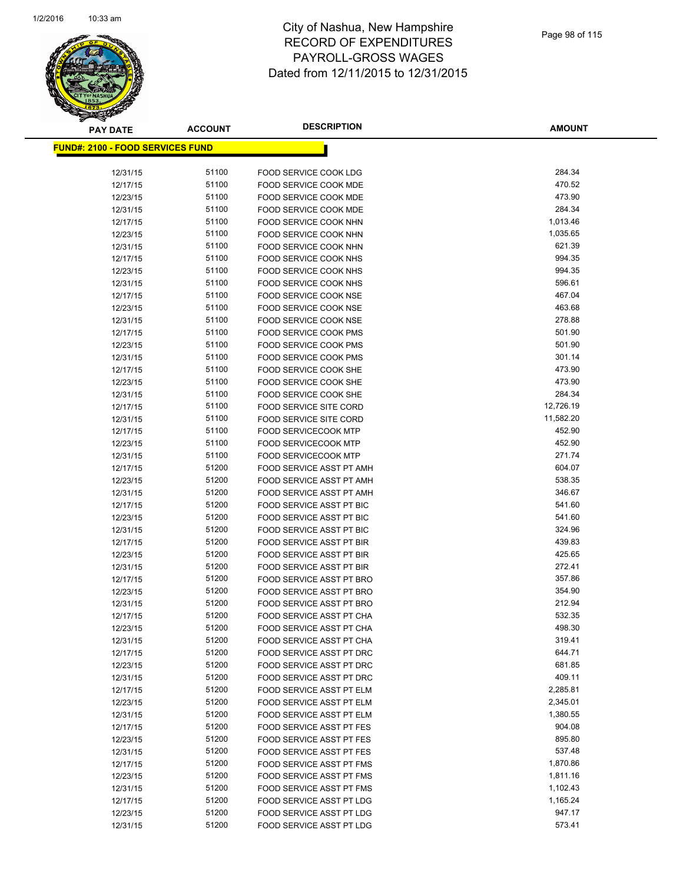# City of Nashua, New Hampshire
## RECORD OF EXPENDITURES
## PAYROLL-GROSS WAGES
## Dated from 12/11/2015 to 12/31/2015

**FUND#: 2100 - FOOD SERVICES FUND**

| PAY DATE | ACCOUNT | DESCRIPTION | AMOUNT |
|---|---|---|---|
| 12/31/15 | 51100 | FOOD SERVICE COOK LDG | 284.34 |
| 12/17/15 | 51100 | FOOD SERVICE COOK MDE | 470.52 |
| 12/23/15 | 51100 | FOOD SERVICE COOK MDE | 473.90 |
| 12/31/15 | 51100 | FOOD SERVICE COOK MDE | 284.34 |
| 12/17/15 | 51100 | FOOD SERVICE COOK NHN | 1,013.46 |
| 12/23/15 | 51100 | FOOD SERVICE COOK NHN | 1,035.65 |
| 12/31/15 | 51100 | FOOD SERVICE COOK NHN | 621.39 |
| 12/17/15 | 51100 | FOOD SERVICE COOK NHS | 994.35 |
| 12/23/15 | 51100 | FOOD SERVICE COOK NHS | 994.35 |
| 12/31/15 | 51100 | FOOD SERVICE COOK NHS | 596.61 |
| 12/17/15 | 51100 | FOOD SERVICE COOK NSE | 467.04 |
| 12/23/15 | 51100 | FOOD SERVICE COOK NSE | 463.68 |
| 12/31/15 | 51100 | FOOD SERVICE COOK NSE | 278.88 |
| 12/17/15 | 51100 | FOOD SERVICE COOK PMS | 501.90 |
| 12/23/15 | 51100 | FOOD SERVICE COOK PMS | 501.90 |
| 12/31/15 | 51100 | FOOD SERVICE COOK PMS | 301.14 |
| 12/17/15 | 51100 | FOOD SERVICE COOK SHE | 473.90 |
| 12/23/15 | 51100 | FOOD SERVICE COOK SHE | 473.90 |
| 12/31/15 | 51100 | FOOD SERVICE COOK SHE | 284.34 |
| 12/17/15 | 51100 | FOOD SERVICE SITE CORD | 12,726.19 |
| 12/31/15 | 51100 | FOOD SERVICE SITE CORD | 11,582.20 |
| 12/17/15 | 51100 | FOOD SERVICECOOK MTP | 452.90 |
| 12/23/15 | 51100 | FOOD SERVICECOOK MTP | 452.90 |
| 12/31/15 | 51100 | FOOD SERVICECOOK MTP | 271.74 |
| 12/17/15 | 51200 | FOOD SERVICE ASST PT AMH | 604.07 |
| 12/23/15 | 51200 | FOOD SERVICE ASST PT AMH | 538.35 |
| 12/31/15 | 51200 | FOOD SERVICE ASST PT AMH | 346.67 |
| 12/17/15 | 51200 | FOOD SERVICE ASST PT BIC | 541.60 |
| 12/23/15 | 51200 | FOOD SERVICE ASST PT BIC | 541.60 |
| 12/31/15 | 51200 | FOOD SERVICE ASST PT BIC | 324.96 |
| 12/17/15 | 51200 | FOOD SERVICE ASST PT BIR | 439.83 |
| 12/23/15 | 51200 | FOOD SERVICE ASST PT BIR | 425.65 |
| 12/31/15 | 51200 | FOOD SERVICE ASST PT BIR | 272.41 |
| 12/17/15 | 51200 | FOOD SERVICE ASST PT BRO | 357.86 |
| 12/23/15 | 51200 | FOOD SERVICE ASST PT BRO | 354.90 |
| 12/31/15 | 51200 | FOOD SERVICE ASST PT BRO | 212.94 |
| 12/17/15 | 51200 | FOOD SERVICE ASST PT CHA | 532.35 |
| 12/23/15 | 51200 | FOOD SERVICE ASST PT CHA | 498.30 |
| 12/31/15 | 51200 | FOOD SERVICE ASST PT CHA | 319.41 |
| 12/17/15 | 51200 | FOOD SERVICE ASST PT DRC | 644.71 |
| 12/23/15 | 51200 | FOOD SERVICE ASST PT DRC | 681.85 |
| 12/31/15 | 51200 | FOOD SERVICE ASST PT DRC | 409.11 |
| 12/17/15 | 51200 | FOOD SERVICE ASST PT ELM | 2,285.81 |
| 12/23/15 | 51200 | FOOD SERVICE ASST PT ELM | 2,345.01 |
| 12/31/15 | 51200 | FOOD SERVICE ASST PT ELM | 1,380.55 |
| 12/17/15 | 51200 | FOOD SERVICE ASST PT FES | 904.08 |
| 12/23/15 | 51200 | FOOD SERVICE ASST PT FES | 895.80 |
| 12/31/15 | 51200 | FOOD SERVICE ASST PT FES | 537.48 |
| 12/17/15 | 51200 | FOOD SERVICE ASST PT FMS | 1,870.86 |
| 12/23/15 | 51200 | FOOD SERVICE ASST PT FMS | 1,811.16 |
| 12/31/15 | 51200 | FOOD SERVICE ASST PT FMS | 1,102.43 |
| 12/17/15 | 51200 | FOOD SERVICE ASST PT LDG | 1,165.24 |
| 12/23/15 | 51200 | FOOD SERVICE ASST PT LDG | 947.17 |
| 12/31/15 | 51200 | FOOD SERVICE ASST PT LDG | 573.41 |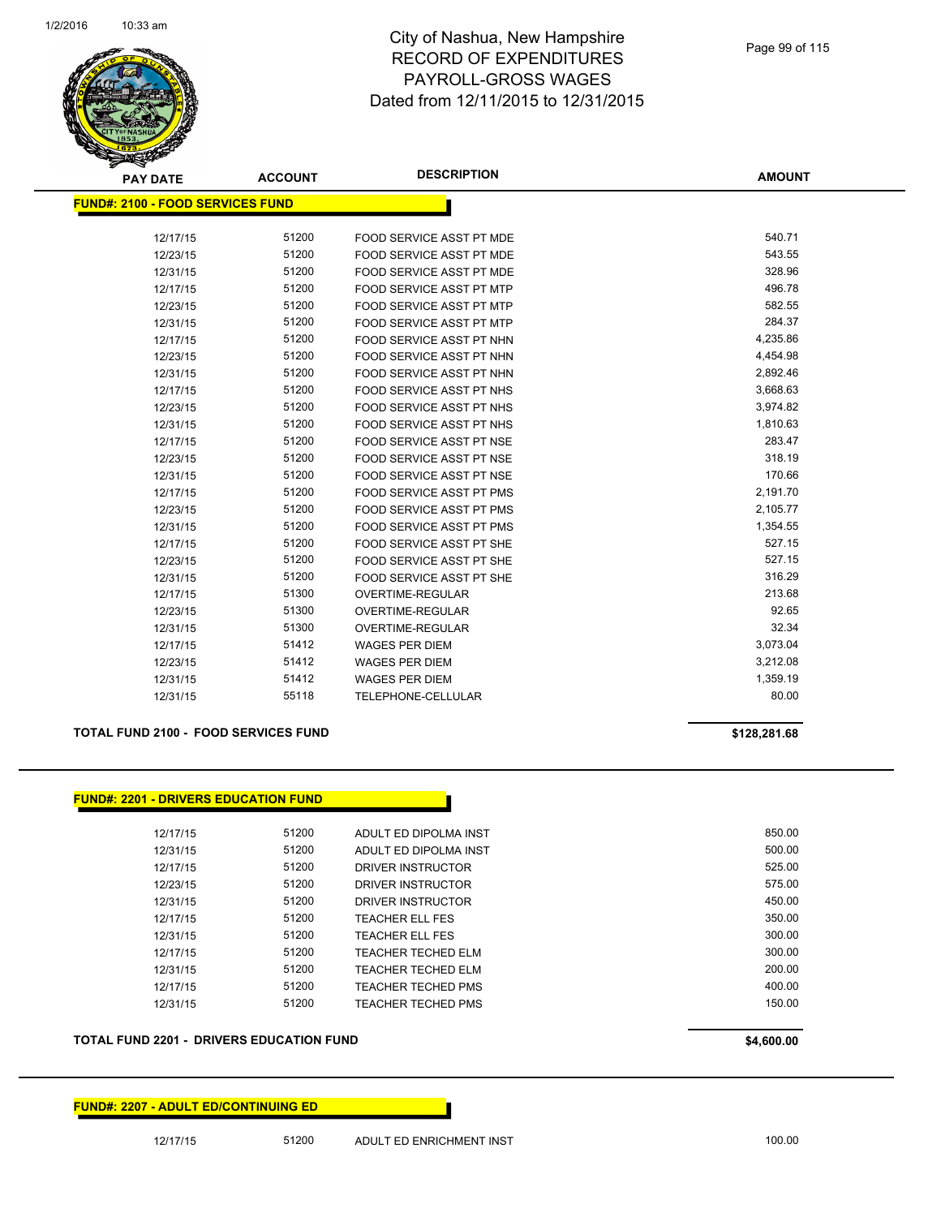| PAY DATE | ACCOUNT | DESCRIPTION | AMOUNT |
|---|---|---|---|

**FUND#: 2100 - FOOD SERVICES FUND**

| PAY DATE | ACCOUNT | DESCRIPTION | AMOUNT |
|---|---|---|---|
| 12/17/15 | 51200 | FOOD SERVICE ASST PT MDE | 540.71 |
| 12/23/15 | 51200 | FOOD SERVICE ASST PT MDE | 543.55 |
| 12/31/15 | 51200 | FOOD SERVICE ASST PT MDE | 328.96 |
| 12/17/15 | 51200 | FOOD SERVICE ASST PT MTP | 496.78 |
| 12/23/15 | 51200 | FOOD SERVICE ASST PT MTP | 582.55 |
| 12/31/15 | 51200 | FOOD SERVICE ASST PT MTP | 284.37 |
| 12/17/15 | 51200 | FOOD SERVICE ASST PT NHN | 4,235.86 |
| 12/23/15 | 51200 | FOOD SERVICE ASST PT NHN | 4,454.98 |
| 12/31/15 | 51200 | FOOD SERVICE ASST PT NHN | 2,892.46 |
| 12/17/15 | 51200 | FOOD SERVICE ASST PT NHS | 3,668.63 |
| 12/23/15 | 51200 | FOOD SERVICE ASST PT NHS | 3,974.82 |
| 12/31/15 | 51200 | FOOD SERVICE ASST PT NHS | 1,810.63 |
| 12/17/15 | 51200 | FOOD SERVICE ASST PT NSE | 283.47 |
| 12/23/15 | 51200 | FOOD SERVICE ASST PT NSE | 318.19 |
| 12/31/15 | 51200 | FOOD SERVICE ASST PT NSE | 170.66 |
| 12/17/15 | 51200 | FOOD SERVICE ASST PT PMS | 2,191.70 |
| 12/23/15 | 51200 | FOOD SERVICE ASST PT PMS | 2,105.77 |
| 12/31/15 | 51200 | FOOD SERVICE ASST PT PMS | 1,354.55 |
| 12/17/15 | 51200 | FOOD SERVICE ASST PT SHE | 527.15 |
| 12/23/15 | 51200 | FOOD SERVICE ASST PT SHE | 527.15 |
| 12/31/15 | 51200 | FOOD SERVICE ASST PT SHE | 316.29 |
| 12/17/15 | 51300 | OVERTIME-REGULAR | 213.68 |
| 12/23/15 | 51300 | OVERTIME-REGULAR | 92.65 |
| 12/31/15 | 51300 | OVERTIME-REGULAR | 32.34 |
| 12/17/15 | 51412 | WAGES PER DIEM | 3,073.04 |
| 12/23/15 | 51412 | WAGES PER DIEM | 3,212.08 |
| 12/31/15 | 51412 | WAGES PER DIEM | 1,359.19 |
| 12/31/15 | 55118 | TELEPHONE-CELLULAR | 80.00 |

**TOTAL FUND 2100 - FOOD SERVICES FUND** **$128,281.68**

**FUND#: 2201 - DRIVERS EDUCATION FUND**

| PAY DATE | ACCOUNT | DESCRIPTION | AMOUNT |
|---|---|---|---|
| 12/17/15 | 51200 | ADULT ED DIPOLMA INST | 850.00 |
| 12/31/15 | 51200 | ADULT ED DIPOLMA INST | 500.00 |
| 12/17/15 | 51200 | DRIVER INSTRUCTOR | 525.00 |
| 12/23/15 | 51200 | DRIVER INSTRUCTOR | 575.00 |
| 12/31/15 | 51200 | DRIVER INSTRUCTOR | 450.00 |
| 12/17/15 | 51200 | TEACHER ELL FES | 350.00 |
| 12/31/15 | 51200 | TEACHER ELL FES | 300.00 |
| 12/17/15 | 51200 | TEACHER TECHED ELM | 300.00 |
| 12/31/15 | 51200 | TEACHER TECHED ELM | 200.00 |
| 12/17/15 | 51200 | TEACHER TECHED PMS | 400.00 |
| 12/31/15 | 51200 | TEACHER TECHED PMS | 150.00 |

**TOTAL FUND 2201 - DRIVERS EDUCATION FUND** **$4,600.00**

**FUND#: 2207 - ADULT ED/CONTINUING ED**

| PAY DATE | ACCOUNT | DESCRIPTION | AMOUNT |
|---|---|---|---|
| 12/17/15 | 51200 | ADULT ED ENRICHMENT INST | 100.00 |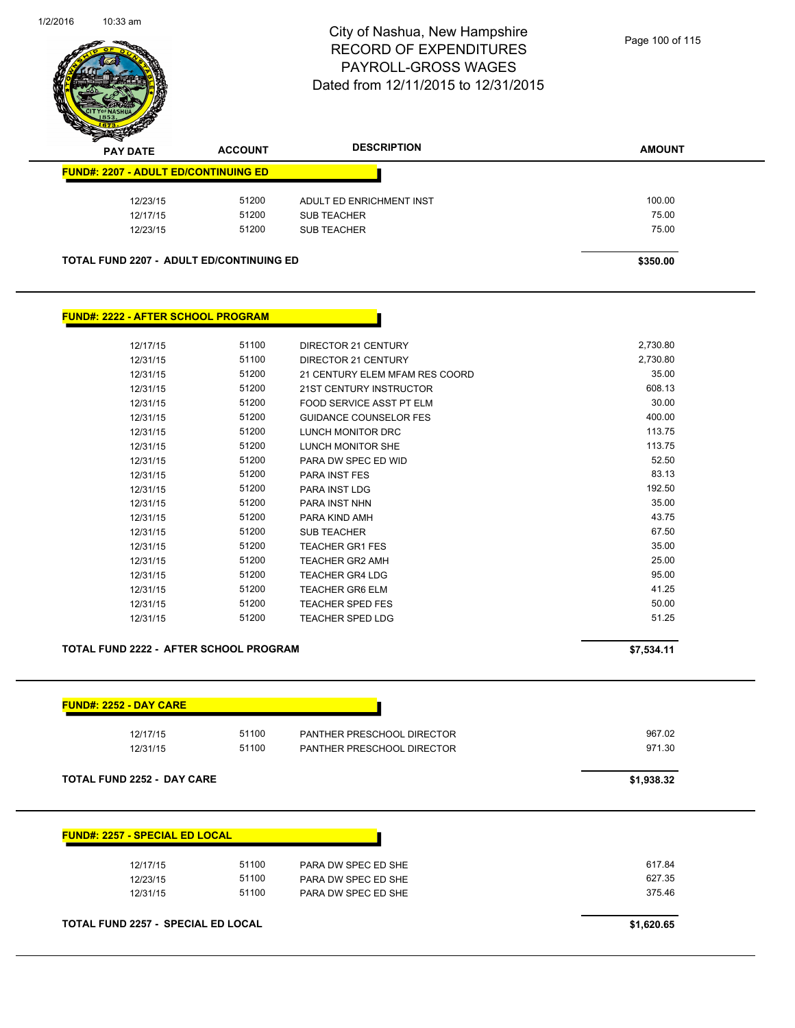# City of Nashua, New Hampshire
## RECORD OF EXPENDITURES
## PAYROLL-GROSS WAGES
## Dated from 12/11/2015 to 12/31/2015

| PAY DATE | ACCOUNT | DESCRIPTION | AMOUNT |
|---|---|---|---|
| **FUND#: 2207 - ADULT ED/CONTINUING ED** | | | |
| 12/23/15 | 51200 | ADULT ED ENRICHMENT INST | 100.00 |
| 12/17/15 | 51200 | SUB TEACHER | 75.00 |
| 12/23/15 | 51200 | SUB TEACHER | 75.00 |
| **TOTAL FUND 2207 - ADULT ED/CONTINUING ED** | | | **$350.00** |

| PAY DATE | ACCOUNT | DESCRIPTION | AMOUNT |
|---|---|---|---|
| **FUND#: 2222 - AFTER SCHOOL PROGRAM** | | | |
| 12/17/15 | 51100 | DIRECTOR 21 CENTURY | 2,730.80 |
| 12/31/15 | 51100 | DIRECTOR 21 CENTURY | 2,730.80 |
| 12/31/15 | 51200 | 21 CENTURY ELEM MFAM RES COORD | 35.00 |
| 12/31/15 | 51200 | 21ST CENTURY INSTRUCTOR | 608.13 |
| 12/31/15 | 51200 | FOOD SERVICE ASST PT ELM | 30.00 |
| 12/31/15 | 51200 | GUIDANCE COUNSELOR FES | 400.00 |
| 12/31/15 | 51200 | LUNCH MONITOR DRC | 113.75 |
| 12/31/15 | 51200 | LUNCH MONITOR SHE | 113.75 |
| 12/31/15 | 51200 | PARA DW SPEC ED WID | 52.50 |
| 12/31/15 | 51200 | PARA INST FES | 83.13 |
| 12/31/15 | 51200 | PARA INST LDG | 192.50 |
| 12/31/15 | 51200 | PARA INST NHN | 35.00 |
| 12/31/15 | 51200 | PARA KIND AMH | 43.75 |
| 12/31/15 | 51200 | SUB TEACHER | 67.50 |
| 12/31/15 | 51200 | TEACHER GR1 FES | 35.00 |
| 12/31/15 | 51200 | TEACHER GR2 AMH | 25.00 |
| 12/31/15 | 51200 | TEACHER GR4 LDG | 95.00 |
| 12/31/15 | 51200 | TEACHER GR6 ELM | 41.25 |
| 12/31/15 | 51200 | TEACHER SPED FES | 50.00 |
| 12/31/15 | 51200 | TEACHER SPED LDG | 51.25 |
| **TOTAL FUND 2222 - AFTER SCHOOL PROGRAM** | | | **$7,534.11** |

| PAY DATE | ACCOUNT | DESCRIPTION | AMOUNT |
|---|---|---|---|
| **FUND#: 2252 - DAY CARE** | | | |
| 12/17/15 | 51100 | PANTHER PRESCHOOL DIRECTOR | 967.02 |
| 12/31/15 | 51100 | PANTHER PRESCHOOL DIRECTOR | 971.30 |
| **TOTAL FUND 2252 - DAY CARE** | | | **$1,938.32** |

| PAY DATE | ACCOUNT | DESCRIPTION | AMOUNT |
|---|---|---|---|
| **FUND#: 2257 - SPECIAL ED LOCAL** | | | |
| 12/17/15 | 51100 | PARA DW SPEC ED SHE | 617.84 |
| 12/23/15 | 51100 | PARA DW SPEC ED SHE | 627.35 |
| 12/31/15 | 51100 | PARA DW SPEC ED SHE | 375.46 |
| **TOTAL FUND 2257 - SPECIAL ED LOCAL** | | | **$1,620.65** |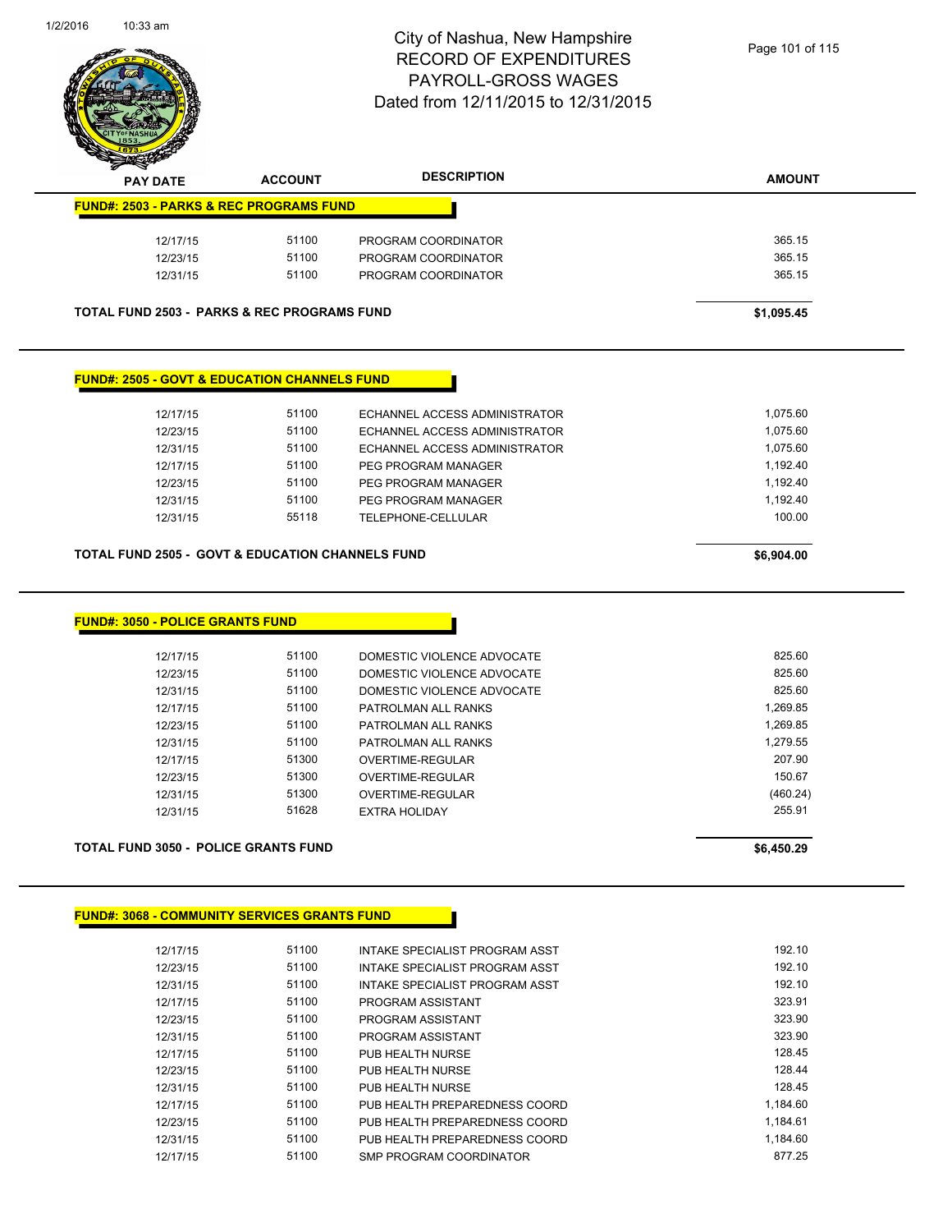# City of Nashua, New Hampshire
## RECORD OF EXPENDITURES
## PAYROLL-GROSS WAGES
## Dated from 12/11/2015 to 12/31/2015

| PAY DATE | ACCOUNT | DESCRIPTION | AMOUNT |
|---|---|---|---|

**FUND#: 2503 - PARKS & REC PROGRAMS FUND**

| PAY DATE | ACCOUNT | DESCRIPTION | AMOUNT |
|---|---|---|---|
| 12/17/15 | 51100 | PROGRAM COORDINATOR | 365.15 |
| 12/23/15 | 51100 | PROGRAM COORDINATOR | 365.15 |
| 12/31/15 | 51100 | PROGRAM COORDINATOR | 365.15 |

**TOTAL FUND 2503 - PARKS & REC PROGRAMS FUND** **$1,095.45**

**FUND#: 2505 - GOVT & EDUCATION CHANNELS FUND**

| PAY DATE | ACCOUNT | DESCRIPTION | AMOUNT |
|---|---|---|---|
| 12/17/15 | 51100 | ECHANNEL ACCESS ADMINISTRATOR | 1,075.60 |
| 12/23/15 | 51100 | ECHANNEL ACCESS ADMINISTRATOR | 1,075.60 |
| 12/31/15 | 51100 | ECHANNEL ACCESS ADMINISTRATOR | 1,075.60 |
| 12/17/15 | 51100 | PEG PROGRAM MANAGER | 1,192.40 |
| 12/23/15 | 51100 | PEG PROGRAM MANAGER | 1,192.40 |
| 12/31/15 | 51100 | PEG PROGRAM MANAGER | 1,192.40 |
| 12/31/15 | 55118 | TELEPHONE-CELLULAR | 100.00 |

**TOTAL FUND 2505 - GOVT & EDUCATION CHANNELS FUND** **$6,904.00**

**FUND#: 3050 - POLICE GRANTS FUND**

| PAY DATE | ACCOUNT | DESCRIPTION | AMOUNT |
|---|---|---|---|
| 12/17/15 | 51100 | DOMESTIC VIOLENCE ADVOCATE | 825.60 |
| 12/23/15 | 51100 | DOMESTIC VIOLENCE ADVOCATE | 825.60 |
| 12/31/15 | 51100 | DOMESTIC VIOLENCE ADVOCATE | 825.60 |
| 12/17/15 | 51100 | PATROLMAN ALL RANKS | 1,269.85 |
| 12/23/15 | 51100 | PATROLMAN ALL RANKS | 1,269.85 |
| 12/31/15 | 51100 | PATROLMAN ALL RANKS | 1,279.55 |
| 12/17/15 | 51300 | OVERTIME-REGULAR | 207.90 |
| 12/23/15 | 51300 | OVERTIME-REGULAR | 150.67 |
| 12/31/15 | 51300 | OVERTIME-REGULAR | (460.24) |
| 12/31/15 | 51628 | EXTRA HOLIDAY | 255.91 |

**TOTAL FUND 3050 - POLICE GRANTS FUND** **$6,450.29**

**FUND#: 3068 - COMMUNITY SERVICES GRANTS FUND**

| PAY DATE | ACCOUNT | DESCRIPTION | AMOUNT |
|---|---|---|---|
| 12/17/15 | 51100 | INTAKE SPECIALIST PROGRAM ASST | 192.10 |
| 12/23/15 | 51100 | INTAKE SPECIALIST PROGRAM ASST | 192.10 |
| 12/31/15 | 51100 | INTAKE SPECIALIST PROGRAM ASST | 192.10 |
| 12/17/15 | 51100 | PROGRAM ASSISTANT | 323.91 |
| 12/23/15 | 51100 | PROGRAM ASSISTANT | 323.90 |
| 12/31/15 | 51100 | PROGRAM ASSISTANT | 323.90 |
| 12/17/15 | 51100 | PUB HEALTH NURSE | 128.45 |
| 12/23/15 | 51100 | PUB HEALTH NURSE | 128.44 |
| 12/31/15 | 51100 | PUB HEALTH NURSE | 128.45 |
| 12/17/15 | 51100 | PUB HEALTH PREPAREDNESS COORD | 1,184.60 |
| 12/23/15 | 51100 | PUB HEALTH PREPAREDNESS COORD | 1,184.61 |
| 12/31/15 | 51100 | PUB HEALTH PREPAREDNESS COORD | 1,184.60 |
| 12/17/15 | 51100 | SMP PROGRAM COORDINATOR | 877.25 |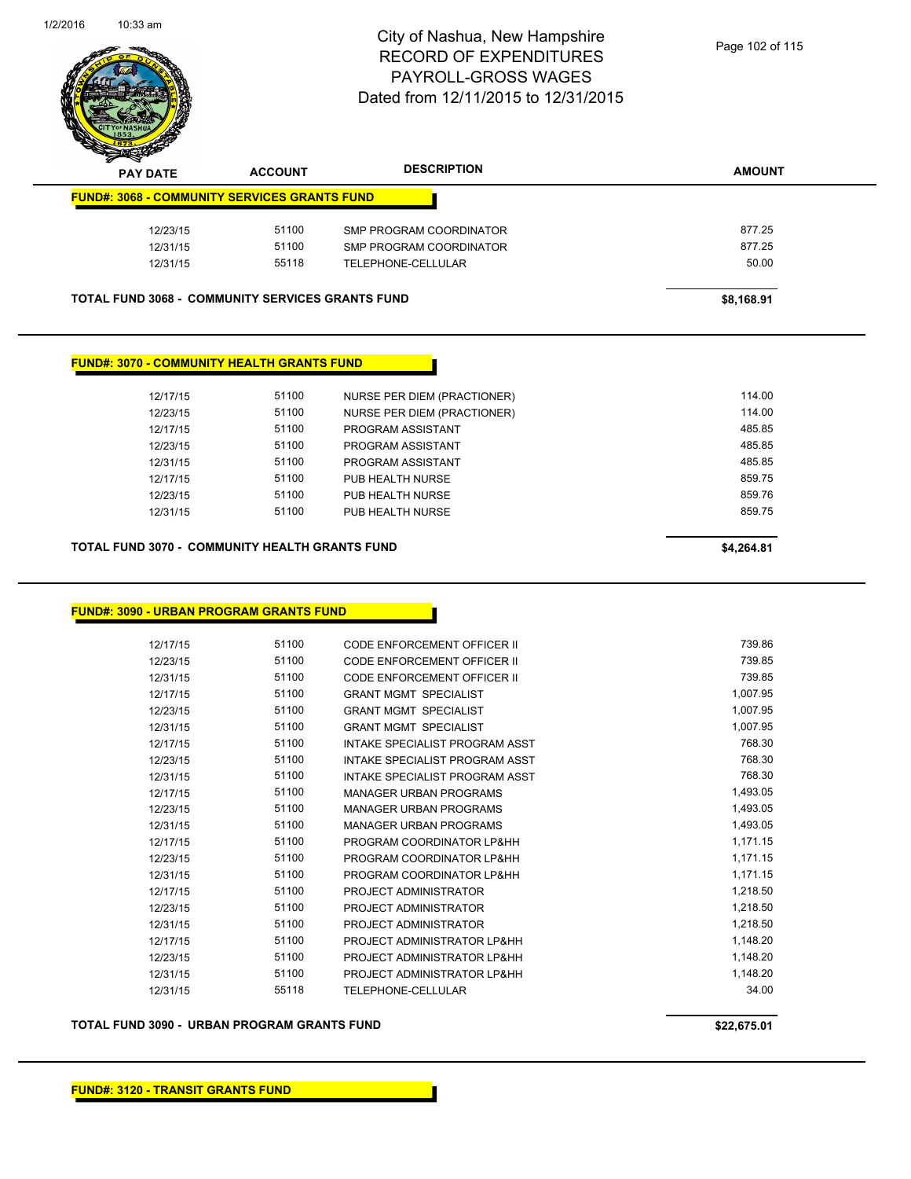# City of Nashua, New Hampshire
# RECORD OF EXPENDITURES
# PAYROLL-GROSS WAGES
# Dated from 12/11/2015 to 12/31/2015

## FUND#: 3068 - COMMUNITY SERVICES GRANTS FUND

| PAY DATE | ACCOUNT | DESCRIPTION | AMOUNT |
|---|---|---|---|
| 12/23/15 | 51100 | SMP PROGRAM COORDINATOR | 877.25 |
| 12/31/15 | 51100 | SMP PROGRAM COORDINATOR | 877.25 |
| 12/31/15 | 55118 | TELEPHONE-CELLULAR | 50.00 |

**TOTAL FUND 3068 - COMMUNITY SERVICES GRANTS FUND** **$8,168.91**

## FUND#: 3070 - COMMUNITY HEALTH GRANTS FUND

| PAY DATE | ACCOUNT | DESCRIPTION | AMOUNT |
|---|---|---|---|
| 12/17/15 | 51100 | NURSE PER DIEM (PRACTIONER) | 114.00 |
| 12/23/15 | 51100 | NURSE PER DIEM (PRACTIONER) | 114.00 |
| 12/17/15 | 51100 | PROGRAM ASSISTANT | 485.85 |
| 12/23/15 | 51100 | PROGRAM ASSISTANT | 485.85 |
| 12/31/15 | 51100 | PROGRAM ASSISTANT | 485.85 |
| 12/17/15 | 51100 | PUB HEALTH NURSE | 859.75 |
| 12/23/15 | 51100 | PUB HEALTH NURSE | 859.76 |
| 12/31/15 | 51100 | PUB HEALTH NURSE | 859.75 |

**TOTAL FUND 3070 - COMMUNITY HEALTH GRANTS FUND** **$4,264.81**

## FUND#: 3090 - URBAN PROGRAM GRANTS FUND

| PAY DATE | ACCOUNT | DESCRIPTION | AMOUNT |
|---|---|---|---|
| 12/17/15 | 51100 | CODE ENFORCEMENT OFFICER II | 739.86 |
| 12/23/15 | 51100 | CODE ENFORCEMENT OFFICER II | 739.85 |
| 12/31/15 | 51100 | CODE ENFORCEMENT OFFICER II | 739.85 |
| 12/17/15 | 51100 | GRANT MGMT SPECIALIST | 1,007.95 |
| 12/23/15 | 51100 | GRANT MGMT SPECIALIST | 1,007.95 |
| 12/31/15 | 51100 | GRANT MGMT SPECIALIST | 1,007.95 |
| 12/17/15 | 51100 | INTAKE SPECIALIST PROGRAM ASST | 768.30 |
| 12/23/15 | 51100 | INTAKE SPECIALIST PROGRAM ASST | 768.30 |
| 12/31/15 | 51100 | INTAKE SPECIALIST PROGRAM ASST | 768.30 |
| 12/17/15 | 51100 | MANAGER URBAN PROGRAMS | 1,493.05 |
| 12/23/15 | 51100 | MANAGER URBAN PROGRAMS | 1,493.05 |
| 12/31/15 | 51100 | MANAGER URBAN PROGRAMS | 1,493.05 |
| 12/17/15 | 51100 | PROGRAM COORDINATOR LP&HH | 1,171.15 |
| 12/23/15 | 51100 | PROGRAM COORDINATOR LP&HH | 1,171.15 |
| 12/31/15 | 51100 | PROGRAM COORDINATOR LP&HH | 1,171.15 |
| 12/17/15 | 51100 | PROJECT ADMINISTRATOR | 1,218.50 |
| 12/23/15 | 51100 | PROJECT ADMINISTRATOR | 1,218.50 |
| 12/31/15 | 51100 | PROJECT ADMINISTRATOR | 1,218.50 |
| 12/17/15 | 51100 | PROJECT ADMINISTRATOR LP&HH | 1,148.20 |
| 12/23/15 | 51100 | PROJECT ADMINISTRATOR LP&HH | 1,148.20 |
| 12/31/15 | 51100 | PROJECT ADMINISTRATOR LP&HH | 1,148.20 |
| 12/31/15 | 55118 | TELEPHONE-CELLULAR | 34.00 |

**TOTAL FUND 3090 - URBAN PROGRAM GRANTS FUND** **$22,675.01**

## FUND#: 3120 - TRANSIT GRANTS FUND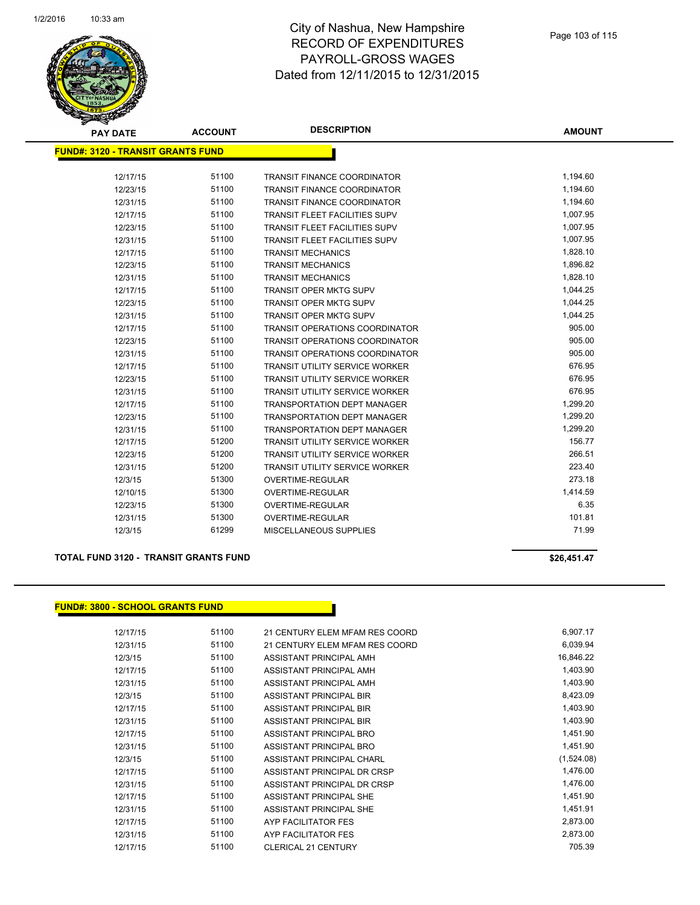# City of Nashua, New Hampshire
# RECORD OF EXPENDITURES
# PAYROLL-GROSS WAGES
# Dated from 12/11/2015 to 12/31/2015

**FUND#: 3120 - TRANSIT GRANTS FUND**

| PAY DATE | ACCOUNT | DESCRIPTION | AMOUNT |
|---|---|---|---|
| 12/17/15 | 51100 | TRANSIT FINANCE COORDINATOR | 1,194.60 |
| 12/23/15 | 51100 | TRANSIT FINANCE COORDINATOR | 1,194.60 |
| 12/31/15 | 51100 | TRANSIT FINANCE COORDINATOR | 1,194.60 |
| 12/17/15 | 51100 | TRANSIT FLEET FACILITIES SUPV | 1,007.95 |
| 12/23/15 | 51100 | TRANSIT FLEET FACILITIES SUPV | 1,007.95 |
| 12/31/15 | 51100 | TRANSIT FLEET FACILITIES SUPV | 1,007.95 |
| 12/17/15 | 51100 | TRANSIT MECHANICS | 1,828.10 |
| 12/23/15 | 51100 | TRANSIT MECHANICS | 1,896.82 |
| 12/31/15 | 51100 | TRANSIT MECHANICS | 1,828.10 |
| 12/17/15 | 51100 | TRANSIT OPER MKTG SUPV | 1,044.25 |
| 12/23/15 | 51100 | TRANSIT OPER MKTG SUPV | 1,044.25 |
| 12/31/15 | 51100 | TRANSIT OPER MKTG SUPV | 1,044.25 |
| 12/17/15 | 51100 | TRANSIT OPERATIONS COORDINATOR | 905.00 |
| 12/23/15 | 51100 | TRANSIT OPERATIONS COORDINATOR | 905.00 |
| 12/31/15 | 51100 | TRANSIT OPERATIONS COORDINATOR | 905.00 |
| 12/17/15 | 51100 | TRANSIT UTILITY SERVICE WORKER | 676.95 |
| 12/23/15 | 51100 | TRANSIT UTILITY SERVICE WORKER | 676.95 |
| 12/31/15 | 51100 | TRANSIT UTILITY SERVICE WORKER | 676.95 |
| 12/17/15 | 51100 | TRANSPORTATION DEPT MANAGER | 1,299.20 |
| 12/23/15 | 51100 | TRANSPORTATION DEPT MANAGER | 1,299.20 |
| 12/31/15 | 51100 | TRANSPORTATION DEPT MANAGER | 1,299.20 |
| 12/17/15 | 51200 | TRANSIT UTILITY SERVICE WORKER | 156.77 |
| 12/23/15 | 51200 | TRANSIT UTILITY SERVICE WORKER | 266.51 |
| 12/31/15 | 51200 | TRANSIT UTILITY SERVICE WORKER | 223.40 |
| 12/3/15 | 51300 | OVERTIME-REGULAR | 273.18 |
| 12/10/15 | 51300 | OVERTIME-REGULAR | 1,414.59 |
| 12/23/15 | 51300 | OVERTIME-REGULAR | 6.35 |
| 12/31/15 | 51300 | OVERTIME-REGULAR | 101.81 |
| 12/3/15 | 61299 | MISCELLANEOUS SUPPLIES | 71.99 |

**TOTAL FUND 3120 - TRANSIT GRANTS FUND** **$26,451.47**

**FUND#: 3800 - SCHOOL GRANTS FUND**

| PAY DATE | ACCOUNT | DESCRIPTION | AMOUNT |
|---|---|---|---|
| 12/17/15 | 51100 | 21 CENTURY ELEM MFAM RES COORD | 6,907.17 |
| 12/31/15 | 51100 | 21 CENTURY ELEM MFAM RES COORD | 6,039.94 |
| 12/3/15 | 51100 | ASSISTANT PRINCIPAL AMH | 16,846.22 |
| 12/17/15 | 51100 | ASSISTANT PRINCIPAL AMH | 1,403.90 |
| 12/31/15 | 51100 | ASSISTANT PRINCIPAL AMH | 1,403.90 |
| 12/3/15 | 51100 | ASSISTANT PRINCIPAL BIR | 8,423.09 |
| 12/17/15 | 51100 | ASSISTANT PRINCIPAL BIR | 1,403.90 |
| 12/31/15 | 51100 | ASSISTANT PRINCIPAL BIR | 1,403.90 |
| 12/17/15 | 51100 | ASSISTANT PRINCIPAL BRO | 1,451.90 |
| 12/31/15 | 51100 | ASSISTANT PRINCIPAL BRO | 1,451.90 |
| 12/3/15 | 51100 | ASSISTANT PRINCIPAL CHARL | (1,524.08) |
| 12/17/15 | 51100 | ASSISTANT PRINCIPAL DR CRSP | 1,476.00 |
| 12/31/15 | 51100 | ASSISTANT PRINCIPAL DR CRSP | 1,476.00 |
| 12/17/15 | 51100 | ASSISTANT PRINCIPAL SHE | 1,451.90 |
| 12/31/15 | 51100 | ASSISTANT PRINCIPAL SHE | 1,451.91 |
| 12/17/15 | 51100 | AYP FACILITATOR FES | 2,873.00 |
| 12/31/15 | 51100 | AYP FACILITATOR FES | 2,873.00 |
| 12/17/15 | 51100 | CLERICAL 21 CENTURY | 705.39 |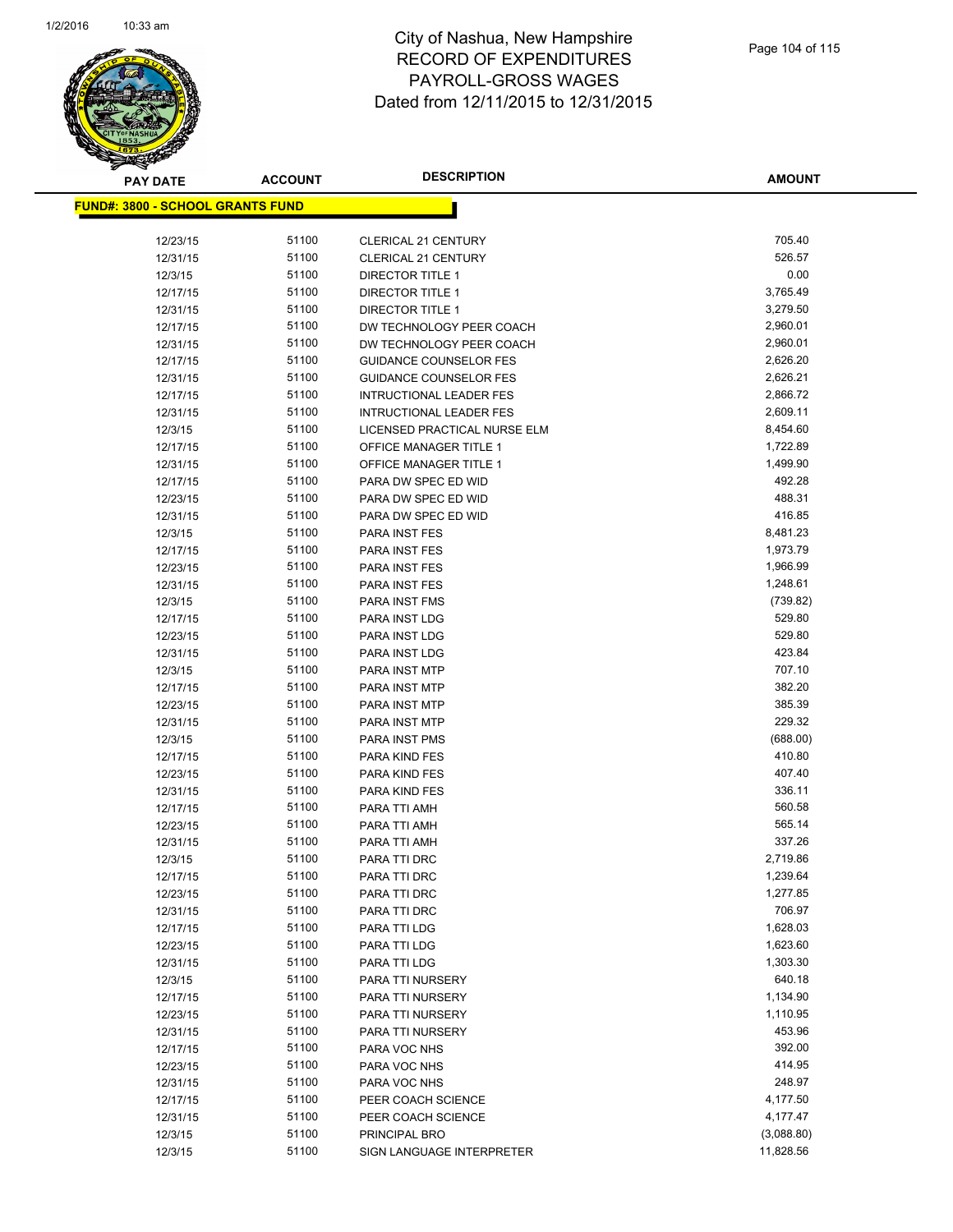# City of Nashua, New Hampshire
# RECORD OF EXPENDITURES
# PAYROLL-GROSS WAGES
# Dated from 12/11/2015 to 12/31/2015

| PAY DATE | ACCOUNT | DESCRIPTION | AMOUNT |
|---|---|---|---|
| **FUND#: 3800 - SCHOOL GRANTS FUND** | | | |
| 12/23/15 | 51100 | CLERICAL 21 CENTURY | 705.40 |
| 12/31/15 | 51100 | CLERICAL 21 CENTURY | 526.57 |
| 12/3/15 | 51100 | DIRECTOR TITLE 1 | 0.00 |
| 12/17/15 | 51100 | DIRECTOR TITLE 1 | 3,765.49 |
| 12/31/15 | 51100 | DIRECTOR TITLE 1 | 3,279.50 |
| 12/17/15 | 51100 | DW TECHNOLOGY PEER COACH | 2,960.01 |
| 12/31/15 | 51100 | DW TECHNOLOGY PEER COACH | 2,960.01 |
| 12/17/15 | 51100 | GUIDANCE COUNSELOR FES | 2,626.20 |
| 12/31/15 | 51100 | GUIDANCE COUNSELOR FES | 2,626.21 |
| 12/17/15 | 51100 | INTRUCTIONAL LEADER FES | 2,866.72 |
| 12/31/15 | 51100 | INTRUCTIONAL LEADER FES | 2,609.11 |
| 12/3/15 | 51100 | LICENSED PRACTICAL NURSE ELM | 8,454.60 |
| 12/17/15 | 51100 | OFFICE MANAGER TITLE 1 | 1,722.89 |
| 12/31/15 | 51100 | OFFICE MANAGER TITLE 1 | 1,499.90 |
| 12/17/15 | 51100 | PARA DW SPEC ED WID | 492.28 |
| 12/23/15 | 51100 | PARA DW SPEC ED WID | 488.31 |
| 12/31/15 | 51100 | PARA DW SPEC ED WID | 416.85 |
| 12/3/15 | 51100 | PARA INST FES | 8,481.23 |
| 12/17/15 | 51100 | PARA INST FES | 1,973.79 |
| 12/23/15 | 51100 | PARA INST FES | 1,966.99 |
| 12/31/15 | 51100 | PARA INST FES | 1,248.61 |
| 12/3/15 | 51100 | PARA INST FMS | (739.82) |
| 12/17/15 | 51100 | PARA INST LDG | 529.80 |
| 12/23/15 | 51100 | PARA INST LDG | 529.80 |
| 12/31/15 | 51100 | PARA INST LDG | 423.84 |
| 12/3/15 | 51100 | PARA INST MTP | 707.10 |
| 12/17/15 | 51100 | PARA INST MTP | 382.20 |
| 12/23/15 | 51100 | PARA INST MTP | 385.39 |
| 12/31/15 | 51100 | PARA INST MTP | 229.32 |
| 12/3/15 | 51100 | PARA INST PMS | (688.00) |
| 12/17/15 | 51100 | PARA KIND FES | 410.80 |
| 12/23/15 | 51100 | PARA KIND FES | 407.40 |
| 12/31/15 | 51100 | PARA KIND FES | 336.11 |
| 12/17/15 | 51100 | PARA TTI AMH | 560.58 |
| 12/23/15 | 51100 | PARA TTI AMH | 565.14 |
| 12/31/15 | 51100 | PARA TTI AMH | 337.26 |
| 12/3/15 | 51100 | PARA TTI DRC | 2,719.86 |
| 12/17/15 | 51100 | PARA TTI DRC | 1,239.64 |
| 12/23/15 | 51100 | PARA TTI DRC | 1,277.85 |
| 12/31/15 | 51100 | PARA TTI DRC | 706.97 |
| 12/17/15 | 51100 | PARA TTI LDG | 1,628.03 |
| 12/23/15 | 51100 | PARA TTI LDG | 1,623.60 |
| 12/31/15 | 51100 | PARA TTI LDG | 1,303.30 |
| 12/3/15 | 51100 | PARA TTI NURSERY | 640.18 |
| 12/17/15 | 51100 | PARA TTI NURSERY | 1,134.90 |
| 12/23/15 | 51100 | PARA TTI NURSERY | 1,110.95 |
| 12/31/15 | 51100 | PARA TTI NURSERY | 453.96 |
| 12/17/15 | 51100 | PARA VOC NHS | 392.00 |
| 12/23/15 | 51100 | PARA VOC NHS | 414.95 |
| 12/31/15 | 51100 | PARA VOC NHS | 248.97 |
| 12/17/15 | 51100 | PEER COACH SCIENCE | 4,177.50 |
| 12/31/15 | 51100 | PEER COACH SCIENCE | 4,177.47 |
| 12/3/15 | 51100 | PRINCIPAL BRO | (3,088.80) |
| 12/3/15 | 51100 | SIGN LANGUAGE INTERPRETER | 11,828.56 |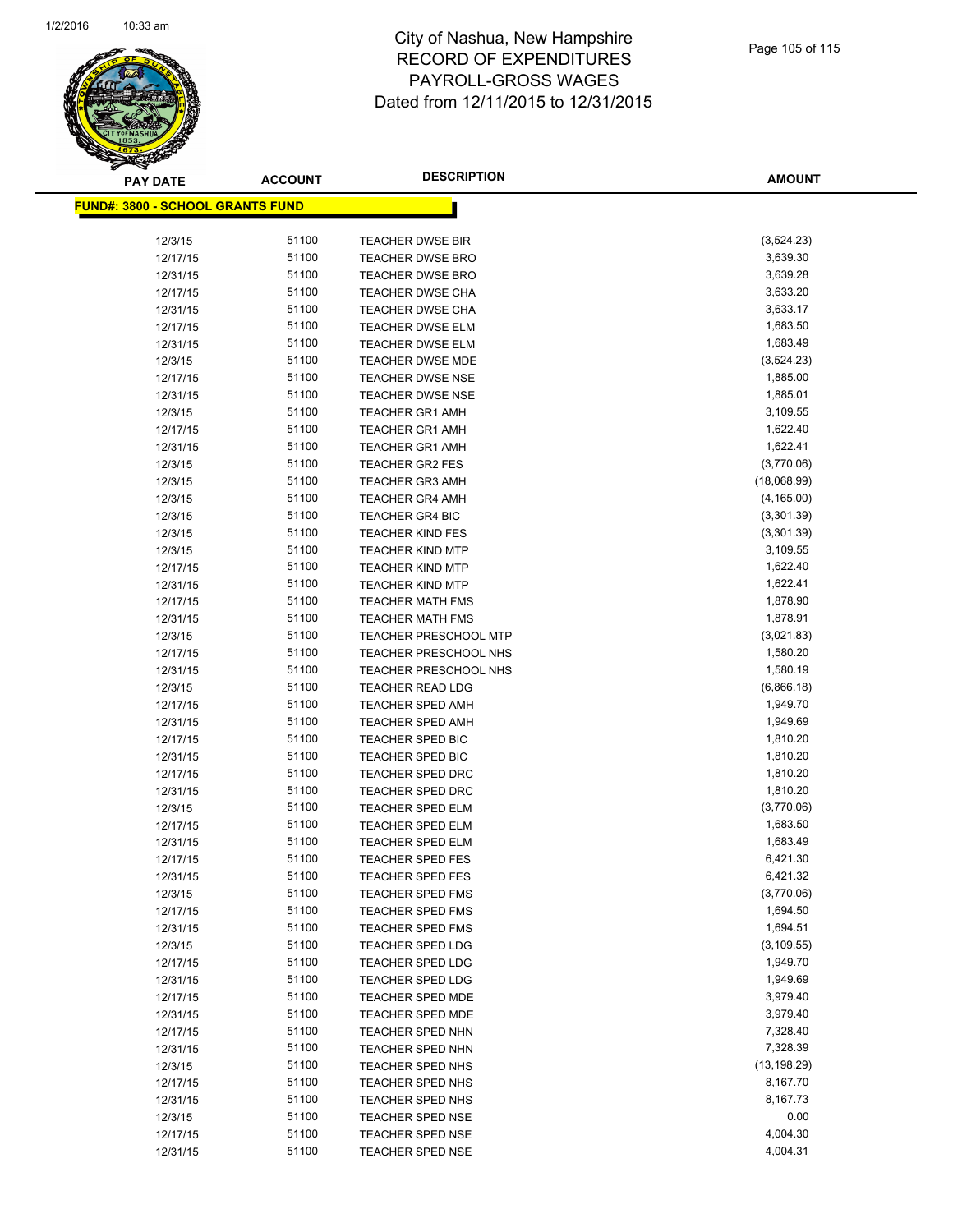# City of Nashua, New Hampshire
## RECORD OF EXPENDITURES
## PAYROLL-GROSS WAGES
## Dated from 12/11/2015 to 12/31/2015

**FUND#: 3800 - SCHOOL GRANTS FUND**

| PAY DATE | ACCOUNT | DESCRIPTION | AMOUNT |
|---|---|---|---|
| 12/3/15 | 51100 | TEACHER DWSE BIR | (3,524.23) |
| 12/17/15 | 51100 | TEACHER DWSE BRO | 3,639.30 |
| 12/31/15 | 51100 | TEACHER DWSE BRO | 3,639.28 |
| 12/17/15 | 51100 | TEACHER DWSE CHA | 3,633.20 |
| 12/31/15 | 51100 | TEACHER DWSE CHA | 3,633.17 |
| 12/17/15 | 51100 | TEACHER DWSE ELM | 1,683.50 |
| 12/31/15 | 51100 | TEACHER DWSE ELM | 1,683.49 |
| 12/3/15 | 51100 | TEACHER DWSE MDE | (3,524.23) |
| 12/17/15 | 51100 | TEACHER DWSE NSE | 1,885.00 |
| 12/31/15 | 51100 | TEACHER DWSE NSE | 1,885.01 |
| 12/3/15 | 51100 | TEACHER GR1 AMH | 3,109.55 |
| 12/17/15 | 51100 | TEACHER GR1 AMH | 1,622.40 |
| 12/31/15 | 51100 | TEACHER GR1 AMH | 1,622.41 |
| 12/3/15 | 51100 | TEACHER GR2 FES | (3,770.06) |
| 12/3/15 | 51100 | TEACHER GR3 AMH | (18,068.99) |
| 12/3/15 | 51100 | TEACHER GR4 AMH | (4,165.00) |
| 12/3/15 | 51100 | TEACHER GR4 BIC | (3,301.39) |
| 12/3/15 | 51100 | TEACHER KIND FES | (3,301.39) |
| 12/3/15 | 51100 | TEACHER KIND MTP | 3,109.55 |
| 12/17/15 | 51100 | TEACHER KIND MTP | 1,622.40 |
| 12/31/15 | 51100 | TEACHER KIND MTP | 1,622.41 |
| 12/17/15 | 51100 | TEACHER MATH FMS | 1,878.90 |
| 12/31/15 | 51100 | TEACHER MATH FMS | 1,878.91 |
| 12/3/15 | 51100 | TEACHER PRESCHOOL MTP | (3,021.83) |
| 12/17/15 | 51100 | TEACHER PRESCHOOL NHS | 1,580.20 |
| 12/31/15 | 51100 | TEACHER PRESCHOOL NHS | 1,580.19 |
| 12/3/15 | 51100 | TEACHER READ LDG | (6,866.18) |
| 12/17/15 | 51100 | TEACHER SPED AMH | 1,949.70 |
| 12/31/15 | 51100 | TEACHER SPED AMH | 1,949.69 |
| 12/17/15 | 51100 | TEACHER SPED BIC | 1,810.20 |
| 12/31/15 | 51100 | TEACHER SPED BIC | 1,810.20 |
| 12/17/15 | 51100 | TEACHER SPED DRC | 1,810.20 |
| 12/31/15 | 51100 | TEACHER SPED DRC | 1,810.20 |
| 12/3/15 | 51100 | TEACHER SPED ELM | (3,770.06) |
| 12/17/15 | 51100 | TEACHER SPED ELM | 1,683.50 |
| 12/31/15 | 51100 | TEACHER SPED ELM | 1,683.49 |
| 12/17/15 | 51100 | TEACHER SPED FES | 6,421.30 |
| 12/31/15 | 51100 | TEACHER SPED FES | 6,421.32 |
| 12/3/15 | 51100 | TEACHER SPED FMS | (3,770.06) |
| 12/17/15 | 51100 | TEACHER SPED FMS | 1,694.50 |
| 12/31/15 | 51100 | TEACHER SPED FMS | 1,694.51 |
| 12/3/15 | 51100 | TEACHER SPED LDG | (3,109.55) |
| 12/17/15 | 51100 | TEACHER SPED LDG | 1,949.70 |
| 12/31/15 | 51100 | TEACHER SPED LDG | 1,949.69 |
| 12/17/15 | 51100 | TEACHER SPED MDE | 3,979.40 |
| 12/31/15 | 51100 | TEACHER SPED MDE | 3,979.40 |
| 12/17/15 | 51100 | TEACHER SPED NHN | 7,328.40 |
| 12/31/15 | 51100 | TEACHER SPED NHN | 7,328.39 |
| 12/3/15 | 51100 | TEACHER SPED NHS | (13,198.29) |
| 12/17/15 | 51100 | TEACHER SPED NHS | 8,167.70 |
| 12/31/15 | 51100 | TEACHER SPED NHS | 8,167.73 |
| 12/3/15 | 51100 | TEACHER SPED NSE | 0.00 |
| 12/17/15 | 51100 | TEACHER SPED NSE | 4,004.30 |
| 12/31/15 | 51100 | TEACHER SPED NSE | 4,004.31 |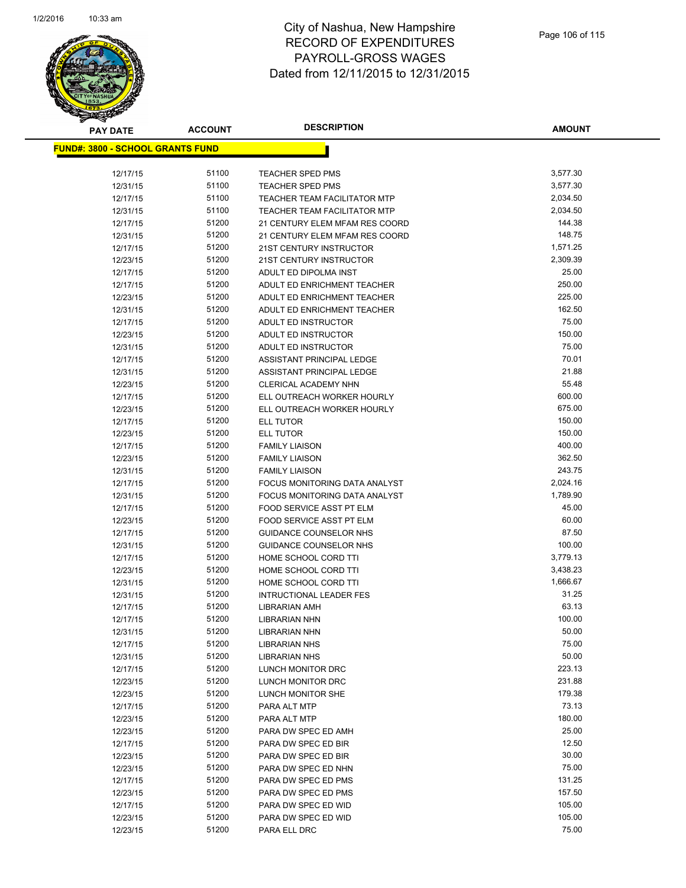# City of Nashua, New Hampshire
# RECORD OF EXPENDITURES
# PAYROLL-GROSS WAGES
# Dated from 12/11/2015 to 12/31/2015

| PAY DATE | ACCOUNT | DESCRIPTION | AMOUNT |
|---|---|---|---|
| **FUND#: 3800 - SCHOOL GRANTS FUND** | | | |
| 12/17/15 | 51100 | TEACHER SPED PMS | 3,577.30 |
| 12/31/15 | 51100 | TEACHER SPED PMS | 3,577.30 |
| 12/17/15 | 51100 | TEACHER TEAM FACILITATOR MTP | 2,034.50 |
| 12/31/15 | 51100 | TEACHER TEAM FACILITATOR MTP | 2,034.50 |
| 12/17/15 | 51200 | 21 CENTURY ELEM MFAM RES COORD | 144.38 |
| 12/31/15 | 51200 | 21 CENTURY ELEM MFAM RES COORD | 148.75 |
| 12/17/15 | 51200 | 21ST CENTURY INSTRUCTOR | 1,571.25 |
| 12/23/15 | 51200 | 21ST CENTURY INSTRUCTOR | 2,309.39 |
| 12/17/15 | 51200 | ADULT ED DIPOLMA INST | 25.00 |
| 12/17/15 | 51200 | ADULT ED ENRICHMENT TEACHER | 250.00 |
| 12/23/15 | 51200 | ADULT ED ENRICHMENT TEACHER | 225.00 |
| 12/31/15 | 51200 | ADULT ED ENRICHMENT TEACHER | 162.50 |
| 12/17/15 | 51200 | ADULT ED INSTRUCTOR | 75.00 |
| 12/23/15 | 51200 | ADULT ED INSTRUCTOR | 150.00 |
| 12/31/15 | 51200 | ADULT ED INSTRUCTOR | 75.00 |
| 12/17/15 | 51200 | ASSISTANT PRINCIPAL LEDGE | 70.01 |
| 12/31/15 | 51200 | ASSISTANT PRINCIPAL LEDGE | 21.88 |
| 12/23/15 | 51200 | CLERICAL ACADEMY NHN | 55.48 |
| 12/17/15 | 51200 | ELL OUTREACH WORKER HOURLY | 600.00 |
| 12/23/15 | 51200 | ELL OUTREACH WORKER HOURLY | 675.00 |
| 12/17/15 | 51200 | ELL TUTOR | 150.00 |
| 12/23/15 | 51200 | ELL TUTOR | 150.00 |
| 12/17/15 | 51200 | FAMILY LIAISON | 400.00 |
| 12/23/15 | 51200 | FAMILY LIAISON | 362.50 |
| 12/31/15 | 51200 | FAMILY LIAISON | 243.75 |
| 12/17/15 | 51200 | FOCUS MONITORING DATA ANALYST | 2,024.16 |
| 12/31/15 | 51200 | FOCUS MONITORING DATA ANALYST | 1,789.90 |
| 12/17/15 | 51200 | FOOD SERVICE ASST PT ELM | 45.00 |
| 12/23/15 | 51200 | FOOD SERVICE ASST PT ELM | 60.00 |
| 12/17/15 | 51200 | GUIDANCE COUNSELOR NHS | 87.50 |
| 12/31/15 | 51200 | GUIDANCE COUNSELOR NHS | 100.00 |
| 12/17/15 | 51200 | HOME SCHOOL CORD TTI | 3,779.13 |
| 12/23/15 | 51200 | HOME SCHOOL CORD TTI | 3,438.23 |
| 12/31/15 | 51200 | HOME SCHOOL CORD TTI | 1,666.67 |
| 12/31/15 | 51200 | INTRUCTIONAL LEADER FES | 31.25 |
| 12/17/15 | 51200 | LIBRARIAN AMH | 63.13 |
| 12/17/15 | 51200 | LIBRARIAN NHN | 100.00 |
| 12/31/15 | 51200 | LIBRARIAN NHN | 50.00 |
| 12/17/15 | 51200 | LIBRARIAN NHS | 75.00 |
| 12/31/15 | 51200 | LIBRARIAN NHS | 50.00 |
| 12/17/15 | 51200 | LUNCH MONITOR DRC | 223.13 |
| 12/23/15 | 51200 | LUNCH MONITOR DRC | 231.88 |
| 12/23/15 | 51200 | LUNCH MONITOR SHE | 179.38 |
| 12/17/15 | 51200 | PARA ALT MTP | 73.13 |
| 12/23/15 | 51200 | PARA ALT MTP | 180.00 |
| 12/23/15 | 51200 | PARA DW SPEC ED AMH | 25.00 |
| 12/17/15 | 51200 | PARA DW SPEC ED BIR | 12.50 |
| 12/23/15 | 51200 | PARA DW SPEC ED BIR | 30.00 |
| 12/23/15 | 51200 | PARA DW SPEC ED NHN | 75.00 |
| 12/17/15 | 51200 | PARA DW SPEC ED PMS | 131.25 |
| 12/23/15 | 51200 | PARA DW SPEC ED PMS | 157.50 |
| 12/17/15 | 51200 | PARA DW SPEC ED WID | 105.00 |
| 12/23/15 | 51200 | PARA DW SPEC ED WID | 105.00 |
| 12/23/15 | 51200 | PARA ELL DRC | 75.00 |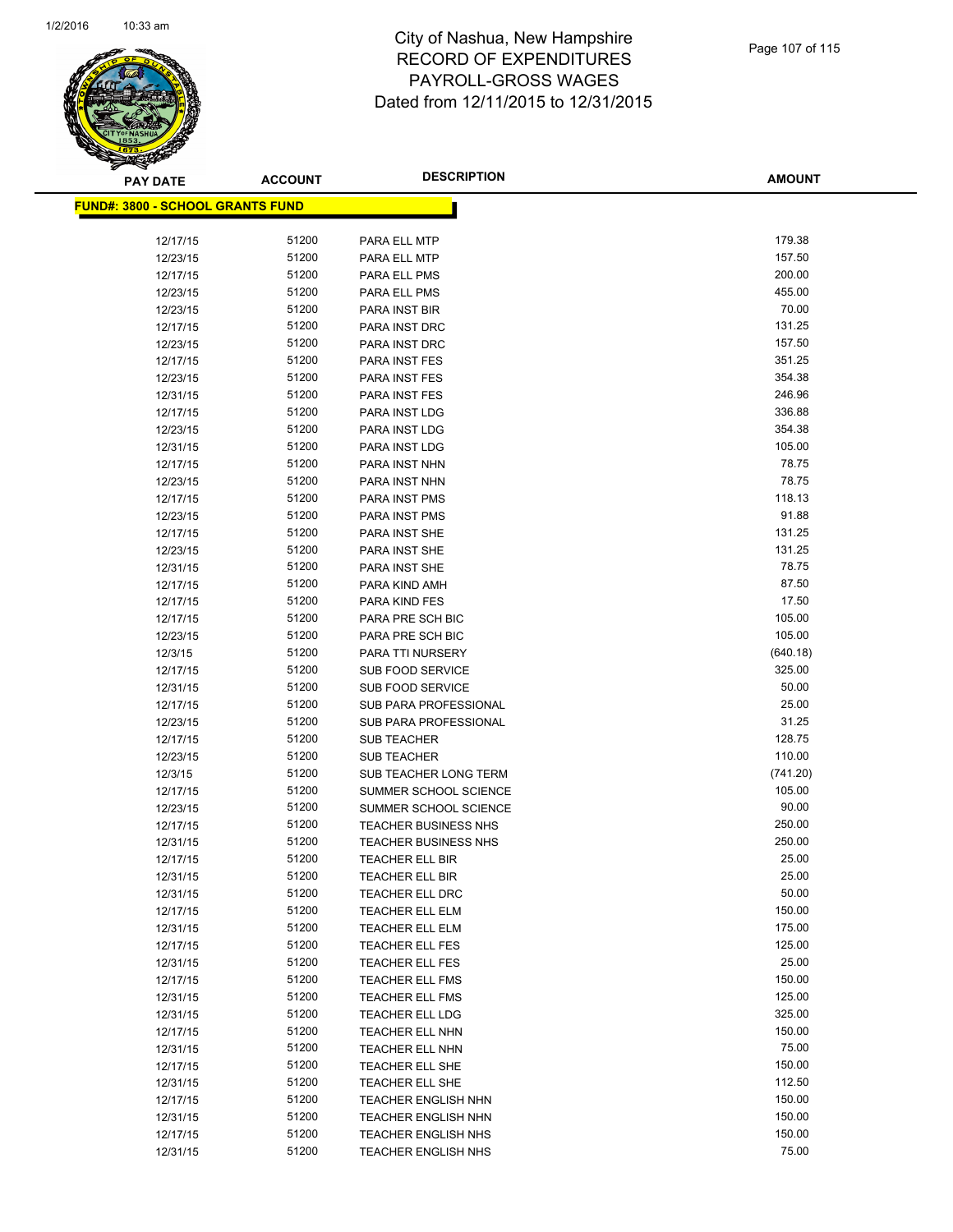# City of Nashua, New Hampshire
# RECORD OF EXPENDITURES
# PAYROLL-GROSS WAGES
# Dated from 12/11/2015 to 12/31/2015

## FUND#: 3800 - SCHOOL GRANTS FUND

| PAY DATE | ACCOUNT | DESCRIPTION | AMOUNT |
|---|---|---|---|
| 12/17/15 | 51200 | PARA ELL MTP | 179.38 |
| 12/23/15 | 51200 | PARA ELL MTP | 157.50 |
| 12/17/15 | 51200 | PARA ELL PMS | 200.00 |
| 12/23/15 | 51200 | PARA ELL PMS | 455.00 |
| 12/23/15 | 51200 | PARA INST BIR | 70.00 |
| 12/17/15 | 51200 | PARA INST DRC | 131.25 |
| 12/23/15 | 51200 | PARA INST DRC | 157.50 |
| 12/17/15 | 51200 | PARA INST FES | 351.25 |
| 12/23/15 | 51200 | PARA INST FES | 354.38 |
| 12/31/15 | 51200 | PARA INST FES | 246.96 |
| 12/17/15 | 51200 | PARA INST LDG | 336.88 |
| 12/23/15 | 51200 | PARA INST LDG | 354.38 |
| 12/31/15 | 51200 | PARA INST LDG | 105.00 |
| 12/17/15 | 51200 | PARA INST NHN | 78.75 |
| 12/23/15 | 51200 | PARA INST NHN | 78.75 |
| 12/17/15 | 51200 | PARA INST PMS | 118.13 |
| 12/23/15 | 51200 | PARA INST PMS | 91.88 |
| 12/17/15 | 51200 | PARA INST SHE | 131.25 |
| 12/23/15 | 51200 | PARA INST SHE | 131.25 |
| 12/31/15 | 51200 | PARA INST SHE | 78.75 |
| 12/17/15 | 51200 | PARA KIND AMH | 87.50 |
| 12/17/15 | 51200 | PARA KIND FES | 17.50 |
| 12/17/15 | 51200 | PARA PRE SCH BIC | 105.00 |
| 12/23/15 | 51200 | PARA PRE SCH BIC | 105.00 |
| 12/3/15 | 51200 | PARA TTI NURSERY | (640.18) |
| 12/17/15 | 51200 | SUB FOOD SERVICE | 325.00 |
| 12/31/15 | 51200 | SUB FOOD SERVICE | 50.00 |
| 12/17/15 | 51200 | SUB PARA PROFESSIONAL | 25.00 |
| 12/23/15 | 51200 | SUB PARA PROFESSIONAL | 31.25 |
| 12/17/15 | 51200 | SUB TEACHER | 128.75 |
| 12/23/15 | 51200 | SUB TEACHER | 110.00 |
| 12/3/15 | 51200 | SUB TEACHER LONG TERM | (741.20) |
| 12/17/15 | 51200 | SUMMER SCHOOL SCIENCE | 105.00 |
| 12/23/15 | 51200 | SUMMER SCHOOL SCIENCE | 90.00 |
| 12/17/15 | 51200 | TEACHER BUSINESS NHS | 250.00 |
| 12/31/15 | 51200 | TEACHER BUSINESS NHS | 250.00 |
| 12/17/15 | 51200 | TEACHER ELL BIR | 25.00 |
| 12/31/15 | 51200 | TEACHER ELL BIR | 25.00 |
| 12/31/15 | 51200 | TEACHER ELL DRC | 50.00 |
| 12/17/15 | 51200 | TEACHER ELL ELM | 150.00 |
| 12/31/15 | 51200 | TEACHER ELL ELM | 175.00 |
| 12/17/15 | 51200 | TEACHER ELL FES | 125.00 |
| 12/31/15 | 51200 | TEACHER ELL FES | 25.00 |
| 12/17/15 | 51200 | TEACHER ELL FMS | 150.00 |
| 12/31/15 | 51200 | TEACHER ELL FMS | 125.00 |
| 12/31/15 | 51200 | TEACHER ELL LDG | 325.00 |
| 12/17/15 | 51200 | TEACHER ELL NHN | 150.00 |
| 12/31/15 | 51200 | TEACHER ELL NHN | 75.00 |
| 12/17/15 | 51200 | TEACHER ELL SHE | 150.00 |
| 12/31/15 | 51200 | TEACHER ELL SHE | 112.50 |
| 12/17/15 | 51200 | TEACHER ENGLISH NHN | 150.00 |
| 12/31/15 | 51200 | TEACHER ENGLISH NHN | 150.00 |
| 12/17/15 | 51200 | TEACHER ENGLISH NHS | 150.00 |
| 12/31/15 | 51200 | TEACHER ENGLISH NHS | 75.00 |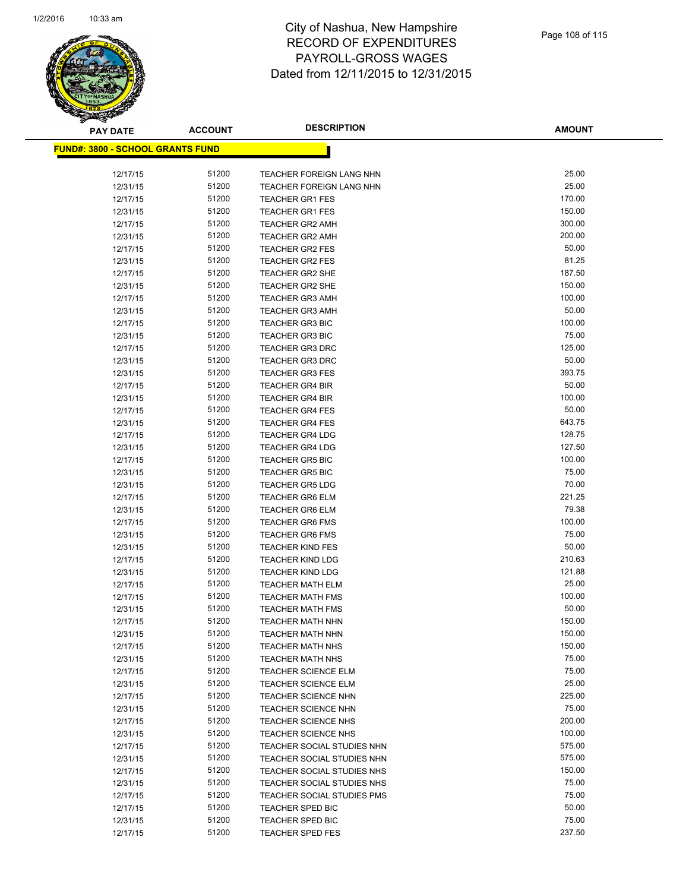# City of Nashua, New Hampshire
## RECORD OF EXPENDITURES
## PAYROLL-GROSS WAGES
## Dated from 12/11/2015 to 12/31/2015

**FUND#: 3800 - SCHOOL GRANTS FUND**

| PAY DATE | ACCOUNT | DESCRIPTION | AMOUNT |
|---|---|---|---|
| 12/17/15 | 51200 | TEACHER FOREIGN LANG NHN | 25.00 |
| 12/31/15 | 51200 | TEACHER FOREIGN LANG NHN | 25.00 |
| 12/17/15 | 51200 | TEACHER GR1 FES | 170.00 |
| 12/31/15 | 51200 | TEACHER GR1 FES | 150.00 |
| 12/17/15 | 51200 | TEACHER GR2 AMH | 300.00 |
| 12/31/15 | 51200 | TEACHER GR2 AMH | 200.00 |
| 12/17/15 | 51200 | TEACHER GR2 FES | 50.00 |
| 12/31/15 | 51200 | TEACHER GR2 FES | 81.25 |
| 12/17/15 | 51200 | TEACHER GR2 SHE | 187.50 |
| 12/31/15 | 51200 | TEACHER GR2 SHE | 150.00 |
| 12/17/15 | 51200 | TEACHER GR3 AMH | 100.00 |
| 12/31/15 | 51200 | TEACHER GR3 AMH | 50.00 |
| 12/17/15 | 51200 | TEACHER GR3 BIC | 100.00 |
| 12/31/15 | 51200 | TEACHER GR3 BIC | 75.00 |
| 12/17/15 | 51200 | TEACHER GR3 DRC | 125.00 |
| 12/31/15 | 51200 | TEACHER GR3 DRC | 50.00 |
| 12/31/15 | 51200 | TEACHER GR3 FES | 393.75 |
| 12/17/15 | 51200 | TEACHER GR4 BIR | 50.00 |
| 12/31/15 | 51200 | TEACHER GR4 BIR | 100.00 |
| 12/17/15 | 51200 | TEACHER GR4 FES | 50.00 |
| 12/31/15 | 51200 | TEACHER GR4 FES | 643.75 |
| 12/17/15 | 51200 | TEACHER GR4 LDG | 128.75 |
| 12/31/15 | 51200 | TEACHER GR4 LDG | 127.50 |
| 12/17/15 | 51200 | TEACHER GR5 BIC | 100.00 |
| 12/31/15 | 51200 | TEACHER GR5 BIC | 75.00 |
| 12/31/15 | 51200 | TEACHER GR5 LDG | 70.00 |
| 12/17/15 | 51200 | TEACHER GR6 ELM | 221.25 |
| 12/31/15 | 51200 | TEACHER GR6 ELM | 79.38 |
| 12/17/15 | 51200 | TEACHER GR6 FMS | 100.00 |
| 12/31/15 | 51200 | TEACHER GR6 FMS | 75.00 |
| 12/31/15 | 51200 | TEACHER KIND FES | 50.00 |
| 12/17/15 | 51200 | TEACHER KIND LDG | 210.63 |
| 12/31/15 | 51200 | TEACHER KIND LDG | 121.88 |
| 12/17/15 | 51200 | TEACHER MATH ELM | 25.00 |
| 12/17/15 | 51200 | TEACHER MATH FMS | 100.00 |
| 12/31/15 | 51200 | TEACHER MATH FMS | 50.00 |
| 12/17/15 | 51200 | TEACHER MATH NHN | 150.00 |
| 12/31/15 | 51200 | TEACHER MATH NHN | 150.00 |
| 12/17/15 | 51200 | TEACHER MATH NHS | 150.00 |
| 12/31/15 | 51200 | TEACHER MATH NHS | 75.00 |
| 12/17/15 | 51200 | TEACHER SCIENCE ELM | 75.00 |
| 12/31/15 | 51200 | TEACHER SCIENCE ELM | 25.00 |
| 12/17/15 | 51200 | TEACHER SCIENCE NHN | 225.00 |
| 12/31/15 | 51200 | TEACHER SCIENCE NHN | 75.00 |
| 12/17/15 | 51200 | TEACHER SCIENCE NHS | 200.00 |
| 12/31/15 | 51200 | TEACHER SCIENCE NHS | 100.00 |
| 12/17/15 | 51200 | TEACHER SOCIAL STUDIES NHN | 575.00 |
| 12/31/15 | 51200 | TEACHER SOCIAL STUDIES NHN | 575.00 |
| 12/17/15 | 51200 | TEACHER SOCIAL STUDIES NHS | 150.00 |
| 12/31/15 | 51200 | TEACHER SOCIAL STUDIES NHS | 75.00 |
| 12/17/15 | 51200 | TEACHER SOCIAL STUDIES PMS | 75.00 |
| 12/17/15 | 51200 | TEACHER SPED BIC | 50.00 |
| 12/31/15 | 51200 | TEACHER SPED BIC | 75.00 |
| 12/17/15 | 51200 | TEACHER SPED FES | 237.50 |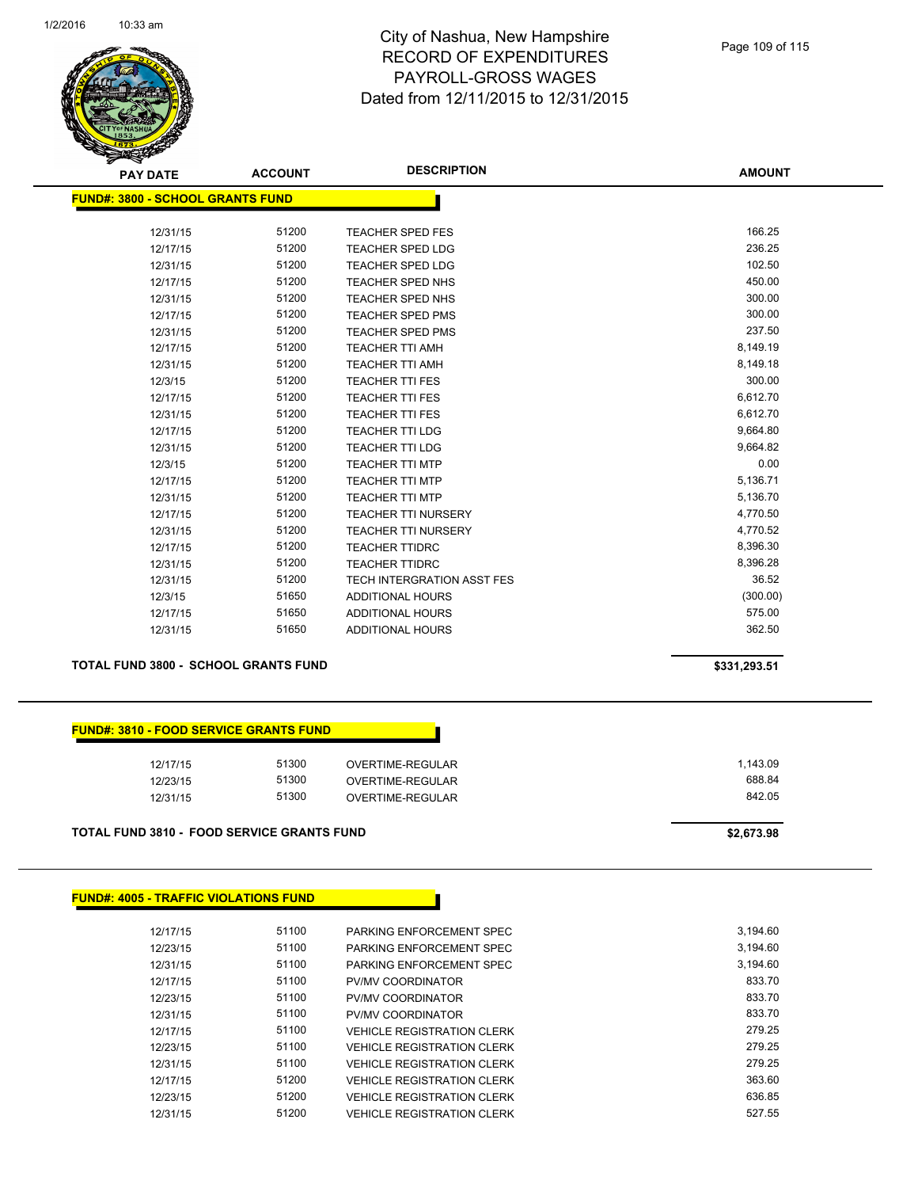# City of Nashua, New Hampshire
## RECORD OF EXPENDITURES
## PAYROLL-GROSS WAGES
## Dated from 12/11/2015 to 12/31/2015

**FUND#: 3800 - SCHOOL GRANTS FUND**

| PAY DATE | ACCOUNT | DESCRIPTION | AMOUNT |
|---|---|---|---|
| 12/31/15 | 51200 | TEACHER SPED FES | 166.25 |
| 12/17/15 | 51200 | TEACHER SPED LDG | 236.25 |
| 12/31/15 | 51200 | TEACHER SPED LDG | 102.50 |
| 12/17/15 | 51200 | TEACHER SPED NHS | 450.00 |
| 12/31/15 | 51200 | TEACHER SPED NHS | 300.00 |
| 12/17/15 | 51200 | TEACHER SPED PMS | 300.00 |
| 12/31/15 | 51200 | TEACHER SPED PMS | 237.50 |
| 12/17/15 | 51200 | TEACHER TTI AMH | 8,149.19 |
| 12/31/15 | 51200 | TEACHER TTI AMH | 8,149.18 |
| 12/3/15 | 51200 | TEACHER TTI FES | 300.00 |
| 12/17/15 | 51200 | TEACHER TTI FES | 6,612.70 |
| 12/31/15 | 51200 | TEACHER TTI FES | 6,612.70 |
| 12/17/15 | 51200 | TEACHER TTI LDG | 9,664.80 |
| 12/31/15 | 51200 | TEACHER TTI LDG | 9,664.82 |
| 12/3/15 | 51200 | TEACHER TTI MTP | 0.00 |
| 12/17/15 | 51200 | TEACHER TTI MTP | 5,136.71 |
| 12/31/15 | 51200 | TEACHER TTI MTP | 5,136.70 |
| 12/17/15 | 51200 | TEACHER TTI NURSERY | 4,770.50 |
| 12/31/15 | 51200 | TEACHER TTI NURSERY | 4,770.52 |
| 12/17/15 | 51200 | TEACHER TTIDRC | 8,396.30 |
| 12/31/15 | 51200 | TEACHER TTIDRC | 8,396.28 |
| 12/31/15 | 51200 | TECH INTERGRATION ASST FES | 36.52 |
| 12/3/15 | 51650 | ADDITIONAL HOURS | (300.00) |
| 12/17/15 | 51650 | ADDITIONAL HOURS | 575.00 |
| 12/31/15 | 51650 | ADDITIONAL HOURS | 362.50 |

**TOTAL FUND 3800 - SCHOOL GRANTS FUND** **$331,293.51**

**FUND#: 3810 - FOOD SERVICE GRANTS FUND**

| PAY DATE | ACCOUNT | DESCRIPTION | AMOUNT |
|---|---|---|---|
| 12/17/15 | 51300 | OVERTIME-REGULAR | 1,143.09 |
| 12/23/15 | 51300 | OVERTIME-REGULAR | 688.84 |
| 12/31/15 | 51300 | OVERTIME-REGULAR | 842.05 |

**TOTAL FUND 3810 - FOOD SERVICE GRANTS FUND** **$2,673.98**

**FUND#: 4005 - TRAFFIC VIOLATIONS FUND**

| PAY DATE | ACCOUNT | DESCRIPTION | AMOUNT |
|---|---|---|---|
| 12/17/15 | 51100 | PARKING ENFORCEMENT SPEC | 3,194.60 |
| 12/23/15 | 51100 | PARKING ENFORCEMENT SPEC | 3,194.60 |
| 12/31/15 | 51100 | PARKING ENFORCEMENT SPEC | 3,194.60 |
| 12/17/15 | 51100 | PV/MV COORDINATOR | 833.70 |
| 12/23/15 | 51100 | PV/MV COORDINATOR | 833.70 |
| 12/31/15 | 51100 | PV/MV COORDINATOR | 833.70 |
| 12/17/15 | 51100 | VEHICLE REGISTRATION CLERK | 279.25 |
| 12/23/15 | 51100 | VEHICLE REGISTRATION CLERK | 279.25 |
| 12/31/15 | 51100 | VEHICLE REGISTRATION CLERK | 279.25 |
| 12/17/15 | 51200 | VEHICLE REGISTRATION CLERK | 363.60 |
| 12/23/15 | 51200 | VEHICLE REGISTRATION CLERK | 636.85 |
| 12/31/15 | 51200 | VEHICLE REGISTRATION CLERK | 527.55 |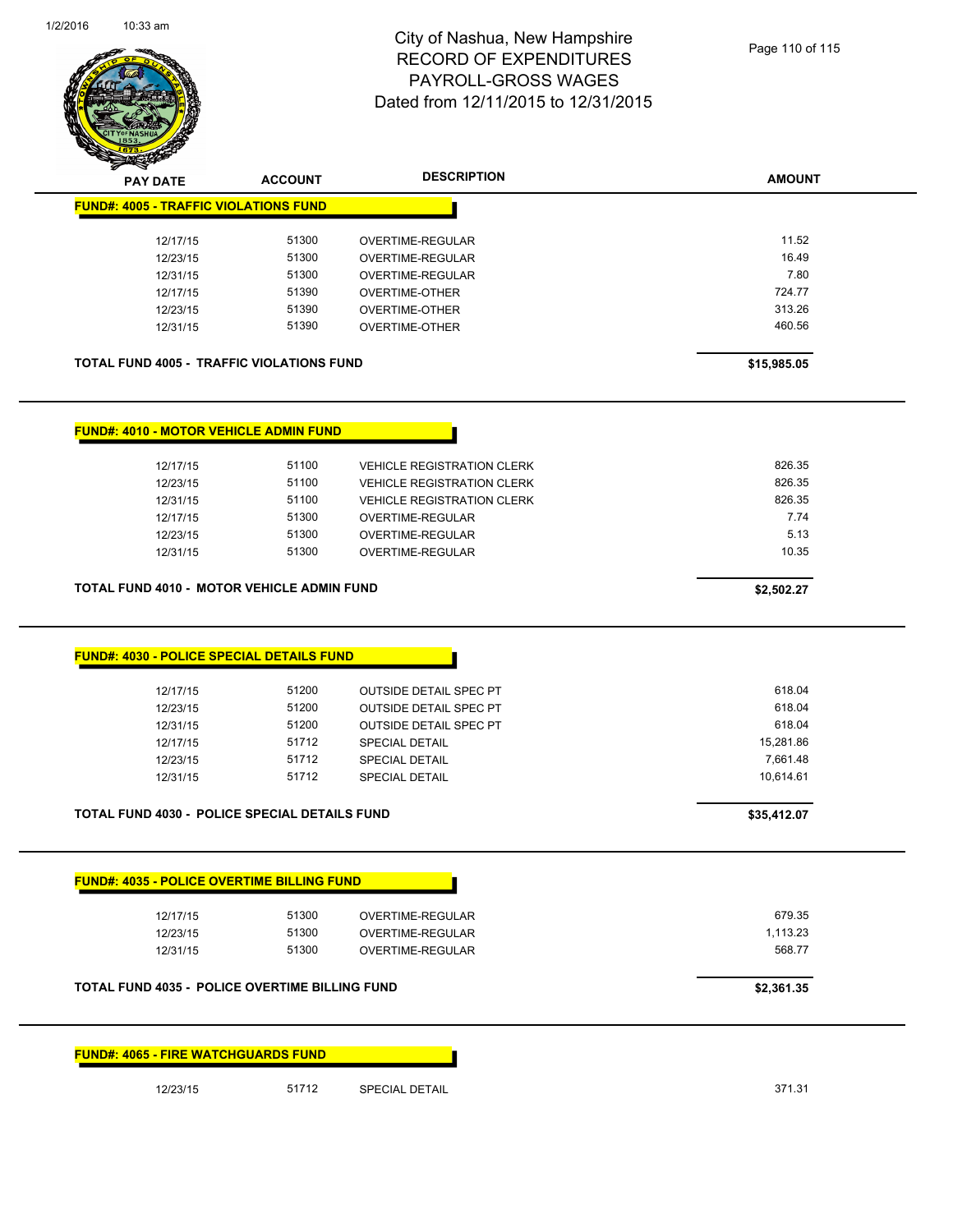# City of Nashua, New Hampshire
## RECORD OF EXPENDITURES
## PAYROLL-GROSS WAGES
## Dated from 12/11/2015 to 12/31/2015

| PAY DATE | ACCOUNT | DESCRIPTION | AMOUNT |
|---|---|---|---|
| **FUND#: 4005 - TRAFFIC VIOLATIONS FUND** | | | |
| 12/17/15 | 51300 | OVERTIME-REGULAR | 11.52 |
| 12/23/15 | 51300 | OVERTIME-REGULAR | 16.49 |
| 12/31/15 | 51300 | OVERTIME-REGULAR | 7.80 |
| 12/17/15 | 51390 | OVERTIME-OTHER | 724.77 |
| 12/23/15 | 51390 | OVERTIME-OTHER | 313.26 |
| 12/31/15 | 51390 | OVERTIME-OTHER | 460.56 |
| **TOTAL FUND 4005 - TRAFFIC VIOLATIONS FUND** | | | **$15,985.05** |
| **FUND#: 4010 - MOTOR VEHICLE ADMIN FUND** | | | |
| 12/17/15 | 51100 | VEHICLE REGISTRATION CLERK | 826.35 |
| 12/23/15 | 51100 | VEHICLE REGISTRATION CLERK | 826.35 |
| 12/31/15 | 51100 | VEHICLE REGISTRATION CLERK | 826.35 |
| 12/17/15 | 51300 | OVERTIME-REGULAR | 7.74 |
| 12/23/15 | 51300 | OVERTIME-REGULAR | 5.13 |
| 12/31/15 | 51300 | OVERTIME-REGULAR | 10.35 |
| **TOTAL FUND 4010 - MOTOR VEHICLE ADMIN FUND** | | | **$2,502.27** |
| **FUND#: 4030 - POLICE SPECIAL DETAILS FUND** | | | |
| 12/17/15 | 51200 | OUTSIDE DETAIL SPEC PT | 618.04 |
| 12/23/15 | 51200 | OUTSIDE DETAIL SPEC PT | 618.04 |
| 12/31/15 | 51200 | OUTSIDE DETAIL SPEC PT | 618.04 |
| 12/17/15 | 51712 | SPECIAL DETAIL | 15,281.86 |
| 12/23/15 | 51712 | SPECIAL DETAIL | 7,661.48 |
| 12/31/15 | 51712 | SPECIAL DETAIL | 10,614.61 |
| **TOTAL FUND 4030 - POLICE SPECIAL DETAILS FUND** | | | **$35,412.07** |
| **FUND#: 4035 - POLICE OVERTIME BILLING FUND** | | | |
| 12/17/15 | 51300 | OVERTIME-REGULAR | 679.35 |
| 12/23/15 | 51300 | OVERTIME-REGULAR | 1,113.23 |
| 12/31/15 | 51300 | OVERTIME-REGULAR | 568.77 |
| **TOTAL FUND 4035 - POLICE OVERTIME BILLING FUND** | | | **$2,361.35** |
| **FUND#: 4065 - FIRE WATCHGUARDS FUND** | | | |
| 12/23/15 | 51712 | SPECIAL DETAIL | 371.31 |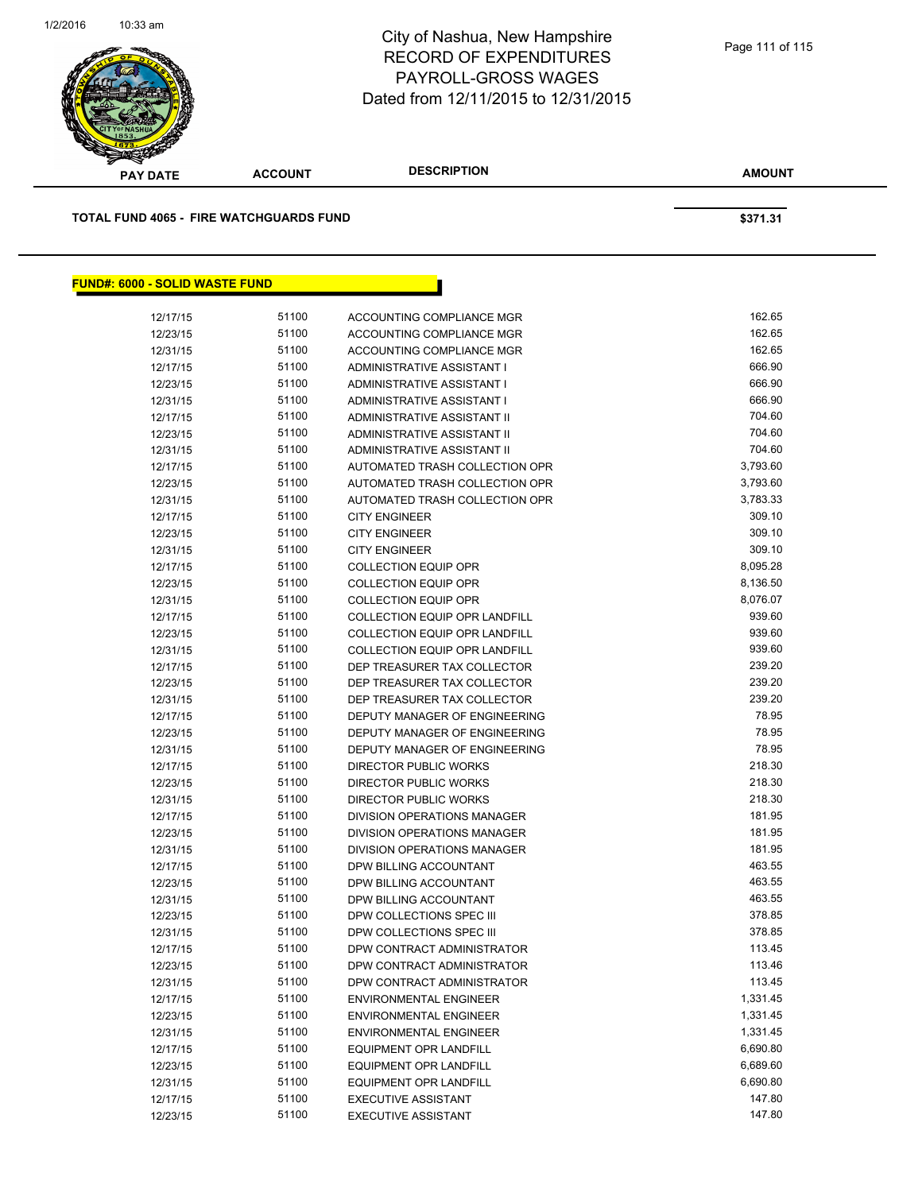| PAY DATE | ACCOUNT | DESCRIPTION | AMOUNT |
|---|---|---|---|

**TOTAL FUND 4065 - FIRE WATCHGUARDS FUND** **$371.31**

## FUND#: 6000 - SOLID WASTE FUND

| PAY DATE | ACCOUNT | DESCRIPTION | AMOUNT |
|---|---|---|---|
| 12/17/15 | 51100 | ACCOUNTING COMPLIANCE MGR | 162.65 |
| 12/23/15 | 51100 | ACCOUNTING COMPLIANCE MGR | 162.65 |
| 12/31/15 | 51100 | ACCOUNTING COMPLIANCE MGR | 162.65 |
| 12/17/15 | 51100 | ADMINISTRATIVE ASSISTANT I | 666.90 |
| 12/23/15 | 51100 | ADMINISTRATIVE ASSISTANT I | 666.90 |
| 12/31/15 | 51100 | ADMINISTRATIVE ASSISTANT I | 666.90 |
| 12/17/15 | 51100 | ADMINISTRATIVE ASSISTANT II | 704.60 |
| 12/23/15 | 51100 | ADMINISTRATIVE ASSISTANT II | 704.60 |
| 12/31/15 | 51100 | ADMINISTRATIVE ASSISTANT II | 704.60 |
| 12/17/15 | 51100 | AUTOMATED TRASH COLLECTION OPR | 3,793.60 |
| 12/23/15 | 51100 | AUTOMATED TRASH COLLECTION OPR | 3,793.60 |
| 12/31/15 | 51100 | AUTOMATED TRASH COLLECTION OPR | 3,783.33 |
| 12/17/15 | 51100 | CITY ENGINEER | 309.10 |
| 12/23/15 | 51100 | CITY ENGINEER | 309.10 |
| 12/31/15 | 51100 | CITY ENGINEER | 309.10 |
| 12/17/15 | 51100 | COLLECTION EQUIP OPR | 8,095.28 |
| 12/23/15 | 51100 | COLLECTION EQUIP OPR | 8,136.50 |
| 12/31/15 | 51100 | COLLECTION EQUIP OPR | 8,076.07 |
| 12/17/15 | 51100 | COLLECTION EQUIP OPR LANDFILL | 939.60 |
| 12/23/15 | 51100 | COLLECTION EQUIP OPR LANDFILL | 939.60 |
| 12/31/15 | 51100 | COLLECTION EQUIP OPR LANDFILL | 939.60 |
| 12/17/15 | 51100 | DEP TREASURER TAX COLLECTOR | 239.20 |
| 12/23/15 | 51100 | DEP TREASURER TAX COLLECTOR | 239.20 |
| 12/31/15 | 51100 | DEP TREASURER TAX COLLECTOR | 239.20 |
| 12/17/15 | 51100 | DEPUTY MANAGER OF ENGINEERING | 78.95 |
| 12/23/15 | 51100 | DEPUTY MANAGER OF ENGINEERING | 78.95 |
| 12/31/15 | 51100 | DEPUTY MANAGER OF ENGINEERING | 78.95 |
| 12/17/15 | 51100 | DIRECTOR PUBLIC WORKS | 218.30 |
| 12/23/15 | 51100 | DIRECTOR PUBLIC WORKS | 218.30 |
| 12/31/15 | 51100 | DIRECTOR PUBLIC WORKS | 218.30 |
| 12/17/15 | 51100 | DIVISION OPERATIONS MANAGER | 181.95 |
| 12/23/15 | 51100 | DIVISION OPERATIONS MANAGER | 181.95 |
| 12/31/15 | 51100 | DIVISION OPERATIONS MANAGER | 181.95 |
| 12/17/15 | 51100 | DPW BILLING ACCOUNTANT | 463.55 |
| 12/23/15 | 51100 | DPW BILLING ACCOUNTANT | 463.55 |
| 12/31/15 | 51100 | DPW BILLING ACCOUNTANT | 463.55 |
| 12/23/15 | 51100 | DPW COLLECTIONS SPEC III | 378.85 |
| 12/31/15 | 51100 | DPW COLLECTIONS SPEC III | 378.85 |
| 12/17/15 | 51100 | DPW CONTRACT ADMINISTRATOR | 113.45 |
| 12/23/15 | 51100 | DPW CONTRACT ADMINISTRATOR | 113.46 |
| 12/31/15 | 51100 | DPW CONTRACT ADMINISTRATOR | 113.45 |
| 12/17/15 | 51100 | ENVIRONMENTAL ENGINEER | 1,331.45 |
| 12/23/15 | 51100 | ENVIRONMENTAL ENGINEER | 1,331.45 |
| 12/31/15 | 51100 | ENVIRONMENTAL ENGINEER | 1,331.45 |
| 12/17/15 | 51100 | EQUIPMENT OPR LANDFILL | 6,690.80 |
| 12/23/15 | 51100 | EQUIPMENT OPR LANDFILL | 6,689.60 |
| 12/31/15 | 51100 | EQUIPMENT OPR LANDFILL | 6,690.80 |
| 12/17/15 | 51100 | EXECUTIVE ASSISTANT | 147.80 |
| 12/23/15 | 51100 | EXECUTIVE ASSISTANT | 147.80 |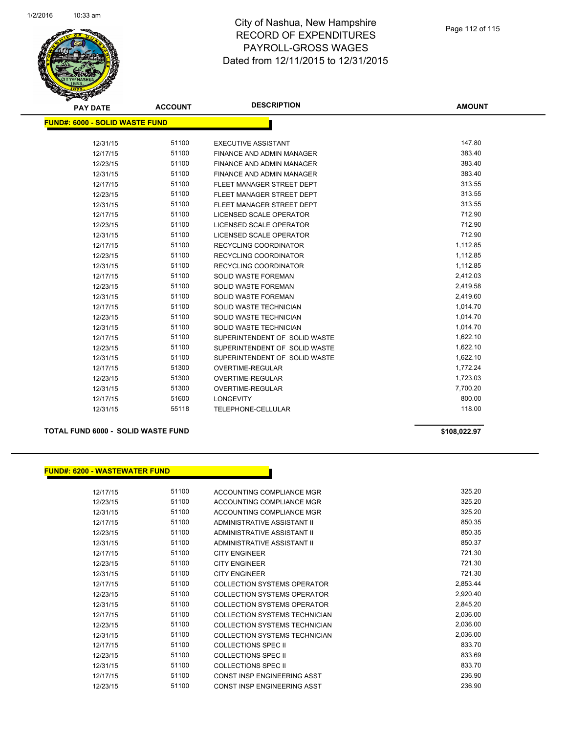# City of Nashua, New Hampshire
## RECORD OF EXPENDITURES
## PAYROLL-GROSS WAGES
## Dated from 12/11/2015 to 12/31/2015

**FUND#: 6000 - SOLID WASTE FUND**

| PAY DATE | ACCOUNT | DESCRIPTION | AMOUNT |
|---|---|---|---|
| 12/31/15 | 51100 | EXECUTIVE ASSISTANT | 147.80 |
| 12/17/15 | 51100 | FINANCE AND ADMIN MANAGER | 383.40 |
| 12/23/15 | 51100 | FINANCE AND ADMIN MANAGER | 383.40 |
| 12/31/15 | 51100 | FINANCE AND ADMIN MANAGER | 383.40 |
| 12/17/15 | 51100 | FLEET MANAGER STREET DEPT | 313.55 |
| 12/23/15 | 51100 | FLEET MANAGER STREET DEPT | 313.55 |
| 12/31/15 | 51100 | FLEET MANAGER STREET DEPT | 313.55 |
| 12/17/15 | 51100 | LICENSED SCALE OPERATOR | 712.90 |
| 12/23/15 | 51100 | LICENSED SCALE OPERATOR | 712.90 |
| 12/31/15 | 51100 | LICENSED SCALE OPERATOR | 712.90 |
| 12/17/15 | 51100 | RECYCLING COORDINATOR | 1,112.85 |
| 12/23/15 | 51100 | RECYCLING COORDINATOR | 1,112.85 |
| 12/31/15 | 51100 | RECYCLING COORDINATOR | 1,112.85 |
| 12/17/15 | 51100 | SOLID WASTE FOREMAN | 2,412.03 |
| 12/23/15 | 51100 | SOLID WASTE FOREMAN | 2,419.58 |
| 12/31/15 | 51100 | SOLID WASTE FOREMAN | 2,419.60 |
| 12/17/15 | 51100 | SOLID WASTE TECHNICIAN | 1,014.70 |
| 12/23/15 | 51100 | SOLID WASTE TECHNICIAN | 1,014.70 |
| 12/31/15 | 51100 | SOLID WASTE TECHNICIAN | 1,014.70 |
| 12/17/15 | 51100 | SUPERINTENDENT OF SOLID WASTE | 1,622.10 |
| 12/23/15 | 51100 | SUPERINTENDENT OF SOLID WASTE | 1,622.10 |
| 12/31/15 | 51100 | SUPERINTENDENT OF SOLID WASTE | 1,622.10 |
| 12/17/15 | 51300 | OVERTIME-REGULAR | 1,772.24 |
| 12/23/15 | 51300 | OVERTIME-REGULAR | 1,723.03 |
| 12/31/15 | 51300 | OVERTIME-REGULAR | 7,700.20 |
| 12/17/15 | 51600 | LONGEVITY | 800.00 |
| 12/31/15 | 55118 | TELEPHONE-CELLULAR | 118.00 |

**TOTAL FUND 6000 - SOLID WASTE FUND** **$108,022.97**

**FUND#: 6200 - WASTEWATER FUND**

| PAY DATE | ACCOUNT | DESCRIPTION | AMOUNT |
|---|---|---|---|
| 12/17/15 | 51100 | ACCOUNTING COMPLIANCE MGR | 325.20 |
| 12/23/15 | 51100 | ACCOUNTING COMPLIANCE MGR | 325.20 |
| 12/31/15 | 51100 | ACCOUNTING COMPLIANCE MGR | 325.20 |
| 12/17/15 | 51100 | ADMINISTRATIVE ASSISTANT II | 850.35 |
| 12/23/15 | 51100 | ADMINISTRATIVE ASSISTANT II | 850.35 |
| 12/31/15 | 51100 | ADMINISTRATIVE ASSISTANT II | 850.37 |
| 12/17/15 | 51100 | CITY ENGINEER | 721.30 |
| 12/23/15 | 51100 | CITY ENGINEER | 721.30 |
| 12/31/15 | 51100 | CITY ENGINEER | 721.30 |
| 12/17/15 | 51100 | COLLECTION SYSTEMS OPERATOR | 2,853.44 |
| 12/23/15 | 51100 | COLLECTION SYSTEMS OPERATOR | 2,920.40 |
| 12/31/15 | 51100 | COLLECTION SYSTEMS OPERATOR | 2,845.20 |
| 12/17/15 | 51100 | COLLECTION SYSTEMS TECHNICIAN | 2,036.00 |
| 12/23/15 | 51100 | COLLECTION SYSTEMS TECHNICIAN | 2,036.00 |
| 12/31/15 | 51100 | COLLECTION SYSTEMS TECHNICIAN | 2,036.00 |
| 12/17/15 | 51100 | COLLECTIONS SPEC II | 833.70 |
| 12/23/15 | 51100 | COLLECTIONS SPEC II | 833.69 |
| 12/31/15 | 51100 | COLLECTIONS SPEC II | 833.70 |
| 12/17/15 | 51100 | CONST INSP ENGINEERING ASST | 236.90 |
| 12/23/15 | 51100 | CONST INSP ENGINEERING ASST | 236.90 |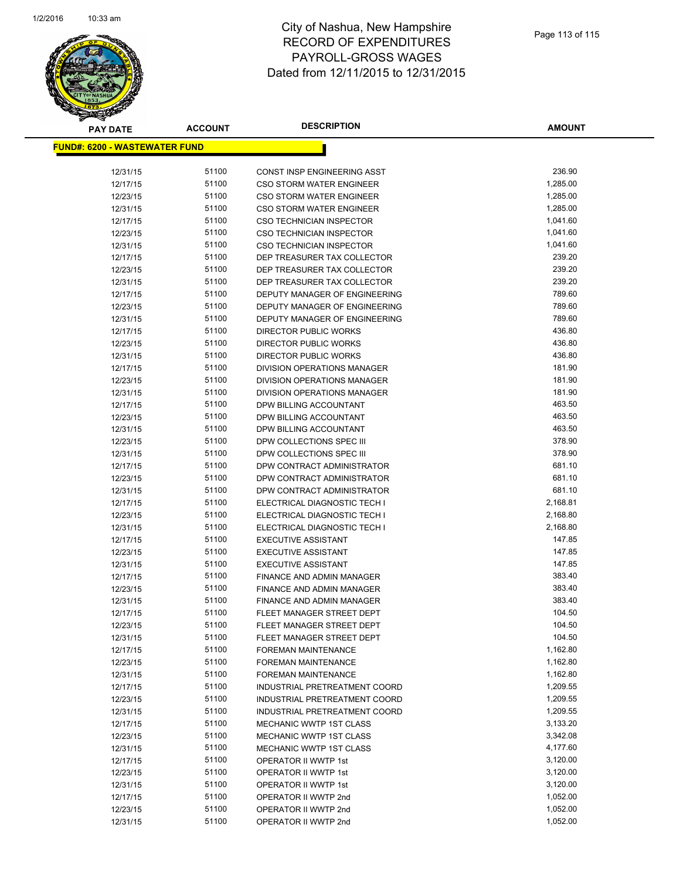# City of Nashua, New Hampshire
# RECORD OF EXPENDITURES
# PAYROLL-GROSS WAGES
# Dated from 12/11/2015 to 12/31/2015

| PAY DATE | ACCOUNT | DESCRIPTION | AMOUNT |
|---|---|---|---|
| **FUND#: 6200 - WASTEWATER FUND** | | | |
| 12/31/15 | 51100 | CONST INSP ENGINEERING ASST | 236.90 |
| 12/17/15 | 51100 | CSO STORM WATER ENGINEER | 1,285.00 |
| 12/23/15 | 51100 | CSO STORM WATER ENGINEER | 1,285.00 |
| 12/31/15 | 51100 | CSO STORM WATER ENGINEER | 1,285.00 |
| 12/17/15 | 51100 | CSO TECHNICIAN INSPECTOR | 1,041.60 |
| 12/23/15 | 51100 | CSO TECHNICIAN INSPECTOR | 1,041.60 |
| 12/31/15 | 51100 | CSO TECHNICIAN INSPECTOR | 1,041.60 |
| 12/17/15 | 51100 | DEP TREASURER TAX COLLECTOR | 239.20 |
| 12/23/15 | 51100 | DEP TREASURER TAX COLLECTOR | 239.20 |
| 12/31/15 | 51100 | DEP TREASURER TAX COLLECTOR | 239.20 |
| 12/17/15 | 51100 | DEPUTY MANAGER OF ENGINEERING | 789.60 |
| 12/23/15 | 51100 | DEPUTY MANAGER OF ENGINEERING | 789.60 |
| 12/31/15 | 51100 | DEPUTY MANAGER OF ENGINEERING | 789.60 |
| 12/17/15 | 51100 | DIRECTOR PUBLIC WORKS | 436.80 |
| 12/23/15 | 51100 | DIRECTOR PUBLIC WORKS | 436.80 |
| 12/31/15 | 51100 | DIRECTOR PUBLIC WORKS | 436.80 |
| 12/17/15 | 51100 | DIVISION OPERATIONS MANAGER | 181.90 |
| 12/23/15 | 51100 | DIVISION OPERATIONS MANAGER | 181.90 |
| 12/31/15 | 51100 | DIVISION OPERATIONS MANAGER | 181.90 |
| 12/17/15 | 51100 | DPW BILLING ACCOUNTANT | 463.50 |
| 12/23/15 | 51100 | DPW BILLING ACCOUNTANT | 463.50 |
| 12/31/15 | 51100 | DPW BILLING ACCOUNTANT | 463.50 |
| 12/23/15 | 51100 | DPW COLLECTIONS SPEC III | 378.90 |
| 12/31/15 | 51100 | DPW COLLECTIONS SPEC III | 378.90 |
| 12/17/15 | 51100 | DPW CONTRACT ADMINISTRATOR | 681.10 |
| 12/23/15 | 51100 | DPW CONTRACT ADMINISTRATOR | 681.10 |
| 12/31/15 | 51100 | DPW CONTRACT ADMINISTRATOR | 681.10 |
| 12/17/15 | 51100 | ELECTRICAL DIAGNOSTIC TECH I | 2,168.81 |
| 12/23/15 | 51100 | ELECTRICAL DIAGNOSTIC TECH I | 2,168.80 |
| 12/31/15 | 51100 | ELECTRICAL DIAGNOSTIC TECH I | 2,168.80 |
| 12/17/15 | 51100 | EXECUTIVE ASSISTANT | 147.85 |
| 12/23/15 | 51100 | EXECUTIVE ASSISTANT | 147.85 |
| 12/31/15 | 51100 | EXECUTIVE ASSISTANT | 147.85 |
| 12/17/15 | 51100 | FINANCE AND ADMIN MANAGER | 383.40 |
| 12/23/15 | 51100 | FINANCE AND ADMIN MANAGER | 383.40 |
| 12/31/15 | 51100 | FINANCE AND ADMIN MANAGER | 383.40 |
| 12/17/15 | 51100 | FLEET MANAGER STREET DEPT | 104.50 |
| 12/23/15 | 51100 | FLEET MANAGER STREET DEPT | 104.50 |
| 12/31/15 | 51100 | FLEET MANAGER STREET DEPT | 104.50 |
| 12/17/15 | 51100 | FOREMAN MAINTENANCE | 1,162.80 |
| 12/23/15 | 51100 | FOREMAN MAINTENANCE | 1,162.80 |
| 12/31/15 | 51100 | FOREMAN MAINTENANCE | 1,162.80 |
| 12/17/15 | 51100 | INDUSTRIAL PRETREATMENT COORD | 1,209.55 |
| 12/23/15 | 51100 | INDUSTRIAL PRETREATMENT COORD | 1,209.55 |
| 12/31/15 | 51100 | INDUSTRIAL PRETREATMENT COORD | 1,209.55 |
| 12/17/15 | 51100 | MECHANIC WWTP 1ST CLASS | 3,133.20 |
| 12/23/15 | 51100 | MECHANIC WWTP 1ST CLASS | 3,342.08 |
| 12/31/15 | 51100 | MECHANIC WWTP 1ST CLASS | 4,177.60 |
| 12/17/15 | 51100 | OPERATOR II WWTP 1st | 3,120.00 |
| 12/23/15 | 51100 | OPERATOR II WWTP 1st | 3,120.00 |
| 12/31/15 | 51100 | OPERATOR II WWTP 1st | 3,120.00 |
| 12/17/15 | 51100 | OPERATOR II WWTP 2nd | 1,052.00 |
| 12/23/15 | 51100 | OPERATOR II WWTP 2nd | 1,052.00 |
| 12/31/15 | 51100 | OPERATOR II WWTP 2nd | 1,052.00 |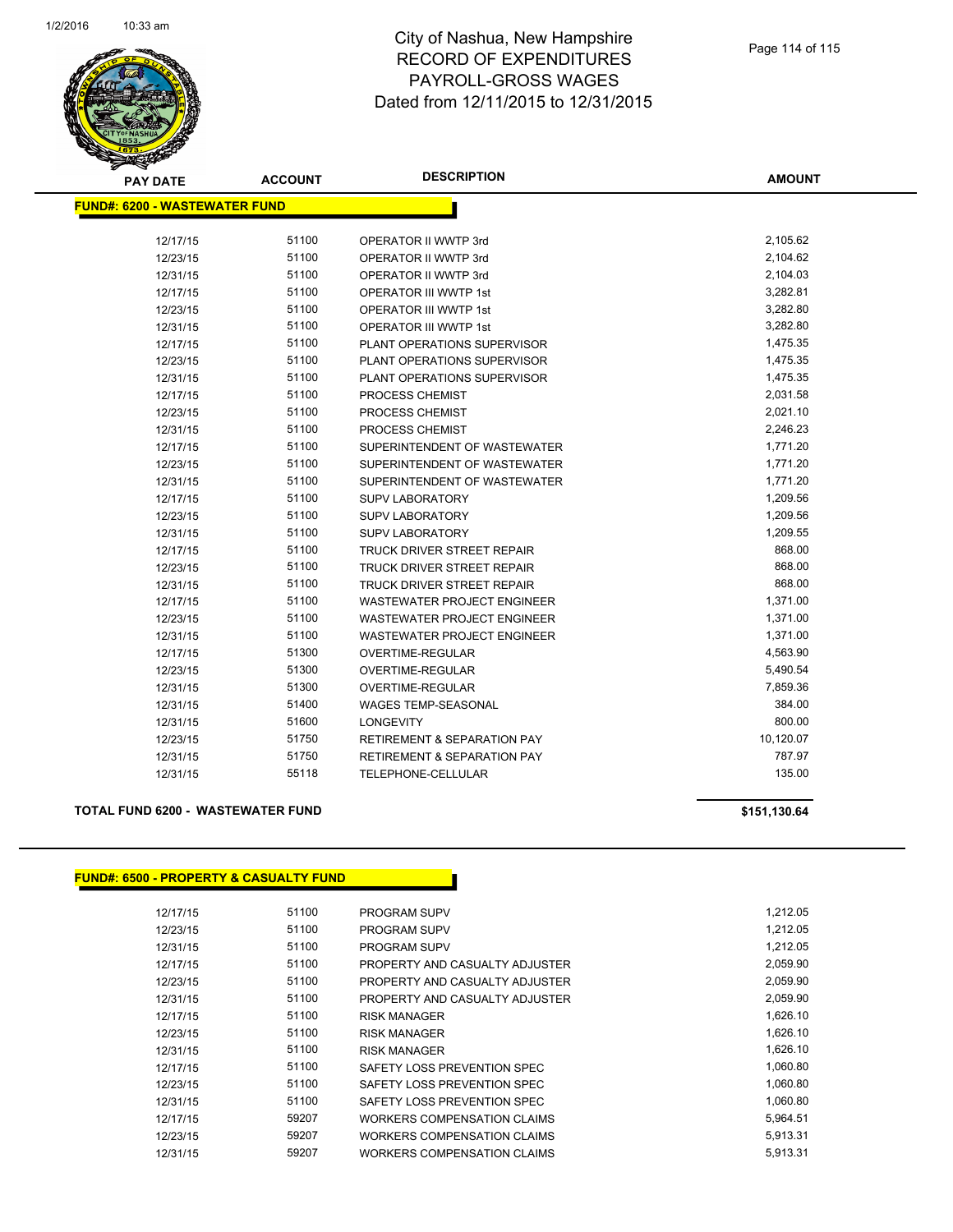# City of Nashua, New Hampshire
## RECORD OF EXPENDITURES
## PAYROLL-GROSS WAGES
## Dated from 12/11/2015 to 12/31/2015

**FUND#: 6200 - WASTEWATER FUND**

| PAY DATE | ACCOUNT | DESCRIPTION | AMOUNT |
|---|---|---|---|
| 12/17/15 | 51100 | OPERATOR II WWTP 3rd | 2,105.62 |
| 12/23/15 | 51100 | OPERATOR II WWTP 3rd | 2,104.62 |
| 12/31/15 | 51100 | OPERATOR II WWTP 3rd | 2,104.03 |
| 12/17/15 | 51100 | OPERATOR III WWTP 1st | 3,282.81 |
| 12/23/15 | 51100 | OPERATOR III WWTP 1st | 3,282.80 |
| 12/31/15 | 51100 | OPERATOR III WWTP 1st | 3,282.80 |
| 12/17/15 | 51100 | PLANT OPERATIONS SUPERVISOR | 1,475.35 |
| 12/23/15 | 51100 | PLANT OPERATIONS SUPERVISOR | 1,475.35 |
| 12/31/15 | 51100 | PLANT OPERATIONS SUPERVISOR | 1,475.35 |
| 12/17/15 | 51100 | PROCESS CHEMIST | 2,031.58 |
| 12/23/15 | 51100 | PROCESS CHEMIST | 2,021.10 |
| 12/31/15 | 51100 | PROCESS CHEMIST | 2,246.23 |
| 12/17/15 | 51100 | SUPERINTENDENT OF WASTEWATER | 1,771.20 |
| 12/23/15 | 51100 | SUPERINTENDENT OF WASTEWATER | 1,771.20 |
| 12/31/15 | 51100 | SUPERINTENDENT OF WASTEWATER | 1,771.20 |
| 12/17/15 | 51100 | SUPV LABORATORY | 1,209.56 |
| 12/23/15 | 51100 | SUPV LABORATORY | 1,209.56 |
| 12/31/15 | 51100 | SUPV LABORATORY | 1,209.55 |
| 12/17/15 | 51100 | TRUCK DRIVER STREET REPAIR | 868.00 |
| 12/23/15 | 51100 | TRUCK DRIVER STREET REPAIR | 868.00 |
| 12/31/15 | 51100 | TRUCK DRIVER STREET REPAIR | 868.00 |
| 12/17/15 | 51100 | WASTEWATER PROJECT ENGINEER | 1,371.00 |
| 12/23/15 | 51100 | WASTEWATER PROJECT ENGINEER | 1,371.00 |
| 12/31/15 | 51100 | WASTEWATER PROJECT ENGINEER | 1,371.00 |
| 12/17/15 | 51300 | OVERTIME-REGULAR | 4,563.90 |
| 12/23/15 | 51300 | OVERTIME-REGULAR | 5,490.54 |
| 12/31/15 | 51300 | OVERTIME-REGULAR | 7,859.36 |
| 12/31/15 | 51400 | WAGES TEMP-SEASONAL | 384.00 |
| 12/31/15 | 51600 | LONGEVITY | 800.00 |
| 12/23/15 | 51750 | RETIREMENT & SEPARATION PAY | 10,120.07 |
| 12/31/15 | 51750 | RETIREMENT & SEPARATION PAY | 787.97 |
| 12/31/15 | 55118 | TELEPHONE-CELLULAR | 135.00 |

**TOTAL FUND 6200 - WASTEWATER FUND** **$151,130.64**

**FUND#: 6500 - PROPERTY & CASUALTY FUND**

| PAY DATE | ACCOUNT | DESCRIPTION | AMOUNT |
|---|---|---|---|
| 12/17/15 | 51100 | PROGRAM SUPV | 1,212.05 |
| 12/23/15 | 51100 | PROGRAM SUPV | 1,212.05 |
| 12/31/15 | 51100 | PROGRAM SUPV | 1,212.05 |
| 12/17/15 | 51100 | PROPERTY AND CASUALTY ADJUSTER | 2,059.90 |
| 12/23/15 | 51100 | PROPERTY AND CASUALTY ADJUSTER | 2,059.90 |
| 12/31/15 | 51100 | PROPERTY AND CASUALTY ADJUSTER | 2,059.90 |
| 12/17/15 | 51100 | RISK MANAGER | 1,626.10 |
| 12/23/15 | 51100 | RISK MANAGER | 1,626.10 |
| 12/31/15 | 51100 | RISK MANAGER | 1,626.10 |
| 12/17/15 | 51100 | SAFETY LOSS PREVENTION SPEC | 1,060.80 |
| 12/23/15 | 51100 | SAFETY LOSS PREVENTION SPEC | 1,060.80 |
| 12/31/15 | 51100 | SAFETY LOSS PREVENTION SPEC | 1,060.80 |
| 12/17/15 | 59207 | WORKERS COMPENSATION CLAIMS | 5,964.51 |
| 12/23/15 | 59207 | WORKERS COMPENSATION CLAIMS | 5,913.31 |
| 12/31/15 | 59207 | WORKERS COMPENSATION CLAIMS | 5,913.31 |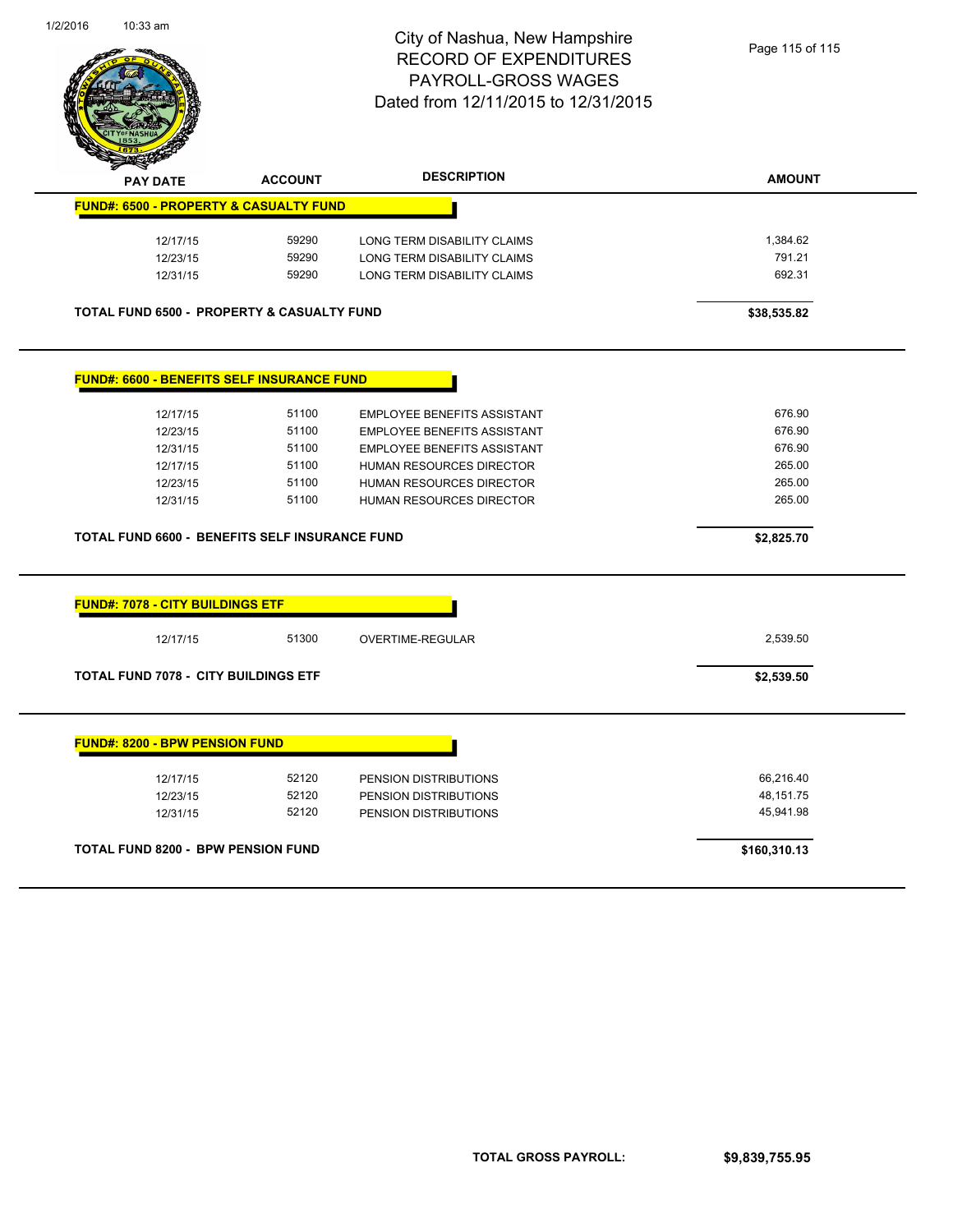# City of Nashua, New Hampshire
# RECORD OF EXPENDITURES
# PAYROLL-GROSS WAGES
## Dated from 12/11/2015 to 12/31/2015

| PAY DATE | ACCOUNT | DESCRIPTION | AMOUNT |
|---|---|---|---|
| **FUND#: 6500 - PROPERTY & CASUALTY FUND** | | | |
| 12/17/15 | 59290 | LONG TERM DISABILITY CLAIMS | 1,384.62 |
| 12/23/15 | 59290 | LONG TERM DISABILITY CLAIMS | 791.21 |
| 12/31/15 | 59290 | LONG TERM DISABILITY CLAIMS | 692.31 |
| **TOTAL FUND 6500 - PROPERTY & CASUALTY FUND** | | | **$38,535.82** |
| **FUND#: 6600 - BENEFITS SELF INSURANCE FUND** | | | |
| 12/17/15 | 51100 | EMPLOYEE BENEFITS ASSISTANT | 676.90 |
| 12/23/15 | 51100 | EMPLOYEE BENEFITS ASSISTANT | 676.90 |
| 12/31/15 | 51100 | EMPLOYEE BENEFITS ASSISTANT | 676.90 |
| 12/17/15 | 51100 | HUMAN RESOURCES DIRECTOR | 265.00 |
| 12/23/15 | 51100 | HUMAN RESOURCES DIRECTOR | 265.00 |
| 12/31/15 | 51100 | HUMAN RESOURCES DIRECTOR | 265.00 |
| **TOTAL FUND 6600 - BENEFITS SELF INSURANCE FUND** | | | **$2,825.70** |
| **FUND#: 7078 - CITY BUILDINGS ETF** | | | |
| 12/17/15 | 51300 | OVERTIME-REGULAR | 2,539.50 |
| **TOTAL FUND 7078 - CITY BUILDINGS ETF** | | | **$2,539.50** |
| **FUND#: 8200 - BPW PENSION FUND** | | | |
| 12/17/15 | 52120 | PENSION DISTRIBUTIONS | 66,216.40 |
| 12/23/15 | 52120 | PENSION DISTRIBUTIONS | 48,151.75 |
| 12/31/15 | 52120 | PENSION DISTRIBUTIONS | 45,941.98 |
| **TOTAL FUND 8200 - BPW PENSION FUND** | | | **$160,310.13** |

**TOTAL GROSS PAYROLL: $9,839,755.95**